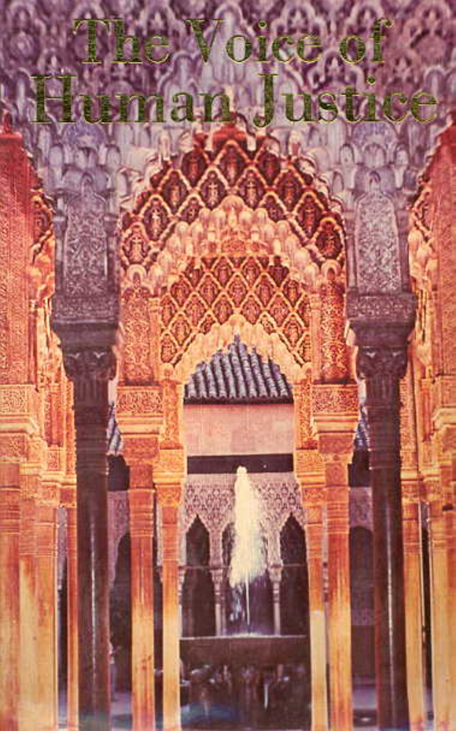# The Voice of Human Justice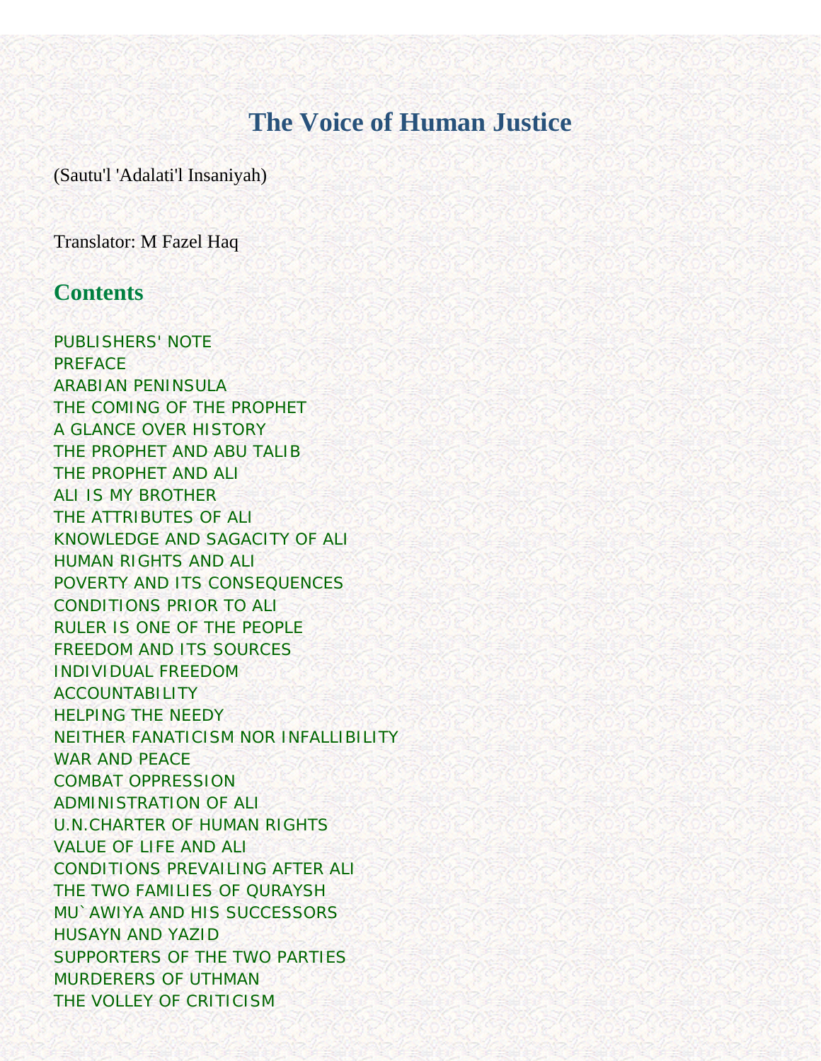# The Voice of Human Justice

(Sautu'l 'Adalati'l Insaniyah)

Translator: M Fazel Haq

## Contents

PUBLISHERS' NOTE
PREFACE
ARABIAN PENINSULA
THE COMING OF THE PROPHET
A GLANCE OVER HISTORY
THE PROPHET AND ABU TALIB
THE PROPHET AND ALI
ALI IS MY BROTHER
THE ATTRIBUTES OF ALI
KNOWLEDGE AND SAGACITY OF ALI
HUMAN RIGHTS AND ALI
POVERTY AND ITS CONSEQUENCES
CONDITIONS PRIOR TO ALI
RULER IS ONE OF THE PEOPLE
FREEDOM AND ITS SOURCES
INDIVIDUAL FREEDOM
ACCOUNTABILITY
HELPING THE NEEDY
NEITHER FANATICISM NOR INFALLIBILITY
WAR AND PEACE
COMBAT OPPRESSION
ADMINISTRATION OF ALI
U.N.CHARTER OF HUMAN RIGHTS
VALUE OF LIFE AND ALI
CONDITIONS PREVAILING AFTER ALI
THE TWO FAMILIES OF QURAYSH
MU`AWIYA AND HIS SUCCESSORS
HUSAYN AND YAZID
SUPPORTERS OF THE TWO PARTIES
MURDERERS OF UTHMAN
THE VOLLEY OF CRITICISM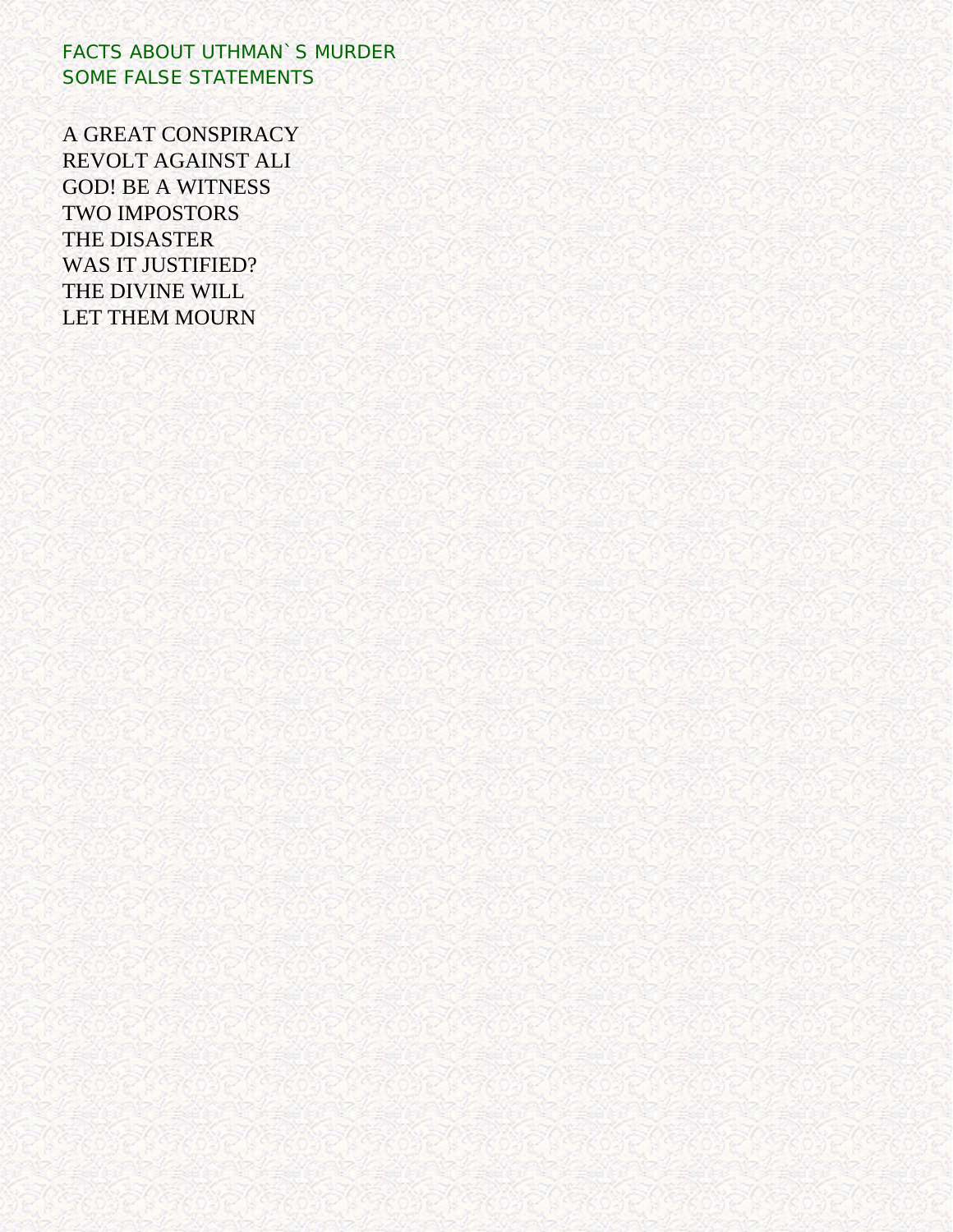FACTS ABOUT UTHMAN`S MURDER
SOME FALSE STATEMENTS

A GREAT CONSPIRACY
REVOLT AGAINST ALI
GOD! BE A WITNESS
TWO IMPOSTORS
THE DISASTER
WAS IT JUSTIFIED?
THE DIVINE WILL
LET THEM MOURN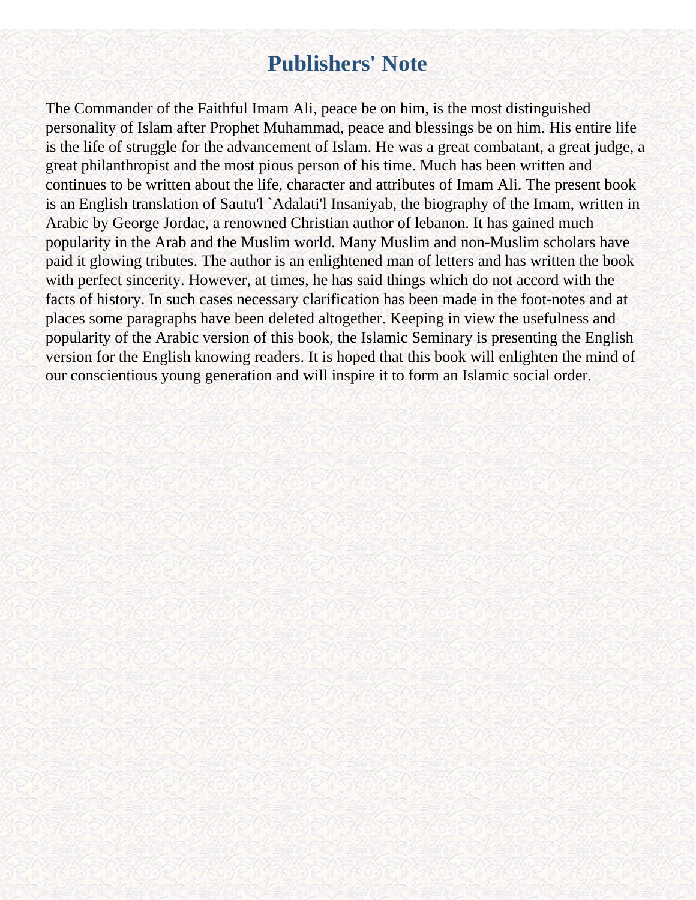# Publishers' Note

The Commander of the Faithful Imam Ali, peace be on him, is the most distinguished personality of Islam after Prophet Muhammad, peace and blessings be on him. His entire life is the life of struggle for the advancement of Islam. He was a great combatant, a great judge, a great philanthropist and the most pious person of his time. Much has been written and continues to be written about the life, character and attributes of Imam Ali. The present book is an English translation of Sautu'l `Adalati'l Insaniyab, the biography of the Imam, written in Arabic by George Jordac, a renowned Christian author of lebanon. It has gained much popularity in the Arab and the Muslim world. Many Muslim and non-Muslim scholars have paid it glowing tributes. The author is an enlightened man of letters and has written the book with perfect sincerity. However, at times, he has said things which do not accord with the facts of history. In such cases necessary clarification has been made in the foot-notes and at places some paragraphs have been deleted altogether. Keeping in view the usefulness and popularity of the Arabic version of this book, the Islamic Seminary is presenting the English version for the English knowing readers. It is hoped that this book will enlighten the mind of our conscientious young generation and will inspire it to form an Islamic social order.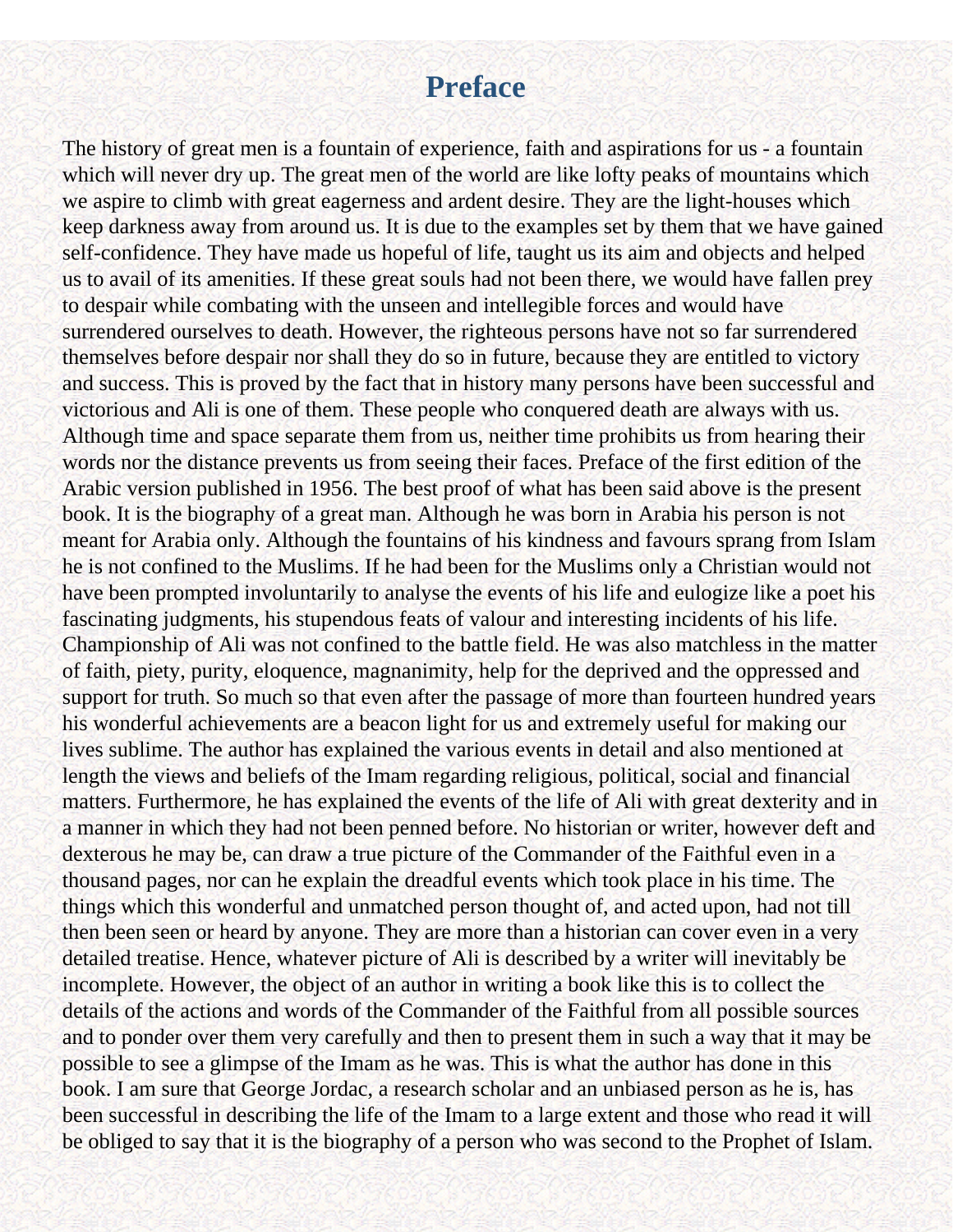# Preface

The history of great men is a fountain of experience, faith and aspirations for us - a fountain which will never dry up. The great men of the world are like lofty peaks of mountains which we aspire to climb with great eagerness and ardent desire. They are the light-houses which keep darkness away from around us. It is due to the examples set by them that we have gained self-confidence. They have made us hopeful of life, taught us its aim and objects and helped us to avail of its amenities. If these great souls had not been there, we would have fallen prey to despair while combating with the unseen and intellegible forces and would have surrendered ourselves to death. However, the righteous persons have not so far surrendered themselves before despair nor shall they do so in future, because they are entitled to victory and success. This is proved by the fact that in history many persons have been successful and victorious and Ali is one of them. These people who conquered death are always with us. Although time and space separate them from us, neither time prohibits us from hearing their words nor the distance prevents us from seeing their faces. Preface of the first edition of the Arabic version published in 1956. The best proof of what has been said above is the present book. It is the biography of a great man. Although he was born in Arabia his person is not meant for Arabia only. Although the fountains of his kindness and favours sprang from Islam he is not confined to the Muslims. If he had been for the Muslims only a Christian would not have been prompted involuntarily to analyse the events of his life and eulogize like a poet his fascinating judgments, his stupendous feats of valour and interesting incidents of his life. Championship of Ali was not confined to the battle field. He was also matchless in the matter of faith, piety, purity, eloquence, magnanimity, help for the deprived and the oppressed and support for truth. So much so that even after the passage of more than fourteen hundred years his wonderful achievements are a beacon light for us and extremely useful for making our lives sublime. The author has explained the various events in detail and also mentioned at length the views and beliefs of the Imam regarding religious, political, social and financial matters. Furthermore, he has explained the events of the life of Ali with great dexterity and in a manner in which they had not been penned before. No historian or writer, however deft and dexterous he may be, can draw a true picture of the Commander of the Faithful even in a thousand pages, nor can he explain the dreadful events which took place in his time. The things which this wonderful and unmatched person thought of, and acted upon, had not till then been seen or heard by anyone. They are more than a historian can cover even in a very detailed treatise. Hence, whatever picture of Ali is described by a writer will inevitably be incomplete. However, the object of an author in writing a book like this is to collect the details of the actions and words of the Commander of the Faithful from all possible sources and to ponder over them very carefully and then to present them in such a way that it may be possible to see a glimpse of the Imam as he was. This is what the author has done in this book. I am sure that George Jordac, a research scholar and an unbiased person as he is, has been successful in describing the life of the Imam to a large extent and those who read it will be obliged to say that it is the biography of a person who was second to the Prophet of Islam.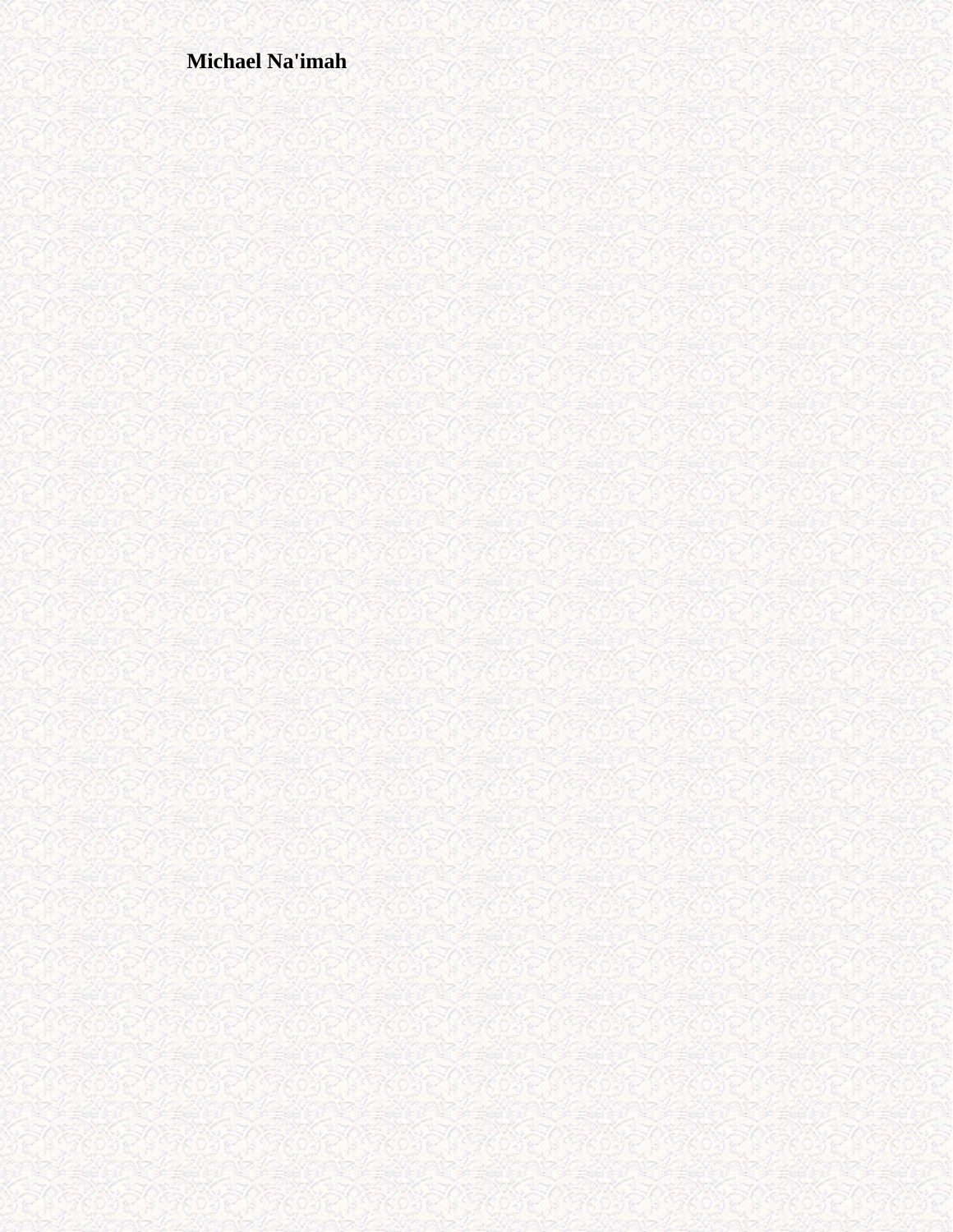**Michael Na'imah**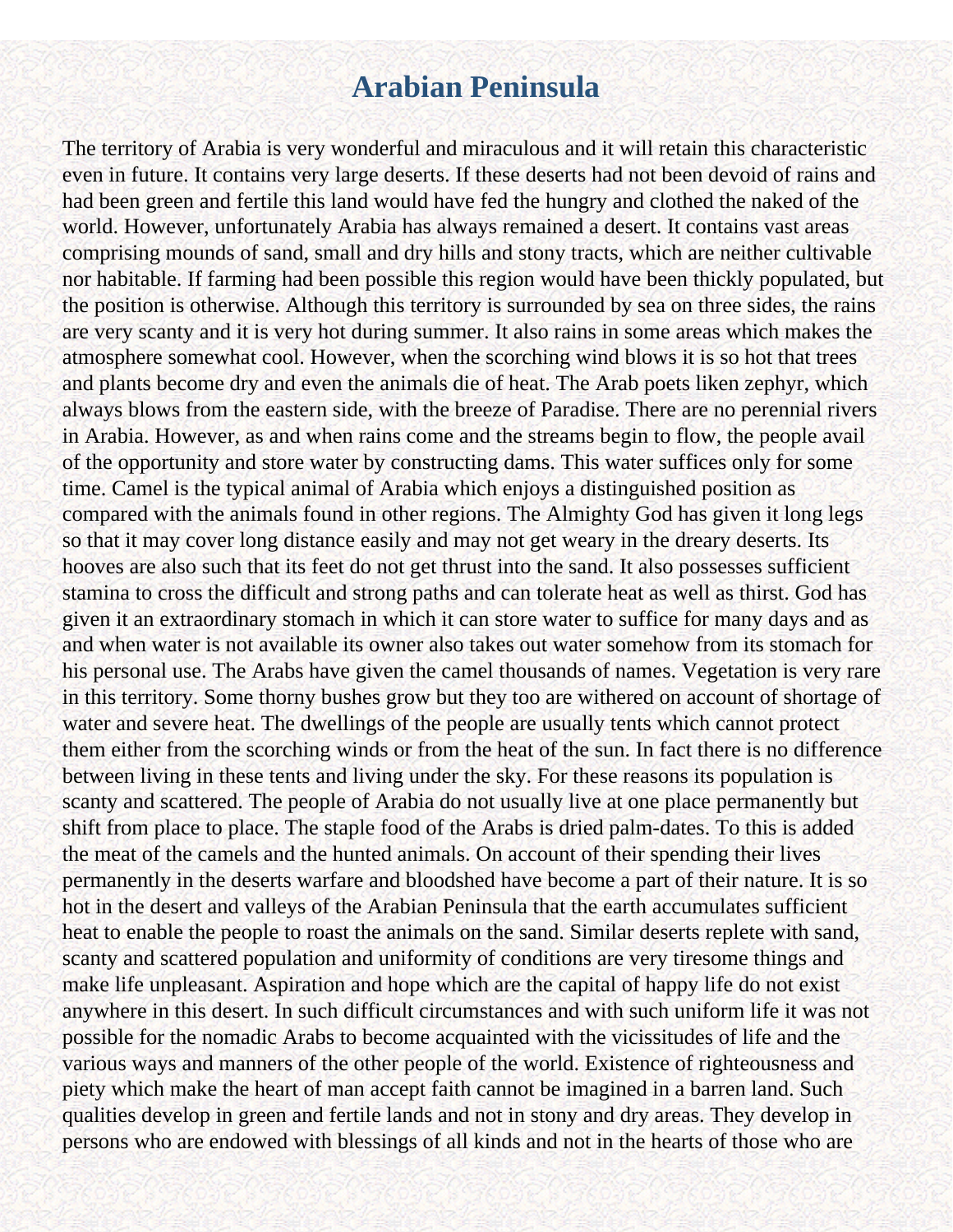# Arabian Peninsula

The territory of Arabia is very wonderful and miraculous and it will retain this characteristic even in future. It contains very large deserts. If these deserts had not been devoid of rains and had been green and fertile this land would have fed the hungry and clothed the naked of the world. However, unfortunately Arabia has always remained a desert. It contains vast areas comprising mounds of sand, small and dry hills and stony tracts, which are neither cultivable nor habitable. If farming had been possible this region would have been thickly populated, but the position is otherwise. Although this territory is surrounded by sea on three sides, the rains are very scanty and it is very hot during summer. It also rains in some areas which makes the atmosphere somewhat cool. However, when the scorching wind blows it is so hot that trees and plants become dry and even the animals die of heat. The Arab poets liken zephyr, which always blows from the eastern side, with the breeze of Paradise. There are no perennial rivers in Arabia. However, as and when rains come and the streams begin to flow, the people avail of the opportunity and store water by constructing dams. This water suffices only for some time. Camel is the typical animal of Arabia which enjoys a distinguished position as compared with the animals found in other regions. The Almighty God has given it long legs so that it may cover long distance easily and may not get weary in the dreary deserts. Its hooves are also such that its feet do not get thrust into the sand. It also possesses sufficient stamina to cross the difficult and strong paths and can tolerate heat as well as thirst. God has given it an extraordinary stomach in which it can store water to suffice for many days and as and when water is not available its owner also takes out water somehow from its stomach for his personal use. The Arabs have given the camel thousands of names. Vegetation is very rare in this territory. Some thorny bushes grow but they too are withered on account of shortage of water and severe heat. The dwellings of the people are usually tents which cannot protect them either from the scorching winds or from the heat of the sun. In fact there is no difference between living in these tents and living under the sky. For these reasons its population is scanty and scattered. The people of Arabia do not usually live at one place permanently but shift from place to place. The staple food of the Arabs is dried palm-dates. To this is added the meat of the camels and the hunted animals. On account of their spending their lives permanently in the deserts warfare and bloodshed have become a part of their nature. It is so hot in the desert and valleys of the Arabian Peninsula that the earth accumulates sufficient heat to enable the people to roast the animals on the sand. Similar deserts replete with sand, scanty and scattered population and uniformity of conditions are very tiresome things and make life unpleasant. Aspiration and hope which are the capital of happy life do not exist anywhere in this desert. In such difficult circumstances and with such uniform life it was not possible for the nomadic Arabs to become acquainted with the vicissitudes of life and the various ways and manners of the other people of the world. Existence of righteousness and piety which make the heart of man accept faith cannot be imagined in a barren land. Such qualities develop in green and fertile lands and not in stony and dry areas. They develop in persons who are endowed with blessings of all kinds and not in the hearts of those who are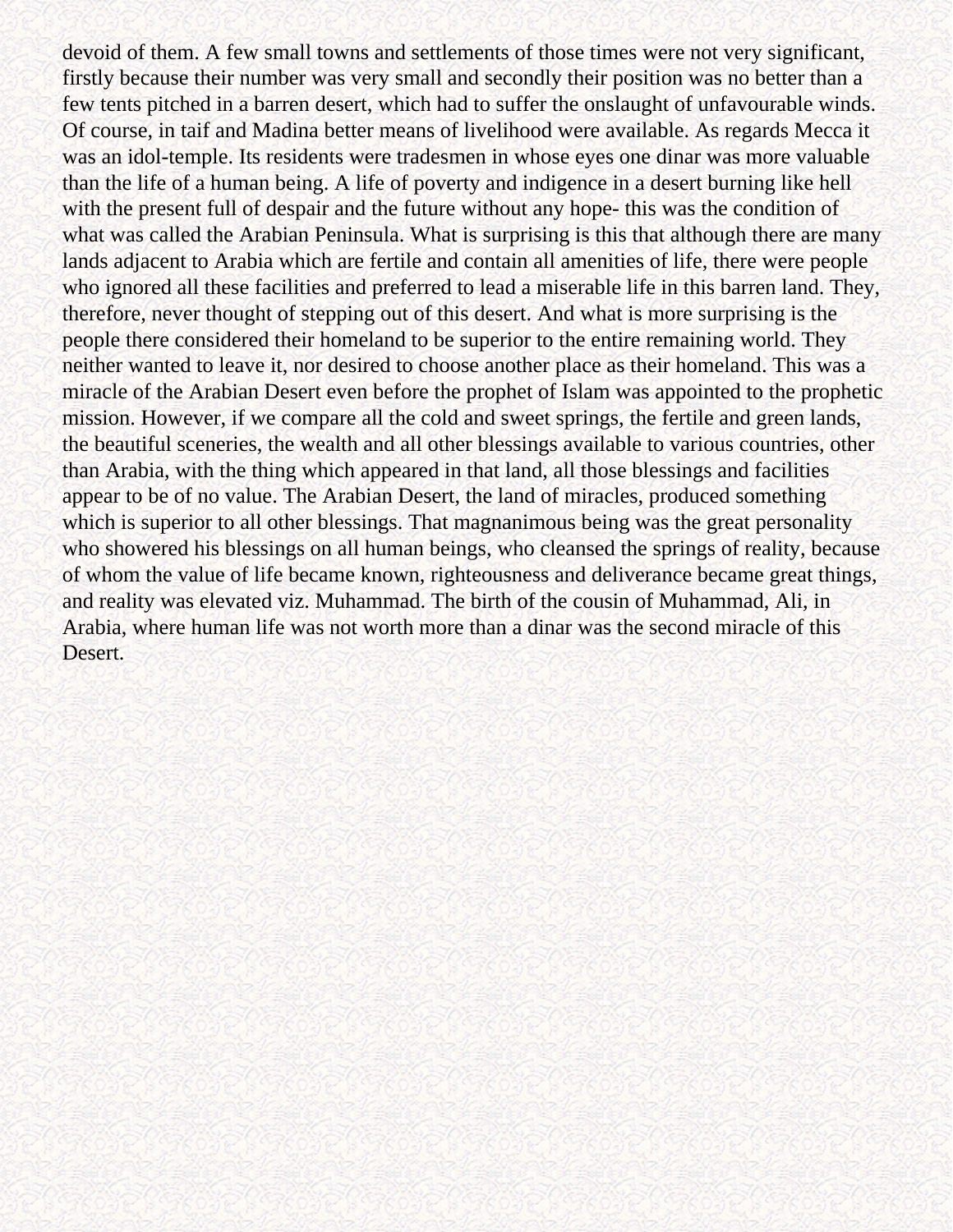devoid of them. A few small towns and settlements of those times were not very significant, firstly because their number was very small and secondly their position was no better than a few tents pitched in a barren desert, which had to suffer the onslaught of unfavourable winds. Of course, in taif and Madina better means of livelihood were available. As regards Mecca it was an idol-temple. Its residents were tradesmen in whose eyes one dinar was more valuable than the life of a human being. A life of poverty and indigence in a desert burning like hell with the present full of despair and the future without any hope- this was the condition of what was called the Arabian Peninsula. What is surprising is this that although there are many lands adjacent to Arabia which are fertile and contain all amenities of life, there were people who ignored all these facilities and preferred to lead a miserable life in this barren land. They, therefore, never thought of stepping out of this desert. And what is more surprising is the people there considered their homeland to be superior to the entire remaining world. They neither wanted to leave it, nor desired to choose another place as their homeland. This was a miracle of the Arabian Desert even before the prophet of Islam was appointed to the prophetic mission. However, if we compare all the cold and sweet springs, the fertile and green lands, the beautiful sceneries, the wealth and all other blessings available to various countries, other than Arabia, with the thing which appeared in that land, all those blessings and facilities appear to be of no value. The Arabian Desert, the land of miracles, produced something which is superior to all other blessings. That magnanimous being was the great personality who showered his blessings on all human beings, who cleansed the springs of reality, because of whom the value of life became known, righteousness and deliverance became great things, and reality was elevated viz. Muhammad. The birth of the cousin of Muhammad, Ali, in Arabia, where human life was not worth more than a dinar was the second miracle of this Desert.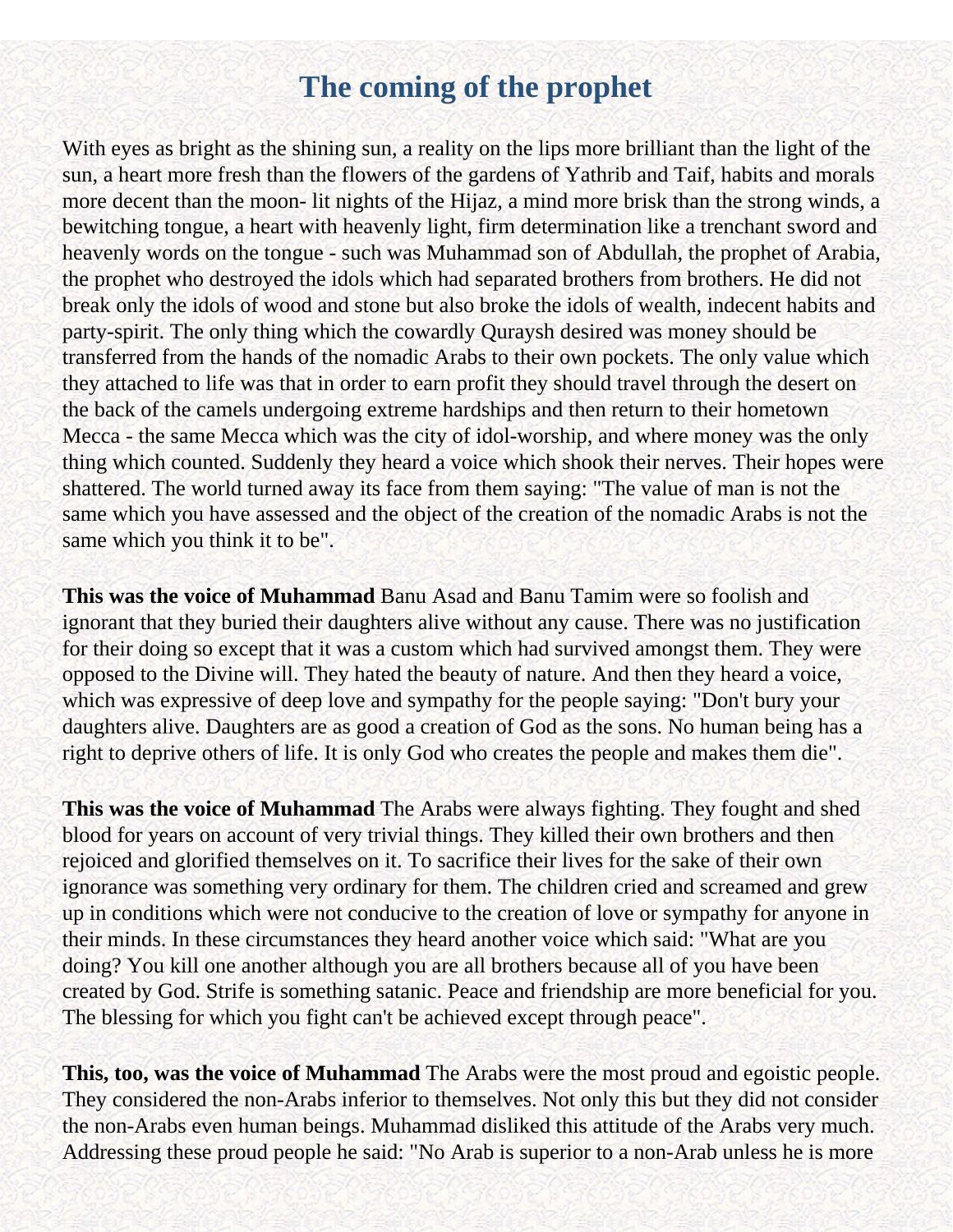# The coming of the prophet

With eyes as bright as the shining sun, a reality on the lips more brilliant than the light of the sun, a heart more fresh than the flowers of the gardens of Yathrib and Taif, habits and morals more decent than the moon- lit nights of the Hijaz, a mind more brisk than the strong winds, a bewitching tongue, a heart with heavenly light, firm determination like a trenchant sword and heavenly words on the tongue - such was Muhammad son of Abdullah, the prophet of Arabia, the prophet who destroyed the idols which had separated brothers from brothers. He did not break only the idols of wood and stone but also broke the idols of wealth, indecent habits and party-spirit. The only thing which the cowardly Quraysh desired was money should be transferred from the hands of the nomadic Arabs to their own pockets. The only value which they attached to life was that in order to earn profit they should travel through the desert on the back of the camels undergoing extreme hardships and then return to their hometown Mecca - the same Mecca which was the city of idol-worship, and where money was the only thing which counted. Suddenly they heard a voice which shook their nerves. Their hopes were shattered. The world turned away its face from them saying: "The value of man is not the same which you have assessed and the object of the creation of the nomadic Arabs is not the same which you think it to be".

**This was the voice of Muhammad** Banu Asad and Banu Tamim were so foolish and ignorant that they buried their daughters alive without any cause. There was no justification for their doing so except that it was a custom which had survived amongst them. They were opposed to the Divine will. They hated the beauty of nature. And then they heard a voice, which was expressive of deep love and sympathy for the people saying: "Don't bury your daughters alive. Daughters are as good a creation of God as the sons. No human being has a right to deprive others of life. It is only God who creates the people and makes them die".

**This was the voice of Muhammad** The Arabs were always fighting. They fought and shed blood for years on account of very trivial things. They killed their own brothers and then rejoiced and glorified themselves on it. To sacrifice their lives for the sake of their own ignorance was something very ordinary for them. The children cried and screamed and grew up in conditions which were not conducive to the creation of love or sympathy for anyone in their minds. In these circumstances they heard another voice which said: "What are you doing? You kill one another although you are all brothers because all of you have been created by God. Strife is something satanic. Peace and friendship are more beneficial for you. The blessing for which you fight can't be achieved except through peace".

**This, too, was the voice of Muhammad** The Arabs were the most proud and egoistic people. They considered the non-Arabs inferior to themselves. Not only this but they did not consider the non-Arabs even human beings. Muhammad disliked this attitude of the Arabs very much. Addressing these proud people he said: "No Arab is superior to a non-Arab unless he is more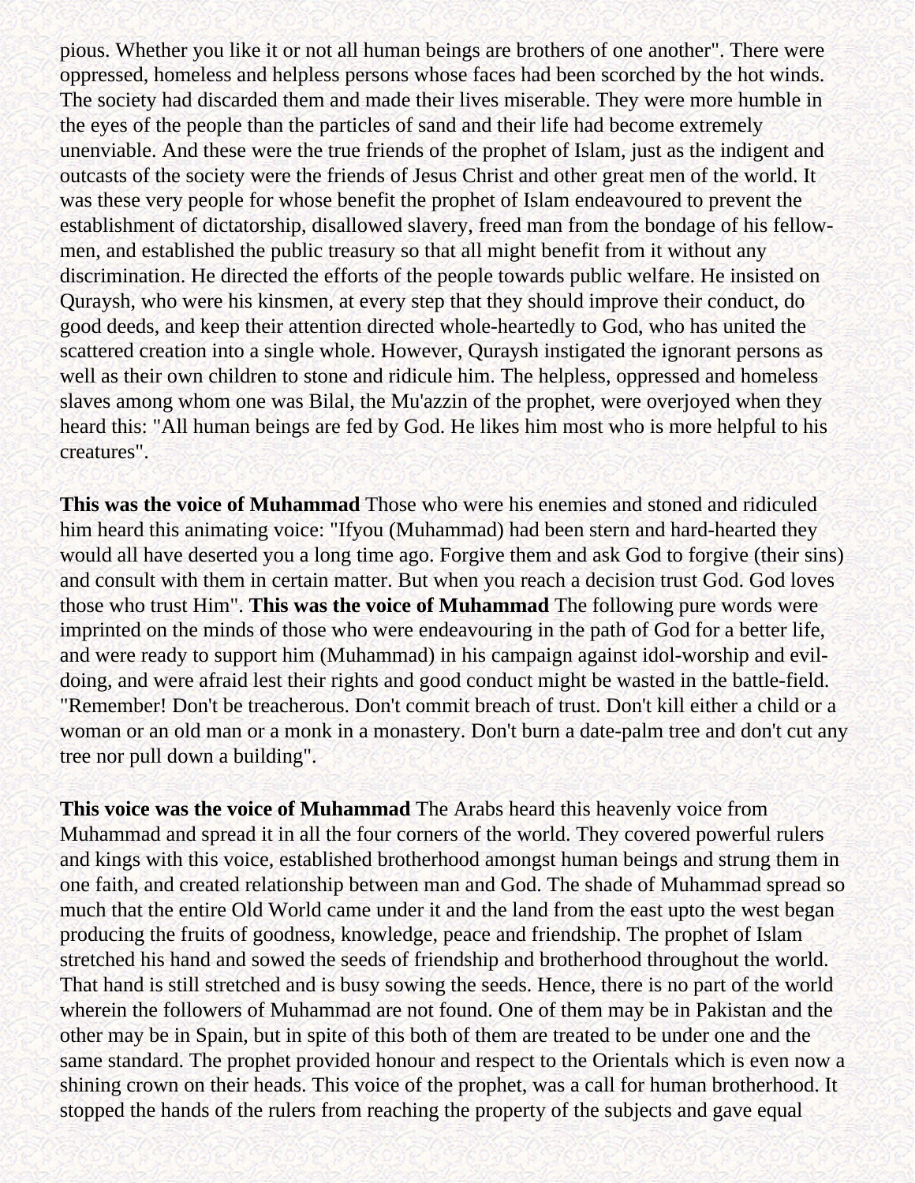pious. Whether you like it or not all human beings are brothers of one another". There were oppressed, homeless and helpless persons whose faces had been scorched by the hot winds. The society had discarded them and made their lives miserable. They were more humble in the eyes of the people than the particles of sand and their life had become extremely unenviable. And these were the true friends of the prophet of Islam, just as the indigent and outcasts of the society were the friends of Jesus Christ and other great men of the world. It was these very people for whose benefit the prophet of Islam endeavoured to prevent the establishment of dictatorship, disallowed slavery, freed man from the bondage of his fellow-men, and established the public treasury so that all might benefit from it without any discrimination. He directed the efforts of the people towards public welfare. He insisted on Quraysh, who were his kinsmen, at every step that they should improve their conduct, do good deeds, and keep their attention directed whole-heartedly to God, who has united the scattered creation into a single whole. However, Quraysh instigated the ignorant persons as well as their own children to stone and ridicule him. The helpless, oppressed and homeless slaves among whom one was Bilal, the Mu'azzin of the prophet, were overjoyed when they heard this: "All human beings are fed by God. He likes him most who is more helpful to his creatures".

**This was the voice of Muhammad** Those who were his enemies and stoned and ridiculed him heard this animating voice: "Ifyou (Muhammad) had been stern and hard-hearted they would all have deserted you a long time ago. Forgive them and ask God to forgive (their sins) and consult with them in certain matter. But when you reach a decision trust God. God loves those who trust Him". **This was the voice of Muhammad** The following pure words were imprinted on the minds of those who were endeavouring in the path of God for a better life, and were ready to support him (Muhammad) in his campaign against idol-worship and evil-doing, and were afraid lest their rights and good conduct might be wasted in the battle-field. "Remember! Don't be treacherous. Don't commit breach of trust. Don't kill either a child or a woman or an old man or a monk in a monastery. Don't burn a date-palm tree and don't cut any tree nor pull down a building".

**This voice was the voice of Muhammad** The Arabs heard this heavenly voice from Muhammad and spread it in all the four corners of the world. They covered powerful rulers and kings with this voice, established brotherhood amongst human beings and strung them in one faith, and created relationship between man and God. The shade of Muhammad spread so much that the entire Old World came under it and the land from the east upto the west began producing the fruits of goodness, knowledge, peace and friendship. The prophet of Islam stretched his hand and sowed the seeds of friendship and brotherhood throughout the world. That hand is still stretched and is busy sowing the seeds. Hence, there is no part of the world wherein the followers of Muhammad are not found. One of them may be in Pakistan and the other may be in Spain, but in spite of this both of them are treated to be under one and the same standard. The prophet provided honour and respect to the Orientals which is even now a shining crown on their heads. This voice of the prophet, was a call for human brotherhood. It stopped the hands of the rulers from reaching the property of the subjects and gave equal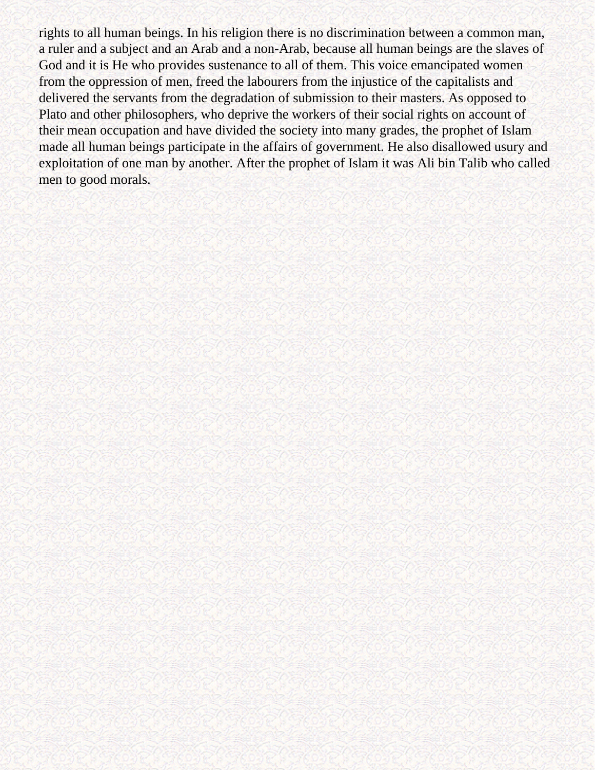rights to all human beings. In his religion there is no discrimination between a common man, a ruler and a subject and an Arab and a non-Arab, because all human beings are the slaves of God and it is He who provides sustenance to all of them. This voice emancipated women from the oppression of men, freed the labourers from the injustice of the capitalists and delivered the servants from the degradation of submission to their masters. As opposed to Plato and other philosophers, who deprive the workers of their social rights on account of their mean occupation and have divided the society into many grades, the prophet of Islam made all human beings participate in the affairs of government. He also disallowed usury and exploitation of one man by another. After the prophet of Islam it was Ali bin Talib who called men to good morals.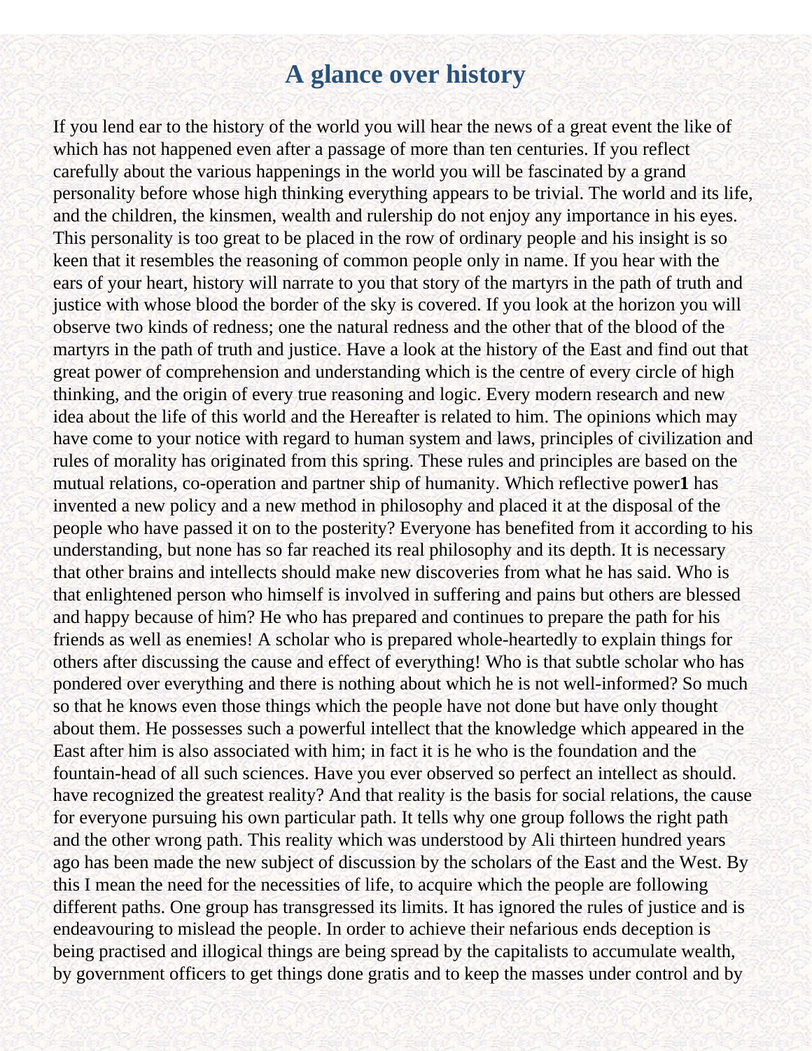# A glance over history

If you lend ear to the history of the world you will hear the news of a great event the like of which has not happened even after a passage of more than ten centuries. If you reflect carefully about the various happenings in the world you will be fascinated by a grand personality before whose high thinking everything appears to be trivial. The world and its life, and the children, the kinsmen, wealth and rulership do not enjoy any importance in his eyes. This personality is too great to be placed in the row of ordinary people and his insight is so keen that it resembles the reasoning of common people only in name. If you hear with the ears of your heart, history will narrate to you that story of the martyrs in the path of truth and justice with whose blood the border of the sky is covered. If you look at the horizon you will observe two kinds of redness; one the natural redness and the other that of the blood of the martyrs in the path of truth and justice. Have a look at the history of the East and find out that great power of comprehension and understanding which is the centre of every circle of high thinking, and the origin of every true reasoning and logic. Every modern research and new idea about the life of this world and the Hereafter is related to him. The opinions which may have come to your notice with regard to human system and laws, principles of civilization and rules of morality has originated from this spring. These rules and principles are based on the mutual relations, co-operation and partner ship of humanity. Which reflective power**1** has invented a new policy and a new method in philosophy and placed it at the disposal of the people who have passed it on to the posterity? Everyone has benefited from it according to his understanding, but none has so far reached its real philosophy and its depth. It is necessary that other brains and intellects should make new discoveries from what he has said. Who is that enlightened person who himself is involved in suffering and pains but others are blessed and happy because of him? He who has prepared and continues to prepare the path for his friends as well as enemies! A scholar who is prepared whole-heartedly to explain things for others after discussing the cause and effect of everything! Who is that subtle scholar who has pondered over everything and there is nothing about which he is not well-informed? So much so that he knows even those things which the people have not done but have only thought about them. He possesses such a powerful intellect that the knowledge which appeared in the East after him is also associated with him; in fact it is he who is the foundation and the fountain-head of all such sciences. Have you ever observed so perfect an intellect as should. have recognized the greatest reality? And that reality is the basis for social relations, the cause for everyone pursuing his own particular path. It tells why one group follows the right path and the other wrong path. This reality which was understood by Ali thirteen hundred years ago has been made the new subject of discussion by the scholars of the East and the West. By this I mean the need for the necessities of life, to acquire which the people are following different paths. One group has transgressed its limits. It has ignored the rules of justice and is endeavouring to mislead the people. In order to achieve their nefarious ends deception is being practised and illogical things are being spread by the capitalists to accumulate wealth, by government officers to get things done gratis and to keep the masses under control and by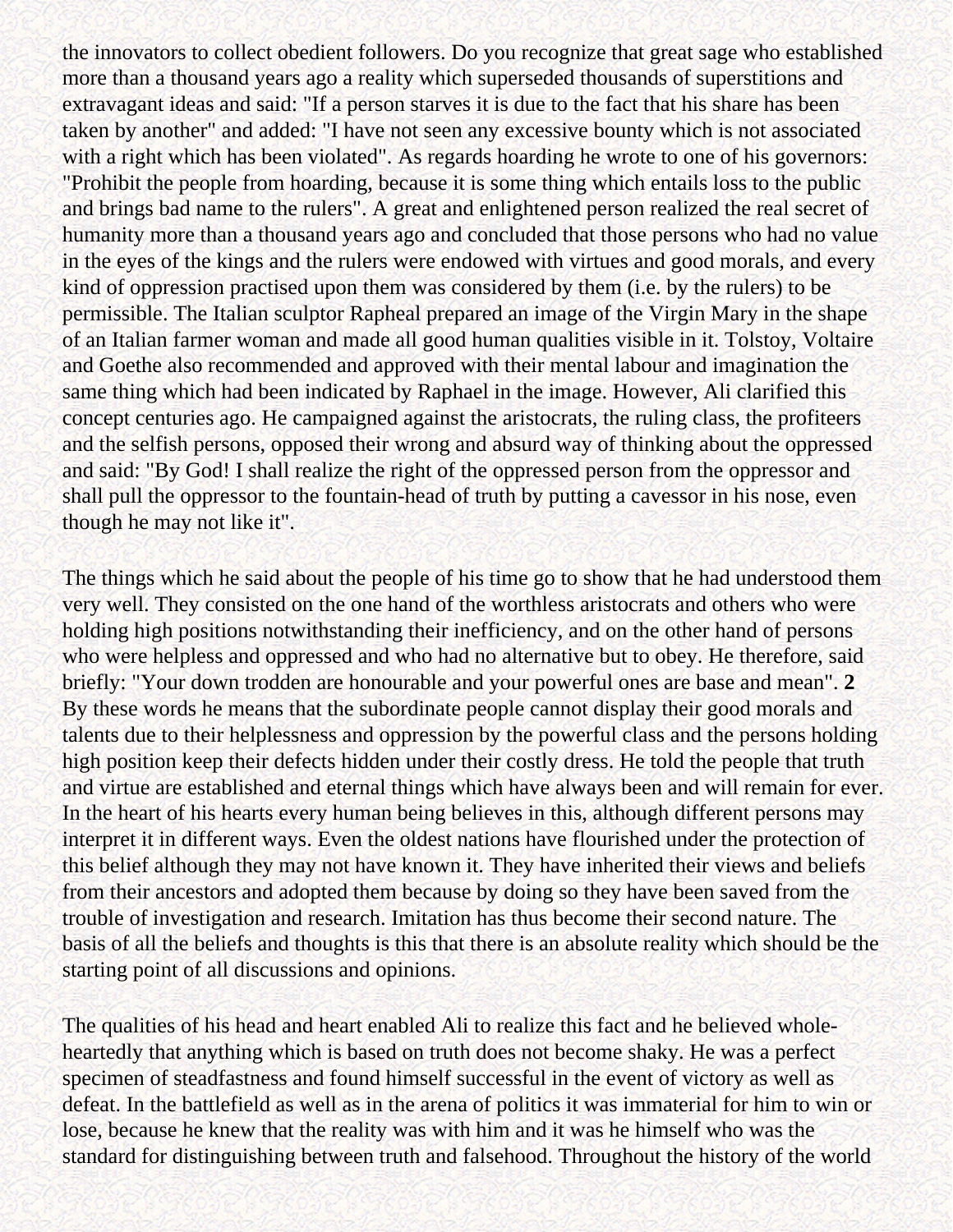the innovators to collect obedient followers. Do you recognize that great sage who established more than a thousand years ago a reality which superseded thousands of superstitions and extravagant ideas and said: "If a person starves it is due to the fact that his share has been taken by another" and added: "I have not seen any excessive bounty which is not associated with a right which has been violated". As regards hoarding he wrote to one of his governors: "Prohibit the people from hoarding, because it is some thing which entails loss to the public and brings bad name to the rulers". A great and enlightened person realized the real secret of humanity more than a thousand years ago and concluded that those persons who had no value in the eyes of the kings and the rulers were endowed with virtues and good morals, and every kind of oppression practised upon them was considered by them (i.e. by the rulers) to be permissible. The Italian sculptor Rapheal prepared an image of the Virgin Mary in the shape of an Italian farmer woman and made all good human qualities visible in it. Tolstoy, Voltaire and Goethe also recommended and approved with their mental labour and imagination the same thing which had been indicated by Raphael in the image. However, Ali clarified this concept centuries ago. He campaigned against the aristocrats, the ruling class, the profiteers and the selfish persons, opposed their wrong and absurd way of thinking about the oppressed and said: "By God! I shall realize the right of the oppressed person from the oppressor and shall pull the oppressor to the fountain-head of truth by putting a cavessor in his nose, even though he may not like it".

The things which he said about the people of his time go to show that he had understood them very well. They consisted on the one hand of the worthless aristocrats and others who were holding high positions notwithstanding their inefficiency, and on the other hand of persons who were helpless and oppressed and who had no alternative but to obey. He therefore, said briefly: "Your down trodden are honourable and your powerful ones are base and mean". **2** By these words he means that the subordinate people cannot display their good morals and talents due to their helplessness and oppression by the powerful class and the persons holding high position keep their defects hidden under their costly dress. He told the people that truth and virtue are established and eternal things which have always been and will remain for ever. In the heart of his hearts every human being believes in this, although different persons may interpret it in different ways. Even the oldest nations have flourished under the protection of this belief although they may not have known it. They have inherited their views and beliefs from their ancestors and adopted them because by doing so they have been saved from the trouble of investigation and research. Imitation has thus become their second nature. The basis of all the beliefs and thoughts is this that there is an absolute reality which should be the starting point of all discussions and opinions.

The qualities of his head and heart enabled Ali to realize this fact and he believed whole-heartedly that anything which is based on truth does not become shaky. He was a perfect specimen of steadfastness and found himself successful in the event of victory as well as defeat. In the battlefield as well as in the arena of politics it was immaterial for him to win or lose, because he knew that the reality was with him and it was he himself who was the standard for distinguishing between truth and falsehood. Throughout the history of the world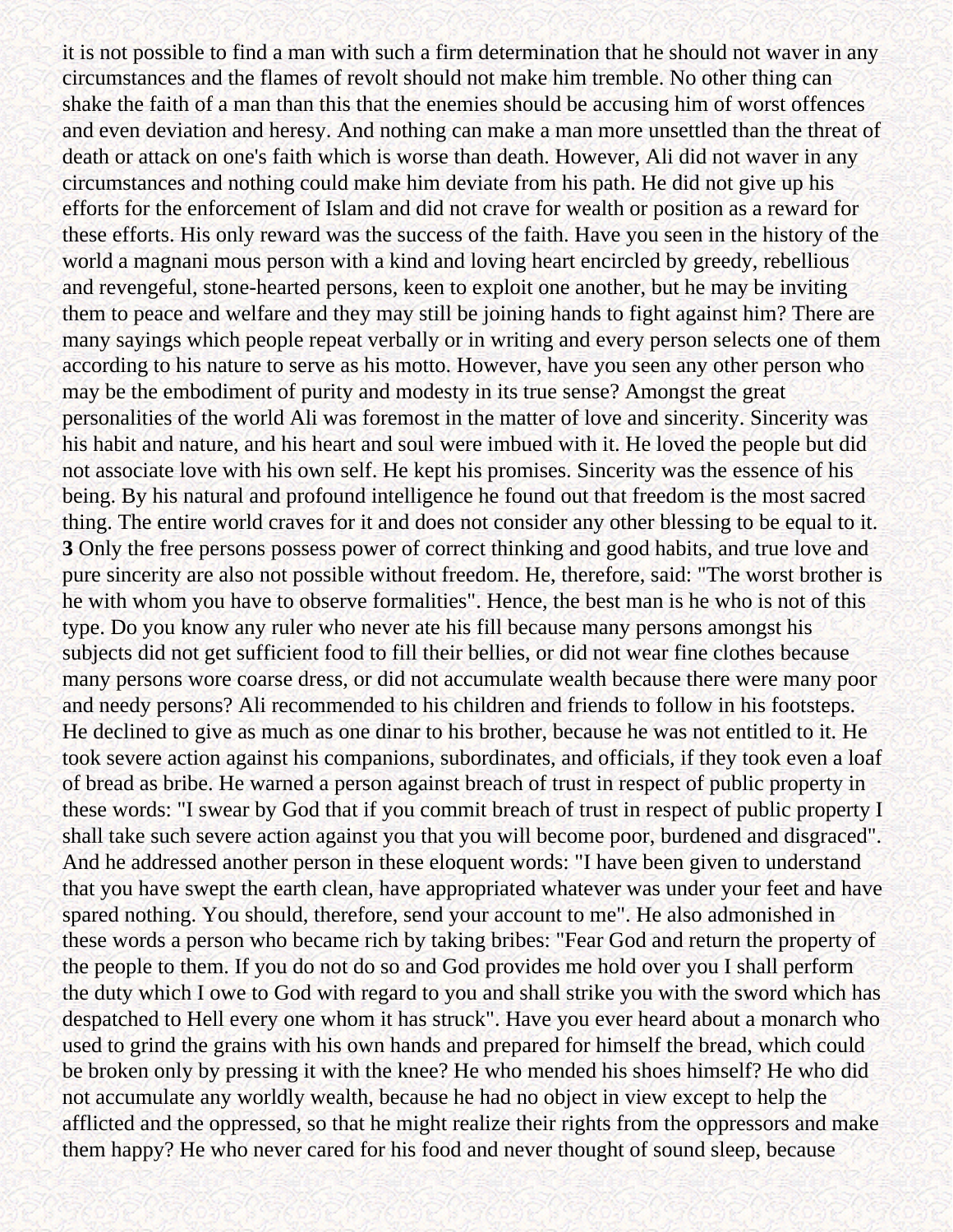it is not possible to find a man with such a firm determination that he should not waver in any circumstances and the flames of revolt should not make him tremble. No other thing can shake the faith of a man than this that the enemies should be accusing him of worst offences and even deviation and heresy. And nothing can make a man more unsettled than the threat of death or attack on one's faith which is worse than death. However, Ali did not waver in any circumstances and nothing could make him deviate from his path. He did not give up his efforts for the enforcement of Islam and did not crave for wealth or position as a reward for these efforts. His only reward was the success of the faith. Have you seen in the history of the world a magnani mous person with a kind and loving heart encircled by greedy, rebellious and revengeful, stone-hearted persons, keen to exploit one another, but he may be inviting them to peace and welfare and they may still be joining hands to fight against him? There are many sayings which people repeat verbally or in writing and every person selects one of them according to his nature to serve as his motto. However, have you seen any other person who may be the embodiment of purity and modesty in its true sense? Amongst the great personalities of the world Ali was foremost in the matter of love and sincerity. Sincerity was his habit and nature, and his heart and soul were imbued with it. He loved the people but did not associate love with his own self. He kept his promises. Sincerity was the essence of his being. By his natural and profound intelligence he found out that freedom is the most sacred thing. The entire world craves for it and does not consider any other blessing to be equal to it. **3** Only the free persons possess power of correct thinking and good habits, and true love and pure sincerity are also not possible without freedom. He, therefore, said: "The worst brother is he with whom you have to observe formalities". Hence, the best man is he who is not of this type. Do you know any ruler who never ate his fill because many persons amongst his subjects did not get sufficient food to fill their bellies, or did not wear fine clothes because many persons wore coarse dress, or did not accumulate wealth because there were many poor and needy persons? Ali recommended to his children and friends to follow in his footsteps. He declined to give as much as one dinar to his brother, because he was not entitled to it. He took severe action against his companions, subordinates, and officials, if they took even a loaf of bread as bribe. He warned a person against breach of trust in respect of public property in these words: "I swear by God that if you commit breach of trust in respect of public property I shall take such severe action against you that you will become poor, burdened and disgraced". And he addressed another person in these eloquent words: "I have been given to understand that you have swept the earth clean, have appropriated whatever was under your feet and have spared nothing. You should, therefore, send your account to me". He also admonished in these words a person who became rich by taking bribes: "Fear God and return the property of the people to them. If you do not do so and God provides me hold over you I shall perform the duty which I owe to God with regard to you and shall strike you with the sword which has despatched to Hell every one whom it has struck". Have you ever heard about a monarch who used to grind the grains with his own hands and prepared for himself the bread, which could be broken only by pressing it with the knee? He who mended his shoes himself? He who did not accumulate any worldly wealth, because he had no object in view except to help the afflicted and the oppressed, so that he might realize their rights from the oppressors and make them happy? He who never cared for his food and never thought of sound sleep, because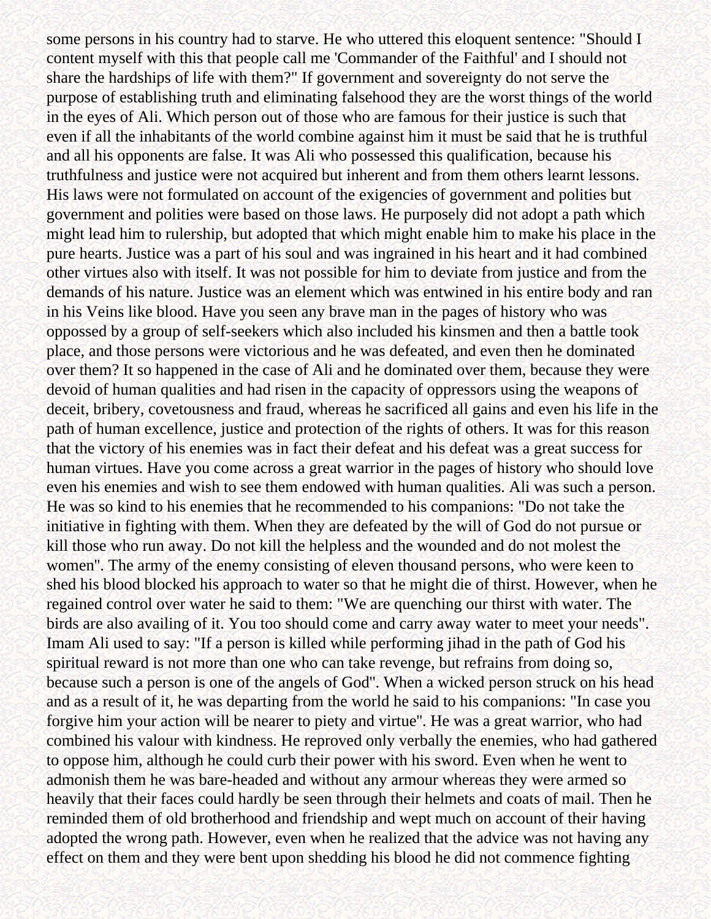some persons in his country had to starve. He who uttered this eloquent sentence: "Should I content myself with this that people call me 'Commander of the Faithful' and I should not share the hardships of life with them?" If government and sovereignty do not serve the purpose of establishing truth and eliminating falsehood they are the worst things of the world in the eyes of Ali. Which person out of those who are famous for their justice is such that even if all the inhabitants of the world combine against him it must be said that he is truthful and all his opponents are false. It was Ali who possessed this qualification, because his truthfulness and justice were not acquired but inherent and from them others learnt lessons. His laws were not formulated on account of the exigencies of government and polities but government and polities were based on those laws. He purposely did not adopt a path which might lead him to rulership, but adopted that which might enable him to make his place in the pure hearts. Justice was a part of his soul and was ingrained in his heart and it had combined other virtues also with itself. It was not possible for him to deviate from justice and from the demands of his nature. Justice was an element which was entwined in his entire body and ran in his Veins like blood. Have you seen any brave man in the pages of history who was oppossed by a group of self-seekers which also included his kinsmen and then a battle took place, and those persons were victorious and he was defeated, and even then he dominated over them? It so happened in the case of Ali and he dominated over them, because they were devoid of human qualities and had risen in the capacity of oppressors using the weapons of deceit, bribery, covetousness and fraud, whereas he sacrificed all gains and even his life in the path of human excellence, justice and protection of the rights of others. It was for this reason that the victory of his enemies was in fact their defeat and his defeat was a great success for human virtues. Have you come across a great warrior in the pages of history who should love even his enemies and wish to see them endowed with human qualities. Ali was such a person. He was so kind to his enemies that he recommended to his companions: "Do not take the initiative in fighting with them. When they are defeated by the will of God do not pursue or kill those who run away. Do not kill the helpless and the wounded and do not molest the women". The army of the enemy consisting of eleven thousand persons, who were keen to shed his blood blocked his approach to water so that he might die of thirst. However, when he regained control over water he said to them: "We are quenching our thirst with water. The birds are also availing of it. You too should come and carry away water to meet your needs". Imam Ali used to say: "If a person is killed while performing jihad in the path of God his spiritual reward is not more than one who can take revenge, but refrains from doing so, because such a person is one of the angels of God". When a wicked person struck on his head and as a result of it, he was departing from the world he said to his companions: "In case you forgive him your action will be nearer to piety and virtue". He was a great warrior, who had combined his valour with kindness. He reproved only verbally the enemies, who had gathered to oppose him, although he could curb their power with his sword. Even when he went to admonish them he was bare-headed and without any armour whereas they were armed so heavily that their faces could hardly be seen through their helmets and coats of mail. Then he reminded them of old brotherhood and friendship and wept much on account of their having adopted the wrong path. However, even when he realized that the advice was not having any effect on them and they were bent upon shedding his blood he did not commence fighting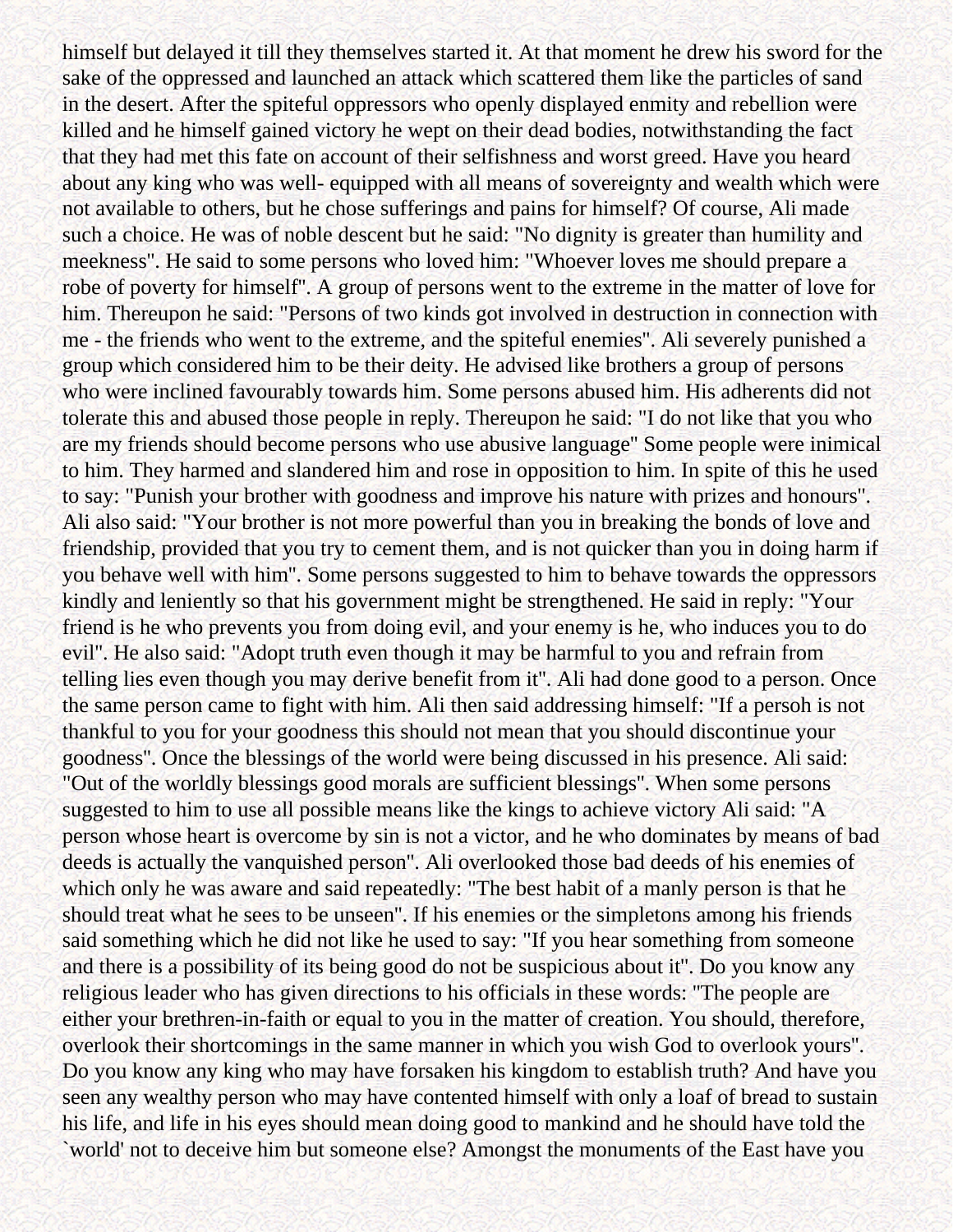himself but delayed it till they themselves started it. At that moment he drew his sword for the sake of the oppressed and launched an attack which scattered them like the particles of sand in the desert. After the spiteful oppressors who openly displayed enmity and rebellion were killed and he himself gained victory he wept on their dead bodies, notwithstanding the fact that they had met this fate on account of their selfishness and worst greed. Have you heard about any king who was well- equipped with all means of sovereignty and wealth which were not available to others, but he chose sufferings and pains for himself? Of course, Ali made such a choice. He was of noble descent but he said: "No dignity is greater than humility and meekness". He said to some persons who loved him: "Whoever loves me should prepare a robe of poverty for himself". A group of persons went to the extreme in the matter of love for him. Thereupon he said: "Persons of two kinds got involved in destruction in connection with me - the friends who went to the extreme, and the spiteful enemies". Ali severely punished a group which considered him to be their deity. He advised like brothers a group of persons who were inclined favourably towards him. Some persons abused him. His adherents did not tolerate this and abused those people in reply. Thereupon he said: "I do not like that you who are my friends should become persons who use abusive language" Some people were inimical to him. They harmed and slandered him and rose in opposition to him. In spite of this he used to say: "Punish your brother with goodness and improve his nature with prizes and honours". Ali also said: "Your brother is not more powerful than you in breaking the bonds of love and friendship, provided that you try to cement them, and is not quicker than you in doing harm if you behave well with him". Some persons suggested to him to behave towards the oppressors kindly and leniently so that his government might be strengthened. He said in reply: "Your friend is he who prevents you from doing evil, and your enemy is he, who induces you to do evil". He also said: "Adopt truth even though it may be harmful to you and refrain from telling lies even though you may derive benefit from it". Ali had done good to a person. Once the same person came to fight with him. Ali then said addressing himself: "If a persoh is not thankful to you for your goodness this should not mean that you should discontinue your goodness". Once the blessings of the world were being discussed in his presence. Ali said: "Out of the worldly blessings good morals are sufficient blessings". When some persons suggested to him to use all possible means like the kings to achieve victory Ali said: "A person whose heart is overcome by sin is not a victor, and he who dominates by means of bad deeds is actually the vanquished person". Ali overlooked those bad deeds of his enemies of which only he was aware and said repeatedly: "The best habit of a manly person is that he should treat what he sees to be unseen". If his enemies or the simpletons among his friends said something which he did not like he used to say: "If you hear something from someone and there is a possibility of its being good do not be suspicious about it". Do you know any religious leader who has given directions to his officials in these words: "The people are either your brethren-in-faith or equal to you in the matter of creation. You should, therefore, overlook their shortcomings in the same manner in which you wish God to overlook yours". Do you know any king who may have forsaken his kingdom to establish truth? And have you seen any wealthy person who may have contented himself with only a loaf of bread to sustain his life, and life in his eyes should mean doing good to mankind and he should have told the `world' not to deceive him but someone else? Amongst the monuments of the East have you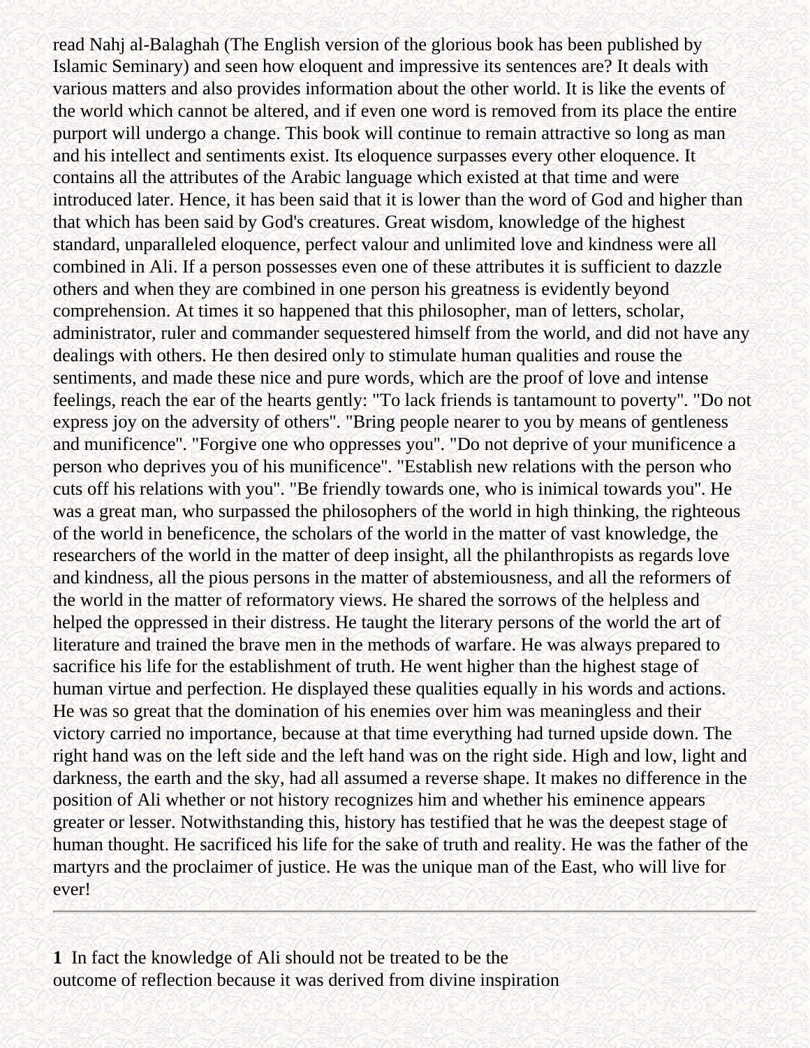read Nahj al-Balaghah (The English version of the glorious book has been published by Islamic Seminary) and seen how eloquent and impressive its sentences are? It deals with various matters and also provides information about the other world. It is like the events of the world which cannot be altered, and if even one word is removed from its place the entire purport will undergo a change. This book will continue to remain attractive so long as man and his intellect and sentiments exist. Its eloquence surpasses every other eloquence. It contains all the attributes of the Arabic language which existed at that time and were introduced later. Hence, it has been said that it is lower than the word of God and higher than that which has been said by God's creatures. Great wisdom, knowledge of the highest standard, unparalleled eloquence, perfect valour and unlimited love and kindness were all combined in Ali. If a person possesses even one of these attributes it is sufficient to dazzle others and when they are combined in one person his greatness is evidently beyond comprehension. At times it so happened that this philosopher, man of letters, scholar, administrator, ruler and commander sequestered himself from the world, and did not have any dealings with others. He then desired only to stimulate human qualities and rouse the sentiments, and made these nice and pure words, which are the proof of love and intense feelings, reach the ear of the hearts gently: "To lack friends is tantamount to poverty". "Do not express joy on the adversity of others". "Bring people nearer to you by means of gentleness and munificence". "Forgive one who oppresses you". "Do not deprive of your munificence a person who deprives you of his munificence". "Establish new relations with the person who cuts off his relations with you". "Be friendly towards one, who is inimical towards you". He was a great man, who surpassed the philosophers of the world in high thinking, the righteous of the world in beneficence, the scholars of the world in the matter of vast knowledge, the researchers of the world in the matter of deep insight, all the philanthropists as regards love and kindness, all the pious persons in the matter of abstemiousness, and all the reformers of the world in the matter of reformatory views. He shared the sorrows of the helpless and helped the oppressed in their distress. He taught the literary persons of the world the art of literature and trained the brave men in the methods of warfare. He was always prepared to sacrifice his life for the establishment of truth. He went higher than the highest stage of human virtue and perfection. He displayed these qualities equally in his words and actions. He was so great that the domination of his enemies over him was meaningless and their victory carried no importance, because at that time everything had turned upside down. The right hand was on the left side and the left hand was on the right side. High and low, light and darkness, the earth and the sky, had all assumed a reverse shape. It makes no difference in the position of Ali whether or not history recognizes him and whether his eminence appears greater or lesser. Notwithstanding this, history has testified that he was the deepest stage of human thought. He sacrificed his life for the sake of truth and reality. He was the father of the martyrs and the proclaimer of justice. He was the unique man of the East, who will live for ever!

---

**1** In fact the knowledge of Ali should not be treated to be the outcome of reflection because it was derived from divine inspiration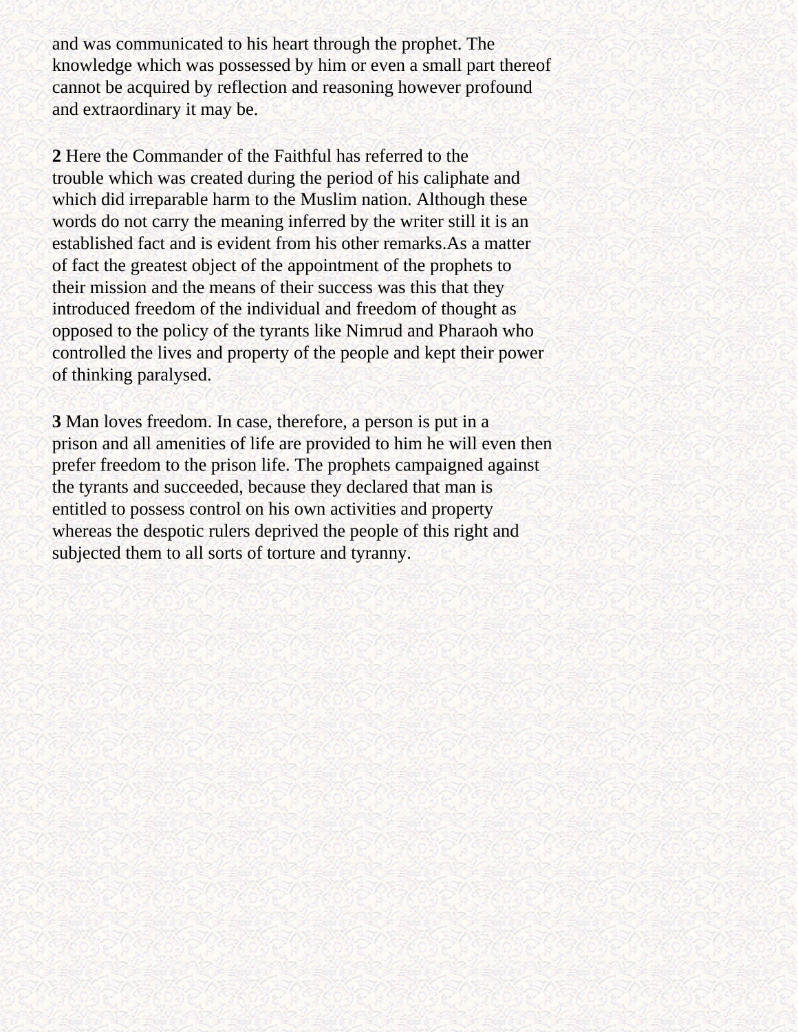and was communicated to his heart through the prophet. The knowledge which was possessed by him or even a small part thereof cannot be acquired by reflection and reasoning however profound and extraordinary it may be.

**2** Here the Commander of the Faithful has referred to the trouble which was created during the period of his caliphate and which did irreparable harm to the Muslim nation. Although these words do not carry the meaning inferred by the writer still it is an established fact and is evident from his other remarks.As a matter of fact the greatest object of the appointment of the prophets to their mission and the means of their success was this that they introduced freedom of the individual and freedom of thought as opposed to the policy of the tyrants like Nimrud and Pharaoh who controlled the lives and property of the people and kept their power of thinking paralysed.

**3** Man loves freedom. In case, therefore, a person is put in a prison and all amenities of life are provided to him he will even then prefer freedom to the prison life. The prophets campaigned against the tyrants and succeeded, because they declared that man is entitled to possess control on his own activities and property whereas the despotic rulers deprived the people of this right and subjected them to all sorts of torture and tyranny.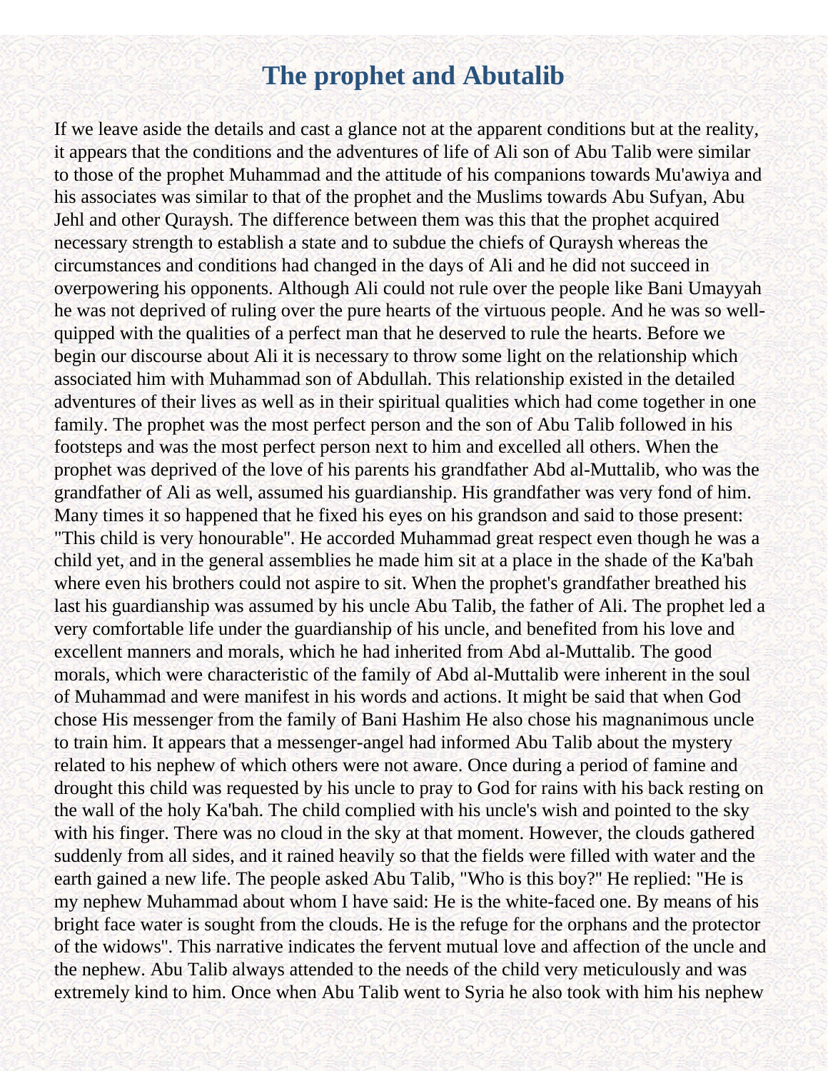# The prophet and Abutalib

If we leave aside the details and cast a glance not at the apparent conditions but at the reality, it appears that the conditions and the adventures of life of Ali son of Abu Talib were similar to those of the prophet Muhammad and the attitude of his companions towards Mu'awiya and his associates was similar to that of the prophet and the Muslims towards Abu Sufyan, Abu Jehl and other Quraysh. The difference between them was this that the prophet acquired necessary strength to establish a state and to subdue the chiefs of Quraysh whereas the circumstances and conditions had changed in the days of Ali and he did not succeed in overpowering his opponents. Although Ali could not rule over the people like Bani Umayyah he was not deprived of ruling over the pure hearts of the virtuous people. And he was so well-quipped with the qualities of a perfect man that he deserved to rule the hearts. Before we begin our discourse about Ali it is necessary to throw some light on the relationship which associated him with Muhammad son of Abdullah. This relationship existed in the detailed adventures of their lives as well as in their spiritual qualities which had come together in one family. The prophet was the most perfect person and the son of Abu Talib followed in his footsteps and was the most perfect person next to him and excelled all others. When the prophet was deprived of the love of his parents his grandfather Abd al-Muttalib, who was the grandfather of Ali as well, assumed his guardianship. His grandfather was very fond of him. Many times it so happened that he fixed his eyes on his grandson and said to those present: "This child is very honourable". He accorded Muhammad great respect even though he was a child yet, and in the general assemblies he made him sit at a place in the shade of the Ka'bah where even his brothers could not aspire to sit. When the prophet's grandfather breathed his last his guardianship was assumed by his uncle Abu Talib, the father of Ali. The prophet led a very comfortable life under the guardianship of his uncle, and benefited from his love and excellent manners and morals, which he had inherited from Abd al-Muttalib. The good morals, which were characteristic of the family of Abd al-Muttalib were inherent in the soul of Muhammad and were manifest in his words and actions. It might be said that when God chose His messenger from the family of Bani Hashim He also chose his magnanimous uncle to train him. It appears that a messenger-angel had informed Abu Talib about the mystery related to his nephew of which others were not aware. Once during a period of famine and drought this child was requested by his uncle to pray to God for rains with his back resting on the wall of the holy Ka'bah. The child complied with his uncle's wish and pointed to the sky with his finger. There was no cloud in the sky at that moment. However, the clouds gathered suddenly from all sides, and it rained heavily so that the fields were filled with water and the earth gained a new life. The people asked Abu Talib, "Who is this boy?" He replied: "He is my nephew Muhammad about whom I have said: He is the white-faced one. By means of his bright face water is sought from the clouds. He is the refuge for the orphans and the protector of the widows". This narrative indicates the fervent mutual love and affection of the uncle and the nephew. Abu Talib always attended to the needs of the child very meticulously and was extremely kind to him. Once when Abu Talib went to Syria he also took with him his nephew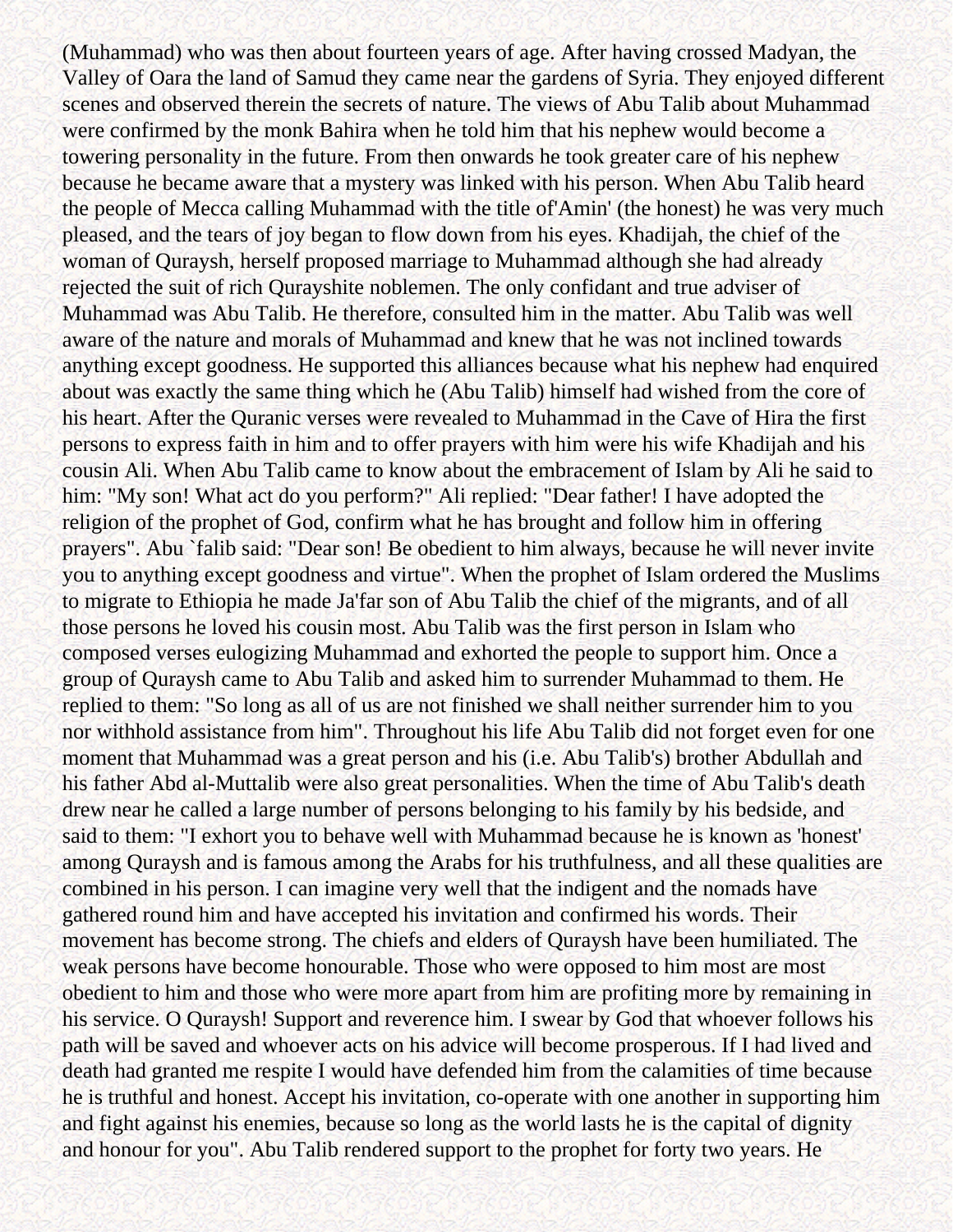(Muhammad) who was then about fourteen years of age. After having crossed Madyan, the Valley of Oara the land of Samud they came near the gardens of Syria. They enjoyed different scenes and observed therein the secrets of nature. The views of Abu Talib about Muhammad were confirmed by the monk Bahira when he told him that his nephew would become a towering personality in the future. From then onwards he took greater care of his nephew because he became aware that a mystery was linked with his person. When Abu Talib heard the people of Mecca calling Muhammad with the title of'Amin' (the honest) he was very much pleased, and the tears of joy began to flow down from his eyes. Khadijah, the chief of the woman of Quraysh, herself proposed marriage to Muhammad although she had already rejected the suit of rich Qurayshite noblemen. The only confidant and true adviser of Muhammad was Abu Talib. He therefore, consulted him in the matter. Abu Talib was well aware of the nature and morals of Muhammad and knew that he was not inclined towards anything except goodness. He supported this alliances because what his nephew had enquired about was exactly the same thing which he (Abu Talib) himself had wished from the core of his heart. After the Quranic verses were revealed to Muhammad in the Cave of Hira the first persons to express faith in him and to offer prayers with him were his wife Khadijah and his cousin Ali. When Abu Talib came to know about the embracement of Islam by Ali he said to him: "My son! What act do you perform?" Ali replied: "Dear father! I have adopted the religion of the prophet of God, confirm what he has brought and follow him in offering prayers". Abu `falib said: "Dear son! Be obedient to him always, because he will never invite you to anything except goodness and virtue". When the prophet of Islam ordered the Muslims to migrate to Ethiopia he made Ja'far son of Abu Talib the chief of the migrants, and of all those persons he loved his cousin most. Abu Talib was the first person in Islam who composed verses eulogizing Muhammad and exhorted the people to support him. Once a group of Quraysh came to Abu Talib and asked him to surrender Muhammad to them. He replied to them: "So long as all of us are not finished we shall neither surrender him to you nor withhold assistance from him". Throughout his life Abu Talib did not forget even for one moment that Muhammad was a great person and his (i.e. Abu Talib's) brother Abdullah and his father Abd al-Muttalib were also great personalities. When the time of Abu Talib's death drew near he called a large number of persons belonging to his family by his bedside, and said to them: "I exhort you to behave well with Muhammad because he is known as 'honest' among Quraysh and is famous among the Arabs for his truthfulness, and all these qualities are combined in his person. I can imagine very well that the indigent and the nomads have gathered round him and have accepted his invitation and confirmed his words. Their movement has become strong. The chiefs and elders of Quraysh have been humiliated. The weak persons have become honourable. Those who were opposed to him most are most obedient to him and those who were more apart from him are profiting more by remaining in his service. O Quraysh! Support and reverence him. I swear by God that whoever follows his path will be saved and whoever acts on his advice will become prosperous. If I had lived and death had granted me respite I would have defended him from the calamities of time because he is truthful and honest. Accept his invitation, co-operate with one another in supporting him and fight against his enemies, because so long as the world lasts he is the capital of dignity and honour for you". Abu Talib rendered support to the prophet for forty two years. He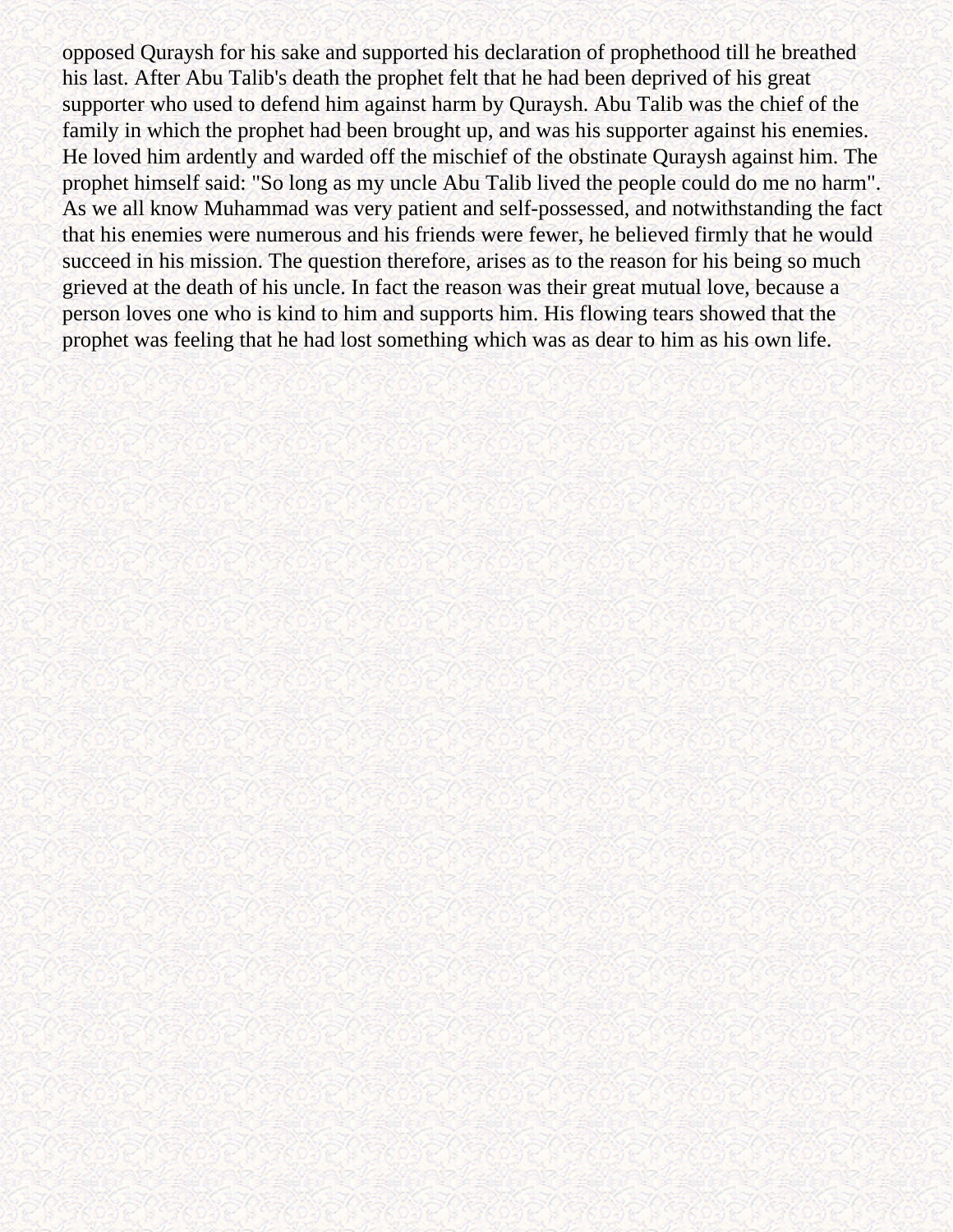opposed Quraysh for his sake and supported his declaration of prophethood till he breathed his last. After Abu Talib's death the prophet felt that he had been deprived of his great supporter who used to defend him against harm by Quraysh. Abu Talib was the chief of the family in which the prophet had been brought up, and was his supporter against his enemies. He loved him ardently and warded off the mischief of the obstinate Quraysh against him. The prophet himself said: "So long as my uncle Abu Talib lived the people could do me no harm". As we all know Muhammad was very patient and self-possessed, and notwithstanding the fact that his enemies were numerous and his friends were fewer, he believed firmly that he would succeed in his mission. The question therefore, arises as to the reason for his being so much grieved at the death of his uncle. In fact the reason was their great mutual love, because a person loves one who is kind to him and supports him. His flowing tears showed that the prophet was feeling that he had lost something which was as dear to him as his own life.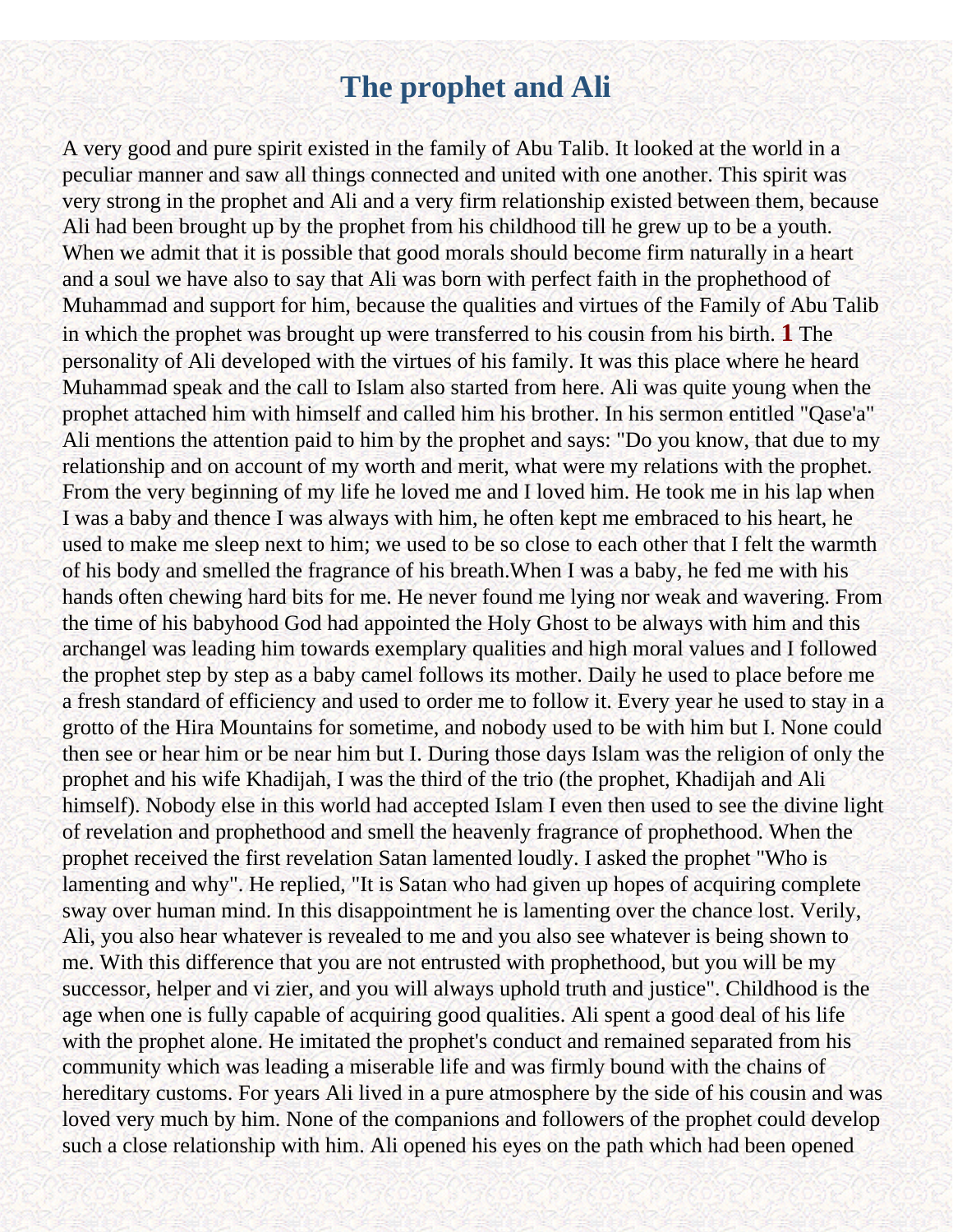# The prophet and Ali

A very good and pure spirit existed in the family of Abu Talib. It looked at the world in a peculiar manner and saw all things connected and united with one another. This spirit was very strong in the prophet and Ali and a very firm relationship existed between them, because Ali had been brought up by the prophet from his childhood till he grew up to be a youth. When we admit that it is possible that good morals should become firm naturally in a heart and a soul we have also to say that Ali was born with perfect faith in the prophethood of Muhammad and support for him, because the qualities and virtues of the Family of Abu Talib in which the prophet was brought up were transferred to his cousin from his birth. **1** The personality of Ali developed with the virtues of his family. It was this place where he heard Muhammad speak and the call to Islam also started from here. Ali was quite young when the prophet attached him with himself and called him his brother. In his sermon entitled "Qase'a" Ali mentions the attention paid to him by the prophet and says: "Do you know, that due to my relationship and on account of my worth and merit, what were my relations with the prophet. From the very beginning of my life he loved me and I loved him. He took me in his lap when I was a baby and thence I was always with him, he often kept me embraced to his heart, he used to make me sleep next to him; we used to be so close to each other that I felt the warmth of his body and smelled the fragrance of his breath.When I was a baby, he fed me with his hands often chewing hard bits for me. He never found me lying nor weak and wavering. From the time of his babyhood God had appointed the Holy Ghost to be always with him and this archangel was leading him towards exemplary qualities and high moral values and I followed the prophet step by step as a baby camel follows its mother. Daily he used to place before me a fresh standard of efficiency and used to order me to follow it. Every year he used to stay in a grotto of the Hira Mountains for sometime, and nobody used to be with him but I. None could then see or hear him or be near him but I. During those days Islam was the religion of only the prophet and his wife Khadijah, I was the third of the trio (the prophet, Khadijah and Ali himself). Nobody else in this world had accepted Islam I even then used to see the divine light of revelation and prophethood and smell the heavenly fragrance of prophethood. When the prophet received the first revelation Satan lamented loudly. I asked the prophet "Who is lamenting and why". He replied, "It is Satan who had given up hopes of acquiring complete sway over human mind. In this disappointment he is lamenting over the chance lost. Verily, Ali, you also hear whatever is revealed to me and you also see whatever is being shown to me. With this difference that you are not entrusted with prophethood, but you will be my successor, helper and vi zier, and you will always uphold truth and justice". Childhood is the age when one is fully capable of acquiring good qualities. Ali spent a good deal of his life with the prophet alone. He imitated the prophet's conduct and remained separated from his community which was leading a miserable life and was firmly bound with the chains of hereditary customs. For years Ali lived in a pure atmosphere by the side of his cousin and was loved very much by him. None of the companions and followers of the prophet could develop such a close relationship with him. Ali opened his eyes on the path which had been opened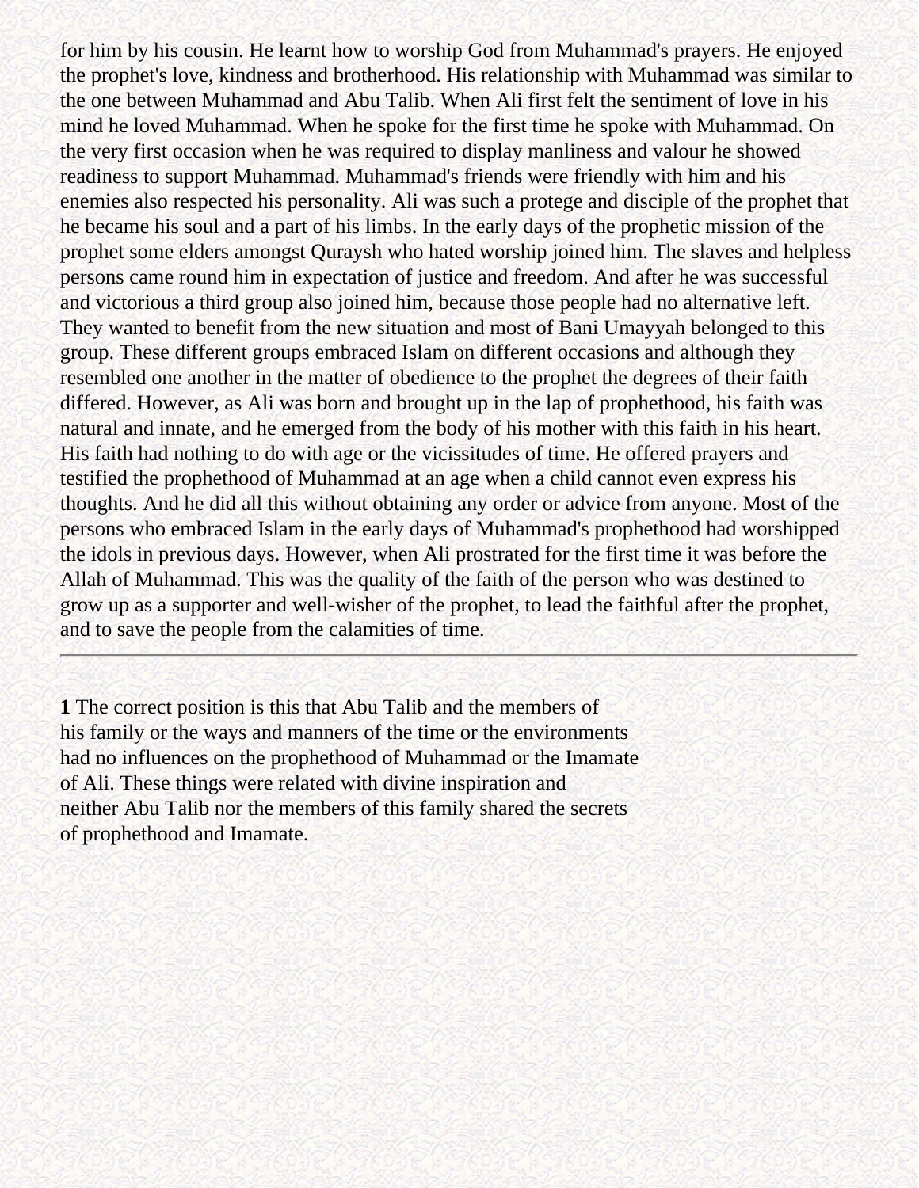for him by his cousin. He learnt how to worship God from Muhammad's prayers. He enjoyed the prophet's love, kindness and brotherhood. His relationship with Muhammad was similar to the one between Muhammad and Abu Talib. When Ali first felt the sentiment of love in his mind he loved Muhammad. When he spoke for the first time he spoke with Muhammad. On the very first occasion when he was required to display manliness and valour he showed readiness to support Muhammad. Muhammad's friends were friendly with him and his enemies also respected his personality. Ali was such a protege and disciple of the prophet that he became his soul and a part of his limbs. In the early days of the prophetic mission of the prophet some elders amongst Quraysh who hated worship joined him. The slaves and helpless persons came round him in expectation of justice and freedom. And after he was successful and victorious a third group also joined him, because those people had no alternative left. They wanted to benefit from the new situation and most of Bani Umayyah belonged to this group. These different groups embraced Islam on different occasions and although they resembled one another in the matter of obedience to the prophet the degrees of their faith differed. However, as Ali was born and brought up in the lap of prophethood, his faith was natural and innate, and he emerged from the body of his mother with this faith in his heart. His faith had nothing to do with age or the vicissitudes of time. He offered prayers and testified the prophethood of Muhammad at an age when a child cannot even express his thoughts. And he did all this without obtaining any order or advice from anyone. Most of the persons who embraced Islam in the early days of Muhammad's prophethood had worshipped the idols in previous days. However, when Ali prostrated for the first time it was before the Allah of Muhammad. This was the quality of the faith of the person who was destined to grow up as a supporter and well-wisher of the prophet, to lead the faithful after the prophet, and to save the people from the calamities of time.

---

**1** The correct position is this that Abu Talib and the members of his family or the ways and manners of the time or the environments had no influences on the prophethood of Muhammad or the Imamate of Ali. These things were related with divine inspiration and neither Abu Talib nor the members of this family shared the secrets of prophethood and Imamate.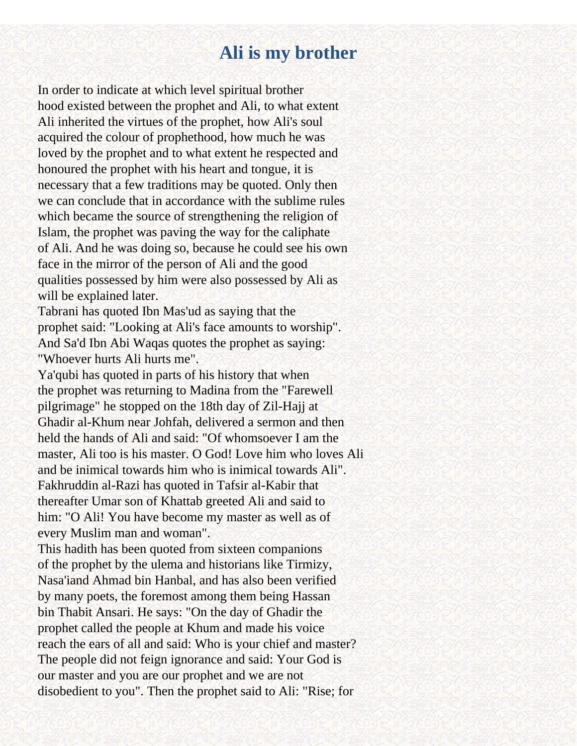# Ali is my brother

In order to indicate at which level spiritual brother hood existed between the prophet and Ali, to what extent Ali inherited the virtues of the prophet, how Ali's soul acquired the colour of prophethood, how much he was loved by the prophet and to what extent he respected and honoured the prophet with his heart and tongue, it is necessary that a few traditions may be quoted. Only then we can conclude that in accordance with the sublime rules which became the source of strengthening the religion of Islam, the prophet was paving the way for the caliphate of Ali. And he was doing so, because he could see his own face in the mirror of the person of Ali and the good qualities possessed by him were also possessed by Ali as will be explained later.

Tabrani has quoted Ibn Mas'ud as saying that the prophet said: "Looking at Ali's face amounts to worship". And Sa'd Ibn Abi Waqas quotes the prophet as saying: "Whoever hurts Ali hurts me".

Ya'qubi has quoted in parts of his history that when the prophet was returning to Madina from the "Farewell pilgrimage" he stopped on the 18th day of Zil-Hajj at Ghadir al-Khum near Johfah, delivered a sermon and then held the hands of Ali and said: "Of whomsoever I am the master, Ali too is his master. O God! Love him who loves Ali and be inimical towards him who is inimical towards Ali". Fakhruddin al-Razi has quoted in Tafsir al-Kabir that thereafter Umar son of Khattab greeted Ali and said to him: "O Ali! You have become my master as well as of every Muslim man and woman".

This hadith has been quoted from sixteen companions of the prophet by the ulema and historians like Tirmizy, Nasa'iand Ahmad bin Hanbal, and has also been verified by many poets, the foremost among them being Hassan bin Thabit Ansari. He says: "On the day of Ghadir the prophet called the people at Khum and made his voice reach the ears of all and said: Who is your chief and master? The people did not feign ignorance and said: Your God is our master and you are our prophet and we are not disobedient to you". Then the prophet said to Ali: "Rise; for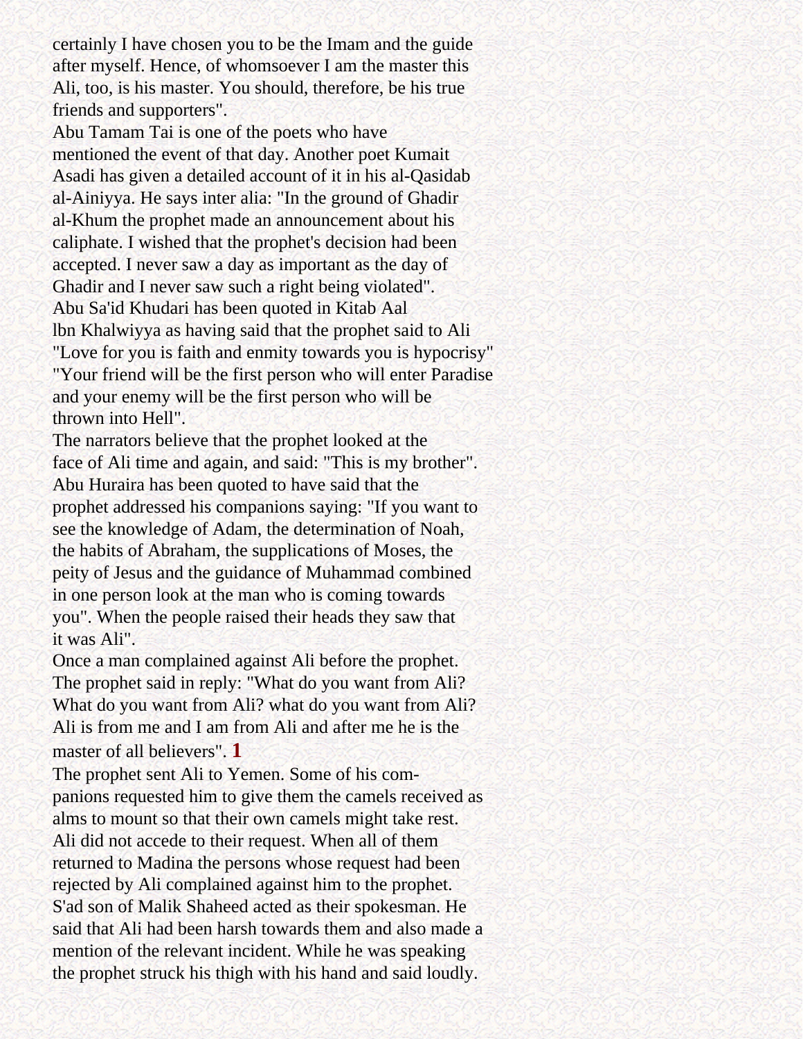certainly I have chosen you to be the Imam and the guide after myself. Hence, of whomsoever I am the master this Ali, too, is his master. You should, therefore, be his true friends and supporters".

Abu Tamam Tai is one of the poets who have mentioned the event of that day. Another poet Kumait Asadi has given a detailed account of it in his al-Qasidab al-Ainiyya. He says inter alia: "In the ground of Ghadir al-Khum the prophet made an announcement about his caliphate. I wished that the prophet's decision had been accepted. I never saw a day as important as the day of Ghadir and I never saw such a right being violated".

Abu Sa'id Khudari has been quoted in Kitab Aal lbn Khalwiyya as having said that the prophet said to Ali "Love for you is faith and enmity towards you is hypocrisy" "Your friend will be the first person who will enter Paradise and your enemy will be the first person who will be thrown into Hell".

The narrators believe that the prophet looked at the face of Ali time and again, and said: "This is my brother". Abu Huraira has been quoted to have said that the prophet addressed his companions saying: "If you want to see the knowledge of Adam, the determination of Noah, the habits of Abraham, the supplications of Moses, the peity of Jesus and the guidance of Muhammad combined in one person look at the man who is coming towards you". When the people raised their heads they saw that it was Ali".

Once a man complained against Ali before the prophet. The prophet said in reply: "What do you want from Ali? What do you want from Ali? what do you want from Ali? Ali is from me and I am from Ali and after me he is the master of all believers". [1]

The prophet sent Ali to Yemen. Some of his companions requested him to give them the camels received as alms to mount so that their own camels might take rest. Ali did not accede to their request. When all of them returned to Madina the persons whose request had been rejected by Ali complained against him to the prophet. S'ad son of Malik Shaheed acted as their spokesman. He said that Ali had been harsh towards them and also made a mention of the relevant incident. While he was speaking the prophet struck his thigh with his hand and said loudly.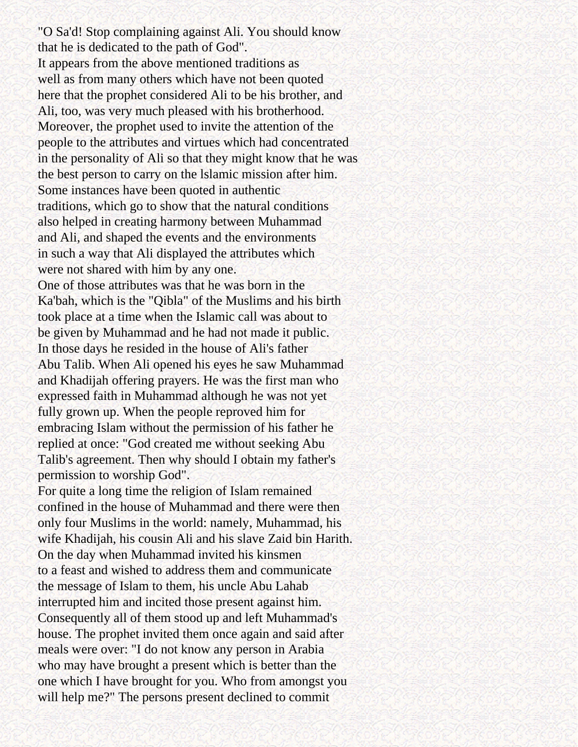"O Sa'd! Stop complaining against Ali. You should know that he is dedicated to the path of God".

It appears from the above mentioned traditions as well as from many others which have not been quoted here that the prophet considered Ali to be his brother, and Ali, too, was very much pleased with his brotherhood. Moreover, the prophet used to invite the attention of the people to the attributes and virtues which had concentrated in the personality of Ali so that they might know that he was the best person to carry on the lslamic mission after him.

Some instances have been quoted in authentic traditions, which go to show that the natural conditions also helped in creating harmony between Muhammad and Ali, and shaped the events and the environments in such a way that Ali displayed the attributes which were not shared with him by any one.

One of those attributes was that he was born in the Ka'bah, which is the "Qibla" of the Muslims and his birth took place at a time when the Islamic call was about to be given by Muhammad and he had not made it public. In those days he resided in the house of Ali's father Abu Talib. When Ali opened his eyes he saw Muhammad and Khadijah offering prayers. He was the first man who expressed faith in Muhammad although he was not yet fully grown up. When the people reproved him for embracing Islam without the permission of his father he replied at once: "God created me without seeking Abu Talib's agreement. Then why should I obtain my father's permission to worship God".

For quite a long time the religion of Islam remained confined in the house of Muhammad and there were then only four Muslims in the world: namely, Muhammad, his wife Khadijah, his cousin Ali and his slave Zaid bin Harith. On the day when Muhammad invited his kinsmen to a feast and wished to address them and communicate the message of Islam to them, his uncle Abu Lahab interrupted him and incited those present against him. Consequently all of them stood up and left Muhammad's house. The prophet invited them once again and said after meals were over: "I do not know any person in Arabia who may have brought a present which is better than the one which I have brought for you. Who from amongst you will help me?" The persons present declined to commit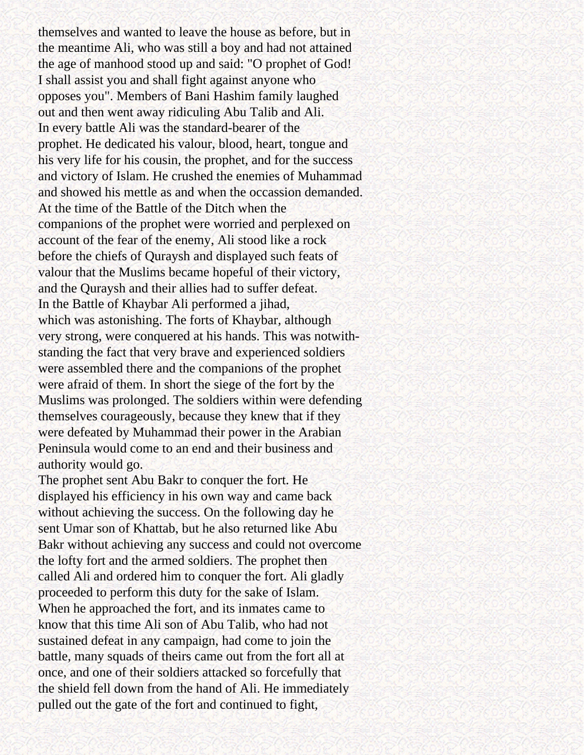themselves and wanted to leave the house as before, but in the meantime Ali, who was still a boy and had not attained the age of manhood stood up and said: "O prophet of God! I shall assist you and shall fight against anyone who opposes you". Members of Bani Hashim family laughed out and then went away ridiculing Abu Talib and Ali.

In every battle Ali was the standard-bearer of the prophet. He dedicated his valour, blood, heart, tongue and his very life for his cousin, the prophet, and for the success and victory of Islam. He crushed the enemies of Muhammad and showed his mettle as and when the occassion demanded.

At the time of the Battle of the Ditch when the companions of the prophet were worried and perplexed on account of the fear of the enemy, Ali stood like a rock before the chiefs of Quraysh and displayed such feats of valour that the Muslims became hopeful of their victory, and the Quraysh and their allies had to suffer defeat.

In the Battle of Khaybar Ali performed a jihad, which was astonishing. The forts of Khaybar, although very strong, were conquered at his hands. This was notwithstanding the fact that very brave and experienced soldiers were assembled there and the companions of the prophet were afraid of them. In short the siege of the fort by the Muslims was prolonged. The soldiers within were defending themselves courageously, because they knew that if they were defeated by Muhammad their power in the Arabian Peninsula would come to an end and their business and authority would go.

The prophet sent Abu Bakr to conquer the fort. He displayed his efficiency in his own way and came back without achieving the success. On the following day he sent Umar son of Khattab, but he also returned like Abu Bakr without achieving any success and could not overcome the lofty fort and the armed soldiers. The prophet then called Ali and ordered him to conquer the fort. Ali gladly proceeded to perform this duty for the sake of Islam.

When he approached the fort, and its inmates came to know that this time Ali son of Abu Talib, who had not sustained defeat in any campaign, had come to join the battle, many squads of theirs came out from the fort all at once, and one of their soldiers attacked so forcefully that the shield fell down from the hand of Ali. He immediately pulled out the gate of the fort and continued to fight,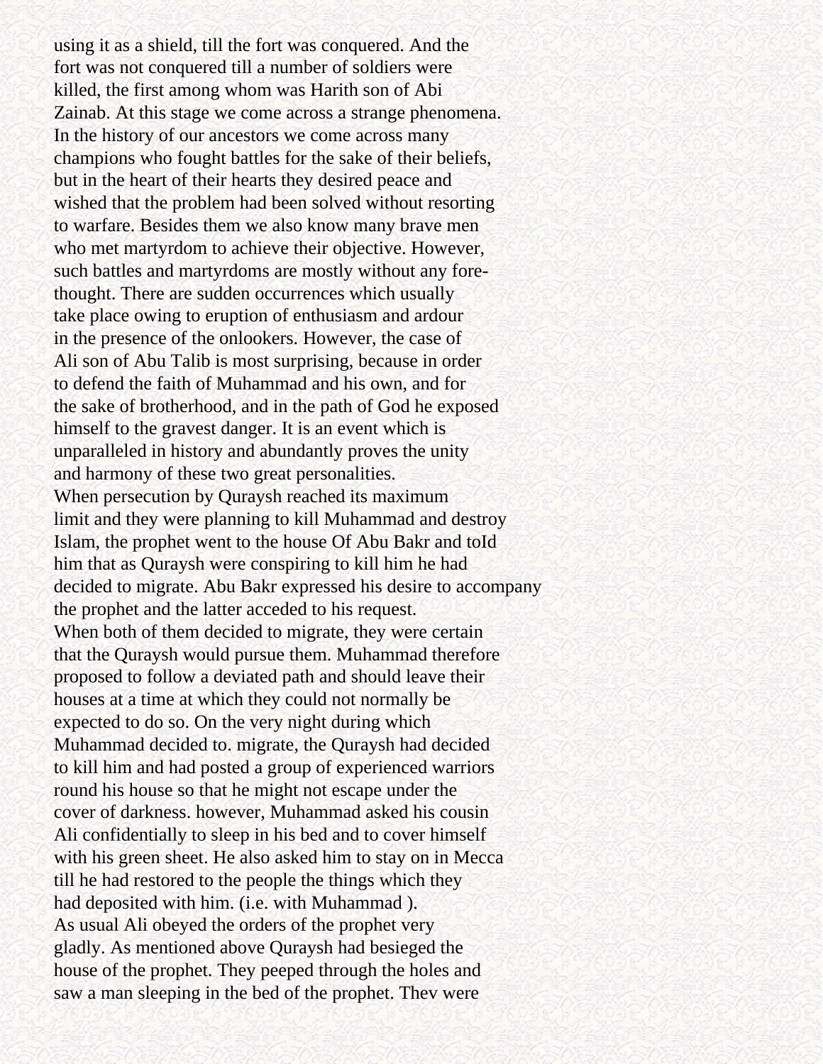using it as a shield, till the fort was conquered. And the fort was not conquered till a number of soldiers were killed, the first among whom was Harith son of Abi Zainab. At this stage we come across a strange phenomena. In the history of our ancestors we come across many champions who fought battles for the sake of their beliefs, but in the heart of their hearts they desired peace and wished that the problem had been solved without resorting to warfare. Besides them we also know many brave men who met martyrdom to achieve their objective. However, such battles and martyrdoms are mostly without any fore-thought. There are sudden occurrences which usually take place owing to eruption of enthusiasm and ardour in the presence of the onlookers. However, the case of Ali son of Abu Talib is most surprising, because in order to defend the faith of Muhammad and his own, and for the sake of brotherhood, and in the path of God he exposed himself to the gravest danger. It is an event which is unparalleled in history and abundantly proves the unity and harmony of these two great personalities.

When persecution by Quraysh reached its maximum limit and they were planning to kill Muhammad and destroy Islam, the prophet went to the house Of Abu Bakr and toId him that as Quraysh were conspiring to kill him he had decided to migrate. Abu Bakr expressed his desire to accompany the prophet and the latter acceded to his request.

When both of them decided to migrate, they were certain that the Quraysh would pursue them. Muhammad therefore proposed to follow a deviated path and should leave their houses at a time at which they could not normally be expected to do so. On the very night during which Muhammad decided to. migrate, the Quraysh had decided to kill him and had posted a group of experienced warriors round his house so that he might not escape under the cover of darkness. however, Muhammad asked his cousin Ali confidentially to sleep in his bed and to cover himself with his green sheet. He also asked him to stay on in Mecca till he had restored to the people the things which they had deposited with him. (i.e. with Muhammad ).

As usual Ali obeyed the orders of the prophet very gladly. As mentioned above Quraysh had besieged the house of the prophet. They peeped through the holes and saw a man sleeping in the bed of the prophet. Thev were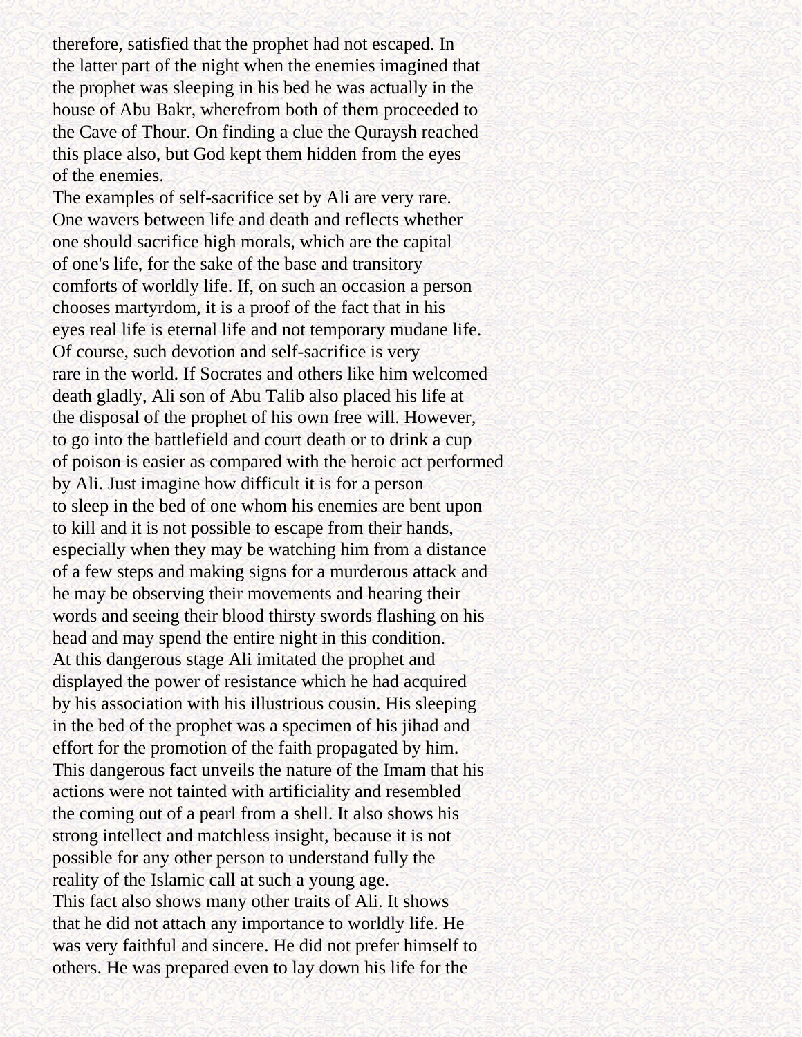therefore, satisfied that the prophet had not escaped. In the latter part of the night when the enemies imagined that the prophet was sleeping in his bed he was actually in the house of Abu Bakr, wherefrom both of them proceeded to the Cave of Thour. On finding a clue the Quraysh reached this place also, but God kept them hidden from the eyes of the enemies.

The examples of self-sacrifice set by Ali are very rare. One wavers between life and death and reflects whether one should sacrifice high morals, which are the capital of one's life, for the sake of the base and transitory comforts of worldly life. If, on such an occasion a person chooses martyrdom, it is a proof of the fact that in his eyes real life is eternal life and not temporary mudane life. Of course, such devotion and self-sacrifice is very rare in the world. If Socrates and others like him welcomed death gladly, Ali son of Abu Talib also placed his life at the disposal of the prophet of his own free will. However, to go into the battlefield and court death or to drink a cup of poison is easier as compared with the heroic act performed by Ali. Just imagine how difficult it is for a person to sleep in the bed of one whom his enemies are bent upon to kill and it is not possible to escape from their hands, especially when they may be watching him from a distance of a few steps and making signs for a murderous attack and he may be observing their movements and hearing their words and seeing their blood thirsty swords flashing on his head and may spend the entire night in this condition.

At this dangerous stage Ali imitated the prophet and displayed the power of resistance which he had acquired by his association with his illustrious cousin. His sleeping in the bed of the prophet was a specimen of his jihad and effort for the promotion of the faith propagated by him. This dangerous fact unveils the nature of the Imam that his actions were not tainted with artificiality and resembled the coming out of a pearl from a shell. It also shows his strong intellect and matchless insight, because it is not possible for any other person to understand fully the reality of the Islamic call at such a young age.

This fact also shows many other traits of Ali. It shows that he did not attach any importance to worldly life. He was very faithful and sincere. He did not prefer himself to others. He was prepared even to lay down his life for the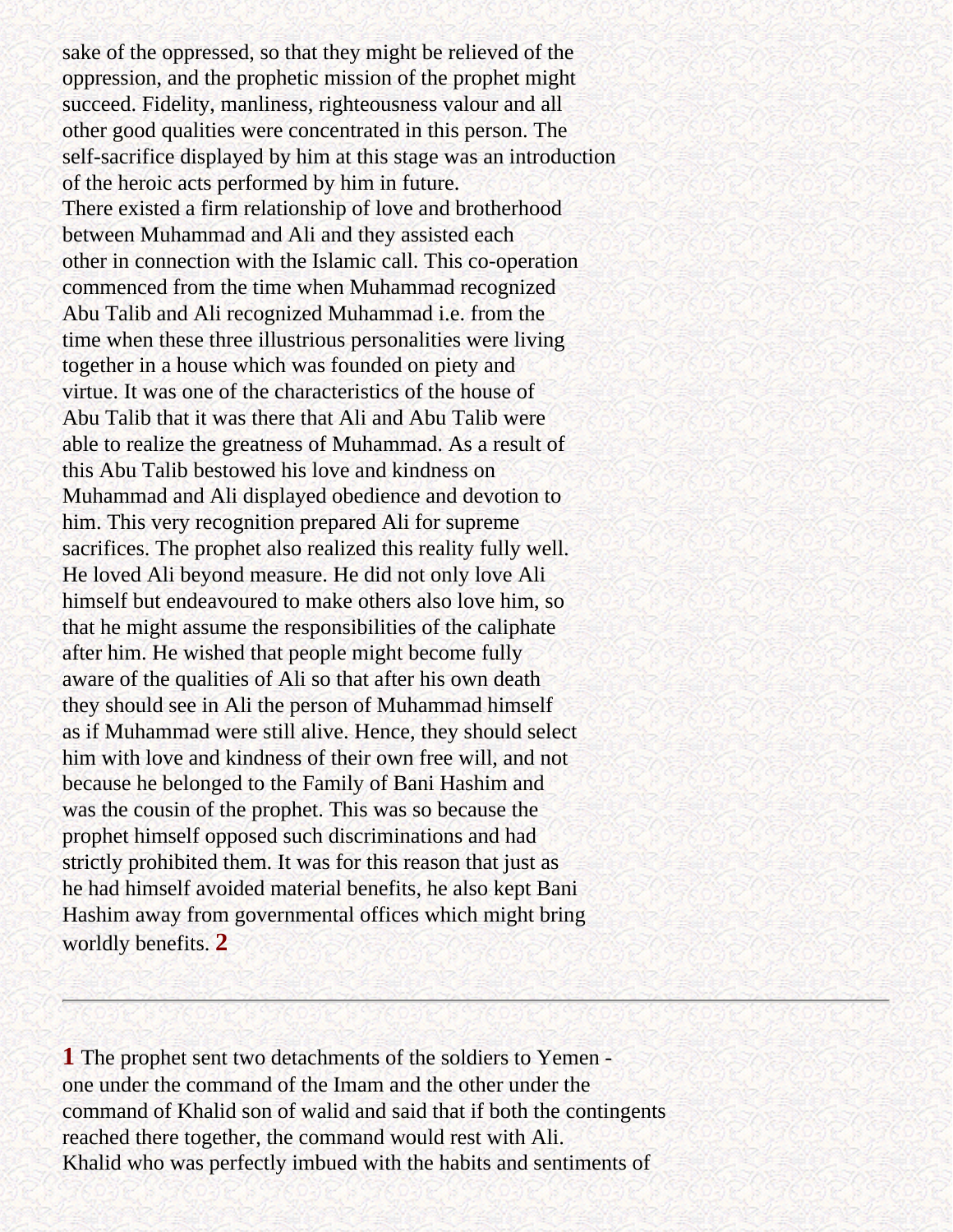sake of the oppressed, so that they might be relieved of the oppression, and the prophetic mission of the prophet might succeed. Fidelity, manliness, righteousness valour and all other good qualities were concentrated in this person. The self-sacrifice displayed by him at this stage was an introduction of the heroic acts performed by him in future.

There existed a firm relationship of love and brotherhood between Muhammad and Ali and they assisted each other in connection with the Islamic call. This co-operation commenced from the time when Muhammad recognized Abu Talib and Ali recognized Muhammad i.e. from the time when these three illustrious personalities were living together in a house which was founded on piety and virtue. It was one of the characteristics of the house of Abu Talib that it was there that Ali and Abu Talib were able to realize the greatness of Muhammad. As a result of this Abu Talib bestowed his love and kindness on Muhammad and Ali displayed obedience and devotion to him. This very recognition prepared Ali for supreme sacrifices. The prophet also realized this reality fully well. He loved Ali beyond measure. He did not only love Ali himself but endeavoured to make others also love him, so that he might assume the responsibilities of the caliphate after him. He wished that people might become fully aware of the qualities of Ali so that after his own death they should see in Ali the person of Muhammad himself as if Muhammad were still alive. Hence, they should select him with love and kindness of their own free will, and not because he belonged to the Family of Bani Hashim and was the cousin of the prophet. This was so because the prophet himself opposed such discriminations and had strictly prohibited them. It was for this reason that just as he had himself avoided material benefits, he also kept Bani Hashim away from governmental offices which might bring worldly benefits. **2**

---

**1** The prophet sent two detachments of the soldiers to Yemen - one under the command of the Imam and the other under the command of Khalid son of walid and said that if both the contingents reached there together, the command would rest with Ali. Khalid who was perfectly imbued with the habits and sentiments of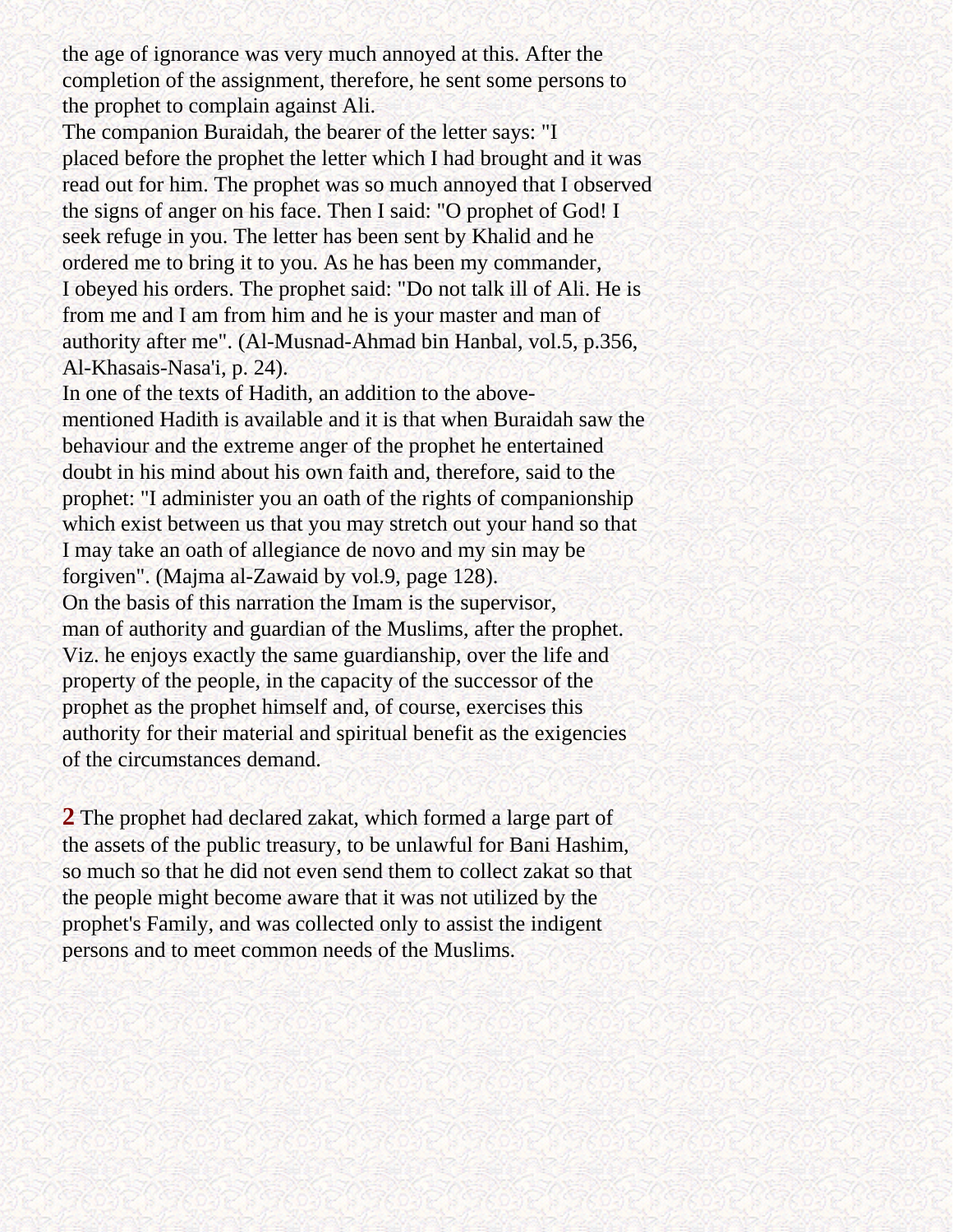the age of ignorance was very much annoyed at this. After the completion of the assignment, therefore, he sent some persons to the prophet to complain against Ali.

The companion Buraidah, the bearer of the letter says: "I placed before the prophet the letter which I had brought and it was read out for him. The prophet was so much annoyed that I observed the signs of anger on his face. Then I said: "O prophet of God! I seek refuge in you. The letter has been sent by Khalid and he ordered me to bring it to you. As he has been my commander, I obeyed his orders. The prophet said: "Do not talk ill of Ali. He is from me and I am from him and he is your master and man of authority after me". (Al-Musnad-Ahmad bin Hanbal, vol.5, p.356, Al-Khasais-Nasa'i, p. 24).

In one of the texts of Hadith, an addition to the above-mentioned Hadith is available and it is that when Buraidah saw the behaviour and the extreme anger of the prophet he entertained doubt in his mind about his own faith and, therefore, said to the prophet: "I administer you an oath of the rights of companionship which exist between us that you may stretch out your hand so that I may take an oath of allegiance de novo and my sin may be forgiven". (Majma al-Zawaid by vol.9, page 128).

On the basis of this narration the Imam is the supervisor, man of authority and guardian of the Muslims, after the prophet. Viz. he enjoys exactly the same guardianship, over the life and property of the people, in the capacity of the successor of the prophet as the prophet himself and, of course, exercises this authority for their material and spiritual benefit as the exigencies of the circumstances demand.

**2** The prophet had declared zakat, which formed a large part of the assets of the public treasury, to be unlawful for Bani Hashim, so much so that he did not even send them to collect zakat so that the people might become aware that it was not utilized by the prophet's Family, and was collected only to assist the indigent persons and to meet common needs of the Muslims.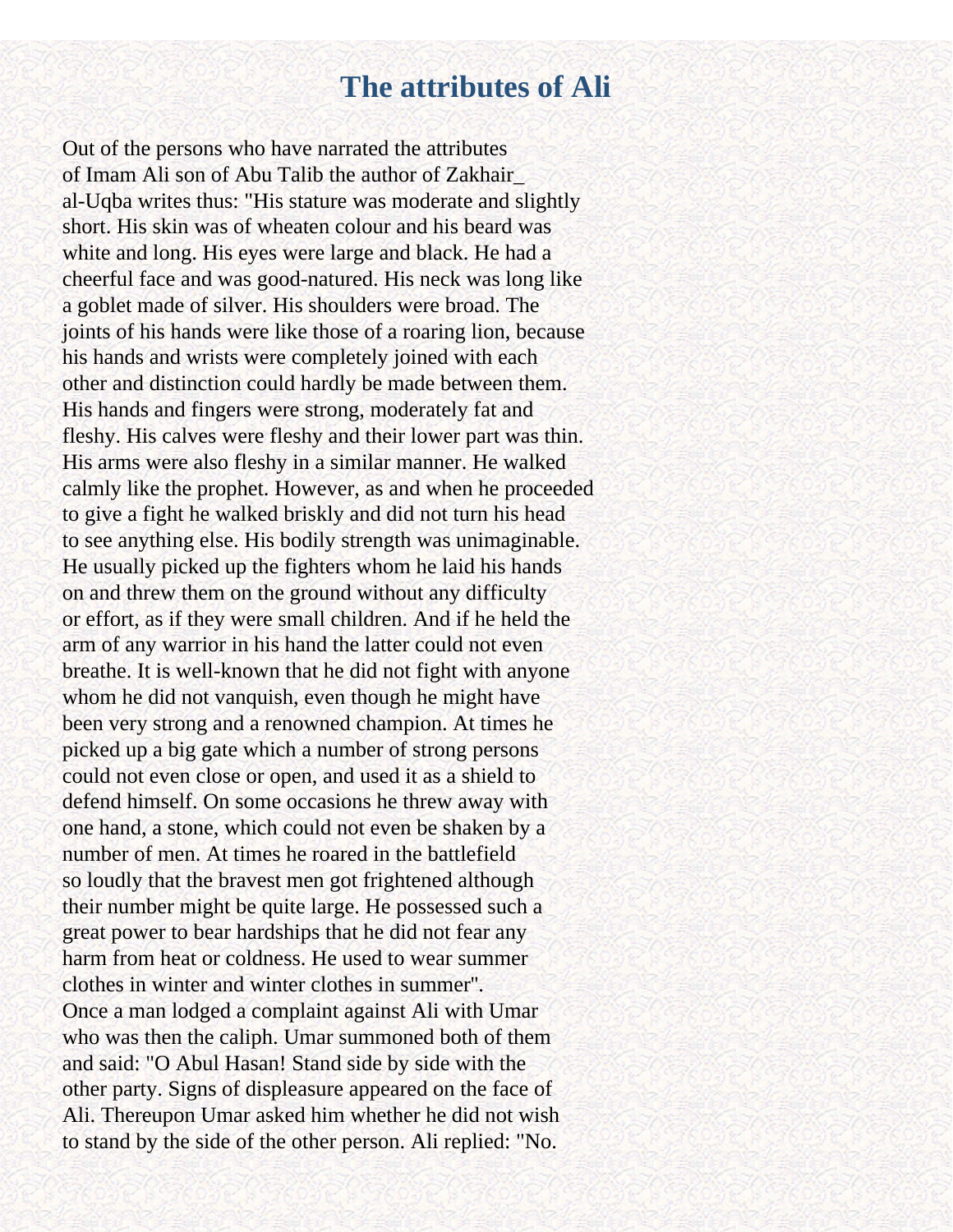# The attributes of Ali

Out of the persons who have narrated the attributes of Imam Ali son of Abu Talib the author of Zakhair_ al-Uqba writes thus: "His stature was moderate and slightly short. His skin was of wheaten colour and his beard was white and long. His eyes were large and black. He had a cheerful face and was good-natured. His neck was long like a goblet made of silver. His shoulders were broad. The joints of his hands were like those of a roaring lion, because his hands and wrists were completely joined with each other and distinction could hardly be made between them. His hands and fingers were strong, moderately fat and fleshy. His calves were fleshy and their lower part was thin. His arms were also fleshy in a similar manner. He walked calmly like the prophet. However, as and when he proceeded to give a fight he walked briskly and did not turn his head to see anything else. His bodily strength was unimaginable. He usually picked up the fighters whom he laid his hands on and threw them on the ground without any difficulty or effort, as if they were small children. And if he held the arm of any warrior in his hand the latter could not even breathe. It is well-known that he did not fight with anyone whom he did not vanquish, even though he might have been very strong and a renowned champion. At times he picked up a big gate which a number of strong persons could not even close or open, and used it as a shield to defend himself. On some occasions he threw away with one hand, a stone, which could not even be shaken by a number of men. At times he roared in the battlefield so loudly that the bravest men got frightened although their number might be quite large. He possessed such a great power to bear hardships that he did not fear any harm from heat or coldness. He used to wear summer clothes in winter and winter clothes in summer".

Once a man lodged a complaint against Ali with Umar who was then the caliph. Umar summoned both of them and said: "O Abul Hasan! Stand side by side with the other party. Signs of displeasure appeared on the face of Ali. Thereupon Umar asked him whether he did not wish to stand by the side of the other person. Ali replied: "No.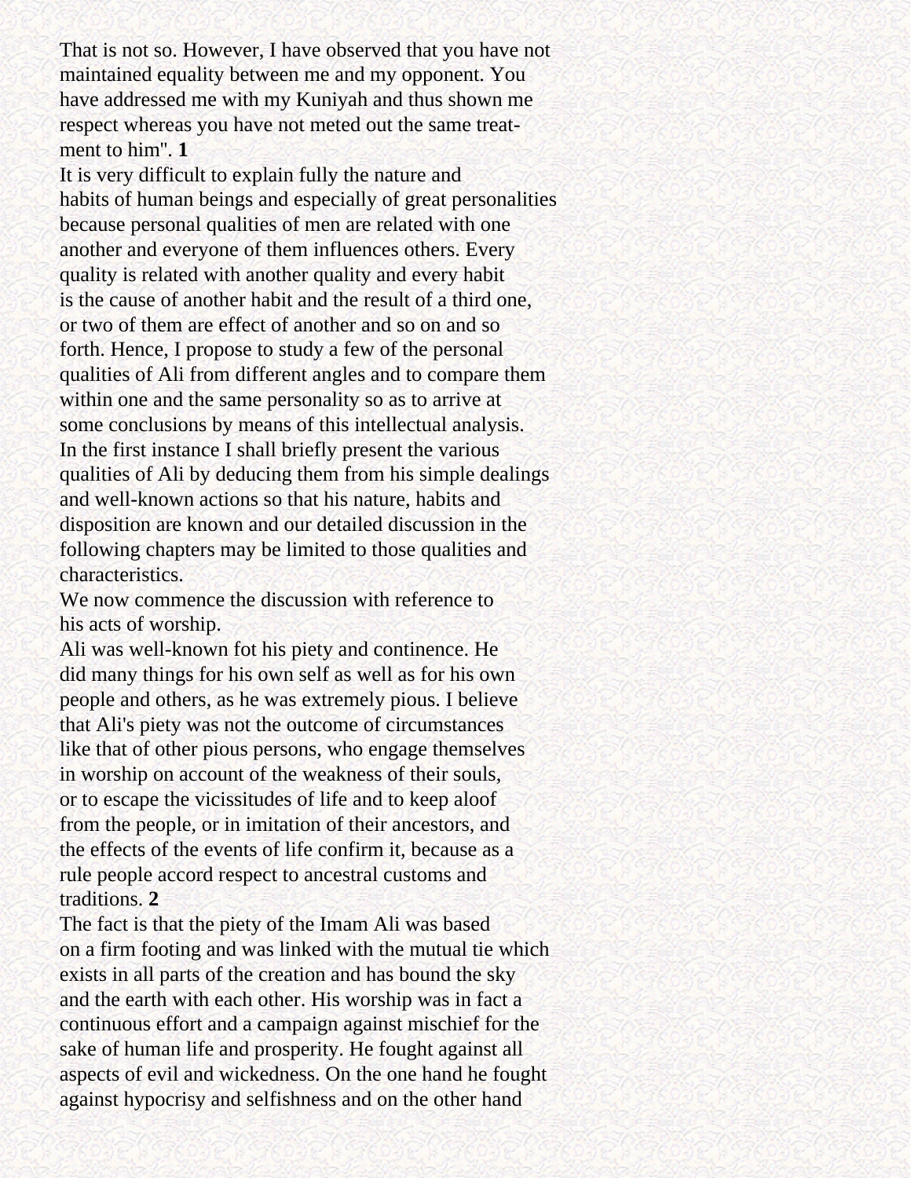That is not so. However, I have observed that you have not maintained equality between me and my opponent. You have addressed me with my Kuniyah and thus shown me respect whereas you have not meted out the same treatment to him". **1**

It is very difficult to explain fully the nature and habits of human beings and especially of great personalities because personal qualities of men are related with one another and everyone of them influences others. Every quality is related with another quality and every habit is the cause of another habit and the result of a third one, or two of them are effect of another and so on and so forth. Hence, I propose to study a few of the personal qualities of Ali from different angles and to compare them within one and the same personality so as to arrive at some conclusions by means of this intellectual analysis. In the first instance I shall briefly present the various qualities of Ali by deducing them from his simple dealings and well-known actions so that his nature, habits and disposition are known and our detailed discussion in the following chapters may be limited to those qualities and characteristics.

We now commence the discussion with reference to his acts of worship.

Ali was well-known fot his piety and continence. He did many things for his own self as well as for his own people and others, as he was extremely pious. I believe that Ali's piety was not the outcome of circumstances like that of other pious persons, who engage themselves in worship on account of the weakness of their souls, or to escape the vicissitudes of life and to keep aloof from the people, or in imitation of their ancestors, and the effects of the events of life confirm it, because as a rule people accord respect to ancestral customs and traditions. **2**

The fact is that the piety of the Imam Ali was based on a firm footing and was linked with the mutual tie which exists in all parts of the creation and has bound the sky and the earth with each other. His worship was in fact a continuous effort and a campaign against mischief for the sake of human life and prosperity. He fought against all aspects of evil and wickedness. On the one hand he fought against hypocrisy and selfishness and on the other hand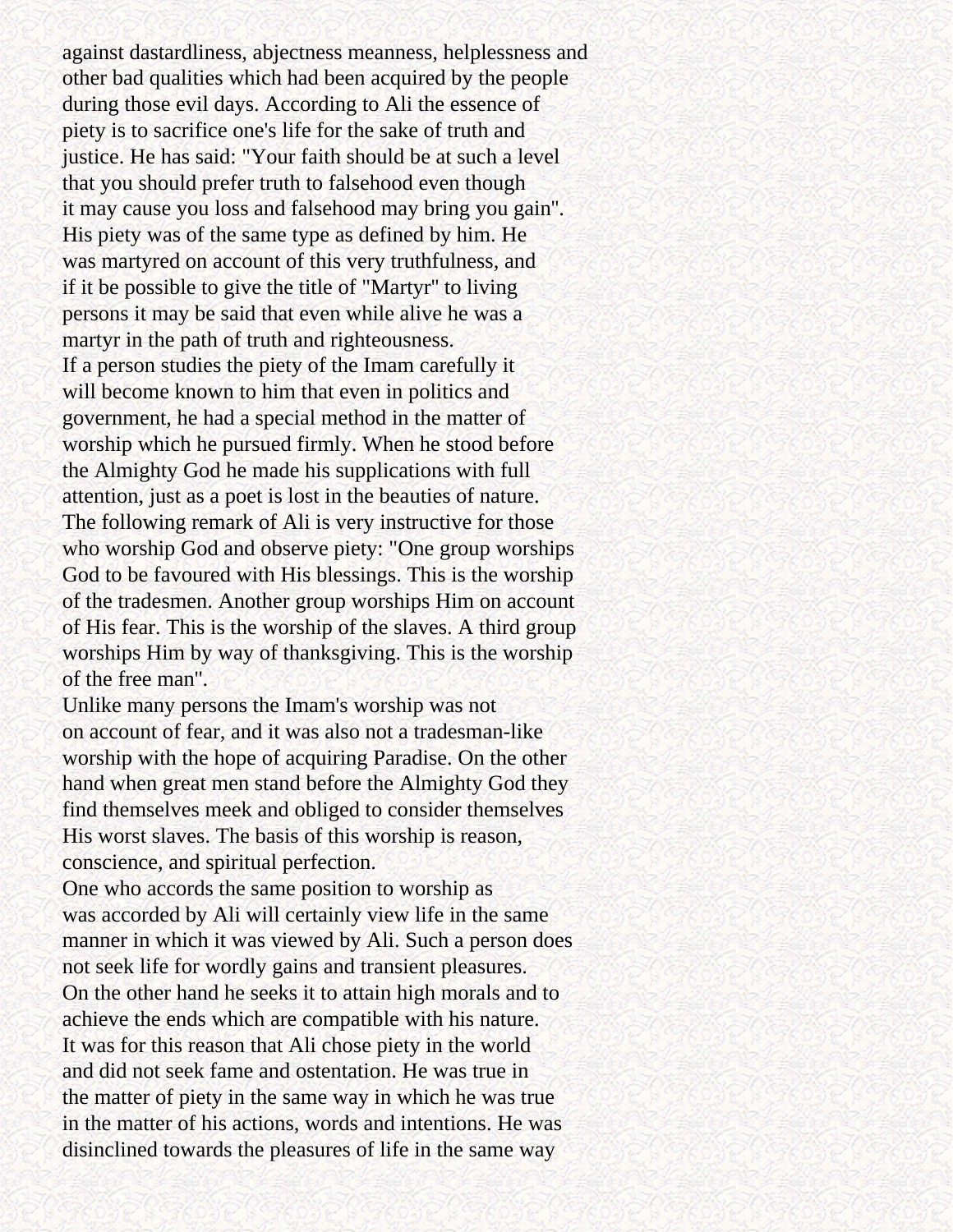against dastardliness, abjectness meanness, helplessness and other bad qualities which had been acquired by the people during those evil days. According to Ali the essence of piety is to sacrifice one's life for the sake of truth and justice. He has said: "Your faith should be at such a level that you should prefer truth to falsehood even though it may cause you loss and falsehood may bring you gain". His piety was of the same type as defined by him. He was martyred on account of this very truthfulness, and if it be possible to give the title of "Martyr" to living persons it may be said that even while alive he was a martyr in the path of truth and righteousness.

If a person studies the piety of the Imam carefully it will become known to him that even in politics and government, he had a special method in the matter of worship which he pursued firmly. When he stood before the Almighty God he made his supplications with full attention, just as a poet is lost in the beauties of nature. The following remark of Ali is very instructive for those who worship God and observe piety: "One group worships God to be favoured with His blessings. This is the worship of the tradesmen. Another group worships Him on account of His fear. This is the worship of the slaves. A third group worships Him by way of thanksgiving. This is the worship of the free man".

Unlike many persons the Imam's worship was not on account of fear, and it was also not a tradesman-like worship with the hope of acquiring Paradise. On the other hand when great men stand before the Almighty God they find themselves meek and obliged to consider themselves His worst slaves. The basis of this worship is reason, conscience, and spiritual perfection.

One who accords the same position to worship as was accorded by Ali will certainly view life in the same manner in which it was viewed by Ali. Such a person does not seek life for wordly gains and transient pleasures. On the other hand he seeks it to attain high morals and to achieve the ends which are compatible with his nature. It was for this reason that Ali chose piety in the world and did not seek fame and ostentation. He was true in the matter of piety in the same way in which he was true in the matter of his actions, words and intentions. He was disinclined towards the pleasures of life in the same way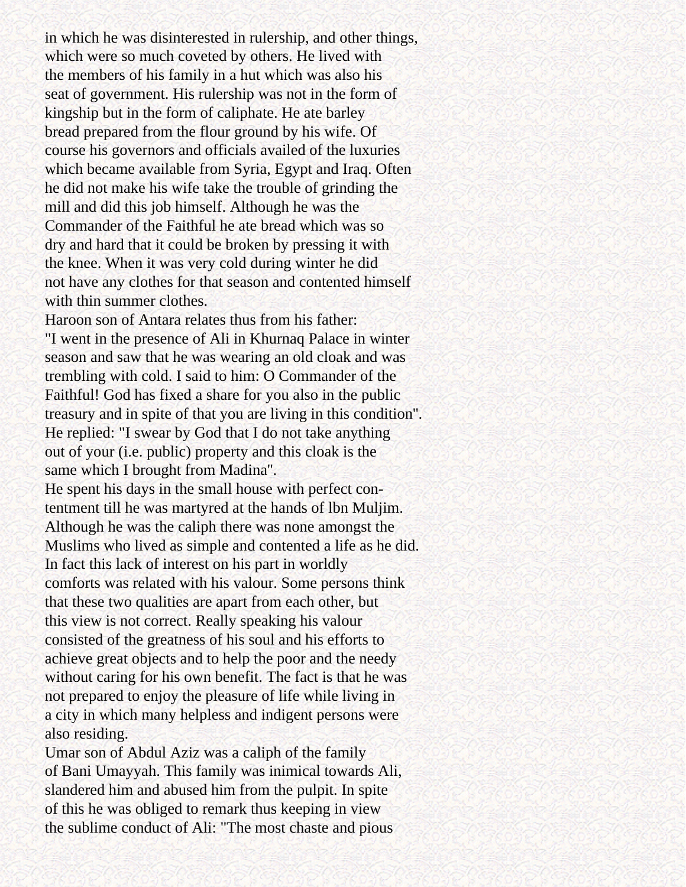in which he was disinterested in rulership, and other things, which were so much coveted by others. He lived with the members of his family in a hut which was also his seat of government. His rulership was not in the form of kingship but in the form of caliphate. He ate barley bread prepared from the flour ground by his wife. Of course his governors and officials availed of the luxuries which became available from Syria, Egypt and Iraq. Often he did not make his wife take the trouble of grinding the mill and did this job himself. Although he was the Commander of the Faithful he ate bread which was so dry and hard that it could be broken by pressing it with the knee. When it was very cold during winter he did not have any clothes for that season and contented himself with thin summer clothes.

Haroon son of Antara relates thus from his father: "I went in the presence of Ali in Khurnaq Palace in winter season and saw that he was wearing an old cloak and was trembling with cold. I said to him: O Commander of the Faithful! God has fixed a share for you also in the public treasury and in spite of that you are living in this condition". He replied: "I swear by God that I do not take anything out of your (i.e. public) property and this cloak is the same which I brought from Madina".

He spent his days in the small house with perfect contentment till he was martyred at the hands of lbn Muljim. Although he was the caliph there was none amongst the Muslims who lived as simple and contented a life as he did. In fact this lack of interest on his part in worldly comforts was related with his valour. Some persons think that these two qualities are apart from each other, but this view is not correct. Really speaking his valour consisted of the greatness of his soul and his efforts to achieve great objects and to help the poor and the needy without caring for his own benefit. The fact is that he was not prepared to enjoy the pleasure of life while living in a city in which many helpless and indigent persons were also residing.

Umar son of Abdul Aziz was a caliph of the family of Bani Umayyah. This family was inimical towards Ali, slandered him and abused him from the pulpit. In spite of this he was obliged to remark thus keeping in view the sublime conduct of Ali: "The most chaste and pious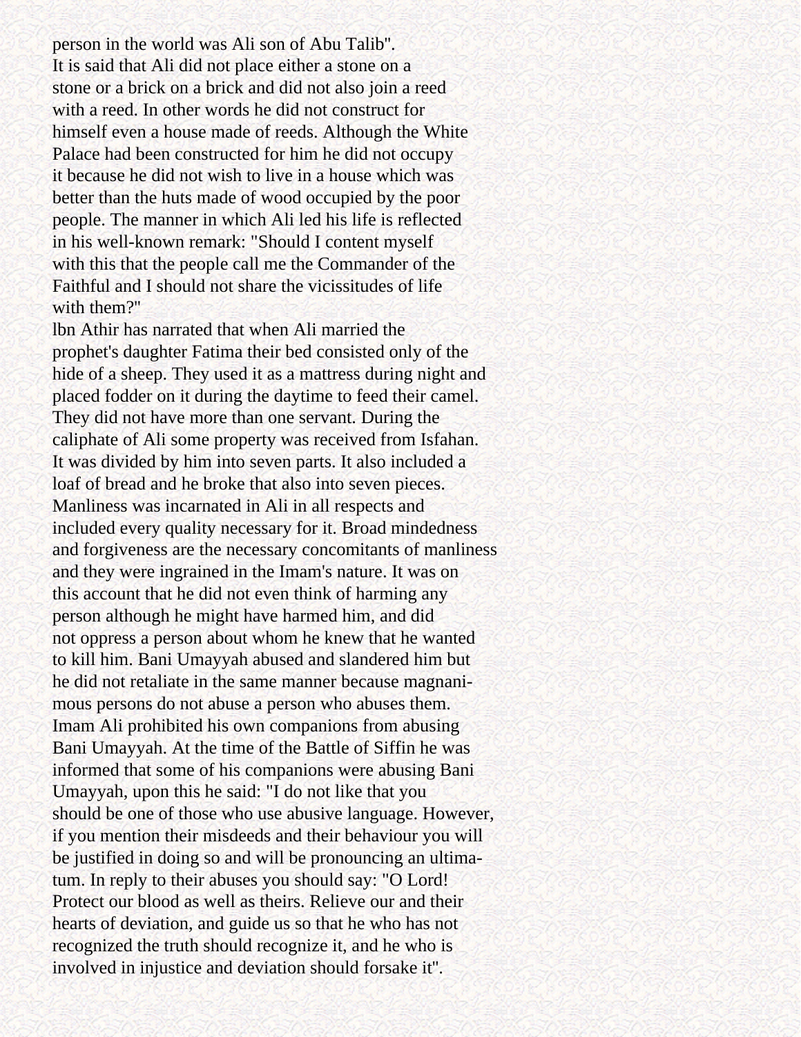person in the world was Ali son of Abu Talib".

It is said that Ali did not place either a stone on a stone or a brick on a brick and did not also join a reed with a reed. In other words he did not construct for himself even a house made of reeds. Although the White Palace had been constructed for him he did not occupy it because he did not wish to live in a house which was better than the huts made of wood occupied by the poor people. The manner in which Ali led his life is reflected in his well-known remark: "Should I content myself with this that the people call me the Commander of the Faithful and I should not share the vicissitudes of life with them?"

lbn Athir has narrated that when Ali married the prophet's daughter Fatima their bed consisted only of the hide of a sheep. They used it as a mattress during night and placed fodder on it during the daytime to feed their camel. They did not have more than one servant. During the caliphate of Ali some property was received from Isfahan. It was divided by him into seven parts. It also included a loaf of bread and he broke that also into seven pieces.

Manliness was incarnated in Ali in all respects and included every quality necessary for it. Broad mindedness and forgiveness are the necessary concomitants of manliness and they were ingrained in the Imam's nature. It was on this account that he did not even think of harming any person although he might have harmed him, and did not oppress a person about whom he knew that he wanted to kill him. Bani Umayyah abused and slandered him but he did not retaliate in the same manner because magnanimous persons do not abuse a person who abuses them. Imam Ali prohibited his own companions from abusing Bani Umayyah. At the time of the Battle of Siffin he was informed that some of his companions were abusing Bani Umayyah, upon this he said: "I do not like that you should be one of those who use abusive language. However, if you mention their misdeeds and their behaviour you will be justified in doing so and will be pronouncing an ultimatum. In reply to their abuses you should say: "O Lord! Protect our blood as well as theirs. Relieve our and their hearts of deviation, and guide us so that he who has not recognized the truth should recognize it, and he who is involved in injustice and deviation should forsake it".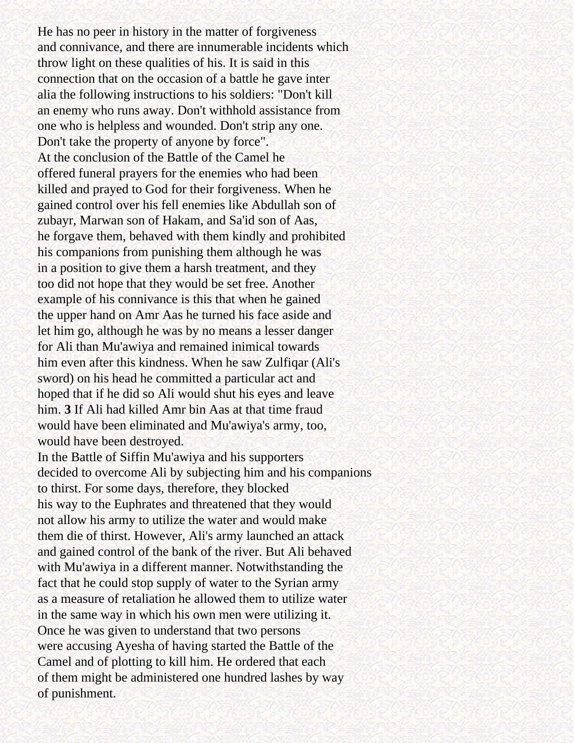He has no peer in history in the matter of forgiveness and connivance, and there are innumerable incidents which throw light on these qualities of his. It is said in this connection that on the occasion of a battle he gave inter alia the following instructions to his soldiers: "Don't kill an enemy who runs away. Don't withhold assistance from one who is helpless and wounded. Don't strip any one. Don't take the property of anyone by force".

At the conclusion of the Battle of the Camel he offered funeral prayers for the enemies who had been killed and prayed to God for their forgiveness. When he gained control over his fell enemies like Abdullah son of zubayr, Marwan son of Hakam, and Sa'id son of Aas, he forgave them, behaved with them kindly and prohibited his companions from punishing them although he was in a position to give them a harsh treatment, and they too did not hope that they would be set free. Another example of his connivance is this that when he gained the upper hand on Amr Aas he turned his face aside and let him go, although he was by no means a lesser danger for Ali than Mu'awiya and remained inimical towards him even after this kindness. When he saw Zulfiqar (Ali's sword) on his head he committed a particular act and hoped that if he did so Ali would shut his eyes and leave him. **3** If Ali had killed Amr bin Aas at that time fraud would have been eliminated and Mu'awiya's army, too, would have been destroyed.

In the Battle of Siffin Mu'awiya and his supporters decided to overcome Ali by subjecting him and his companions to thirst. For some days, therefore, they blocked his way to the Euphrates and threatened that they would not allow his army to utilize the water and would make them die of thirst. However, Ali's army launched an attack and gained control of the bank of the river. But Ali behaved with Mu'awiya in a different manner. Notwithstanding the fact that he could stop supply of water to the Syrian army as a measure of retaliation he allowed them to utilize water in the same way in which his own men were utilizing it.

Once he was given to understand that two persons were accusing Ayesha of having started the Battle of the Camel and of plotting to kill him. He ordered that each of them might be administered one hundred lashes by way of punishment.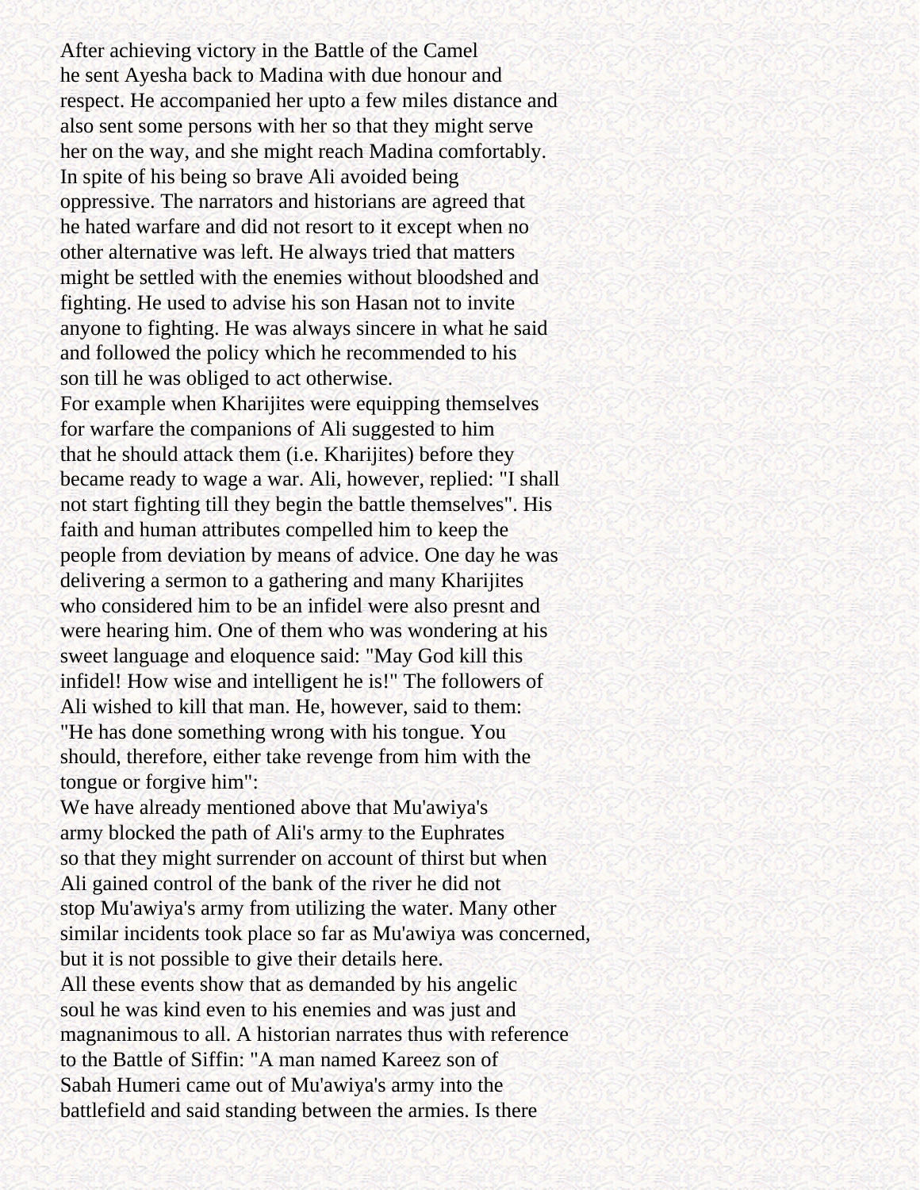After achieving victory in the Battle of the Camel he sent Ayesha back to Madina with due honour and respect. He accompanied her upto a few miles distance and also sent some persons with her so that they might serve her on the way, and she might reach Madina comfortably.
In spite of his being so brave Ali avoided being oppressive. The narrators and historians are agreed that he hated warfare and did not resort to it except when no other alternative was left. He always tried that matters might be settled with the enemies without bloodshed and fighting. He used to advise his son Hasan not to invite anyone to fighting. He was always sincere in what he said and followed the policy which he recommended to his son till he was obliged to act otherwise.
For example when Kharijites were equipping themselves for warfare the companions of Ali suggested to him that he should attack them (i.e. Kharijites) before they became ready to wage a war. Ali, however, replied: "I shall not start fighting till they begin the battle themselves". His faith and human attributes compelled him to keep the people from deviation by means of advice. One day he was delivering a sermon to a gathering and many Kharijites who considered him to be an infidel were also presnt and were hearing him. One of them who was wondering at his sweet language and eloquence said: "May God kill this infidel! How wise and intelligent he is!" The followers of Ali wished to kill that man. He, however, said to them: "He has done something wrong with his tongue. You should, therefore, either take revenge from him with the tongue or forgive him":
We have already mentioned above that Mu'awiya's army blocked the path of Ali's army to the Euphrates so that they might surrender on account of thirst but when Ali gained control of the bank of the river he did not stop Mu'awiya's army from utilizing the water. Many other similar incidents took place so far as Mu'awiya was concerned, but it is not possible to give their details here.
All these events show that as demanded by his angelic soul he was kind even to his enemies and was just and magnanimous to all. A historian narrates thus with reference to the Battle of Siffin: "A man named Kareez son of Sabah Humeri came out of Mu'awiya's army into the battlefield and said standing between the armies. Is there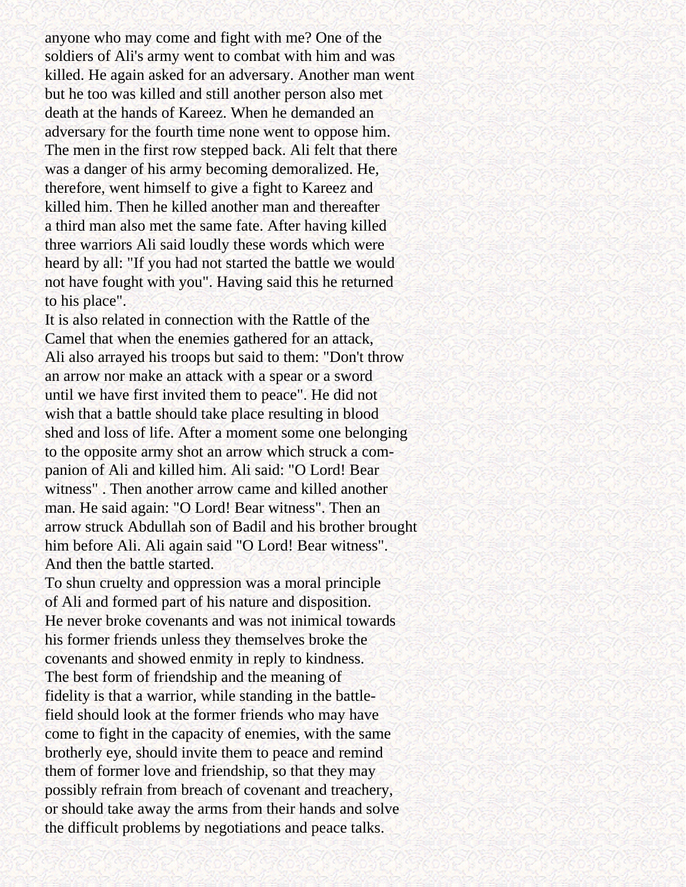anyone who may come and fight with me? One of the soldiers of Ali's army went to combat with him and was killed. He again asked for an adversary. Another man went but he too was killed and still another person also met death at the hands of Kareez. When he demanded an adversary for the fourth time none went to oppose him. The men in the first row stepped back. Ali felt that there was a danger of his army becoming demoralized. He, therefore, went himself to give a fight to Kareez and killed him. Then he killed another man and thereafter a third man also met the same fate. After having killed three warriors Ali said loudly these words which were heard by all: "If you had not started the battle we would not have fought with you". Having said this he returned to his place".

It is also related in connection with the Rattle of the Camel that when the enemies gathered for an attack, Ali also arrayed his troops but said to them: "Don't throw an arrow nor make an attack with a spear or a sword until we have first invited them to peace". He did not wish that a battle should take place resulting in blood shed and loss of life. After a moment some one belonging to the opposite army shot an arrow which struck a companion of Ali and killed him. Ali said: "O Lord! Bear witness" . Then another arrow came and killed another man. He said again: "O Lord! Bear witness". Then an arrow struck Abdullah son of Badil and his brother brought him before Ali. Ali again said "O Lord! Bear witness". And then the battle started.

To shun cruelty and oppression was a moral principle of Ali and formed part of his nature and disposition. He never broke covenants and was not inimical towards his former friends unless they themselves broke the covenants and showed enmity in reply to kindness. The best form of friendship and the meaning of fidelity is that a warrior, while standing in the battlefield should look at the former friends who may have come to fight in the capacity of enemies, with the same brotherly eye, should invite them to peace and remind them of former love and friendship, so that they may possibly refrain from breach of covenant and treachery, or should take away the arms from their hands and solve the difficult problems by negotiations and peace talks.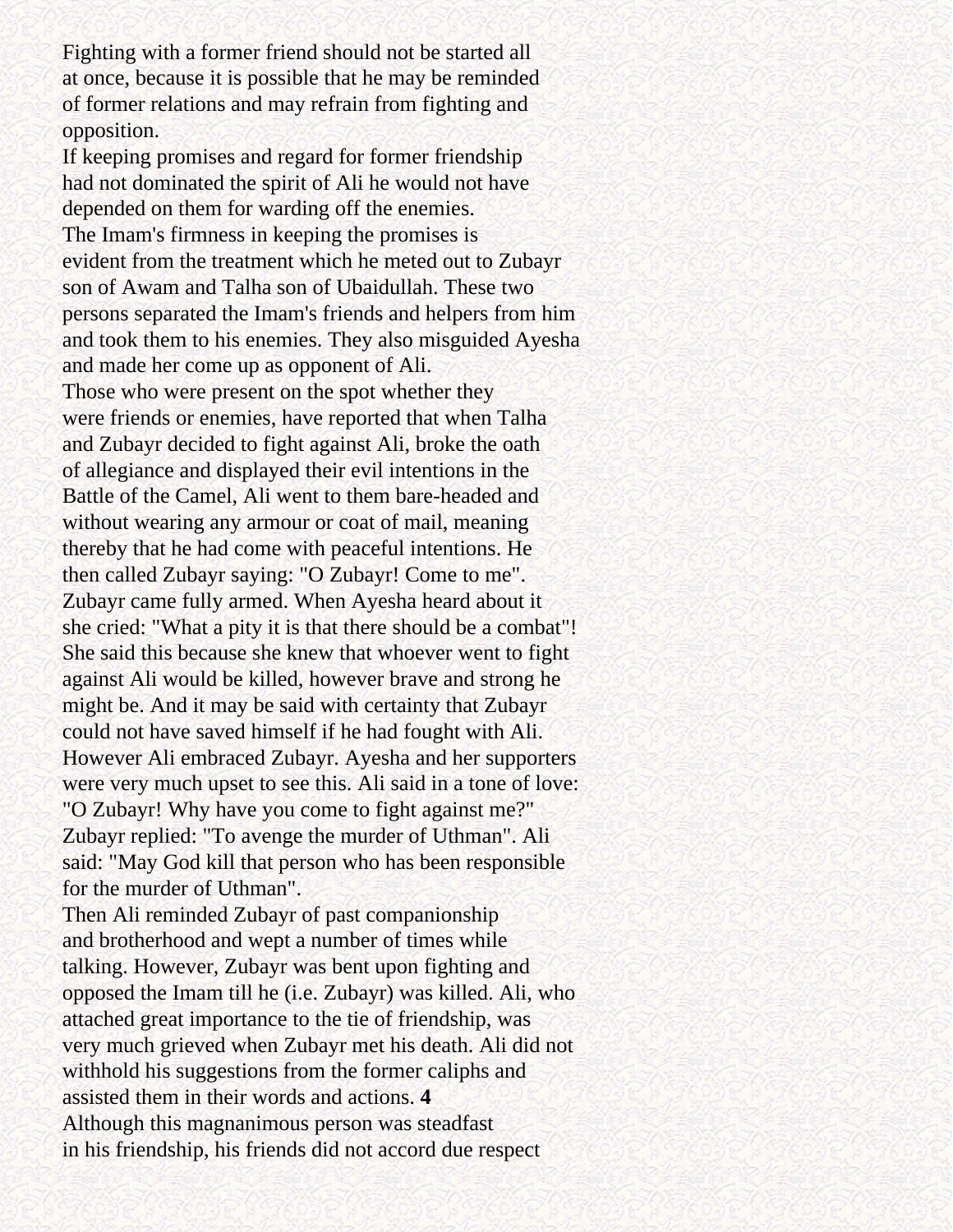Fighting with a former friend should not be started all at once, because it is possible that he may be reminded of former relations and may refrain from fighting and opposition.

If keeping promises and regard for former friendship had not dominated the spirit of Ali he would not have depended on them for warding off the enemies.

The Imam's firmness in keeping the promises is evident from the treatment which he meted out to Zubayr son of Awam and Talha son of Ubaidullah. These two persons separated the Imam's friends and helpers from him and took them to his enemies. They also misguided Ayesha and made her come up as opponent of Ali.

Those who were present on the spot whether they were friends or enemies, have reported that when Talha and Zubayr decided to fight against Ali, broke the oath of allegiance and displayed their evil intentions in the Battle of the Camel, Ali went to them bare-headed and without wearing any armour or coat of mail, meaning thereby that he had come with peaceful intentions. He then called Zubayr saying: "O Zubayr! Come to me". Zubayr came fully armed. When Ayesha heard about it she cried: "What a pity it is that there should be a combat"! She said this because she knew that whoever went to fight against Ali would be killed, however brave and strong he might be. And it may be said with certainty that Zubayr could not have saved himself if he had fought with Ali. However Ali embraced Zubayr. Ayesha and her supporters were very much upset to see this. Ali said in a tone of love: "O Zubayr! Why have you come to fight against me?" Zubayr replied: "To avenge the murder of Uthman". Ali said: "May God kill that person who has been responsible for the murder of Uthman".

Then Ali reminded Zubayr of past companionship and brotherhood and wept a number of times while talking. However, Zubayr was bent upon fighting and opposed the Imam till he (i.e. Zubayr) was killed. Ali, who attached great importance to the tie of friendship, was very much grieved when Zubayr met his death. Ali did not withhold his suggestions from the former caliphs and assisted them in their words and actions. **4**

Although this magnanimous person was steadfast in his friendship, his friends did not accord due respect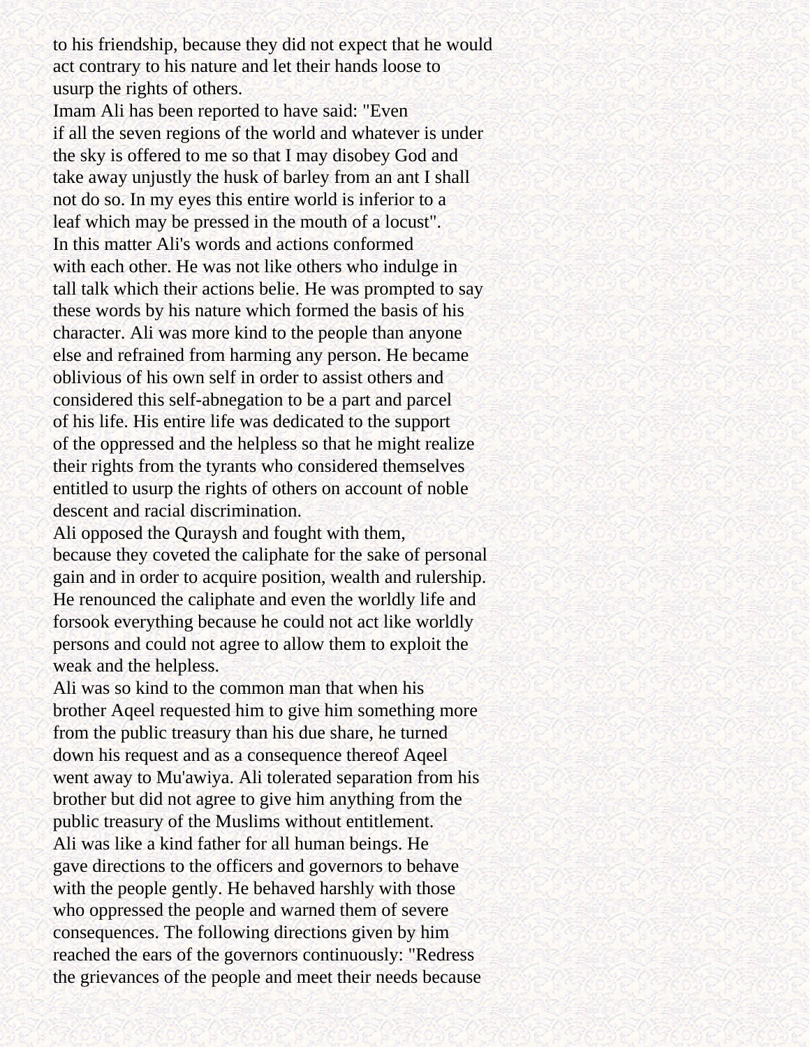to his friendship, because they did not expect that he would act contrary to his nature and let their hands loose to usurp the rights of others.

Imam Ali has been reported to have said: "Even if all the seven regions of the world and whatever is under the sky is offered to me so that I may disobey God and take away unjustly the husk of barley from an ant I shall not do so. In my eyes this entire world is inferior to a leaf which may be pressed in the mouth of a locust".

In this matter Ali's words and actions conformed with each other. He was not like others who indulge in tall talk which their actions belie. He was prompted to say these words by his nature which formed the basis of his character. Ali was more kind to the people than anyone else and refrained from harming any person. He became oblivious of his own self in order to assist others and considered this self-abnegation to be a part and parcel of his life. His entire life was dedicated to the support of the oppressed and the helpless so that he might realize their rights from the tyrants who considered themselves entitled to usurp the rights of others on account of noble descent and racial discrimination.

Ali opposed the Quraysh and fought with them, because they coveted the caliphate for the sake of personal gain and in order to acquire position, wealth and rulership. He renounced the caliphate and even the worldly life and forsook everything because he could not act like worldly persons and could not agree to allow them to exploit the weak and the helpless.

Ali was so kind to the common man that when his brother Aqeel requested him to give him something more from the public treasury than his due share, he turned down his request and as a consequence thereof Aqeel went away to Mu'awiya. Ali tolerated separation from his brother but did not agree to give him anything from the public treasury of the Muslims without entitlement.

Ali was like a kind father for all human beings. He gave directions to the officers and governors to behave with the people gently. He behaved harshly with those who oppressed the people and warned them of severe consequences. The following directions given by him reached the ears of the governors continuously: "Redress the grievances of the people and meet their needs because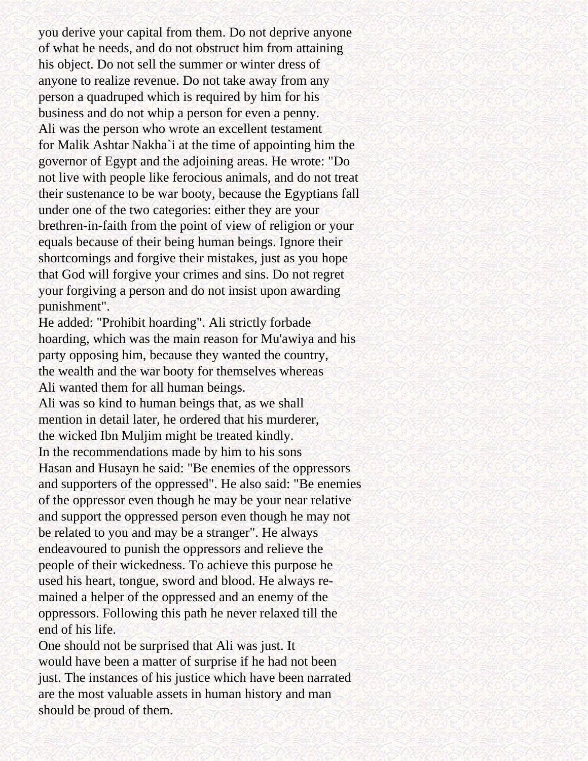you derive your capital from them. Do not deprive anyone of what he needs, and do not obstruct him from attaining his object. Do not sell the summer or winter dress of anyone to realize revenue. Do not take away from any person a quadruped which is required by him for his business and do not whip a person for even a penny.

Ali was the person who wrote an excellent testament for Malik Ashtar Nakha`i at the time of appointing him the governor of Egypt and the adjoining areas. He wrote: "Do not live with people like ferocious animals, and do not treat their sustenance to be war booty, because the Egyptians fall under one of the two categories: either they are your brethren-in-faith from the point of view of religion or your equals because of their being human beings. Ignore their shortcomings and forgive their mistakes, just as you hope that God will forgive your crimes and sins. Do not regret your forgiving a person and do not insist upon awarding punishment".

He added: "Prohibit hoarding". Ali strictly forbade hoarding, which was the main reason for Mu'awiya and his party opposing him, because they wanted the country, the wealth and the war booty for themselves whereas Ali wanted them for all human beings.

Ali was so kind to human beings that, as we shall mention in detail later, he ordered that his murderer, the wicked Ibn Muljim might be treated kindly.

In the recommendations made by him to his sons Hasan and Husayn he said: "Be enemies of the oppressors and supporters of the oppressed". He also said: "Be enemies of the oppressor even though he may be your near relative and support the oppressed person even though he may not be related to you and may be a stranger". He always endeavoured to punish the oppressors and relieve the people of their wickedness. To achieve this purpose he used his heart, tongue, sword and blood. He always remained a helper of the oppressed and an enemy of the oppressors. Following this path he never relaxed till the end of his life.

One should not be surprised that Ali was just. It would have been a matter of surprise if he had not been just. The instances of his justice which have been narrated are the most valuable assets in human history and man should be proud of them.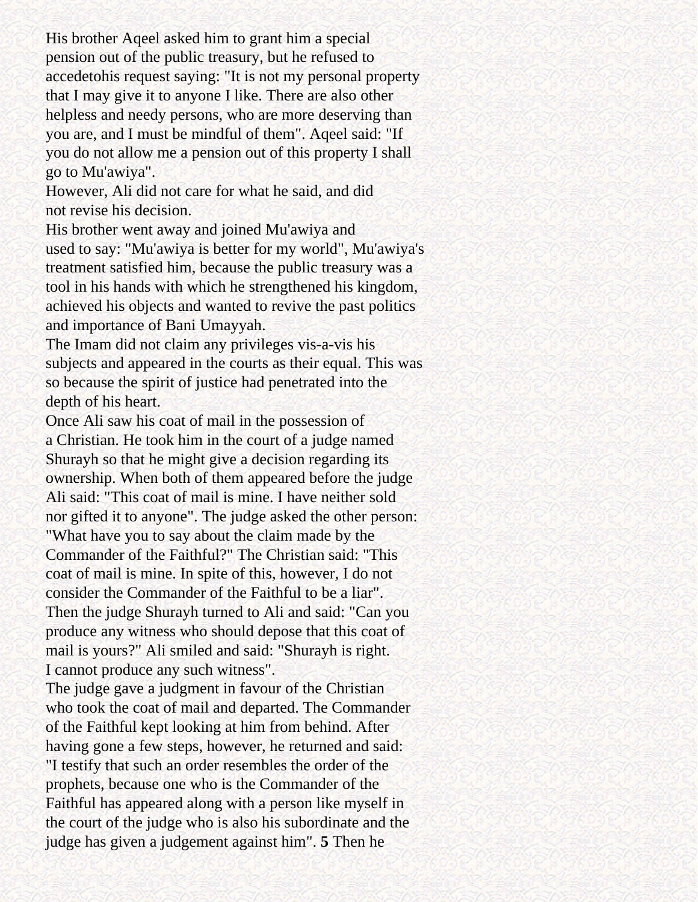His brother Aqeel asked him to grant him a special pension out of the public treasury, but he refused to accedetohis request saying: "It is not my personal property that I may give it to anyone I like. There are also other helpless and needy persons, who are more deserving than you are, and I must be mindful of them". Aqeel said: "If you do not allow me a pension out of this property I shall go to Mu'awiya".

However, Ali did not care for what he said, and did not revise his decision.

His brother went away and joined Mu'awiya and used to say: "Mu'awiya is better for my world", Mu'awiya's treatment satisfied him, because the public treasury was a tool in his hands with which he strengthened his kingdom, achieved his objects and wanted to revive the past politics and importance of Bani Umayyah.

The Imam did not claim any privileges vis-a-vis his subjects and appeared in the courts as their equal. This was so because the spirit of justice had penetrated into the depth of his heart.

Once Ali saw his coat of mail in the possession of a Christian. He took him in the court of a judge named Shurayh so that he might give a decision regarding its ownership. When both of them appeared before the judge Ali said: "This coat of mail is mine. I have neither sold nor gifted it to anyone". The judge asked the other person: "What have you to say about the claim made by the Commander of the Faithful?" The Christian said: "This coat of mail is mine. In spite of this, however, I do not consider the Commander of the Faithful to be a liar". Then the judge Shurayh turned to Ali and said: "Can you produce any witness who should depose that this coat of mail is yours?" Ali smiled and said: "Shurayh is right. I cannot produce any such witness".

The judge gave a judgment in favour of the Christian who took the coat of mail and departed. The Commander of the Faithful kept looking at him from behind. After having gone a few steps, however, he returned and said: "I testify that such an order resembles the order of the prophets, because one who is the Commander of the Faithful has appeared along with a person like myself in the court of the judge who is also his subordinate and the judge has given a judgement against him". **5** Then he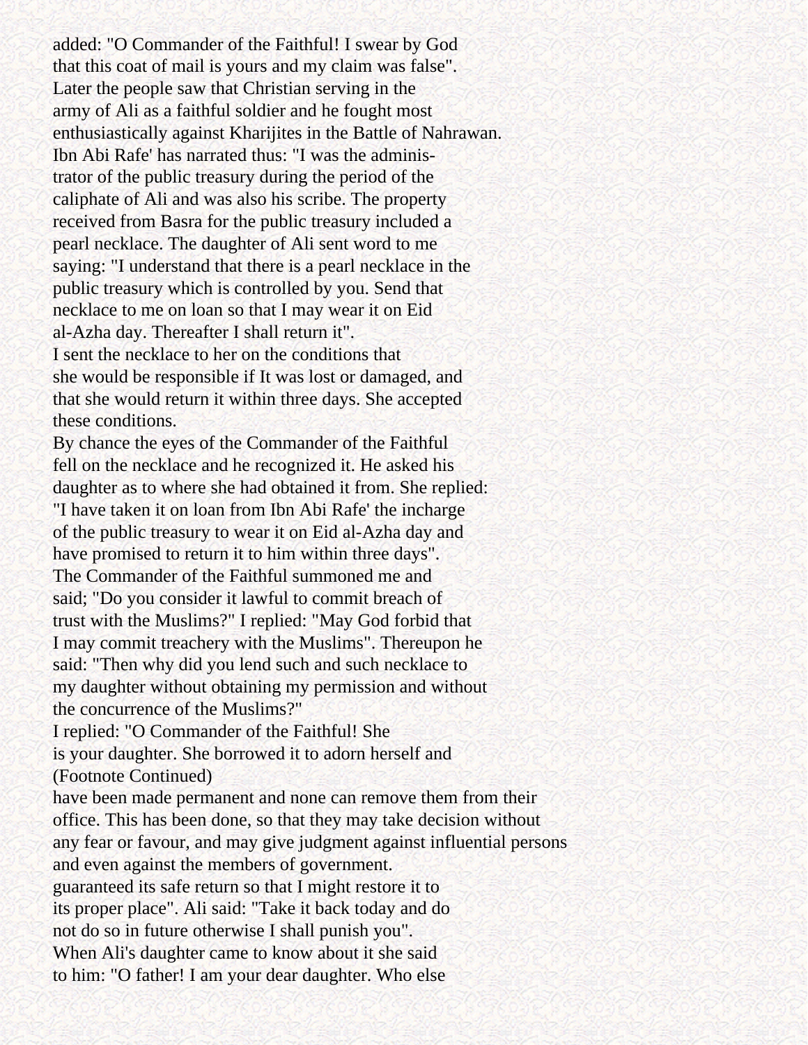added: "O Commander of the Faithful! I swear by God that this coat of mail is yours and my claim was false". Later the people saw that Christian serving in the army of Ali as a faithful soldier and he fought most enthusiastically against Kharijites in the Battle of Nahrawan.

Ibn Abi Rafe' has narrated thus: "I was the administrator of the public treasury during the period of the caliphate of Ali and was also his scribe. The property received from Basra for the public treasury included a pearl necklace. The daughter of Ali sent word to me saying: "I understand that there is a pearl necklace in the public treasury which is controlled by you. Send that necklace to me on loan so that I may wear it on Eid al-Azha day. Thereafter I shall return it".

I sent the necklace to her on the conditions that she would be responsible if It was lost or damaged, and that she would return it within three days. She accepted these conditions.

By chance the eyes of the Commander of the Faithful fell on the necklace and he recognized it. He asked his daughter as to where she had obtained it from. She replied: "I have taken it on loan from Ibn Abi Rafe' the incharge of the public treasury to wear it on Eid al-Azha day and have promised to return it to him within three days".

The Commander of the Faithful summoned me and said; "Do you consider it lawful to commit breach of trust with the Muslims?" I replied: "May God forbid that I may commit treachery with the Muslims". Thereupon he said: "Then why did you lend such and such necklace to my daughter without obtaining my permission and without the concurrence of the Muslims?"

I replied: "O Commander of the Faithful! She is your daughter. She borrowed it to adorn herself and guaranteed its safe return so that I might restore it to its proper place". Ali said: "Take it back today and do not do so in future otherwise I shall punish you".

When Ali's daughter came to know about it she said to him: "O father! I am your dear daughter. Who else

(Footnote Continued)

have been made permanent and none can remove them from their office. This has been done, so that they may take decision without any fear or favour, and may give judgment against influential persons and even against the members of government.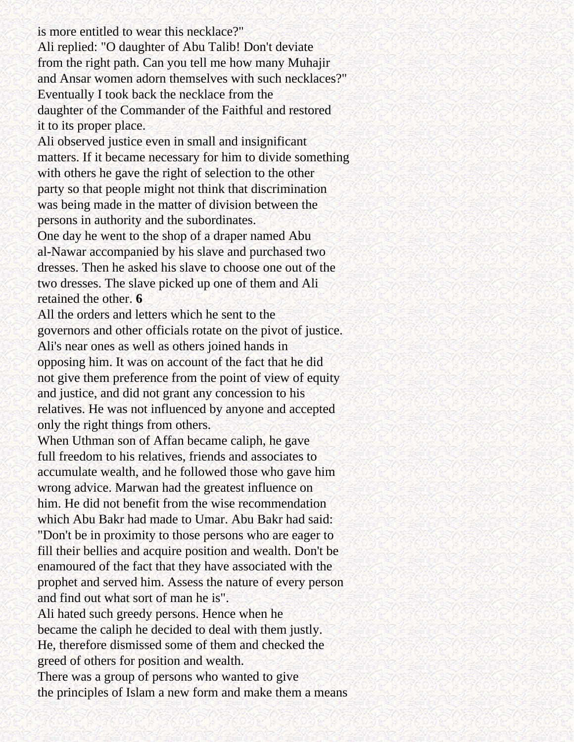is more entitled to wear this necklace?"

Ali replied: "O daughter of Abu Talib! Don't deviate from the right path. Can you tell me how many Muhajir and Ansar women adorn themselves with such necklaces?"

Eventually I took back the necklace from the daughter of the Commander of the Faithful and restored it to its proper place.

Ali observed justice even in small and insignificant matters. If it became necessary for him to divide something with others he gave the right of selection to the other party so that people might not think that discrimination was being made in the matter of division between the persons in authority and the subordinates.

One day he went to the shop of a draper named Abu al-Nawar accompanied by his slave and purchased two dresses. Then he asked his slave to choose one out of the two dresses. The slave picked up one of them and Ali retained the other. **6**

All the orders and letters which he sent to the governors and other officials rotate on the pivot of justice. Ali's near ones as well as others joined hands in opposing him. It was on account of the fact that he did not give them preference from the point of view of equity and justice, and did not grant any concession to his relatives. He was not influenced by anyone and accepted only the right things from others.

When Uthman son of Affan became caliph, he gave full freedom to his relatives, friends and associates to accumulate wealth, and he followed those who gave him wrong advice. Marwan had the greatest influence on him. He did not benefit from the wise recommendation which Abu Bakr had made to Umar. Abu Bakr had said: "Don't be in proximity to those persons who are eager to fill their bellies and acquire position and wealth. Don't be enamoured of the fact that they have associated with the prophet and served him. Assess the nature of every person and find out what sort of man he is".

Ali hated such greedy persons. Hence when he became the caliph he decided to deal with them justly. He, therefore dismissed some of them and checked the greed of others for position and wealth.

There was a group of persons who wanted to give the principles of Islam a new form and make them a means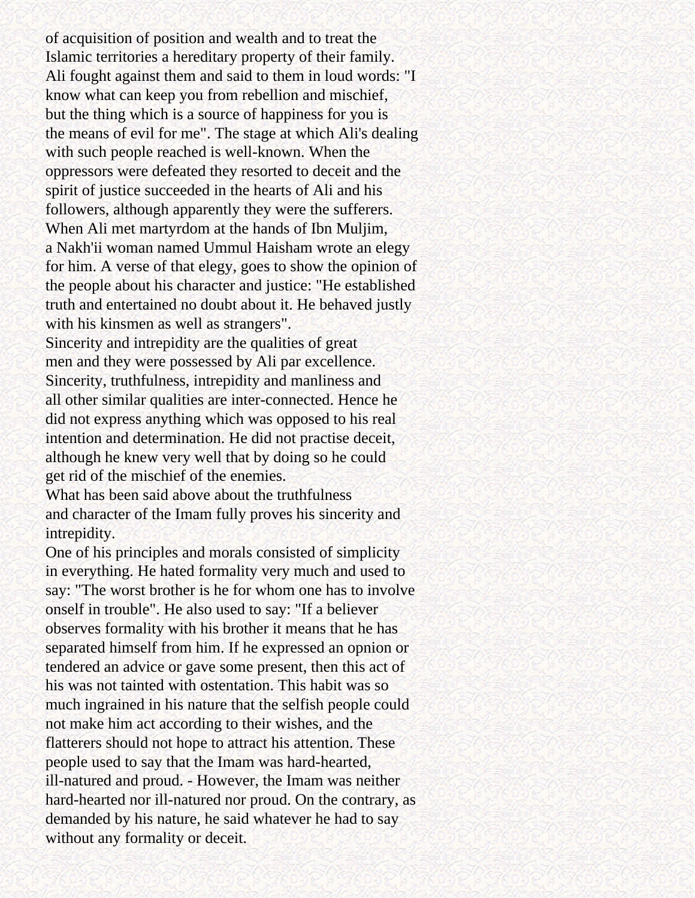of acquisition of position and wealth and to treat the Islamic territories a hereditary property of their family. Ali fought against them and said to them in loud words: "I know what can keep you from rebellion and mischief, but the thing which is a source of happiness for you is the means of evil for me". The stage at which Ali's dealing with such people reached is well-known. When the oppressors were defeated they resorted to deceit and the spirit of justice succeeded in the hearts of Ali and his followers, although apparently they were the sufferers. When Ali met martyrdom at the hands of Ibn Muljim, a Nakh'ii woman named Ummul Haisham wrote an elegy for him. A verse of that elegy, goes to show the opinion of the people about his character and justice: "He established truth and entertained no doubt about it. He behaved justly with his kinsmen as well as strangers".

Sincerity and intrepidity are the qualities of great men and they were possessed by Ali par excellence. Sincerity, truthfulness, intrepidity and manliness and all other similar qualities are inter-connected. Hence he did not express anything which was opposed to his real intention and determination. He did not practise deceit, although he knew very well that by doing so he could get rid of the mischief of the enemies.

What has been said above about the truthfulness and character of the Imam fully proves his sincerity and intrepidity.

One of his principles and morals consisted of simplicity in everything. He hated formality very much and used to say: "The worst brother is he for whom one has to involve onself in trouble". He also used to say: "If a believer observes formality with his brother it means that he has separated himself from him. If he expressed an opnion or tendered an advice or gave some present, then this act of his was not tainted with ostentation. This habit was so much ingrained in his nature that the selfish people could not make him act according to their wishes, and the flatterers should not hope to attract his attention. These people used to say that the Imam was hard-hearted, ill-natured and proud. - However, the Imam was neither hard-hearted nor ill-natured nor proud. On the contrary, as demanded by his nature, he said whatever he had to say without any formality or deceit.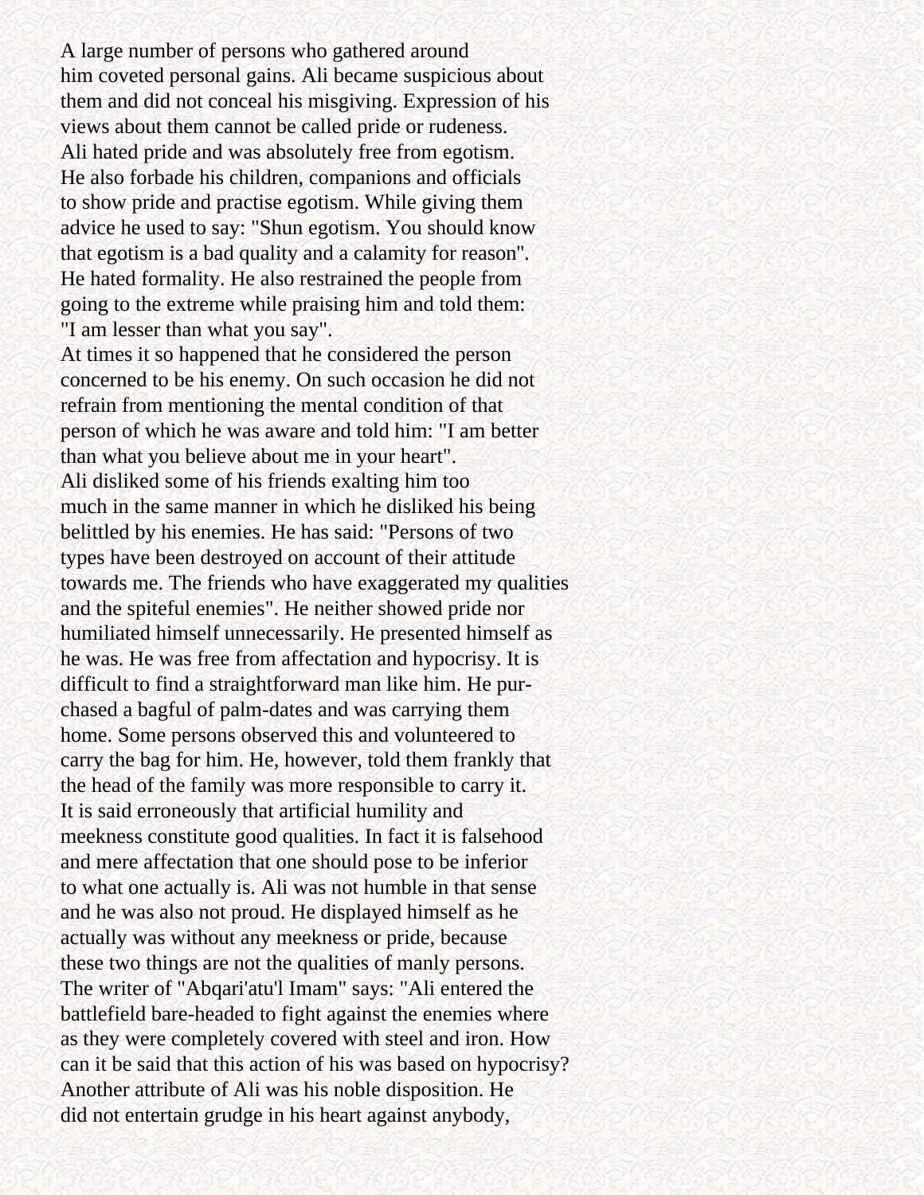A large number of persons who gathered around him coveted personal gains. Ali became suspicious about them and did not conceal his misgiving. Expression of his views about them cannot be called pride or rudeness. Ali hated pride and was absolutely free from egotism. He also forbade his children, companions and officials to show pride and practise egotism. While giving them advice he used to say: "Shun egotism. You should know that egotism is a bad quality and a calamity for reason". He hated formality. He also restrained the people from going to the extreme while praising him and told them: "I am lesser than what you say".

At times it so happened that he considered the person concerned to be his enemy. On such occasion he did not refrain from mentioning the mental condition of that person of which he was aware and told him: "I am better than what you believe about me in your heart".

Ali disliked some of his friends exalting him too much in the same manner in which he disliked his being belittled by his enemies. He has said: "Persons of two types have been destroyed on account of their attitude towards me. The friends who have exaggerated my qualities and the spiteful enemies". He neither showed pride nor humiliated himself unnecessarily. He presented himself as he was. He was free from affectation and hypocrisy. It is difficult to find a straightforward man like him. He purchased a bagful of palm-dates and was carrying them home. Some persons observed this and volunteered to carry the bag for him. He, however, told them frankly that the head of the family was more responsible to carry it.

It is said erroneously that artificial humility and meekness constitute good qualities. In fact it is falsehood and mere affectation that one should pose to be inferior to what one actually is. Ali was not humble in that sense and he was also not proud. He displayed himself as he actually was without any meekness or pride, because these two things are not the qualities of manly persons.

The writer of "Abqari'atu'l Imam" says: "Ali entered the battlefield bare-headed to fight against the enemies where as they were completely covered with steel and iron. How can it be said that this action of his was based on hypocrisy?

Another attribute of Ali was his noble disposition. He did not entertain grudge in his heart against anybody,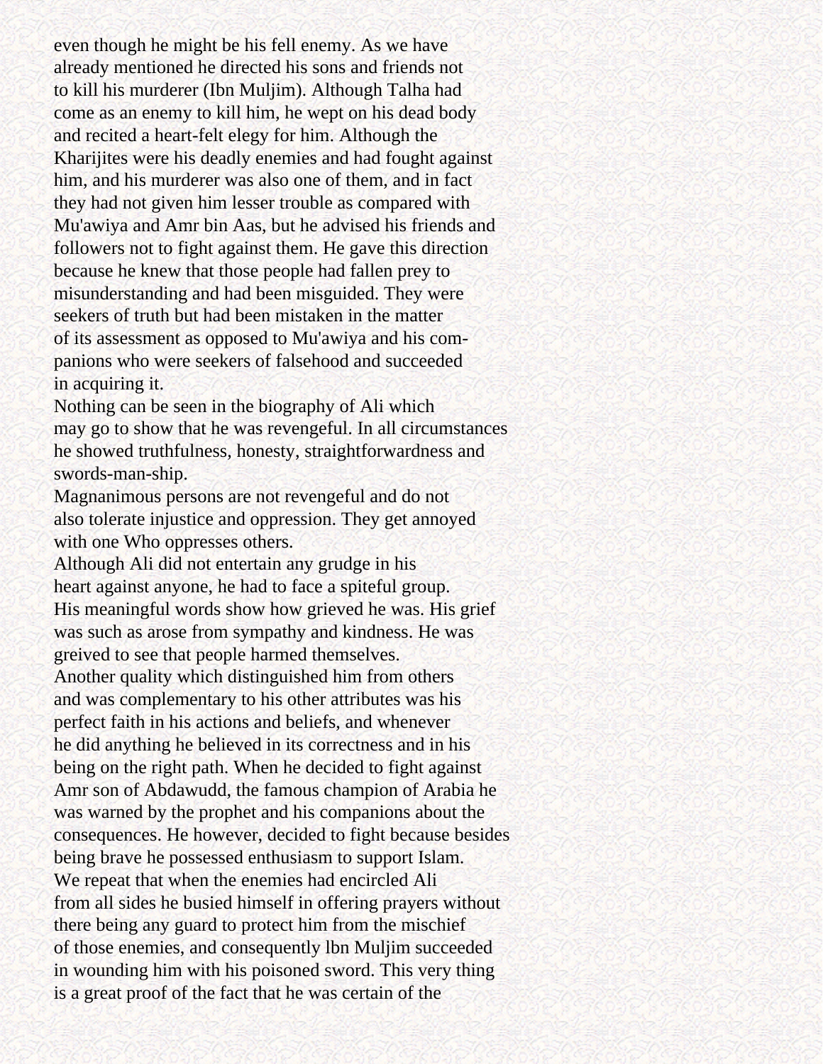even though he might be his fell enemy. As we have already mentioned he directed his sons and friends not to kill his murderer (Ibn Muljim). Although Talha had come as an enemy to kill him, he wept on his dead body and recited a heart-felt elegy for him. Although the Kharijites were his deadly enemies and had fought against him, and his murderer was also one of them, and in fact they had not given him lesser trouble as compared with Mu'awiya and Amr bin Aas, but he advised his friends and followers not to fight against them. He gave this direction because he knew that those people had fallen prey to misunderstanding and had been misguided. They were seekers of truth but had been mistaken in the matter of its assessment as opposed to Mu'awiya and his companions who were seekers of falsehood and succeeded in acquiring it.

Nothing can be seen in the biography of Ali which may go to show that he was revengeful. In all circumstances he showed truthfulness, honesty, straightforwardness and swords-man-ship.

Magnanimous persons are not revengeful and do not also tolerate injustice and oppression. They get annoyed with one Who oppresses others.

Although Ali did not entertain any grudge in his heart against anyone, he had to face a spiteful group. His meaningful words show how grieved he was. His grief was such as arose from sympathy and kindness. He was greived to see that people harmed themselves.

Another quality which distinguished him from others and was complementary to his other attributes was his perfect faith in his actions and beliefs, and whenever he did anything he believed in its correctness and in his being on the right path. When he decided to fight against Amr son of Abdawudd, the famous champion of Arabia he was warned by the prophet and his companions about the consequences. He however, decided to fight because besides being brave he possessed enthusiasm to support Islam.

We repeat that when the enemies had encircled Ali from all sides he busied himself in offering prayers without there being any guard to protect him from the mischief of those enemies, and consequently lbn Muljim succeeded in wounding him with his poisoned sword. This very thing is a great proof of the fact that he was certain of the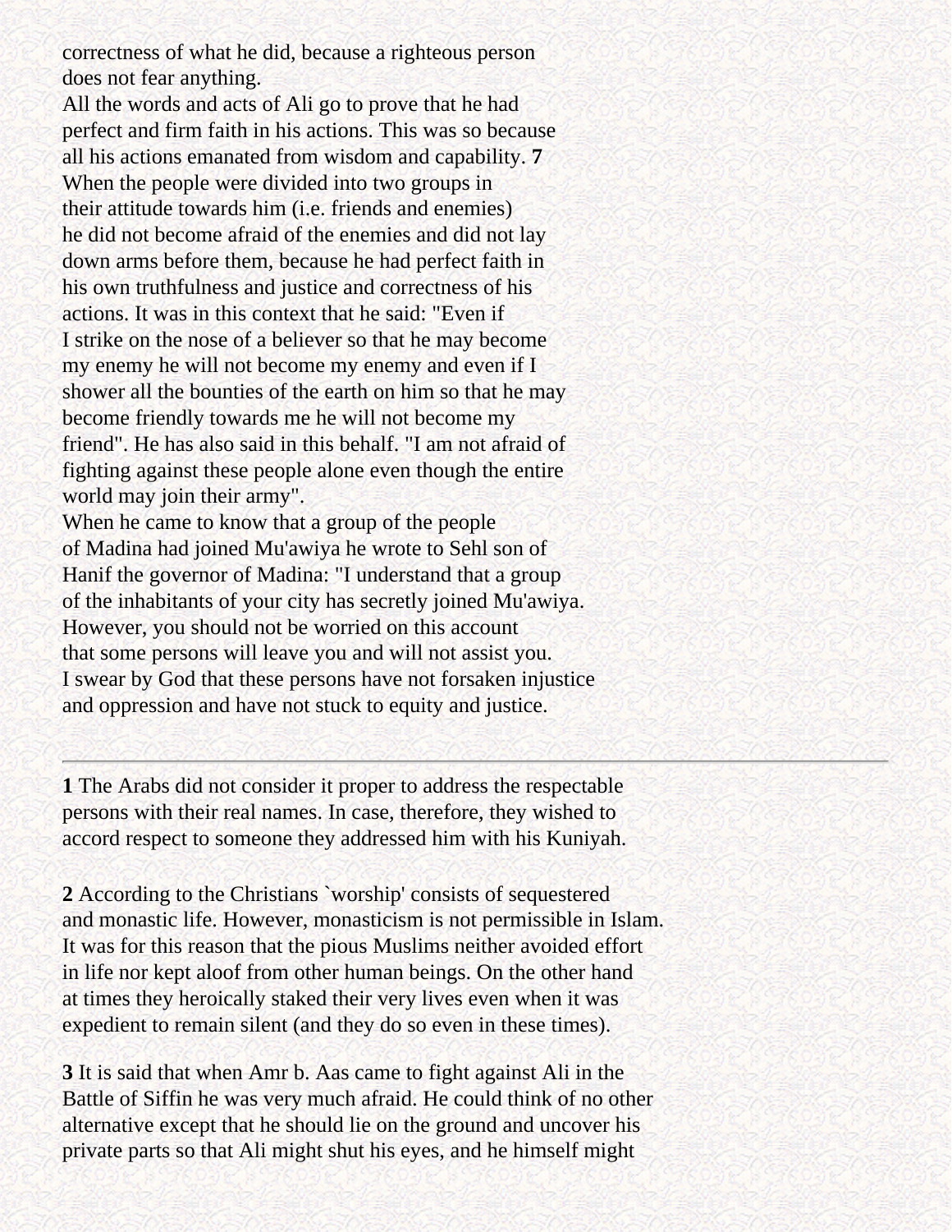correctness of what he did, because a righteous person does not fear anything.

All the words and acts of Ali go to prove that he had perfect and firm faith in his actions. This was so because all his actions emanated from wisdom and capability. **7**

When the people were divided into two groups in their attitude towards him (i.e. friends and enemies) he did not become afraid of the enemies and did not lay down arms before them, because he had perfect faith in his own truthfulness and justice and correctness of his actions. It was in this context that he said: "Even if I strike on the nose of a believer so that he may become my enemy he will not become my enemy and even if I shower all the bounties of the earth on him so that he may become friendly towards me he will not become my friend". He has also said in this behalf. "I am not afraid of fighting against these people alone even though the entire world may join their army".

When he came to know that a group of the people of Madina had joined Mu'awiya he wrote to Sehl son of Hanif the governor of Madina: "I understand that a group of the inhabitants of your city has secretly joined Mu'awiya. However, you should not be worried on this account that some persons will leave you and will not assist you. I swear by God that these persons have not forsaken injustice and oppression and have not stuck to equity and justice.

---

**1** The Arabs did not consider it proper to address the respectable persons with their real names. In case, therefore, they wished to accord respect to someone they addressed him with his Kuniyah.

**2** According to the Christians `worship' consists of sequestered and monastic life. However, monasticism is not permissible in Islam. It was for this reason that the pious Muslims neither avoided effort in life nor kept aloof from other human beings. On the other hand at times they heroically staked their very lives even when it was expedient to remain silent (and they do so even in these times).

**3** It is said that when Amr b. Aas came to fight against Ali in the Battle of Siffin he was very much afraid. He could think of no other alternative except that he should lie on the ground and uncover his private parts so that Ali might shut his eyes, and he himself might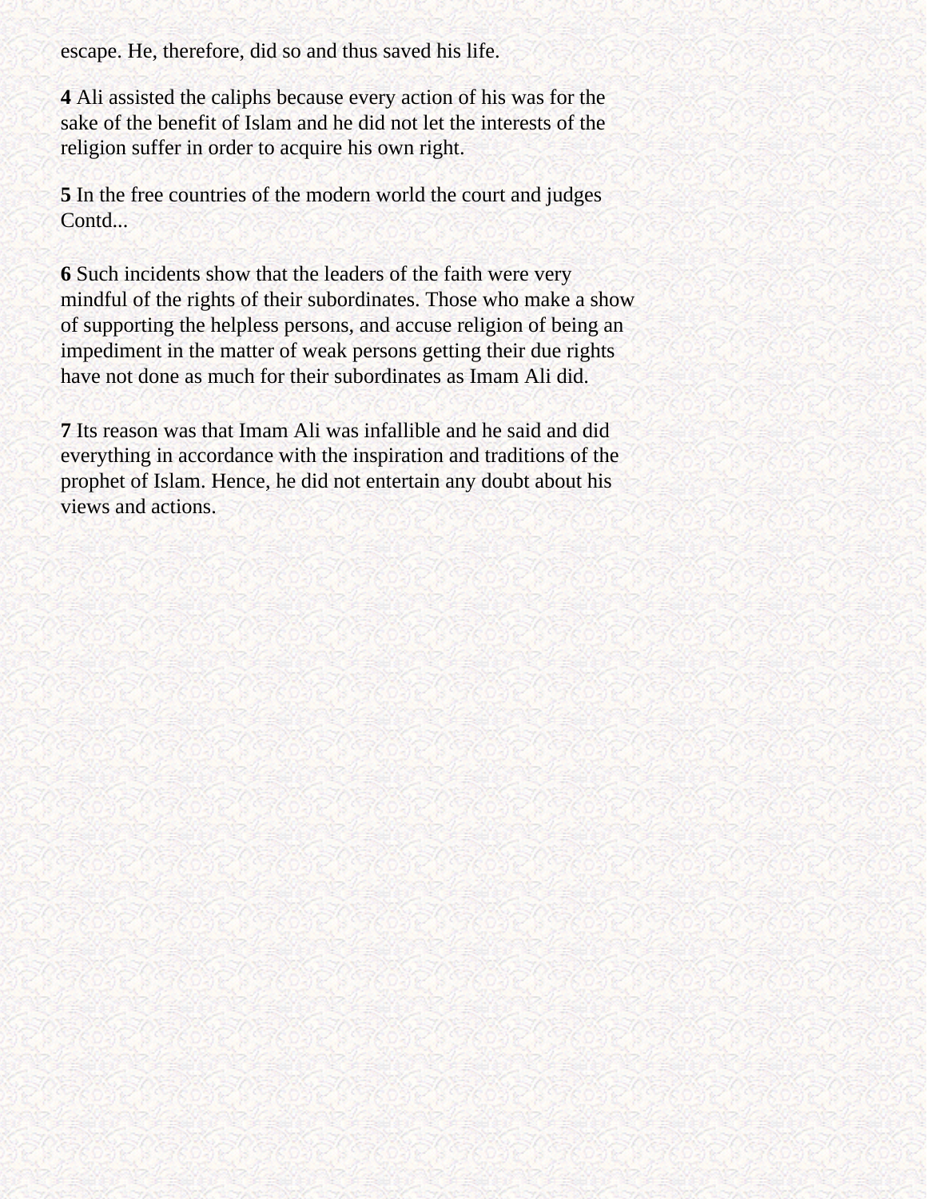escape. He, therefore, did so and thus saved his life.

**4** Ali assisted the caliphs because every action of his was for the sake of the benefit of Islam and he did not let the interests of the religion suffer in order to acquire his own right.

**5** In the free countries of the modern world the court and judges Contd...

**6** Such incidents show that the leaders of the faith were very mindful of the rights of their subordinates. Those who make a show of supporting the helpless persons, and accuse religion of being an impediment in the matter of weak persons getting their due rights have not done as much for their subordinates as Imam Ali did.

**7** Its reason was that Imam Ali was infallible and he said and did everything in accordance with the inspiration and traditions of the prophet of Islam. Hence, he did not entertain any doubt about his views and actions.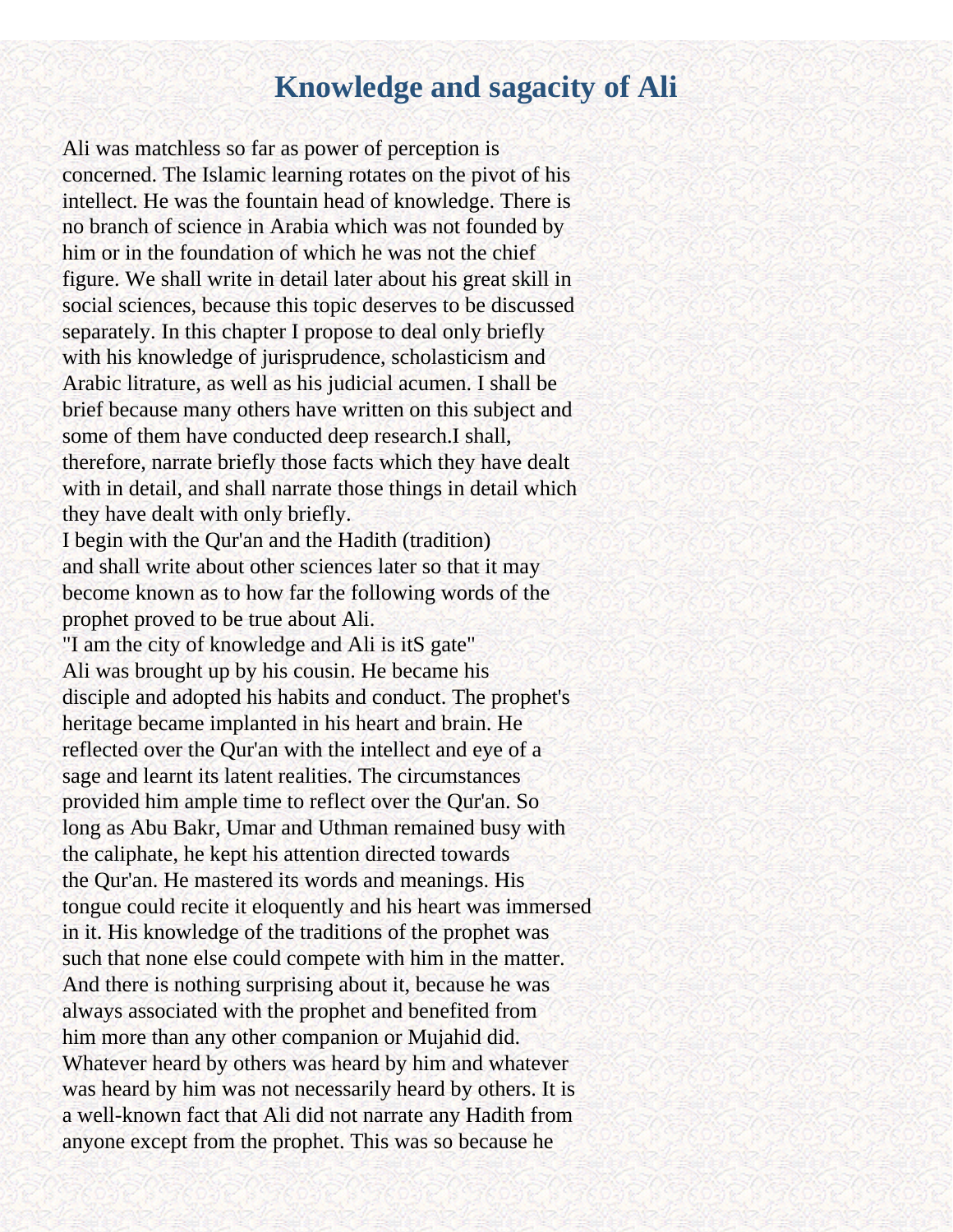# Knowledge and sagacity of Ali

Ali was matchless so far as power of perception is concerned. The Islamic learning rotates on the pivot of his intellect. He was the fountain head of knowledge. There is no branch of science in Arabia which was not founded by him or in the foundation of which he was not the chief figure. We shall write in detail later about his great skill in social sciences, because this topic deserves to be discussed separately. In this chapter I propose to deal only briefly with his knowledge of jurisprudence, scholasticism and Arabic litrature, as well as his judicial acumen. I shall be brief because many others have written on this subject and some of them have conducted deep research.I shall, therefore, narrate briefly those facts which they have dealt with in detail, and shall narrate those things in detail which they have dealt with only briefly.

I begin with the Qur'an and the Hadith (tradition) and shall write about other sciences later so that it may become known as to how far the following words of the prophet proved to be true about Ali.

"I am the city of knowledge and Ali is itS gate"

Ali was brought up by his cousin. He became his disciple and adopted his habits and conduct. The prophet's heritage became implanted in his heart and brain. He reflected over the Qur'an with the intellect and eye of a sage and learnt its latent realities. The circumstances provided him ample time to reflect over the Qur'an. So long as Abu Bakr, Umar and Uthman remained busy with the caliphate, he kept his attention directed towards the Qur'an. He mastered its words and meanings. His tongue could recite it eloquently and his heart was immersed in it. His knowledge of the traditions of the prophet was such that none else could compete with him in the matter. And there is nothing surprising about it, because he was always associated with the prophet and benefited from him more than any other companion or Mujahid did. Whatever heard by others was heard by him and whatever was heard by him was not necessarily heard by others. It is a well-known fact that Ali did not narrate any Hadith from anyone except from the prophet. This was so because he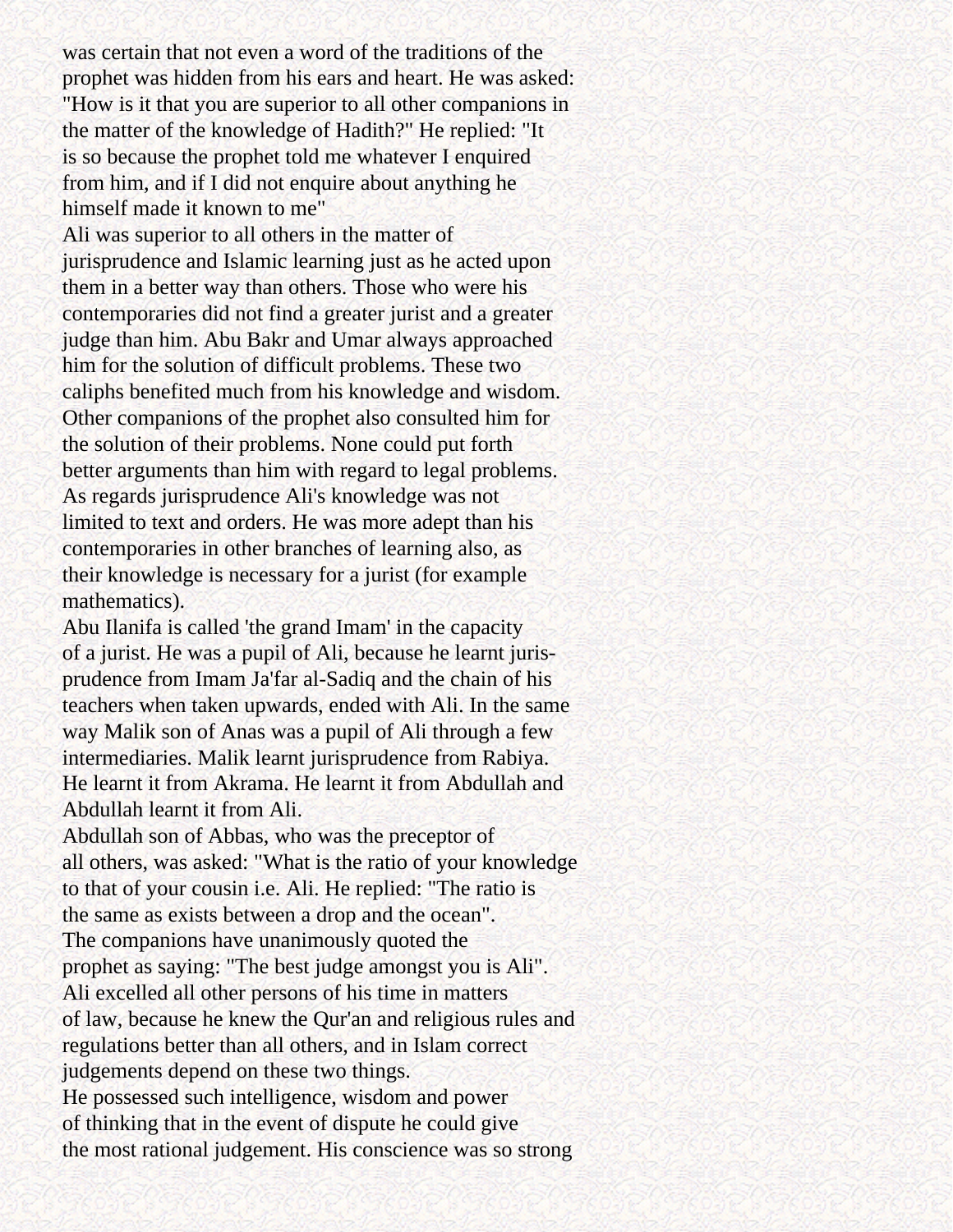was certain that not even a word of the traditions of the prophet was hidden from his ears and heart. He was asked: "How is it that you are superior to all other companions in the matter of the knowledge of Hadith?" He replied: "It is so because the prophet told me whatever I enquired from him, and if I did not enquire about anything he himself made it known to me"

Ali was superior to all others in the matter of jurisprudence and Islamic learning just as he acted upon them in a better way than others. Those who were his contemporaries did not find a greater jurist and a greater judge than him. Abu Bakr and Umar always approached him for the solution of difficult problems. These two caliphs benefited much from his knowledge and wisdom. Other companions of the prophet also consulted him for the solution of their problems. None could put forth better arguments than him with regard to legal problems. As regards jurisprudence Ali's knowledge was not limited to text and orders. He was more adept than his contemporaries in other branches of learning also, as their knowledge is necessary for a jurist (for example mathematics).

Abu Ilanifa is called 'the grand Imam' in the capacity of a jurist. He was a pupil of Ali, because he learnt jurisprudence from Imam Ja'far al-Sadiq and the chain of his teachers when taken upwards, ended with Ali. In the same way Malik son of Anas was a pupil of Ali through a few intermediaries. Malik learnt jurisprudence from Rabiya. He learnt it from Akrama. He learnt it from Abdullah and Abdullah learnt it from Ali.

Abdullah son of Abbas, who was the preceptor of all others, was asked: "What is the ratio of your knowledge to that of your cousin i.e. Ali. He replied: "The ratio is the same as exists between a drop and the ocean".

The companions have unanimously quoted the prophet as saying: "The best judge amongst you is Ali".

Ali excelled all other persons of his time in matters of law, because he knew the Qur'an and religious rules and regulations better than all others, and in Islam correct judgements depend on these two things.

He possessed such intelligence, wisdom and power of thinking that in the event of dispute he could give the most rational judgement. His conscience was so strong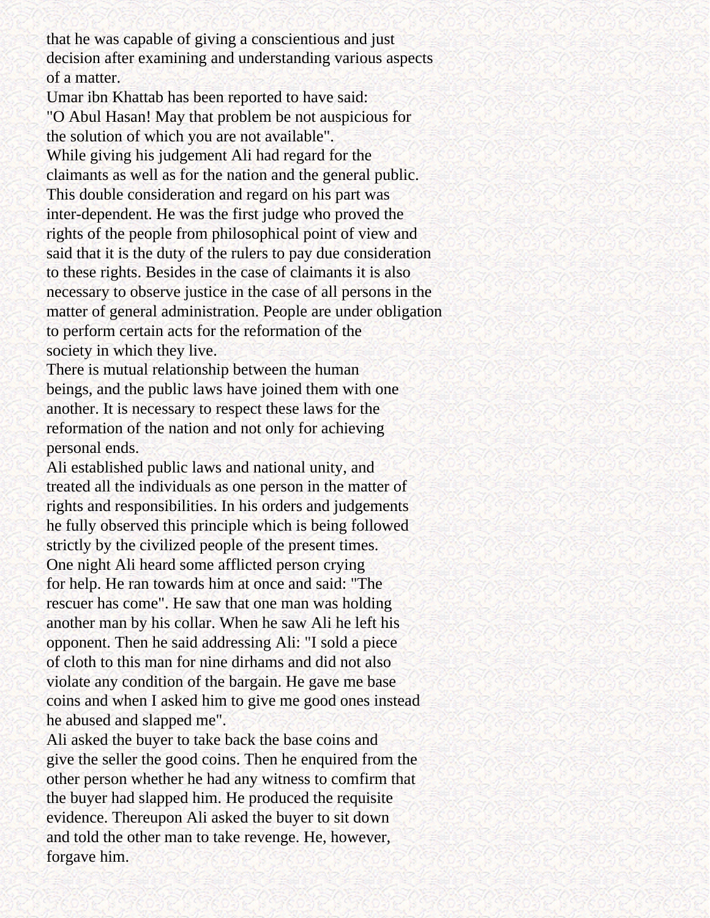that he was capable of giving a conscientious and just decision after examining and understanding various aspects of a matter.

Umar ibn Khattab has been reported to have said: "O Abul Hasan! May that problem be not auspicious for the solution of which you are not available".

While giving his judgement Ali had regard for the claimants as well as for the nation and the general public. This double consideration and regard on his part was inter-dependent. He was the first judge who proved the rights of the people from philosophical point of view and said that it is the duty of the rulers to pay due consideration to these rights. Besides in the case of claimants it is also necessary to observe justice in the case of all persons in the matter of general administration. People are under obligation to perform certain acts for the reformation of the society in which they live.

There is mutual relationship between the human beings, and the public laws have joined them with one another. It is necessary to respect these laws for the reformation of the nation and not only for achieving personal ends.

Ali established public laws and national unity, and treated all the individuals as one person in the matter of rights and responsibilities. In his orders and judgements he fully observed this principle which is being followed strictly by the civilized people of the present times.

One night Ali heard some afflicted person crying for help. He ran towards him at once and said: "The rescuer has come". He saw that one man was holding another man by his collar. When he saw Ali he left his opponent. Then he said addressing Ali: "I sold a piece of cloth to this man for nine dirhams and did not also violate any condition of the bargain. He gave me base coins and when I asked him to give me good ones instead he abused and slapped me".

Ali asked the buyer to take back the base coins and give the seller the good coins. Then he enquired from the other person whether he had any witness to comfirm that the buyer had slapped him. He produced the requisite evidence. Thereupon Ali asked the buyer to sit down and told the other man to take revenge. He, however, forgave him.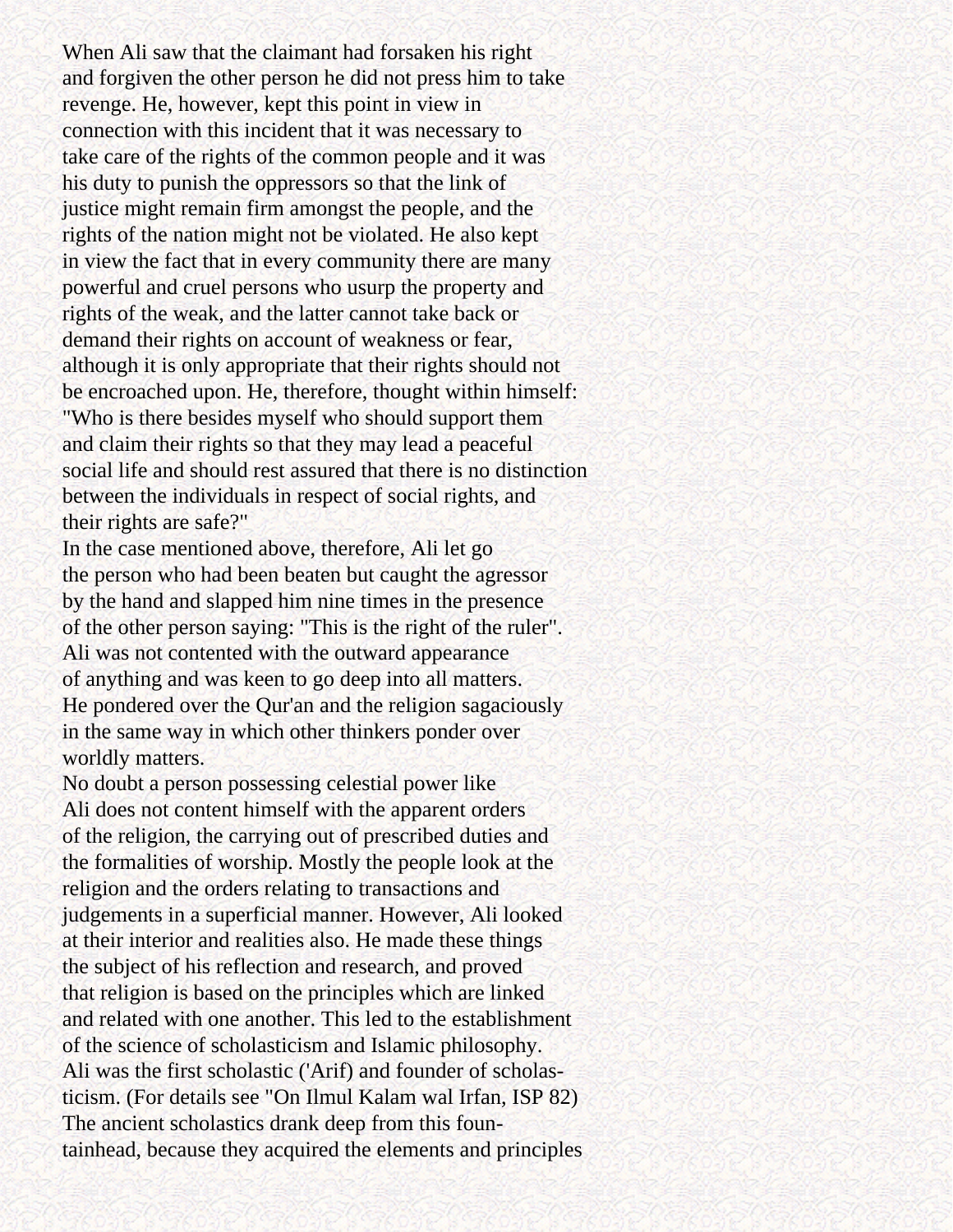When Ali saw that the claimant had forsaken his right and forgiven the other person he did not press him to take revenge. He, however, kept this point in view in connection with this incident that it was necessary to take care of the rights of the common people and it was his duty to punish the oppressors so that the link of justice might remain firm amongst the people, and the rights of the nation might not be violated. He also kept in view the fact that in every community there are many powerful and cruel persons who usurp the property and rights of the weak, and the latter cannot take back or demand their rights on account of weakness or fear, although it is only appropriate that their rights should not be encroached upon. He, therefore, thought within himself: "Who is there besides myself who should support them and claim their rights so that they may lead a peaceful social life and should rest assured that there is no distinction between the individuals in respect of social rights, and their rights are safe?"

In the case mentioned above, therefore, Ali let go the person who had been beaten but caught the agressor by the hand and slapped him nine times in the presence of the other person saying: "This is the right of the ruler". Ali was not contented with the outward appearance of anything and was keen to go deep into all matters. He pondered over the Qur'an and the religion sagaciously in the same way in which other thinkers ponder over worldly matters.

No doubt a person possessing celestial power like Ali does not content himself with the apparent orders of the religion, the carrying out of prescribed duties and the formalities of worship. Mostly the people look at the religion and the orders relating to transactions and judgements in a superficial manner. However, Ali looked at their interior and realities also. He made these things the subject of his reflection and research, and proved that religion is based on the principles which are linked and related with one another. This led to the establishment of the science of scholasticism and Islamic philosophy. Ali was the first scholastic ('Arif) and founder of scholasticism. (For details see "On Ilmul Kalam wal Irfan, ISP 82) The ancient scholastics drank deep from this fountainhead, because they acquired the elements and principles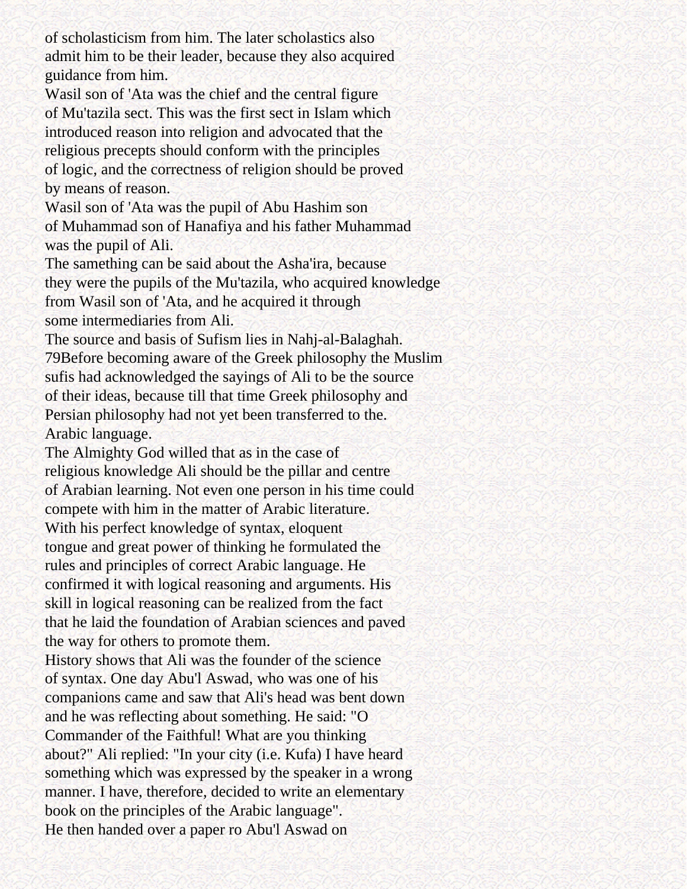of scholasticism from him. The later scholastics also admit him to be their leader, because they also acquired guidance from him.

Wasil son of 'Ata was the chief and the central figure of Mu'tazila sect. This was the first sect in Islam which introduced reason into religion and advocated that the religious precepts should conform with the principles of logic, and the correctness of religion should be proved by means of reason.

Wasil son of 'Ata was the pupil of Abu Hashim son of Muhammad son of Hanafiya and his father Muhammad was the pupil of Ali.

The samething can be said about the Asha'ira, because they were the pupils of the Mu'tazila, who acquired knowledge from Wasil son of 'Ata, and he acquired it through some intermediaries from Ali.

The source and basis of Sufism lies in Nahj-al-Balaghah. 79Before becoming aware of the Greek philosophy the Muslim sufis had acknowledged the sayings of Ali to be the source of their ideas, because till that time Greek philosophy and Persian philosophy had not yet been transferred to the. Arabic language.

The Almighty God willed that as in the case of religious knowledge Ali should be the pillar and centre of Arabian learning. Not even one person in his time could compete with him in the matter of Arabic literature. With his perfect knowledge of syntax, eloquent tongue and great power of thinking he formulated the rules and principles of correct Arabic language. He confirmed it with logical reasoning and arguments. His skill in logical reasoning can be realized from the fact that he laid the foundation of Arabian sciences and paved the way for others to promote them.

History shows that Ali was the founder of the science of syntax. One day Abu'l Aswad, who was one of his companions came and saw that Ali's head was bent down and he was reflecting about something. He said: "O Commander of the Faithful! What are you thinking about?" Ali replied: "In your city (i.e. Kufa) I have heard something which was expressed by the speaker in a wrong manner. I have, therefore, decided to write an elementary book on the principles of the Arabic language".

He then handed over a paper ro Abu'l Aswad on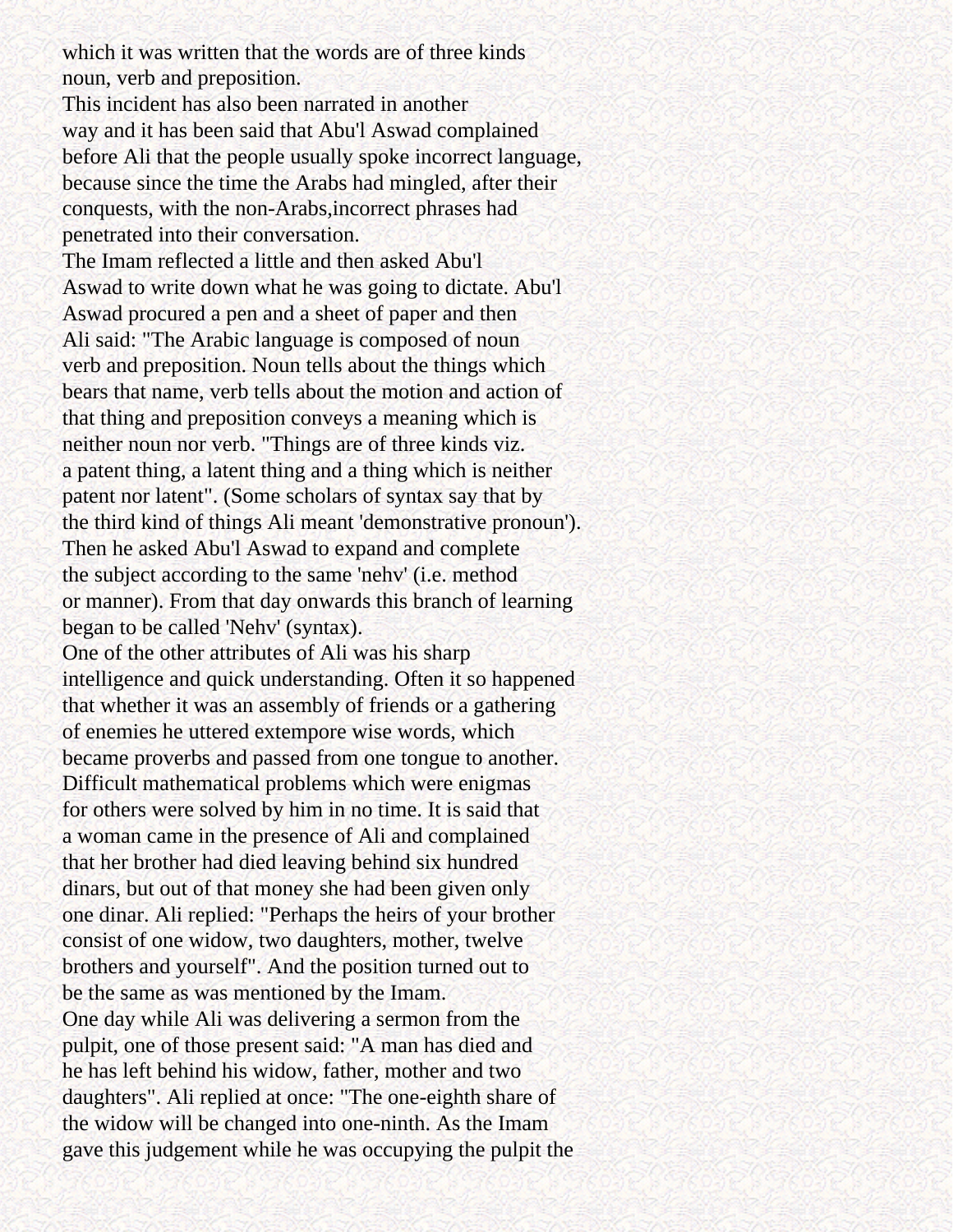which it was written that the words are of three kinds noun, verb and preposition.

This incident has also been narrated in another way and it has been said that Abu'l Aswad complained before Ali that the people usually spoke incorrect language, because since the time the Arabs had mingled, after their conquests, with the non-Arabs,incorrect phrases had penetrated into their conversation.

The Imam reflected a little and then asked Abu'l Aswad to write down what he was going to dictate. Abu'l Aswad procured a pen and a sheet of paper and then Ali said: "The Arabic language is composed of noun verb and preposition. Noun tells about the things which bears that name, verb tells about the motion and action of that thing and preposition conveys a meaning which is neither noun nor verb. "Things are of three kinds viz. a patent thing, a latent thing and a thing which is neither patent nor latent". (Some scholars of syntax say that by the third kind of things Ali meant 'demonstrative pronoun'). Then he asked Abu'l Aswad to expand and complete the subject according to the same 'nehv' (i.e. method or manner). From that day onwards this branch of learning began to be called 'Nehv' (syntax).

One of the other attributes of Ali was his sharp intelligence and quick understanding. Often it so happened that whether it was an assembly of friends or a gathering of enemies he uttered extempore wise words, which became proverbs and passed from one tongue to another. Difficult mathematical problems which were enigmas for others were solved by him in no time. It is said that a woman came in the presence of Ali and complained that her brother had died leaving behind six hundred dinars, but out of that money she had been given only one dinar. Ali replied: "Perhaps the heirs of your brother consist of one widow, two daughters, mother, twelve brothers and yourself". And the position turned out to be the same as was mentioned by the Imam.

One day while Ali was delivering a sermon from the pulpit, one of those present said: "A man has died and he has left behind his widow, father, mother and two daughters". Ali replied at once: "The one-eighth share of the widow will be changed into one-ninth. As the Imam gave this judgement while he was occupying the pulpit the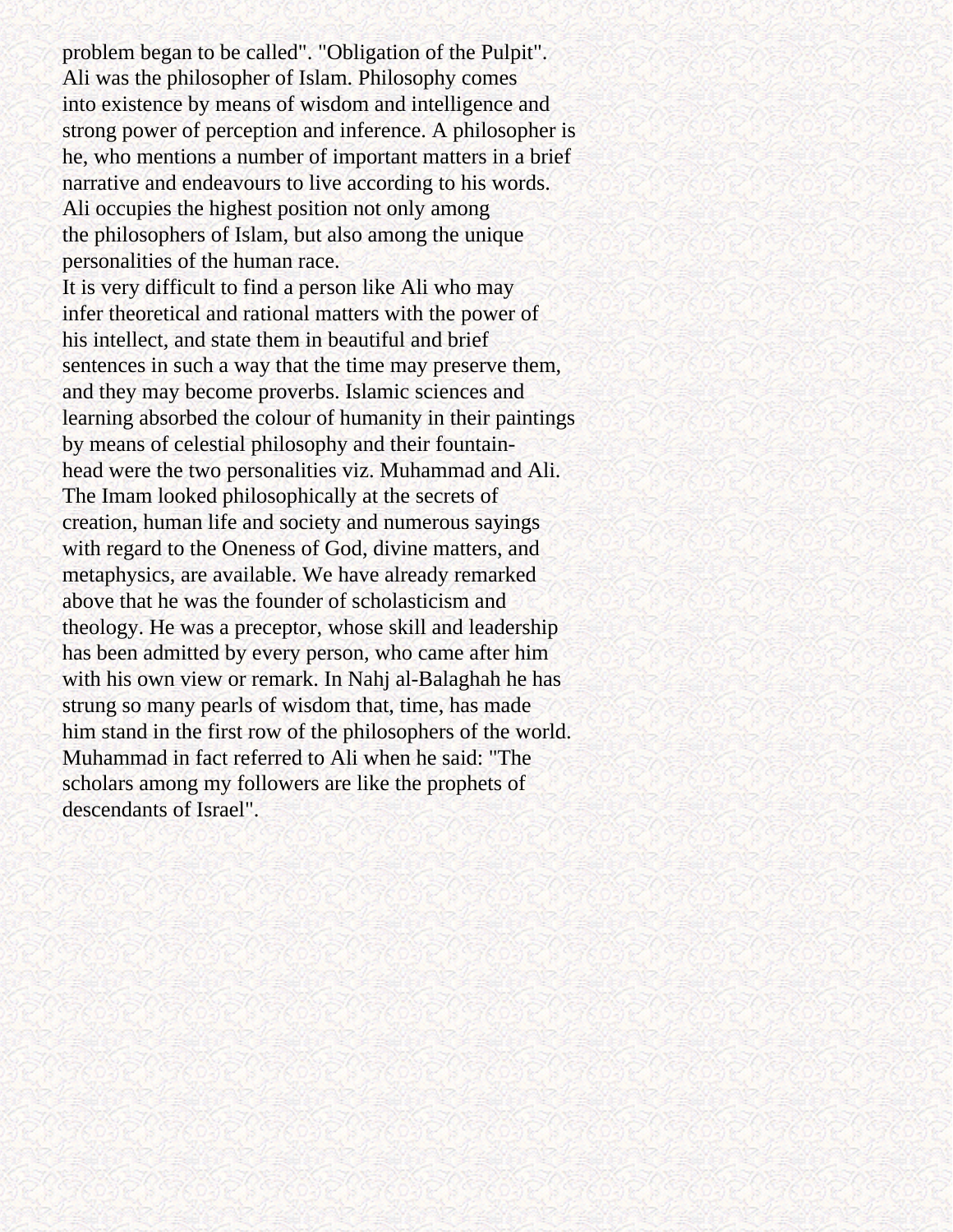problem began to be called". "Obligation of the Pulpit".
Ali was the philosopher of Islam. Philosophy comes into existence by means of wisdom and intelligence and strong power of perception and inference. A philosopher is he, who mentions a number of important matters in a brief narrative and endeavours to live according to his words. Ali occupies the highest position not only among the philosophers of Islam, but also among the unique personalities of the human race.

It is very difficult to find a person like Ali who may infer theoretical and rational matters with the power of his intellect, and state them in beautiful and brief sentences in such a way that the time may preserve them, and they may become proverbs. Islamic sciences and learning absorbed the colour of humanity in their paintings by means of celestial philosophy and their fountain-head were the two personalities viz. Muhammad and Ali. The Imam looked philosophically at the secrets of creation, human life and society and numerous sayings with regard to the Oneness of God, divine matters, and metaphysics, are available. We have already remarked above that he was the founder of scholasticism and theology. He was a preceptor, whose skill and leadership has been admitted by every person, who came after him with his own view or remark. In Nahj al-Balaghah he has strung so many pearls of wisdom that, time, has made him stand in the first row of the philosophers of the world. Muhammad in fact referred to Ali when he said: "The scholars among my followers are like the prophets of descendants of Israel".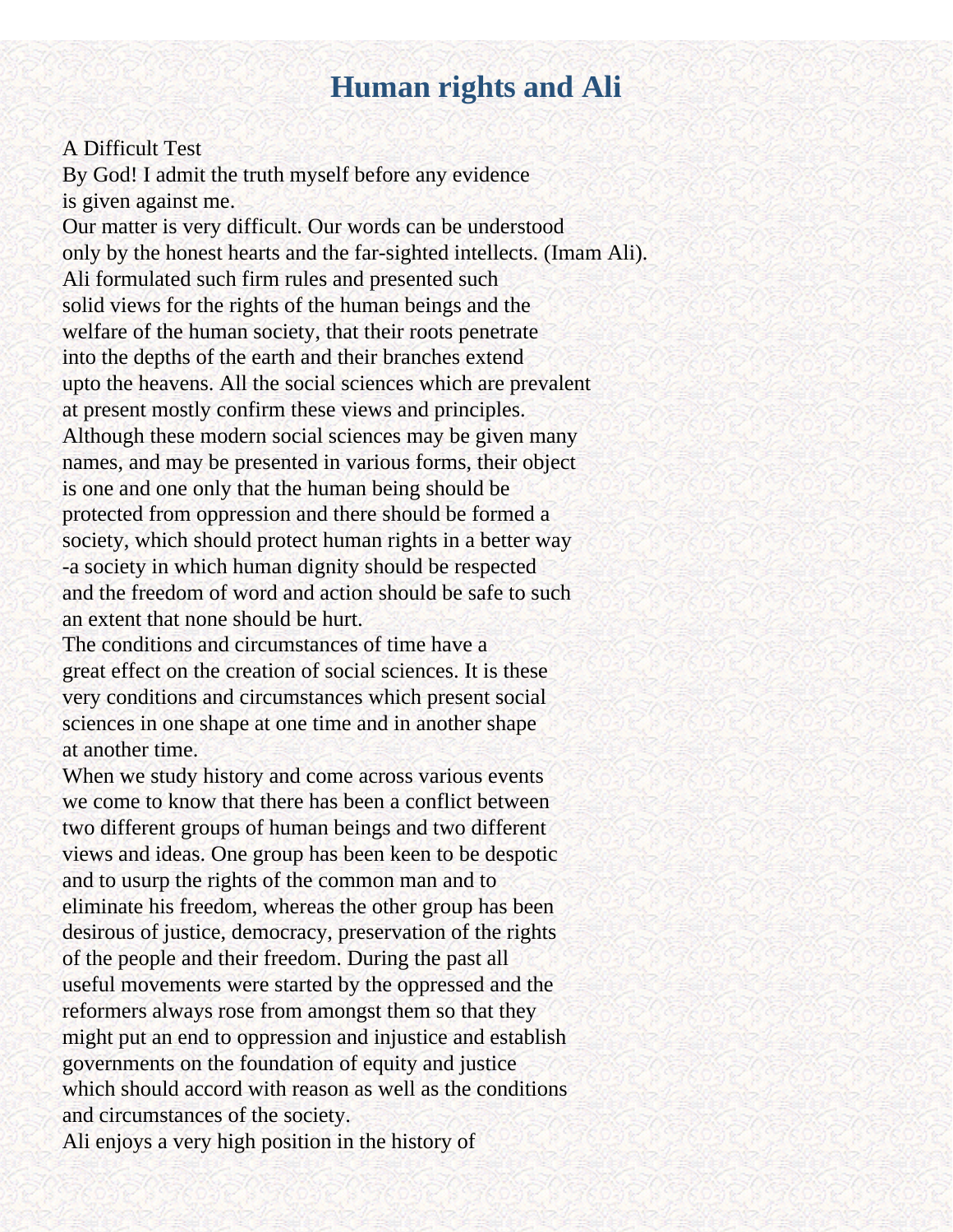# Human rights and Ali

A Difficult Test

By God! I admit the truth myself before any evidence is given against me.

Our matter is very difficult. Our words can be understood only by the honest hearts and the far-sighted intellects. (Imam Ali).

Ali formulated such firm rules and presented such solid views for the rights of the human beings and the welfare of the human society, that their roots penetrate into the depths of the earth and their branches extend upto the heavens. All the social sciences which are prevalent at present mostly confirm these views and principles. Although these modern social sciences may be given many names, and may be presented in various forms, their object is one and one only that the human being should be protected from oppression and there should be formed a society, which should protect human rights in a better way -a society in which human dignity should be respected and the freedom of word and action should be safe to such an extent that none should be hurt.

The conditions and circumstances of time have a great effect on the creation of social sciences. It is these very conditions and circumstances which present social sciences in one shape at one time and in another shape at another time.

When we study history and come across various events we come to know that there has been a conflict between two different groups of human beings and two different views and ideas. One group has been keen to be despotic and to usurp the rights of the common man and to eliminate his freedom, whereas the other group has been desirous of justice, democracy, preservation of the rights of the people and their freedom. During the past all useful movements were started by the oppressed and the reformers always rose from amongst them so that they might put an end to oppression and injustice and establish governments on the foundation of equity and justice which should accord with reason as well as the conditions and circumstances of the society.

Ali enjoys a very high position in the history of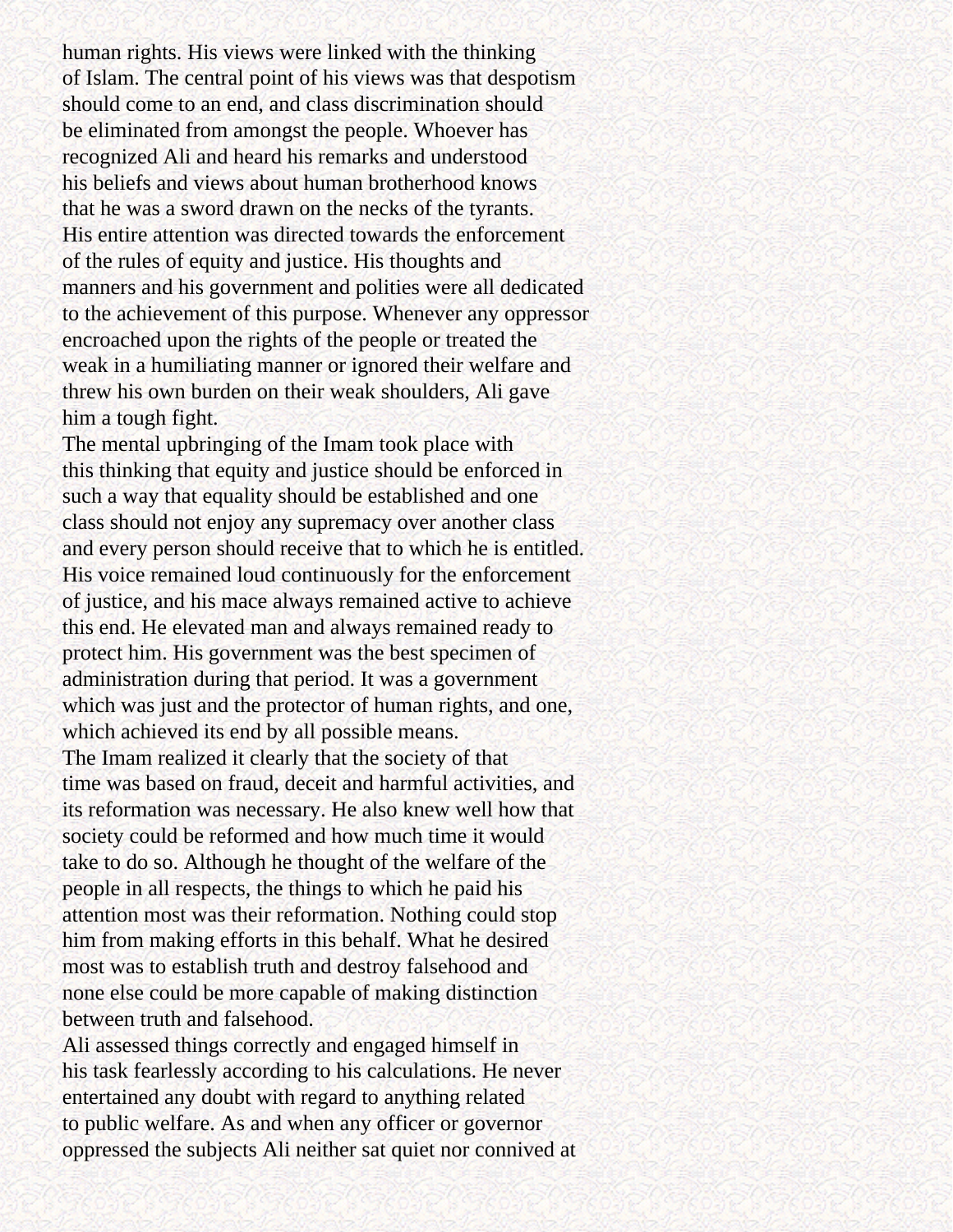human rights. His views were linked with the thinking of Islam. The central point of his views was that despotism should come to an end, and class discrimination should be eliminated from amongst the people. Whoever has recognized Ali and heard his remarks and understood his beliefs and views about human brotherhood knows that he was a sword drawn on the necks of the tyrants. His entire attention was directed towards the enforcement of the rules of equity and justice. His thoughts and manners and his government and polities were all dedicated to the achievement of this purpose. Whenever any oppressor encroached upon the rights of the people or treated the weak in a humiliating manner or ignored their welfare and threw his own burden on their weak shoulders, Ali gave him a tough fight.

The mental upbringing of the Imam took place with this thinking that equity and justice should be enforced in such a way that equality should be established and one class should not enjoy any supremacy over another class and every person should receive that to which he is entitled. His voice remained loud continuously for the enforcement of justice, and his mace always remained active to achieve this end. He elevated man and always remained ready to protect him. His government was the best specimen of administration during that period. It was a government which was just and the protector of human rights, and one, which achieved its end by all possible means.

The Imam realized it clearly that the society of that time was based on fraud, deceit and harmful activities, and its reformation was necessary. He also knew well how that society could be reformed and how much time it would take to do so. Although he thought of the welfare of the people in all respects, the things to which he paid his attention most was their reformation. Nothing could stop him from making efforts in this behalf. What he desired most was to establish truth and destroy falsehood and none else could be more capable of making distinction between truth and falsehood.

Ali assessed things correctly and engaged himself in his task fearlessly according to his calculations. He never entertained any doubt with regard to anything related to public welfare. As and when any officer or governor oppressed the subjects Ali neither sat quiet nor connived at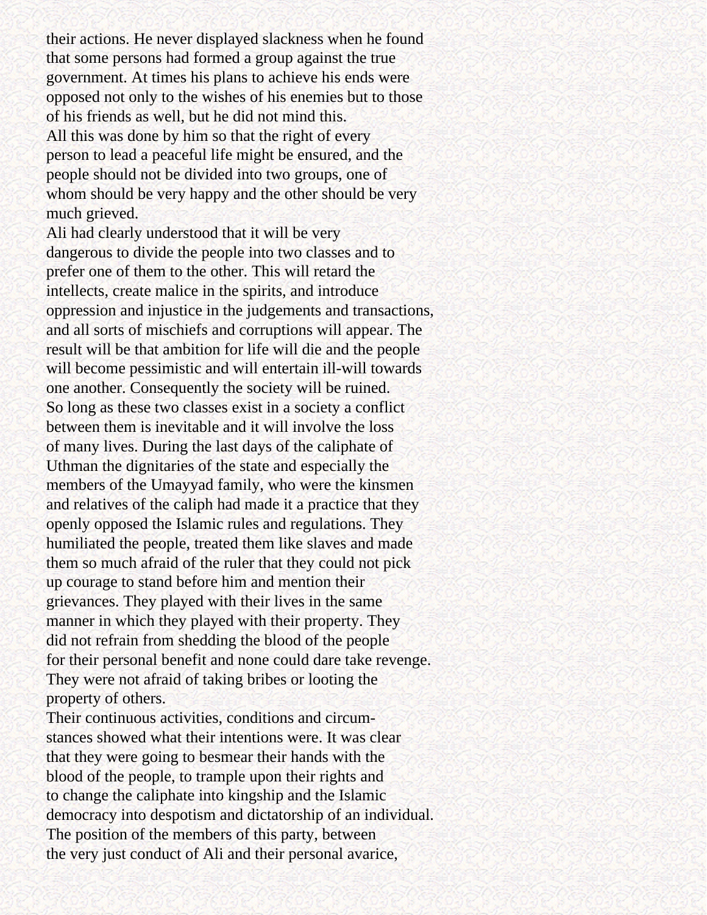their actions. He never displayed slackness when he found that some persons had formed a group against the true government. At times his plans to achieve his ends were opposed not only to the wishes of his enemies but to those of his friends as well, but he did not mind this.

All this was done by him so that the right of every person to lead a peaceful life might be ensured, and the people should not be divided into two groups, one of whom should be very happy and the other should be very much grieved.

Ali had clearly understood that it will be very dangerous to divide the people into two classes and to prefer one of them to the other. This will retard the intellects, create malice in the spirits, and introduce oppression and injustice in the judgements and transactions, and all sorts of mischiefs and corruptions will appear. The result will be that ambition for life will die and the people will become pessimistic and will entertain ill-will towards one another. Consequently the society will be ruined.

So long as these two classes exist in a society a conflict between them is inevitable and it will involve the loss of many lives. During the last days of the caliphate of Uthman the dignitaries of the state and especially the members of the Umayyad family, who were the kinsmen and relatives of the caliph had made it a practice that they openly opposed the Islamic rules and regulations. They humiliated the people, treated them like slaves and made them so much afraid of the ruler that they could not pick up courage to stand before him and mention their grievances. They played with their lives in the same manner in which they played with their property. They did not refrain from shedding the blood of the people for their personal benefit and none could dare take revenge. They were not afraid of taking bribes or looting the property of others.

Their continuous activities, conditions and circumstances showed what their intentions were. It was clear that they were going to besmear their hands with the blood of the people, to trample upon their rights and to change the caliphate into kingship and the Islamic democracy into despotism and dictatorship of an individual.

The position of the members of this party, between the very just conduct of Ali and their personal avarice,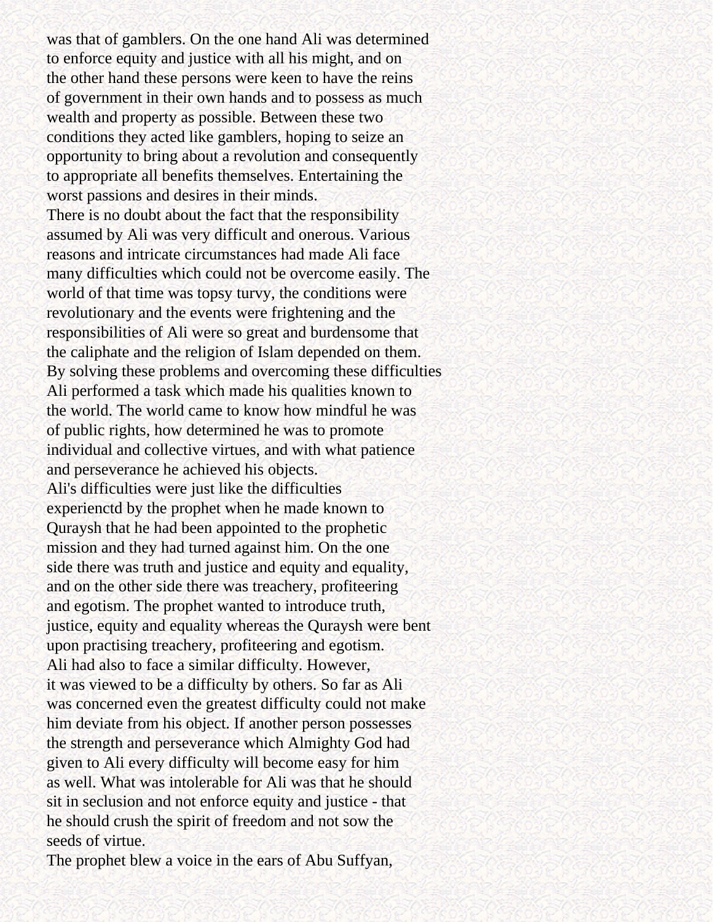was that of gamblers. On the one hand Ali was determined to enforce equity and justice with all his might, and on the other hand these persons were keen to have the reins of government in their own hands and to possess as much wealth and property as possible. Between these two conditions they acted like gamblers, hoping to seize an opportunity to bring about a revolution and consequently to appropriate all benefits themselves. Entertaining the worst passions and desires in their minds.

There is no doubt about the fact that the responsibility assumed by Ali was very difficult and onerous. Various reasons and intricate circumstances had made Ali face many difficulties which could not be overcome easily. The world of that time was topsy turvy, the conditions were revolutionary and the events were frightening and the responsibilities of Ali were so great and burdensome that the caliphate and the religion of Islam depended on them. By solving these problems and overcoming these difficulties Ali performed a task which made his qualities known to the world. The world came to know how mindful he was of public rights, how determined he was to promote individual and collective virtues, and with what patience and perseverance he achieved his objects.

Ali's difficulties were just like the difficulties experienctd by the prophet when he made known to Quraysh that he had been appointed to the prophetic mission and they had turned against him. On the one side there was truth and justice and equity and equality, and on the other side there was treachery, profiteering and egotism. The prophet wanted to introduce truth, justice, equity and equality whereas the Quraysh were bent upon practising treachery, profiteering and egotism.

Ali had also to face a similar difficulty. However, it was viewed to be a difficulty by others. So far as Ali was concerned even the greatest difficulty could not make him deviate from his object. If another person possesses the strength and perseverance which Almighty God had given to Ali every difficulty will become easy for him as well. What was intolerable for Ali was that he should sit in seclusion and not enforce equity and justice - that he should crush the spirit of freedom and not sow the seeds of virtue.

The prophet blew a voice in the ears of Abu Suffyan,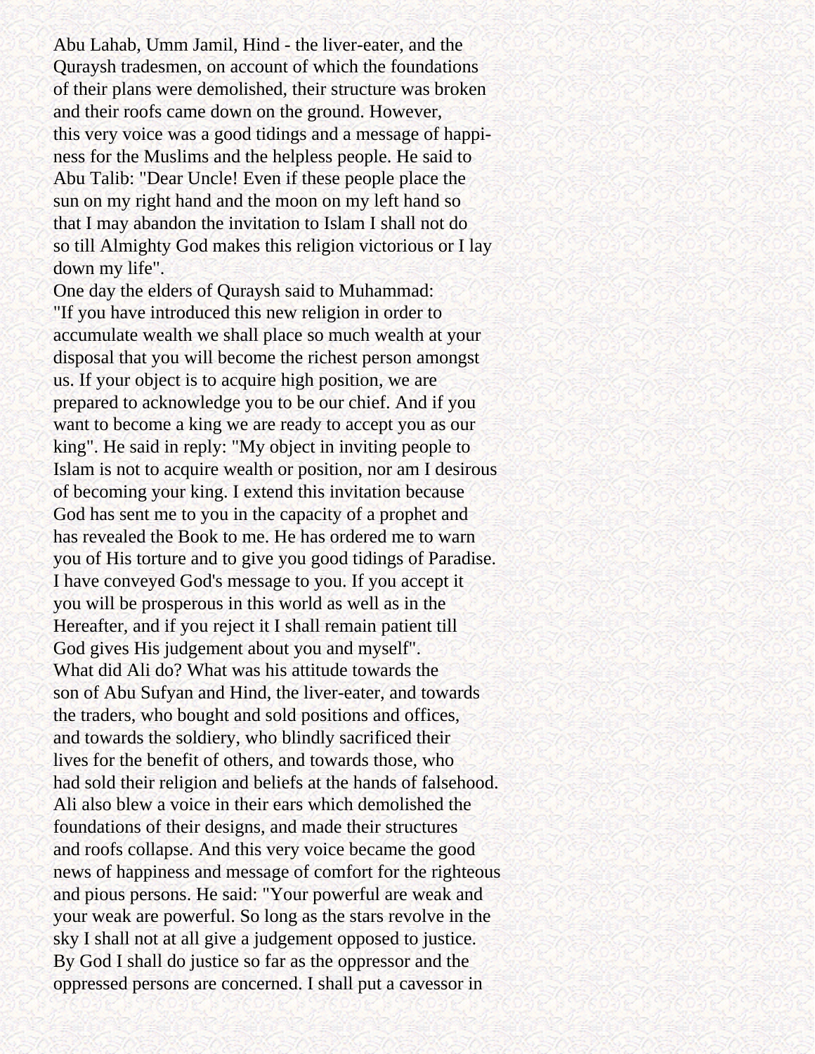Abu Lahab, Umm Jamil, Hind - the liver-eater, and the Quraysh tradesmen, on account of which the foundations of their plans were demolished, their structure was broken and their roofs came down on the ground. However, this very voice was a good tidings and a message of happiness for the Muslims and the helpless people. He said to Abu Talib: "Dear Uncle! Even if these people place the sun on my right hand and the moon on my left hand so that I may abandon the invitation to Islam I shall not do so till Almighty God makes this religion victorious or I lay down my life".

One day the elders of Quraysh said to Muhammad: "If you have introduced this new religion in order to accumulate wealth we shall place so much wealth at your disposal that you will become the richest person amongst us. If your object is to acquire high position, we are prepared to acknowledge you to be our chief. And if you want to become a king we are ready to accept you as our king". He said in reply: "My object in inviting people to Islam is not to acquire wealth or position, nor am I desirous of becoming your king. I extend this invitation because God has sent me to you in the capacity of a prophet and has revealed the Book to me. He has ordered me to warn you of His torture and to give you good tidings of Paradise. I have conveyed God's message to you. If you accept it you will be prosperous in this world as well as in the Hereafter, and if you reject it I shall remain patient till God gives His judgement about you and myself".

What did Ali do? What was his attitude towards the son of Abu Sufyan and Hind, the liver-eater, and towards the traders, who bought and sold positions and offices, and towards the soldiery, who blindly sacrificed their lives for the benefit of others, and towards those, who had sold their religion and beliefs at the hands of falsehood. Ali also blew a voice in their ears which demolished the foundations of their designs, and made their structures and roofs collapse. And this very voice became the good news of happiness and message of comfort for the righteous and pious persons. He said: "Your powerful are weak and your weak are powerful. So long as the stars revolve in the sky I shall not at all give a judgement opposed to justice. By God I shall do justice so far as the oppressor and the oppressed persons are concerned. I shall put a cavessor in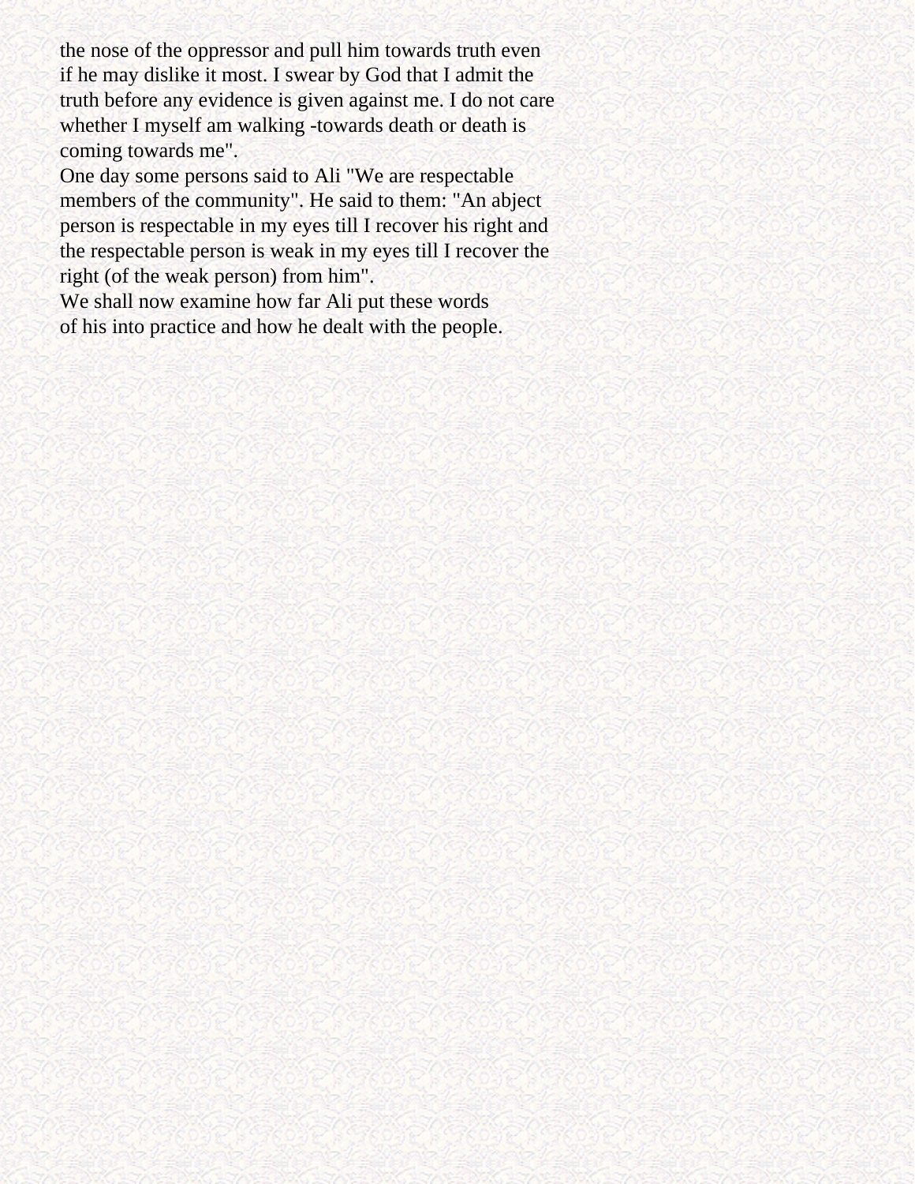the nose of the oppressor and pull him towards truth even if he may dislike it most. I swear by God that I admit the truth before any evidence is given against me. I do not care whether I myself am walking -towards death or death is coming towards me".

One day some persons said to Ali "We are respectable members of the community". He said to them: "An abject person is respectable in my eyes till I recover his right and the respectable person is weak in my eyes till I recover the right (of the weak person) from him".

We shall now examine how far Ali put these words of his into practice and how he dealt with the people.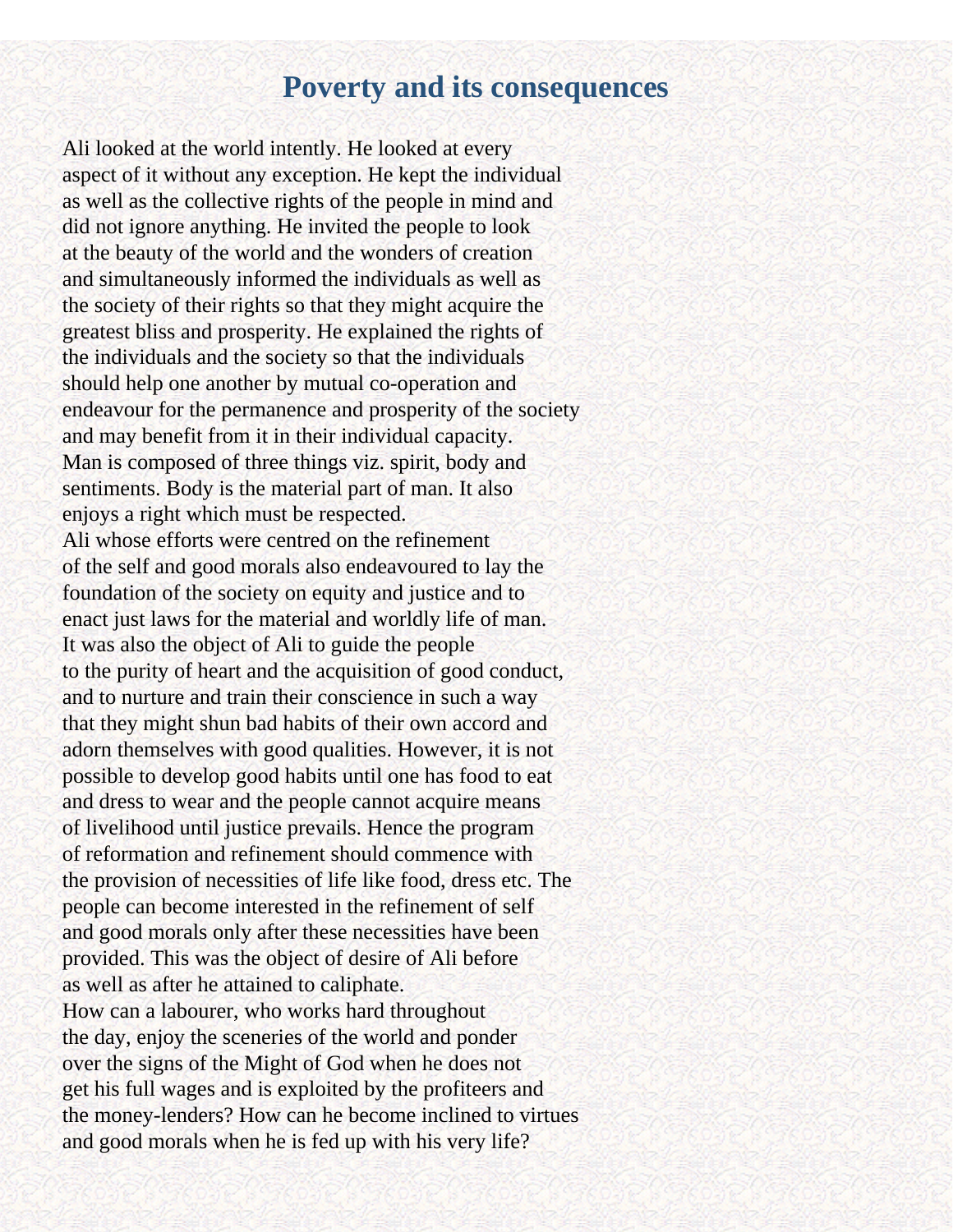## Poverty and its consequences

Ali looked at the world intently. He looked at every aspect of it without any exception. He kept the individual as well as the collective rights of the people in mind and did not ignore anything. He invited the people to look at the beauty of the world and the wonders of creation and simultaneously informed the individuals as well as the society of their rights so that they might acquire the greatest bliss and prosperity. He explained the rights of the individuals and the society so that the individuals should help one another by mutual co-operation and endeavour for the permanence and prosperity of the society and may benefit from it in their individual capacity.

Man is composed of three things viz. spirit, body and sentiments. Body is the material part of man. It also enjoys a right which must be respected.

Ali whose efforts were centred on the refinement of the self and good morals also endeavoured to lay the foundation of the society on equity and justice and to enact just laws for the material and worldly life of man. It was also the object of Ali to guide the people to the purity of heart and the acquisition of good conduct, and to nurture and train their conscience in such a way that they might shun bad habits of their own accord and adorn themselves with good qualities. However, it is not possible to develop good habits until one has food to eat and dress to wear and the people cannot acquire means of livelihood until justice prevails. Hence the program of reformation and refinement should commence with the provision of necessities of life like food, dress etc. The people can become interested in the refinement of self and good morals only after these necessities have been provided. This was the object of desire of Ali before as well as after he attained to caliphate.

How can a labourer, who works hard throughout the day, enjoy the sceneries of the world and ponder over the signs of the Might of God when he does not get his full wages and is exploited by the profiteers and the money-lenders? How can he become inclined to virtues and good morals when he is fed up with his very life?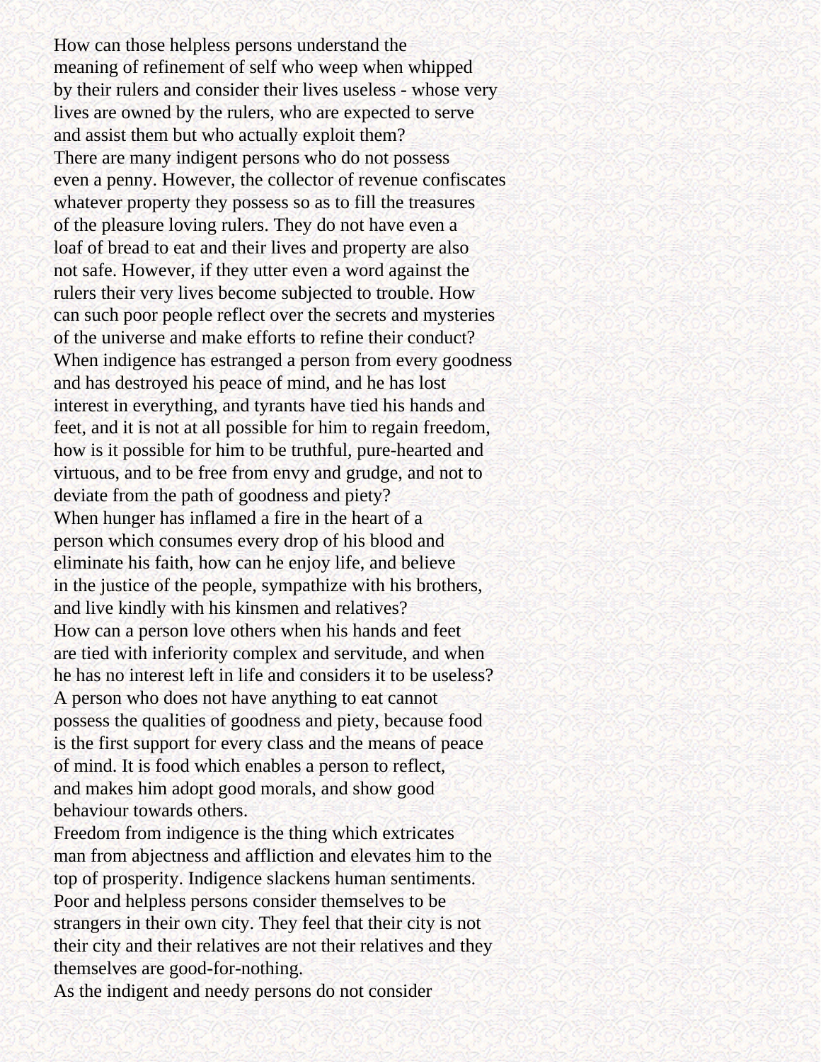How can those helpless persons understand the meaning of refinement of self who weep when whipped by their rulers and consider their lives useless - whose very lives are owned by the rulers, who are expected to serve and assist them but who actually exploit them?

There are many indigent persons who do not possess even a penny. However, the collector of revenue confiscates whatever property they possess so as to fill the treasures of the pleasure loving rulers. They do not have even a loaf of bread to eat and their lives and property are also not safe. However, if they utter even a word against the rulers their very lives become subjected to trouble. How can such poor people reflect over the secrets and mysteries of the universe and make efforts to refine their conduct?

When indigence has estranged a person from every goodness and has destroyed his peace of mind, and he has lost interest in everything, and tyrants have tied his hands and feet, and it is not at all possible for him to regain freedom, how is it possible for him to be truthful, pure-hearted and virtuous, and to be free from envy and grudge, and not to deviate from the path of goodness and piety?

When hunger has inflamed a fire in the heart of a person which consumes every drop of his blood and eliminate his faith, how can he enjoy life, and believe in the justice of the people, sympathize with his brothers, and live kindly with his kinsmen and relatives?

How can a person love others when his hands and feet are tied with inferiority complex and servitude, and when he has no interest left in life and considers it to be useless?

A person who does not have anything to eat cannot possess the qualities of goodness and piety, because food is the first support for every class and the means of peace of mind. It is food which enables a person to reflect, and makes him adopt good morals, and show good behaviour towards others.

Freedom from indigence is the thing which extricates man from abjectness and affliction and elevates him to the top of prosperity. Indigence slackens human sentiments. Poor and helpless persons consider themselves to be strangers in their own city. They feel that their city is not their city and their relatives are not their relatives and they themselves are good-for-nothing.

As the indigent and needy persons do not consider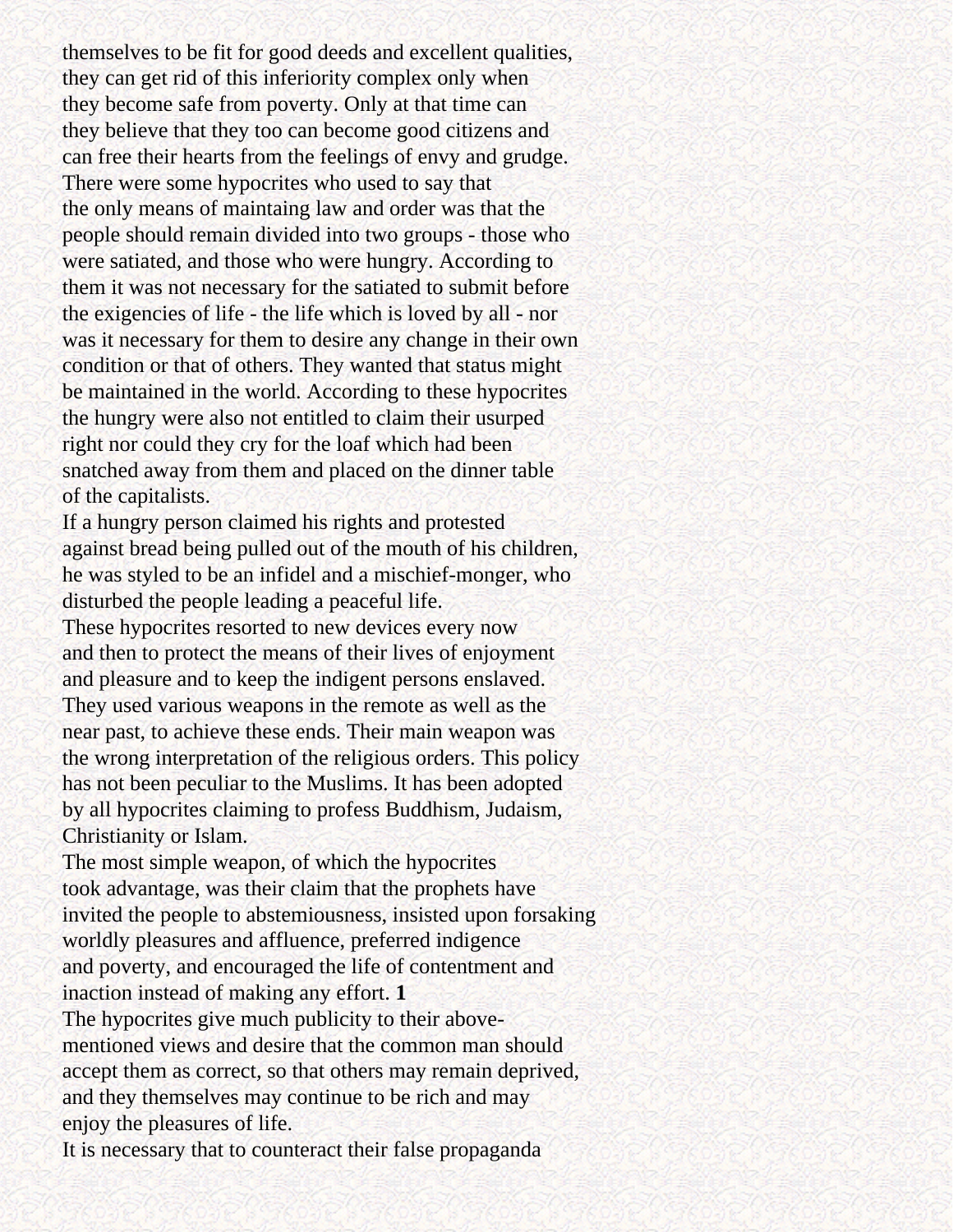themselves to be fit for good deeds and excellent qualities, they can get rid of this inferiority complex only when they become safe from poverty. Only at that time can they believe that they too can become good citizens and can free their hearts from the feelings of envy and grudge.

There were some hypocrites who used to say that the only means of maintaing law and order was that the people should remain divided into two groups - those who were satiated, and those who were hungry. According to them it was not necessary for the satiated to submit before the exigencies of life - the life which is loved by all - nor was it necessary for them to desire any change in their own condition or that of others. They wanted that status might be maintained in the world. According to these hypocrites the hungry were also not entitled to claim their usurped right nor could they cry for the loaf which had been snatched away from them and placed on the dinner table of the capitalists.

If a hungry person claimed his rights and protested against bread being pulled out of the mouth of his children, he was styled to be an infidel and a mischief-monger, who disturbed the people leading a peaceful life.

These hypocrites resorted to new devices every now and then to protect the means of their lives of enjoyment and pleasure and to keep the indigent persons enslaved. They used various weapons in the remote as well as the near past, to achieve these ends. Their main weapon was the wrong interpretation of the religious orders. This policy has not been peculiar to the Muslims. It has been adopted by all hypocrites claiming to profess Buddhism, Judaism, Christianity or Islam.

The most simple weapon, of which the hypocrites took advantage, was their claim that the prophets have invited the people to abstemiousness, insisted upon forsaking worldly pleasures and affluence, preferred indigence and poverty, and encouraged the life of contentment and inaction instead of making any effort. **1**

The hypocrites give much publicity to their above-mentioned views and desire that the common man should accept them as correct, so that others may remain deprived, and they themselves may continue to be rich and may enjoy the pleasures of life.

It is necessary that to counteract their false propaganda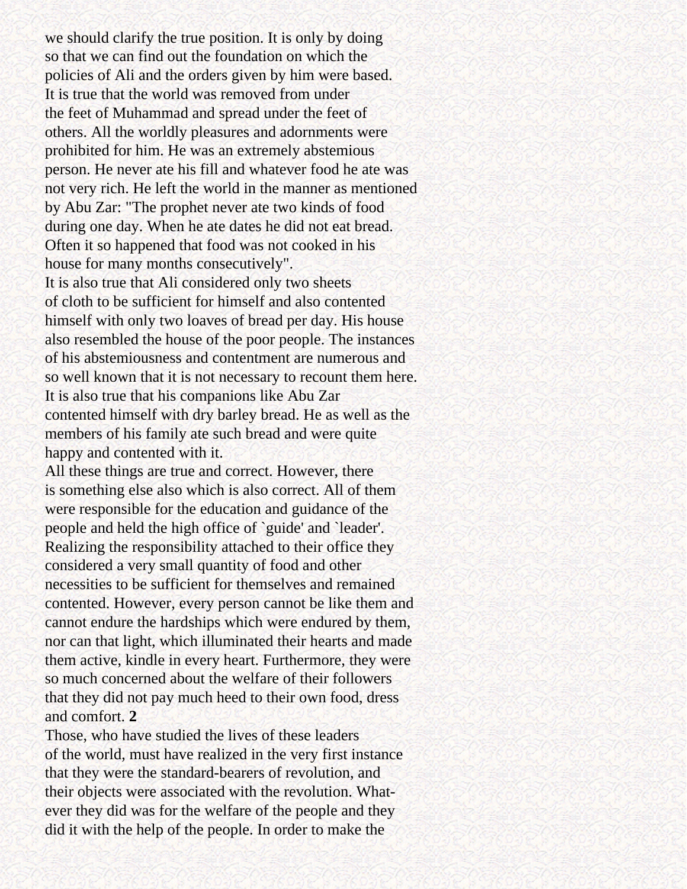we should clarify the true position. It is only by doing so that we can find out the foundation on which the policies of Ali and the orders given by him were based.

It is true that the world was removed from under the feet of Muhammad and spread under the feet of others. All the worldly pleasures and adornments were prohibited for him. He was an extremely abstemious person. He never ate his fill and whatever food he ate was not very rich. He left the world in the manner as mentioned by Abu Zar: "The prophet never ate two kinds of food during one day. When he ate dates he did not eat bread. Often it so happened that food was not cooked in his house for many months consecutively".

It is also true that Ali considered only two sheets of cloth to be sufficient for himself and also contented himself with only two loaves of bread per day. His house also resembled the house of the poor people. The instances of his abstemiousness and contentment are numerous and so well known that it is not necessary to recount them here.

It is also true that his companions like Abu Zar contented himself with dry barley bread. He as well as the members of his family ate such bread and were quite happy and contented with it.

All these things are true and correct. However, there is something else also which is also correct. All of them were responsible for the education and guidance of the people and held the high office of `guide' and `leader'. Realizing the responsibility attached to their office they considered a very small quantity of food and other necessities to be sufficient for themselves and remained contented. However, every person cannot be like them and cannot endure the hardships which were endured by them, nor can that light, which illuminated their hearts and made them active, kindle in every heart. Furthermore, they were so much concerned about the welfare of their followers that they did not pay much heed to their own food, dress and comfort. **2**

Those, who have studied the lives of these leaders of the world, must have realized in the very first instance that they were the standard-bearers of revolution, and their objects were associated with the revolution. Whatever they did was for the welfare of the people and they did it with the help of the people. In order to make the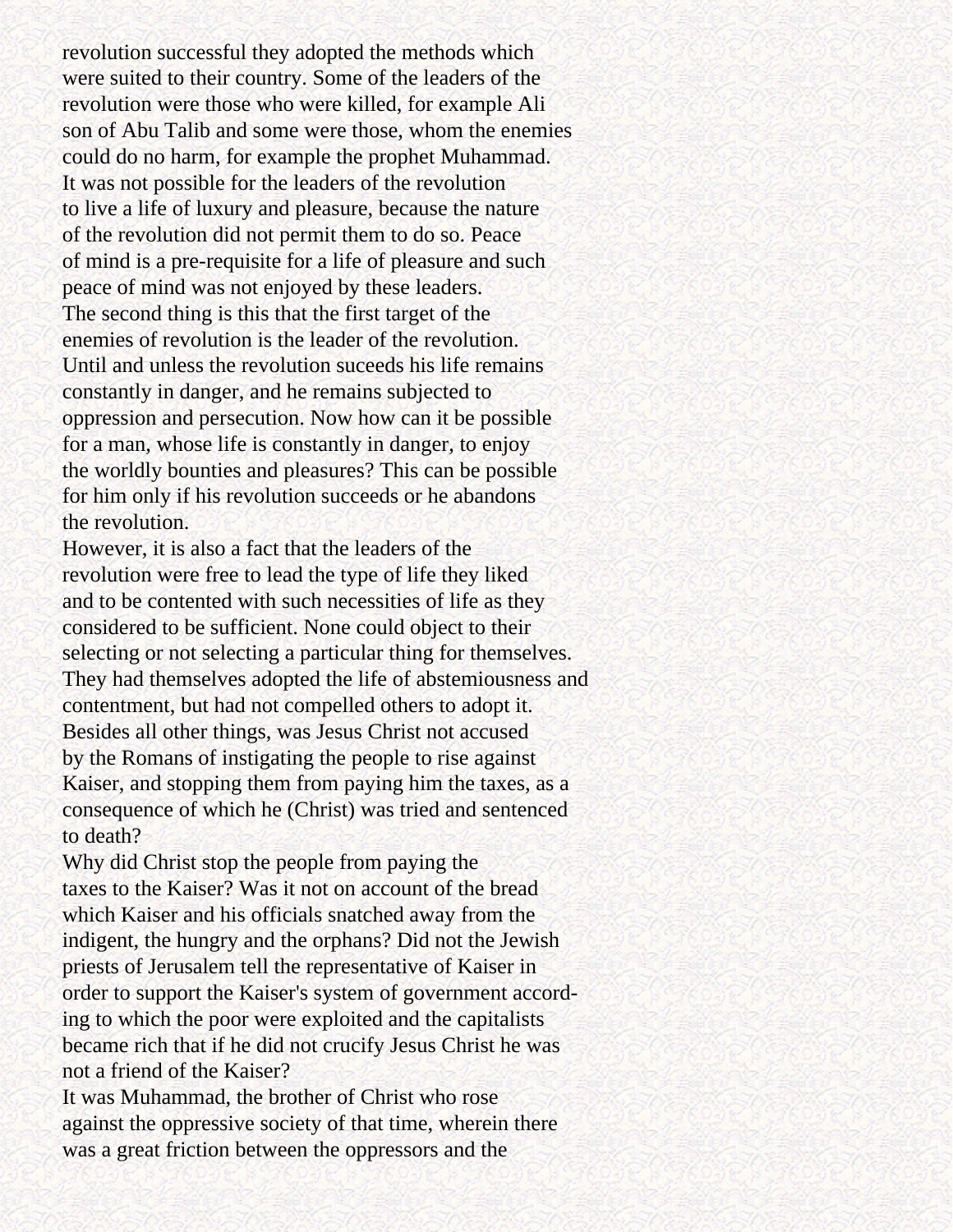revolution successful they adopted the methods which were suited to their country. Some of the leaders of the revolution were those who were killed, for example Ali son of Abu Talib and some were those, whom the enemies could do no harm, for example the prophet Muhammad. It was not possible for the leaders of the revolution to live a life of luxury and pleasure, because the nature of the revolution did not permit them to do so. Peace of mind is a pre-requisite for a life of pleasure and such peace of mind was not enjoyed by these leaders.

The second thing is this that the first target of the enemies of revolution is the leader of the revolution. Until and unless the revolution suceeds his life remains constantly in danger, and he remains subjected to oppression and persecution. Now how can it be possible for a man, whose life is constantly in danger, to enjoy the worldly bounties and pleasures? This can be possible for him only if his revolution succeeds or he abandons the revolution.

However, it is also a fact that the leaders of the revolution were free to lead the type of life they liked and to be contented with such necessities of life as they considered to be sufficient. None could object to their selecting or not selecting a particular thing for themselves. They had themselves adopted the life of abstemiousness and contentment, but had not compelled others to adopt it.

Besides all other things, was Jesus Christ not accused by the Romans of instigating the people to rise against Kaiser, and stopping them from paying him the taxes, as a consequence of which he (Christ) was tried and sentenced to death?

Why did Christ stop the people from paying the taxes to the Kaiser? Was it not on account of the bread which Kaiser and his officials snatched away from the indigent, the hungry and the orphans? Did not the Jewish priests of Jerusalem tell the representative of Kaiser in order to support the Kaiser's system of government according to which the poor were exploited and the capitalists became rich that if he did not crucify Jesus Christ he was not a friend of the Kaiser?

It was Muhammad, the brother of Christ who rose against the oppressive society of that time, wherein there was a great friction between the oppressors and the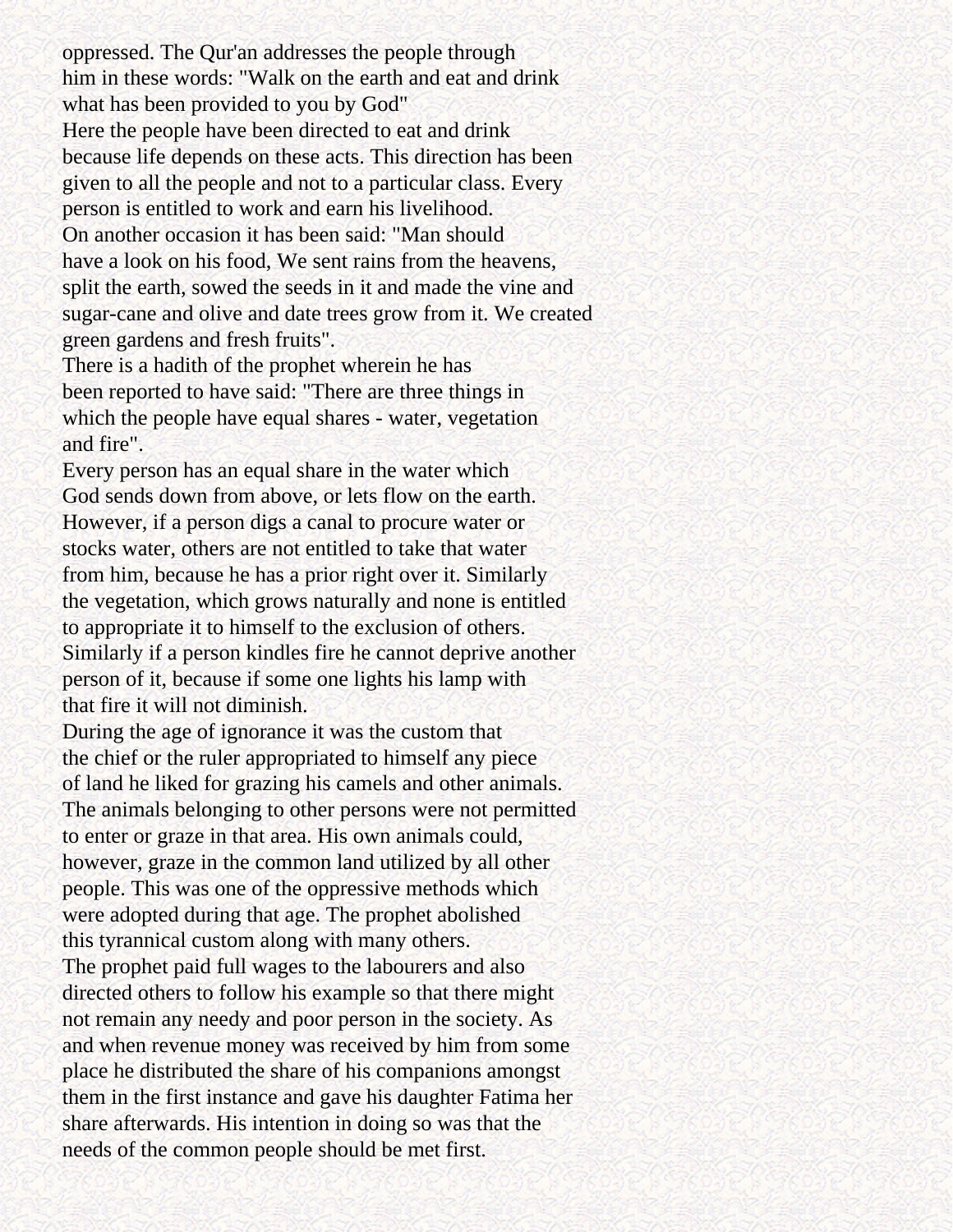oppressed. The Qur'an addresses the people through him in these words: "Walk on the earth and eat and drink what has been provided to you by God"

Here the people have been directed to eat and drink because life depends on these acts. This direction has been given to all the people and not to a particular class. Every person is entitled to work and earn his livelihood.

On another occasion it has been said: "Man should have a look on his food, We sent rains from the heavens, split the earth, sowed the seeds in it and made the vine and sugar-cane and olive and date trees grow from it. We created green gardens and fresh fruits".

There is a hadith of the prophet wherein he has been reported to have said: "There are three things in which the people have equal shares - water, vegetation and fire".

Every person has an equal share in the water which God sends down from above, or lets flow on the earth. However, if a person digs a canal to procure water or stocks water, others are not entitled to take that water from him, because he has a prior right over it. Similarly the vegetation, which grows naturally and none is entitled to appropriate it to himself to the exclusion of others. Similarly if a person kindles fire he cannot deprive another person of it, because if some one lights his lamp with that fire it will not diminish.

During the age of ignorance it was the custom that the chief or the ruler appropriated to himself any piece of land he liked for grazing his camels and other animals. The animals belonging to other persons were not permitted to enter or graze in that area. His own animals could, however, graze in the common land utilized by all other people. This was one of the oppressive methods which were adopted during that age. The prophet abolished this tyrannical custom along with many others.

The prophet paid full wages to the labourers and also directed others to follow his example so that there might not remain any needy and poor person in the society. As and when revenue money was received by him from some place he distributed the share of his companions amongst them in the first instance and gave his daughter Fatima her share afterwards. His intention in doing so was that the needs of the common people should be met first.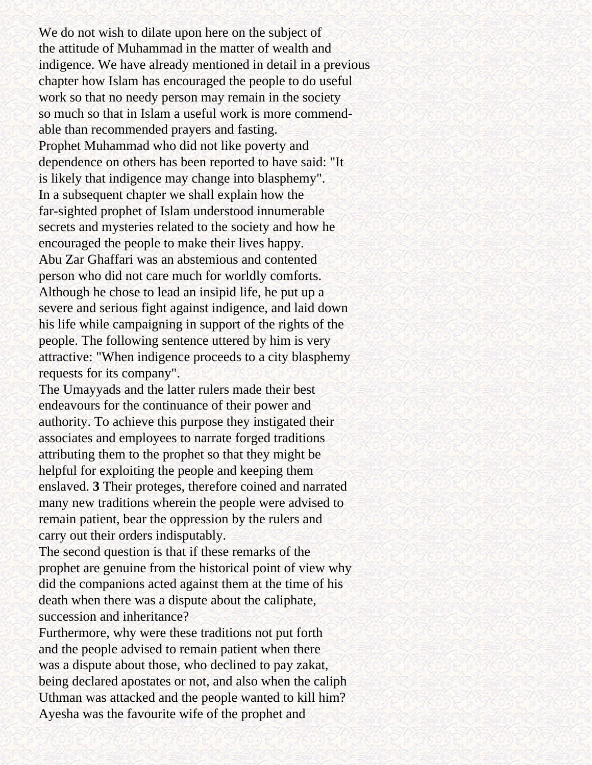We do not wish to dilate upon here on the subject of the attitude of Muhammad in the matter of wealth and indigence. We have already mentioned in detail in a previous chapter how Islam has encouraged the people to do useful work so that no needy person may remain in the society so much so that in Islam a useful work is more commendable than recommended prayers and fasting.

Prophet Muhammad who did not like poverty and dependence on others has been reported to have said: "It is likely that indigence may change into blasphemy".

In a subsequent chapter we shall explain how the far-sighted prophet of Islam understood innumerable secrets and mysteries related to the society and how he encouraged the people to make their lives happy.

Abu Zar Ghaffari was an abstemious and contented person who did not care much for worldly comforts. Although he chose to lead an insipid life, he put up a severe and serious fight against indigence, and laid down his life while campaigning in support of the rights of the people. The following sentence uttered by him is very attractive: "When indigence proceeds to a city blasphemy requests for its company".

The Umayyads and the latter rulers made their best endeavours for the continuance of their power and authority. To achieve this purpose they instigated their associates and employees to narrate forged traditions attributing them to the prophet so that they might be helpful for exploiting the people and keeping them enslaved. **3** Their proteges, therefore coined and narrated many new traditions wherein the people were advised to remain patient, bear the oppression by the rulers and carry out their orders indisputably.

The second question is that if these remarks of the prophet are genuine from the historical point of view why did the companions acted against them at the time of his death when there was a dispute about the caliphate, succession and inheritance?

Furthermore, why were these traditions not put forth and the people advised to remain patient when there was a dispute about those, who declined to pay zakat, being declared apostates or not, and also when the caliph Uthman was attacked and the people wanted to kill him?

Ayesha was the favourite wife of the prophet and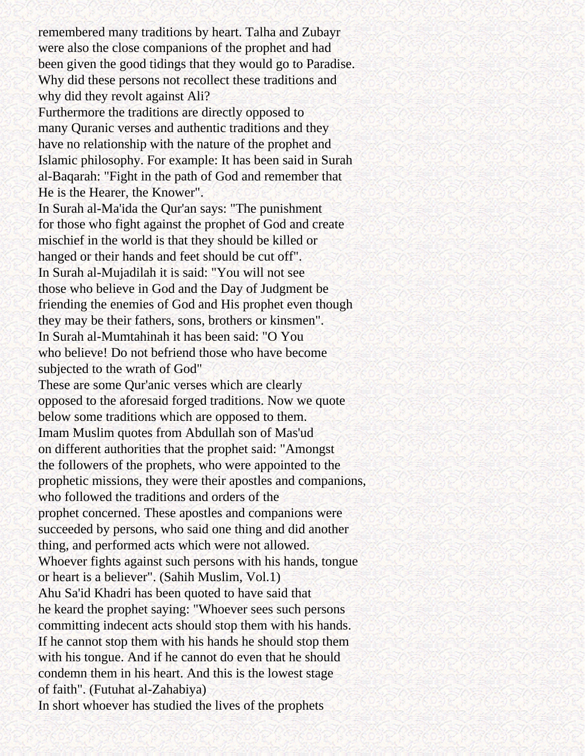remembered many traditions by heart. Talha and Zubayr were also the close companions of the prophet and had been given the good tidings that they would go to Paradise. Why did these persons not recollect these traditions and why did they revolt against Ali?

Furthermore the traditions are directly opposed to many Quranic verses and authentic traditions and they have no relationship with the nature of the prophet and Islamic philosophy. For example: It has been said in Surah al-Baqarah: "Fight in the path of God and remember that He is the Hearer, the Knower".

In Surah al-Ma'ida the Qur'an says: "The punishment for those who fight against the prophet of God and create mischief in the world is that they should be killed or hanged or their hands and feet should be cut off".

In Surah al-Mujadilah it is said: "You will not see those who believe in God and the Day of Judgment be friending the enemies of God and His prophet even though they may be their fathers, sons, brothers or kinsmen".

In Surah al-Mumtahinah it has been said: "O You who believe! Do not befriend those who have become subjected to the wrath of God"

These are some Qur'anic verses which are clearly opposed to the aforesaid forged traditions. Now we quote below some traditions which are opposed to them.

Imam Muslim quotes from Abdullah son of Mas'ud on different authorities that the prophet said: "Amongst the followers of the prophets, who were appointed to the prophetic missions, they were their apostles and companions, who followed the traditions and orders of the prophet concerned. These apostles and companions were succeeded by persons, who said one thing and did another thing, and performed acts which were not allowed. Whoever fights against such persons with his hands, tongue or heart is a believer". (Sahih Muslim, Vol.1)

Ahu Sa'id Khadri has been quoted to have said that he keard the prophet saying: "Whoever sees such persons committing indecent acts should stop them with his hands. If he cannot stop them with his hands he should stop them with his tongue. And if he cannot do even that he should condemn them in his heart. And this is the lowest stage of faith". (Futuhat al-Zahabiya)

In short whoever has studied the lives of the prophets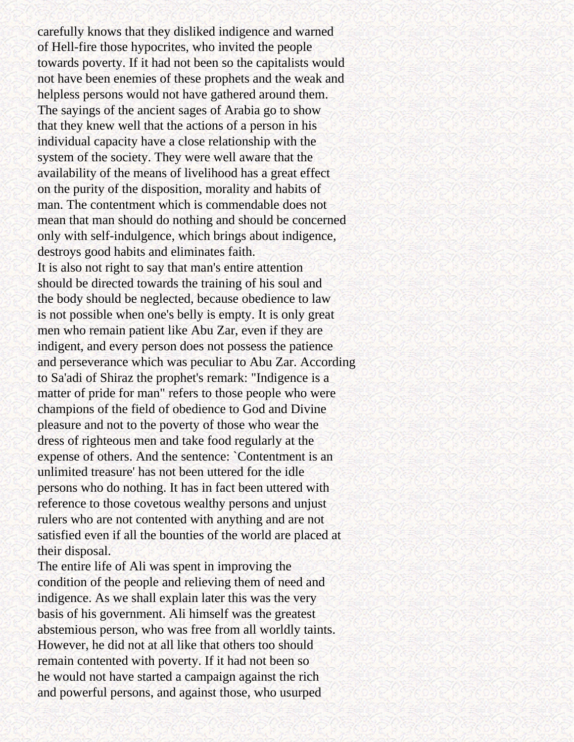carefully knows that they disliked indigence and warned of Hell-fire those hypocrites, who invited the people towards poverty. If it had not been so the capitalists would not have been enemies of these prophets and the weak and helpless persons would not have gathered around them. The sayings of the ancient sages of Arabia go to show that they knew well that the actions of a person in his individual capacity have a close relationship with the system of the society. They were well aware that the availability of the means of livelihood has a great effect on the purity of the disposition, morality and habits of man. The contentment which is commendable does not mean that man should do nothing and should be concerned only with self-indulgence, which brings about indigence, destroys good habits and eliminates faith.

It is also not right to say that man's entire attention should be directed towards the training of his soul and the body should be neglected, because obedience to law is not possible when one's belly is empty. It is only great men who remain patient like Abu Zar, even if they are indigent, and every person does not possess the patience and perseverance which was peculiar to Abu Zar. According to Sa'adi of Shiraz the prophet's remark: "Indigence is a matter of pride for man" refers to those people who were champions of the field of obedience to God and Divine pleasure and not to the poverty of those who wear the dress of righteous men and take food regularly at the expense of others. And the sentence: `Contentment is an unlimited treasure' has not been uttered for the idle persons who do nothing. It has in fact been uttered with reference to those covetous wealthy persons and unjust rulers who are not contented with anything and are not satisfied even if all the bounties of the world are placed at their disposal.

The entire life of Ali was spent in improving the condition of the people and relieving them of need and indigence. As we shall explain later this was the very basis of his government. Ali himself was the greatest abstemious person, who was free from all worldly taints. However, he did not at all like that others too should remain contented with poverty. If it had not been so he would not have started a campaign against the rich and powerful persons, and against those, who usurped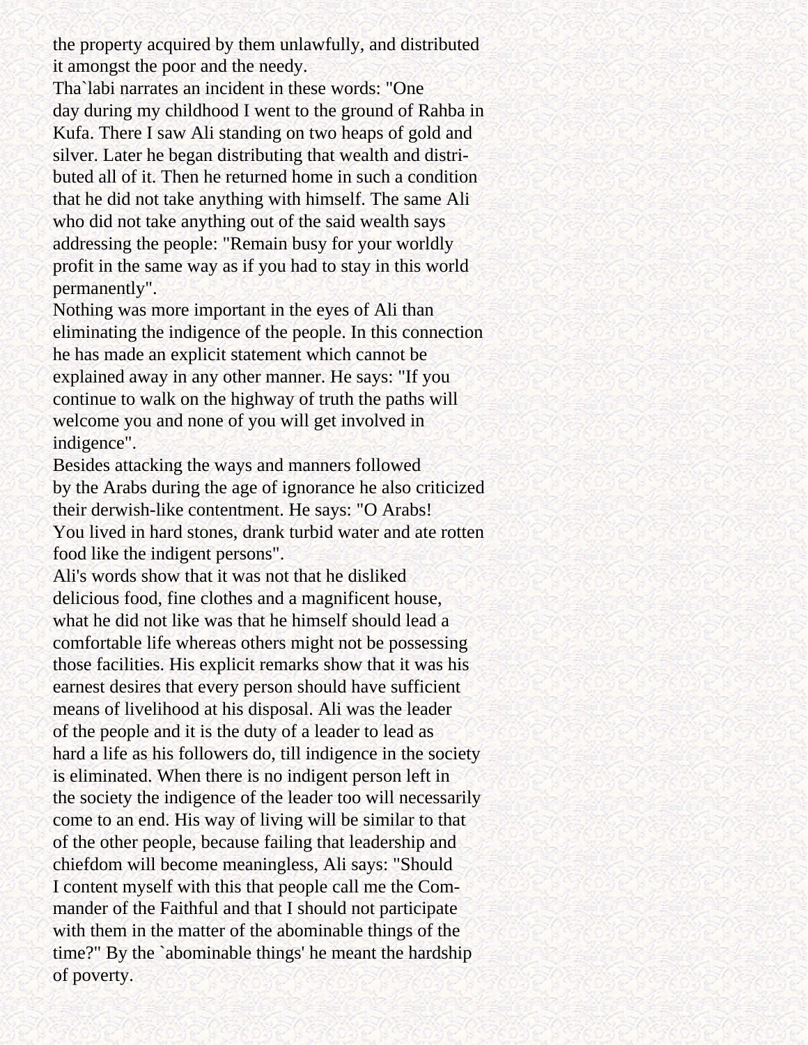the property acquired by them unlawfully, and distributed it amongst the poor and the needy.

Tha`labi narrates an incident in these words: "One day during my childhood I went to the ground of Rahba in Kufa. There I saw Ali standing on two heaps of gold and silver. Later he began distributing that wealth and distributed all of it. Then he returned home in such a condition that he did not take anything with himself. The same Ali who did not take anything out of the said wealth says addressing the people: "Remain busy for your worldly profit in the same way as if you had to stay in this world permanently".

Nothing was more important in the eyes of Ali than eliminating the indigence of the people. In this connection he has made an explicit statement which cannot be explained away in any other manner. He says: "If you continue to walk on the highway of truth the paths will welcome you and none of you will get involved in indigence".

Besides attacking the ways and manners followed by the Arabs during the age of ignorance he also criticized their derwish-like contentment. He says: "O Arabs! You lived in hard stones, drank turbid water and ate rotten food like the indigent persons".

Ali's words show that it was not that he disliked delicious food, fine clothes and a magnificent house, what he did not like was that he himself should lead a comfortable life whereas others might not be possessing those facilities. His explicit remarks show that it was his earnest desires that every person should have sufficient means of livelihood at his disposal. Ali was the leader of the people and it is the duty of a leader to lead as hard a life as his followers do, till indigence in the society is eliminated. When there is no indigent person left in the society the indigence of the leader too will necessarily come to an end. His way of living will be similar to that of the other people, because failing that leadership and chiefdom will become meaningless, Ali says: "Should I content myself with this that people call me the Commander of the Faithful and that I should not participate with them in the matter of the abominable things of the time?" By the `abominable things' he meant the hardship of poverty.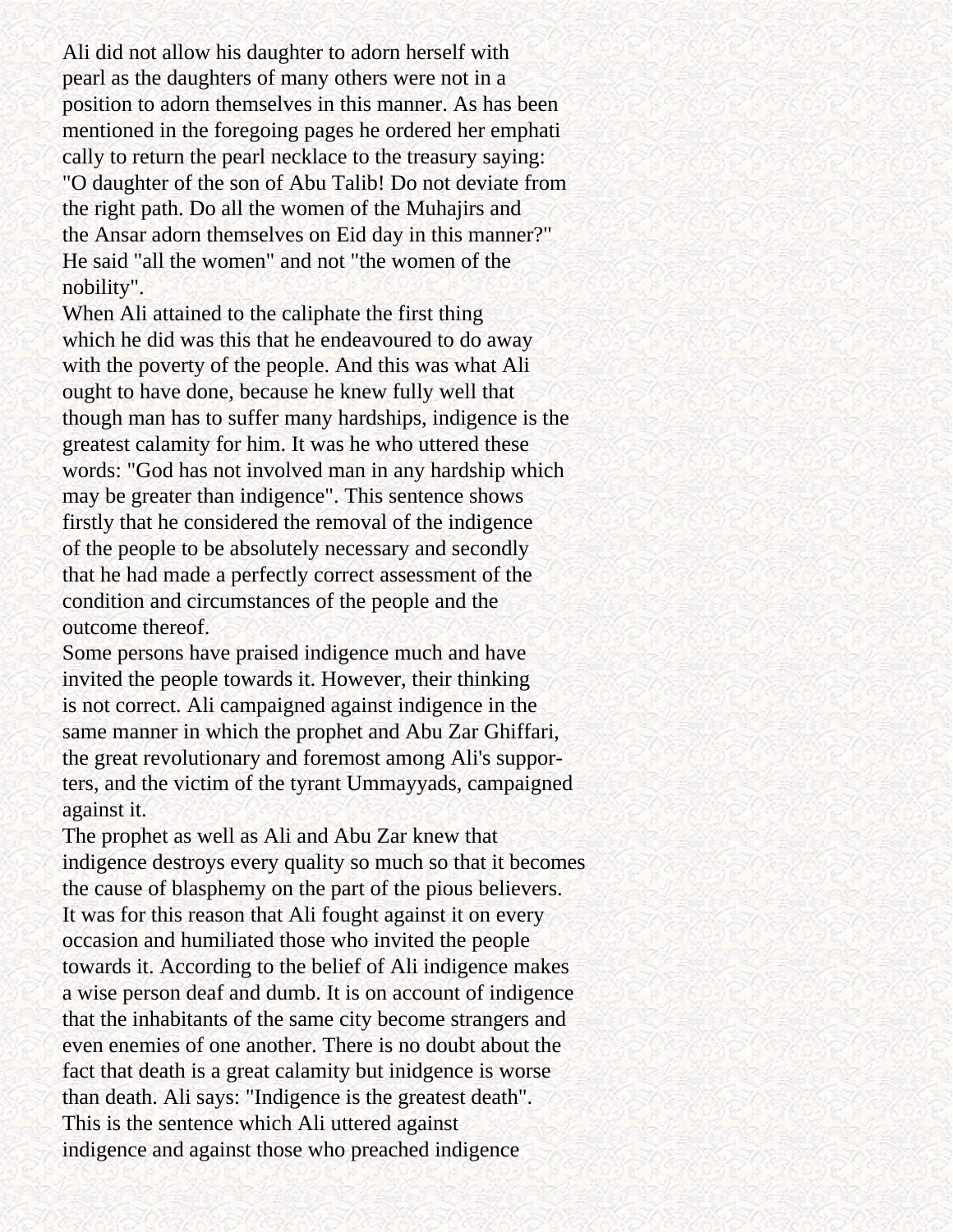Ali did not allow his daughter to adorn herself with pearl as the daughters of many others were not in a position to adorn themselves in this manner. As has been mentioned in the foregoing pages he ordered her emphatically to return the pearl necklace to the treasury saying: "O daughter of the son of Abu Talib! Do not deviate from the right path. Do all the women of the Muhajirs and the Ansar adorn themselves on Eid day in this manner?" He said "all the women" and not "the women of the nobility".

When Ali attained to the caliphate the first thing which he did was this that he endeavoured to do away with the poverty of the people. And this was what Ali ought to have done, because he knew fully well that though man has to suffer many hardships, indigence is the greatest calamity for him. It was he who uttered these words: "God has not involved man in any hardship which may be greater than indigence". This sentence shows firstly that he considered the removal of the indigence of the people to be absolutely necessary and secondly that he had made a perfectly correct assessment of the condition and circumstances of the people and the outcome thereof.

Some persons have praised indigence much and have invited the people towards it. However, their thinking is not correct. Ali campaigned against indigence in the same manner in which the prophet and Abu Zar Ghiffari, the great revolutionary and foremost among Ali's supporters, and the victim of the tyrant Ummayyads, campaigned against it.

The prophet as well as Ali and Abu Zar knew that indigence destroys every quality so much so that it becomes the cause of blasphemy on the part of the pious believers. It was for this reason that Ali fought against it on every occasion and humiliated those who invited the people towards it. According to the belief of Ali indigence makes a wise person deaf and dumb. It is on account of indigence that the inhabitants of the same city become strangers and even enemies of one another. There is no doubt about the fact that death is a great calamity but inidgence is worse than death. Ali says: "Indigence is the greatest death". This is the sentence which Ali uttered against indigence and against those who preached indigence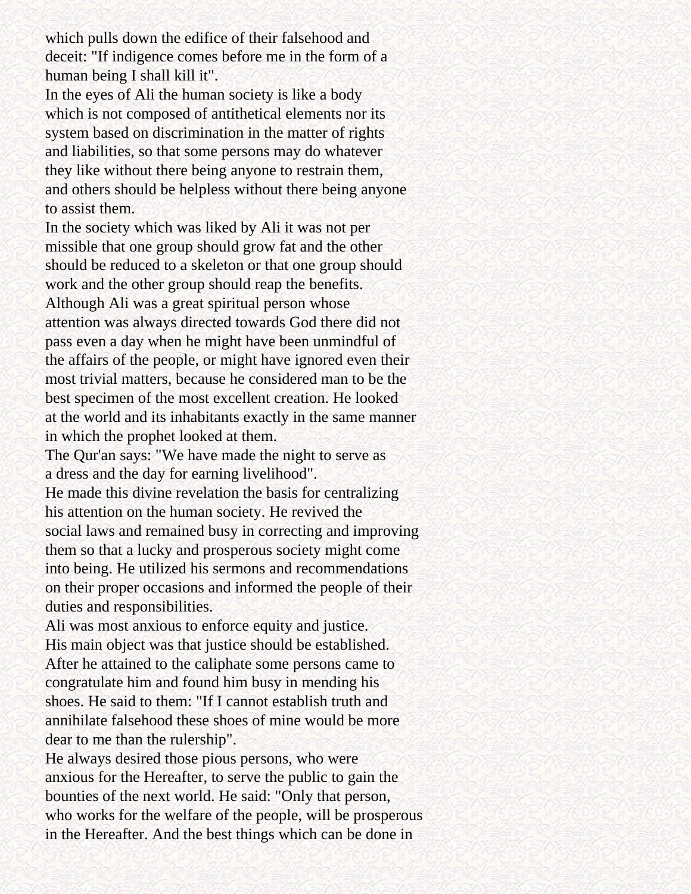which pulls down the edifice of their falsehood and deceit: "If indigence comes before me in the form of a human being I shall kill it".

In the eyes of Ali the human society is like a body which is not composed of antithetical elements nor its system based on discrimination in the matter of rights and liabilities, so that some persons may do whatever they like without there being anyone to restrain them, and others should be helpless without there being anyone to assist them.

In the society which was liked by Ali it was not per missible that one group should grow fat and the other should be reduced to a skeleton or that one group should work and the other group should reap the benefits.

Although Ali was a great spiritual person whose attention was always directed towards God there did not pass even a day when he might have been unmindful of the affairs of the people, or might have ignored even their most trivial matters, because he considered man to be the best specimen of the most excellent creation. He looked at the world and its inhabitants exactly in the same manner in which the prophet looked at them.

The Qur'an says: "We have made the night to serve as a dress and the day for earning livelihood".

He made this divine revelation the basis for centralizing his attention on the human society. He revived the social laws and remained busy in correcting and improving them so that a lucky and prosperous society might come into being. He utilized his sermons and recommendations on their proper occasions and informed the people of their duties and responsibilities.

Ali was most anxious to enforce equity and justice. His main object was that justice should be established. After he attained to the caliphate some persons came to congratulate him and found him busy in mending his shoes. He said to them: "If I cannot establish truth and annihilate falsehood these shoes of mine would be more dear to me than the rulership".

He always desired those pious persons, who were anxious for the Hereafter, to serve the public to gain the bounties of the next world. He said: "Only that person, who works for the welfare of the people, will be prosperous in the Hereafter. And the best things which can be done in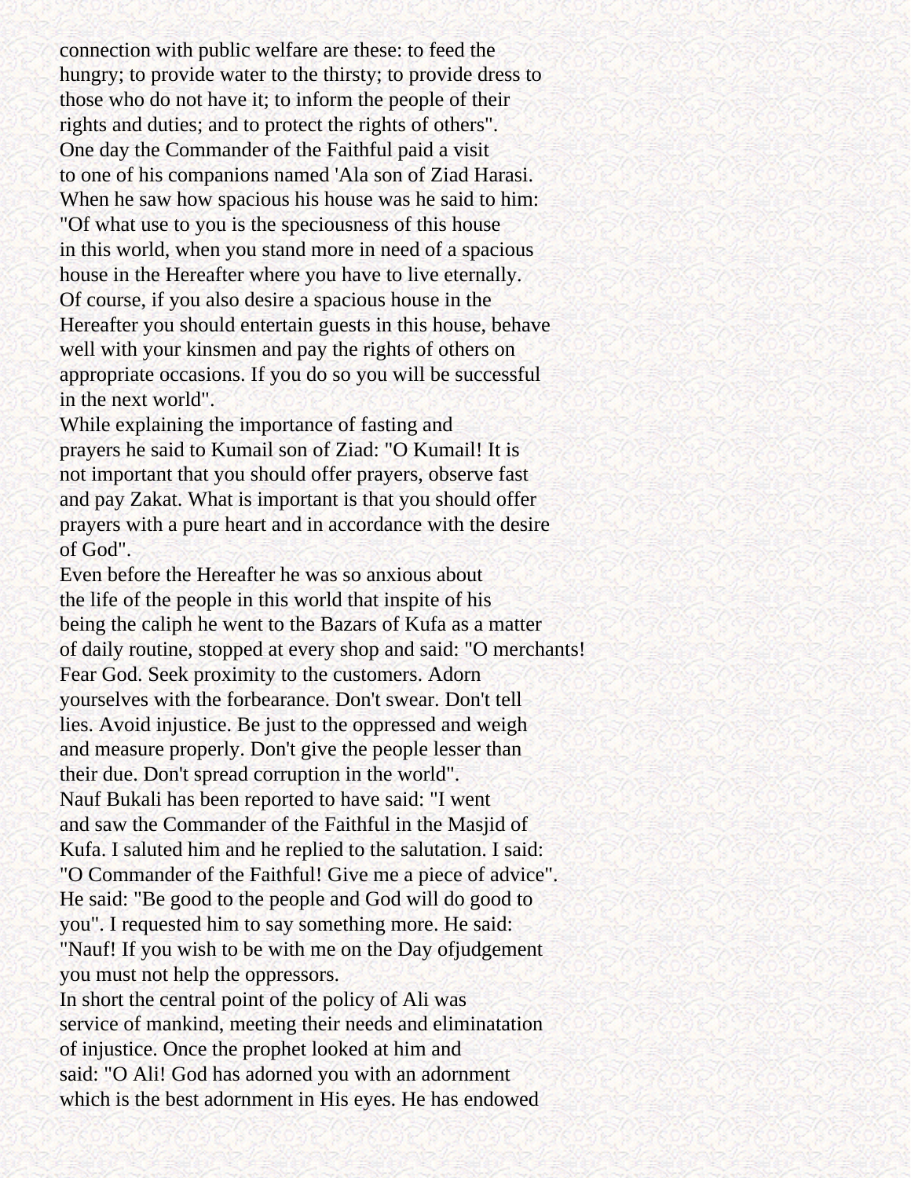connection with public welfare are these: to feed the hungry; to provide water to the thirsty; to provide dress to those who do not have it; to inform the people of their rights and duties; and to protect the rights of others".

One day the Commander of the Faithful paid a visit to one of his companions named 'Ala son of Ziad Harasi. When he saw how spacious his house was he said to him: "Of what use to you is the speciousness of this house in this world, when you stand more in need of a spacious house in the Hereafter where you have to live eternally. Of course, if you also desire a spacious house in the Hereafter you should entertain guests in this house, behave well with your kinsmen and pay the rights of others on appropriate occasions. If you do so you will be successful in the next world".

While explaining the importance of fasting and prayers he said to Kumail son of Ziad: "O Kumail! It is not important that you should offer prayers, observe fast and pay Zakat. What is important is that you should offer prayers with a pure heart and in accordance with the desire of God".

Even before the Hereafter he was so anxious about the life of the people in this world that inspite of his being the caliph he went to the Bazars of Kufa as a matter of daily routine, stopped at every shop and said: "O merchants! Fear God. Seek proximity to the customers. Adorn yourselves with the forbearance. Don't swear. Don't tell lies. Avoid injustice. Be just to the oppressed and weigh and measure properly. Don't give the people lesser than their due. Don't spread corruption in the world".

Nauf Bukali has been reported to have said: "I went and saw the Commander of the Faithful in the Masjid of Kufa. I saluted him and he replied to the salutation. I said: "O Commander of the Faithful! Give me a piece of advice". He said: "Be good to the people and God will do good to you". I requested him to say something more. He said: "Nauf! If you wish to be with me on the Day ofjudgement you must not help the oppressors.

In short the central point of the policy of Ali was service of mankind, meeting their needs and eliminatation of injustice. Once the prophet looked at him and said: "O Ali! God has adorned you with an adornment which is the best adornment in His eyes. He has endowed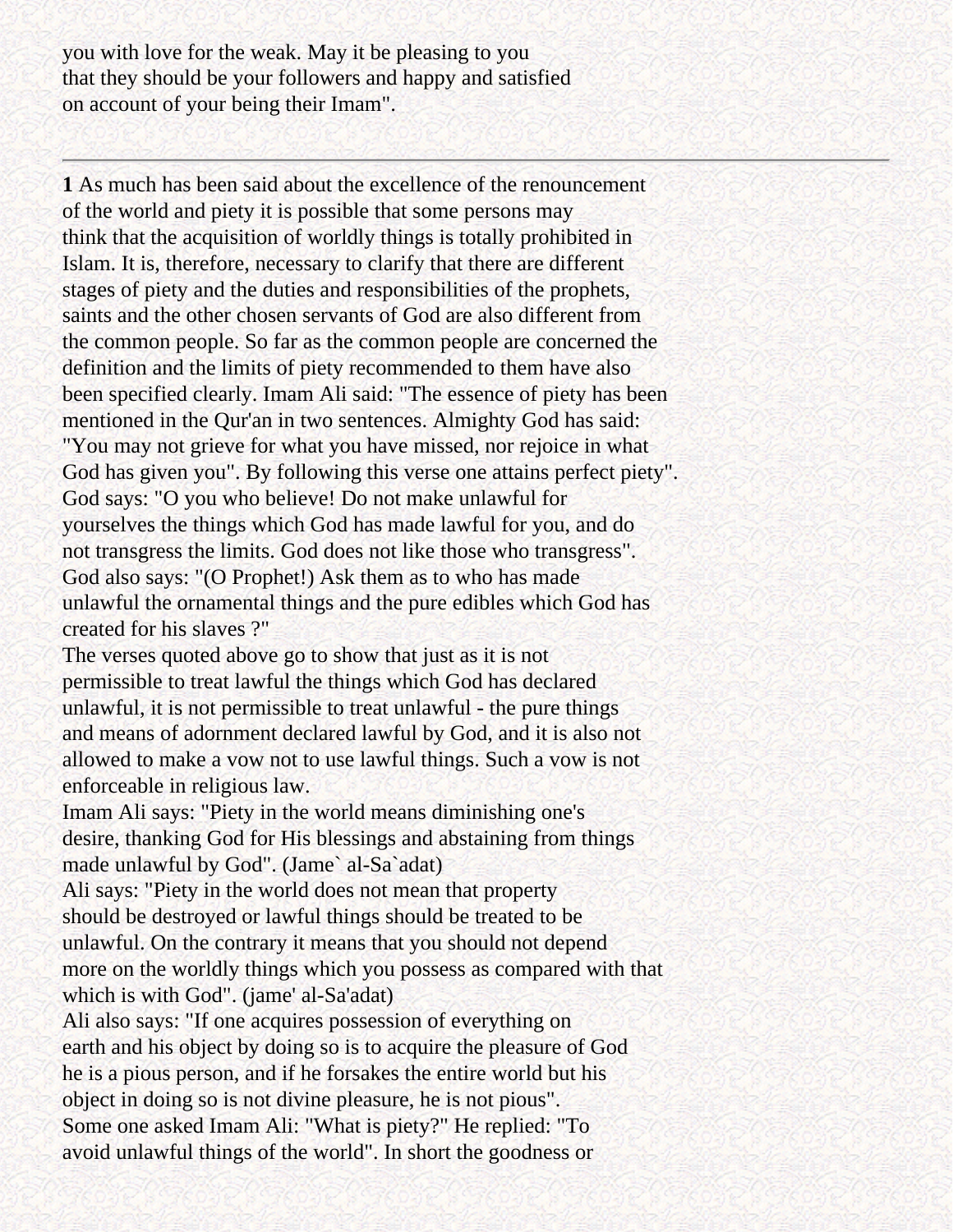you with love for the weak. May it be pleasing to you that they should be your followers and happy and satisfied on account of your being their Imam".

---

**1** As much has been said about the excellence of the renouncement of the world and piety it is possible that some persons may think that the acquisition of worldly things is totally prohibited in Islam. It is, therefore, necessary to clarify that there are different stages of piety and the duties and responsibilities of the prophets, saints and the other chosen servants of God are also different from the common people. So far as the common people are concerned the definition and the limits of piety recommended to them have also been specified clearly. Imam Ali said: "The essence of piety has been mentioned in the Qur'an in two sentences. Almighty God has said: "You may not grieve for what you have missed, nor rejoice in what God has given you". By following this verse one attains perfect piety". God says: "O you who believe! Do not make unlawful for yourselves the things which God has made lawful for you, and do not transgress the limits. God does not like those who transgress". God also says: "(O Prophet!) Ask them as to who has made unlawful the ornamental things and the pure edibles which God has created for his slaves ?"
The verses quoted above go to show that just as it is not permissible to treat lawful the things which God has declared unlawful, it is not permissible to treat unlawful - the pure things and means of adornment declared lawful by God, and it is also not allowed to make a vow not to use lawful things. Such a vow is not enforceable in religious law.
Imam Ali says: "Piety in the world means diminishing one's desire, thanking God for His blessings and abstaining from things made unlawful by God". (Jame` al-Sa`adat)
Ali says: "Piety in the world does not mean that property should be destroyed or lawful things should be treated to be unlawful. On the contrary it means that you should not depend more on the worldly things which you possess as compared with that which is with God". (jame' al-Sa'adat)
Ali also says: "If one acquires possession of everything on earth and his object by doing so is to acquire the pleasure of God he is a pious person, and if he forsakes the entire world but his object in doing so is not divine pleasure, he is not pious".
Some one asked Imam Ali: "What is piety?" He replied: "To avoid unlawful things of the world". In short the goodness or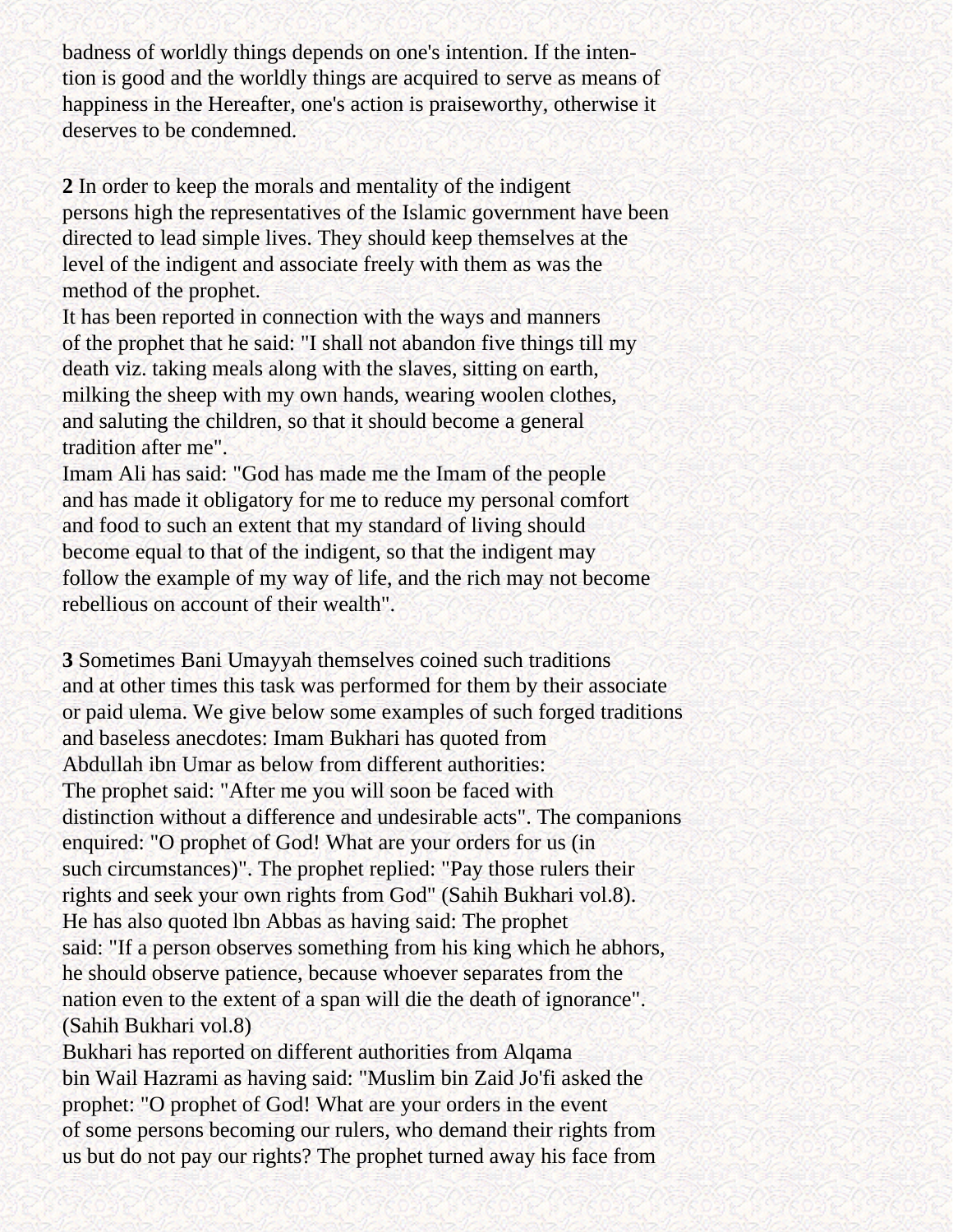badness of worldly things depends on one's intention. If the intention is good and the worldly things are acquired to serve as means of happiness in the Hereafter, one's action is praiseworthy, otherwise it deserves to be condemned.

**2** In order to keep the morals and mentality of the indigent persons high the representatives of the Islamic government have been directed to lead simple lives. They should keep themselves at the level of the indigent and associate freely with them as was the method of the prophet.

It has been reported in connection with the ways and manners of the prophet that he said: "I shall not abandon five things till my death viz. taking meals along with the slaves, sitting on earth, milking the sheep with my own hands, wearing woolen clothes, and saluting the children, so that it should become a general tradition after me".

Imam Ali has said: "God has made me the Imam of the people and has made it obligatory for me to reduce my personal comfort and food to such an extent that my standard of living should become equal to that of the indigent, so that the indigent may follow the example of my way of life, and the rich may not become rebellious on account of their wealth".

**3** Sometimes Bani Umayyah themselves coined such traditions and at other times this task was performed for them by their associate or paid ulema. We give below some examples of such forged traditions and baseless anecdotes: Imam Bukhari has quoted from Abdullah ibn Umar as below from different authorities:

The prophet said: "After me you will soon be faced with distinction without a difference and undesirable acts". The companions enquired: "O prophet of God! What are your orders for us (in such circumstances)". The prophet replied: "Pay those rulers their rights and seek your own rights from God" (Sahih Bukhari vol.8).

He has also quoted lbn Abbas as having said: The prophet said: "If a person observes something from his king which he abhors, he should observe patience, because whoever separates from the nation even to the extent of a span will die the death of ignorance". (Sahih Bukhari vol.8)

Bukhari has reported on different authorities from Alqama bin Wail Hazrami as having said: "Muslim bin Zaid Jo'fi asked the prophet: "O prophet of God! What are your orders in the event of some persons becoming our rulers, who demand their rights from us but do not pay our rights? The prophet turned away his face from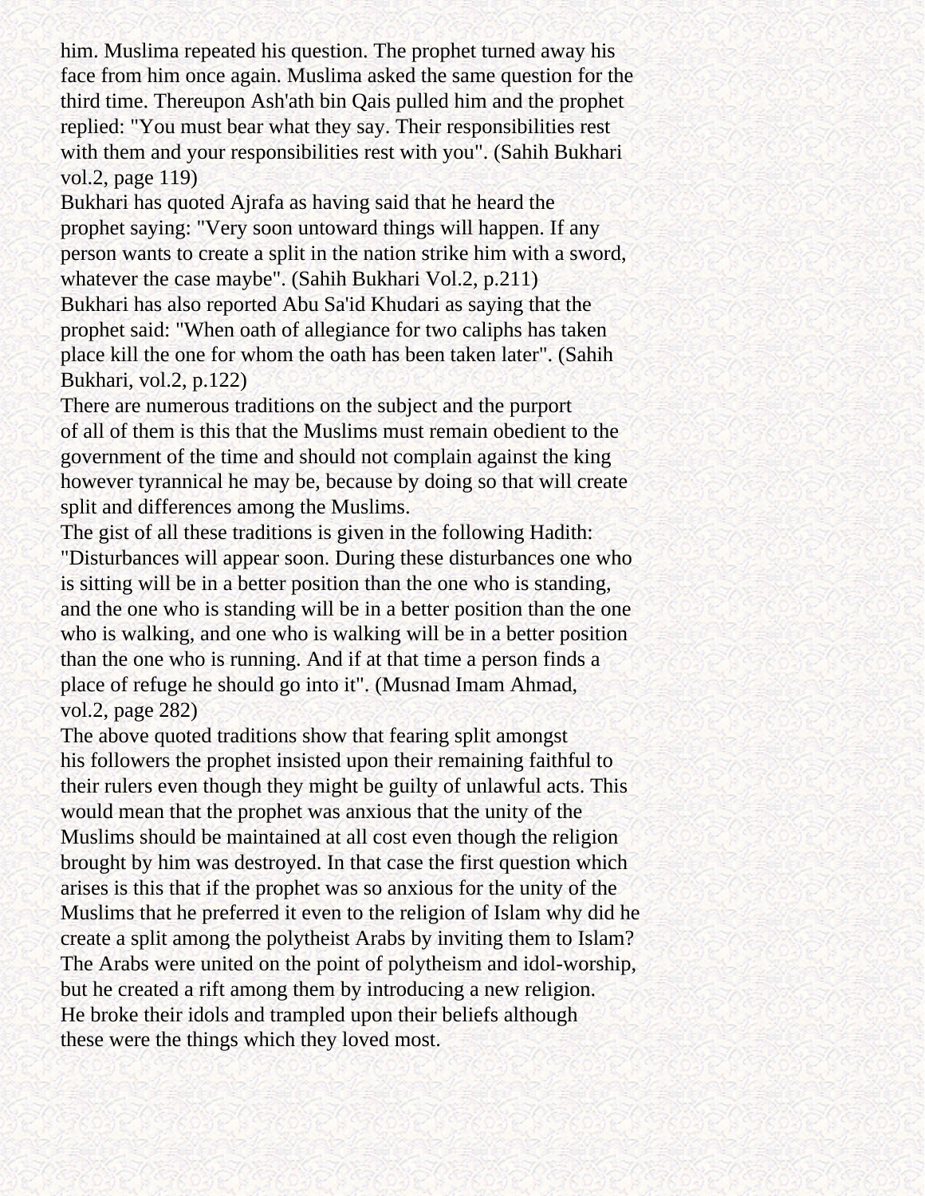him. Muslima repeated his question. The prophet turned away his face from him once again. Muslima asked the same question for the third time. Thereupon Ash'ath bin Qais pulled him and the prophet replied: "You must bear what they say. Their responsibilities rest with them and your responsibilities rest with you". (Sahih Bukhari vol.2, page 119)

Bukhari has quoted Ajrafa as having said that he heard the prophet saying: "Very soon untoward things will happen. If any person wants to create a split in the nation strike him with a sword, whatever the case maybe". (Sahih Bukhari Vol.2, p.211)

Bukhari has also reported Abu Sa'id Khudari as saying that the prophet said: "When oath of allegiance for two caliphs has taken place kill the one for whom the oath has been taken later". (Sahih Bukhari, vol.2, p.122)

There are numerous traditions on the subject and the purport of all of them is this that the Muslims must remain obedient to the government of the time and should not complain against the king however tyrannical he may be, because by doing so that will create split and differences among the Muslims.

The gist of all these traditions is given in the following Hadith: "Disturbances will appear soon. During these disturbances one who is sitting will be in a better position than the one who is standing, and the one who is standing will be in a better position than the one who is walking, and one who is walking will be in a better position than the one who is running. And if at that time a person finds a place of refuge he should go into it". (Musnad Imam Ahmad, vol.2, page 282)

The above quoted traditions show that fearing split amongst his followers the prophet insisted upon their remaining faithful to their rulers even though they might be guilty of unlawful acts. This would mean that the prophet was anxious that the unity of the Muslims should be maintained at all cost even though the religion brought by him was destroyed. In that case the first question which arises is this that if the prophet was so anxious for the unity of the Muslims that he preferred it even to the religion of Islam why did he create a split among the polytheist Arabs by inviting them to Islam? The Arabs were united on the point of polytheism and idol-worship, but he created a rift among them by introducing a new religion. He broke their idols and trampled upon their beliefs although these were the things which they loved most.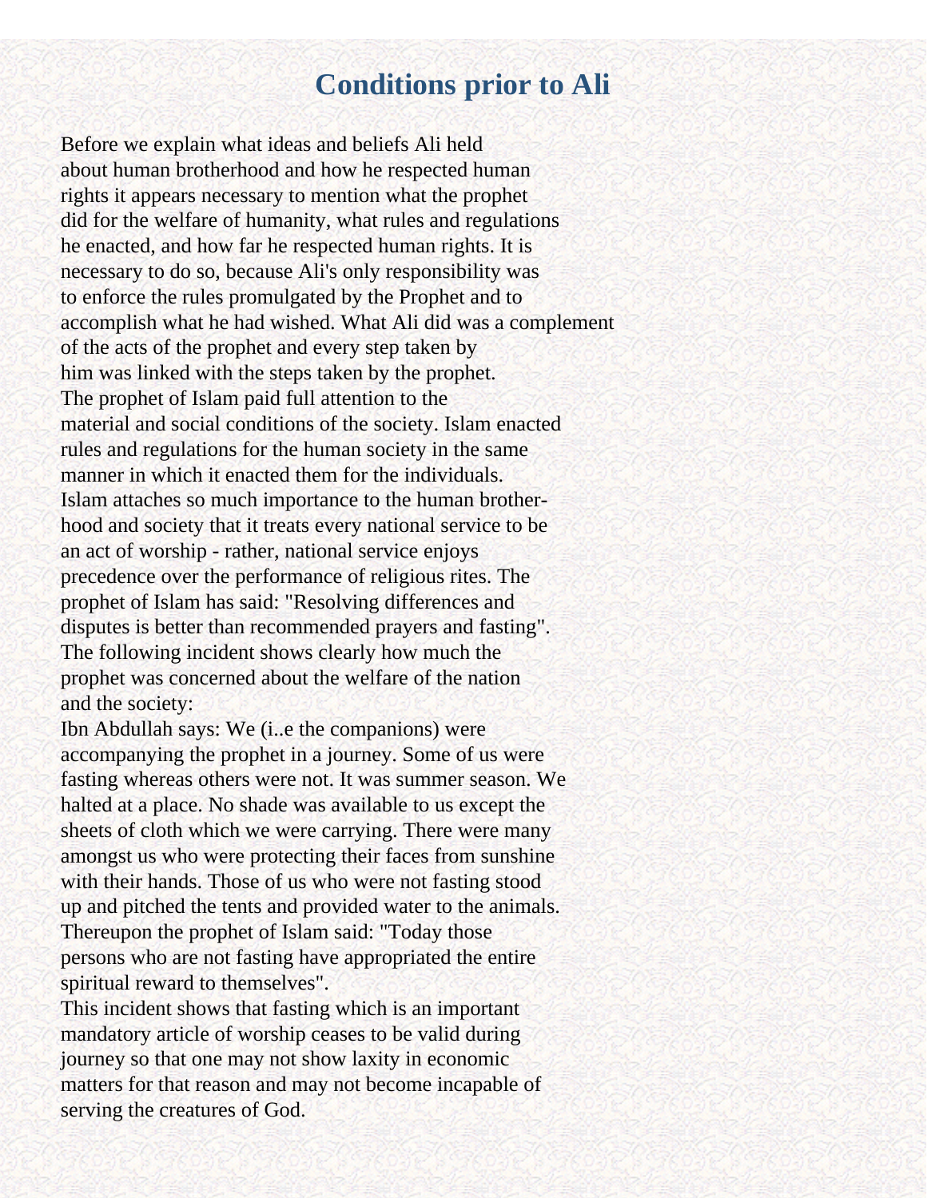# Conditions prior to Ali

Before we explain what ideas and beliefs Ali held about human brotherhood and how he respected human rights it appears necessary to mention what the prophet did for the welfare of humanity, what rules and regulations he enacted, and how far he respected human rights. It is necessary to do so, because Ali's only responsibility was to enforce the rules promulgated by the Prophet and to accomplish what he had wished. What Ali did was a complement of the acts of the prophet and every step taken by him was linked with the steps taken by the prophet.

The prophet of Islam paid full attention to the material and social conditions of the society. Islam enacted rules and regulations for the human society in the same manner in which it enacted them for the individuals.

Islam attaches so much importance to the human brotherhood and society that it treats every national service to be an act of worship - rather, national service enjoys precedence over the performance of religious rites. The prophet of Islam has said: "Resolving differences and disputes is better than recommended prayers and fasting".

The following incident shows clearly how much the prophet was concerned about the welfare of the nation and the society:

Ibn Abdullah says: We (i..e the companions) were accompanying the prophet in a journey. Some of us were fasting whereas others were not. It was summer season. We halted at a place. No shade was available to us except the sheets of cloth which we were carrying. There were many amongst us who were protecting their faces from sunshine with their hands. Those of us who were not fasting stood up and pitched the tents and provided water to the animals. Thereupon the prophet of Islam said: "Today those persons who are not fasting have appropriated the entire spiritual reward to themselves".

This incident shows that fasting which is an important mandatory article of worship ceases to be valid during journey so that one may not show laxity in economic matters for that reason and may not become incapable of serving the creatures of God.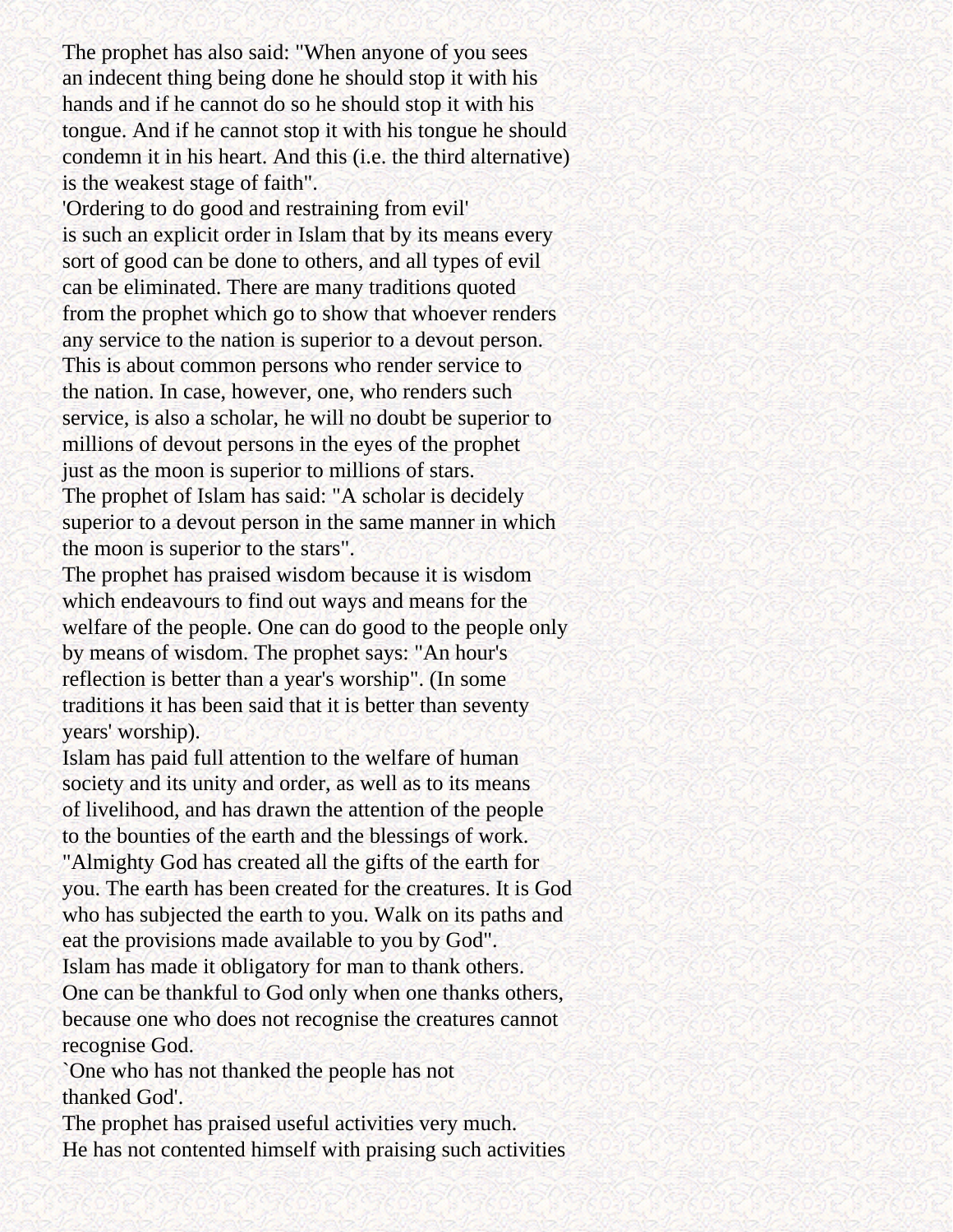The prophet has also said: "When anyone of you sees an indecent thing being done he should stop it with his hands and if he cannot do so he should stop it with his tongue. And if he cannot stop it with his tongue he should condemn it in his heart. And this (i.e. the third alternative) is the weakest stage of faith".

'Ordering to do good and restraining from evil' is such an explicit order in Islam that by its means every sort of good can be done to others, and all types of evil can be eliminated. There are many traditions quoted from the prophet which go to show that whoever renders any service to the nation is superior to a devout person. This is about common persons who render service to the nation. In case, however, one, who renders such service, is also a scholar, he will no doubt be superior to millions of devout persons in the eyes of the prophet just as the moon is superior to millions of stars.

The prophet of Islam has said: "A scholar is decidely superior to a devout person in the same manner in which the moon is superior to the stars".

The prophet has praised wisdom because it is wisdom which endeavours to find out ways and means for the welfare of the people. One can do good to the people only by means of wisdom. The prophet says: "An hour's reflection is better than a year's worship". (In some traditions it has been said that it is better than seventy years' worship).

Islam has paid full attention to the welfare of human society and its unity and order, as well as to its means of livelihood, and has drawn the attention of the people to the bounties of the earth and the blessings of work. "Almighty God has created all the gifts of the earth for you. The earth has been created for the creatures. It is God who has subjected the earth to you. Walk on its paths and eat the provisions made available to you by God".

Islam has made it obligatory for man to thank others. One can be thankful to God only when one thanks others, because one who does not recognise the creatures cannot recognise God.

`One who has not thanked the people has not thanked God'.

The prophet has praised useful activities very much. He has not contented himself with praising such activities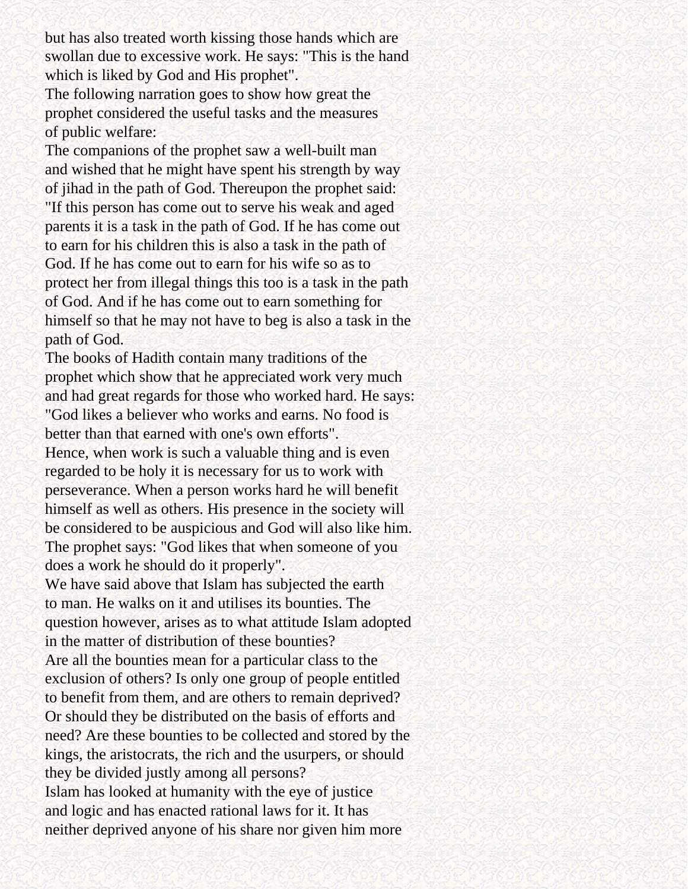but has also treated worth kissing those hands which are swollan due to excessive work. He says: "This is the hand which is liked by God and His prophet".

The following narration goes to show how great the prophet considered the useful tasks and the measures of public welfare:

The companions of the prophet saw a well-built man and wished that he might have spent his strength by way of jihad in the path of God. Thereupon the prophet said: "If this person has come out to serve his weak and aged parents it is a task in the path of God. If he has come out to earn for his children this is also a task in the path of God. If he has come out to earn for his wife so as to protect her from illegal things this too is a task in the path of God. And if he has come out to earn something for himself so that he may not have to beg is also a task in the path of God.

The books of Hadith contain many traditions of the prophet which show that he appreciated work very much and had great regards for those who worked hard. He says: "God likes a believer who works and earns. No food is better than that earned with one's own efforts".

Hence, when work is such a valuable thing and is even regarded to be holy it is necessary for us to work with perseverance. When a person works hard he will benefit himself as well as others. His presence in the society will be considered to be auspicious and God will also like him. The prophet says: "God likes that when someone of you does a work he should do it properly".

We have said above that Islam has subjected the earth to man. He walks on it and utilises its bounties. The question however, arises as to what attitude Islam adopted in the matter of distribution of these bounties?

Are all the bounties mean for a particular class to the exclusion of others? Is only one group of people entitled to benefit from them, and are others to remain deprived? Or should they be distributed on the basis of efforts and need? Are these bounties to be collected and stored by the kings, the aristocrats, the rich and the usurpers, or should they be divided justly among all persons?

Islam has looked at humanity with the eye of justice and logic and has enacted rational laws for it. It has neither deprived anyone of his share nor given him more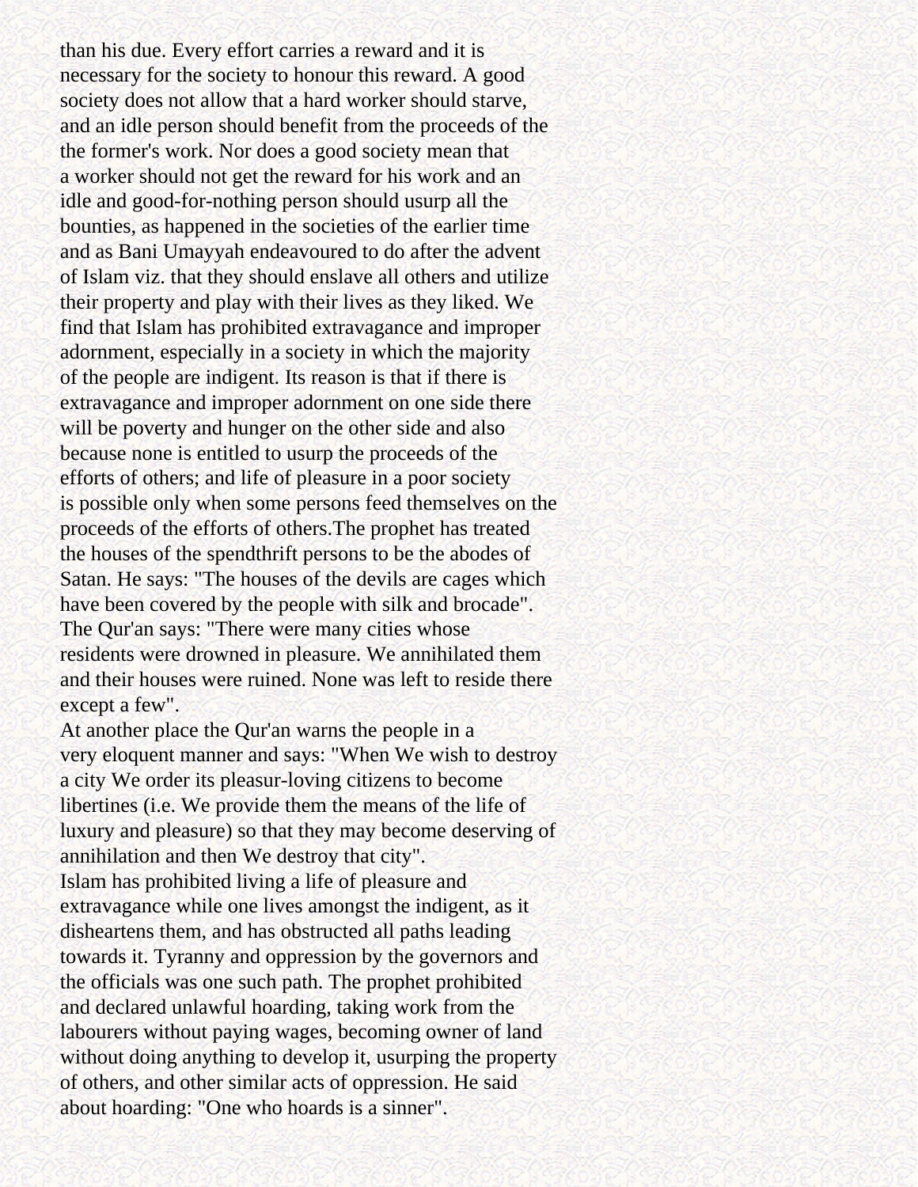than his due. Every effort carries a reward and it is necessary for the society to honour this reward. A good society does not allow that a hard worker should starve, and an idle person should benefit from the proceeds of the the former's work. Nor does a good society mean that a worker should not get the reward for his work and an idle and good-for-nothing person should usurp all the bounties, as happened in the societies of the earlier time and as Bani Umayyah endeavoured to do after the advent of Islam viz. that they should enslave all others and utilize their property and play with their lives as they liked. We find that Islam has prohibited extravagance and improper adornment, especially in a society in which the majority of the people are indigent. Its reason is that if there is extravagance and improper adornment on one side there will be poverty and hunger on the other side and also because none is entitled to usurp the proceeds of the efforts of others; and life of pleasure in a poor society is possible only when some persons feed themselves on the proceeds of the efforts of others.The prophet has treated the houses of the spendthrift persons to be the abodes of Satan. He says: "The houses of the devils are cages which have been covered by the people with silk and brocade". The Qur'an says: "There were many cities whose residents were drowned in pleasure. We annihilated them and their houses were ruined. None was left to reside there except a few".

At another place the Qur'an warns the people in a very eloquent manner and says: "When We wish to destroy a city We order its pleasur-loving citizens to become libertines (i.e. We provide them the means of the life of luxury and pleasure) so that they may become deserving of annihilation and then We destroy that city".

Islam has prohibited living a life of pleasure and extravagance while one lives amongst the indigent, as it disheartens them, and has obstructed all paths leading towards it. Tyranny and oppression by the governors and the officials was one such path. The prophet prohibited and declared unlawful hoarding, taking work from the labourers without paying wages, becoming owner of land without doing anything to develop it, usurping the property of others, and other similar acts of oppression. He said about hoarding: "One who hoards is a sinner".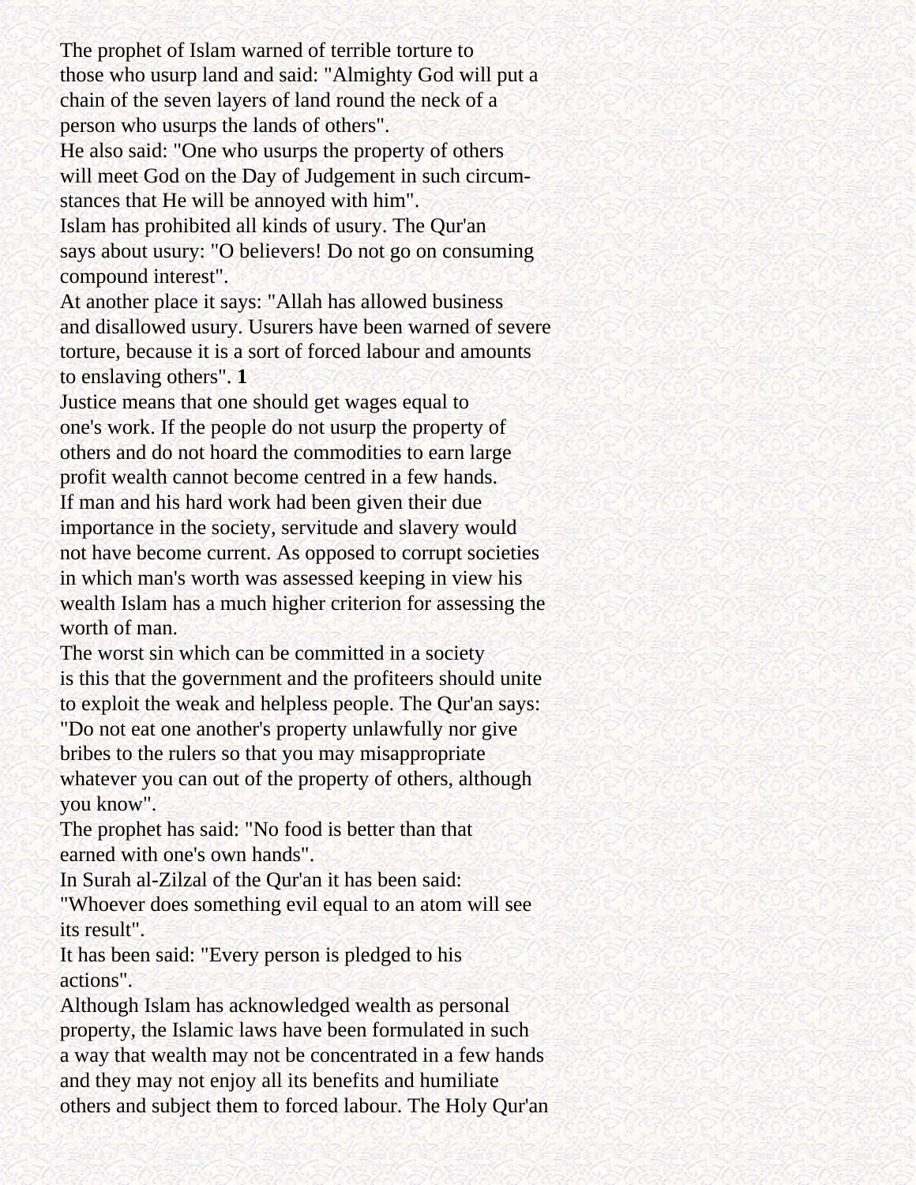The prophet of Islam warned of terrible torture to those who usurp land and said: "Almighty God will put a chain of the seven layers of land round the neck of a person who usurps the lands of others".

He also said: "One who usurps the property of others will meet God on the Day of Judgement in such circumstances that He will be annoyed with him".

Islam has prohibited all kinds of usury. The Qur'an says about usury: "O believers! Do not go on consuming compound interest".

At another place it says: "Allah has allowed business and disallowed usury. Usurers have been warned of severe torture, because it is a sort of forced labour and amounts to enslaving others". **1**

Justice means that one should get wages equal to one's work. If the people do not usurp the property of others and do not hoard the commodities to earn large profit wealth cannot become centred in a few hands.

If man and his hard work had been given their due importance in the society, servitude and slavery would not have become current. As opposed to corrupt societies in which man's worth was assessed keeping in view his wealth Islam has a much higher criterion for assessing the worth of man.

The worst sin which can be committed in a society is this that the government and the profiteers should unite to exploit the weak and helpless people. The Qur'an says: "Do not eat one another's property unlawfully nor give bribes to the rulers so that you may misappropriate whatever you can out of the property of others, although you know".

The prophet has said: "No food is better than that earned with one's own hands".

In Surah al-Zilzal of the Qur'an it has been said: "Whoever does something evil equal to an atom will see its result".

It has been said: "Every person is pledged to his actions".

Although Islam has acknowledged wealth as personal property, the Islamic laws have been formulated in such a way that wealth may not be concentrated in a few hands and they may not enjoy all its benefits and humiliate others and subject them to forced labour. The Holy Qur'an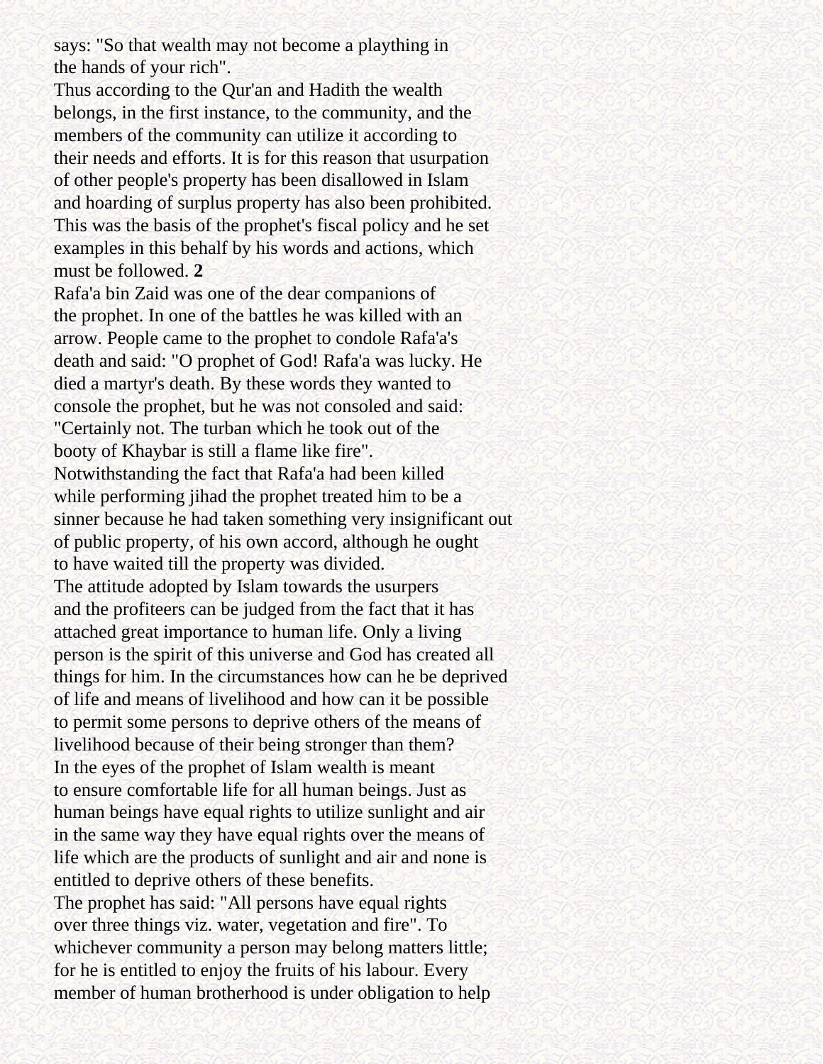says: "So that wealth may not become a plaything in the hands of your rich".

Thus according to the Qur'an and Hadith the wealth belongs, in the first instance, to the community, and the members of the community can utilize it according to their needs and efforts. It is for this reason that usurpation of other people's property has been disallowed in Islam and hoarding of surplus property has also been prohibited. This was the basis of the prophet's fiscal policy and he set examples in this behalf by his words and actions, which must be followed. **2**

Rafa'a bin Zaid was one of the dear companions of the prophet. In one of the battles he was killed with an arrow. People came to the prophet to condole Rafa'a's death and said: "O prophet of God! Rafa'a was lucky. He died a martyr's death. By these words they wanted to console the prophet, but he was not consoled and said: "Certainly not. The turban which he took out of the booty of Khaybar is still a flame like fire".

Notwithstanding the fact that Rafa'a had been killed while performing jihad the prophet treated him to be a sinner because he had taken something very insignificant out of public property, of his own accord, although he ought to have waited till the property was divided.

The attitude adopted by Islam towards the usurpers and the profiteers can be judged from the fact that it has attached great importance to human life. Only a living person is the spirit of this universe and God has created all things for him. In the circumstances how can he be deprived of life and means of livelihood and how can it be possible to permit some persons to deprive others of the means of livelihood because of their being stronger than them?

In the eyes of the prophet of Islam wealth is meant to ensure comfortable life for all human beings. Just as human beings have equal rights to utilize sunlight and air in the same way they have equal rights over the means of life which are the products of sunlight and air and none is entitled to deprive others of these benefits.

The prophet has said: "All persons have equal rights over three things viz. water, vegetation and fire". To whichever community a person may belong matters little; for he is entitled to enjoy the fruits of his labour. Every member of human brotherhood is under obligation to help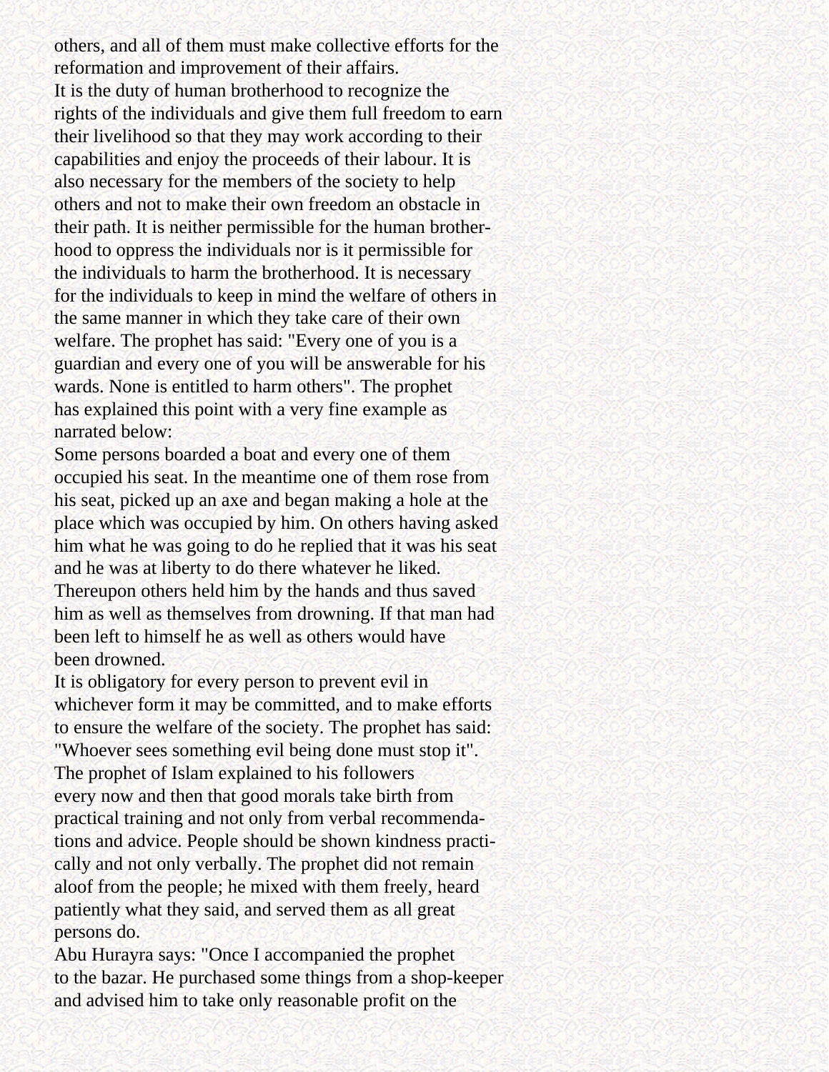others, and all of them must make collective efforts for the reformation and improvement of their affairs.

It is the duty of human brotherhood to recognize the rights of the individuals and give them full freedom to earn their livelihood so that they may work according to their capabilities and enjoy the proceeds of their labour. It is also necessary for the members of the society to help others and not to make their own freedom an obstacle in their path. It is neither permissible for the human brotherhood to oppress the individuals nor is it permissible for the individuals to harm the brotherhood. It is necessary for the individuals to keep in mind the welfare of others in the same manner in which they take care of their own welfare. The prophet has said: "Every one of you is a guardian and every one of you will be answerable for his wards. None is entitled to harm others". The prophet has explained this point with a very fine example as narrated below:

Some persons boarded a boat and every one of them occupied his seat. In the meantime one of them rose from his seat, picked up an axe and began making a hole at the place which was occupied by him. On others having asked him what he was going to do he replied that it was his seat and he was at liberty to do there whatever he liked. Thereupon others held him by the hands and thus saved him as well as themselves from drowning. If that man had been left to himself he as well as others would have been drowned.

It is obligatory for every person to prevent evil in whichever form it may be committed, and to make efforts to ensure the welfare of the society. The prophet has said: "Whoever sees something evil being done must stop it".

The prophet of Islam explained to his followers every now and then that good morals take birth from practical training and not only from verbal recommendations and advice. People should be shown kindness practically and not only verbally. The prophet did not remain aloof from the people; he mixed with them freely, heard patiently what they said, and served them as all great persons do.

Abu Hurayra says: "Once I accompanied the prophet to the bazar. He purchased some things from a shop-keeper and advised him to take only reasonable profit on the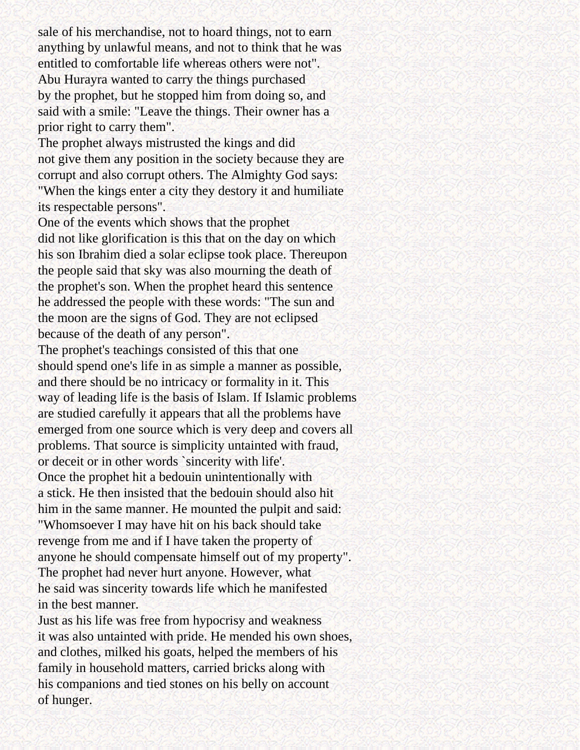sale of his merchandise, not to hoard things, not to earn anything by unlawful means, and not to think that he was entitled to comfortable life whereas others were not".

Abu Hurayra wanted to carry the things purchased by the prophet, but he stopped him from doing so, and said with a smile: "Leave the things. Their owner has a prior right to carry them".

The prophet always mistrusted the kings and did not give them any position in the society because they are corrupt and also corrupt others. The Almighty God says: "When the kings enter a city they destory it and humiliate its respectable persons".

One of the events which shows that the prophet did not like glorification is this that on the day on which his son Ibrahim died a solar eclipse took place. Thereupon the people said that sky was also mourning the death of the prophet's son. When the prophet heard this sentence he addressed the people with these words: "The sun and the moon are the signs of God. They are not eclipsed because of the death of any person".

The prophet's teachings consisted of this that one should spend one's life in as simple a manner as possible, and there should be no intricacy or formality in it. This way of leading life is the basis of Islam. If Islamic problems are studied carefully it appears that all the problems have emerged from one source which is very deep and covers all problems. That source is simplicity untainted with fraud, or deceit or in other words `sincerity with life'.

Once the prophet hit a bedouin unintentionally with a stick. He then insisted that the bedouin should also hit him in the same manner. He mounted the pulpit and said: "Whomsoever I may have hit on his back should take revenge from me and if I have taken the property of anyone he should compensate himself out of my property". The prophet had never hurt anyone. However, what he said was sincerity towards life which he manifested in the best manner.

Just as his life was free from hypocrisy and weakness it was also untainted with pride. He mended his own shoes, and clothes, milked his goats, helped the members of his family in household matters, carried bricks along with his companions and tied stones on his belly on account of hunger.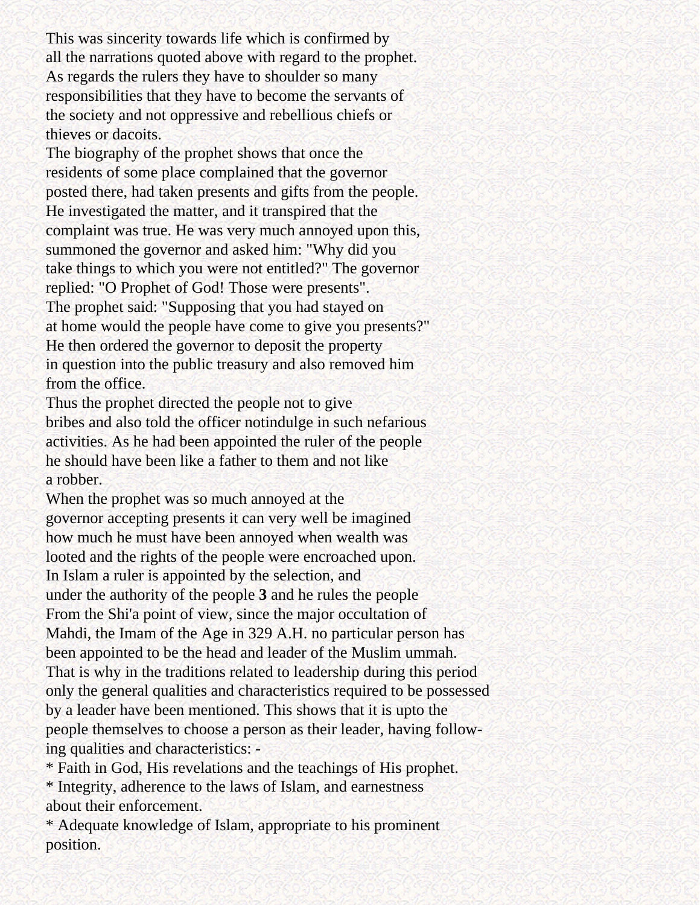This was sincerity towards life which is confirmed by all the narrations quoted above with regard to the prophet. As regards the rulers they have to shoulder so many responsibilities that they have to become the servants of the society and not oppressive and rebellious chiefs or thieves or dacoits.

The biography of the prophet shows that once the residents of some place complained that the governor posted there, had taken presents and gifts from the people. He investigated the matter, and it transpired that the complaint was true. He was very much annoyed upon this, summoned the governor and asked him: "Why did you take things to which you were not entitled?" The governor replied: "O Prophet of God! Those were presents". The prophet said: "Supposing that you had stayed on at home would the people have come to give you presents?" He then ordered the governor to deposit the property in question into the public treasury and also removed him from the office.

Thus the prophet directed the people not to give bribes and also told the officer notindulge in such nefarious activities. As he had been appointed the ruler of the people he should have been like a father to them and not like a robber.

When the prophet was so much annoyed at the governor accepting presents it can very well be imagined how much he must have been annoyed when wealth was looted and the rights of the people were encroached upon.

In Islam a ruler is appointed by the selection, and under the authority of the people **3** and he rules the people From the Shi'a point of view, since the major occultation of Mahdi, the Imam of the Age in 329 A.H. no particular person has been appointed to be the head and leader of the Muslim ummah. That is why in the traditions related to leadership during this period only the general qualities and characteristics required to be possessed by a leader have been mentioned. This shows that it is upto the people themselves to choose a person as their leader, having following qualities and characteristics: -

* Faith in God, His revelations and the teachings of His prophet.
* Integrity, adherence to the laws of Islam, and earnestness about their enforcement.
* Adequate knowledge of Islam, appropriate to his prominent position.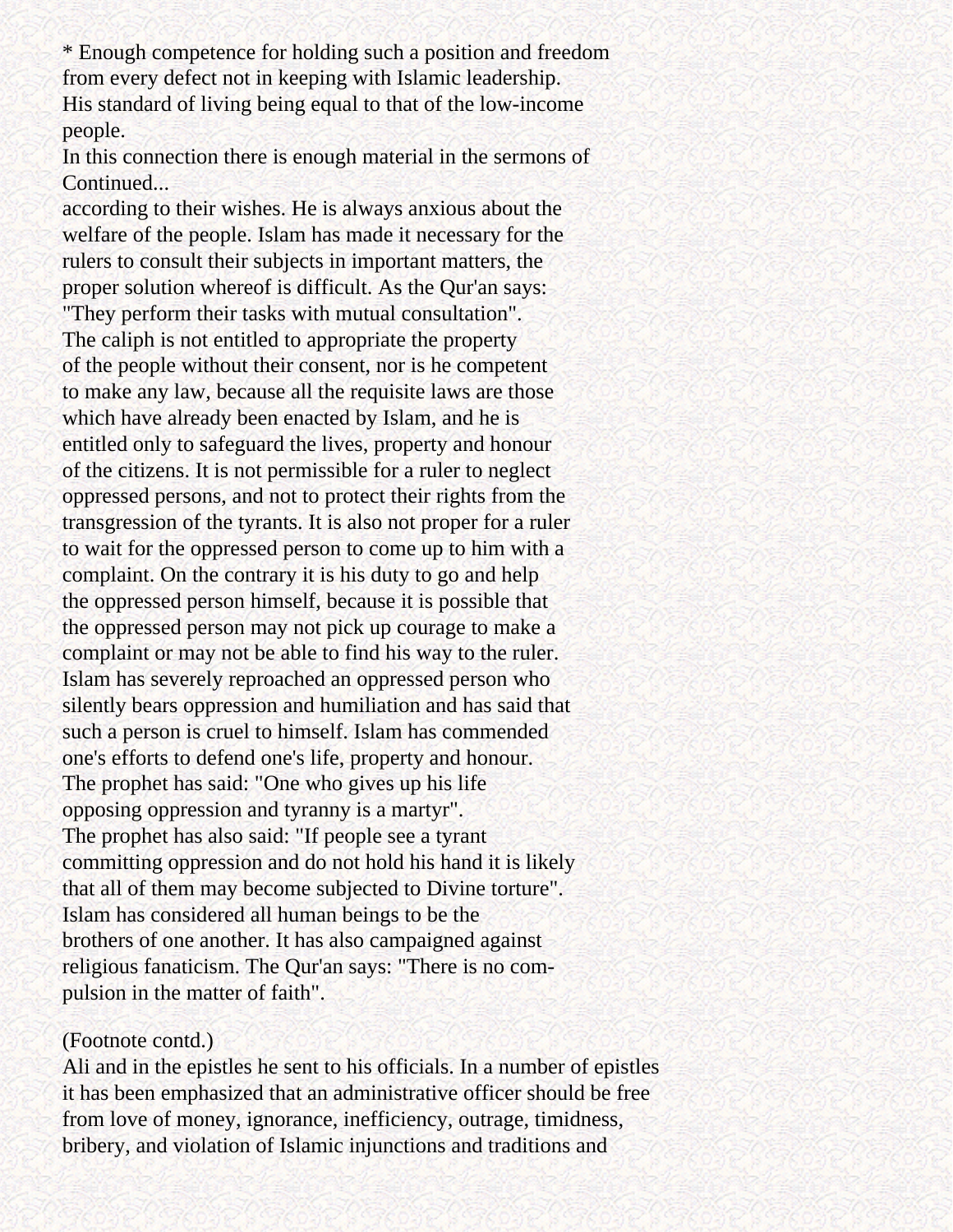* Enough competence for holding such a position and freedom from every defect not in keeping with Islamic leadership.
His standard of living being equal to that of the low-income people.
In this connection there is enough material in the sermons of
Continued...

according to their wishes. He is always anxious about the welfare of the people. Islam has made it necessary for the rulers to consult their subjects in important matters, the proper solution whereof is difficult. As the Qur'an says: "They perform their tasks with mutual consultation".
The caliph is not entitled to appropriate the property of the people without their consent, nor is he competent to make any law, because all the requisite laws are those which have already been enacted by Islam, and he is entitled only to safeguard the lives, property and honour of the citizens. It is not permissible for a ruler to neglect oppressed persons, and not to protect their rights from the transgression of the tyrants. It is also not proper for a ruler to wait for the oppressed person to come up to him with a complaint. On the contrary it is his duty to go and help the oppressed person himself, because it is possible that the oppressed person may not pick up courage to make a complaint or may not be able to find his way to the ruler.
Islam has severely reproached an oppressed person who silently bears oppression and humiliation and has said that such a person is cruel to himself. Islam has commended one's efforts to defend one's life, property and honour.
The prophet has said: "One who gives up his life opposing oppression and tyranny is a martyr".
The prophet has also said: "If people see a tyrant committing oppression and do not hold his hand it is likely that all of them may become subjected to Divine torture".
Islam has considered all human beings to be the brothers of one another. It has also campaigned against religious fanaticism. The Qur'an says: "There is no compulsion in the matter of faith".

(Footnote contd.)
Ali and in the epistles he sent to his officials. In a number of epistles it has been emphasized that an administrative officer should be free from love of money, ignorance, inefficiency, outrage, timidness, bribery, and violation of Islamic injunctions and traditions and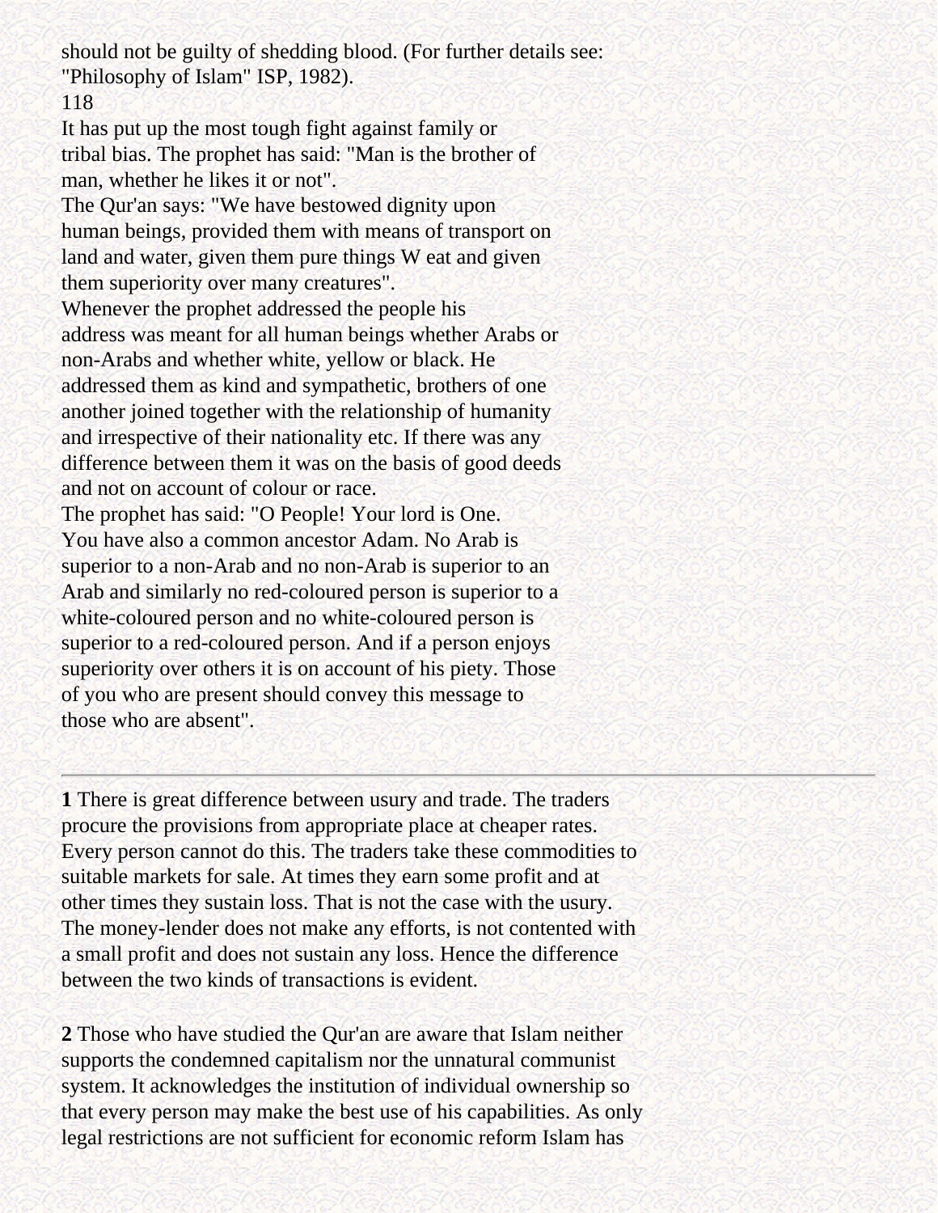should not be guilty of shedding blood. (For further details see: "Philosophy of Islam" ISP, 1982).

118

It has put up the most tough fight against family or tribal bias. The prophet has said: "Man is the brother of man, whether he likes it or not".

The Qur'an says: "We have bestowed dignity upon human beings, provided them with means of transport on land and water, given them pure things W eat and given them superiority over many creatures".

Whenever the prophet addressed the people his address was meant for all human beings whether Arabs or non-Arabs and whether white, yellow or black. He addressed them as kind and sympathetic, brothers of one another joined together with the relationship of humanity and irrespective of their nationality etc. If there was any difference between them it was on the basis of good deeds and not on account of colour or race.

The prophet has said: "O People! Your lord is One. You have also a common ancestor Adam. No Arab is superior to a non-Arab and no non-Arab is superior to an Arab and similarly no red-coloured person is superior to a white-coloured person and no white-coloured person is superior to a red-coloured person. And if a person enjoys superiority over others it is on account of his piety. Those of you who are present should convey this message to those who are absent".

---

**1** There is great difference between usury and trade. The traders procure the provisions from appropriate place at cheaper rates. Every person cannot do this. The traders take these commodities to suitable markets for sale. At times they earn some profit and at other times they sustain loss. That is not the case with the usury. The money-lender does not make any efforts, is not contented with a small profit and does not sustain any loss. Hence the difference between the two kinds of transactions is evident.

**2** Those who have studied the Qur'an are aware that Islam neither supports the condemned capitalism nor the unnatural communist system. It acknowledges the institution of individual ownership so that every person may make the best use of his capabilities. As only legal restrictions are not sufficient for economic reform Islam has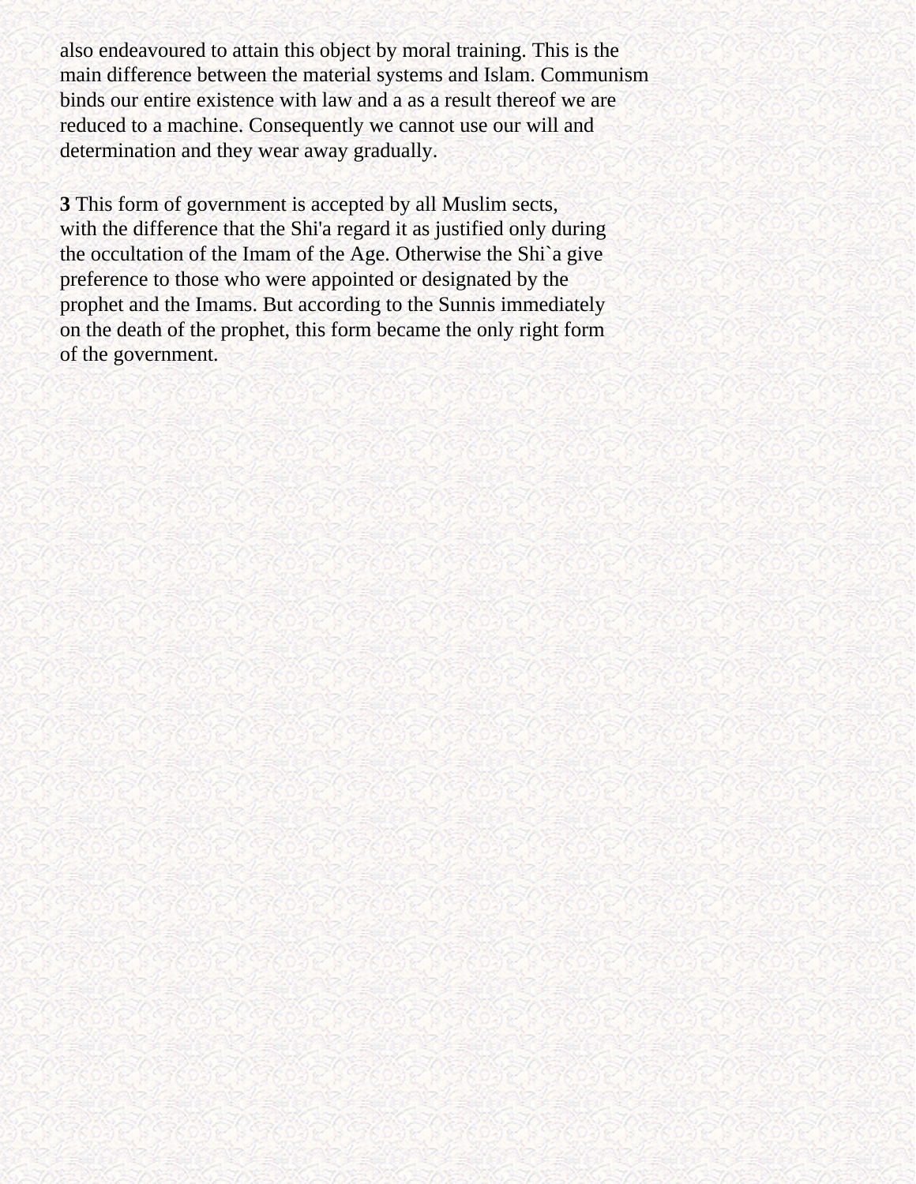also endeavoured to attain this object by moral training. This is the main difference between the material systems and Islam. Communism binds our entire existence with law and a as a result thereof we are reduced to a machine. Consequently we cannot use our will and determination and they wear away gradually.

**3** This form of government is accepted by all Muslim sects, with the difference that the Shi'a regard it as justified only during the occultation of the Imam of the Age. Otherwise the Shi`a give preference to those who were appointed or designated by the prophet and the Imams. But according to the Sunnis immediately on the death of the prophet, this form became the only right form of the government.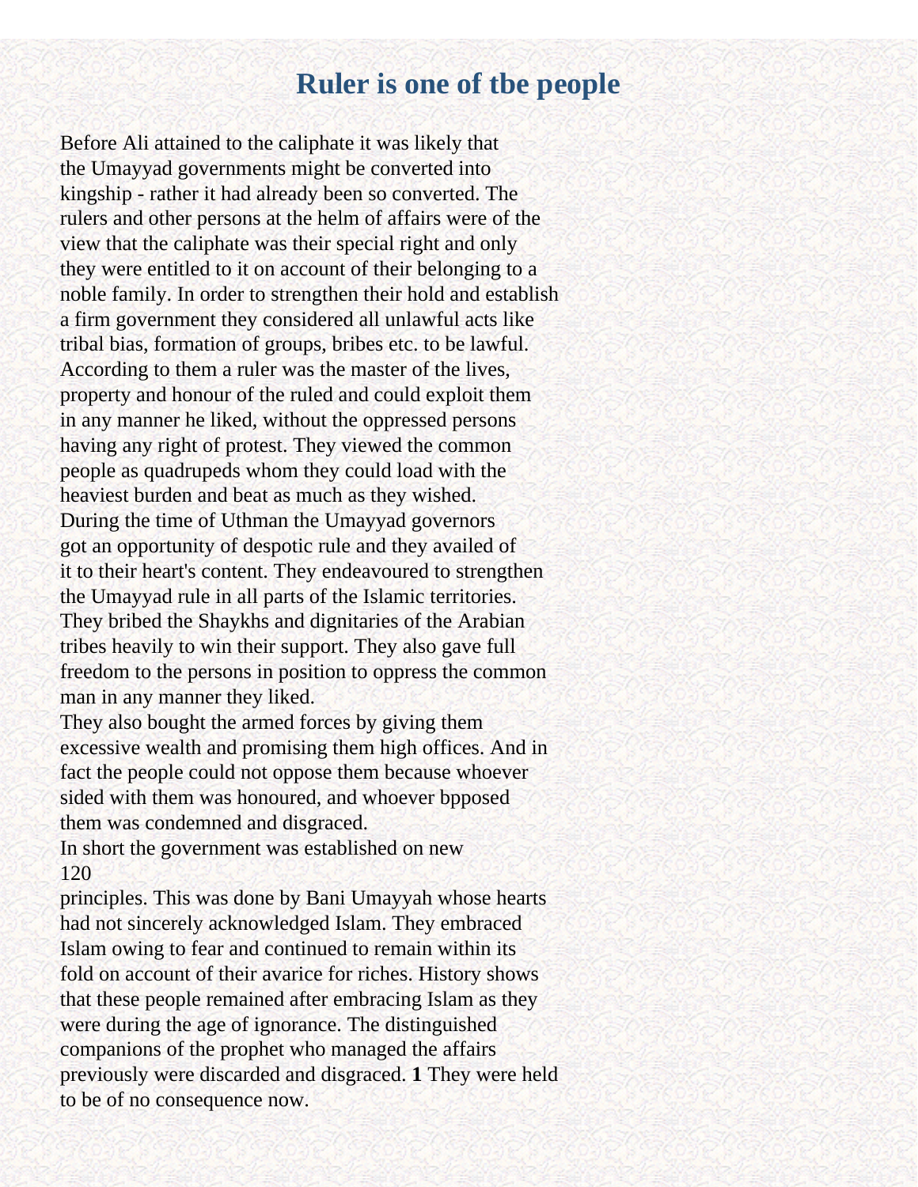# Ruler is one of tbe people

Before Ali attained to the caliphate it was likely that the Umayyad governments might be converted into kingship - rather it had already been so converted. The rulers and other persons at the helm of affairs were of the view that the caliphate was their special right and only they were entitled to it on account of their belonging to a noble family. In order to strengthen their hold and establish a firm government they considered all unlawful acts like tribal bias, formation of groups, bribes etc. to be lawful. According to them a ruler was the master of the lives, property and honour of the ruled and could exploit them in any manner he liked, without the oppressed persons having any right of protest. They viewed the common people as quadrupeds whom they could load with the heaviest burden and beat as much as they wished.

During the time of Uthman the Umayyad governors got an opportunity of despotic rule and they availed of it to their heart's content. They endeavoured to strengthen the Umayyad rule in all parts of the Islamic territories. They bribed the Shaykhs and dignitaries of the Arabian tribes heavily to win their support. They also gave full freedom to the persons in position to oppress the common man in any manner they liked.

They also bought the armed forces by giving them excessive wealth and promising them high offices. And in fact the people could not oppose them because whoever sided with them was honoured, and whoever bpposed them was condemned and disgraced.

In short the government was established on new principles. This was done by Bani Umayyah whose hearts had not sincerely acknowledged Islam. They embraced Islam owing to fear and continued to remain within its fold on account of their avarice for riches. History shows that these people remained after embracing Islam as they were during the age of ignorance. The distinguished companions of the prophet who managed the affairs previously were discarded and disgraced. **1** They were held to be of no consequence now.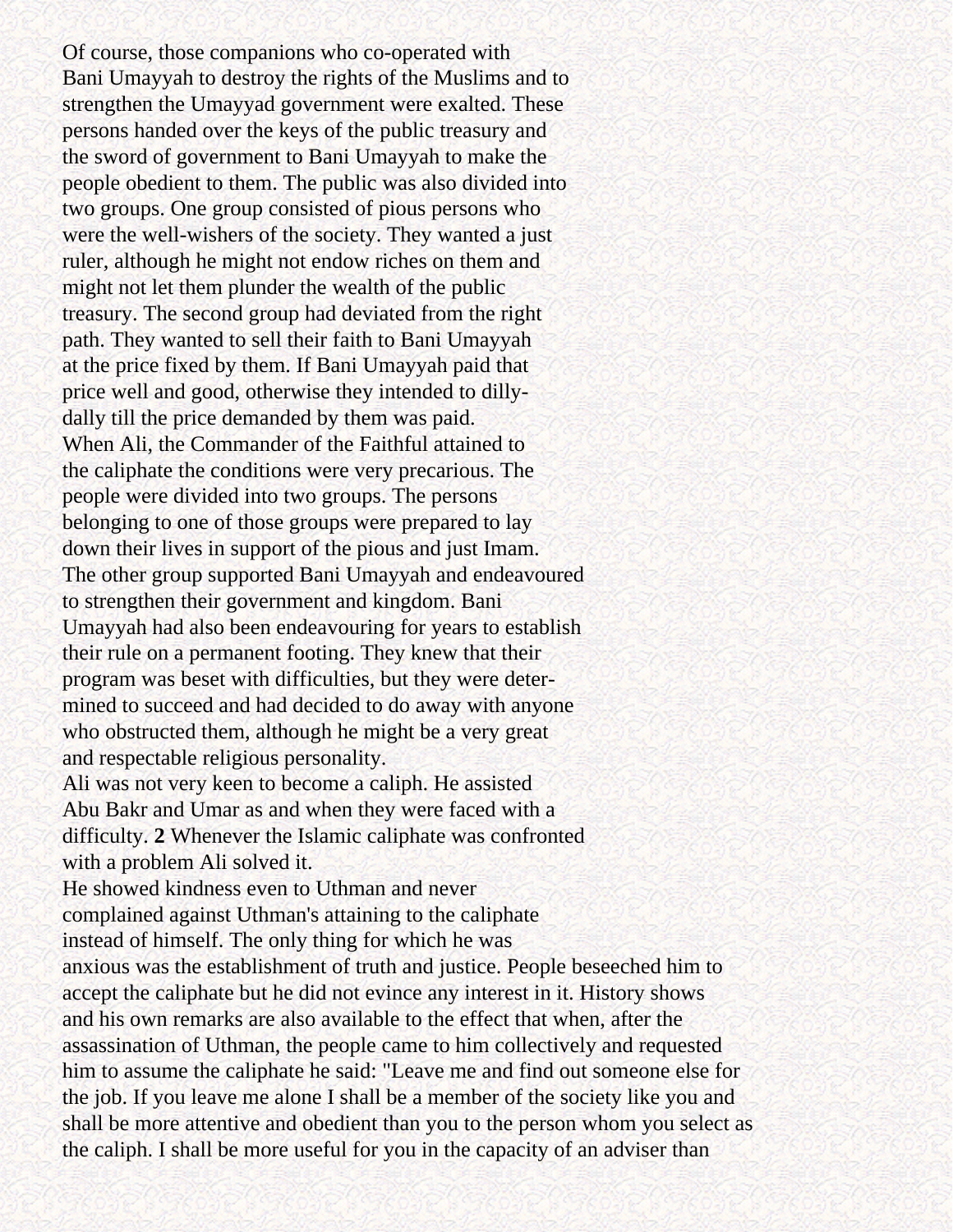Of course, those companions who co-operated with Bani Umayyah to destroy the rights of the Muslims and to strengthen the Umayyad government were exalted. These persons handed over the keys of the public treasury and the sword of government to Bani Umayyah to make the people obedient to them. The public was also divided into two groups. One group consisted of pious persons who were the well-wishers of the society. They wanted a just ruler, although he might not endow riches on them and might not let them plunder the wealth of the public treasury. The second group had deviated from the right path. They wanted to sell their faith to Bani Umayyah at the price fixed by them. If Bani Umayyah paid that price well and good, otherwise they intended to dilly-dally till the price demanded by them was paid.

When Ali, the Commander of the Faithful attained to the caliphate the conditions were very precarious. The people were divided into two groups. The persons belonging to one of those groups were prepared to lay down their lives in support of the pious and just Imam. The other group supported Bani Umayyah and endeavoured to strengthen their government and kingdom. Bani Umayyah had also been endeavouring for years to establish their rule on a permanent footing. They knew that their program was beset with difficulties, but they were determined to succeed and had decided to do away with anyone who obstructed them, although he might be a very great and respectable religious personality.

Ali was not very keen to become a caliph. He assisted Abu Bakr and Umar as and when they were faced with a difficulty. **2** Whenever the Islamic caliphate was confronted with a problem Ali solved it.

He showed kindness even to Uthman and never complained against Uthman's attaining to the caliphate instead of himself. The only thing for which he was anxious was the establishment of truth and justice. People beseeched him to accept the caliphate but he did not evince any interest in it. History shows and his own remarks are also available to the effect that when, after the assassination of Uthman, the people came to him collectively and requested him to assume the caliphate he said: "Leave me and find out someone else for the job. If you leave me alone I shall be a member of the society like you and shall be more attentive and obedient than you to the person whom you select as the caliph. I shall be more useful for you in the capacity of an adviser than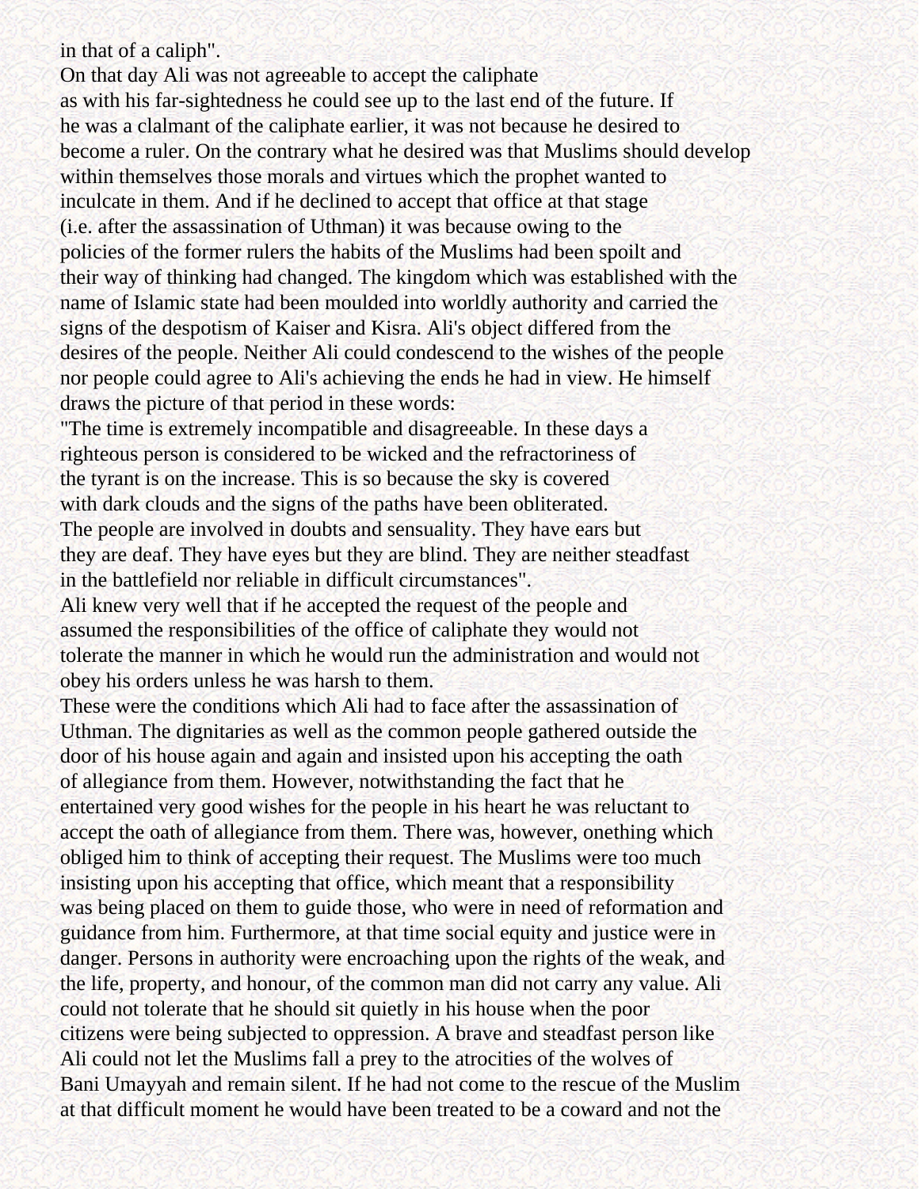in that of a caliph".

On that day Ali was not agreeable to accept the caliphate as with his far-sightedness he could see up to the last end of the future. If he was a clalmant of the caliphate earlier, it was not because he desired to become a ruler. On the contrary what he desired was that Muslims should develop within themselves those morals and virtues which the prophet wanted to inculcate in them. And if he declined to accept that office at that stage (i.e. after the assassination of Uthman) it was because owing to the policies of the former rulers the habits of the Muslims had been spoilt and their way of thinking had changed. The kingdom which was established with the name of Islamic state had been moulded into worldly authority and carried the signs of the despotism of Kaiser and Kisra. Ali's object differed from the desires of the people. Neither Ali could condescend to the wishes of the people nor people could agree to Ali's achieving the ends he had in view. He himself draws the picture of that period in these words:

"The time is extremely incompatible and disagreeable. In these days a righteous person is considered to be wicked and the refractoriness of the tyrant is on the increase. This is so because the sky is covered with dark clouds and the signs of the paths have been obliterated. The people are involved in doubts and sensuality. They have ears but they are deaf. They have eyes but they are blind. They are neither steadfast in the battlefield nor reliable in difficult circumstances".

Ali knew very well that if he accepted the request of the people and assumed the responsibilities of the office of caliphate they would not tolerate the manner in which he would run the administration and would not obey his orders unless he was harsh to them.

These were the conditions which Ali had to face after the assassination of Uthman. The dignitaries as well as the common people gathered outside the door of his house again and again and insisted upon his accepting the oath of allegiance from them. However, notwithstanding the fact that he entertained very good wishes for the people in his heart he was reluctant to accept the oath of allegiance from them. There was, however, onething which obliged him to think of accepting their request. The Muslims were too much insisting upon his accepting that office, which meant that a responsibility was being placed on them to guide those, who were in need of reformation and guidance from him. Furthermore, at that time social equity and justice were in danger. Persons in authority were encroaching upon the rights of the weak, and the life, property, and honour, of the common man did not carry any value. Ali could not tolerate that he should sit quietly in his house when the poor citizens were being subjected to oppression. A brave and steadfast person like Ali could not let the Muslims fall a prey to the atrocities of the wolves of Bani Umayyah and remain silent. If he had not come to the rescue of the Muslim at that difficult moment he would have been treated to be a coward and not the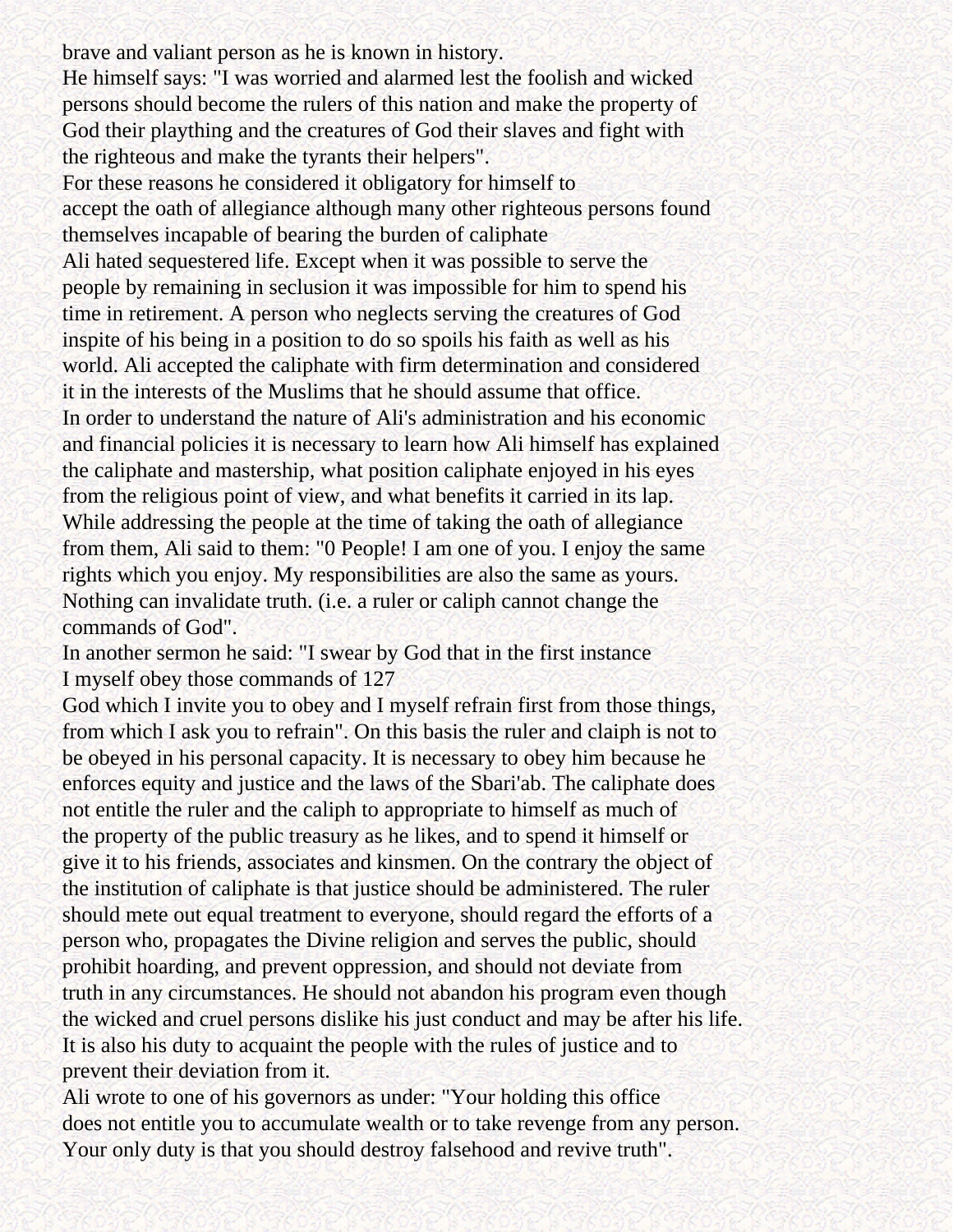brave and valiant person as he is known in history.

He himself says: "I was worried and alarmed lest the foolish and wicked persons should become the rulers of this nation and make the property of God their plaything and the creatures of God their slaves and fight with the righteous and make the tyrants their helpers".

For these reasons he considered it obligatory for himself to accept the oath of allegiance although many other righteous persons found themselves incapable of bearing the burden of caliphate

Ali hated sequestered life. Except when it was possible to serve the people by remaining in seclusion it was impossible for him to spend his time in retirement. A person who neglects serving the creatures of God inspite of his being in a position to do so spoils his faith as well as his world. Ali accepted the caliphate with firm determination and considered it in the interests of the Muslims that he should assume that office.

In order to understand the nature of Ali's administration and his economic and financial policies it is necessary to learn how Ali himself has explained the caliphate and mastership, what position caliphate enjoyed in his eyes from the religious point of view, and what benefits it carried in its lap.

While addressing the people at the time of taking the oath of allegiance from them, Ali said to them: "0 People! I am one of you. I enjoy the same rights which you enjoy. My responsibilities are also the same as yours. Nothing can invalidate truth. (i.e. a ruler or caliph cannot change the commands of God".

In another sermon he said: "I swear by God that in the first instance I myself obey those commands of 127

God which I invite you to obey and I myself refrain first from those things, from which I ask you to refrain". On this basis the ruler and claiph is not to be obeyed in his personal capacity. It is necessary to obey him because he enforces equity and justice and the laws of the Sbari'ab. The caliphate does not entitle the ruler and the caliph to appropriate to himself as much of the property of the public treasury as he likes, and to spend it himself or give it to his friends, associates and kinsmen. On the contrary the object of the institution of caliphate is that justice should be administered. The ruler should mete out equal treatment to everyone, should regard the efforts of a person who, propagates the Divine religion and serves the public, should prohibit hoarding, and prevent oppression, and should not deviate from truth in any circumstances. He should not abandon his program even though the wicked and cruel persons dislike his just conduct and may be after his life. It is also his duty to acquaint the people with the rules of justice and to prevent their deviation from it.

Ali wrote to one of his governors as under: "Your holding this office does not entitle you to accumulate wealth or to take revenge from any person. Your only duty is that you should destroy falsehood and revive truth".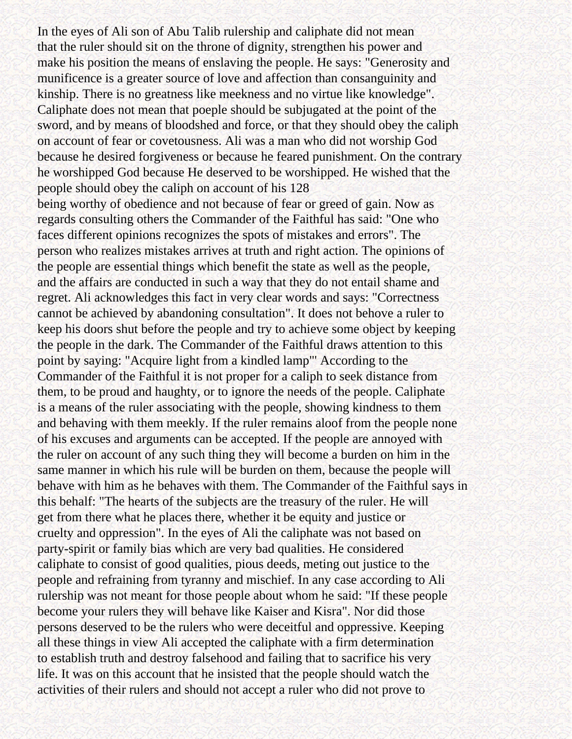In the eyes of Ali son of Abu Talib rulership and caliphate did not mean that the ruler should sit on the throne of dignity, strengthen his power and make his position the means of enslaving the people. He says: "Generosity and munificence is a greater source of love and affection than consanguinity and kinship. There is no greatness like meekness and no virtue like knowledge". Caliphate does not mean that poeple should be subjugated at the point of the sword, and by means of bloodshed and force, or that they should obey the caliph on account of fear or covetousness. Ali was a man who did not worship God because he desired forgiveness or because he feared punishment. On the contrary he worshipped God because He deserved to be worshipped. He wished that the people should obey the caliph on account of his 128 being worthy of obedience and not because of fear or greed of gain. Now as regards consulting others the Commander of the Faithful has said: "One who faces different opinions recognizes the spots of mistakes and errors". The person who realizes mistakes arrives at truth and right action. The opinions of the people are essential things which benefit the state as well as the people, and the affairs are conducted in such a way that they do not entail shame and regret. Ali acknowledges this fact in very clear words and says: "Correctness cannot be achieved by abandoning consultation". It does not behove a ruler to keep his doors shut before the people and try to achieve some object by keeping the people in the dark. The Commander of the Faithful draws attention to this point by saying: "Acquire light from a kindled lamp"' According to the Commander of the Faithful it is not proper for a caliph to seek distance from them, to be proud and haughty, or to ignore the needs of the people. Caliphate is a means of the ruler associating with the people, showing kindness to them and behaving with them meekly. If the ruler remains aloof from the people none of his excuses and arguments can be accepted. If the people are annoyed with the ruler on account of any such thing they will become a burden on him in the same manner in which his rule will be burden on them, because the people will behave with him as he behaves with them. The Commander of the Faithful says in this behalf: "The hearts of the subjects are the treasury of the ruler. He will get from there what he places there, whether it be equity and justice or cruelty and oppression". In the eyes of Ali the caliphate was not based on party-spirit or family bias which are very bad qualities. He considered caliphate to consist of good qualities, pious deeds, meting out justice to the people and refraining from tyranny and mischief. In any case according to Ali rulership was not meant for those people about whom he said: "If these people become your rulers they will behave like Kaiser and Kisra". Nor did those persons deserved to be the rulers who were deceitful and oppressive. Keeping all these things in view Ali accepted the caliphate with a firm determination to establish truth and destroy falsehood and failing that to sacrifice his very life. It was on this account that he insisted that the people should watch the activities of their rulers and should not accept a ruler who did not prove to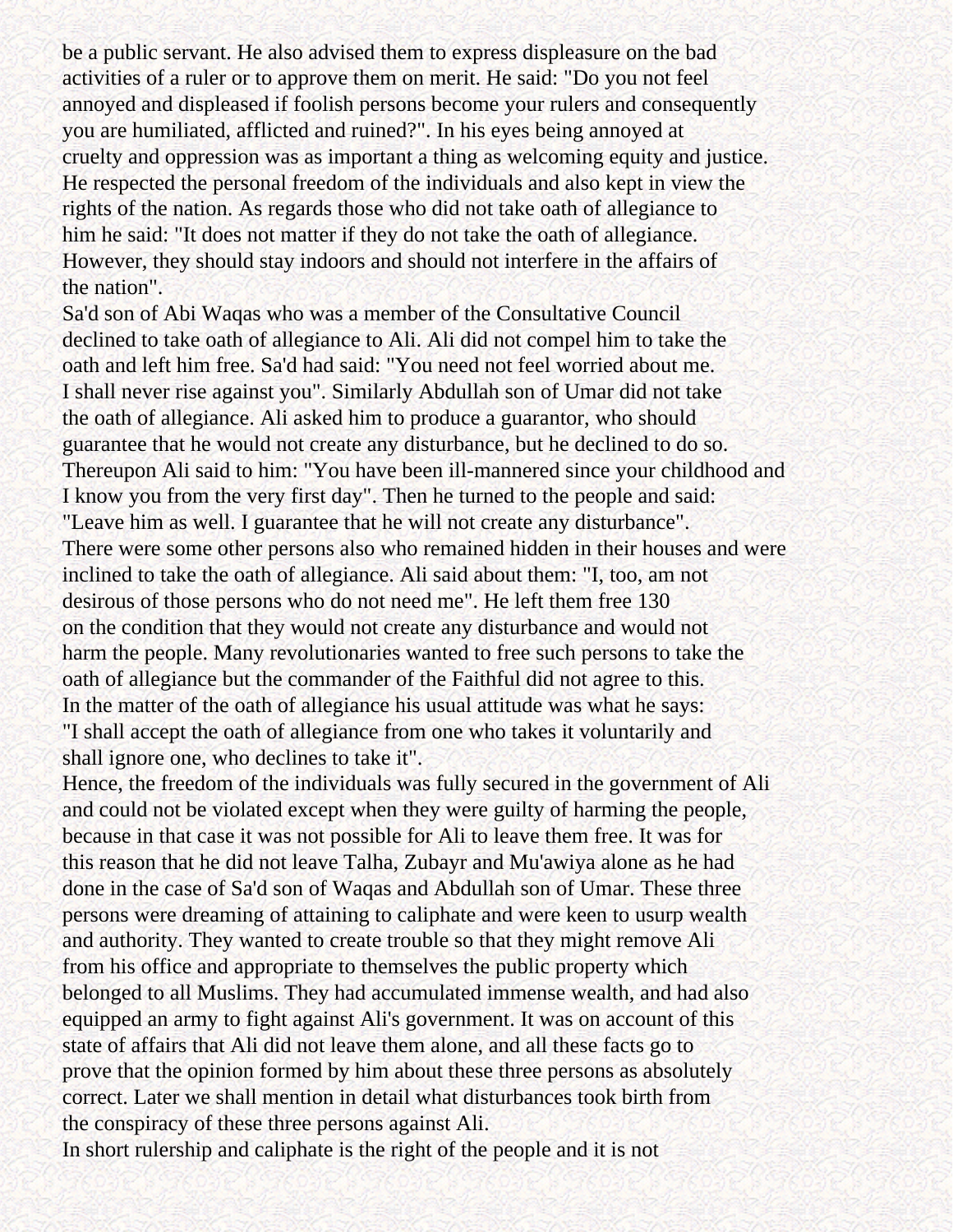be a public servant. He also advised them to express displeasure on the bad activities of a ruler or to approve them on merit. He said: "Do you not feel annoyed and displeased if foolish persons become your rulers and consequently you are humiliated, afflicted and ruined?". In his eyes being annoyed at cruelty and oppression was as important a thing as welcoming equity and justice. He respected the personal freedom of the individuals and also kept in view the rights of the nation. As regards those who did not take oath of allegiance to him he said: "It does not matter if they do not take the oath of allegiance. However, they should stay indoors and should not interfere in the affairs of the nation".

Sa'd son of Abi Waqas who was a member of the Consultative Council declined to take oath of allegiance to Ali. Ali did not compel him to take the oath and left him free. Sa'd had said: "You need not feel worried about me. I shall never rise against you". Similarly Abdullah son of Umar did not take the oath of allegiance. Ali asked him to produce a guarantor, who should guarantee that he would not create any disturbance, but he declined to do so. Thereupon Ali said to him: "You have been ill-mannered since your childhood and I know you from the very first day". Then he turned to the people and said: "Leave him as well. I guarantee that he will not create any disturbance".

There were some other persons also who remained hidden in their houses and were inclined to take the oath of allegiance. Ali said about them: "I, too, am not desirous of those persons who do not need me". He left them free 130 on the condition that they would not create any disturbance and would not harm the people. Many revolutionaries wanted to free such persons to take the oath of allegiance but the commander of the Faithful did not agree to this. In the matter of the oath of allegiance his usual attitude was what he says: "I shall accept the oath of allegiance from one who takes it voluntarily and shall ignore one, who declines to take it".

Hence, the freedom of the individuals was fully secured in the government of Ali and could not be violated except when they were guilty of harming the people, because in that case it was not possible for Ali to leave them free. It was for this reason that he did not leave Talha, Zubayr and Mu'awiya alone as he had done in the case of Sa'd son of Waqas and Abdullah son of Umar. These three persons were dreaming of attaining to caliphate and were keen to usurp wealth and authority. They wanted to create trouble so that they might remove Ali from his office and appropriate to themselves the public property which belonged to all Muslims. They had accumulated immense wealth, and had also equipped an army to fight against Ali's government. It was on account of this state of affairs that Ali did not leave them alone, and all these facts go to prove that the opinion formed by him about these three persons as absolutely correct. Later we shall mention in detail what disturbances took birth from the conspiracy of these three persons against Ali.

In short rulership and caliphate is the right of the people and it is not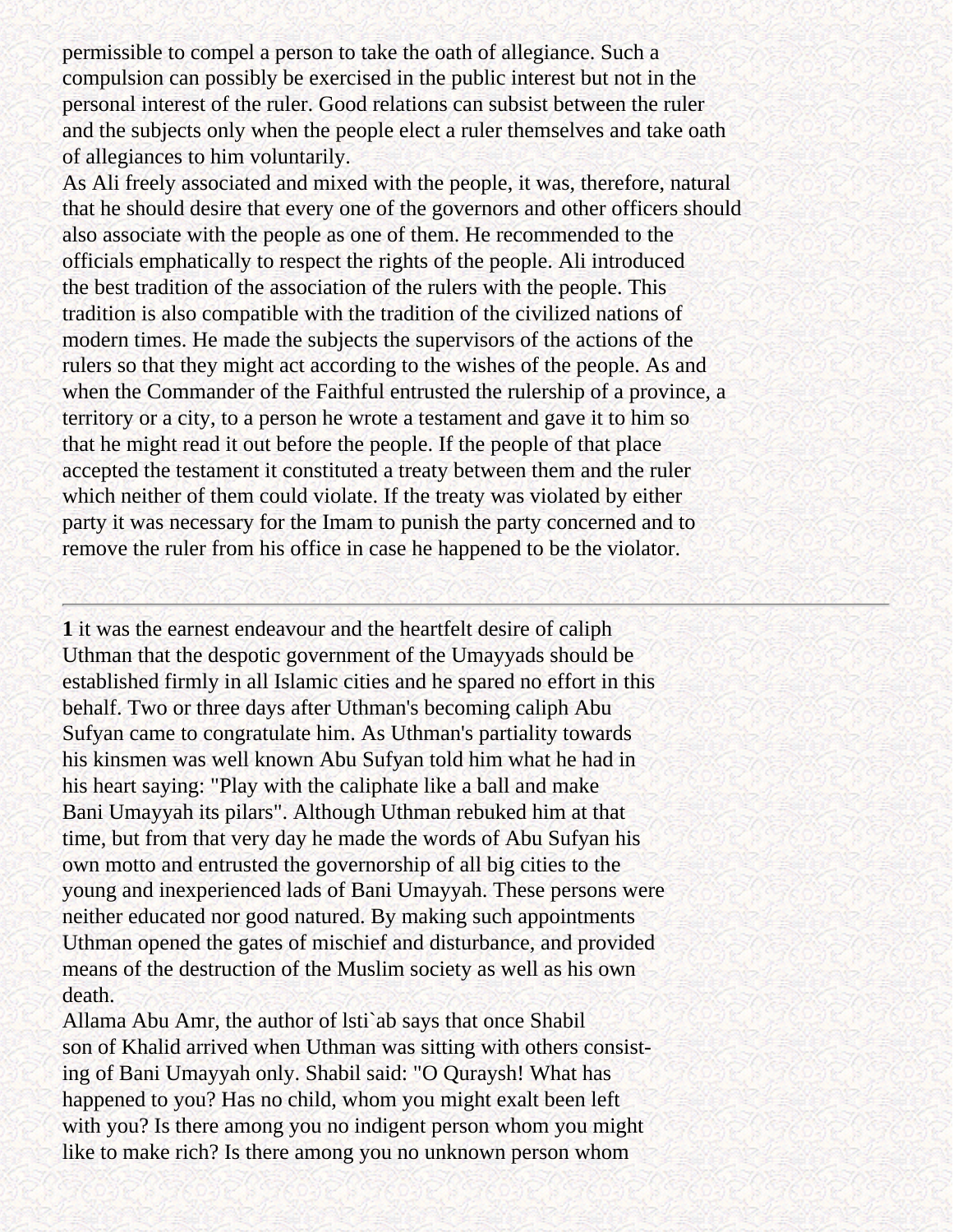permissible to compel a person to take the oath of allegiance. Such a compulsion can possibly be exercised in the public interest but not in the personal interest of the ruler. Good relations can subsist between the ruler and the subjects only when the people elect a ruler themselves and take oath of allegiances to him voluntarily.

As Ali freely associated and mixed with the people, it was, therefore, natural that he should desire that every one of the governors and other officers should also associate with the people as one of them. He recommended to the officials emphatically to respect the rights of the people. Ali introduced the best tradition of the association of the rulers with the people. This tradition is also compatible with the tradition of the civilized nations of modern times. He made the subjects the supervisors of the actions of the rulers so that they might act according to the wishes of the people. As and when the Commander of the Faithful entrusted the rulership of a province, a territory or a city, to a person he wrote a testament and gave it to him so that he might read it out before the people. If the people of that place accepted the testament it constituted a treaty between them and the ruler which neither of them could violate. If the treaty was violated by either party it was necessary for the Imam to punish the party concerned and to remove the ruler from his office in case he happened to be the violator.

---

**1** it was the earnest endeavour and the heartfelt desire of caliph Uthman that the despotic government of the Umayyads should be established firmly in all Islamic cities and he spared no effort in this behalf. Two or three days after Uthman's becoming caliph Abu Sufyan came to congratulate him. As Uthman's partiality towards his kinsmen was well known Abu Sufyan told him what he had in his heart saying: "Play with the caliphate like a ball and make Bani Umayyah its pilars". Although Uthman rebuked him at that time, but from that very day he made the words of Abu Sufyan his own motto and entrusted the governorship of all big cities to the young and inexperienced lads of Bani Umayyah. These persons were neither educated nor good natured. By making such appointments Uthman opened the gates of mischief and disturbance, and provided means of the destruction of the Muslim society as well as his own death.

Allama Abu Amr, the author of lsti`ab says that once Shabil son of Khalid arrived when Uthman was sitting with others consisting of Bani Umayyah only. Shabil said: "O Quraysh! What has happened to you? Has no child, whom you might exalt been left with you? Is there among you no indigent person whom you might like to make rich? Is there among you no unknown person whom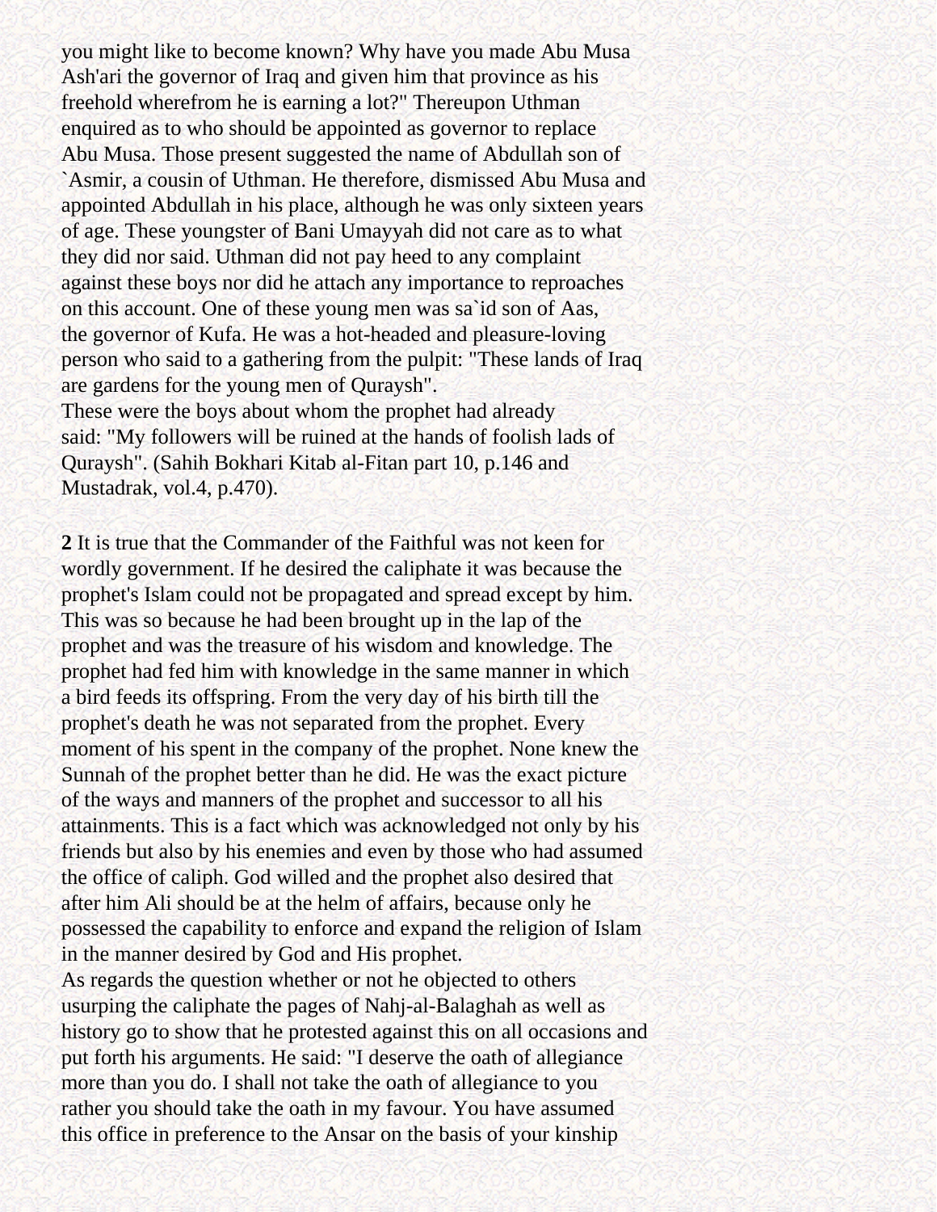you might like to become known? Why have you made Abu Musa Ash'ari the governor of Iraq and given him that province as his freehold wherefrom he is earning a lot?" Thereupon Uthman enquired as to who should be appointed as governor to replace Abu Musa. Those present suggested the name of Abdullah son of `Asmir, a cousin of Uthman. He therefore, dismissed Abu Musa and appointed Abdullah in his place, although he was only sixteen years of age. These youngster of Bani Umayyah did not care as to what they did nor said. Uthman did not pay heed to any complaint against these boys nor did he attach any importance to reproaches on this account. One of these young men was sa`id son of Aas, the governor of Kufa. He was a hot-headed and pleasure-loving person who said to a gathering from the pulpit: "These lands of Iraq are gardens for the young men of Quraysh".
These were the boys about whom the prophet had already said: "My followers will be ruined at the hands of foolish lads of Quraysh". (Sahih Bokhari Kitab al-Fitan part 10, p.146 and Mustadrak, vol.4, p.470).

**2** It is true that the Commander of the Faithful was not keen for wordly government. If he desired the caliphate it was because the prophet's Islam could not be propagated and spread except by him. This was so because he had been brought up in the lap of the prophet and was the treasure of his wisdom and knowledge. The prophet had fed him with knowledge in the same manner in which a bird feeds its offspring. From the very day of his birth till the prophet's death he was not separated from the prophet. Every moment of his spent in the company of the prophet. None knew the Sunnah of the prophet better than he did. He was the exact picture of the ways and manners of the prophet and successor to all his attainments. This is a fact which was acknowledged not only by his friends but also by his enemies and even by those who had assumed the office of caliph. God willed and the prophet also desired that after him Ali should be at the helm of affairs, because only he possessed the capability to enforce and expand the religion of Islam in the manner desired by God and His prophet.
As regards the question whether or not he objected to others usurping the caliphate the pages of Nahj-al-Balaghah as well as history go to show that he protested against this on all occasions and put forth his arguments. He said: "I deserve the oath of allegiance more than you do. I shall not take the oath of allegiance to you rather you should take the oath in my favour. You have assumed this office in preference to the Ansar on the basis of your kinship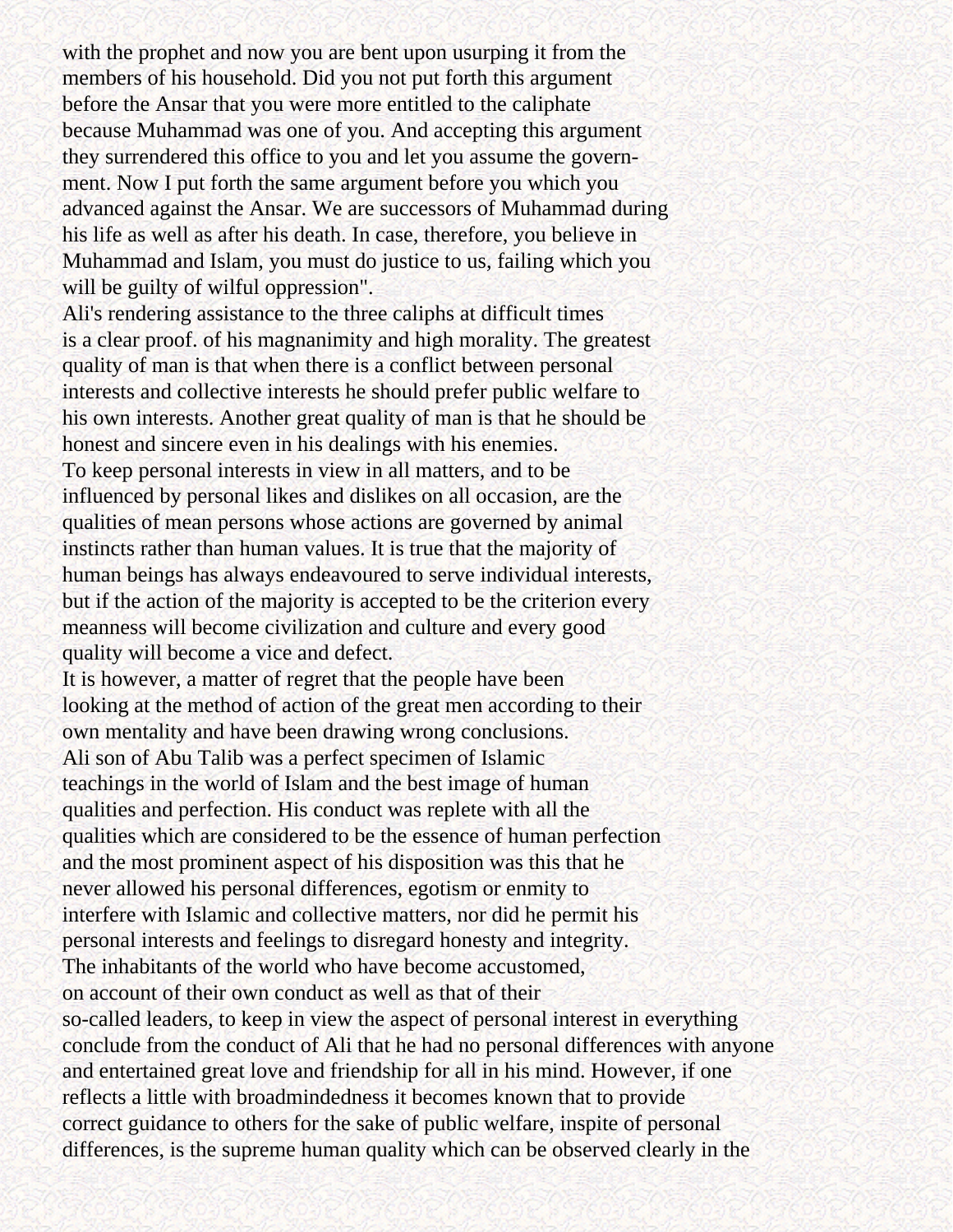with the prophet and now you are bent upon usurping it from the members of his household. Did you not put forth this argument before the Ansar that you were more entitled to the caliphate because Muhammad was one of you. And accepting this argument they surrendered this office to you and let you assume the government. Now I put forth the same argument before you which you advanced against the Ansar. We are successors of Muhammad during his life as well as after his death. In case, therefore, you believe in Muhammad and Islam, you must do justice to us, failing which you will be guilty of wilful oppression".

Ali's rendering assistance to the three caliphs at difficult times is a clear proof. of his magnanimity and high morality. The greatest quality of man is that when there is a conflict between personal interests and collective interests he should prefer public welfare to his own interests. Another great quality of man is that he should be honest and sincere even in his dealings with his enemies.

To keep personal interests in view in all matters, and to be influenced by personal likes and dislikes on all occasion, are the qualities of mean persons whose actions are governed by animal instincts rather than human values. It is true that the majority of human beings has always endeavoured to serve individual interests, but if the action of the majority is accepted to be the criterion every meanness will become civilization and culture and every good quality will become a vice and defect.

It is however, a matter of regret that the people have been looking at the method of action of the great men according to their own mentality and have been drawing wrong conclusions.

Ali son of Abu Talib was a perfect specimen of Islamic teachings in the world of Islam and the best image of human qualities and perfection. His conduct was replete with all the qualities which are considered to be the essence of human perfection and the most prominent aspect of his disposition was this that he never allowed his personal differences, egotism or enmity to interfere with Islamic and collective matters, nor did he permit his personal interests and feelings to disregard honesty and integrity.

The inhabitants of the world who have become accustomed, on account of their own conduct as well as that of their so-called leaders, to keep in view the aspect of personal interest in everything conclude from the conduct of Ali that he had no personal differences with anyone and entertained great love and friendship for all in his mind. However, if one reflects a little with broadmindedness it becomes known that to provide correct guidance to others for the sake of public welfare, inspite of personal differences, is the supreme human quality which can be observed clearly in the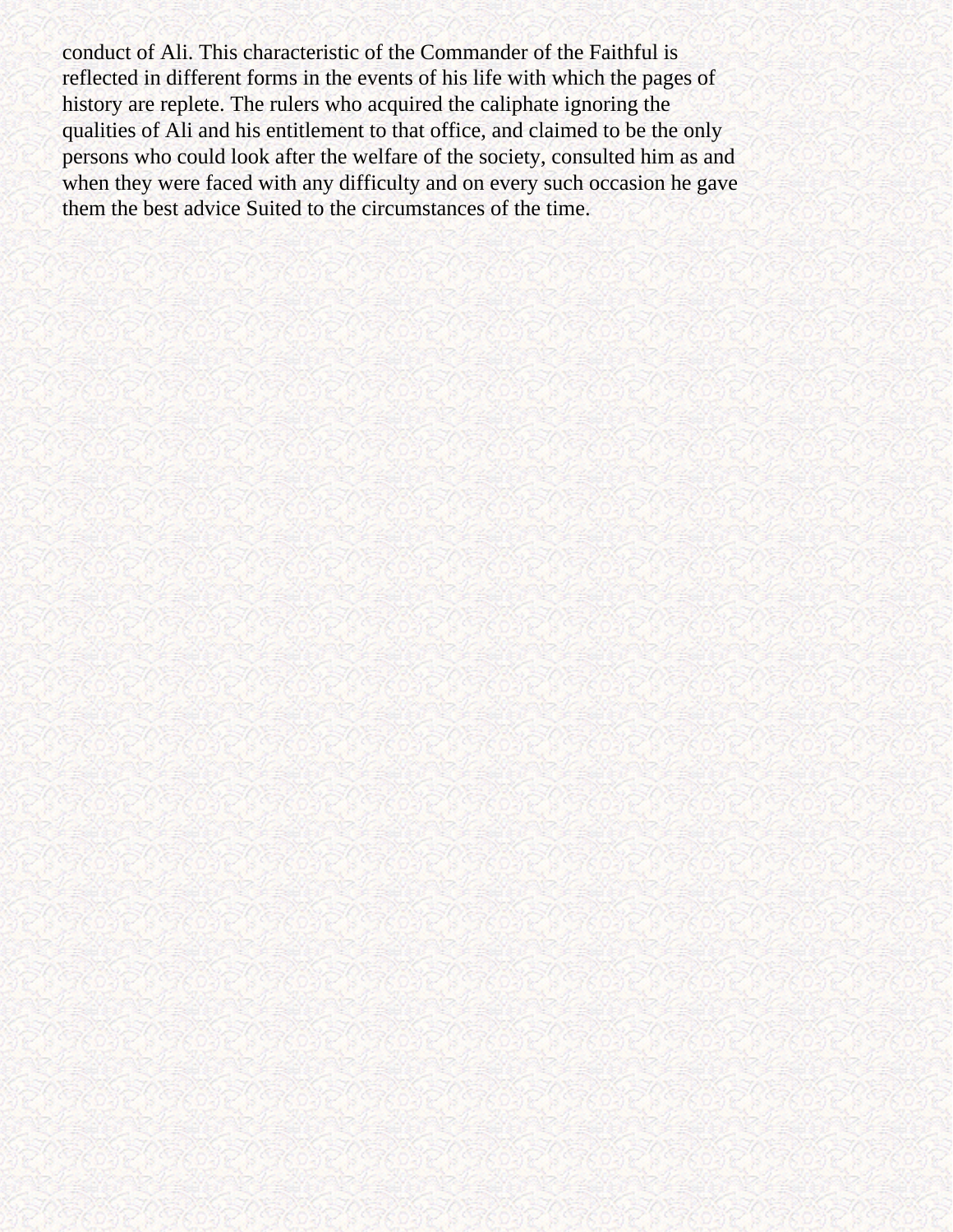conduct of Ali. This characteristic of the Commander of the Faithful is reflected in different forms in the events of his life with which the pages of history are replete. The rulers who acquired the caliphate ignoring the qualities of Ali and his entitlement to that office, and claimed to be the only persons who could look after the welfare of the society, consulted him as and when they were faced with any difficulty and on every such occasion he gave them the best advice Suited to the circumstances of the time.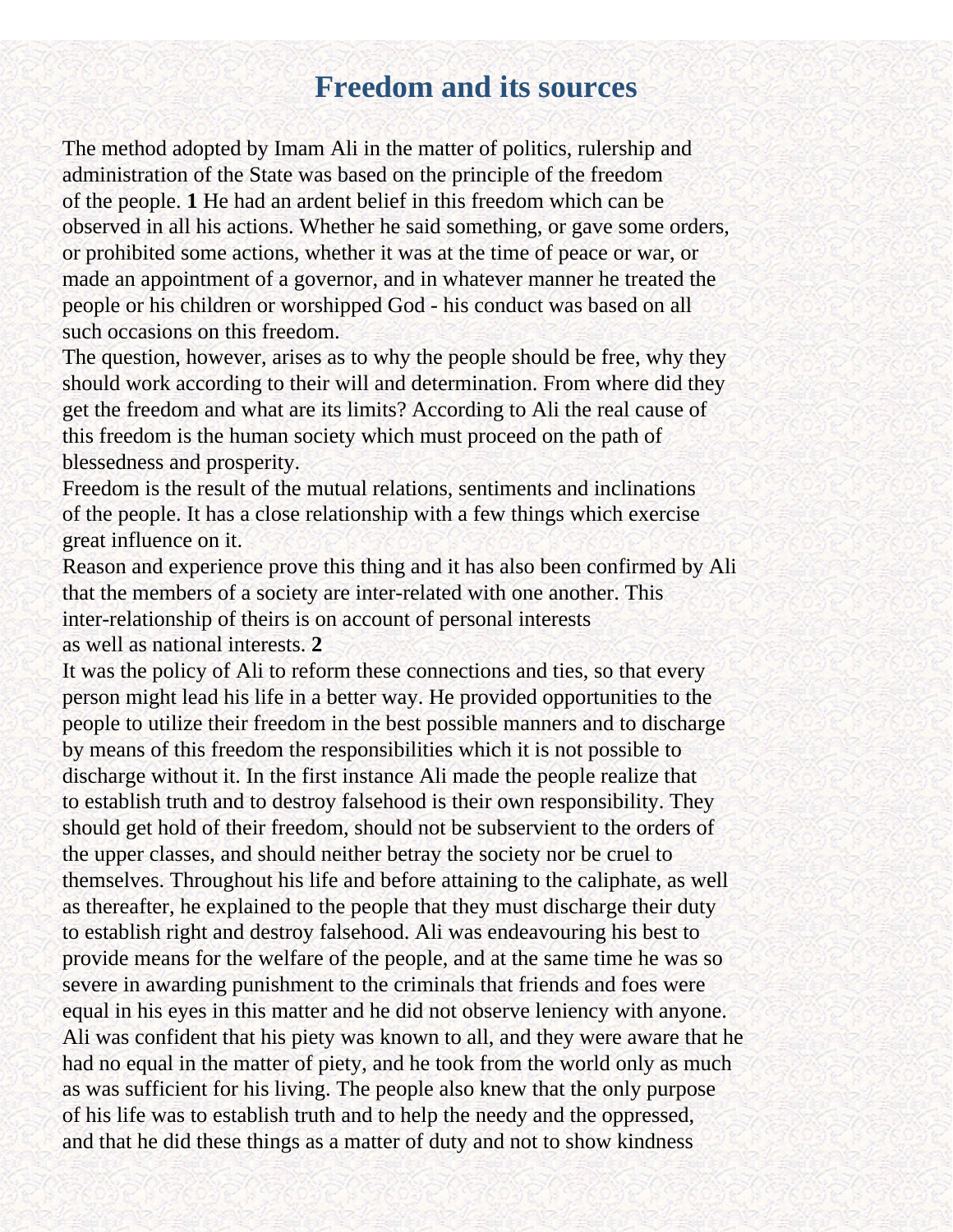# Freedom and its sources

The method adopted by Imam Ali in the matter of politics, rulership and administration of the State was based on the principle of the freedom of the people. **1** He had an ardent belief in this freedom which can be observed in all his actions. Whether he said something, or gave some orders, or prohibited some actions, whether it was at the time of peace or war, or made an appointment of a governor, and in whatever manner he treated the people or his children or worshipped God - his conduct was based on all such occasions on this freedom.

The question, however, arises as to why the people should be free, why they should work according to their will and determination. From where did they get the freedom and what are its limits? According to Ali the real cause of this freedom is the human society which must proceed on the path of blessedness and prosperity.

Freedom is the result of the mutual relations, sentiments and inclinations of the people. It has a close relationship with a few things which exercise great influence on it.

Reason and experience prove this thing and it has also been confirmed by Ali that the members of a society are inter-related with one another. This inter-relationship of theirs is on account of personal interests as well as national interests. **2**

It was the policy of Ali to reform these connections and ties, so that every person might lead his life in a better way. He provided opportunities to the people to utilize their freedom in the best possible manners and to discharge by means of this freedom the responsibilities which it is not possible to discharge without it. In the first instance Ali made the people realize that to establish truth and to destroy falsehood is their own responsibility. They should get hold of their freedom, should not be subservient to the orders of the upper classes, and should neither betray the society nor be cruel to themselves. Throughout his life and before attaining to the caliphate, as well as thereafter, he explained to the people that they must discharge their duty to establish right and destroy falsehood. Ali was endeavouring his best to provide means for the welfare of the people, and at the same time he was so severe in awarding punishment to the criminals that friends and foes were equal in his eyes in this matter and he did not observe leniency with anyone. Ali was confident that his piety was known to all, and they were aware that he had no equal in the matter of piety, and he took from the world only as much as was sufficient for his living. The people also knew that the only purpose of his life was to establish truth and to help the needy and the oppressed, and that he did these things as a matter of duty and not to show kindness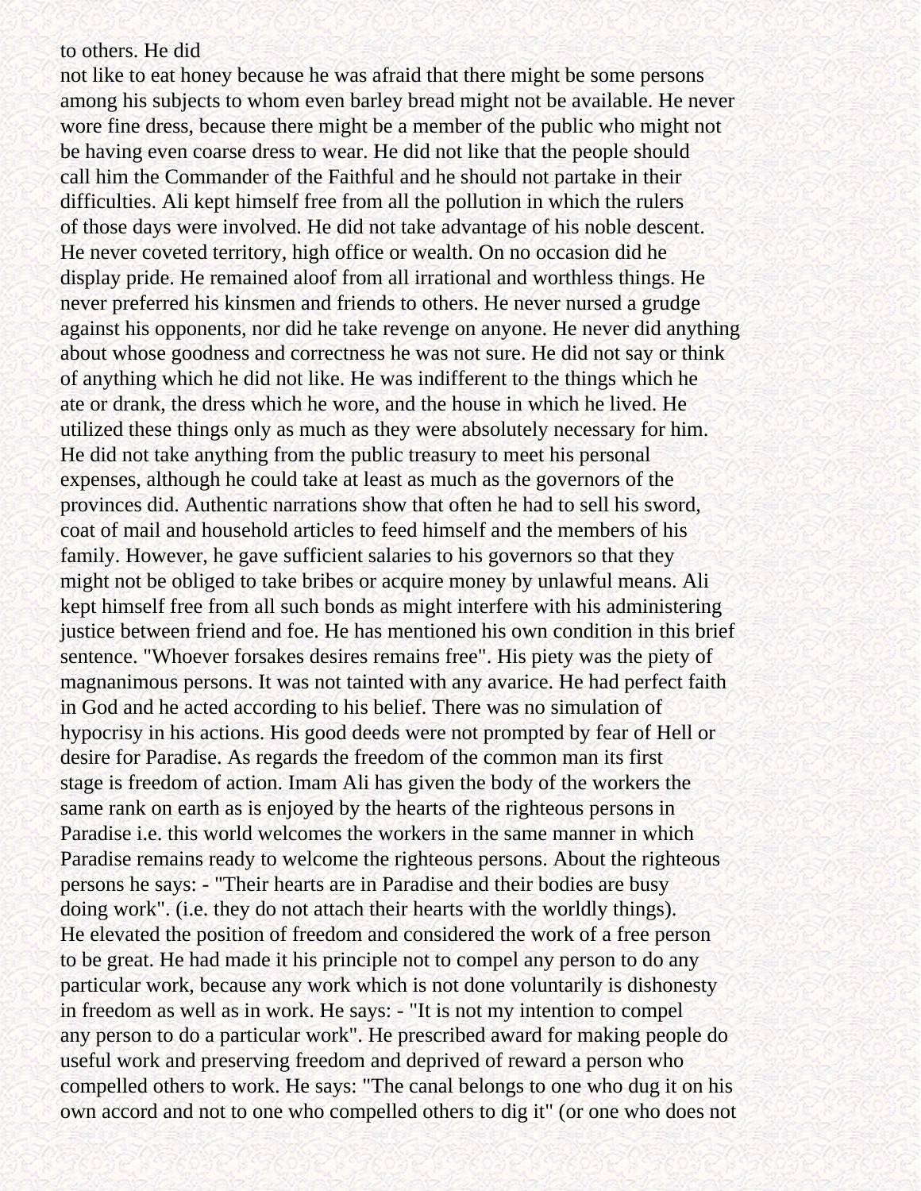to others. He did not like to eat honey because he was afraid that there might be some persons among his subjects to whom even barley bread might not be available. He never wore fine dress, because there might be a member of the public who might not be having even coarse dress to wear. He did not like that the people should call him the Commander of the Faithful and he should not partake in their difficulties. Ali kept himself free from all the pollution in which the rulers of those days were involved. He did not take advantage of his noble descent. He never coveted territory, high office or wealth. On no occasion did he display pride. He remained aloof from all irrational and worthless things. He never preferred his kinsmen and friends to others. He never nursed a grudge against his opponents, nor did he take revenge on anyone. He never did anything about whose goodness and correctness he was not sure. He did not say or think of anything which he did not like. He was indifferent to the things which he ate or drank, the dress which he wore, and the house in which he lived. He utilized these things only as much as they were absolutely necessary for him. He did not take anything from the public treasury to meet his personal expenses, although he could take at least as much as the governors of the provinces did. Authentic narrations show that often he had to sell his sword, coat of mail and household articles to feed himself and the members of his family. However, he gave sufficient salaries to his governors so that they might not be obliged to take bribes or acquire money by unlawful means. Ali kept himself free from all such bonds as might interfere with his administering justice between friend and foe. He has mentioned his own condition in this brief sentence. "Whoever forsakes desires remains free". His piety was the piety of magnanimous persons. It was not tainted with any avarice. He had perfect faith in God and he acted according to his belief. There was no simulation of hypocrisy in his actions. His good deeds were not prompted by fear of Hell or desire for Paradise. As regards the freedom of the common man its first stage is freedom of action. Imam Ali has given the body of the workers the same rank on earth as is enjoyed by the hearts of the righteous persons in Paradise i.e. this world welcomes the workers in the same manner in which Paradise remains ready to welcome the righteous persons. About the righteous persons he says: - "Their hearts are in Paradise and their bodies are busy doing work". (i.e. they do not attach their hearts with the worldly things). He elevated the position of freedom and considered the work of a free person to be great. He had made it his principle not to compel any person to do any particular work, because any work which is not done voluntarily is dishonesty in freedom as well as in work. He says: - "It is not my intention to compel any person to do a particular work". He prescribed award for making people do useful work and preserving freedom and deprived of reward a person who compelled others to work. He says: "The canal belongs to one who dug it on his own accord and not to one who compelled others to dig it" (or one who does not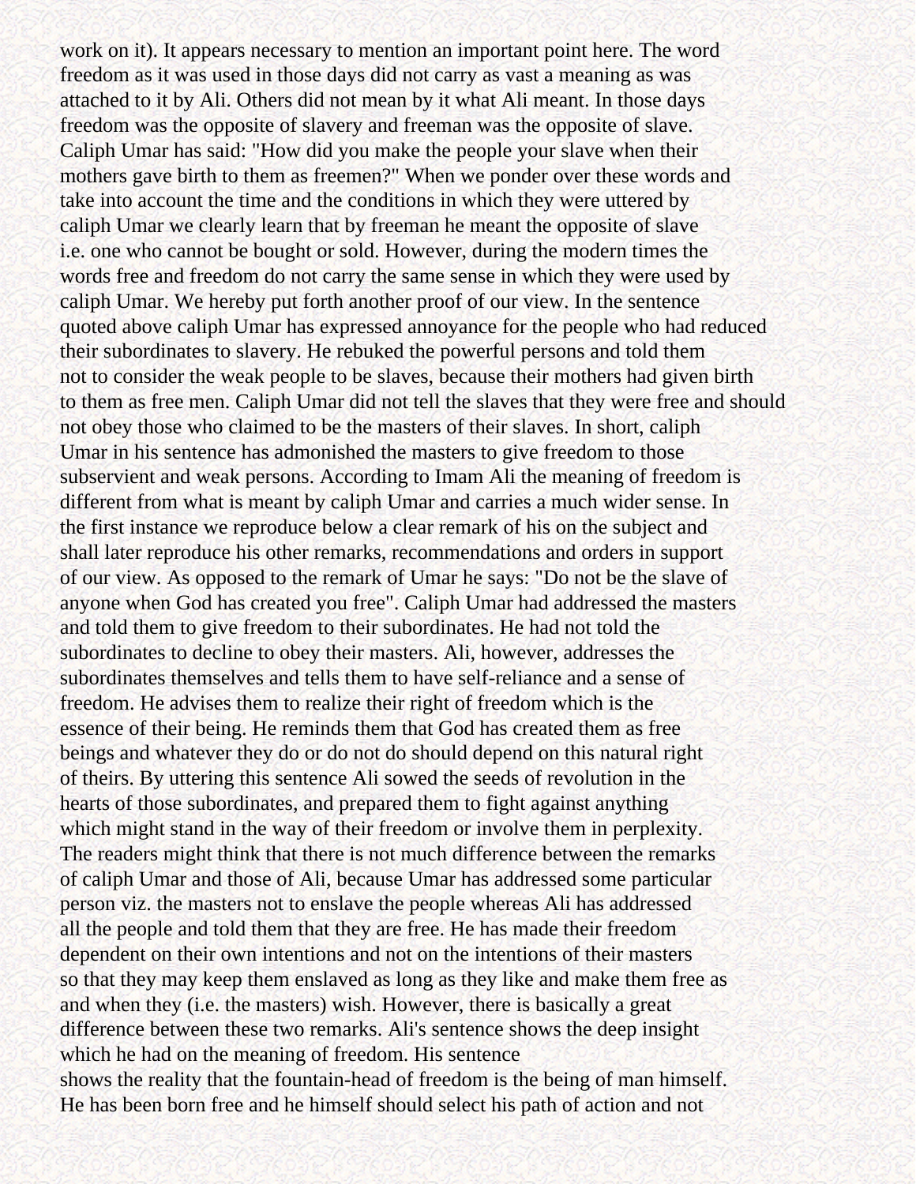work on it). It appears necessary to mention an important point here. The word freedom as it was used in those days did not carry as vast a meaning as was attached to it by Ali. Others did not mean by it what Ali meant. In those days freedom was the opposite of slavery and freeman was the opposite of slave. Caliph Umar has said: "How did you make the people your slave when their mothers gave birth to them as freemen?" When we ponder over these words and take into account the time and the conditions in which they were uttered by caliph Umar we clearly learn that by freeman he meant the opposite of slave i.e. one who cannot be bought or sold. However, during the modern times the words free and freedom do not carry the same sense in which they were used by caliph Umar. We hereby put forth another proof of our view. In the sentence quoted above caliph Umar has expressed annoyance for the people who had reduced their subordinates to slavery. He rebuked the powerful persons and told them not to consider the weak people to be slaves, because their mothers had given birth to them as free men. Caliph Umar did not tell the slaves that they were free and should not obey those who claimed to be the masters of their slaves. In short, caliph Umar in his sentence has admonished the masters to give freedom to those subservient and weak persons. According to Imam Ali the meaning of freedom is different from what is meant by caliph Umar and carries a much wider sense. In the first instance we reproduce below a clear remark of his on the subject and shall later reproduce his other remarks, recommendations and orders in support of our view. As opposed to the remark of Umar he says: "Do not be the slave of anyone when God has created you free". Caliph Umar had addressed the masters and told them to give freedom to their subordinates. He had not told the subordinates to decline to obey their masters. Ali, however, addresses the subordinates themselves and tells them to have self-reliance and a sense of freedom. He advises them to realize their right of freedom which is the essence of their being. He reminds them that God has created them as free beings and whatever they do or do not do should depend on this natural right of theirs. By uttering this sentence Ali sowed the seeds of revolution in the hearts of those subordinates, and prepared them to fight against anything which might stand in the way of their freedom or involve them in perplexity. The readers might think that there is not much difference between the remarks of caliph Umar and those of Ali, because Umar has addressed some particular person viz. the masters not to enslave the people whereas Ali has addressed all the people and told them that they are free. He has made their freedom dependent on their own intentions and not on the intentions of their masters so that they may keep them enslaved as long as they like and make them free as and when they (i.e. the masters) wish. However, there is basically a great difference between these two remarks. Ali's sentence shows the deep insight which he had on the meaning of freedom. His sentence shows the reality that the fountain-head of freedom is the being of man himself. He has been born free and he himself should select his path of action and not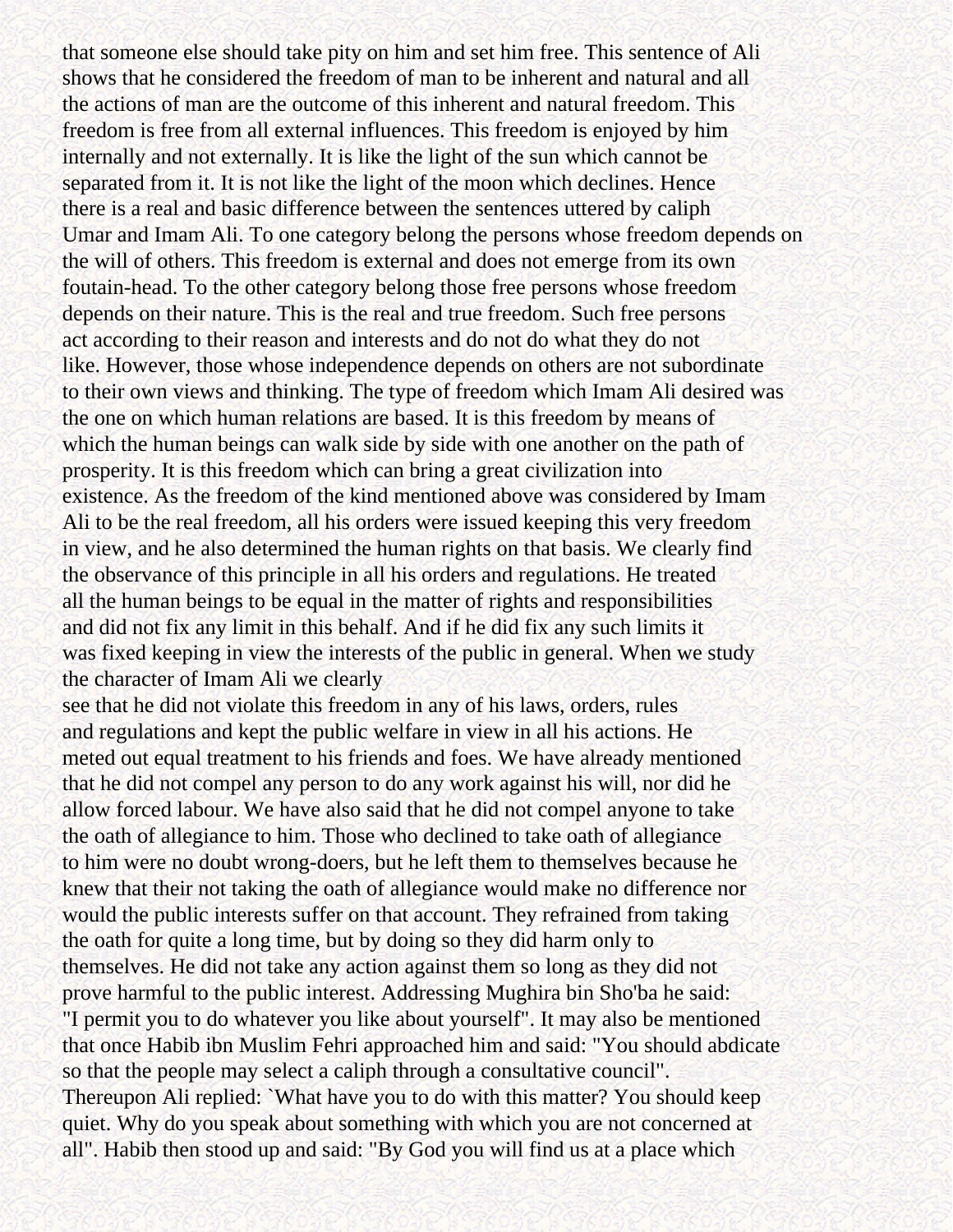that someone else should take pity on him and set him free. This sentence of Ali shows that he considered the freedom of man to be inherent and natural and all the actions of man are the outcome of this inherent and natural freedom. This freedom is free from all external influences. This freedom is enjoyed by him internally and not externally. It is like the light of the sun which cannot be separated from it. It is not like the light of the moon which declines. Hence there is a real and basic difference between the sentences uttered by caliph Umar and Imam Ali. To one category belong the persons whose freedom depends on the will of others. This freedom is external and does not emerge from its own foutain-head. To the other category belong those free persons whose freedom depends on their nature. This is the real and true freedom. Such free persons act according to their reason and interests and do not do what they do not like. However, those whose independence depends on others are not subordinate to their own views and thinking. The type of freedom which Imam Ali desired was the one on which human relations are based. It is this freedom by means of which the human beings can walk side by side with one another on the path of prosperity. It is this freedom which can bring a great civilization into existence. As the freedom of the kind mentioned above was considered by Imam Ali to be the real freedom, all his orders were issued keeping this very freedom in view, and he also determined the human rights on that basis. We clearly find the observance of this principle in all his orders and regulations. He treated all the human beings to be equal in the matter of rights and responsibilities and did not fix any limit in this behalf. And if he did fix any such limits it was fixed keeping in view the interests of the public in general. When we study the character of Imam Ali we clearly see that he did not violate this freedom in any of his laws, orders, rules and regulations and kept the public welfare in view in all his actions. He meted out equal treatment to his friends and foes. We have already mentioned that he did not compel any person to do any work against his will, nor did he allow forced labour. We have also said that he did not compel anyone to take the oath of allegiance to him. Those who declined to take oath of allegiance to him were no doubt wrong-doers, but he left them to themselves because he knew that their not taking the oath of allegiance would make no difference nor would the public interests suffer on that account. They refrained from taking the oath for quite a long time, but by doing so they did harm only to themselves. He did not take any action against them so long as they did not prove harmful to the public interest. Addressing Mughira bin Sho'ba he said: "I permit you to do whatever you like about yourself". It may also be mentioned that once Habib ibn Muslim Fehri approached him and said: "You should abdicate so that the people may select a caliph through a consultative council". Thereupon Ali replied: `What have you to do with this matter? You should keep quiet. Why do you speak about something with which you are not concerned at all". Habib then stood up and said: "By God you will find us at a place which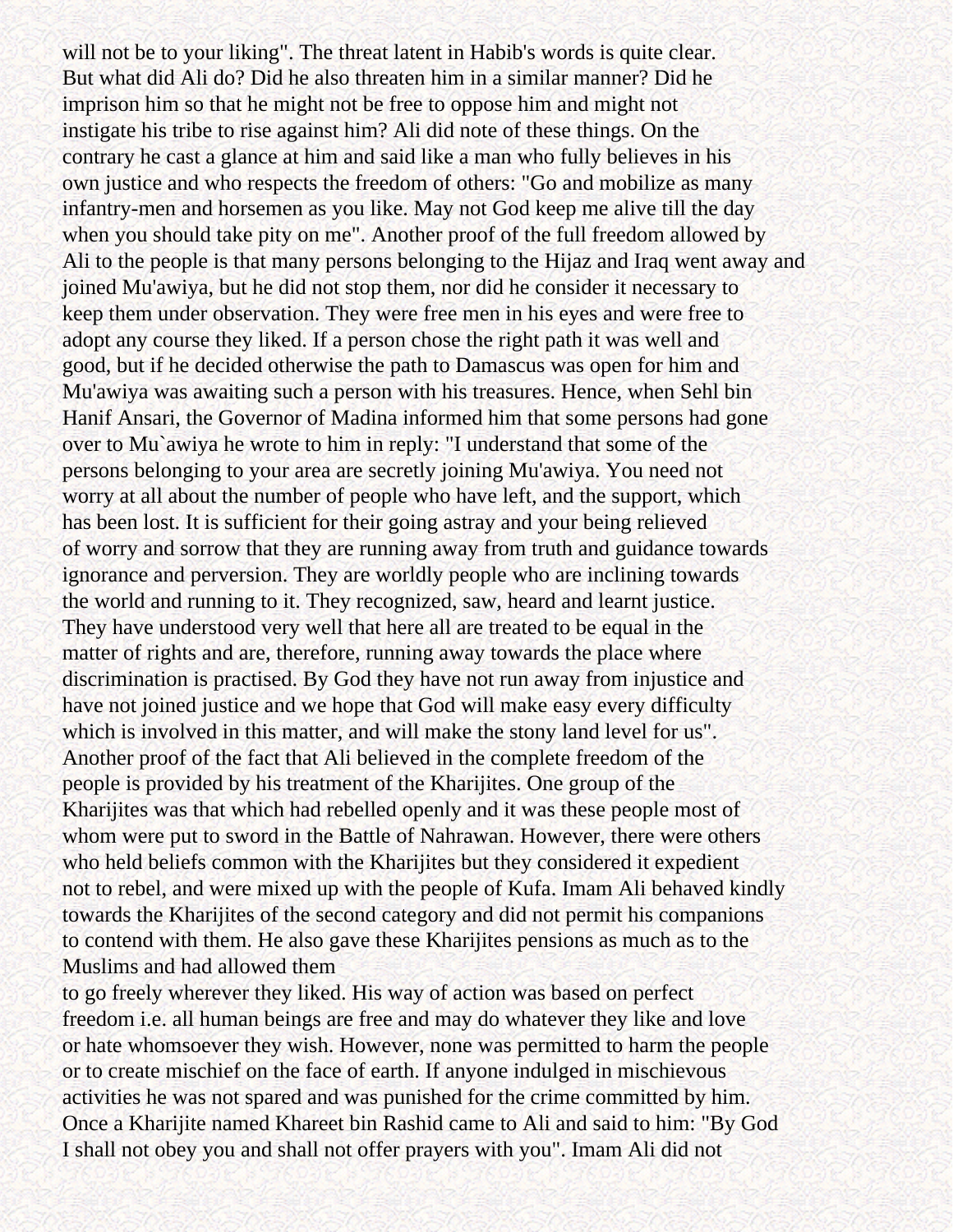will not be to your liking". The threat latent in Habib's words is quite clear. But what did Ali do? Did he also threaten him in a similar manner? Did he imprison him so that he might not be free to oppose him and might not instigate his tribe to rise against him? Ali did note of these things. On the contrary he cast a glance at him and said like a man who fully believes in his own justice and who respects the freedom of others: "Go and mobilize as many infantry-men and horsemen as you like. May not God keep me alive till the day when you should take pity on me". Another proof of the full freedom allowed by Ali to the people is that many persons belonging to the Hijaz and Iraq went away and joined Mu'awiya, but he did not stop them, nor did he consider it necessary to keep them under observation. They were free men in his eyes and were free to adopt any course they liked. If a person chose the right path it was well and good, but if he decided otherwise the path to Damascus was open for him and Mu'awiya was awaiting such a person with his treasures. Hence, when Sehl bin Hanif Ansari, the Governor of Madina informed him that some persons had gone over to Mu`awiya he wrote to him in reply: "I understand that some of the persons belonging to your area are secretly joining Mu'awiya. You need not worry at all about the number of people who have left, and the support, which has been lost. It is sufficient for their going astray and your being relieved of worry and sorrow that they are running away from truth and guidance towards ignorance and perversion. They are worldly people who are inclining towards the world and running to it. They recognized, saw, heard and learnt justice. They have understood very well that here all are treated to be equal in the matter of rights and are, therefore, running away towards the place where discrimination is practised. By God they have not run away from injustice and have not joined justice and we hope that God will make easy every difficulty which is involved in this matter, and will make the stony land level for us". Another proof of the fact that Ali believed in the complete freedom of the people is provided by his treatment of the Kharijites. One group of the Kharijites was that which had rebelled openly and it was these people most of whom were put to sword in the Battle of Nahrawan. However, there were others who held beliefs common with the Kharijites but they considered it expedient not to rebel, and were mixed up with the people of Kufa. Imam Ali behaved kindly towards the Kharijites of the second category and did not permit his companions to contend with them. He also gave these Kharijites pensions as much as to the Muslims and had allowed them to go freely wherever they liked. His way of action was based on perfect freedom i.e. all human beings are free and may do whatever they like and love or hate whomsoever they wish. However, none was permitted to harm the people or to create mischief on the face of earth. If anyone indulged in mischievous activities he was not spared and was punished for the crime committed by him. Once a Kharijite named Khareet bin Rashid came to Ali and said to him: "By God I shall not obey you and shall not offer prayers with you". Imam Ali did not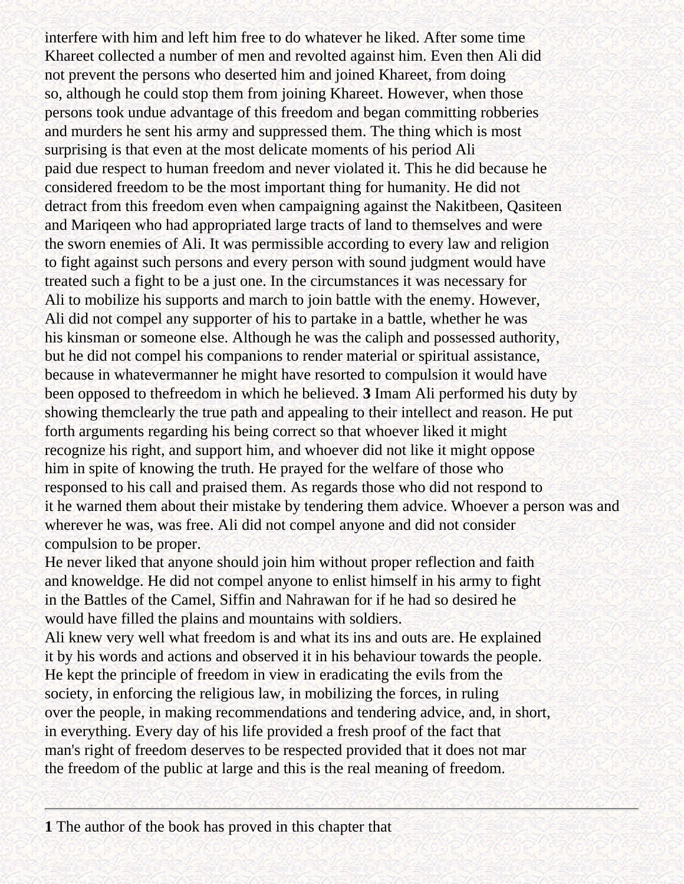interfere with him and left him free to do whatever he liked. After some time Khareet collected a number of men and revolted against him. Even then Ali did not prevent the persons who deserted him and joined Khareet, from doing so, although he could stop them from joining Khareet. However, when those persons took undue advantage of this freedom and began committing robberies and murders he sent his army and suppressed them. The thing which is most surprising is that even at the most delicate moments of his period Ali paid due respect to human freedom and never violated it. This he did because he considered freedom to be the most important thing for humanity. He did not detract from this freedom even when campaigning against the Nakitbeen, Qasiteen and Mariqeen who had appropriated large tracts of land to themselves and were the sworn enemies of Ali. It was permissible according to every law and religion to fight against such persons and every person with sound judgment would have treated such a fight to be a just one. In the circumstances it was necessary for Ali to mobilize his supports and march to join battle with the enemy. However, Ali did not compel any supporter of his to partake in a battle, whether he was his kinsman or someone else. Although he was the caliph and possessed authority, but he did not compel his companions to render material or spiritual assistance, because in whatevermanner he might have resorted to compulsion it would have been opposed to thefreedom in which he believed. **3** Imam Ali performed his duty by showing themclearly the true path and appealing to their intellect and reason. He put forth arguments regarding his being correct so that whoever liked it might recognize his right, and support him, and whoever did not like it might oppose him in spite of knowing the truth. He prayed for the welfare of those who responsed to his call and praised them. As regards those who did not respond to it he warned them about their mistake by tendering them advice. Whoever a person was and wherever he was, was free. Ali did not compel anyone and did not consider compulsion to be proper.

He never liked that anyone should join him without proper reflection and faith and knoweldge. He did not compel anyone to enlist himself in his army to fight in the Battles of the Camel, Siffin and Nahrawan for if he had so desired he would have filled the plains and mountains with soldiers.

Ali knew very well what freedom is and what its ins and outs are. He explained it by his words and actions and observed it in his behaviour towards the people. He kept the principle of freedom in view in eradicating the evils from the society, in enforcing the religious law, in mobilizing the forces, in ruling over the people, in making recommendations and tendering advice, and, in short, in everything. Every day of his life provided a fresh proof of the fact that man's right of freedom deserves to be respected provided that it does not mar the freedom of the public at large and this is the real meaning of freedom.

---

**1** The author of the book has proved in this chapter that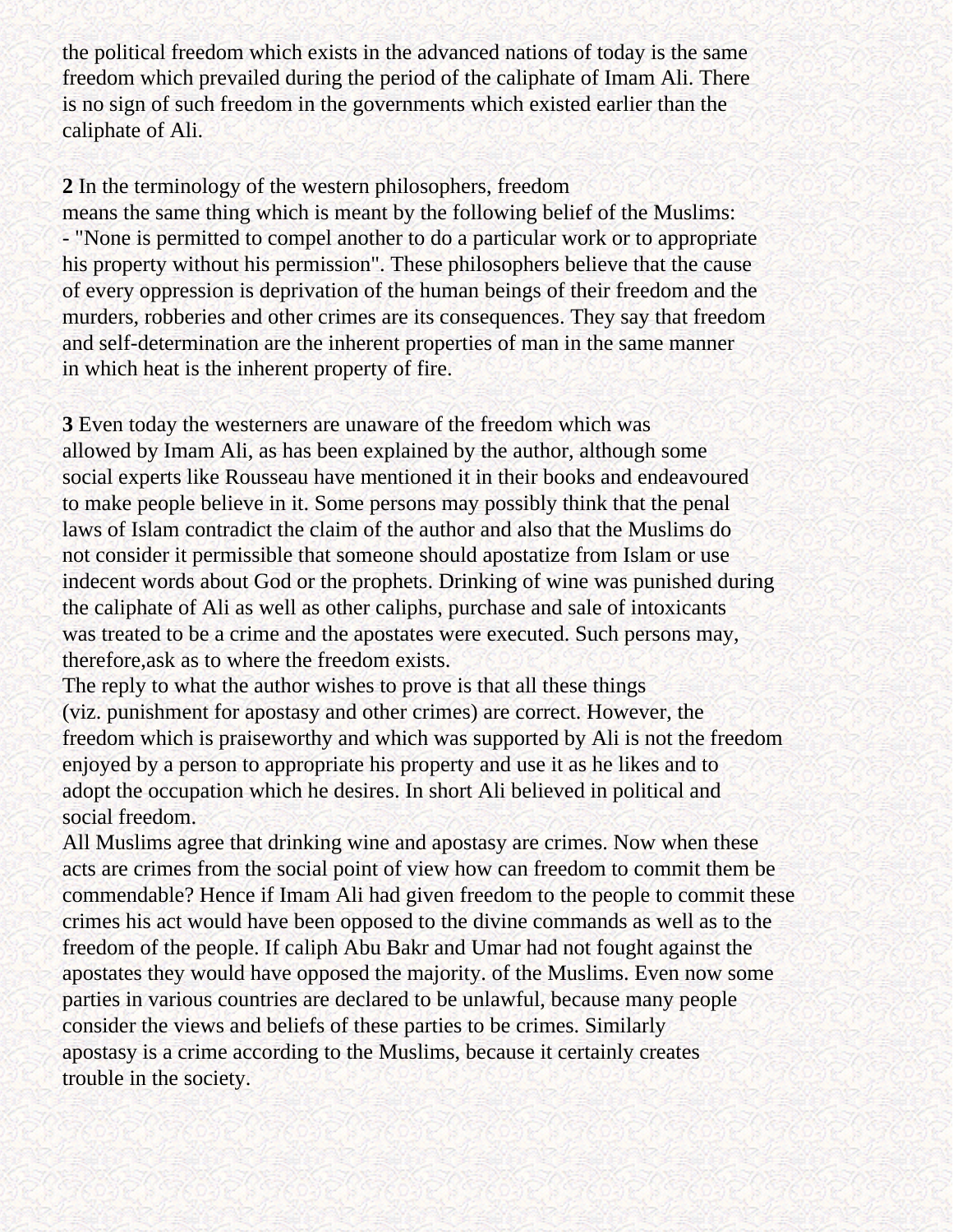the political freedom which exists in the advanced nations of today is the same freedom which prevailed during the period of the caliphate of Imam Ali. There is no sign of such freedom in the governments which existed earlier than the caliphate of Ali.

**2** In the terminology of the western philosophers, freedom means the same thing which is meant by the following belief of the Muslims: - "None is permitted to compel another to do a particular work or to appropriate his property without his permission". These philosophers believe that the cause of every oppression is deprivation of the human beings of their freedom and the murders, robberies and other crimes are its consequences. They say that freedom and self-determination are the inherent properties of man in the same manner in which heat is the inherent property of fire.

**3** Even today the westerners are unaware of the freedom which was allowed by Imam Ali, as has been explained by the author, although some social experts like Rousseau have mentioned it in their books and endeavoured to make people believe in it. Some persons may possibly think that the penal laws of Islam contradict the claim of the author and also that the Muslims do not consider it permissible that someone should apostatize from Islam or use indecent words about God or the prophets. Drinking of wine was punished during the caliphate of Ali as well as other caliphs, purchase and sale of intoxicants was treated to be a crime and the apostates were executed. Such persons may, therefore,ask as to where the freedom exists.

The reply to what the author wishes to prove is that all these things (viz. punishment for apostasy and other crimes) are correct. However, the freedom which is praiseworthy and which was supported by Ali is not the freedom enjoyed by a person to appropriate his property and use it as he likes and to adopt the occupation which he desires. In short Ali believed in political and social freedom.

All Muslims agree that drinking wine and apostasy are crimes. Now when these acts are crimes from the social point of view how can freedom to commit them be commendable? Hence if Imam Ali had given freedom to the people to commit these crimes his act would have been opposed to the divine commands as well as to the freedom of the people. If caliph Abu Bakr and Umar had not fought against the apostates they would have opposed the majority. of the Muslims. Even now some parties in various countries are declared to be unlawful, because many people consider the views and beliefs of these parties to be crimes. Similarly apostasy is a crime according to the Muslims, because it certainly creates trouble in the society.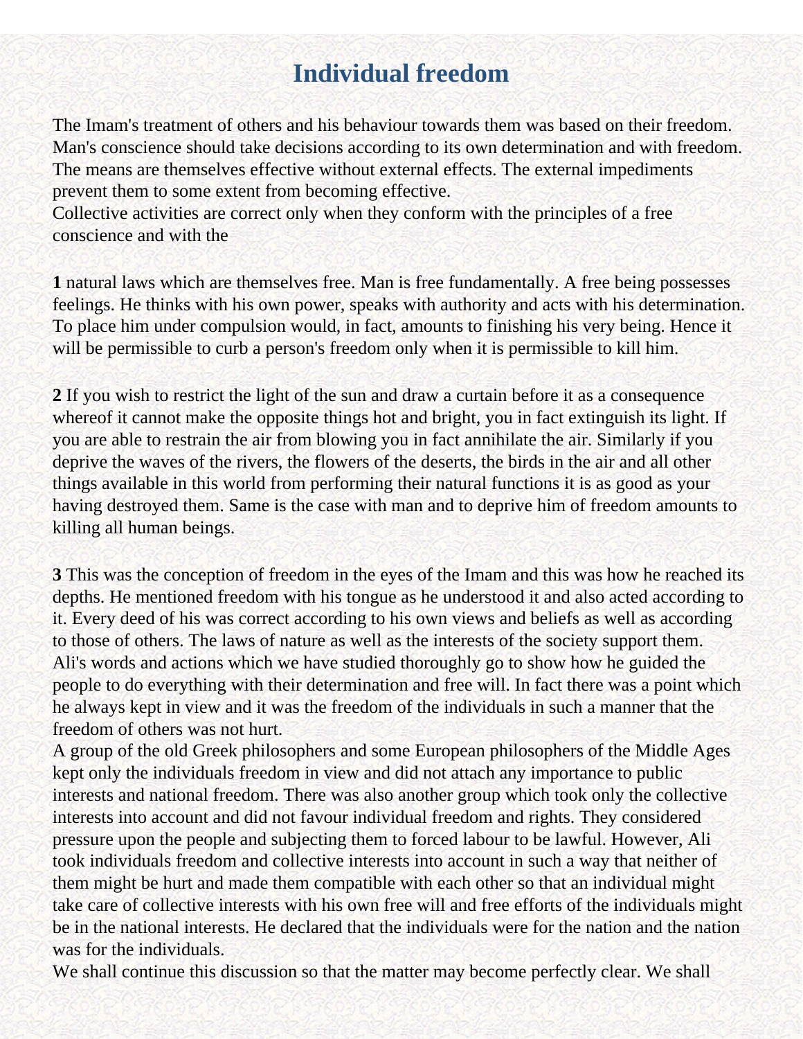# Individual freedom

The Imam's treatment of others and his behaviour towards them was based on their freedom. Man's conscience should take decisions according to its own determination and with freedom. The means are themselves effective without external effects. The external impediments prevent them to some extent from becoming effective.
Collective activities are correct only when they conform with the principles of a free conscience and with the

**1** natural laws which are themselves free. Man is free fundamentally. A free being possesses feelings. He thinks with his own power, speaks with authority and acts with his determination. To place him under compulsion would, in fact, amounts to finishing his very being. Hence it will be permissible to curb a person's freedom only when it is permissible to kill him.

**2** If you wish to restrict the light of the sun and draw a curtain before it as a consequence whereof it cannot make the opposite things hot and bright, you in fact extinguish its light. If you are able to restrain the air from blowing you in fact annihilate the air. Similarly if you deprive the waves of the rivers, the flowers of the deserts, the birds in the air and all other things available in this world from performing their natural functions it is as good as your having destroyed them. Same is the case with man and to deprive him of freedom amounts to killing all human beings.

**3** This was the conception of freedom in the eyes of the Imam and this was how he reached its depths. He mentioned freedom with his tongue as he understood it and also acted according to it. Every deed of his was correct according to his own views and beliefs as well as according to those of others. The laws of nature as well as the interests of the society support them. Ali's words and actions which we have studied thoroughly go to show how he guided the people to do everything with their determination and free will. In fact there was a point which he always kept in view and it was the freedom of the individuals in such a manner that the freedom of others was not hurt.
A group of the old Greek philosophers and some European philosophers of the Middle Ages kept only the individuals freedom in view and did not attach any importance to public interests and national freedom. There was also another group which took only the collective interests into account and did not favour individual freedom and rights. They considered pressure upon the people and subjecting them to forced labour to be lawful. However, Ali took individuals freedom and collective interests into account in such a way that neither of them might be hurt and made them compatible with each other so that an individual might take care of collective interests with his own free will and free efforts of the individuals might be in the national interests. He declared that the individuals were for the nation and the nation was for the individuals.
We shall continue this discussion so that the matter may become perfectly clear. We shall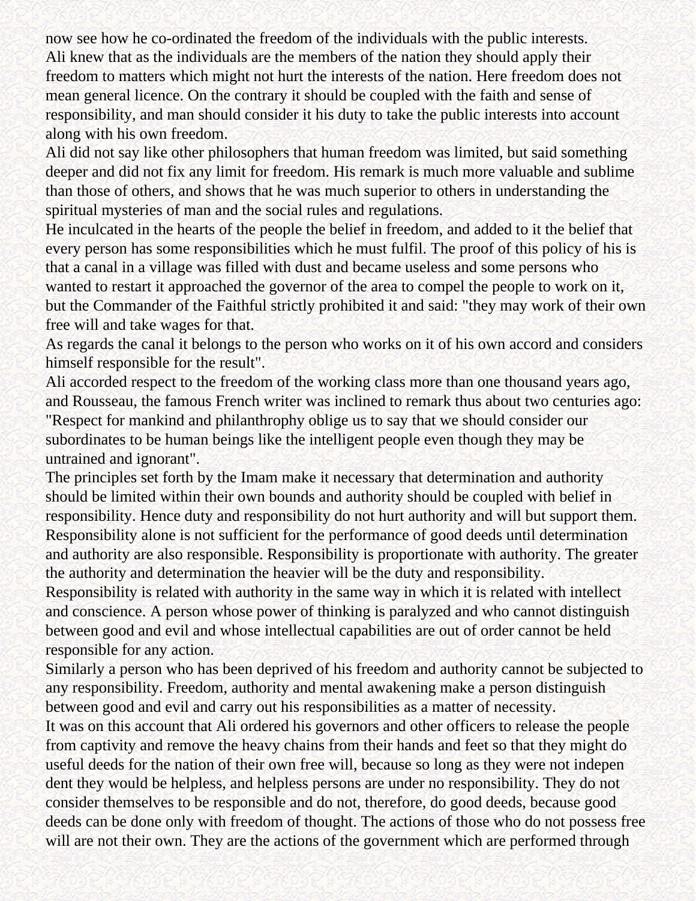now see how he co-ordinated the freedom of the individuals with the public interests.

Ali knew that as the individuals are the members of the nation they should apply their freedom to matters which might not hurt the interests of the nation. Here freedom does not mean general licence. On the contrary it should be coupled with the faith and sense of responsibility, and man should consider it his duty to take the public interests into account along with his own freedom.

Ali did not say like other philosophers that human freedom was limited, but said something deeper and did not fix any limit for freedom. His remark is much more valuable and sublime than those of others, and shows that he was much superior to others in understanding the spiritual mysteries of man and the social rules and regulations.

He inculcated in the hearts of the people the belief in freedom, and added to it the belief that every person has some responsibilities which he must fulfil. The proof of this policy of his is that a canal in a village was filled with dust and became useless and some persons who wanted to restart it approached the governor of the area to compel the people to work on it, but the Commander of the Faithful strictly prohibited it and said: "they may work of their own free will and take wages for that.

As regards the canal it belongs to the person who works on it of his own accord and considers himself responsible for the result".

Ali accorded respect to the freedom of the working class more than one thousand years ago, and Rousseau, the famous French writer was inclined to remark thus about two centuries ago: "Respect for mankind and philanthrophy oblige us to say that we should consider our subordinates to be human beings like the intelligent people even though they may be untrained and ignorant".

The principles set forth by the Imam make it necessary that determination and authority should be limited within their own bounds and authority should be coupled with belief in responsibility. Hence duty and responsibility do not hurt authority and will but support them. Responsibility alone is not sufficient for the performance of good deeds until determination and authority are also responsible. Responsibility is proportionate with authority. The greater the authority and determination the heavier will be the duty and responsibility.

Responsibility is related with authority in the same way in which it is related with intellect and conscience. A person whose power of thinking is paralyzed and who cannot distinguish between good and evil and whose intellectual capabilities are out of order cannot be held responsible for any action.

Similarly a person who has been deprived of his freedom and authority cannot be subjected to any responsibility. Freedom, authority and mental awakening make a person distinguish between good and evil and carry out his responsibilities as a matter of necessity.

It was on this account that Ali ordered his governors and other officers to release the people from captivity and remove the heavy chains from their hands and feet so that they might do useful deeds for the nation of their own free will, because so long as they were not indepen dent they would be helpless, and helpless persons are under no responsibility. They do not consider themselves to be responsible and do not, therefore, do good deeds, because good deeds can be done only with freedom of thought. The actions of those who do not possess free will are not their own. They are the actions of the government which are performed through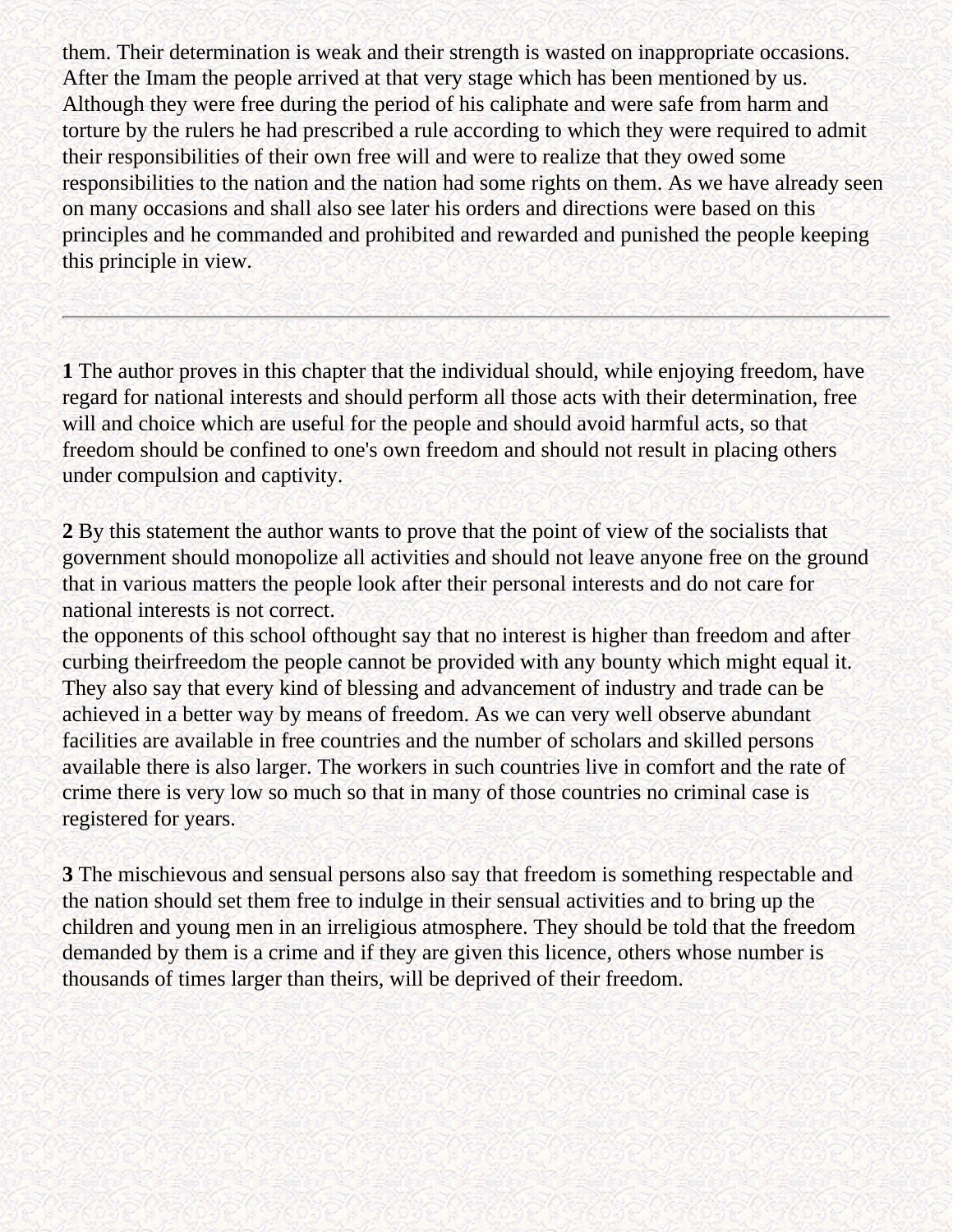them. Their determination is weak and their strength is wasted on inappropriate occasions. After the Imam the people arrived at that very stage which has been mentioned by us. Although they were free during the period of his caliphate and were safe from harm and torture by the rulers he had prescribed a rule according to which they were required to admit their responsibilities of their own free will and were to realize that they owed some responsibilities to the nation and the nation had some rights on them. As we have already seen on many occasions and shall also see later his orders and directions were based on this principles and he commanded and prohibited and rewarded and punished the people keeping this principle in view.

---

**1** The author proves in this chapter that the individual should, while enjoying freedom, have regard for national interests and should perform all those acts with their determination, free will and choice which are useful for the people and should avoid harmful acts, so that freedom should be confined to one's own freedom and should not result in placing others under compulsion and captivity.

**2** By this statement the author wants to prove that the point of view of the socialists that government should monopolize all activities and should not leave anyone free on the ground that in various matters the people look after their personal interests and do not care for national interests is not correct.
the opponents of this school ofthought say that no interest is higher than freedom and after curbing theirfreedom the people cannot be provided with any bounty which might equal it. They also say that every kind of blessing and advancement of industry and trade can be achieved in a better way by means of freedom. As we can very well observe abundant facilities are available in free countries and the number of scholars and skilled persons available there is also larger. The workers in such countries live in comfort and the rate of crime there is very low so much so that in many of those countries no criminal case is registered for years.

**3** The mischievous and sensual persons also say that freedom is something respectable and the nation should set them free to indulge in their sensual activities and to bring up the children and young men in an irreligious atmosphere. They should be told that the freedom demanded by them is a crime and if they are given this licence, others whose number is thousands of times larger than theirs, will be deprived of their freedom.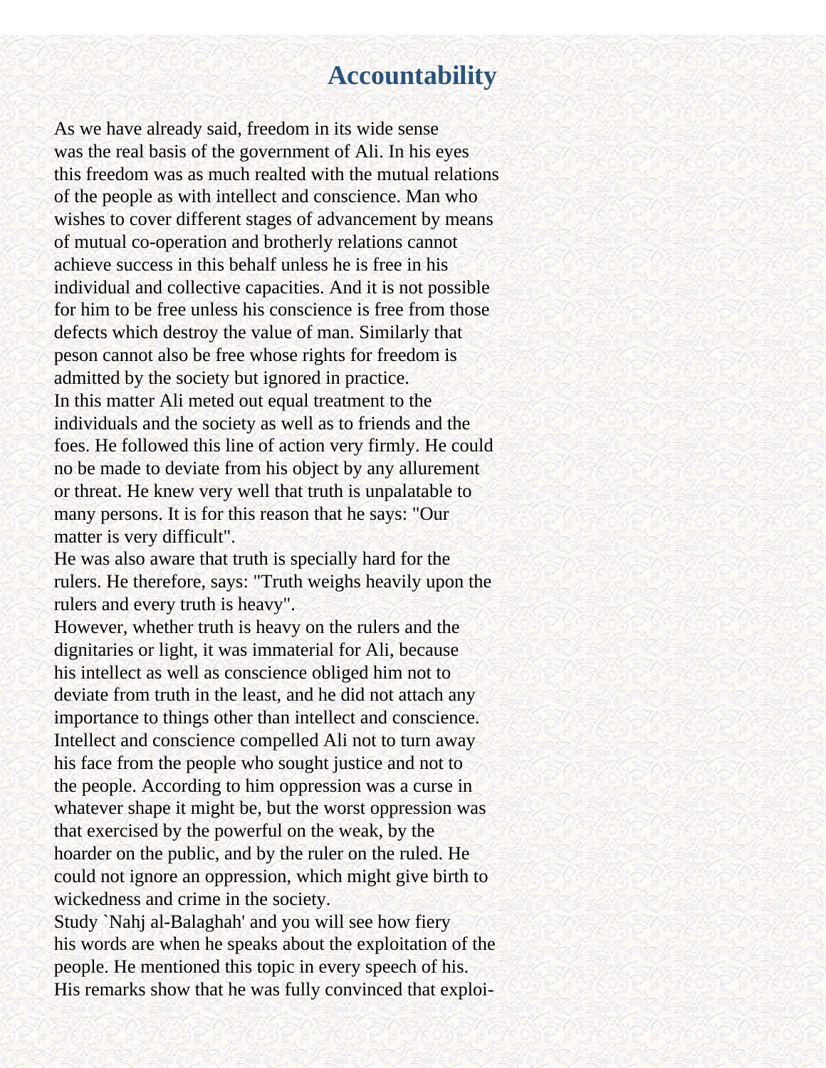# Accountability

As we have already said, freedom in its wide sense was the real basis of the government of Ali. In his eyes this freedom was as much realted with the mutual relations of the people as with intellect and conscience. Man who wishes to cover different stages of advancement by means of mutual co-operation and brotherly relations cannot achieve success in this behalf unless he is free in his individual and collective capacities. And it is not possible for him to be free unless his conscience is free from those defects which destroy the value of man. Similarly that peson cannot also be free whose rights for freedom is admitted by the society but ignored in practice.

In this matter Ali meted out equal treatment to the individuals and the society as well as to friends and the foes. He followed this line of action very firmly. He could no be made to deviate from his object by any allurement or threat. He knew very well that truth is unpalatable to many persons. It is for this reason that he says: "Our matter is very difficult".

He was also aware that truth is specially hard for the rulers. He therefore, says: "Truth weighs heavily upon the rulers and every truth is heavy".

However, whether truth is heavy on the rulers and the dignitaries or light, it was immaterial for Ali, because his intellect as well as conscience obliged him not to deviate from truth in the least, and he did not attach any importance to things other than intellect and conscience. Intellect and conscience compelled Ali not to turn away his face from the people who sought justice and not to the people. According to him oppression was a curse in whatever shape it might be, but the worst oppression was that exercised by the powerful on the weak, by the hoarder on the public, and by the ruler on the ruled. He could not ignore an oppression, which might give birth to wickedness and crime in the society.

Study `Nahj al-Balaghah' and you will see how fiery his words are when he speaks about the exploitation of the people. He mentioned this topic in every speech of his. His remarks show that he was fully convinced that exploi-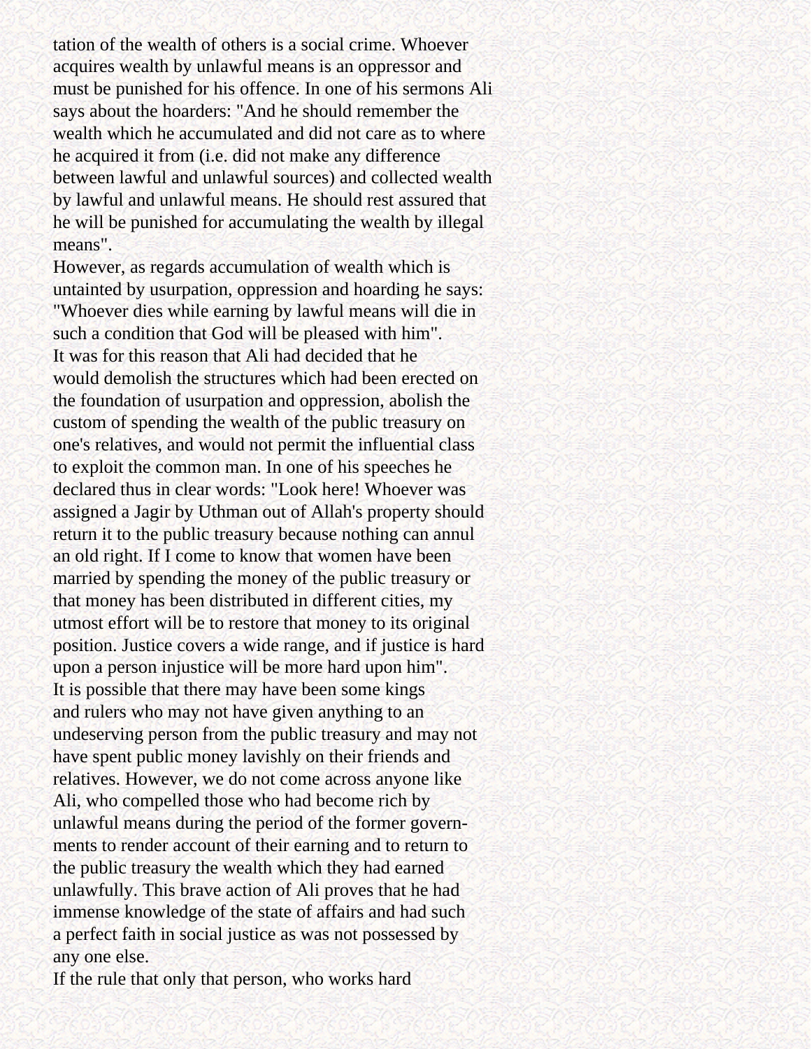tation of the wealth of others is a social crime. Whoever acquires wealth by unlawful means is an oppressor and must be punished for his offence. In one of his sermons Ali says about the hoarders: "And he should remember the wealth which he accumulated and did not care as to where he acquired it from (i.e. did not make any difference between lawful and unlawful sources) and collected wealth by lawful and unlawful means. He should rest assured that he will be punished for accumulating the wealth by illegal means".

However, as regards accumulation of wealth which is untainted by usurpation, oppression and hoarding he says: "Whoever dies while earning by lawful means will die in such a condition that God will be pleased with him".

It was for this reason that Ali had decided that he would demolish the structures which had been erected on the foundation of usurpation and oppression, abolish the custom of spending the wealth of the public treasury on one's relatives, and would not permit the influential class to exploit the common man. In one of his speeches he declared thus in clear words: "Look here! Whoever was assigned a Jagir by Uthman out of Allah's property should return it to the public treasury because nothing can annul an old right. If I come to know that women have been married by spending the money of the public treasury or that money has been distributed in different cities, my utmost effort will be to restore that money to its original position. Justice covers a wide range, and if justice is hard upon a person injustice will be more hard upon him".

It is possible that there may have been some kings and rulers who may not have given anything to an undeserving person from the public treasury and may not have spent public money lavishly on their friends and relatives. However, we do not come across anyone like Ali, who compelled those who had become rich by unlawful means during the period of the former governments to render account of their earning and to return to the public treasury the wealth which they had earned unlawfully. This brave action of Ali proves that he had immense knowledge of the state of affairs and had such a perfect faith in social justice as was not possessed by any one else.

If the rule that only that person, who works hard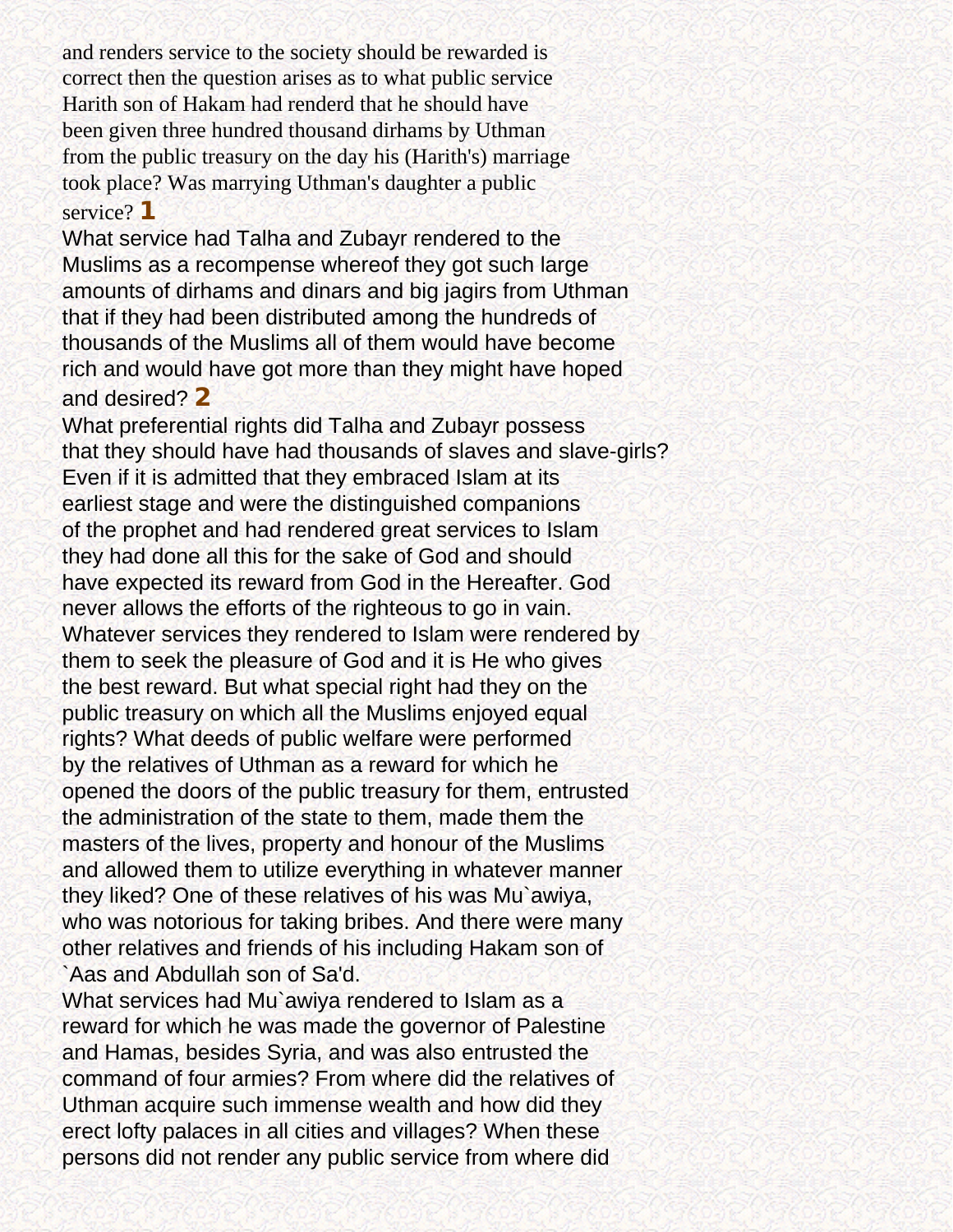and renders service to the society should be rewarded is correct then the question arises as to what public service Harith son of Hakam had renderd that he should have been given three hundred thousand dirhams by Uthman from the public treasury on the day his (Harith's) marriage took place? Was marrying Uthman's daughter a public service? [1]

What service had Talha and Zubayr rendered to the Muslims as a recompense whereof they got such large amounts of dirhams and dinars and big jagirs from Uthman that if they had been distributed among the hundreds of thousands of the Muslims all of them would have become rich and would have got more than they might have hoped and desired? [2]

What preferential rights did Talha and Zubayr possess that they should have had thousands of slaves and slave-girls? Even if it is admitted that they embraced Islam at its earliest stage and were the distinguished companions of the prophet and had rendered great services to Islam they had done all this for the sake of God and should have expected its reward from God in the Hereafter. God never allows the efforts of the righteous to go in vain. Whatever services they rendered to Islam were rendered by them to seek the pleasure of God and it is He who gives the best reward. But what special right had they on the public treasury on which all the Muslims enjoyed equal rights? What deeds of public welfare were performed by the relatives of Uthman as a reward for which he opened the doors of the public treasury for them, entrusted the administration of the state to them, made them the masters of the lives, property and honour of the Muslims and allowed them to utilize everything in whatever manner they liked? One of these relatives of his was Mu`awiya, who was notorious for taking bribes. And there were many other relatives and friends of his including Hakam son of `Aas and Abdullah son of Sa'd.

What services had Mu`awiya rendered to Islam as a reward for which he was made the governor of Palestine and Hamas, besides Syria, and was also entrusted the command of four armies? From where did the relatives of Uthman acquire such immense wealth and how did they erect lofty palaces in all cities and villages? When these persons did not render any public service from where did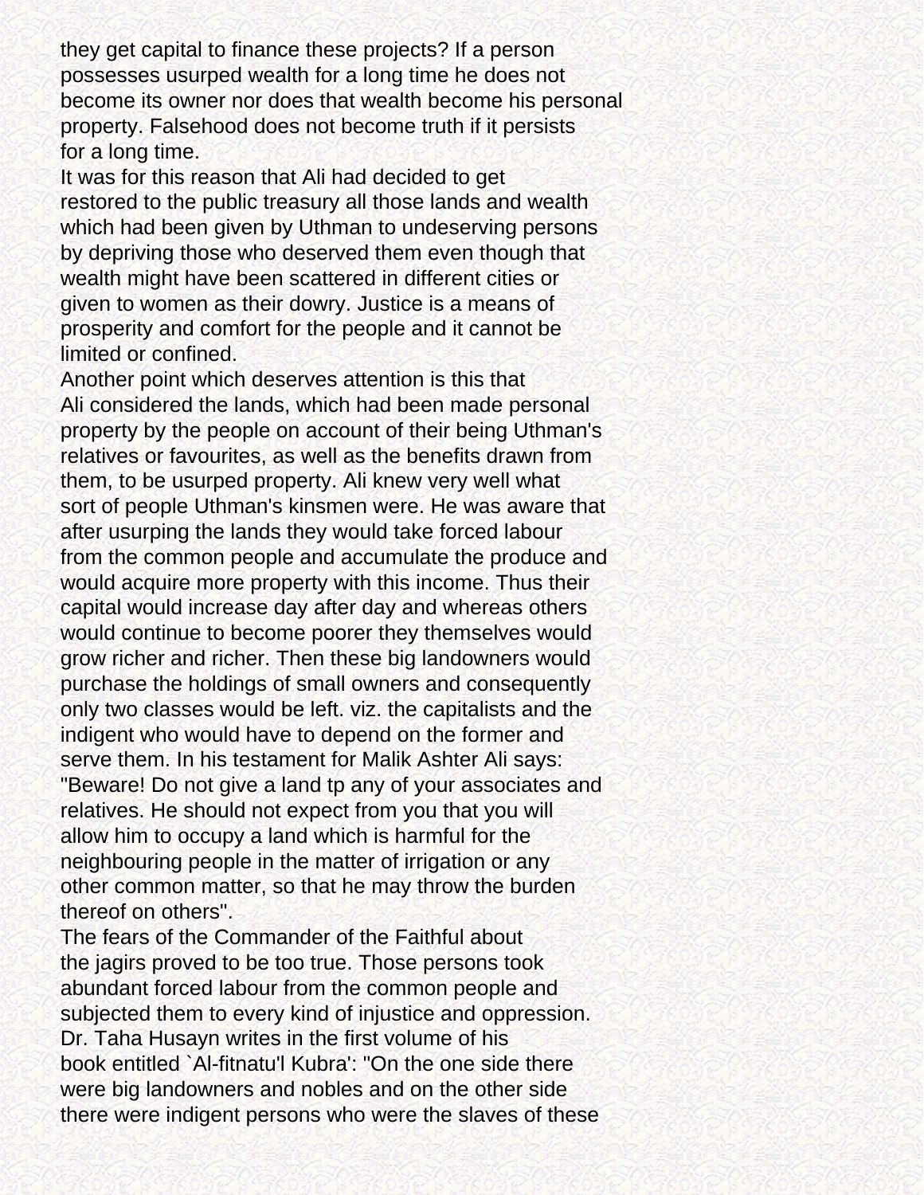they get capital to finance these projects? If a person possesses usurped wealth for a long time he does not become its owner nor does that wealth become his personal property. Falsehood does not become truth if it persists for a long time.

It was for this reason that Ali had decided to get restored to the public treasury all those lands and wealth which had been given by Uthman to undeserving persons by depriving those who deserved them even though that wealth might have been scattered in different cities or given to women as their dowry. Justice is a means of prosperity and comfort for the people and it cannot be limited or confined.

Another point which deserves attention is this that Ali considered the lands, which had been made personal property by the people on account of their being Uthman's relatives or favourites, as well as the benefits drawn from them, to be usurped property. Ali knew very well what sort of people Uthman's kinsmen were. He was aware that after usurping the lands they would take forced labour from the common people and accumulate the produce and would acquire more property with this income. Thus their capital would increase day after day and whereas others would continue to become poorer they themselves would grow richer and richer. Then these big landowners would purchase the holdings of small owners and consequently only two classes would be left. viz. the capitalists and the indigent who would have to depend on the former and serve them. In his testament for Malik Ashter Ali says: "Beware! Do not give a land tp any of your associates and relatives. He should not expect from you that you will allow him to occupy a land which is harmful for the neighbouring people in the matter of irrigation or any other common matter, so that he may throw the burden thereof on others".

The fears of the Commander of the Faithful about the jagirs proved to be too true. Those persons took abundant forced labour from the common people and subjected them to every kind of injustice and oppression. Dr. Taha Husayn writes in the first volume of his book entitled `Al-fitnatu'l Kubra': "On the one side there were big landowners and nobles and on the other side there were indigent persons who were the slaves of these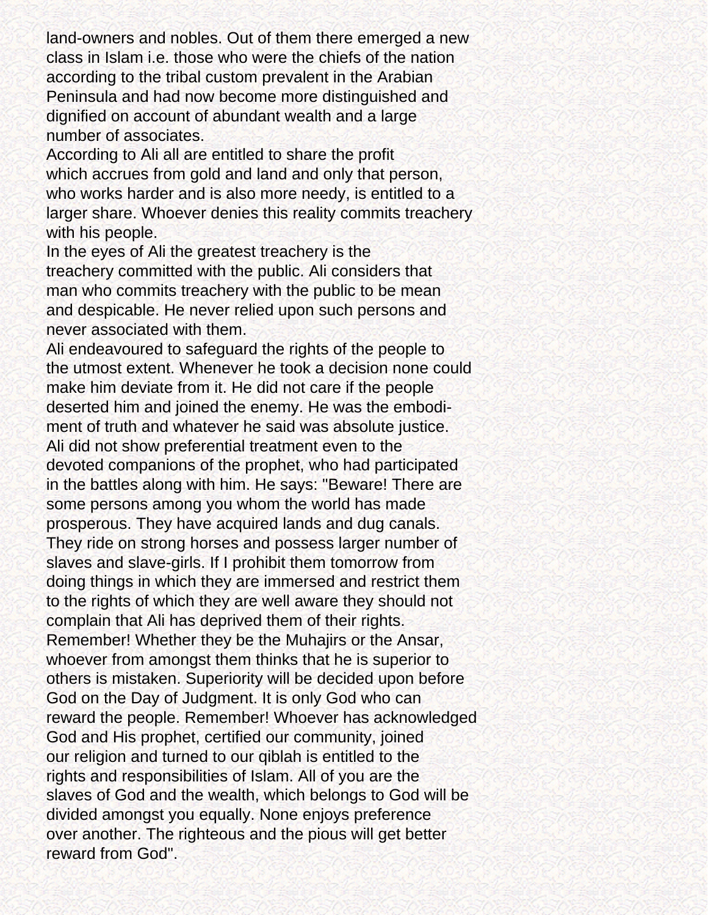land-owners and nobles. Out of them there emerged a new class in Islam i.e. those who were the chiefs of the nation according to the tribal custom prevalent in the Arabian Peninsula and had now become more distinguished and dignified on account of abundant wealth and a large number of associates.

According to Ali all are entitled to share the profit which accrues from gold and land and only that person, who works harder and is also more needy, is entitled to a larger share. Whoever denies this reality commits treachery with his people.

In the eyes of Ali the greatest treachery is the treachery committed with the public. Ali considers that man who commits treachery with the public to be mean and despicable. He never relied upon such persons and never associated with them.

Ali endeavoured to safeguard the rights of the people to the utmost extent. Whenever he took a decision none could make him deviate from it. He did not care if the people deserted him and joined the enemy. He was the embodiment of truth and whatever he said was absolute justice.

Ali did not show preferential treatment even to the devoted companions of the prophet, who had participated in the battles along with him. He says: "Beware! There are some persons among you whom the world has made prosperous. They have acquired lands and dug canals. They ride on strong horses and possess larger number of slaves and slave-girls. If I prohibit them tomorrow from doing things in which they are immersed and restrict them to the rights of which they are well aware they should not complain that Ali has deprived them of their rights. Remember! Whether they be the Muhajirs or the Ansar, whoever from amongst them thinks that he is superior to others is mistaken. Superiority will be decided upon before God on the Day of Judgment. It is only God who can reward the people. Remember! Whoever has acknowledged God and His prophet, certified our community, joined our religion and turned to our qiblah is entitled to the rights and responsibilities of Islam. All of you are the slaves of God and the wealth, which belongs to God will be divided amongst you equally. None enjoys preference over another. The righteous and the pious will get better reward from God".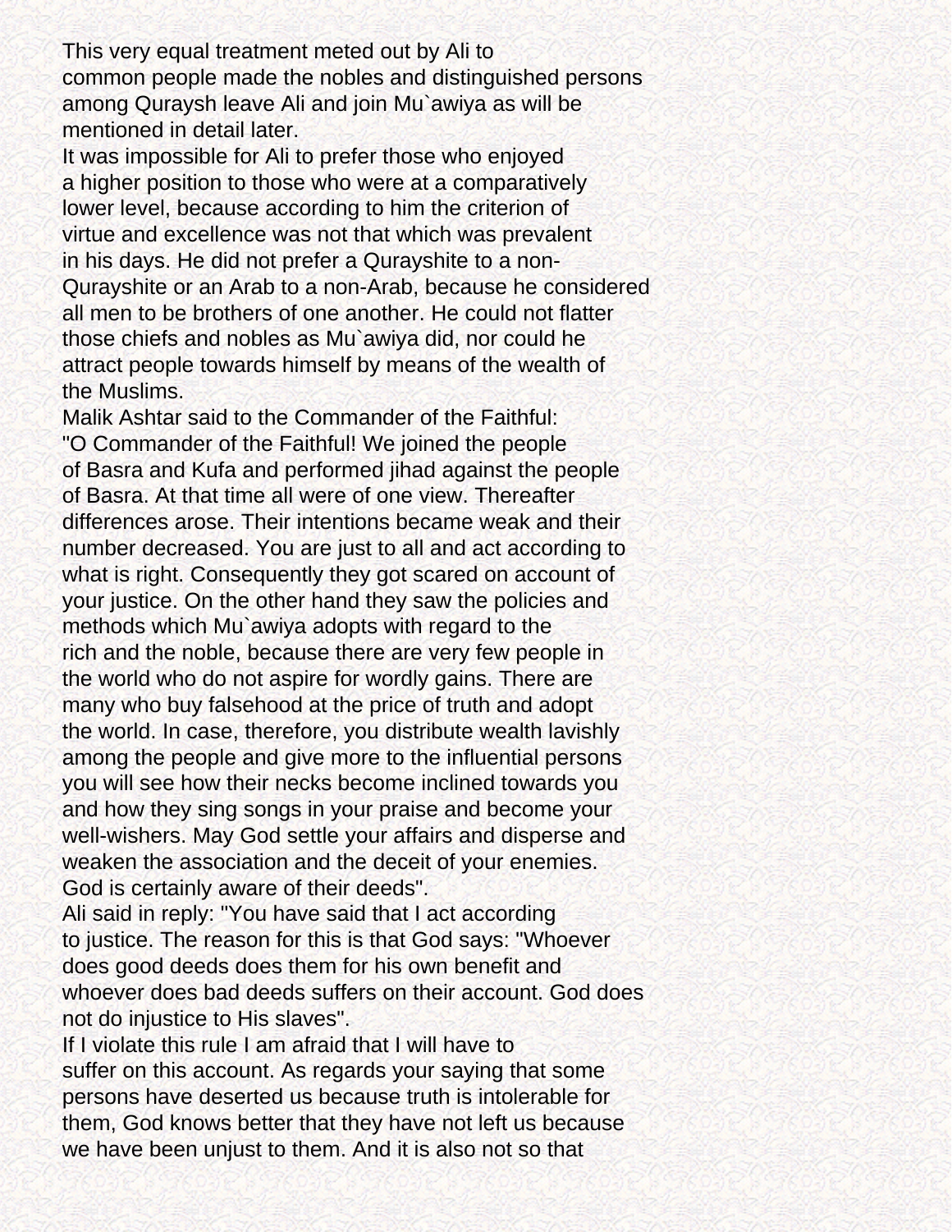This very equal treatment meted out by Ali to common people made the nobles and distinguished persons among Quraysh leave Ali and join Mu`awiya as will be mentioned in detail later.

It was impossible for Ali to prefer those who enjoyed a higher position to those who were at a comparatively lower level, because according to him the criterion of virtue and excellence was not that which was prevalent in his days. He did not prefer a Qurayshite to a non-Qurayshite or an Arab to a non-Arab, because he considered all men to be brothers of one another. He could not flatter those chiefs and nobles as Mu`awiya did, nor could he attract people towards himself by means of the wealth of the Muslims.

Malik Ashtar said to the Commander of the Faithful: "O Commander of the Faithful! We joined the people of Basra and Kufa and performed jihad against the people of Basra. At that time all were of one view. Thereafter differences arose. Their intentions became weak and their number decreased. You are just to all and act according to what is right. Consequently they got scared on account of your justice. On the other hand they saw the policies and methods which Mu`awiya adopts with regard to the rich and the noble, because there are very few people in the world who do not aspire for wordly gains. There are many who buy falsehood at the price of truth and adopt the world. In case, therefore, you distribute wealth lavishly among the people and give more to the influential persons you will see how their necks become inclined towards you and how they sing songs in your praise and become your well-wishers. May God settle your affairs and disperse and weaken the association and the deceit of your enemies. God is certainly aware of their deeds".

Ali said in reply: "You have said that I act according to justice. The reason for this is that God says: "Whoever does good deeds does them for his own benefit and whoever does bad deeds suffers on their account. God does not do injustice to His slaves".

If I violate this rule I am afraid that I will have to suffer on this account. As regards your saying that some persons have deserted us because truth is intolerable for them, God knows better that they have not left us because we have been unjust to them. And it is also not so that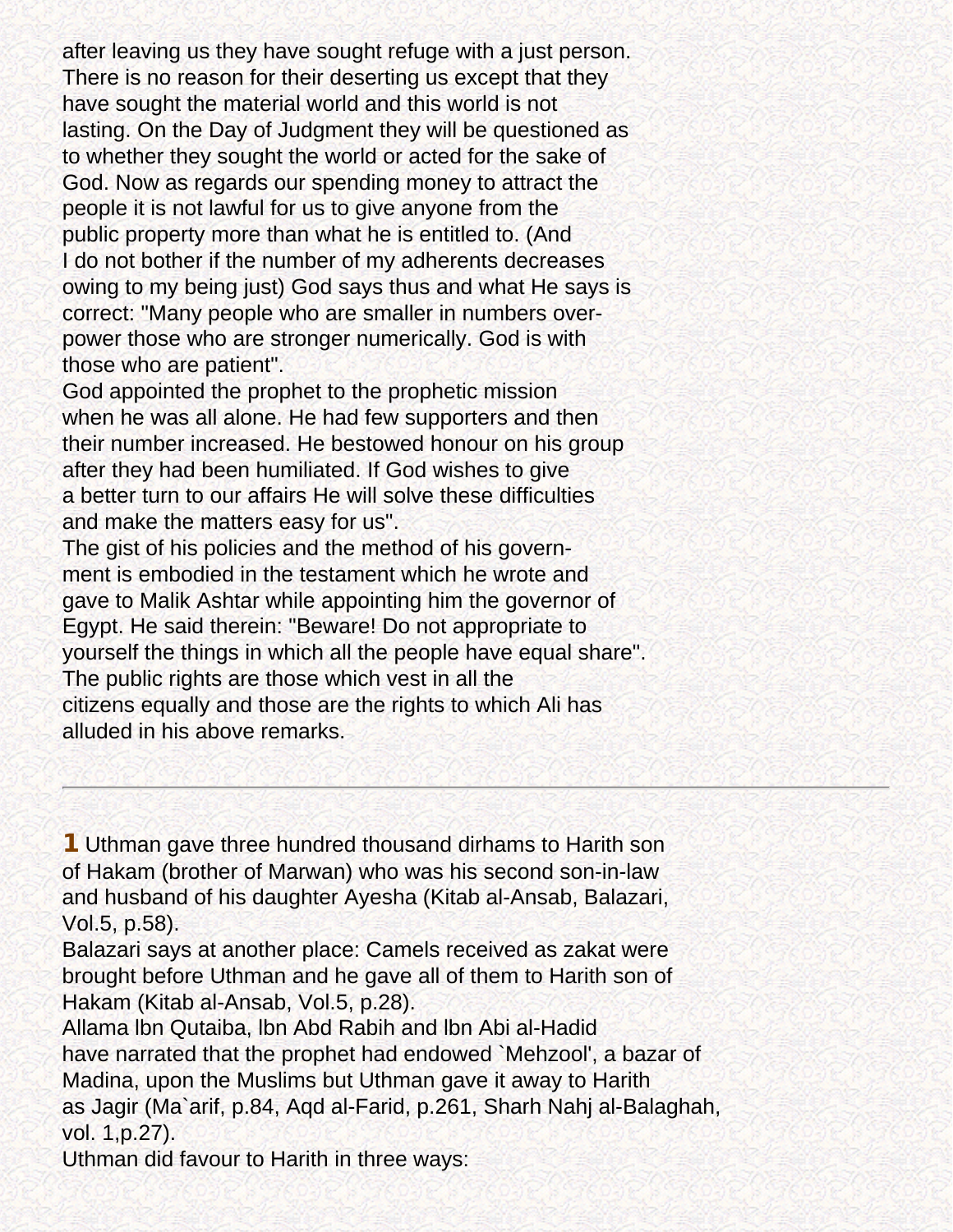after leaving us they have sought refuge with a just person. There is no reason for their deserting us except that they have sought the material world and this world is not lasting. On the Day of Judgment they will be questioned as to whether they sought the world or acted for the sake of God. Now as regards our spending money to attract the people it is not lawful for us to give anyone from the public property more than what he is entitled to. (And I do not bother if the number of my adherents decreases owing to my being just) God says thus and what He says is correct: "Many people who are smaller in numbers overpower those who are stronger numerically. God is with those who are patient".

God appointed the prophet to the prophetic mission when he was all alone. He had few supporters and then their number increased. He bestowed honour on his group after they had been humiliated. If God wishes to give a better turn to our affairs He will solve these difficulties and make the matters easy for us".

The gist of his policies and the method of his government is embodied in the testament which he wrote and gave to Malik Ashtar while appointing him the governor of Egypt. He said therein: "Beware! Do not appropriate to yourself the things in which all the people have equal share". The public rights are those which vest in all the citizens equally and those are the rights to which Ali has alluded in his above remarks.

---

**1** Uthman gave three hundred thousand dirhams to Harith son of Hakam (brother of Marwan) who was his second son-in-law and husband of his daughter Ayesha (Kitab al-Ansab, Balazari, Vol.5, p.58).

Balazari says at another place: Camels received as zakat were brought before Uthman and he gave all of them to Harith son of Hakam (Kitab al-Ansab, Vol.5, p.28).

Allama Ibn Qutaiba, Ibn Abd Rabih and Ibn Abi al-Hadid have narrated that the prophet had endowed `Mehzool', a bazar of Madina, upon the Muslims but Uthman gave it away to Harith as Jagir (Ma`arif, p.84, Aqd al-Farid, p.261, Sharh Nahj al-Balaghah, vol. 1,p.27).

Uthman did favour to Harith in three ways: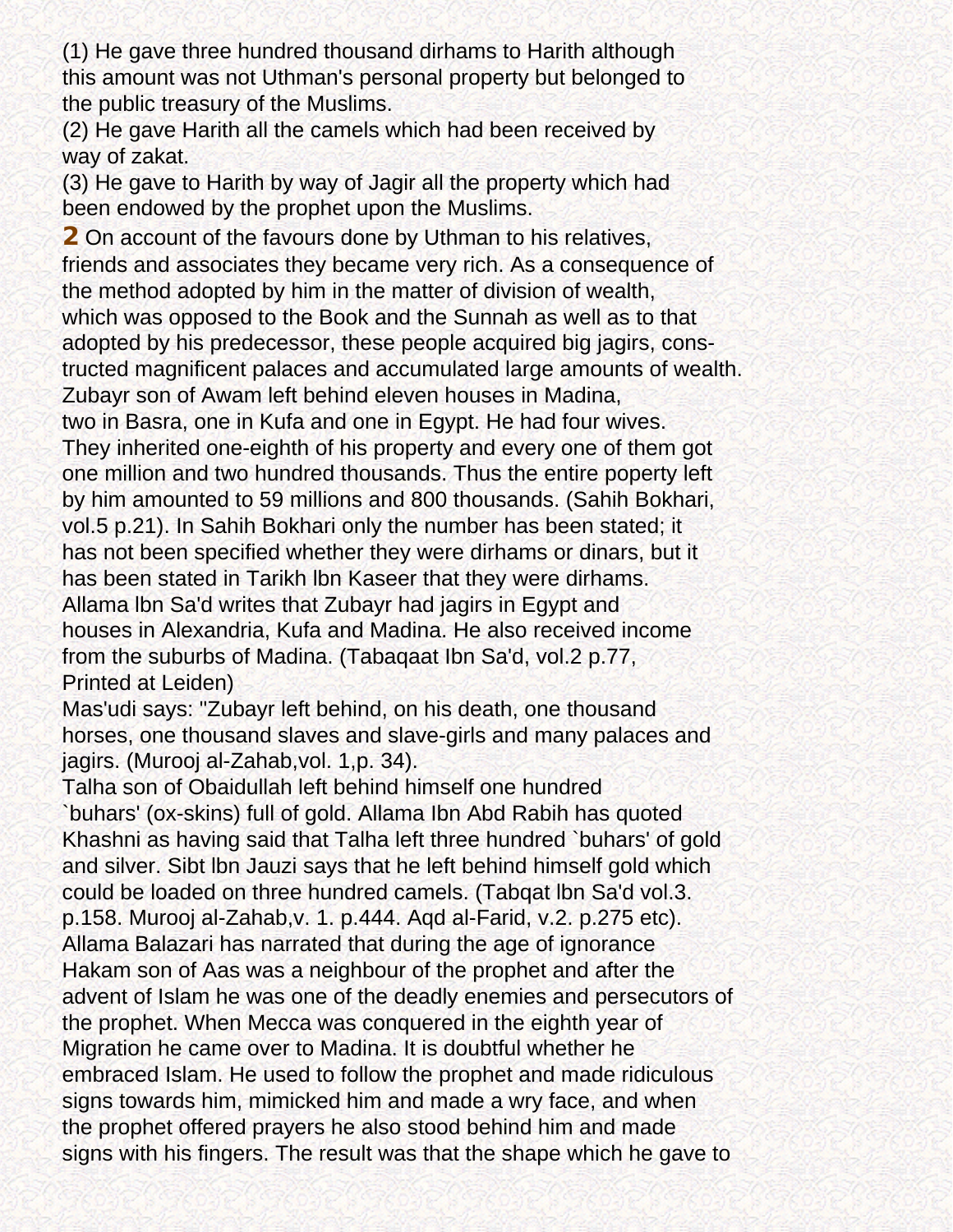(1) He gave three hundred thousand dirhams to Harith although this amount was not Uthman's personal property but belonged to the public treasury of the Muslims.
(2) He gave Harith all the camels which had been received by way of zakat.
(3) He gave to Harith by way of Jagir all the property which had been endowed by the prophet upon the Muslims.

**2** On account of the favours done by Uthman to his relatives, friends and associates they became very rich. As a consequence of the method adopted by him in the matter of division of wealth, which was opposed to the Book and the Sunnah as well as to that adopted by his predecessor, these people acquired big jagirs, constructed magnificent palaces and accumulated large amounts of wealth. Zubayr son of Awam left behind eleven houses in Madina, two in Basra, one in Kufa and one in Egypt. He had four wives. They inherited one-eighth of his property and every one of them got one million and two hundred thousands. Thus the entire poperty left by him amounted to 59 millions and 800 thousands. (Sahih Bokhari, vol.5 p.21). In Sahih Bokhari only the number has been stated; it has not been specified whether they were dirhams or dinars, but it has been stated in Tarikh Ibn Kaseer that they were dirhams.
Allama Ibn Sa'd writes that Zubayr had jagirs in Egypt and houses in Alexandria, Kufa and Madina. He also received income from the suburbs of Madina. (Tabaqaat Ibn Sa'd, vol.2 p.77, Printed at Leiden)
Mas'udi says: "Zubayr left behind, on his death, one thousand horses, one thousand slaves and slave-girls and many palaces and jagirs. (Murooj al-Zahab,vol. 1,p. 34).
Talha son of Obaidullah left behind himself one hundred `buhars' (ox-skins) full of gold. Allama Ibn Abd Rabih has quoted Khashni as having said that Talha left three hundred `buhars' of gold and silver. Sibt Ibn Jauzi says that he left behind himself gold which could be loaded on three hundred camels. (Tabqat Ibn Sa'd vol.3. p.158. Murooj al-Zahab,v. 1. p.444. Aqd al-Farid, v.2. p.275 etc).
Allama Balazari has narrated that during the age of ignorance Hakam son of Aas was a neighbour of the prophet and after the advent of Islam he was one of the deadly enemies and persecutors of the prophet. When Mecca was conquered in the eighth year of Migration he came over to Madina. It is doubtful whether he embraced Islam. He used to follow the prophet and made ridiculous signs towards him, mimicked him and made a wry face, and when the prophet offered prayers he also stood behind him and made signs with his fingers. The result was that the shape which he gave to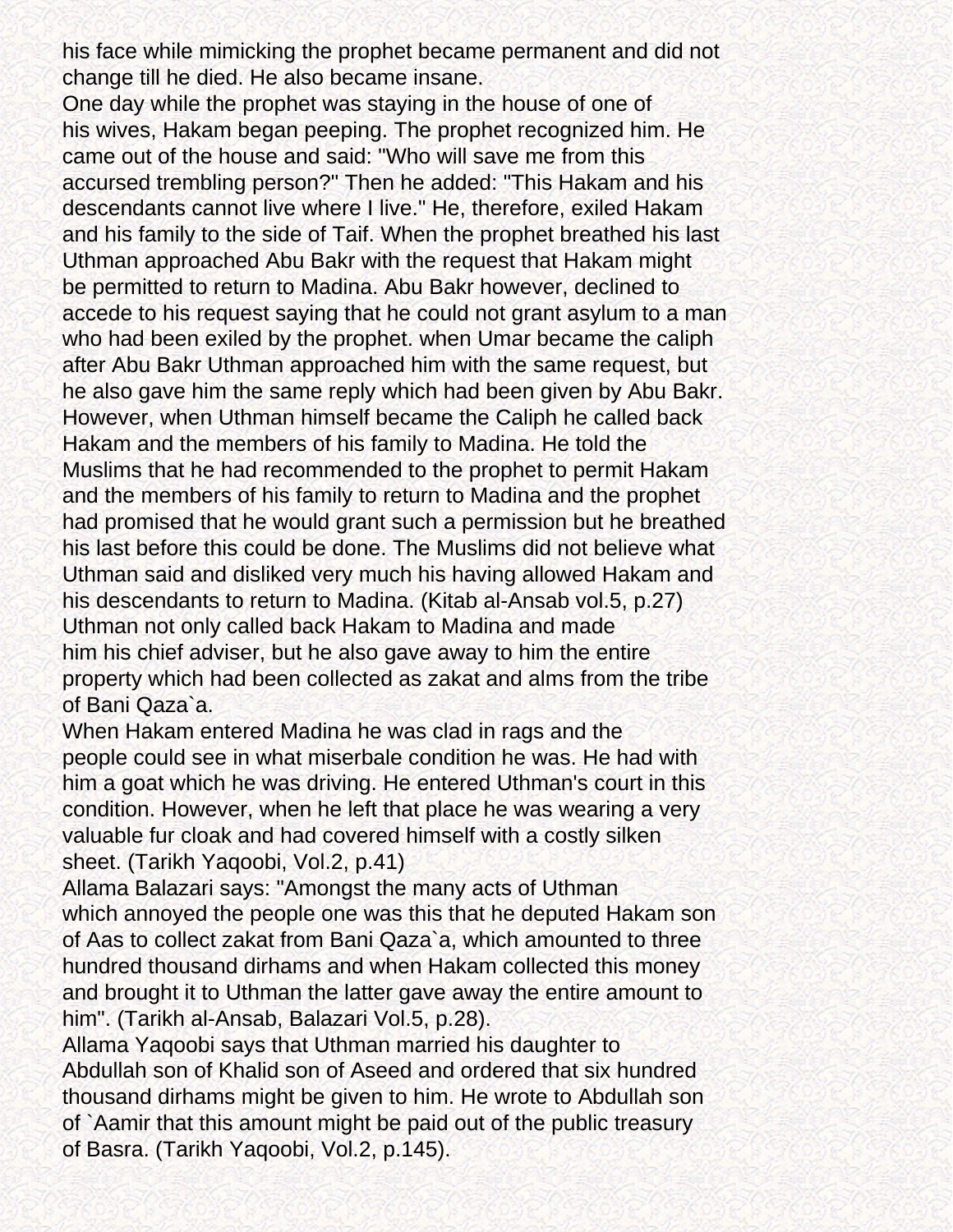his face while mimicking the prophet became permanent and did not change till he died. He also became insane.

One day while the prophet was staying in the house of one of his wives, Hakam began peeping. The prophet recognized him. He came out of the house and said: "Who will save me from this accursed trembling person?" Then he added: "This Hakam and his descendants cannot live where I live." He, therefore, exiled Hakam and his family to the side of Taif. When the prophet breathed his last Uthman approached Abu Bakr with the request that Hakam might be permitted to return to Madina. Abu Bakr however, declined to accede to his request saying that he could not grant asylum to a man who had been exiled by the prophet. when Umar became the caliph after Abu Bakr Uthman approached him with the same request, but he also gave him the same reply which had been given by Abu Bakr. However, when Uthman himself became the Caliph he called back Hakam and the members of his family to Madina. He told the Muslims that he had recommended to the prophet to permit Hakam and the members of his family to return to Madina and the prophet had promised that he would grant such a permission but he breathed his last before this could be done. The Muslims did not believe what Uthman said and disliked very much his having allowed Hakam and his descendants to return to Madina. (Kitab al-Ansab vol.5, p.27)

Uthman not only called back Hakam to Madina and made him his chief adviser, but he also gave away to him the entire property which had been collected as zakat and alms from the tribe of Bani Qaza`a.

When Hakam entered Madina he was clad in rags and the people could see in what miserbale condition he was. He had with him a goat which he was driving. He entered Uthman's court in this condition. However, when he left that place he was wearing a very valuable fur cloak and had covered himself with a costly silken sheet. (Tarikh Yaqoobi, Vol.2, p.41)

Allama Balazari says: "Amongst the many acts of Uthman which annoyed the people one was this that he deputed Hakam son of Aas to collect zakat from Bani Qaza`a, which amounted to three hundred thousand dirhams and when Hakam collected this money and brought it to Uthman the latter gave away the entire amount to him". (Tarikh al-Ansab, Balazari Vol.5, p.28).

Allama Yaqoobi says that Uthman married his daughter to Abdullah son of Khalid son of Aseed and ordered that six hundred thousand dirhams might be given to him. He wrote to Abdullah son of `Aamir that this amount might be paid out of the public treasury of Basra. (Tarikh Yaqoobi, Vol.2, p.145).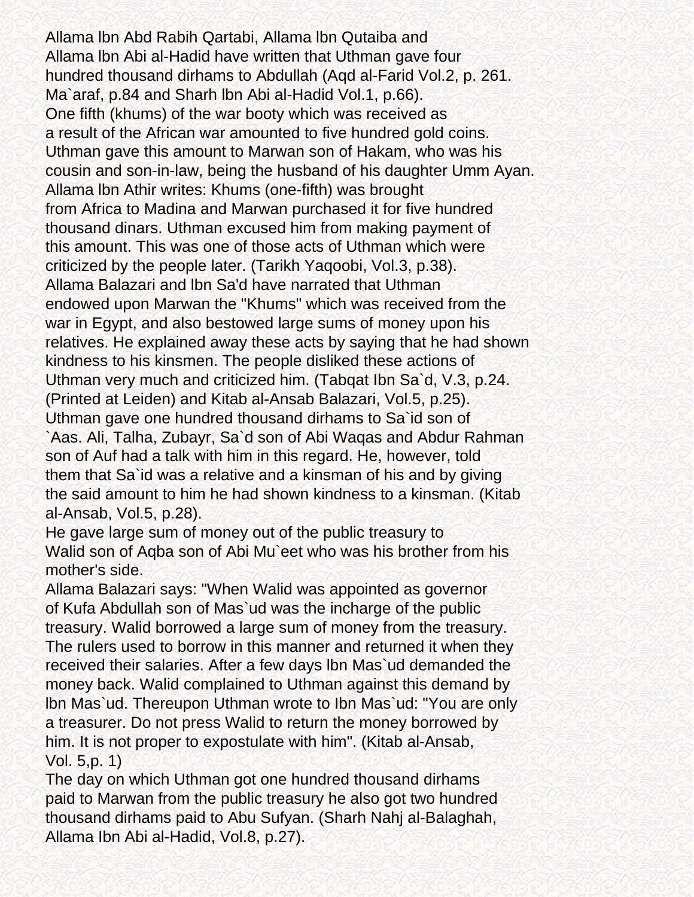Allama lbn Abd Rabih Qartabi, Allama lbn Qutaiba and Allama lbn Abi al-Hadid have written that Uthman gave four hundred thousand dirhams to Abdullah (Aqd al-Farid Vol.2, p. 261. Ma`araf, p.84 and Sharh lbn Abi al-Hadid Vol.1, p.66).

One fifth (khums) of the war booty which was received as a result of the African war amounted to five hundred gold coins. Uthman gave this amount to Marwan son of Hakam, who was his cousin and son-in-law, being the husband of his daughter Umm Ayan.

Allama lbn Athir writes: Khums (one-fifth) was brought from Africa to Madina and Marwan purchased it for five hundred thousand dinars. Uthman excused him from making payment of this amount. This was one of those acts of Uthman which were criticized by the people later. (Tarikh Yaqoobi, Vol.3, p.38).

Allama Balazari and lbn Sa'd have narrated that Uthman endowed upon Marwan the "Khums" which was received from the war in Egypt, and also bestowed large sums of money upon his relatives. He explained away these acts by saying that he had shown kindness to his kinsmen. The people disliked these actions of Uthman very much and criticized him. (Tabqat Ibn Sa`d, V.3, p.24. (Printed at Leiden) and Kitab al-Ansab Balazari, Vol.5, p.25).

Uthman gave one hundred thousand dirhams to Sa`id son of `Aas. Ali, Talha, Zubayr, Sa`d son of Abi Waqas and Abdur Rahman son of Auf had a talk with him in this regard. He, however, told them that Sa`id was a relative and a kinsman of his and by giving the said amount to him he had shown kindness to a kinsman. (Kitab al-Ansab, Vol.5, p.28).

He gave large sum of money out of the public treasury to Walid son of Aqba son of Abi Mu`eet who was his brother from his mother's side.

Allama Balazari says: "When Walid was appointed as governor of Kufa Abdullah son of Mas`ud was the incharge of the public treasury. Walid borrowed a large sum of money from the treasury. The rulers used to borrow in this manner and returned it when they received their salaries. After a few days lbn Mas`ud demanded the money back. Walid complained to Uthman against this demand by lbn Mas`ud. Thereupon Uthman wrote to Ibn Mas`ud: "You are only a treasurer. Do not press Walid to return the money borrowed by him. It is not proper to expostulate with him". (Kitab al-Ansab, Vol. 5,p. 1)

The day on which Uthman got one hundred thousand dirhams paid to Marwan from the public treasury he also got two hundred thousand dirhams paid to Abu Sufyan. (Sharh Nahj al-Balaghah, Allama Ibn Abi al-Hadid, Vol.8, p.27).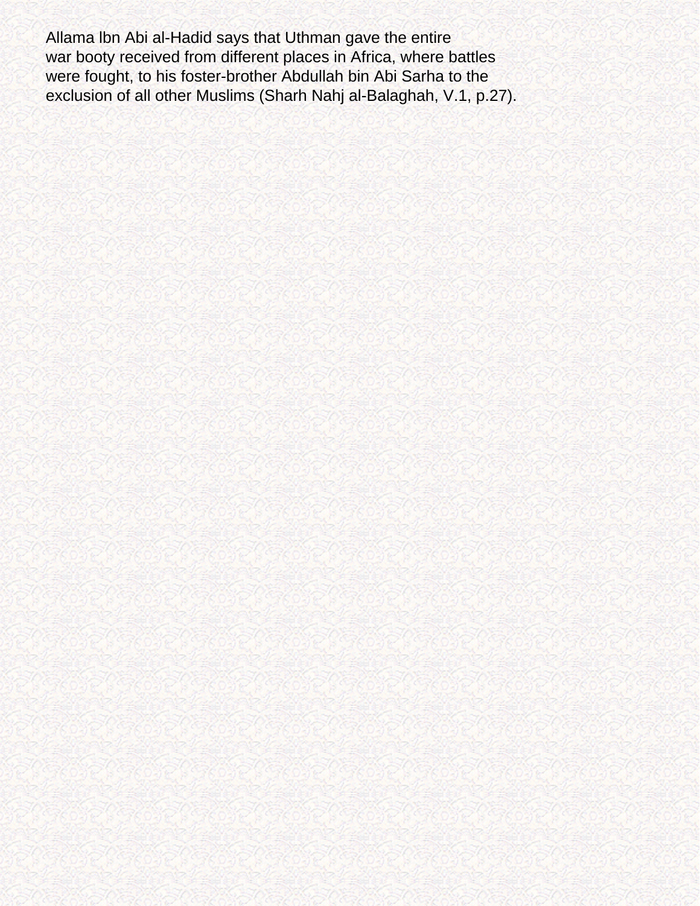Allama lbn Abi al-Hadid says that Uthman gave the entire war booty received from different places in Africa, where battles were fought, to his foster-brother Abdullah bin Abi Sarha to the exclusion of all other Muslims (Sharh Nahj al-Balaghah, V.1, p.27).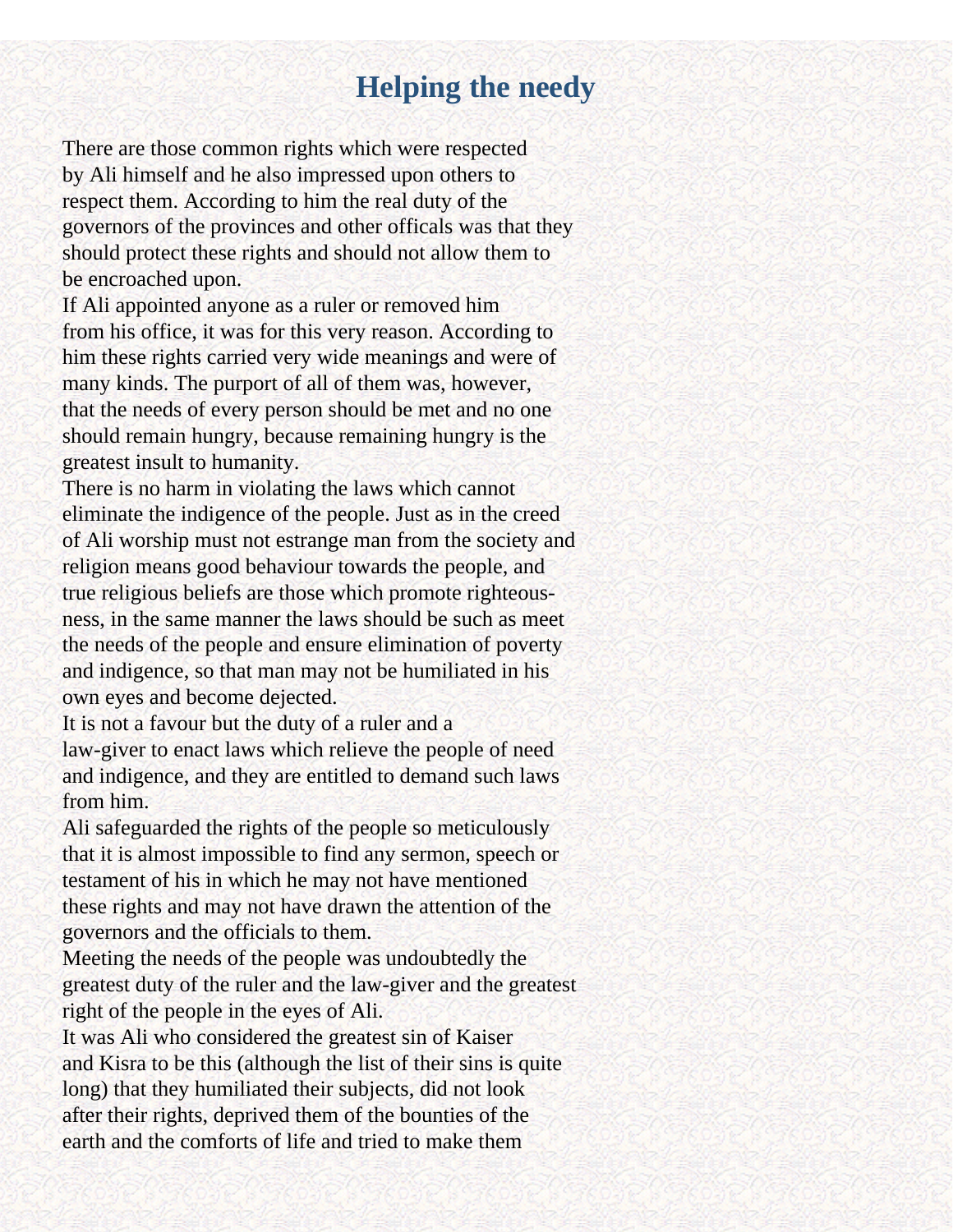# Helping the needy

There are those common rights which were respected by Ali himself and he also impressed upon others to respect them. According to him the real duty of the governors of the provinces and other officals was that they should protect these rights and should not allow them to be encroached upon.

If Ali appointed anyone as a ruler or removed him from his office, it was for this very reason. According to him these rights carried very wide meanings and were of many kinds. The purport of all of them was, however, that the needs of every person should be met and no one should remain hungry, because remaining hungry is the greatest insult to humanity.

There is no harm in violating the laws which cannot eliminate the indigence of the people. Just as in the creed of Ali worship must not estrange man from the society and religion means good behaviour towards the people, and true religious beliefs are those which promote righteousness, in the same manner the laws should be such as meet the needs of the people and ensure elimination of poverty and indigence, so that man may not be humiliated in his own eyes and become dejected.

It is not a favour but the duty of a ruler and a law-giver to enact laws which relieve the people of need and indigence, and they are entitled to demand such laws from him.

Ali safeguarded the rights of the people so meticulously that it is almost impossible to find any sermon, speech or testament of his in which he may not have mentioned these rights and may not have drawn the attention of the governors and the officials to them.

Meeting the needs of the people was undoubtedly the greatest duty of the ruler and the law-giver and the greatest right of the people in the eyes of Ali.

It was Ali who considered the greatest sin of Kaiser and Kisra to be this (although the list of their sins is quite long) that they humiliated their subjects, did not look after their rights, deprived them of the bounties of the earth and the comforts of life and tried to make them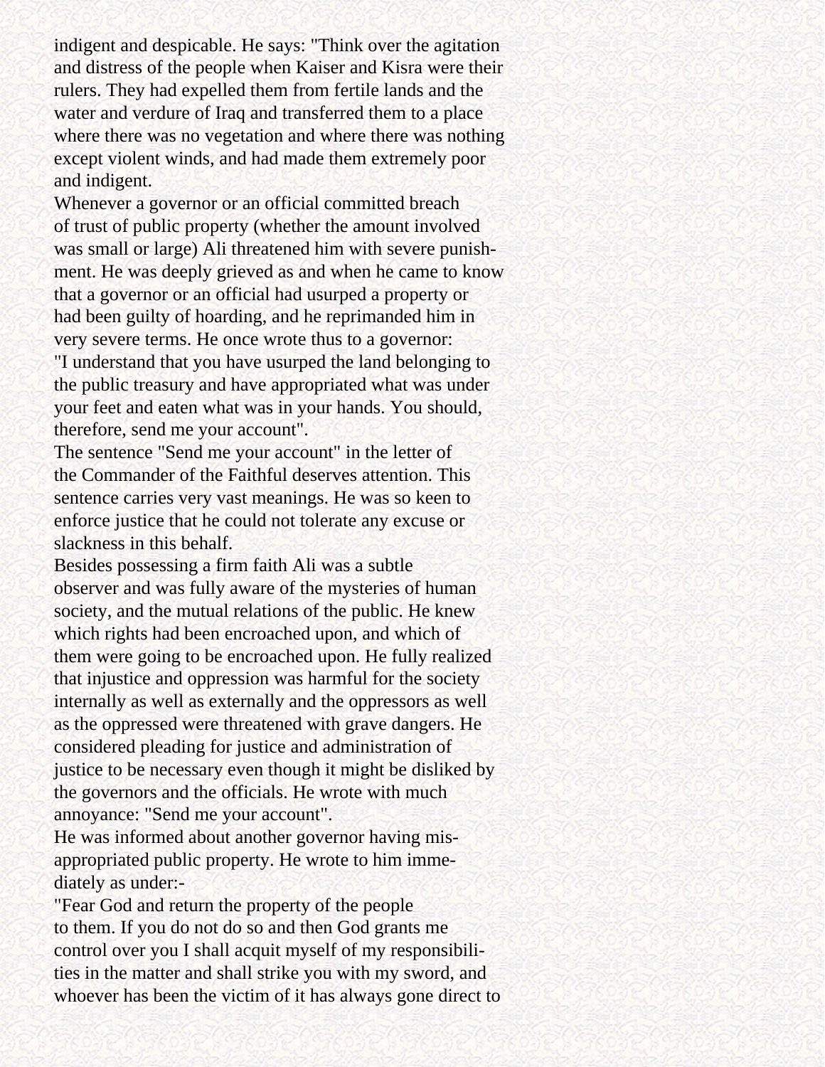indigent and despicable. He says: "Think over the agitation and distress of the people when Kaiser and Kisra were their rulers. They had expelled them from fertile lands and the water and verdure of Iraq and transferred them to a place where there was no vegetation and where there was nothing except violent winds, and had made them extremely poor and indigent.

Whenever a governor or an official committed breach of trust of public property (whether the amount involved was small or large) Ali threatened him with severe punishment. He was deeply grieved as and when he came to know that a governor or an official had usurped a property or had been guilty of hoarding, and he reprimanded him in very severe terms. He once wrote thus to a governor: "I understand that you have usurped the land belonging to the public treasury and have appropriated what was under your feet and eaten what was in your hands. You should, therefore, send me your account".

The sentence "Send me your account" in the letter of the Commander of the Faithful deserves attention. This sentence carries very vast meanings. He was so keen to enforce justice that he could not tolerate any excuse or slackness in this behalf.

Besides possessing a firm faith Ali was a subtle observer and was fully aware of the mysteries of human society, and the mutual relations of the public. He knew which rights had been encroached upon, and which of them were going to be encroached upon. He fully realized that injustice and oppression was harmful for the society internally as well as externally and the oppressors as well as the oppressed were threatened with grave dangers. He considered pleading for justice and administration of justice to be necessary even though it might be disliked by the governors and the officials. He wrote with much annoyance: "Send me your account".

He was informed about another governor having misappropriated public property. He wrote to him immediately as under:-

"Fear God and return the property of the people to them. If you do not do so and then God grants me control over you I shall acquit myself of my responsibilities in the matter and shall strike you with my sword, and whoever has been the victim of it has always gone direct to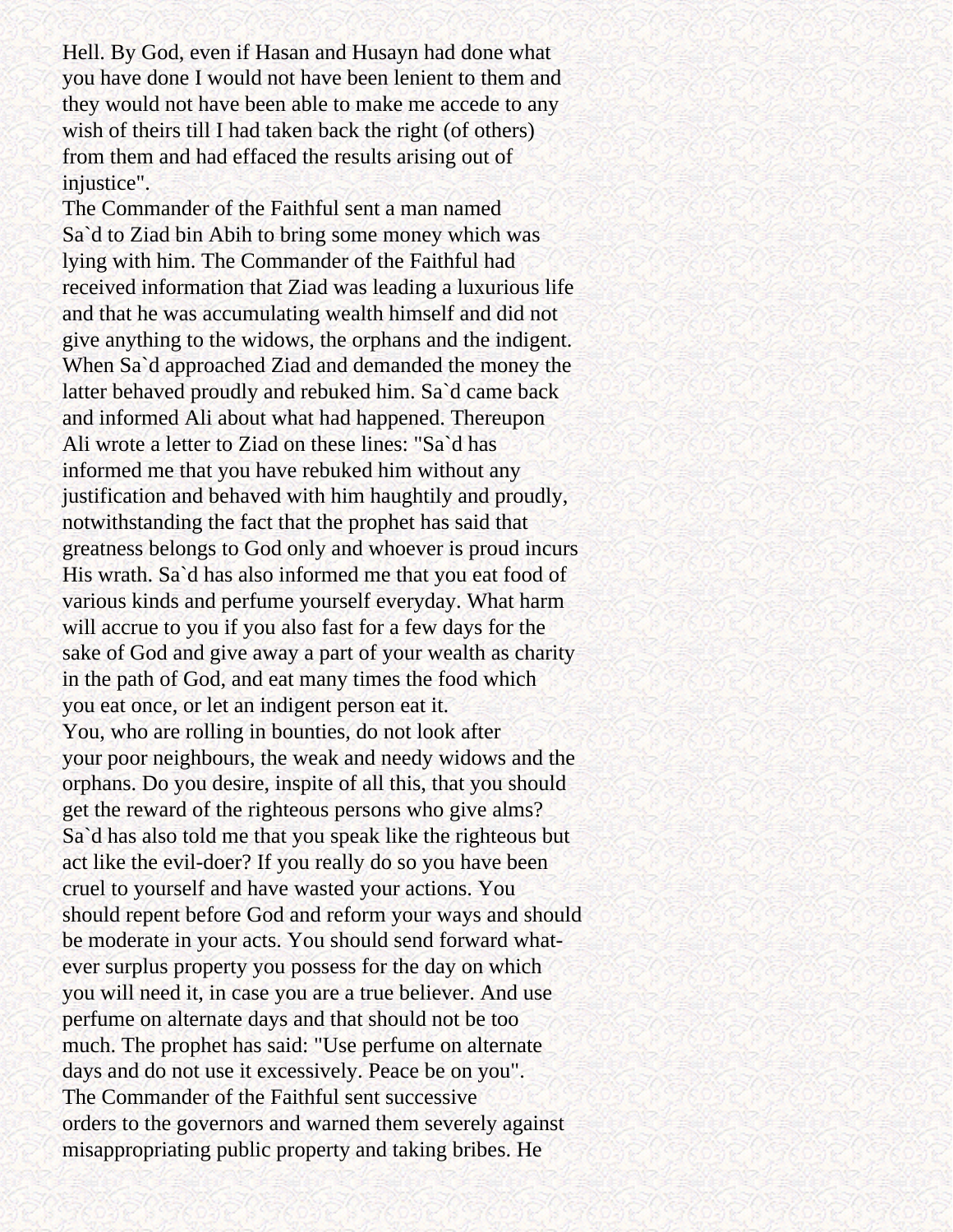Hell. By God, even if Hasan and Husayn had done what you have done I would not have been lenient to them and they would not have been able to make me accede to any wish of theirs till I had taken back the right (of others) from them and had effaced the results arising out of injustice".

The Commander of the Faithful sent a man named Sa`d to Ziad bin Abih to bring some money which was lying with him. The Commander of the Faithful had received information that Ziad was leading a luxurious life and that he was accumulating wealth himself and did not give anything to the widows, the orphans and the indigent. When Sa`d approached Ziad and demanded the money the latter behaved proudly and rebuked him. Sa`d came back and informed Ali about what had happened. Thereupon Ali wrote a letter to Ziad on these lines: "Sa`d has informed me that you have rebuked him without any justification and behaved with him haughtily and proudly, notwithstanding the fact that the prophet has said that greatness belongs to God only and whoever is proud incurs His wrath. Sa`d has also informed me that you eat food of various kinds and perfume yourself everyday. What harm will accrue to you if you also fast for a few days for the sake of God and give away a part of your wealth as charity in the path of God, and eat many times the food which you eat once, or let an indigent person eat it.

You, who are rolling in bounties, do not look after your poor neighbours, the weak and needy widows and the orphans. Do you desire, inspite of all this, that you should get the reward of the righteous persons who give alms? Sa`d has also told me that you speak like the righteous but act like the evil-doer? If you really do so you have been cruel to yourself and have wasted your actions. You should repent before God and reform your ways and should be moderate in your acts. You should send forward whatever surplus property you possess for the day on which you will need it, in case you are a true believer. And use perfume on alternate days and that should not be too much. The prophet has said: "Use perfume on alternate days and do not use it excessively. Peace be on you".

The Commander of the Faithful sent successive orders to the governors and warned them severely against misappropriating public property and taking bribes. He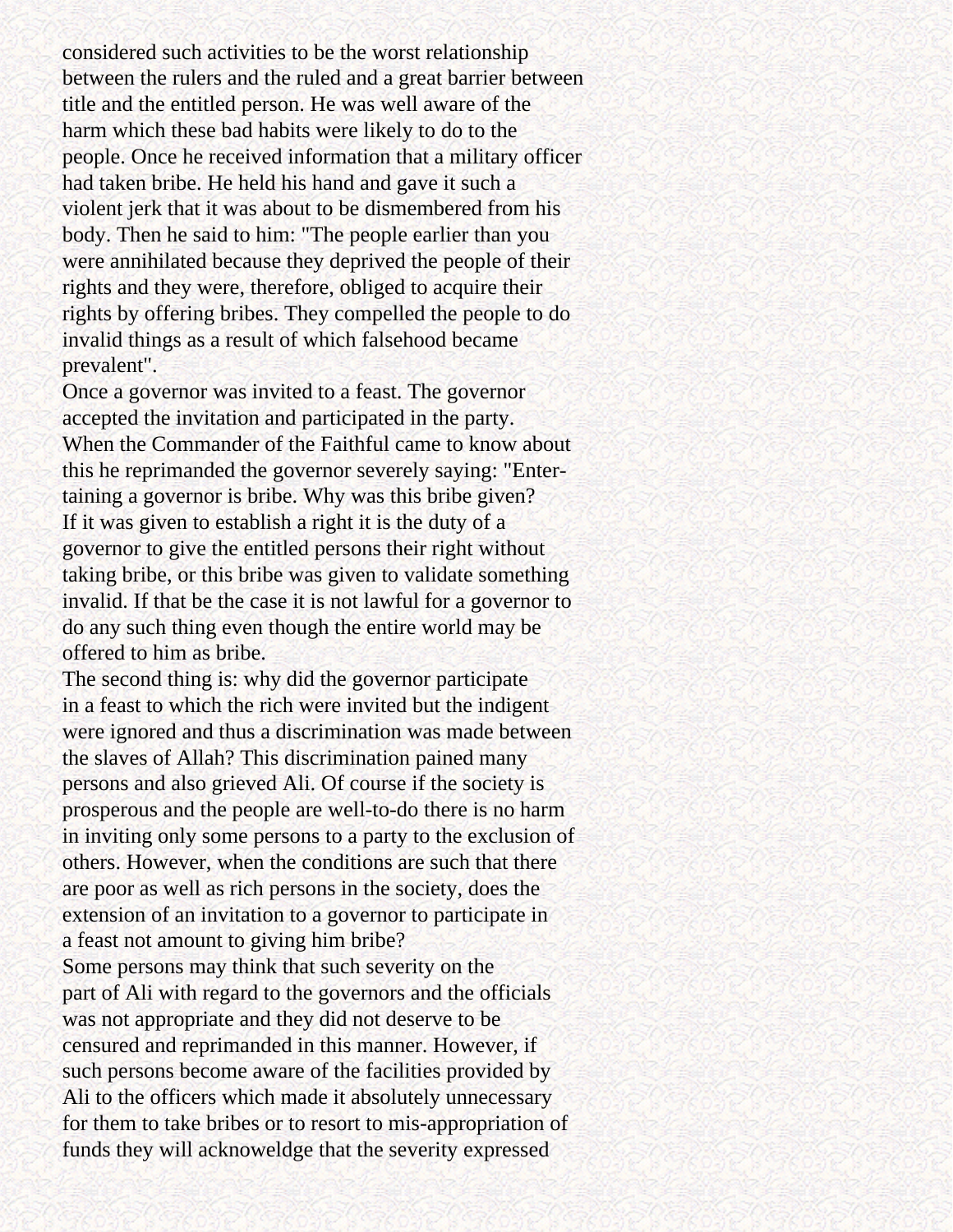considered such activities to be the worst relationship between the rulers and the ruled and a great barrier between title and the entitled person. He was well aware of the harm which these bad habits were likely to do to the people. Once he received information that a military officer had taken bribe. He held his hand and gave it such a violent jerk that it was about to be dismembered from his body. Then he said to him: "The people earlier than you were annihilated because they deprived the people of their rights and they were, therefore, obliged to acquire their rights by offering bribes. They compelled the people to do invalid things as a result of which falsehood became prevalent".

Once a governor was invited to a feast. The governor accepted the invitation and participated in the party. When the Commander of the Faithful came to know about this he reprimanded the governor severely saying: "Entertaining a governor is bribe. Why was this bribe given? If it was given to establish a right it is the duty of a governor to give the entitled persons their right without taking bribe, or this bribe was given to validate something invalid. If that be the case it is not lawful for a governor to do any such thing even though the entire world may be offered to him as bribe.

The second thing is: why did the governor participate in a feast to which the rich were invited but the indigent were ignored and thus a discrimination was made between the slaves of Allah? This discrimination pained many persons and also grieved Ali. Of course if the society is prosperous and the people are well-to-do there is no harm in inviting only some persons to a party to the exclusion of others. However, when the conditions are such that there are poor as well as rich persons in the society, does the extension of an invitation to a governor to participate in a feast not amount to giving him bribe?

Some persons may think that such severity on the part of Ali with regard to the governors and the officials was not appropriate and they did not deserve to be censured and reprimanded in this manner. However, if such persons become aware of the facilities provided by Ali to the officers which made it absolutely unnecessary for them to take bribes or to resort to mis-appropriation of funds they will acknoweldge that the severity expressed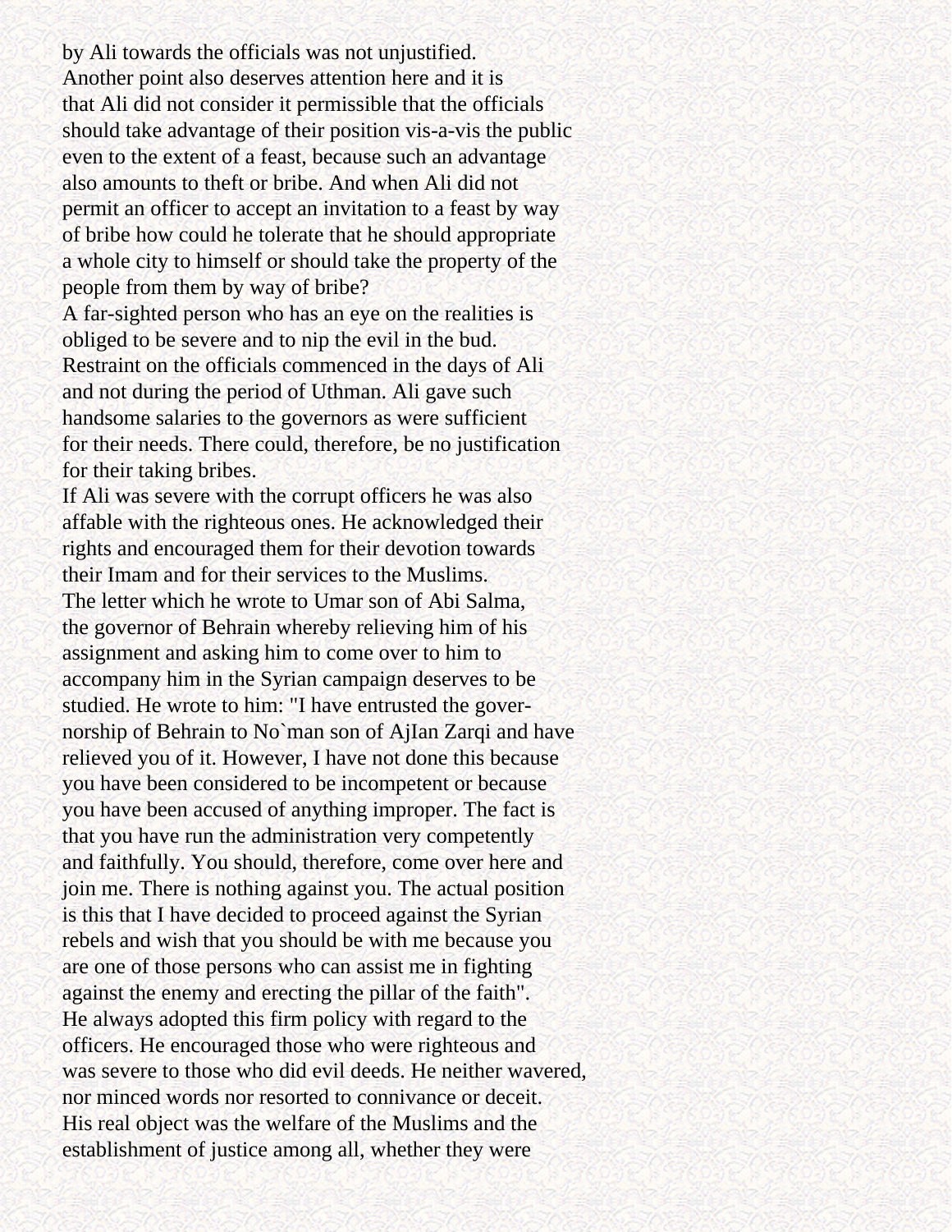by Ali towards the officials was not unjustified.

Another point also deserves attention here and it is that Ali did not consider it permissible that the officials should take advantage of their position vis-a-vis the public even to the extent of a feast, because such an advantage also amounts to theft or bribe. And when Ali did not permit an officer to accept an invitation to a feast by way of bribe how could he tolerate that he should appropriate a whole city to himself or should take the property of the people from them by way of bribe?

A far-sighted person who has an eye on the realities is obliged to be severe and to nip the evil in the bud. Restraint on the officials commenced in the days of Ali and not during the period of Uthman. Ali gave such handsome salaries to the governors as were sufficient for their needs. There could, therefore, be no justification for their taking bribes.

If Ali was severe with the corrupt officers he was also affable with the righteous ones. He acknowledged their rights and encouraged them for their devotion towards their Imam and for their services to the Muslims.

The letter which he wrote to Umar son of Abi Salma, the governor of Behrain whereby relieving him of his assignment and asking him to come over to him to accompany him in the Syrian campaign deserves to be studied. He wrote to him: "I have entrusted the governorship of Behrain to No`man son of AjIan Zarqi and have relieved you of it. However, I have not done this because you have been considered to be incompetent or because you have been accused of anything improper. The fact is that you have run the administration very competently and faithfully. You should, therefore, come over here and join me. There is nothing against you. The actual position is this that I have decided to proceed against the Syrian rebels and wish that you should be with me because you are one of those persons who can assist me in fighting against the enemy and erecting the pillar of the faith".

He always adopted this firm policy with regard to the officers. He encouraged those who were righteous and was severe to those who did evil deeds. He neither wavered, nor minced words nor resorted to connivance or deceit. His real object was the welfare of the Muslims and the establishment of justice among all, whether they were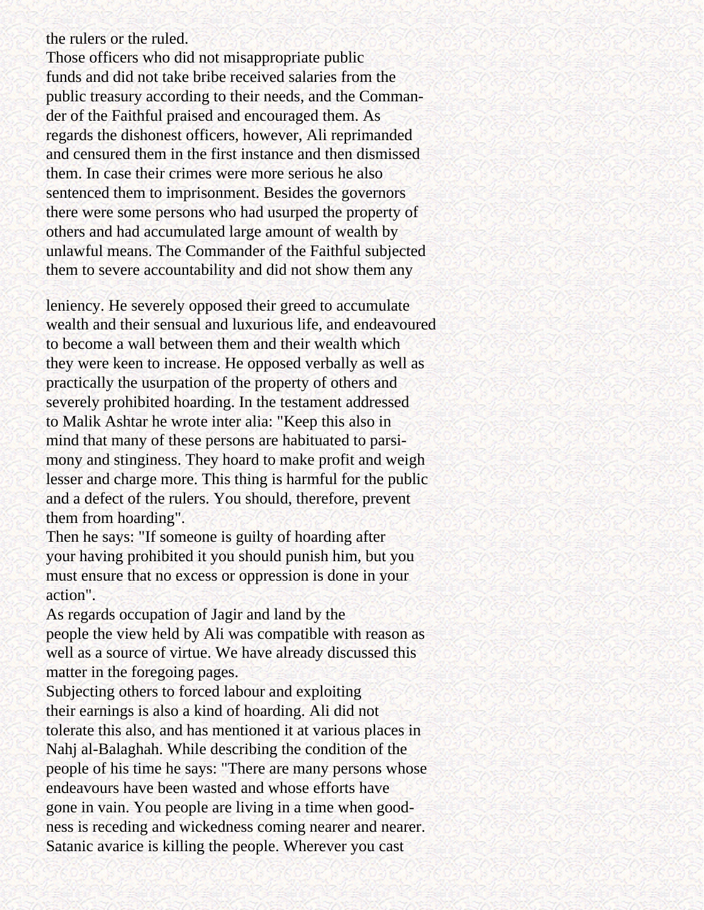the rulers or the ruled.

Those officers who did not misappropriate public funds and did not take bribe received salaries from the public treasury according to their needs, and the Commander of the Faithful praised and encouraged them. As regards the dishonest officers, however, Ali reprimanded and censured them in the first instance and then dismissed them. In case their crimes were more serious he also sentenced them to imprisonment. Besides the governors there were some persons who had usurped the property of others and had accumulated large amount of wealth by unlawful means. The Commander of the Faithful subjected them to severe accountability and did not show them any leniency. He severely opposed their greed to accumulate wealth and their sensual and luxurious life, and endeavoured to become a wall between them and their wealth which they were keen to increase. He opposed verbally as well as practically the usurpation of the property of others and severely prohibited hoarding. In the testament addressed to Malik Ashtar he wrote inter alia: "Keep this also in mind that many of these persons are habituated to parsimony and stinginess. They hoard to make profit and weigh lesser and charge more. This thing is harmful for the public and a defect of the rulers. You should, therefore, prevent them from hoarding".

Then he says: "If someone is guilty of hoarding after your having prohibited it you should punish him, but you must ensure that no excess or oppression is done in your action".

As regards occupation of Jagir and land by the people the view held by Ali was compatible with reason as well as a source of virtue. We have already discussed this matter in the foregoing pages.

Subjecting others to forced labour and exploiting their earnings is also a kind of hoarding. Ali did not tolerate this also, and has mentioned it at various places in Nahj al-Balaghah. While describing the condition of the people of his time he says: "There are many persons whose endeavours have been wasted and whose efforts have gone in vain. You people are living in a time when goodness is receding and wickedness coming nearer and nearer. Satanic avarice is killing the people. Wherever you cast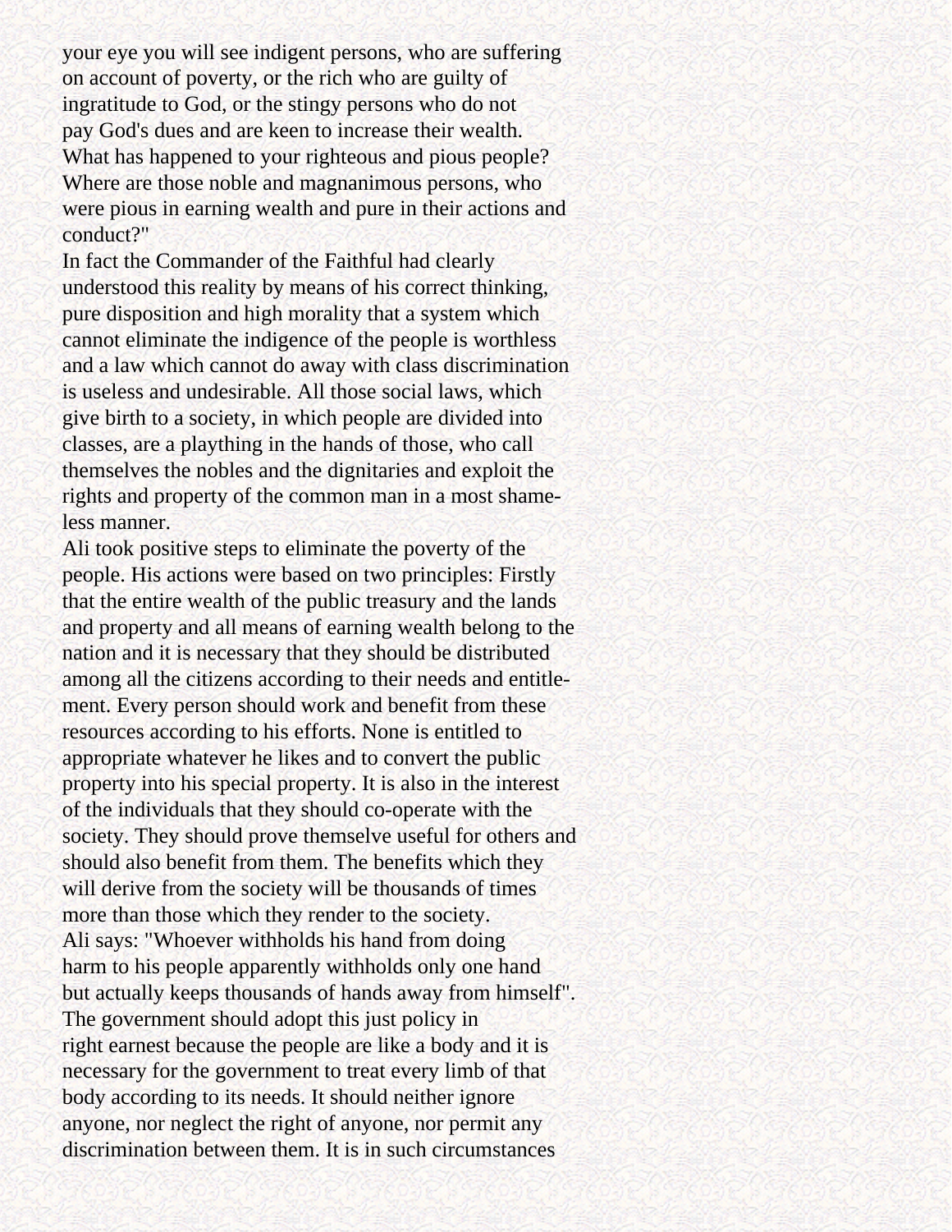your eye you will see indigent persons, who are suffering on account of poverty, or the rich who are guilty of ingratitude to God, or the stingy persons who do not pay God's dues and are keen to increase their wealth. What has happened to your righteous and pious people? Where are those noble and magnanimous persons, who were pious in earning wealth and pure in their actions and conduct?"

In fact the Commander of the Faithful had clearly understood this reality by means of his correct thinking, pure disposition and high morality that a system which cannot eliminate the indigence of the people is worthless and a law which cannot do away with class discrimination is useless and undesirable. All those social laws, which give birth to a society, in which people are divided into classes, are a plaything in the hands of those, who call themselves the nobles and the dignitaries and exploit the rights and property of the common man in a most shameless manner.

Ali took positive steps to eliminate the poverty of the people. His actions were based on two principles: Firstly that the entire wealth of the public treasury and the lands and property and all means of earning wealth belong to the nation and it is necessary that they should be distributed among all the citizens according to their needs and entitlement. Every person should work and benefit from these resources according to his efforts. None is entitled to appropriate whatever he likes and to convert the public property into his special property. It is also in the interest of the individuals that they should co-operate with the society. They should prove themselve useful for others and should also benefit from them. The benefits which they will derive from the society will be thousands of times more than those which they render to the society.

Ali says: "Whoever withholds his hand from doing harm to his people apparently withholds only one hand but actually keeps thousands of hands away from himself".

The government should adopt this just policy in right earnest because the people are like a body and it is necessary for the government to treat every limb of that body according to its needs. It should neither ignore anyone, nor neglect the right of anyone, nor permit any discrimination between them. It is in such circumstances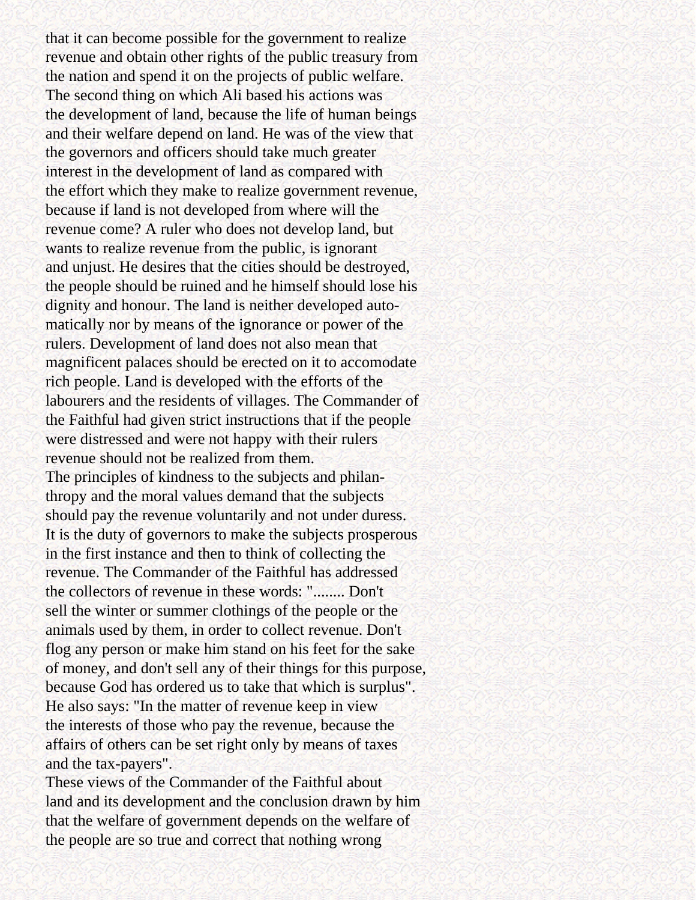that it can become possible for the government to realize revenue and obtain other rights of the public treasury from the nation and spend it on the projects of public welfare.

The second thing on which Ali based his actions was the development of land, because the life of human beings and their welfare depend on land. He was of the view that the governors and officers should take much greater interest in the development of land as compared with the effort which they make to realize government revenue, because if land is not developed from where will the revenue come? A ruler who does not develop land, but wants to realize revenue from the public, is ignorant and unjust. He desires that the cities should be destroyed, the people should be ruined and he himself should lose his dignity and honour. The land is neither developed automatically nor by means of the ignorance or power of the rulers. Development of land does not also mean that magnificent palaces should be erected on it to accomodate rich people. Land is developed with the efforts of the labourers and the residents of villages. The Commander of the Faithful had given strict instructions that if the people were distressed and were not happy with their rulers revenue should not be realized from them.

The principles of kindness to the subjects and philanthropy and the moral values demand that the subjects should pay the revenue voluntarily and not under duress. It is the duty of governors to make the subjects prosperous in the first instance and then to think of collecting the revenue. The Commander of the Faithful has addressed the collectors of revenue in these words: "........ Don't sell the winter or summer clothings of the people or the animals used by them, in order to collect revenue. Don't flog any person or make him stand on his feet for the sake of money, and don't sell any of their things for this purpose, because God has ordered us to take that which is surplus". He also says: "In the matter of revenue keep in view the interests of those who pay the revenue, because the affairs of others can be set right only by means of taxes and the tax-payers".

These views of the Commander of the Faithful about land and its development and the conclusion drawn by him that the welfare of government depends on the welfare of the people are so true and correct that nothing wrong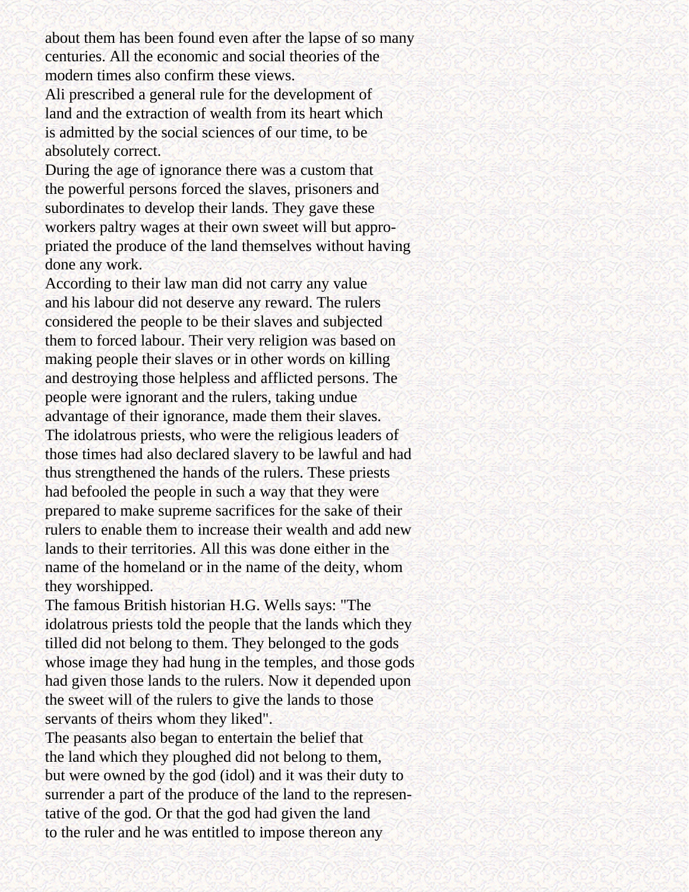about them has been found even after the lapse of so many centuries. All the economic and social theories of the modern times also confirm these views.

Ali prescribed a general rule for the development of land and the extraction of wealth from its heart which is admitted by the social sciences of our time, to be absolutely correct.

During the age of ignorance there was a custom that the powerful persons forced the slaves, prisoners and subordinates to develop their lands. They gave these workers paltry wages at their own sweet will but appropriated the produce of the land themselves without having done any work.

According to their law man did not carry any value and his labour did not deserve any reward. The rulers considered the people to be their slaves and subjected them to forced labour. Their very religion was based on making people their slaves or in other words on killing and destroying those helpless and afflicted persons. The people were ignorant and the rulers, taking undue advantage of their ignorance, made them their slaves.

The idolatrous priests, who were the religious leaders of those times had also declared slavery to be lawful and had thus strengthened the hands of the rulers. These priests had befooled the people in such a way that they were prepared to make supreme sacrifices for the sake of their rulers to enable them to increase their wealth and add new lands to their territories. All this was done either in the name of the homeland or in the name of the deity, whom they worshipped.

The famous British historian H.G. Wells says: "The idolatrous priests told the people that the lands which they tilled did not belong to them. They belonged to the gods whose image they had hung in the temples, and those gods had given those lands to the rulers. Now it depended upon the sweet will of the rulers to give the lands to those servants of theirs whom they liked".

The peasants also began to entertain the belief that the land which they ploughed did not belong to them, but were owned by the god (idol) and it was their duty to surrender a part of the produce of the land to the representative of the god. Or that the god had given the land to the ruler and he was entitled to impose thereon any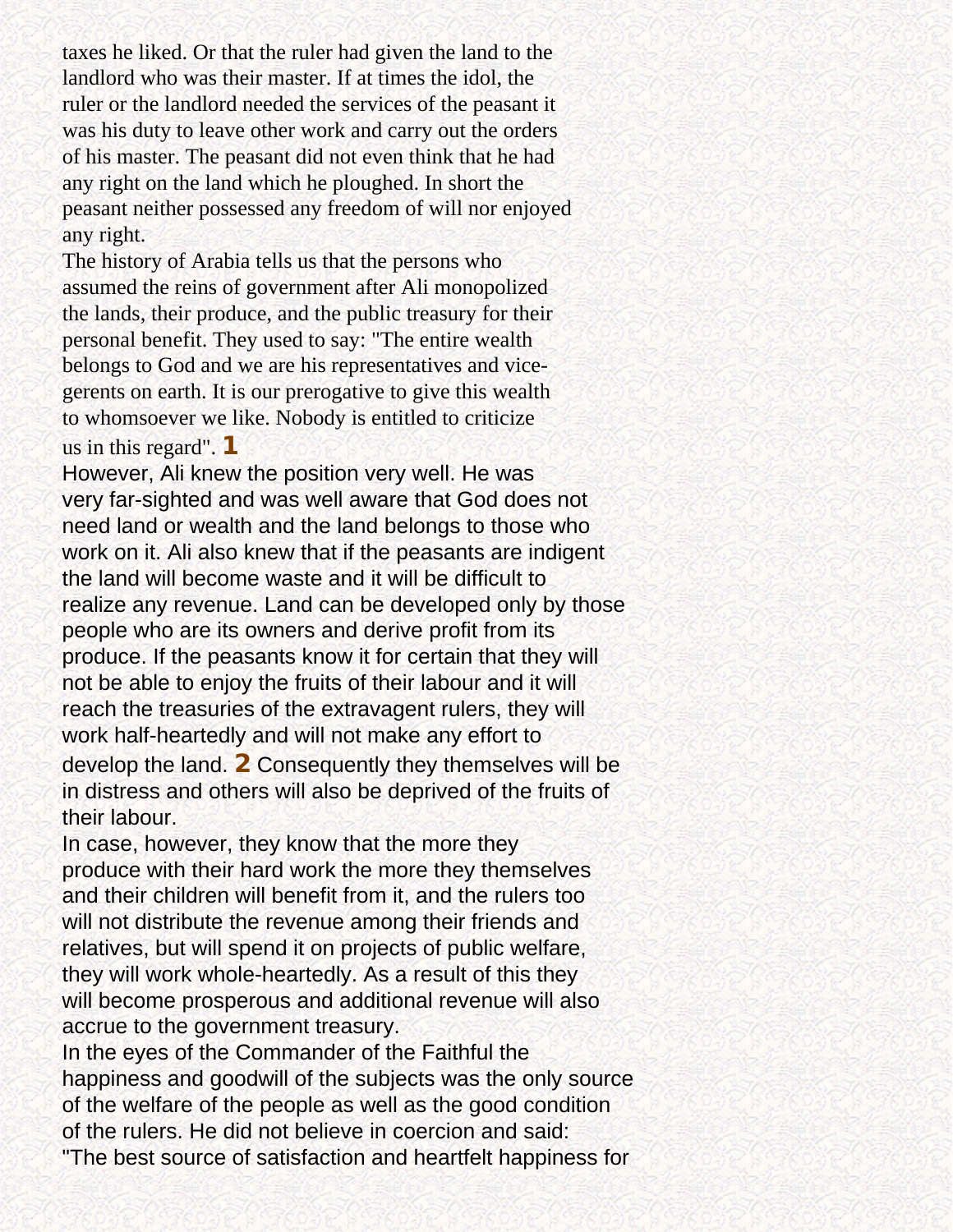taxes he liked. Or that the ruler had given the land to the landlord who was their master. If at times the idol, the ruler or the landlord needed the services of the peasant it was his duty to leave other work and carry out the orders of his master. The peasant did not even think that he had any right on the land which he ploughed. In short the peasant neither possessed any freedom of will nor enjoyed any right.

The history of Arabia tells us that the persons who assumed the reins of government after Ali monopolized the lands, their produce, and the public treasury for their personal benefit. They used to say: "The entire wealth belongs to God and we are his representatives and vice-gerents on earth. It is our prerogative to give this wealth to whomsoever we like. Nobody is entitled to criticize us in this regard". [1]

However, Ali knew the position very well. He was very far-sighted and was well aware that God does not need land or wealth and the land belongs to those who work on it. Ali also knew that if the peasants are indigent the land will become waste and it will be difficult to realize any revenue. Land can be developed only by those people who are its owners and derive profit from its produce. If the peasants know it for certain that they will not be able to enjoy the fruits of their labour and it will reach the treasuries of the extravagent rulers, they will work half-heartedly and will not make any effort to develop the land. [2] Consequently they themselves will be in distress and others will also be deprived of the fruits of their labour.

In case, however, they know that the more they produce with their hard work the more they themselves and their children will benefit from it, and the rulers too will not distribute the revenue among their friends and relatives, but will spend it on projects of public welfare, they will work whole-heartedly. As a result of this they will become prosperous and additional revenue will also accrue to the government treasury.

In the eyes of the Commander of the Faithful the happiness and goodwill of the subjects was the only source of the welfare of the people as well as the good condition of the rulers. He did not believe in coercion and said: "The best source of satisfaction and heartfelt happiness for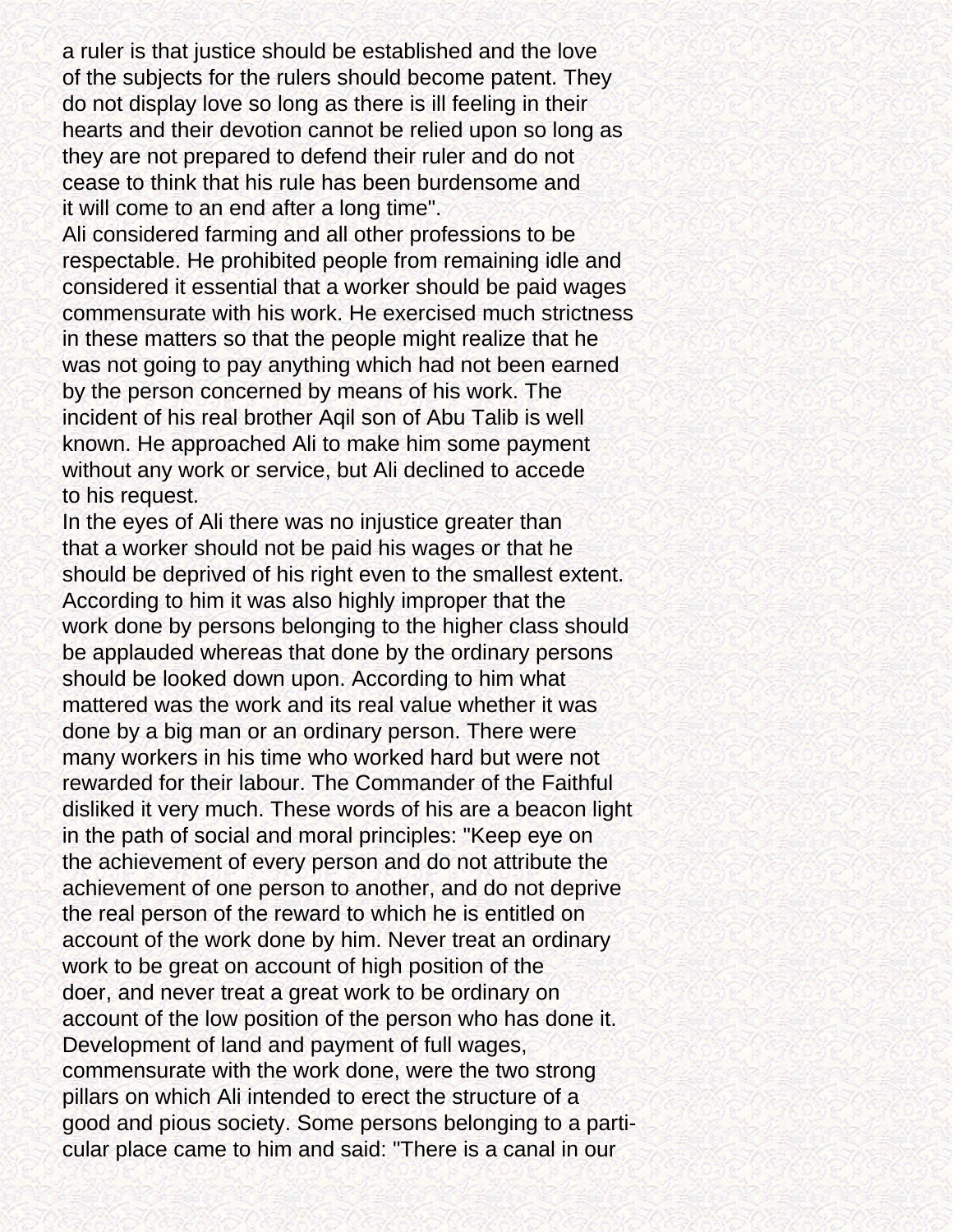a ruler is that justice should be established and the love of the subjects for the rulers should become patent. They do not display love so long as there is ill feeling in their hearts and their devotion cannot be relied upon so long as they are not prepared to defend their ruler and do not cease to think that his rule has been burdensome and it will come to an end after a long time".

Ali considered farming and all other professions to be respectable. He prohibited people from remaining idle and considered it essential that a worker should be paid wages commensurate with his work. He exercised much strictness in these matters so that the people might realize that he was not going to pay anything which had not been earned by the person concerned by means of his work. The incident of his real brother Aqil son of Abu Talib is well known. He approached Ali to make him some payment without any work or service, but Ali declined to accede to his request.

In the eyes of Ali there was no injustice greater than that a worker should not be paid his wages or that he should be deprived of his right even to the smallest extent. According to him it was also highly improper that the work done by persons belonging to the higher class should be applauded whereas that done by the ordinary persons should be looked down upon. According to him what mattered was the work and its real value whether it was done by a big man or an ordinary person. There were many workers in his time who worked hard but were not rewarded for their labour. The Commander of the Faithful disliked it very much. These words of his are a beacon light in the path of social and moral principles: "Keep eye on the achievement of every person and do not attribute the achievement of one person to another, and do not deprive the real person of the reward to which he is entitled on account of the work done by him. Never treat an ordinary work to be great on account of high position of the doer, and never treat a great work to be ordinary on account of the low position of the person who has done it. Development of land and payment of full wages, commensurate with the work done, were the two strong pillars on which Ali intended to erect the structure of a good and pious society. Some persons belonging to a particular place came to him and said: "There is a canal in our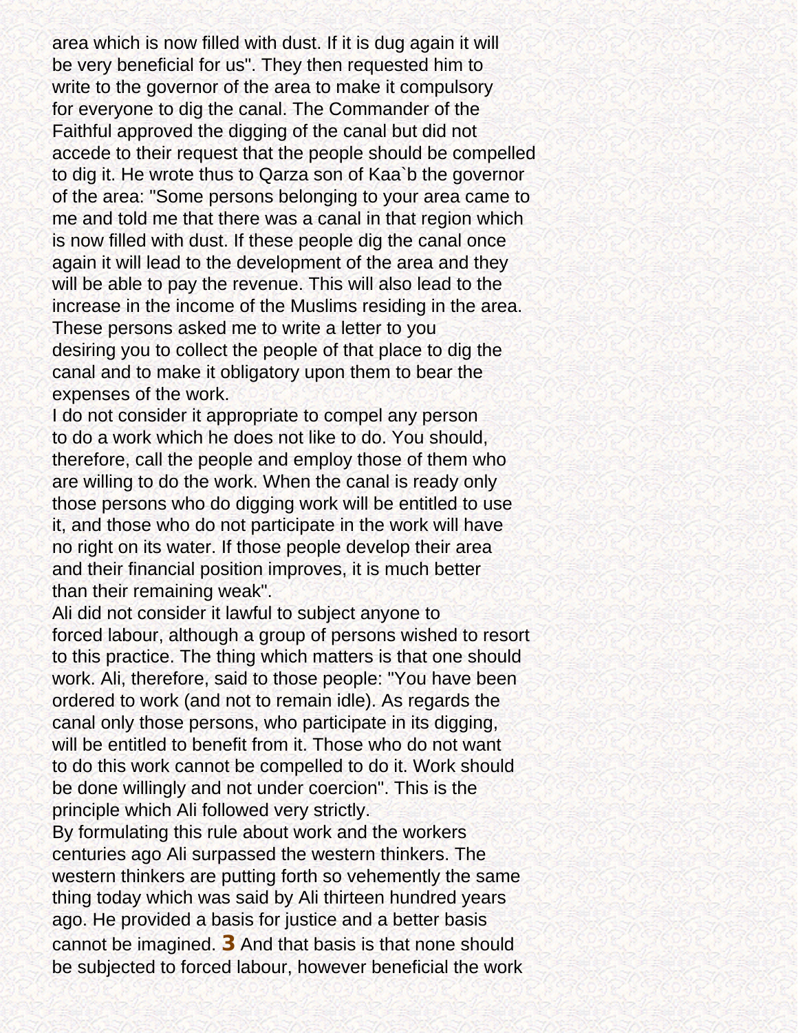area which is now filled with dust. If it is dug again it will be very beneficial for us". They then requested him to write to the governor of the area to make it compulsory for everyone to dig the canal. The Commander of the Faithful approved the digging of the canal but did not accede to their request that the people should be compelled to dig it. He wrote thus to Qarza son of Kaa`b the governor of the area: "Some persons belonging to your area came to me and told me that there was a canal in that region which is now filled with dust. If these people dig the canal once again it will lead to the development of the area and they will be able to pay the revenue. This will also lead to the increase in the income of the Muslims residing in the area. These persons asked me to write a letter to you desiring you to collect the people of that place to dig the canal and to make it obligatory upon them to bear the expenses of the work.

I do not consider it appropriate to compel any person to do a work which he does not like to do. You should, therefore, call the people and employ those of them who are willing to do the work. When the canal is ready only those persons who do digging work will be entitled to use it, and those who do not participate in the work will have no right on its water. If those people develop their area and their financial position improves, it is much better than their remaining weak".

Ali did not consider it lawful to subject anyone to forced labour, although a group of persons wished to resort to this practice. The thing which matters is that one should work. Ali, therefore, said to those people: "You have been ordered to work (and not to remain idle). As regards the canal only those persons, who participate in its digging, will be entitled to benefit from it. Those who do not want to do this work cannot be compelled to do it. Work should be done willingly and not under coercion". This is the principle which Ali followed very strictly.

By formulating this rule about work and the workers centuries ago Ali surpassed the western thinkers. The western thinkers are putting forth so vehemently the same thing today which was said by Ali thirteen hundred years ago. He provided a basis for justice and a better basis cannot be imagined. **3** And that basis is that none should be subjected to forced labour, however beneficial the work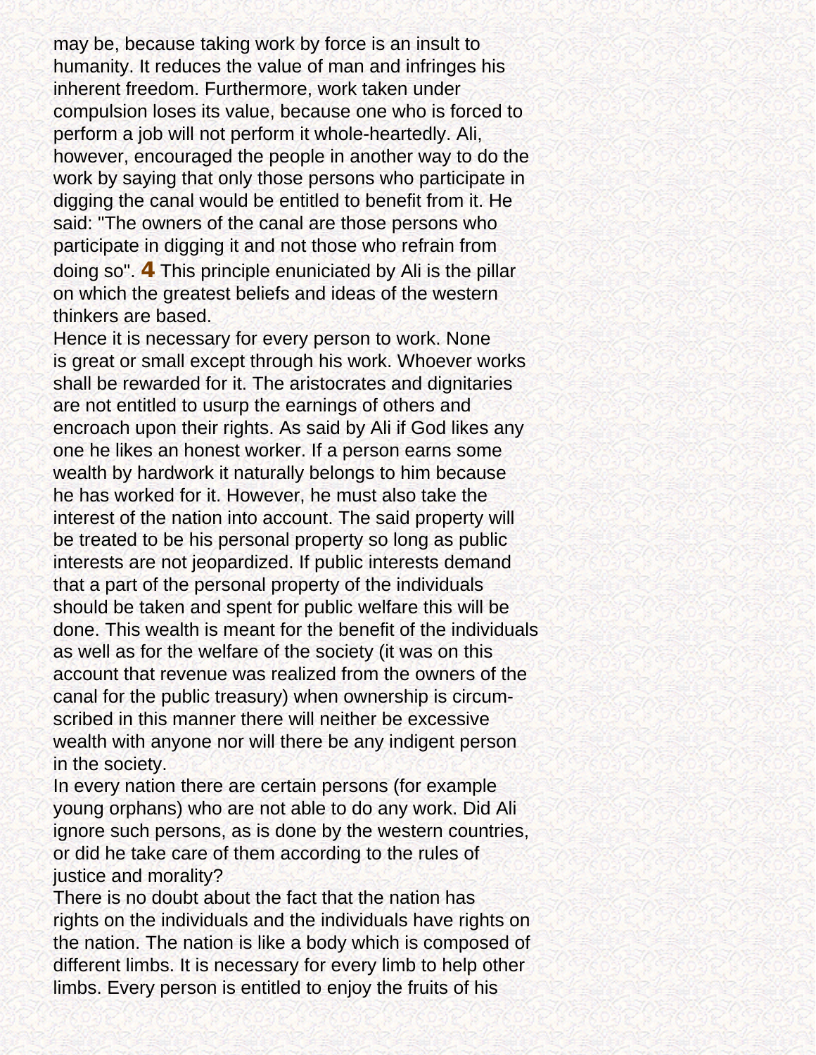may be, because taking work by force is an insult to humanity. It reduces the value of man and infringes his inherent freedom. Furthermore, work taken under compulsion loses its value, because one who is forced to perform a job will not perform it whole-heartedly. Ali, however, encouraged the people in another way to do the work by saying that only those persons who participate in digging the canal would be entitled to benefit from it. He said: "The owners of the canal are those persons who participate in digging it and not those who refrain from doing so". **4** This principle enuniciated by Ali is the pillar on which the greatest beliefs and ideas of the western thinkers are based.

Hence it is necessary for every person to work. None is great or small except through his work. Whoever works shall be rewarded for it. The aristocrates and dignitaries are not entitled to usurp the earnings of others and encroach upon their rights. As said by Ali if God likes any one he likes an honest worker. If a person earns some wealth by hardwork it naturally belongs to him because he has worked for it. However, he must also take the interest of the nation into account. The said property will be treated to be his personal property so long as public interests are not jeopardized. If public interests demand that a part of the personal property of the individuals should be taken and spent for public welfare this will be done. This wealth is meant for the benefit of the individuals as well as for the welfare of the society (it was on this account that revenue was realized from the owners of the canal for the public treasury) when ownership is circumscribed in this manner there will neither be excessive wealth with anyone nor will there be any indigent person in the society.

In every nation there are certain persons (for example young orphans) who are not able to do any work. Did Ali ignore such persons, as is done by the western countries, or did he take care of them according to the rules of justice and morality?

There is no doubt about the fact that the nation has rights on the individuals and the individuals have rights on the nation. The nation is like a body which is composed of different limbs. It is necessary for every limb to help other limbs. Every person is entitled to enjoy the fruits of his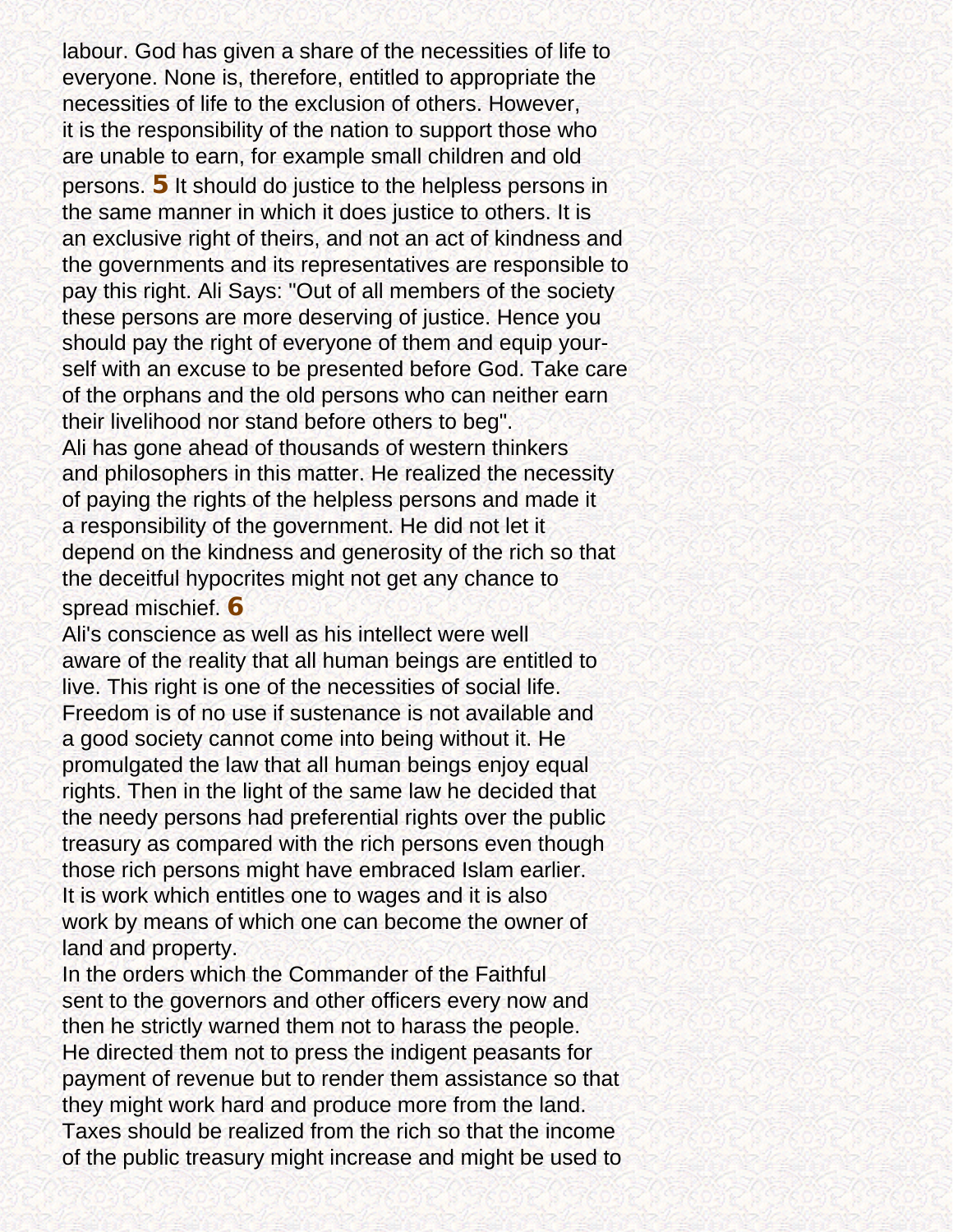labour. God has given a share of the necessities of life to everyone. None is, therefore, entitled to appropriate the necessities of life to the exclusion of others. However, it is the responsibility of the nation to support those who are unable to earn, for example small children and old persons. **5** It should do justice to the helpless persons in the same manner in which it does justice to others. It is an exclusive right of theirs, and not an act of kindness and the governments and its representatives are responsible to pay this right. Ali Says: "Out of all members of the society these persons are more deserving of justice. Hence you should pay the right of everyone of them and equip yourself with an excuse to be presented before God. Take care of the orphans and the old persons who can neither earn their livelihood nor stand before others to beg".

Ali has gone ahead of thousands of western thinkers and philosophers in this matter. He realized the necessity of paying the rights of the helpless persons and made it a responsibility of the government. He did not let it depend on the kindness and generosity of the rich so that the deceitful hypocrites might not get any chance to spread mischief. **6**

Ali's conscience as well as his intellect were well aware of the reality that all human beings are entitled to live. This right is one of the necessities of social life. Freedom is of no use if sustenance is not available and a good society cannot come into being without it. He promulgated the law that all human beings enjoy equal rights. Then in the light of the same law he decided that the needy persons had preferential rights over the public treasury as compared with the rich persons even though those rich persons might have embraced Islam earlier. It is work which entitles one to wages and it is also work by means of which one can become the owner of land and property.

In the orders which the Commander of the Faithful sent to the governors and other officers every now and then he strictly warned them not to harass the people. He directed them not to press the indigent peasants for payment of revenue but to render them assistance so that they might work hard and produce more from the land. Taxes should be realized from the rich so that the income of the public treasury might increase and might be used to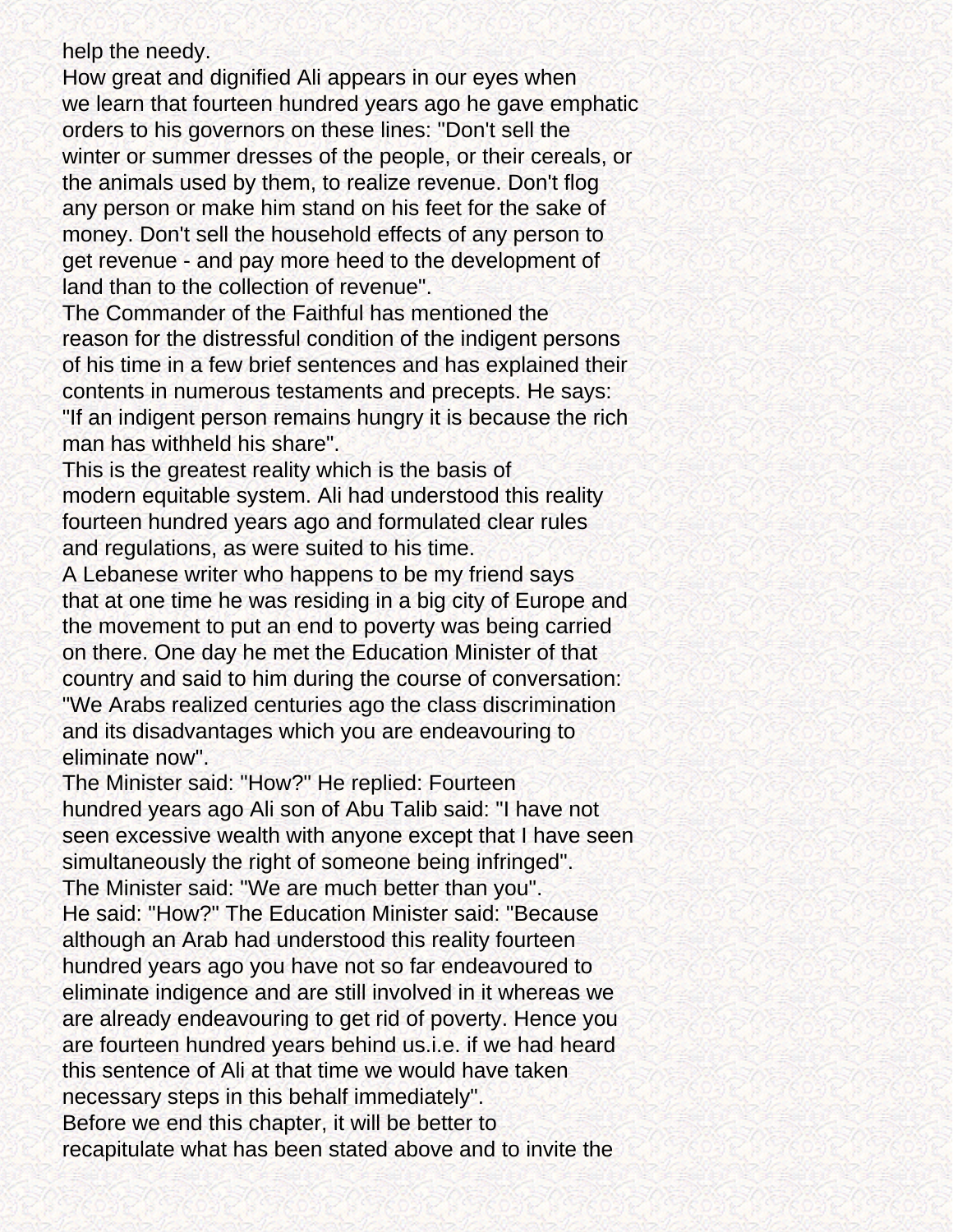help the needy.

How great and dignified Ali appears in our eyes when we learn that fourteen hundred years ago he gave emphatic orders to his governors on these lines: "Don't sell the winter or summer dresses of the people, or their cereals, or the animals used by them, to realize revenue. Don't flog any person or make him stand on his feet for the sake of money. Don't sell the household effects of any person to get revenue - and pay more heed to the development of land than to the collection of revenue".

The Commander of the Faithful has mentioned the reason for the distressful condition of the indigent persons of his time in a few brief sentences and has explained their contents in numerous testaments and precepts. He says: "If an indigent person remains hungry it is because the rich man has withheld his share".

This is the greatest reality which is the basis of modern equitable system. Ali had understood this reality fourteen hundred years ago and formulated clear rules and regulations, as were suited to his time.

A Lebanese writer who happens to be my friend says that at one time he was residing in a big city of Europe and the movement to put an end to poverty was being carried on there. One day he met the Education Minister of that country and said to him during the course of conversation: "We Arabs realized centuries ago the class discrimination and its disadvantages which you are endeavouring to eliminate now".

The Minister said: "How?" He replied: Fourteen hundred years ago Ali son of Abu Talib said: "I have not seen excessive wealth with anyone except that I have seen simultaneously the right of someone being infringed".

The Minister said: "We are much better than you".

He said: "How?" The Education Minister said: "Because although an Arab had understood this reality fourteen hundred years ago you have not so far endeavoured to eliminate indigence and are still involved in it whereas we are already endeavouring to get rid of poverty. Hence you are fourteen hundred years behind us.i.e. if we had heard this sentence of Ali at that time we would have taken necessary steps in this behalf immediately".

Before we end this chapter, it will be better to recapitulate what has been stated above and to invite the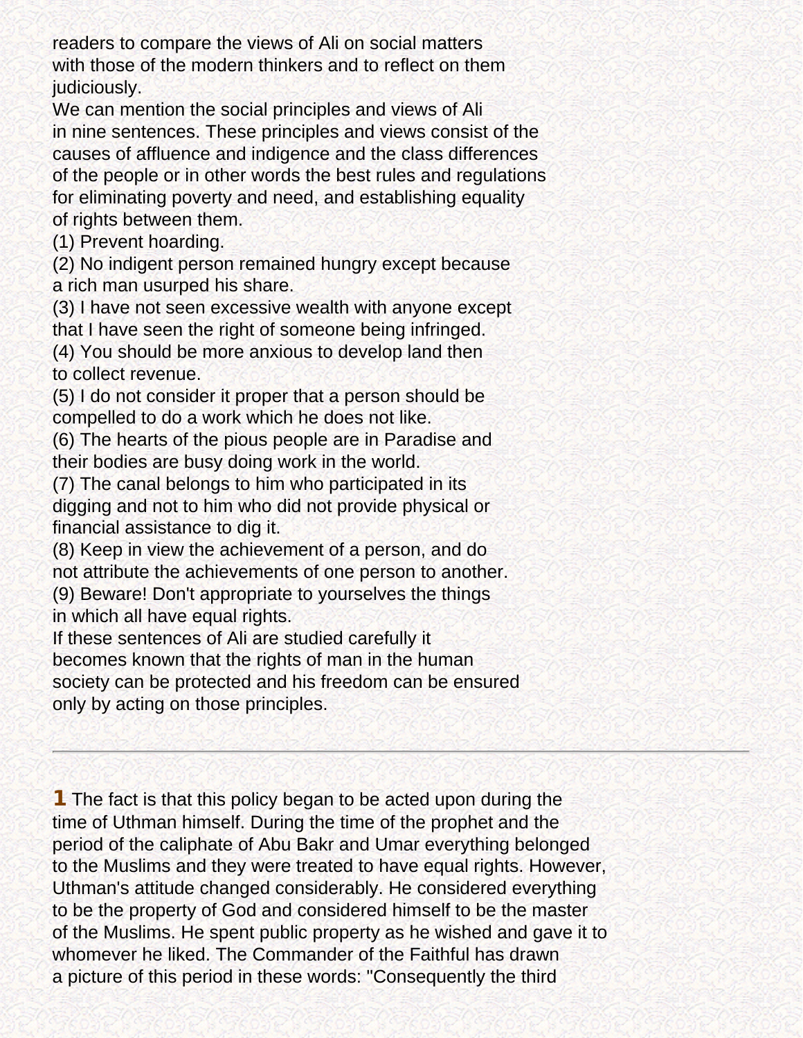readers to compare the views of Ali on social matters with those of the modern thinkers and to reflect on them judiciously.

We can mention the social principles and views of Ali in nine sentences. These principles and views consist of the causes of affluence and indigence and the class differences of the people or in other words the best rules and regulations for eliminating poverty and need, and establishing equality of rights between them.

(1) Prevent hoarding.

(2) No indigent person remained hungry except because a rich man usurped his share.

(3) I have not seen excessive wealth with anyone except that I have seen the right of someone being infringed.

(4) You should be more anxious to develop land then to collect revenue.

(5) I do not consider it proper that a person should be compelled to do a work which he does not like.

(6) The hearts of the pious people are in Paradise and their bodies are busy doing work in the world.

(7) The canal belongs to him who participated in its digging and not to him who did not provide physical or financial assistance to dig it.

(8) Keep in view the achievement of a person, and do not attribute the achievements of one person to another.

(9) Beware! Don't appropriate to yourselves the things in which all have equal rights.

If these sentences of Ali are studied carefully it becomes known that the rights of man in the human society can be protected and his freedom can be ensured only by acting on those principles.

---

**1** The fact is that this policy began to be acted upon during the time of Uthman himself. During the time of the prophet and the period of the caliphate of Abu Bakr and Umar everything belonged to the Muslims and they were treated to have equal rights. However, Uthman's attitude changed considerably. He considered everything to be the property of God and considered himself to be the master of the Muslims. He spent public property as he wished and gave it to whomever he liked. The Commander of the Faithful has drawn a picture of this period in these words: "Consequently the third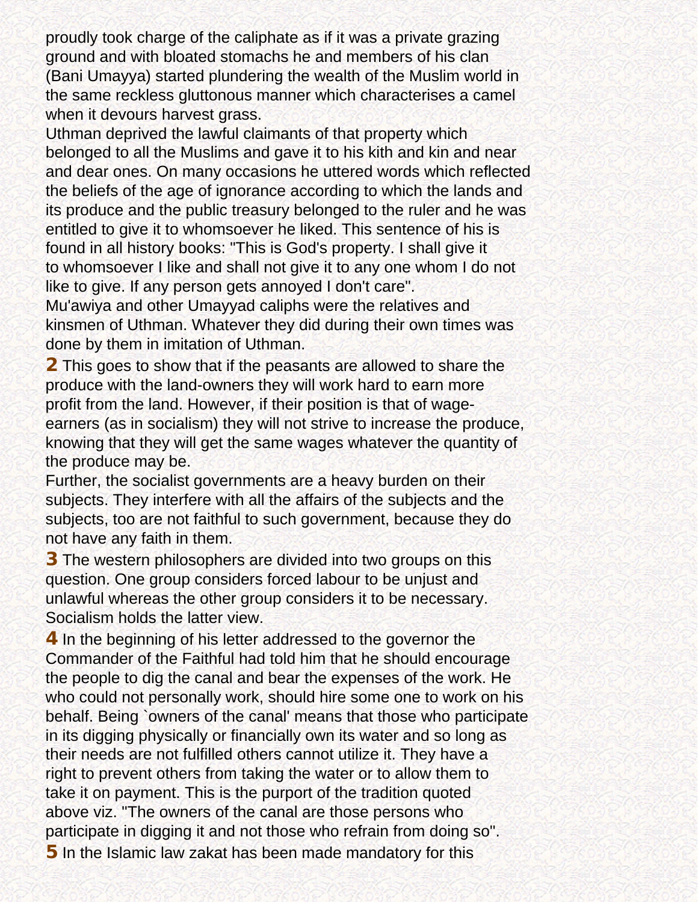proudly took charge of the caliphate as if it was a private grazing ground and with bloated stomachs he and members of his clan (Bani Umayya) started plundering the wealth of the Muslim world in the same reckless gluttonous manner which characterises a camel when it devours harvest grass.

Uthman deprived the lawful claimants of that property which belonged to all the Muslims and gave it to his kith and kin and near and dear ones. On many occasions he uttered words which reflected the beliefs of the age of ignorance according to which the lands and its produce and the public treasury belonged to the ruler and he was entitled to give it to whomsoever he liked. This sentence of his is found in all history books: "This is God's property. I shall give it to whomsoever I like and shall not give it to any one whom I do not like to give. If any person gets annoyed I don't care".

Mu'awiya and other Umayyad caliphs were the relatives and kinsmen of Uthman. Whatever they did during their own times was done by them in imitation of Uthman.

**2** This goes to show that if the peasants are allowed to share the produce with the land-owners they will work hard to earn more profit from the land. However, if their position is that of wage-earners (as in socialism) they will not strive to increase the produce, knowing that they will get the same wages whatever the quantity of the produce may be.

Further, the socialist governments are a heavy burden on their subjects. They interfere with all the affairs of the subjects and the subjects, too are not faithful to such government, because they do not have any faith in them.

**3** The western philosophers are divided into two groups on this question. One group considers forced labour to be unjust and unlawful whereas the other group considers it to be necessary. Socialism holds the latter view.

**4** In the beginning of his letter addressed to the governor the Commander of the Faithful had told him that he should encourage the people to dig the canal and bear the expenses of the work. He who could not personally work, should hire some one to work on his behalf. Being `owners of the canal' means that those who participate in its digging physically or financially own its water and so long as their needs are not fulfilled others cannot utilize it. They have a right to prevent others from taking the water or to allow them to take it on payment. This is the purport of the tradition quoted above viz. "The owners of the canal are those persons who participate in digging it and not those who refrain from doing so".

**5** In the Islamic law zakat has been made mandatory for this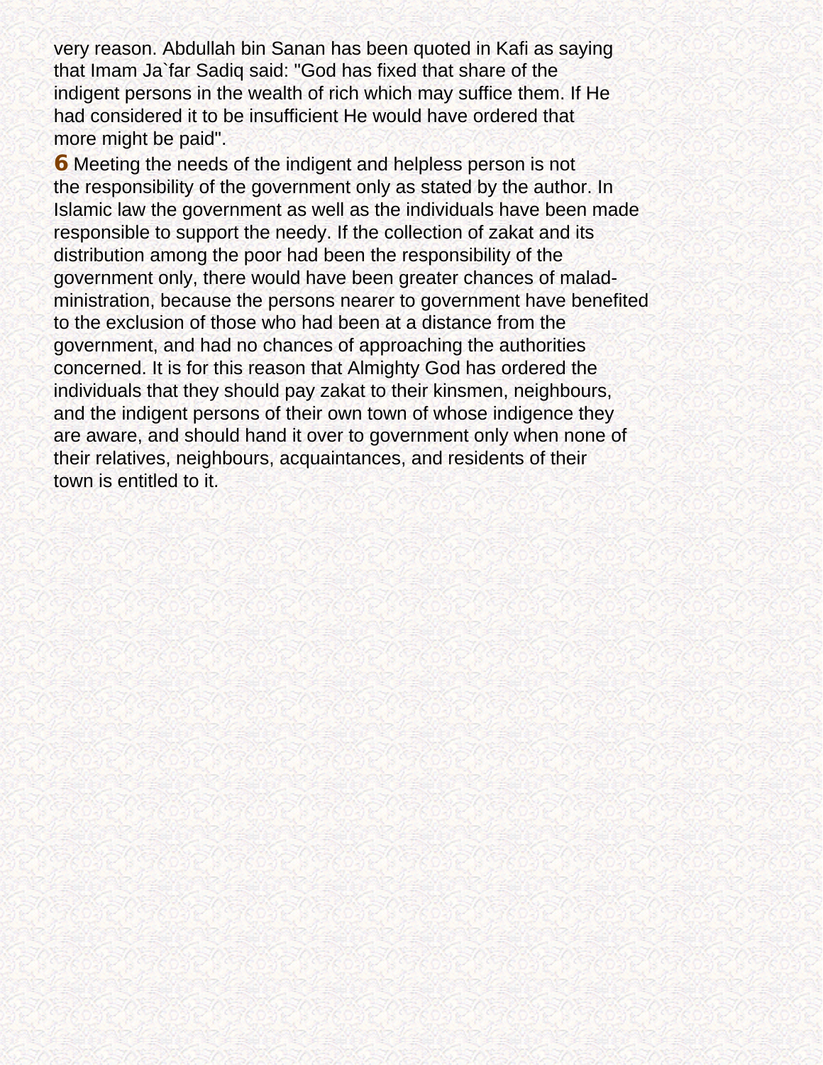very reason. Abdullah bin Sanan has been quoted in Kafi as saying that Imam Ja`far Sadiq said: "God has fixed that share of the indigent persons in the wealth of rich which may suffice them. If He had considered it to be insufficient He would have ordered that more might be paid".

**6** Meeting the needs of the indigent and helpless person is not the responsibility of the government only as stated by the author. In Islamic law the government as well as the individuals have been made responsible to support the needy. If the collection of zakat and its distribution among the poor had been the responsibility of the government only, there would have been greater chances of maladministration, because the persons nearer to government have benefited to the exclusion of those who had been at a distance from the government, and had no chances of approaching the authorities concerned. It is for this reason that Almighty God has ordered the individuals that they should pay zakat to their kinsmen, neighbours, and the indigent persons of their own town of whose indigence they are aware, and should hand it over to government only when none of their relatives, neighbours, acquaintances, and residents of their town is entitled to it.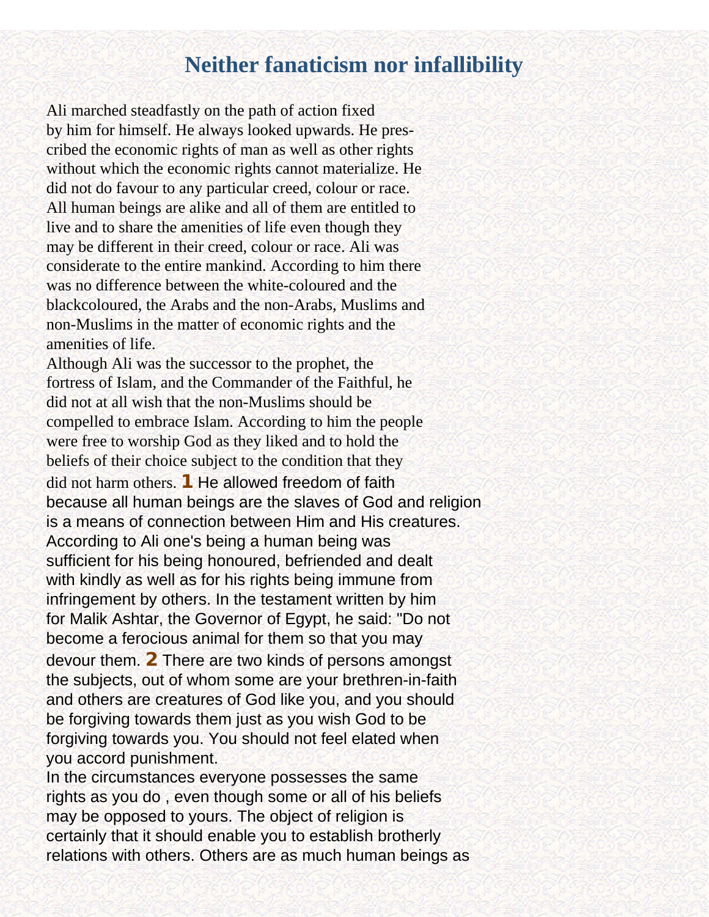# Neither fanaticism nor infallibility

Ali marched steadfastly on the path of action fixed by him for himself. He always looked upwards. He prescribed the economic rights of man as well as other rights without which the economic rights cannot materialize. He did not do favour to any particular creed, colour or race. All human beings are alike and all of them are entitled to live and to share the amenities of life even though they may be different in their creed, colour or race. Ali was considerate to the entire mankind. According to him there was no difference between the white-coloured and the blackcoloured, the Arabs and the non-Arabs, Muslims and non-Muslims in the matter of economic rights and the amenities of life.

Although Ali was the successor to the prophet, the fortress of Islam, and the Commander of the Faithful, he did not at all wish that the non-Muslims should be compelled to embrace Islam. According to him the people were free to worship God as they liked and to hold the beliefs of their choice subject to the condition that they did not harm others. [1] He allowed freedom of faith because all human beings are the slaves of God and religion is a means of connection between Him and His creatures. According to Ali one's being a human being was sufficient for his being honoured, befriended and dealt with kindly as well as for his rights being immune from infringement by others. In the testament written by him for Malik Ashtar, the Governor of Egypt, he said: "Do not become a ferocious animal for them so that you may devour them. [2] There are two kinds of persons amongst the subjects, out of whom some are your brethren-in-faith and others are creatures of God like you, and you should be forgiving towards them just as you wish God to be forgiving towards you. You should not feel elated when you accord punishment.

In the circumstances everyone possesses the same rights as you do , even though some or all of his beliefs may be opposed to yours. The object of religion is certainly that it should enable you to establish brotherly relations with others. Others are as much human beings as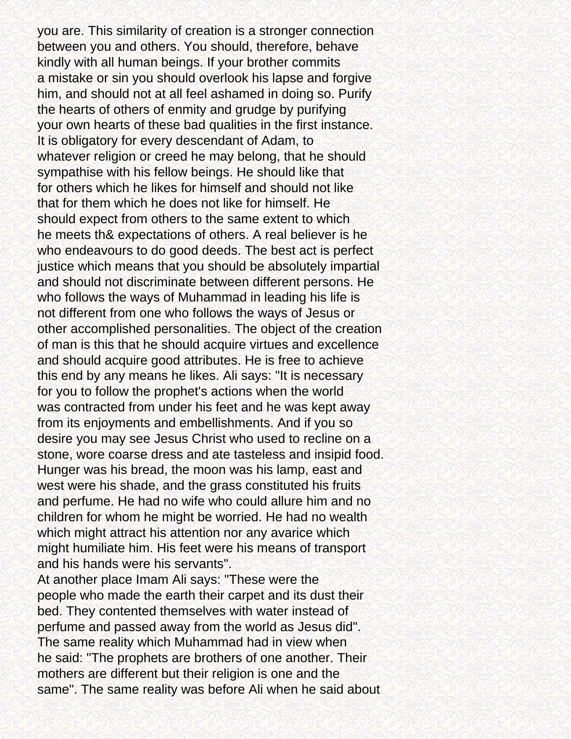you are. This similarity of creation is a stronger connection between you and others. You should, therefore, behave kindly with all human beings. If your brother commits a mistake or sin you should overlook his lapse and forgive him, and should not at all feel ashamed in doing so. Purify the hearts of others of enmity and grudge by purifying your own hearts of these bad qualities in the first instance. It is obligatory for every descendant of Adam, to whatever religion or creed he may belong, that he should sympathise with his fellow beings. He should like that for others which he likes for himself and should not like that for them which he does not like for himself. He should expect from others to the same extent to which he meets th& expectations of others. A real believer is he who endeavours to do good deeds. The best act is perfect justice which means that you should be absolutely impartial and should not discriminate between different persons. He who follows the ways of Muhammad in leading his life is not different from one who follows the ways of Jesus or other accomplished personalities. The object of the creation of man is this that he should acquire virtues and excellence and should acquire good attributes. He is free to achieve this end by any means he likes. Ali says: "It is necessary for you to follow the prophet's actions when the world was contracted from under his feet and he was kept away from its enjoyments and embellishments. And if you so desire you may see Jesus Christ who used to recline on a stone, wore coarse dress and ate tasteless and insipid food. Hunger was his bread, the moon was his lamp, east and west were his shade, and the grass constituted his fruits and perfume. He had no wife who could allure him and no children for whom he might be worried. He had no wealth which might attract his attention nor any avarice which might humiliate him. His feet were his means of transport and his hands were his servants".

At another place Imam Ali says: "These were the people who made the earth their carpet and its dust their bed. They contented themselves with water instead of perfume and passed away from the world as Jesus did". The same reality which Muhammad had in view when he said: "The prophets are brothers of one another. Their mothers are different but their religion is one and the same". The same reality was before Ali when he said about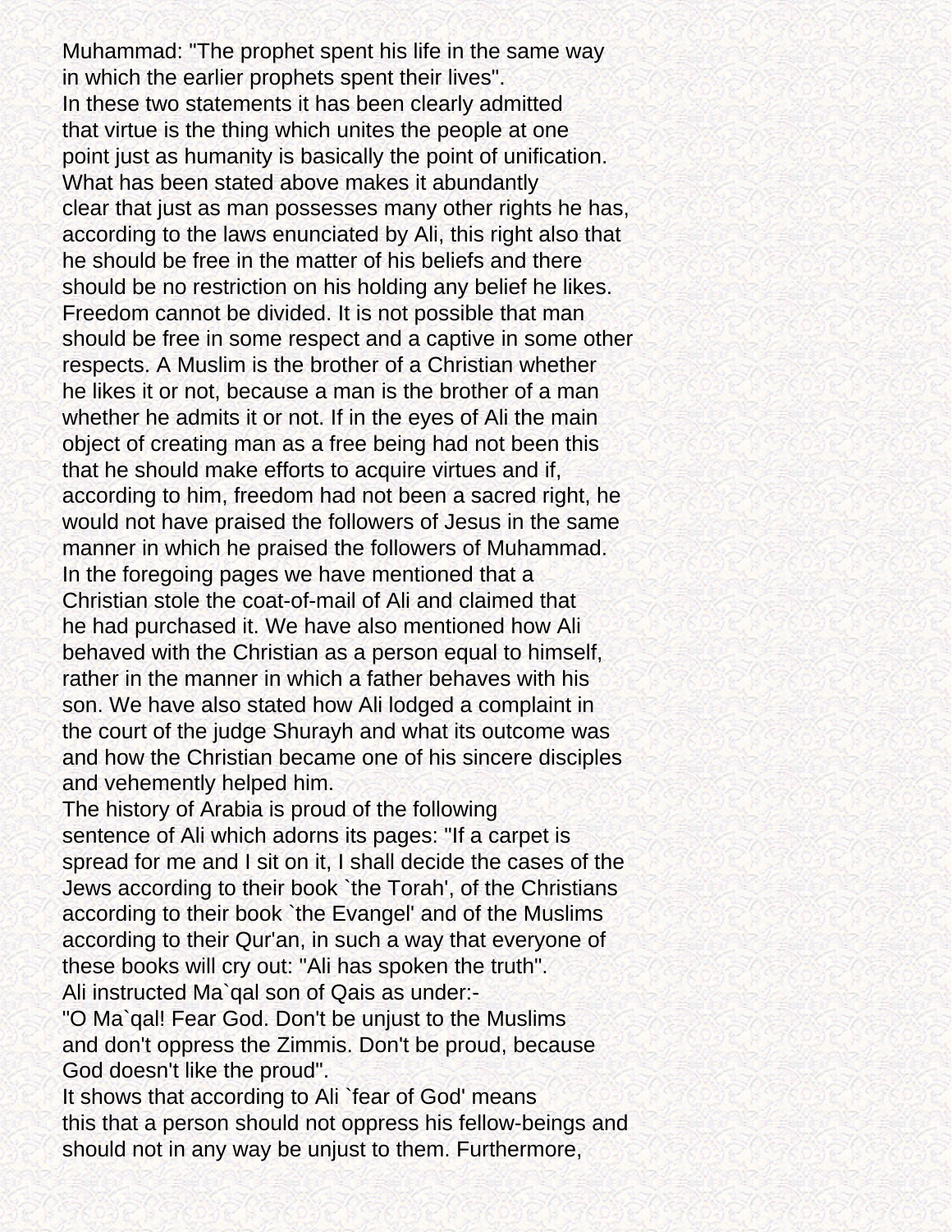Muhammad: "The prophet spent his life in the same way in which the earlier prophets spent their lives".

In these two statements it has been clearly admitted that virtue is the thing which unites the people at one point just as humanity is basically the point of unification.

What has been stated above makes it abundantly clear that just as man possesses many other rights he has, according to the laws enunciated by Ali, this right also that he should be free in the matter of his beliefs and there should be no restriction on his holding any belief he likes. Freedom cannot be divided. It is not possible that man should be free in some respect and a captive in some other respects. A Muslim is the brother of a Christian whether he likes it or not, because a man is the brother of a man whether he admits it or not. If in the eyes of Ali the main object of creating man as a free being had not been this that he should make efforts to acquire virtues and if, according to him, freedom had not been a sacred right, he would not have praised the followers of Jesus in the same manner in which he praised the followers of Muhammad.

In the foregoing pages we have mentioned that a Christian stole the coat-of-mail of Ali and claimed that he had purchased it. We have also mentioned how Ali behaved with the Christian as a person equal to himself, rather in the manner in which a father behaves with his son. We have also stated how Ali lodged a complaint in the court of the judge Shurayh and what its outcome was and how the Christian became one of his sincere disciples and vehemently helped him.

The history of Arabia is proud of the following sentence of Ali which adorns its pages: "If a carpet is spread for me and I sit on it, I shall decide the cases of the Jews according to their book `the Torah', of the Christians according to their book `the Evangel' and of the Muslims according to their Qur'an, in such a way that everyone of these books will cry out: "Ali has spoken the truth".

Ali instructed Ma`qal son of Qais as under:-

"O Ma`qal! Fear God. Don't be unjust to the Muslims and don't oppress the Zimmis. Don't be proud, because God doesn't like the proud".

It shows that according to Ali `fear of God' means this that a person should not oppress his fellow-beings and should not in any way be unjust to them. Furthermore,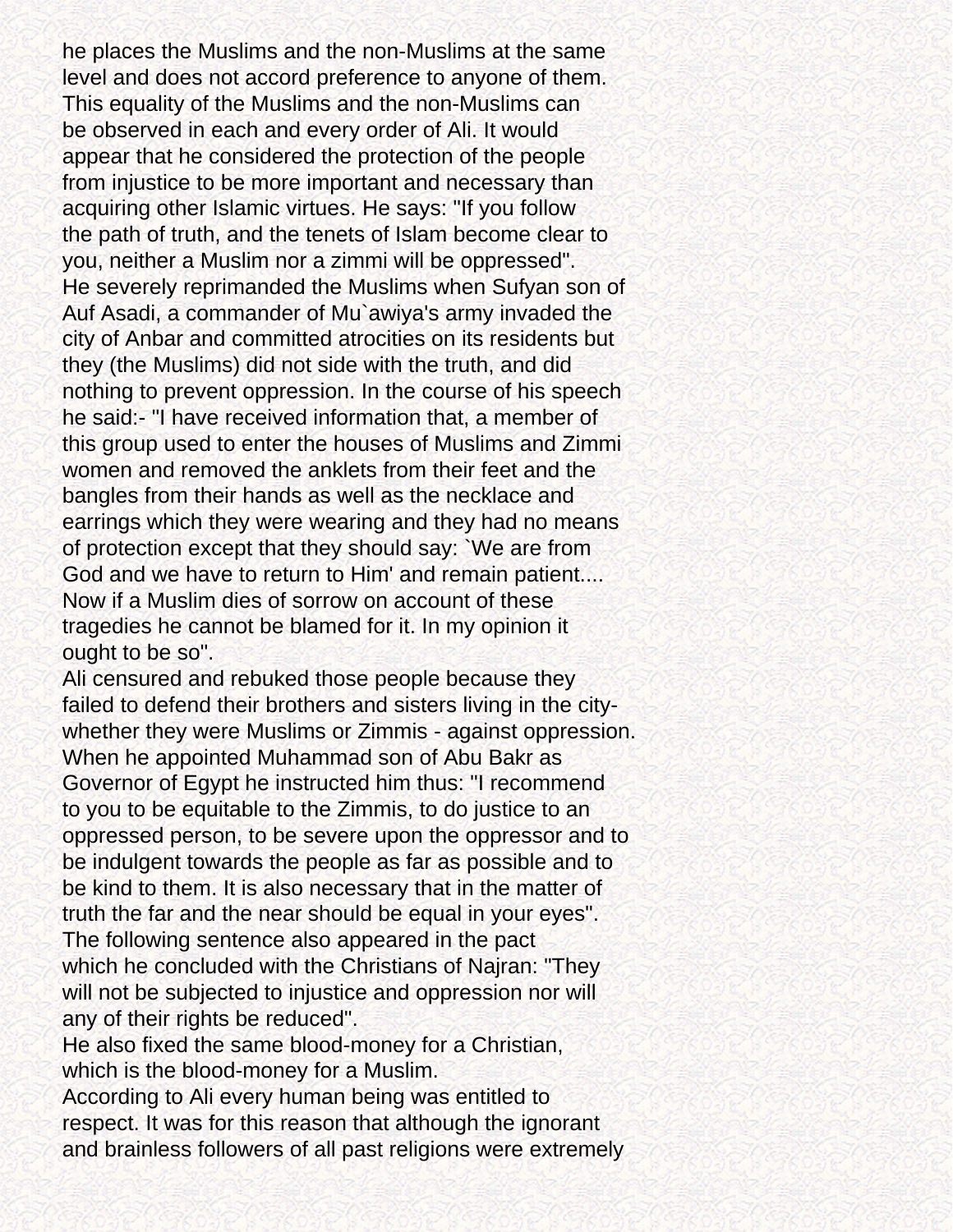he places the Muslims and the non-Muslims at the same level and does not accord preference to anyone of them. This equality of the Muslims and the non-Muslims can be observed in each and every order of Ali. It would appear that he considered the protection of the people from injustice to be more important and necessary than acquiring other Islamic virtues. He says: "If you follow the path of truth, and the tenets of Islam become clear to you, neither a Muslim nor a zimmi will be oppressed".

He severely reprimanded the Muslims when Sufyan son of Auf Asadi, a commander of Mu`awiya's army invaded the city of Anbar and committed atrocities on its residents but they (the Muslims) did not side with the truth, and did nothing to prevent oppression. In the course of his speech he said:- "I have received information that, a member of this group used to enter the houses of Muslims and Zimmi women and removed the anklets from their feet and the bangles from their hands as well as the necklace and earrings which they were wearing and they had no means of protection except that they should say: `We are from God and we have to return to Him' and remain patient.... Now if a Muslim dies of sorrow on account of these tragedies he cannot be blamed for it. In my opinion it ought to be so".

Ali censured and rebuked those people because they failed to defend their brothers and sisters living in the city- whether they were Muslims or Zimmis - against oppression.

When he appointed Muhammad son of Abu Bakr as Governor of Egypt he instructed him thus: "I recommend to you to be equitable to the Zimmis, to do justice to an oppressed person, to be severe upon the oppressor and to be indulgent towards the people as far as possible and to be kind to them. It is also necessary that in the matter of truth the far and the near should be equal in your eyes".

The following sentence also appeared in the pact which he concluded with the Christians of Najran: "They will not be subjected to injustice and oppression nor will any of their rights be reduced".

He also fixed the same blood-money for a Christian, which is the blood-money for a Muslim.

According to Ali every human being was entitled to respect. It was for this reason that although the ignorant and brainless followers of all past religions were extremely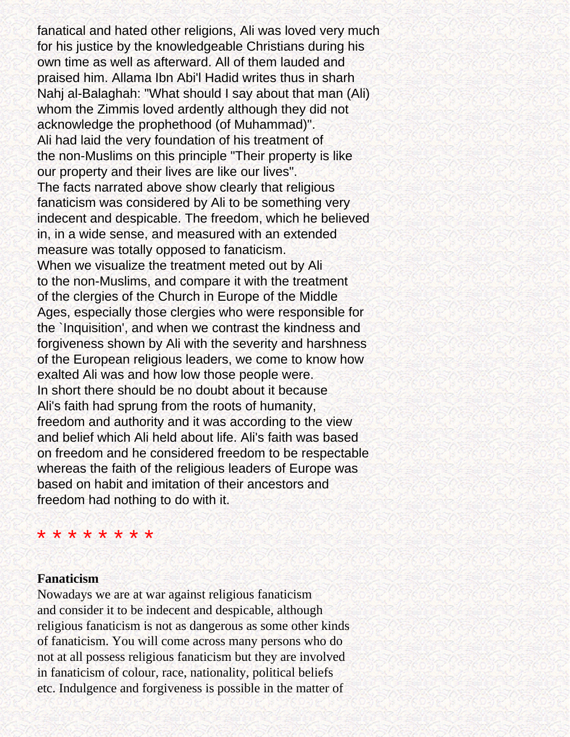fanatical and hated other religions, Ali was loved very much for his justice by the knowledgeable Christians during his own time as well as afterward. All of them lauded and praised him. Allama Ibn Abi'l Hadid writes thus in sharh Nahj al-Balaghah: "What should I say about that man (Ali) whom the Zimmis loved ardently although they did not acknowledge the prophethood (of Muhammad)".

Ali had laid the very foundation of his treatment of the non-Muslims on this principle "Their property is like our property and their lives are like our lives".

The facts narrated above show clearly that religious fanaticism was considered by Ali to be something very indecent and despicable. The freedom, which he believed in, in a wide sense, and measured with an extended measure was totally opposed to fanaticism.

When we visualize the treatment meted out by Ali to the non-Muslims, and compare it with the treatment of the clergies of the Church in Europe of the Middle Ages, especially those clergies who were responsible for the `Inquisition', and when we contrast the kindness and forgiveness shown by Ali with the severity and harshness of the European religious leaders, we come to know how exalted Ali was and how low those people were.

In short there should be no doubt about it because Ali's faith had sprung from the roots of humanity, freedom and authority and it was according to the view and belief which Ali held about life. Ali's faith was based on freedom and he considered freedom to be respectable whereas the faith of the religious leaders of Europe was based on habit and imitation of their ancestors and freedom had nothing to do with it.

* * * * * * * *

**Fanaticism**

Nowadays we are at war against religious fanaticism and consider it to be indecent and despicable, although religious fanaticism is not as dangerous as some other kinds of fanaticism. You will come across many persons who do not at all possess religious fanaticism but they are involved in fanaticism of colour, race, nationality, political beliefs etc. Indulgence and forgiveness is possible in the matter of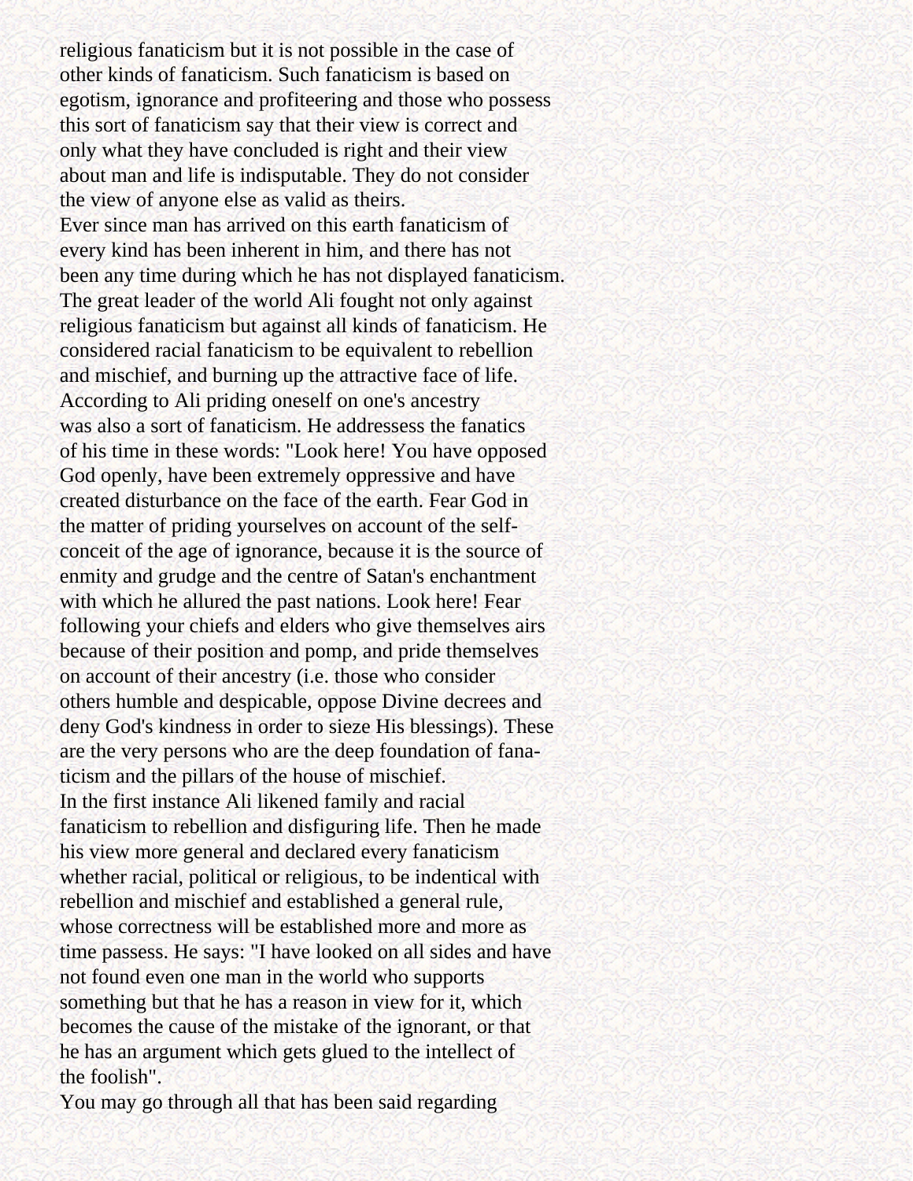religious fanaticism but it is not possible in the case of other kinds of fanaticism. Such fanaticism is based on egotism, ignorance and profiteering and those who possess this sort of fanaticism say that their view is correct and only what they have concluded is right and their view about man and life is indisputable. They do not consider the view of anyone else as valid as theirs.

Ever since man has arrived on this earth fanaticism of every kind has been inherent in him, and there has not been any time during which he has not displayed fanaticism.

The great leader of the world Ali fought not only against religious fanaticism but against all kinds of fanaticism. He considered racial fanaticism to be equivalent to rebellion and mischief, and burning up the attractive face of life.

According to Ali priding oneself on one's ancestry was also a sort of fanaticism. He addressess the fanatics of his time in these words: "Look here! You have opposed God openly, have been extremely oppressive and have created disturbance on the face of the earth. Fear God in the matter of priding yourselves on account of the self-conceit of the age of ignorance, because it is the source of enmity and grudge and the centre of Satan's enchantment with which he allured the past nations. Look here! Fear following your chiefs and elders who give themselves airs because of their position and pomp, and pride themselves on account of their ancestry (i.e. those who consider others humble and despicable, oppose Divine decrees and deny God's kindness in order to sieze His blessings). These are the very persons who are the deep foundation of fanaticism and the pillars of the house of mischief.

In the first instance Ali likened family and racial fanaticism to rebellion and disfiguring life. Then he made his view more general and declared every fanaticism whether racial, political or religious, to be indentical with rebellion and mischief and established a general rule, whose correctness will be established more and more as time passess. He says: "I have looked on all sides and have not found even one man in the world who supports something but that he has a reason in view for it, which becomes the cause of the mistake of the ignorant, or that he has an argument which gets glued to the intellect of the foolish".

You may go through all that has been said regarding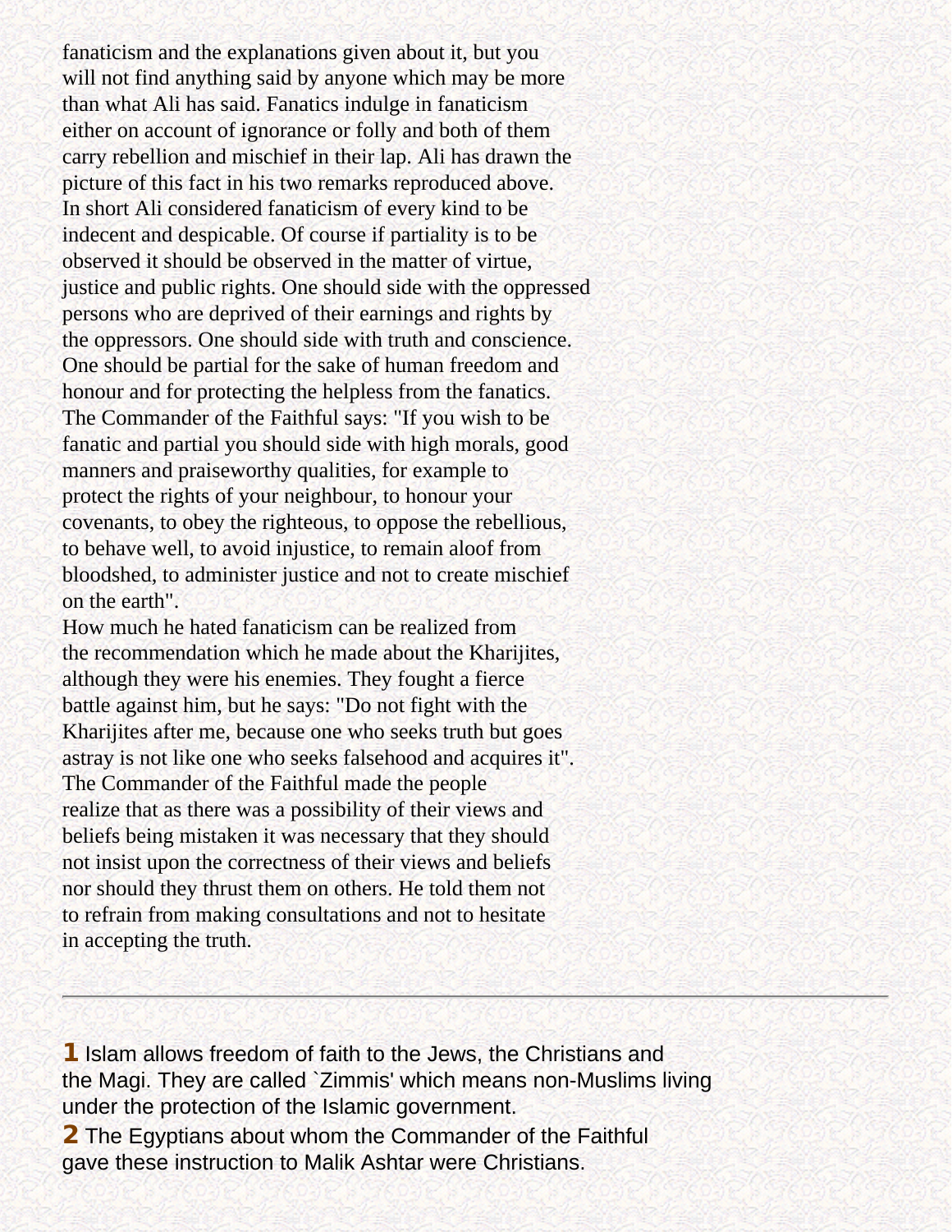fanaticism and the explanations given about it, but you will not find anything said by anyone which may be more than what Ali has said. Fanatics indulge in fanaticism either on account of ignorance or folly and both of them carry rebellion and mischief in their lap. Ali has drawn the picture of this fact in his two remarks reproduced above. In short Ali considered fanaticism of every kind to be indecent and despicable. Of course if partiality is to be observed it should be observed in the matter of virtue, justice and public rights. One should side with the oppressed persons who are deprived of their earnings and rights by the oppressors. One should side with truth and conscience. One should be partial for the sake of human freedom and honour and for protecting the helpless from the fanatics. The Commander of the Faithful says: "If you wish to be fanatic and partial you should side with high morals, good manners and praiseworthy qualities, for example to protect the rights of your neighbour, to honour your covenants, to obey the righteous, to oppose the rebellious, to behave well, to avoid injustice, to remain aloof from bloodshed, to administer justice and not to create mischief on the earth".

How much he hated fanaticism can be realized from the recommendation which he made about the Kharijites, although they were his enemies. They fought a fierce battle against him, but he says: "Do not fight with the Kharijites after me, because one who seeks truth but goes astray is not like one who seeks falsehood and acquires it". The Commander of the Faithful made the people realize that as there was a possibility of their views and beliefs being mistaken it was necessary that they should not insist upon the correctness of their views and beliefs nor should they thrust them on others. He told them not to refrain from making consultations and not to hesitate in accepting the truth.

---

**1** Islam allows freedom of faith to the Jews, the Christians and the Magi. They are called `Zimmis' which means non-Muslims living under the protection of the Islamic government.

**2** The Egyptians about whom the Commander of the Faithful gave these instruction to Malik Ashtar were Christians.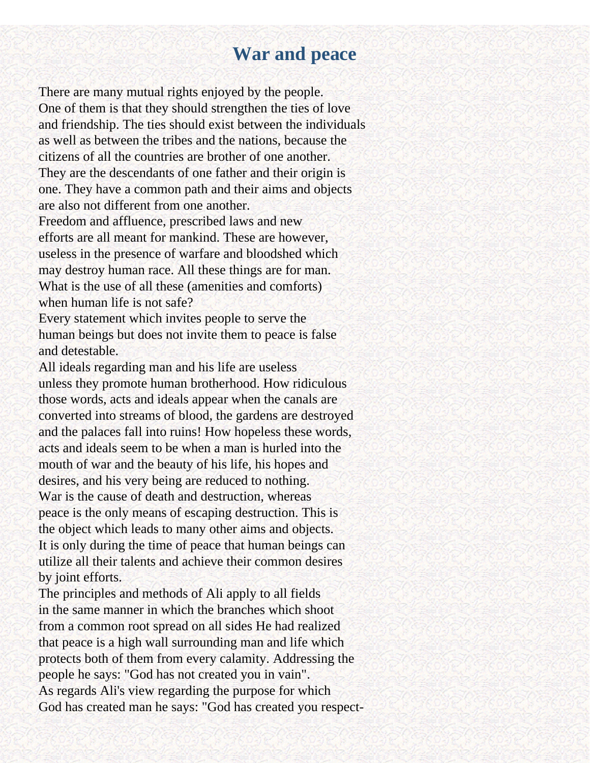# War and peace

There are many mutual rights enjoyed by the people. One of them is that they should strengthen the ties of love and friendship. The ties should exist between the individuals as well as between the tribes and the nations, because the citizens of all the countries are brother of one another. They are the descendants of one father and their origin is one. They have a common path and their aims and objects are also not different from one another.

Freedom and affluence, prescribed laws and new efforts are all meant for mankind. These are however, useless in the presence of warfare and bloodshed which may destroy human race. All these things are for man. What is the use of all these (amenities and comforts) when human life is not safe?

Every statement which invites people to serve the human beings but does not invite them to peace is false and detestable.

All ideals regarding man and his life are useless unless they promote human brotherhood. How ridiculous those words, acts and ideals appear when the canals are converted into streams of blood, the gardens are destroyed and the palaces fall into ruins! How hopeless these words, acts and ideals seem to be when a man is hurled into the mouth of war and the beauty of his life, his hopes and desires, and his very being are reduced to nothing.

War is the cause of death and destruction, whereas peace is the only means of escaping destruction. This is the object which leads to many other aims and objects. It is only during the time of peace that human beings can utilize all their talents and achieve their common desires by joint efforts.

The principles and methods of Ali apply to all fields in the same manner in which the branches which shoot from a common root spread on all sides He had realized that peace is a high wall surrounding man and life which protects both of them from every calamity. Addressing the people he says: "God has not created you in vain".

As regards Ali's view regarding the purpose for which God has created man he says: "God has created you respect-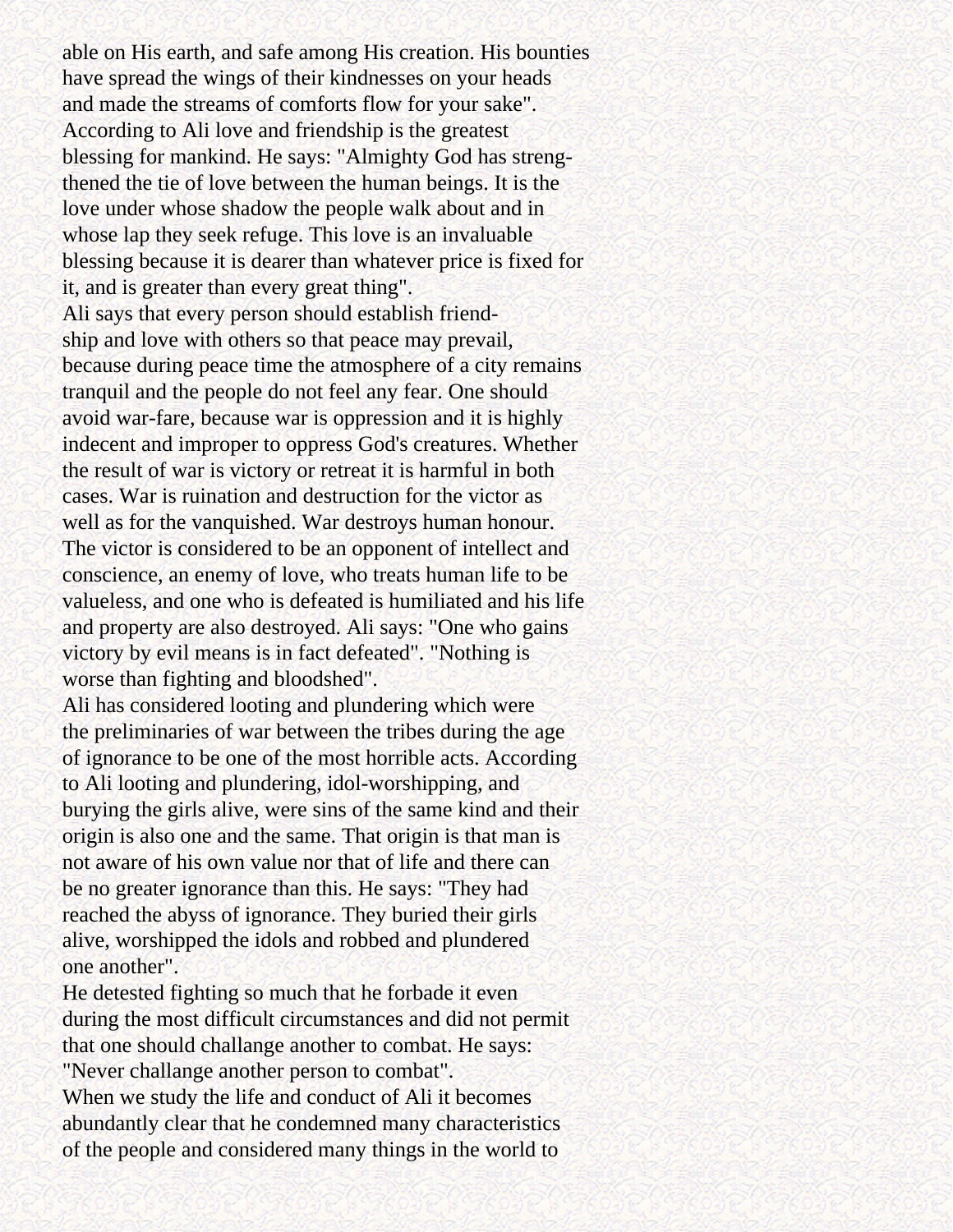able on His earth, and safe among His creation. His bounties have spread the wings of their kindnesses on your heads and made the streams of comforts flow for your sake".

According to Ali love and friendship is the greatest blessing for mankind. He says: "Almighty God has strengthened the tie of love between the human beings. It is the love under whose shadow the people walk about and in whose lap they seek refuge. This love is an invaluable blessing because it is dearer than whatever price is fixed for it, and is greater than every great thing".

Ali says that every person should establish friendship and love with others so that peace may prevail, because during peace time the atmosphere of a city remains tranquil and the people do not feel any fear. One should avoid war-fare, because war is oppression and it is highly indecent and improper to oppress God's creatures. Whether the result of war is victory or retreat it is harmful in both cases. War is ruination and destruction for the victor as well as for the vanquished. War destroys human honour. The victor is considered to be an opponent of intellect and conscience, an enemy of love, who treats human life to be valueless, and one who is defeated is humiliated and his life and property are also destroyed. Ali says: "One who gains victory by evil means is in fact defeated". "Nothing is worse than fighting and bloodshed".

Ali has considered looting and plundering which were the preliminaries of war between the tribes during the age of ignorance to be one of the most horrible acts. According to Ali looting and plundering, idol-worshipping, and burying the girls alive, were sins of the same kind and their origin is also one and the same. That origin is that man is not aware of his own value nor that of life and there can be no greater ignorance than this. He says: "They had reached the abyss of ignorance. They buried their girls alive, worshipped the idols and robbed and plundered one another".

He detested fighting so much that he forbade it even during the most difficult circumstances and did not permit that one should challange another to combat. He says: "Never challange another person to combat".

When we study the life and conduct of Ali it becomes abundantly clear that he condemned many characteristics of the people and considered many things in the world to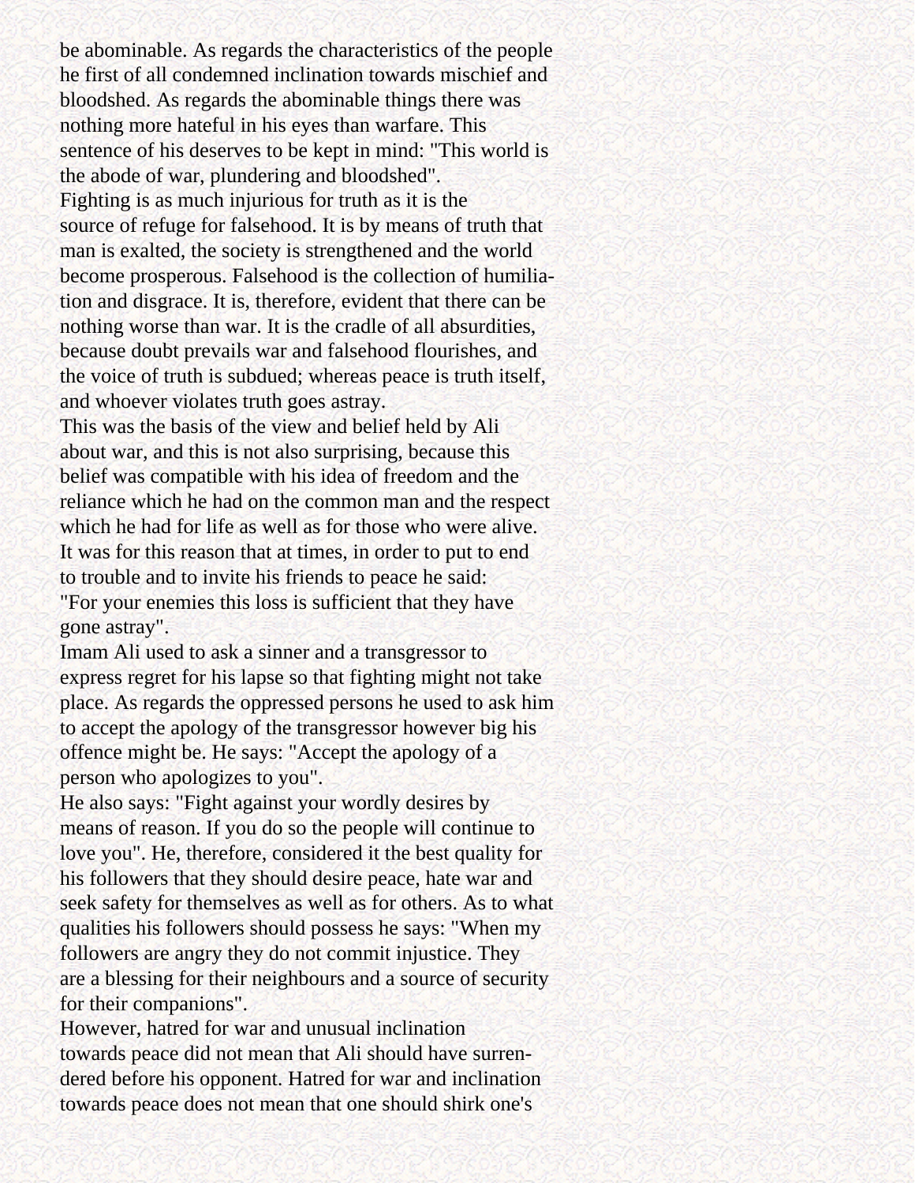be abominable. As regards the characteristics of the people he first of all condemned inclination towards mischief and bloodshed. As regards the abominable things there was nothing more hateful in his eyes than warfare. This sentence of his deserves to be kept in mind: "This world is the abode of war, plundering and bloodshed".

Fighting is as much injurious for truth as it is the source of refuge for falsehood. It is by means of truth that man is exalted, the society is strengthened and the world become prosperous. Falsehood is the collection of humiliation and disgrace. It is, therefore, evident that there can be nothing worse than war. It is the cradle of all absurdities, because doubt prevails war and falsehood flourishes, and the voice of truth is subdued; whereas peace is truth itself, and whoever violates truth goes astray.

This was the basis of the view and belief held by Ali about war, and this is not also surprising, because this belief was compatible with his idea of freedom and the reliance which he had on the common man and the respect which he had for life as well as for those who were alive. It was for this reason that at times, in order to put to end to trouble and to invite his friends to peace he said: "For your enemies this loss is sufficient that they have gone astray".

Imam Ali used to ask a sinner and a transgressor to express regret for his lapse so that fighting might not take place. As regards the oppressed persons he used to ask him to accept the apology of the transgressor however big his offence might be. He says: "Accept the apology of a person who apologizes to you".

He also says: "Fight against your wordly desires by means of reason. If you do so the people will continue to love you". He, therefore, considered it the best quality for his followers that they should desire peace, hate war and seek safety for themselves as well as for others. As to what qualities his followers should possess he says: "When my followers are angry they do not commit injustice. They are a blessing for their neighbours and a source of security for their companions".

However, hatred for war and unusual inclination towards peace did not mean that Ali should have surrendered before his opponent. Hatred for war and inclination towards peace does not mean that one should shirk one's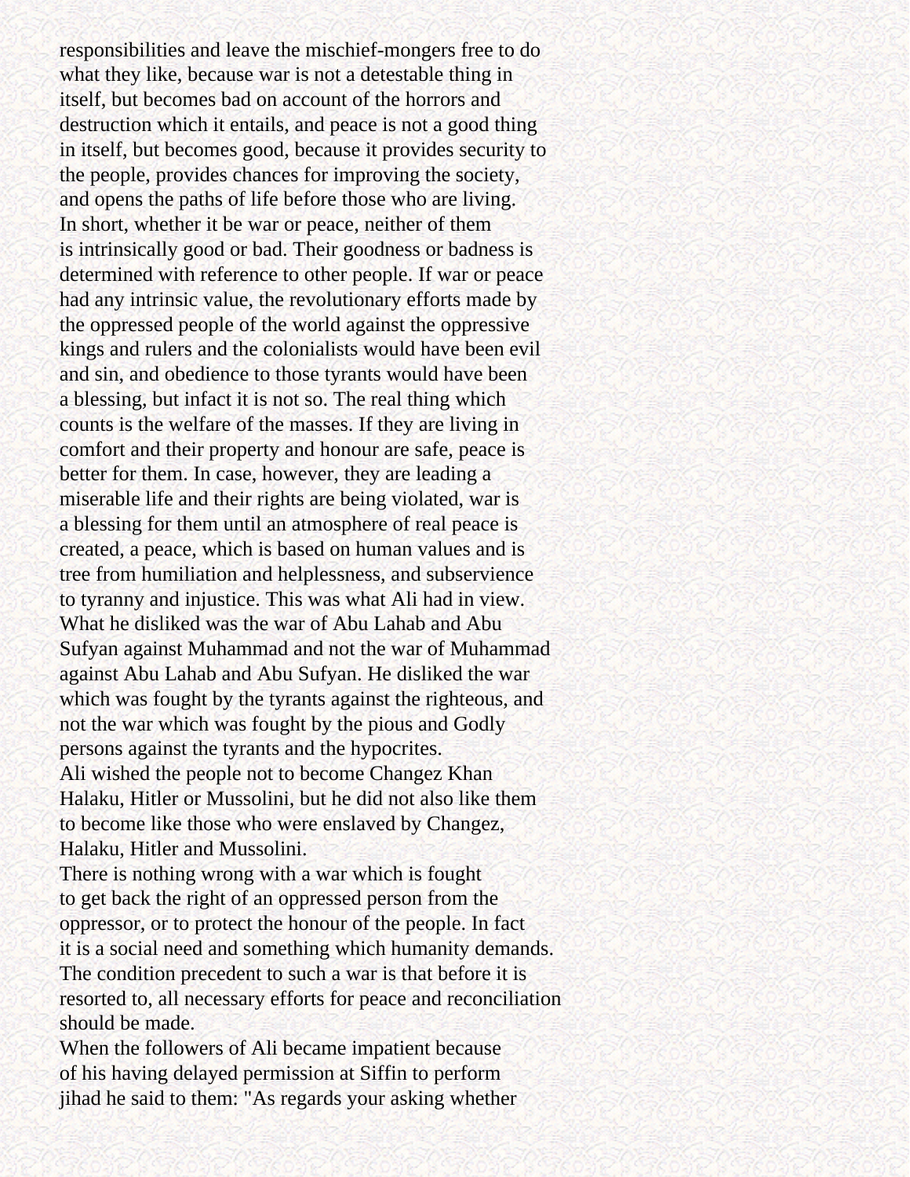responsibilities and leave the mischief-mongers free to do what they like, because war is not a detestable thing in itself, but becomes bad on account of the horrors and destruction which it entails, and peace is not a good thing in itself, but becomes good, because it provides security to the people, provides chances for improving the society, and opens the paths of life before those who are living.

In short, whether it be war or peace, neither of them is intrinsically good or bad. Their goodness or badness is determined with reference to other people. If war or peace had any intrinsic value, the revolutionary efforts made by the oppressed people of the world against the oppressive kings and rulers and the colonialists would have been evil and sin, and obedience to those tyrants would have been a blessing, but infact it is not so. The real thing which counts is the welfare of the masses. If they are living in comfort and their property and honour are safe, peace is better for them. In case, however, they are leading a miserable life and their rights are being violated, war is a blessing for them until an atmosphere of real peace is created, a peace, which is based on human values and is tree from humiliation and helplessness, and subservience to tyranny and injustice. This was what Ali had in view. What he disliked was the war of Abu Lahab and Abu Sufyan against Muhammad and not the war of Muhammad against Abu Lahab and Abu Sufyan. He disliked the war which was fought by the tyrants against the righteous, and not the war which was fought by the pious and Godly persons against the tyrants and the hypocrites.

Ali wished the people not to become Changez Khan Halaku, Hitler or Mussolini, but he did not also like them to become like those who were enslaved by Changez, Halaku, Hitler and Mussolini.

There is nothing wrong with a war which is fought to get back the right of an oppressed person from the oppressor, or to protect the honour of the people. In fact it is a social need and something which humanity demands. The condition precedent to such a war is that before it is resorted to, all necessary efforts for peace and reconciliation should be made.

When the followers of Ali became impatient because of his having delayed permission at Siffin to perform jihad he said to them: "As regards your asking whether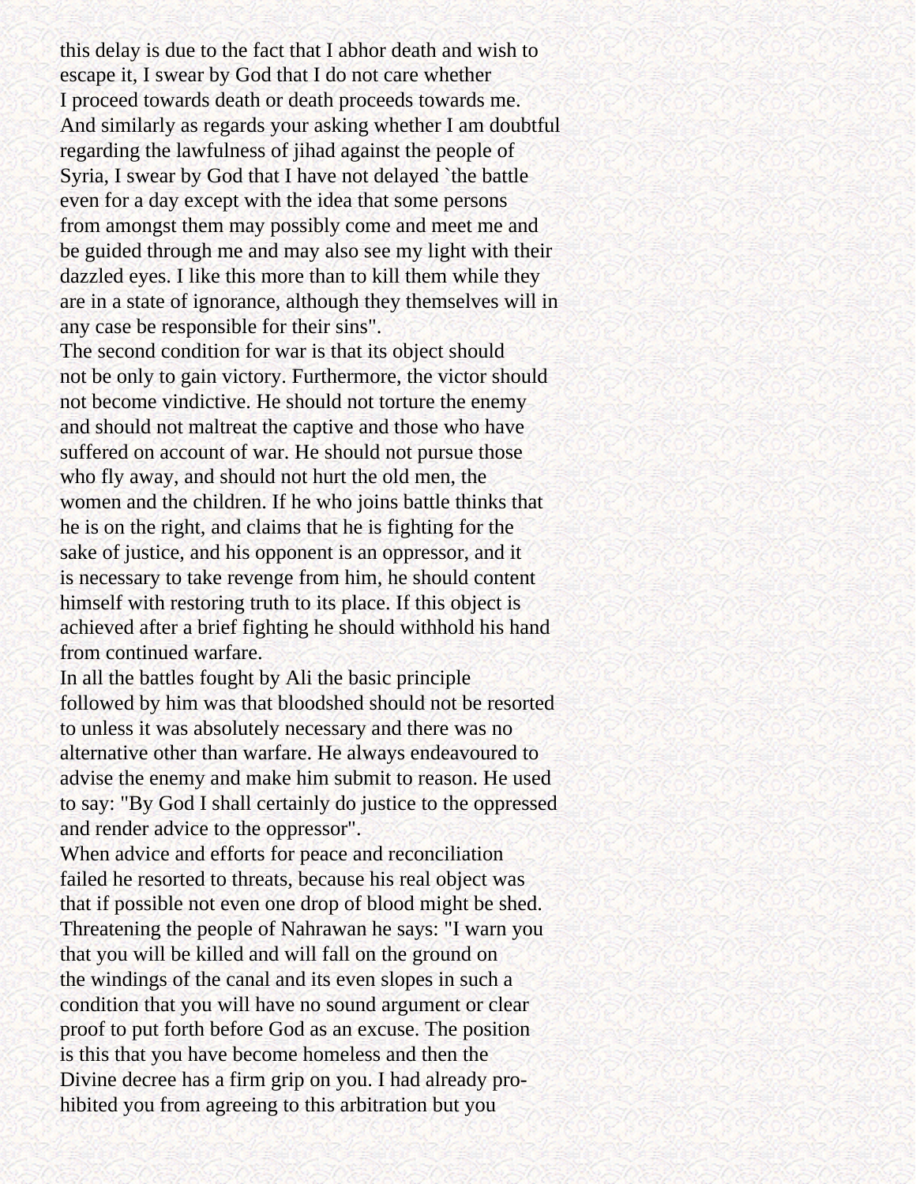this delay is due to the fact that I abhor death and wish to escape it, I swear by God that I do not care whether I proceed towards death or death proceeds towards me. And similarly as regards your asking whether I am doubtful regarding the lawfulness of jihad against the people of Syria, I swear by God that I have not delayed `the battle even for a day except with the idea that some persons from amongst them may possibly come and meet me and be guided through me and may also see my light with their dazzled eyes. I like this more than to kill them while they are in a state of ignorance, although they themselves will in any case be responsible for their sins".

The second condition for war is that its object should not be only to gain victory. Furthermore, the victor should not become vindictive. He should not torture the enemy and should not maltreat the captive and those who have suffered on account of war. He should not pursue those who fly away, and should not hurt the old men, the women and the children. If he who joins battle thinks that he is on the right, and claims that he is fighting for the sake of justice, and his opponent is an oppressor, and it is necessary to take revenge from him, he should content himself with restoring truth to its place. If this object is achieved after a brief fighting he should withhold his hand from continued warfare.

In all the battles fought by Ali the basic principle followed by him was that bloodshed should not be resorted to unless it was absolutely necessary and there was no alternative other than warfare. He always endeavoured to advise the enemy and make him submit to reason. He used to say: "By God I shall certainly do justice to the oppressed and render advice to the oppressor".

When advice and efforts for peace and reconciliation failed he resorted to threats, because his real object was that if possible not even one drop of blood might be shed. Threatening the people of Nahrawan he says: "I warn you that you will be killed and will fall on the ground on the windings of the canal and its even slopes in such a condition that you will have no sound argument or clear proof to put forth before God as an excuse. The position is this that you have become homeless and then the Divine decree has a firm grip on you. I had already prohibited you from agreeing to this arbitration but you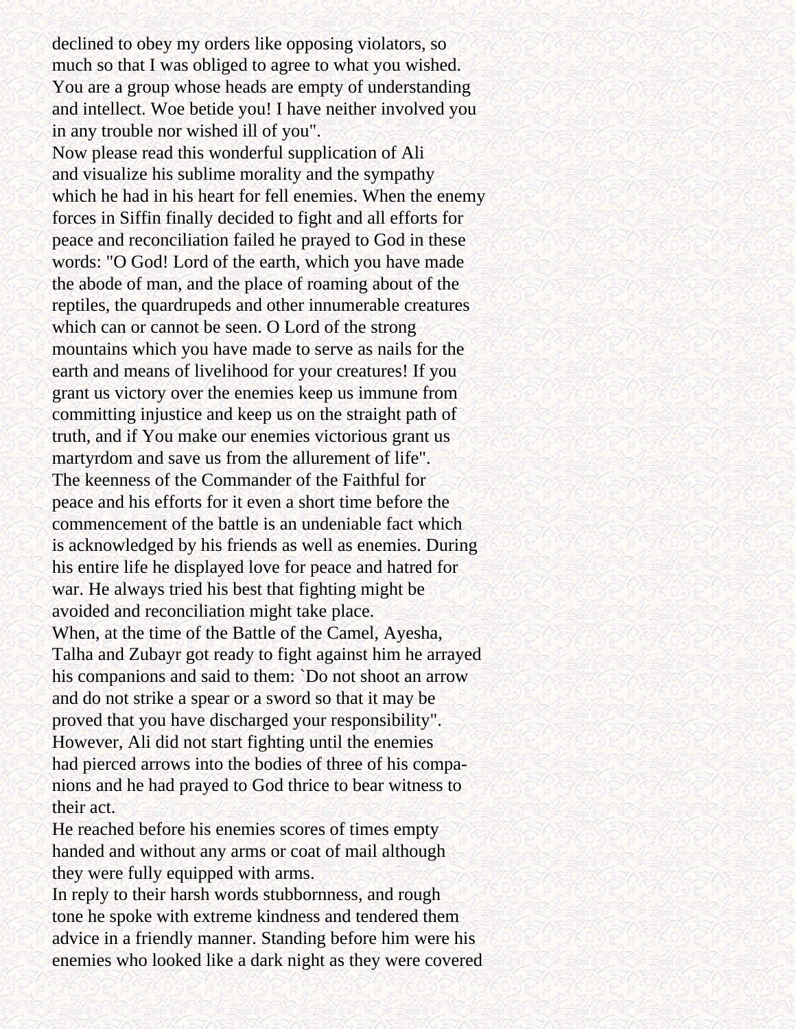declined to obey my orders like opposing violators, so much so that I was obliged to agree to what you wished. You are a group whose heads are empty of understanding and intellect. Woe betide you! I have neither involved you in any trouble nor wished ill of you".

Now please read this wonderful supplication of Ali and visualize his sublime morality and the sympathy which he had in his heart for fell enemies. When the enemy forces in Siffin finally decided to fight and all efforts for peace and reconciliation failed he prayed to God in these words: "O God! Lord of the earth, which you have made the abode of man, and the place of roaming about of the reptiles, the quardrupeds and other innumerable creatures which can or cannot be seen. O Lord of the strong mountains which you have made to serve as nails for the earth and means of livelihood for your creatures! If you grant us victory over the enemies keep us immune from committing injustice and keep us on the straight path of truth, and if You make our enemies victorious grant us martyrdom and save us from the allurement of life".

The keenness of the Commander of the Faithful for peace and his efforts for it even a short time before the commencement of the battle is an undeniable fact which is acknowledged by his friends as well as enemies. During his entire life he displayed love for peace and hatred for war. He always tried his best that fighting might be avoided and reconciliation might take place.

When, at the time of the Battle of the Camel, Ayesha, Talha and Zubayr got ready to fight against him he arrayed his companions and said to them: `Do not shoot an arrow and do not strike a spear or a sword so that it may be proved that you have discharged your responsibility". However, Ali did not start fighting until the enemies had pierced arrows into the bodies of three of his companions and he had prayed to God thrice to bear witness to their act.

He reached before his enemies scores of times empty handed and without any arms or coat of mail although they were fully equipped with arms.

In reply to their harsh words stubbornness, and rough tone he spoke with extreme kindness and tendered them advice in a friendly manner. Standing before him were his enemies who looked like a dark night as they were covered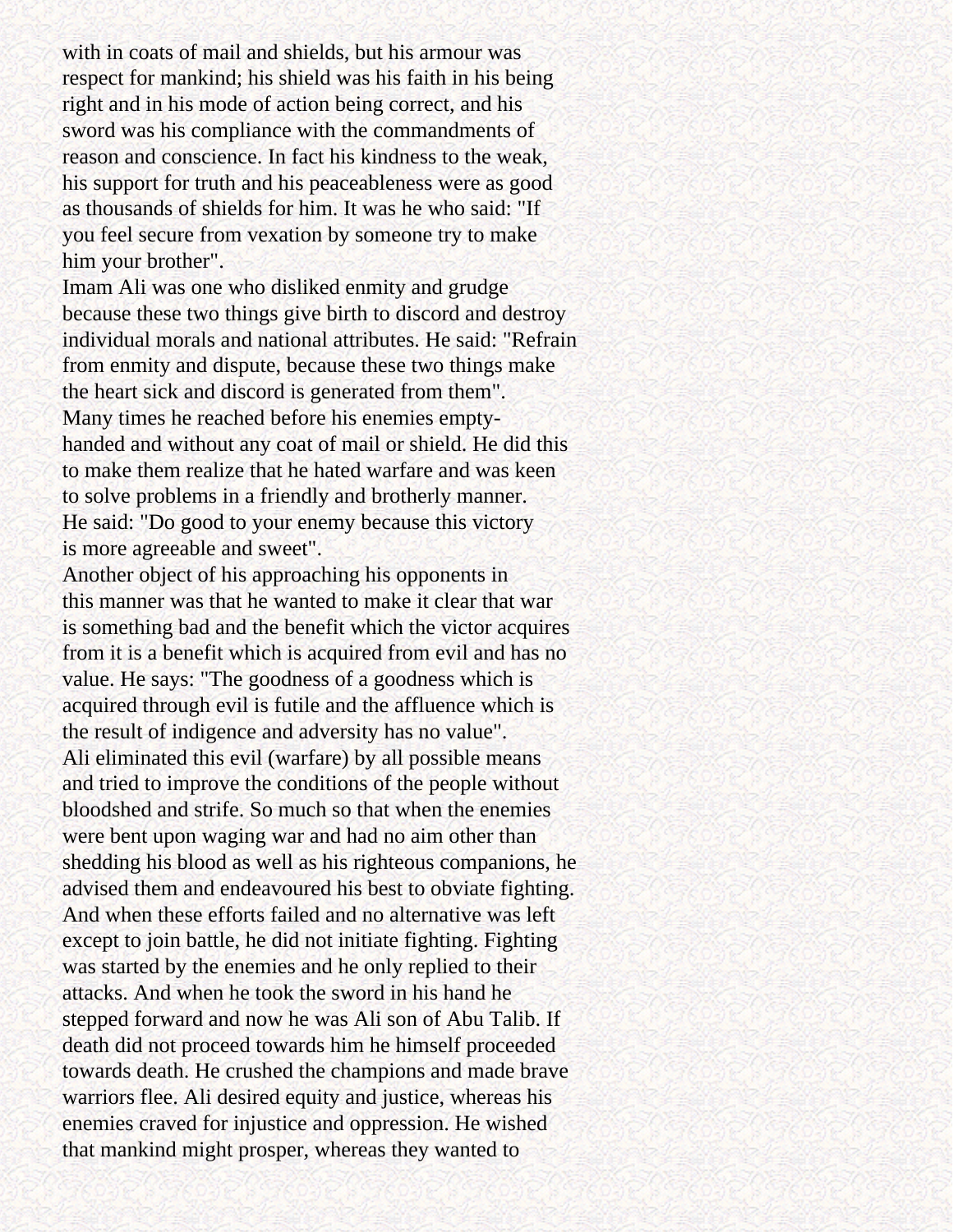with in coats of mail and shields, but his armour was respect for mankind; his shield was his faith in his being right and in his mode of action being correct, and his sword was his compliance with the commandments of reason and conscience. In fact his kindness to the weak, his support for truth and his peaceableness were as good as thousands of shields for him. It was he who said: "If you feel secure from vexation by someone try to make him your brother".

Imam Ali was one who disliked enmity and grudge because these two things give birth to discord and destroy individual morals and national attributes. He said: "Refrain from enmity and dispute, because these two things make the heart sick and discord is generated from them".

Many times he reached before his enemies empty-handed and without any coat of mail or shield. He did this to make them realize that he hated warfare and was keen to solve problems in a friendly and brotherly manner. He said: "Do good to your enemy because this victory is more agreeable and sweet".

Another object of his approaching his opponents in this manner was that he wanted to make it clear that war is something bad and the benefit which the victor acquires from it is a benefit which is acquired from evil and has no value. He says: "The goodness of a goodness which is acquired through evil is futile and the affluence which is the result of indigence and adversity has no value".

Ali eliminated this evil (warfare) by all possible means and tried to improve the conditions of the people without bloodshed and strife. So much so that when the enemies were bent upon waging war and had no aim other than shedding his blood as well as his righteous companions, he advised them and endeavoured his best to obviate fighting. And when these efforts failed and no alternative was left except to join battle, he did not initiate fighting. Fighting was started by the enemies and he only replied to their attacks. And when he took the sword in his hand he stepped forward and now he was Ali son of Abu Talib. If death did not proceed towards him he himself proceeded towards death. He crushed the champions and made brave warriors flee. Ali desired equity and justice, whereas his enemies craved for injustice and oppression. He wished that mankind might prosper, whereas they wanted to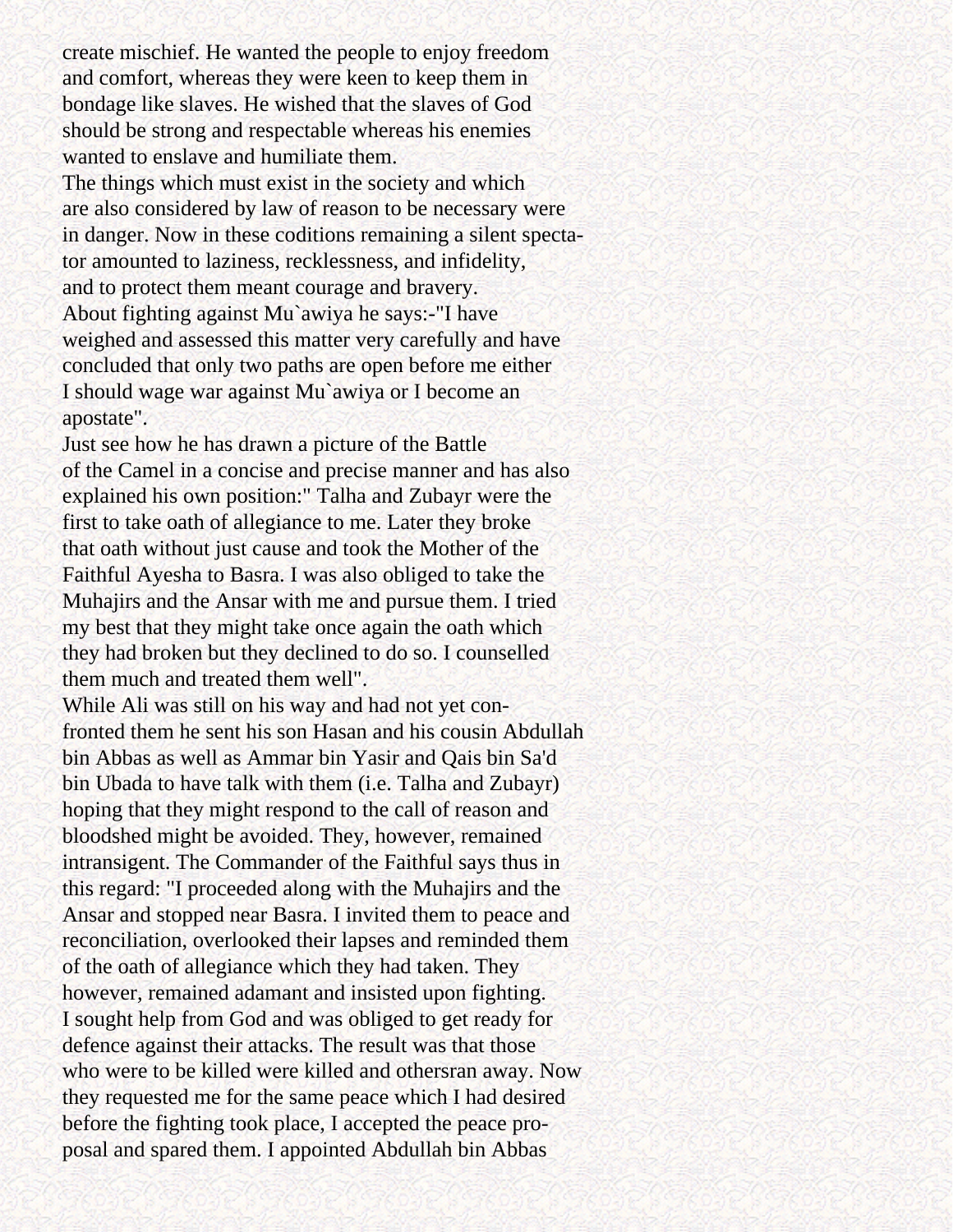create mischief. He wanted the people to enjoy freedom and comfort, whereas they were keen to keep them in bondage like slaves. He wished that the slaves of God should be strong and respectable whereas his enemies wanted to enslave and humiliate them.

The things which must exist in the society and which are also considered by law of reason to be necessary were in danger. Now in these coditions remaining a silent spectator amounted to laziness, recklessness, and infidelity, and to protect them meant courage and bravery.

About fighting against Mu`awiya he says:-"I have weighed and assessed this matter very carefully and have concluded that only two paths are open before me either I should wage war against Mu`awiya or I become an apostate".

Just see how he has drawn a picture of the Battle of the Camel in a concise and precise manner and has also explained his own position:" Talha and Zubayr were the first to take oath of allegiance to me. Later they broke that oath without just cause and took the Mother of the Faithful Ayesha to Basra. I was also obliged to take the Muhajirs and the Ansar with me and pursue them. I tried my best that they might take once again the oath which they had broken but they declined to do so. I counselled them much and treated them well".

While Ali was still on his way and had not yet confronted them he sent his son Hasan and his cousin Abdullah bin Abbas as well as Ammar bin Yasir and Qais bin Sa'd bin Ubada to have talk with them (i.e. Talha and Zubayr) hoping that they might respond to the call of reason and bloodshed might be avoided. They, however, remained intransigent. The Commander of the Faithful says thus in this regard: "I proceeded along with the Muhajirs and the Ansar and stopped near Basra. I invited them to peace and reconciliation, overlooked their lapses and reminded them of the oath of allegiance which they had taken. They however, remained adamant and insisted upon fighting. I sought help from God and was obliged to get ready for defence against their attacks. The result was that those who were to be killed were killed and othersran away. Now they requested me for the same peace which I had desired before the fighting took place, I accepted the peace proposal and spared them. I appointed Abdullah bin Abbas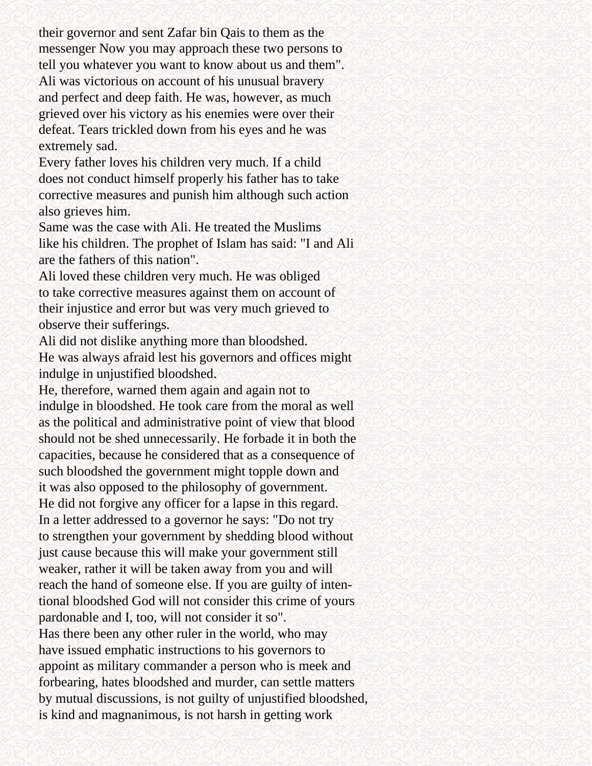their governor and sent Zafar bin Qais to them as the messenger Now you may approach these two persons to tell you whatever you want to know about us and them".

Ali was victorious on account of his unusual bravery and perfect and deep faith. He was, however, as much grieved over his victory as his enemies were over their defeat. Tears trickled down from his eyes and he was extremely sad.

Every father loves his children very much. If a child does not conduct himself properly his father has to take corrective measures and punish him although such action also grieves him.

Same was the case with Ali. He treated the Muslims like his children. The prophet of Islam has said: "I and Ali are the fathers of this nation".

Ali loved these children very much. He was obliged to take corrective measures against them on account of their injustice and error but was very much grieved to observe their sufferings.

Ali did not dislike anything more than bloodshed. He was always afraid lest his governors and offices might indulge in unjustified bloodshed.

He, therefore, warned them again and again not to indulge in bloodshed. He took care from the moral as well as the political and administrative point of view that blood should not be shed unnecessarily. He forbade it in both the capacities, because he considered that as a consequence of such bloodshed the government might topple down and it was also opposed to the philosophy of government. He did not forgive any officer for a lapse in this regard.

In a letter addressed to a governor he says: "Do not try to strengthen your government by shedding blood without just cause because this will make your government still weaker, rather it will be taken away from you and will reach the hand of someone else. If you are guilty of intentional bloodshed God will not consider this crime of yours pardonable and I, too, will not consider it so".

Has there been any other ruler in the world, who may have issued emphatic instructions to his governors to appoint as military commander a person who is meek and forbearing, hates bloodshed and murder, can settle matters by mutual discussions, is not guilty of unjustified bloodshed, is kind and magnanimous, is not harsh in getting work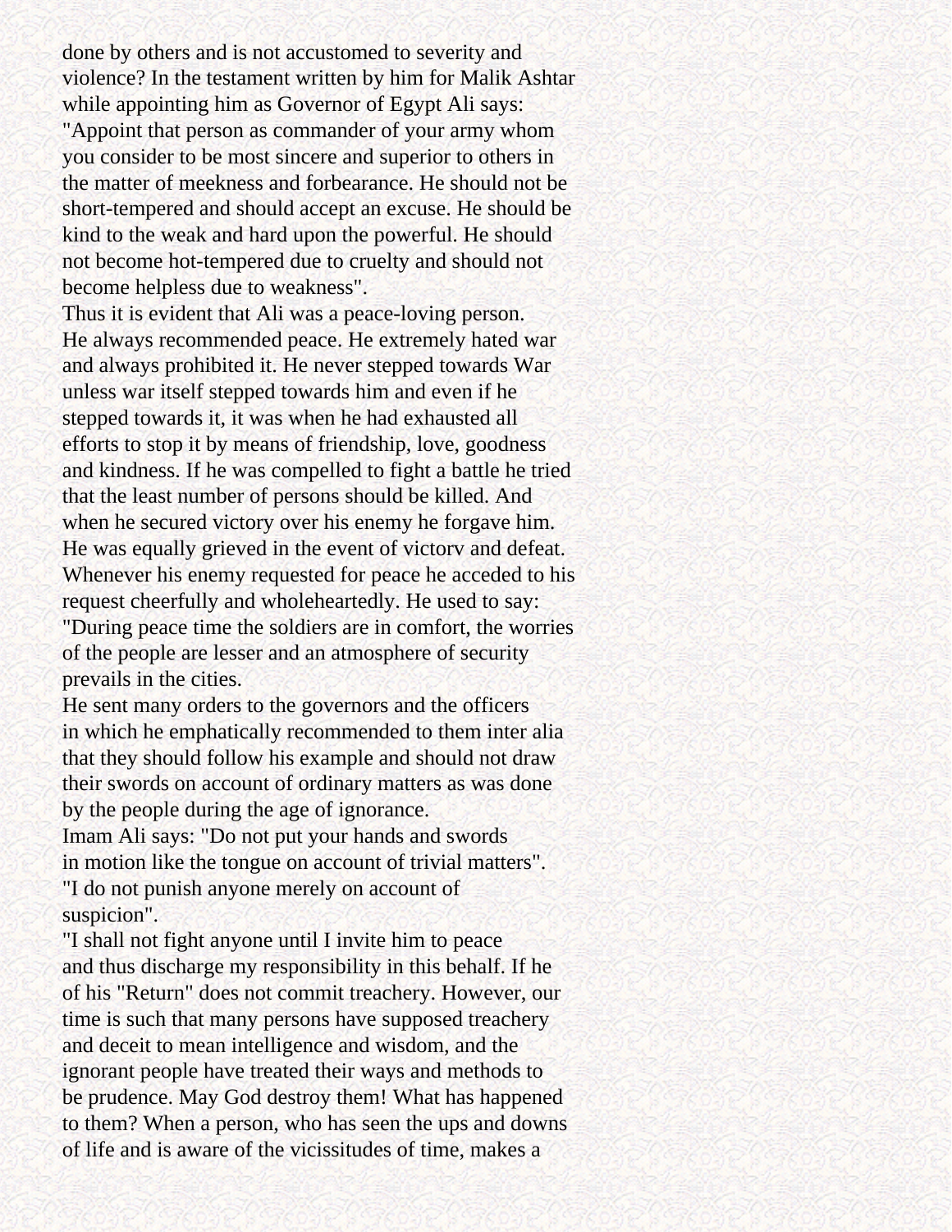done by others and is not accustomed to severity and violence? In the testament written by him for Malik Ashtar while appointing him as Governor of Egypt Ali says: "Appoint that person as commander of your army whom you consider to be most sincere and superior to others in the matter of meekness and forbearance. He should not be short-tempered and should accept an excuse. He should be kind to the weak and hard upon the powerful. He should not become hot-tempered due to cruelty and should not become helpless due to weakness".

Thus it is evident that Ali was a peace-loving person. He always recommended peace. He extremely hated war and always prohibited it. He never stepped towards War unless war itself stepped towards him and even if he stepped towards it, it was when he had exhausted all efforts to stop it by means of friendship, love, goodness and kindness. If he was compelled to fight a battle he tried that the least number of persons should be killed. And when he secured victory over his enemy he forgave him. He was equally grieved in the event of victorv and defeat. Whenever his enemy requested for peace he acceded to his request cheerfully and wholeheartedly. He used to say: "During peace time the soldiers are in comfort, the worries of the people are lesser and an atmosphere of security prevails in the cities.

He sent many orders to the governors and the officers in which he emphatically recommended to them inter alia that they should follow his example and should not draw their swords on account of ordinary matters as was done by the people during the age of ignorance.

Imam Ali says: "Do not put your hands and swords in motion like the tongue on account of trivial matters".

"I do not punish anyone merely on account of suspicion".

"I shall not fight anyone until I invite him to peace and thus discharge my responsibility in this behalf. If he of his "Return" does not commit treachery. However, our time is such that many persons have supposed treachery and deceit to mean intelligence and wisdom, and the ignorant people have treated their ways and methods to be prudence. May God destroy them! What has happened to them? When a person, who has seen the ups and downs of life and is aware of the vicissitudes of time, makes a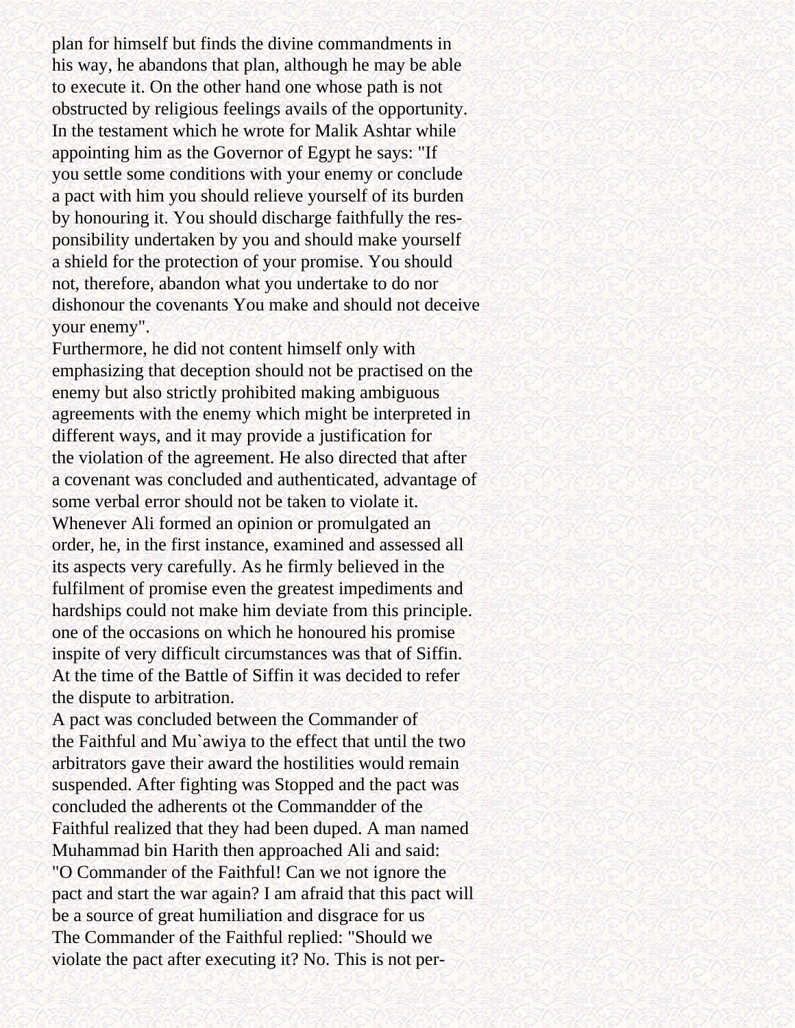plan for himself but finds the divine commandments in his way, he abandons that plan, although he may be able to execute it. On the other hand one whose path is not obstructed by religious feelings avails of the opportunity. In the testament which he wrote for Malik Ashtar while appointing him as the Governor of Egypt he says: "If you settle some conditions with your enemy or conclude a pact with him you should relieve yourself of its burden by honouring it. You should discharge faithfully the responsibility undertaken by you and should make yourself a shield for the protection of your promise. You should not, therefore, abandon what you undertake to do nor dishonour the covenants You make and should not deceive your enemy".

Furthermore, he did not content himself only with emphasizing that deception should not be practised on the enemy but also strictly prohibited making ambiguous agreements with the enemy which might be interpreted in different ways, and it may provide a justification for the violation of the agreement. He also directed that after a covenant was concluded and authenticated, advantage of some verbal error should not be taken to violate it.

Whenever Ali formed an opinion or promulgated an order, he, in the first instance, examined and assessed all its aspects very carefully. As he firmly believed in the fulfilment of promise even the greatest impediments and hardships could not make him deviate from this principle. one of the occasions on which he honoured his promise inspite of very difficult circumstances was that of Siffin. At the time of the Battle of Siffin it was decided to refer the dispute to arbitration.

A pact was concluded between the Commander of the Faithful and Mu`awiya to the effect that until the two arbitrators gave their award the hostilities would remain suspended. After fighting was Stopped and the pact was concluded the adherents ot the Commandder of the Faithful realized that they had been duped. A man named Muhammad bin Harith then approached Ali and said: "O Commander of the Faithful! Can we not ignore the pact and start the war again? I am afraid that this pact will be a source of great humiliation and disgrace for us

The Commander of the Faithful replied: "Should we violate the pact after executing it? No. This is not per-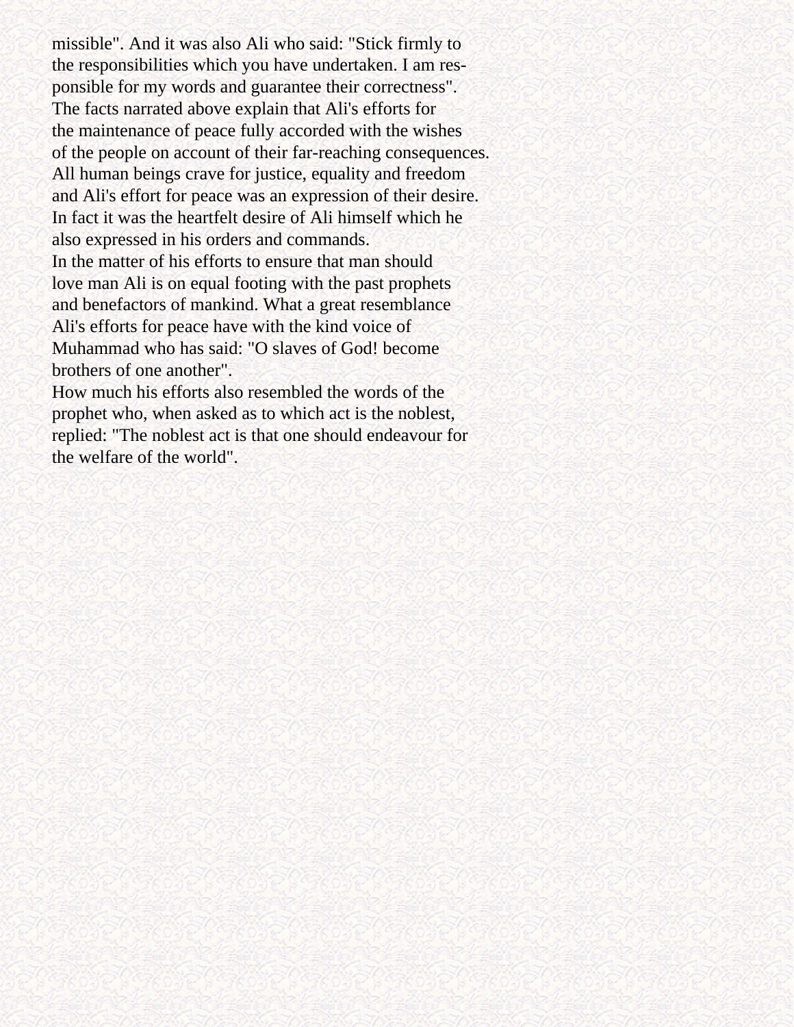missible". And it was also Ali who said: "Stick firmly to the responsibilities which you have undertaken. I am responsible for my words and guarantee their correctness".

The facts narrated above explain that Ali's efforts for the maintenance of peace fully accorded with the wishes of the people on account of their far-reaching consequences. All human beings crave for justice, equality and freedom and Ali's effort for peace was an expression of their desire. In fact it was the heartfelt desire of Ali himself which he also expressed in his orders and commands.

In the matter of his efforts to ensure that man should love man Ali is on equal footing with the past prophets and benefactors of mankind. What a great resemblance Ali's efforts for peace have with the kind voice of Muhammad who has said: "O slaves of God! become brothers of one another".

How much his efforts also resembled the words of the prophet who, when asked as to which act is the noblest, replied: "The noblest act is that one should endeavour for the welfare of the world".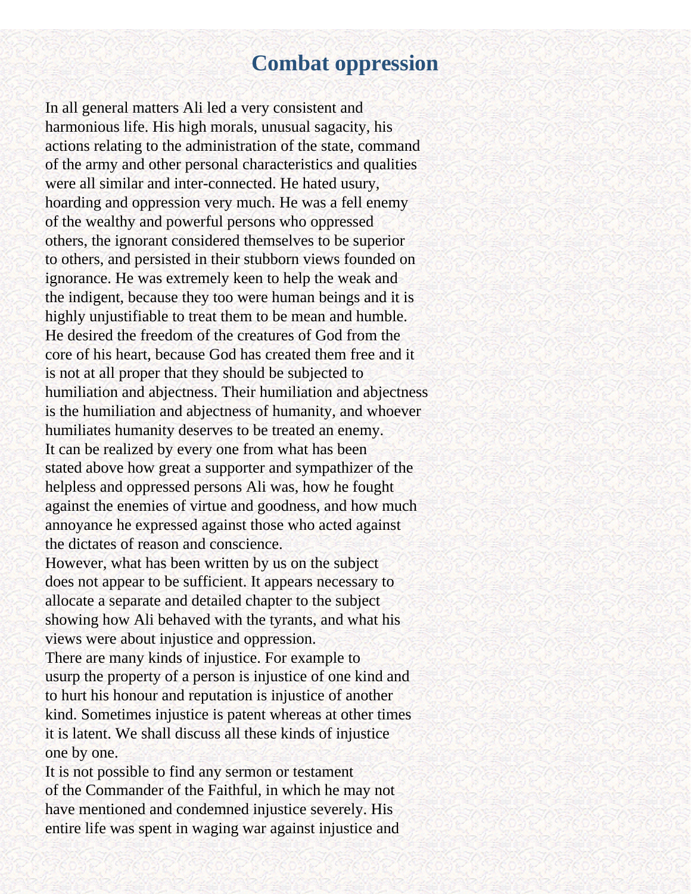# Combat oppression

In all general matters Ali led a very consistent and harmonious life. His high morals, unusual sagacity, his actions relating to the administration of the state, command of the army and other personal characteristics and qualities were all similar and inter-connected. He hated usury, hoarding and oppression very much. He was a fell enemy of the wealthy and powerful persons who oppressed others, the ignorant considered themselves to be superior to others, and persisted in their stubborn views founded on ignorance. He was extremely keen to help the weak and the indigent, because they too were human beings and it is highly unjustifiable to treat them to be mean and humble. He desired the freedom of the creatures of God from the core of his heart, because God has created them free and it is not at all proper that they should be subjected to humiliation and abjectness. Their humiliation and abjectness is the humiliation and abjectness of humanity, and whoever humiliates humanity deserves to be treated an enemy.

It can be realized by every one from what has been stated above how great a supporter and sympathizer of the helpless and oppressed persons Ali was, how he fought against the enemies of virtue and goodness, and how much annoyance he expressed against those who acted against the dictates of reason and conscience.

However, what has been written by us on the subject does not appear to be sufficient. It appears necessary to allocate a separate and detailed chapter to the subject showing how Ali behaved with the tyrants, and what his views were about injustice and oppression.

There are many kinds of injustice. For example to usurp the property of a person is injustice of one kind and to hurt his honour and reputation is injustice of another kind. Sometimes injustice is patent whereas at other times it is latent. We shall discuss all these kinds of injustice one by one.

It is not possible to find any sermon or testament of the Commander of the Faithful, in which he may not have mentioned and condemned injustice severely. His entire life was spent in waging war against injustice and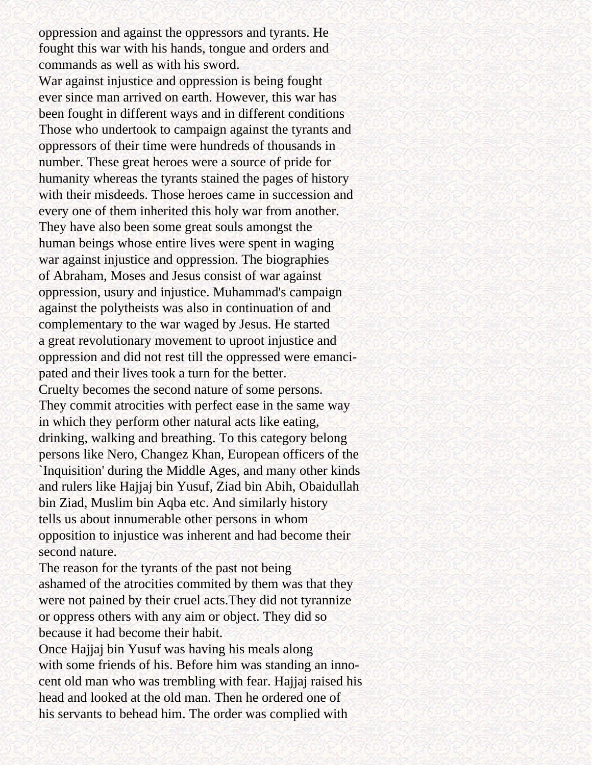oppression and against the oppressors and tyrants. He fought this war with his hands, tongue and orders and commands as well as with his sword.

War against injustice and oppression is being fought ever since man arrived on earth. However, this war has been fought in different ways and in different conditions Those who undertook to campaign against the tyrants and oppressors of their time were hundreds of thousands in number. These great heroes were a source of pride for humanity whereas the tyrants stained the pages of history with their misdeeds. Those heroes came in succession and every one of them inherited this holy war from another. They have also been some great souls amongst the human beings whose entire lives were spent in waging war against injustice and oppression. The biographies of Abraham, Moses and Jesus consist of war against oppression, usury and injustice. Muhammad's campaign against the polytheists was also in continuation of and complementary to the war waged by Jesus. He started a great revolutionary movement to uproot injustice and oppression and did not rest till the oppressed were emancipated and their lives took a turn for the better.

Cruelty becomes the second nature of some persons. They commit atrocities with perfect ease in the same way in which they perform other natural acts like eating, drinking, walking and breathing. To this category belong persons like Nero, Changez Khan, European officers of the `Inquisition' during the Middle Ages, and many other kinds and rulers like Hajjaj bin Yusuf, Ziad bin Abih, Obaidullah bin Ziad, Muslim bin Aqba etc. And similarly history tells us about innumerable other persons in whom opposition to injustice was inherent and had become their second nature.

The reason for the tyrants of the past not being ashamed of the atrocities commited by them was that they were not pained by their cruel acts.They did not tyrannize or oppress others with any aim or object. They did so because it had become their habit.

Once Hajjaj bin Yusuf was having his meals along with some friends of his. Before him was standing an innocent old man who was trembling with fear. Hajjaj raised his head and looked at the old man. Then he ordered one of his servants to behead him. The order was complied with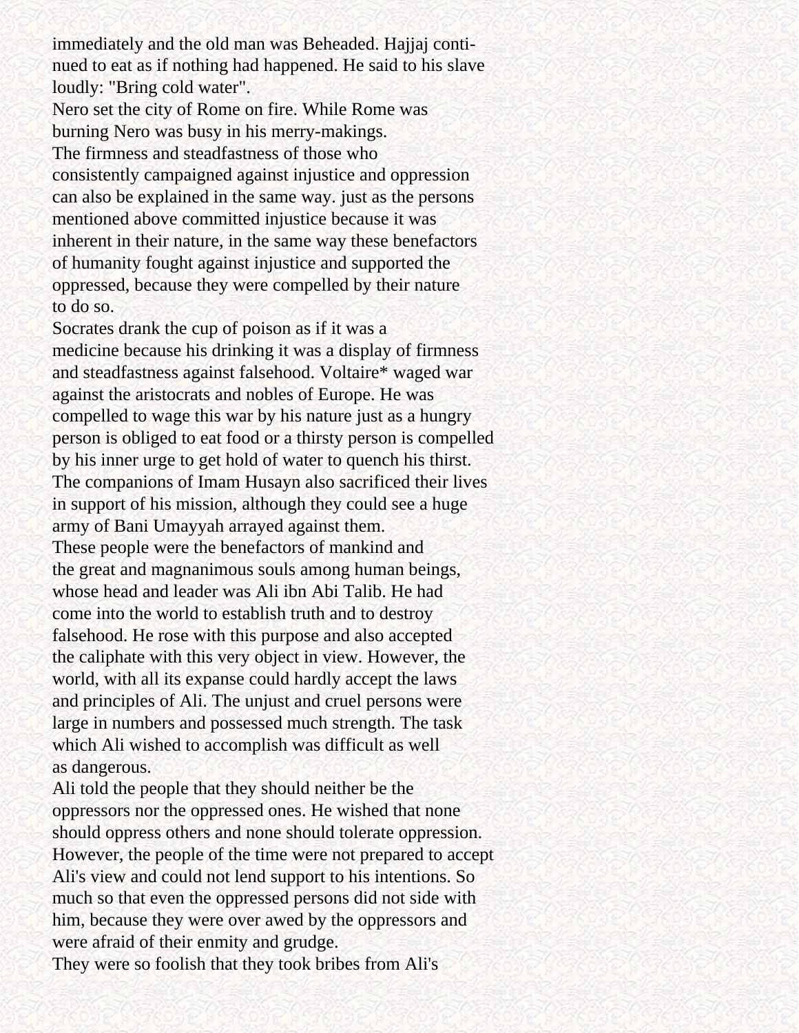immediately and the old man was Beheaded. Hajjaj continued to eat as if nothing had happened. He said to his slave loudly: "Bring cold water".

Nero set the city of Rome on fire. While Rome was burning Nero was busy in his merry-makings.

The firmness and steadfastness of those who consistently campaigned against injustice and oppression can also be explained in the same way. just as the persons mentioned above committed injustice because it was inherent in their nature, in the same way these benefactors of humanity fought against injustice and supported the oppressed, because they were compelled by their nature to do so.

Socrates drank the cup of poison as if it was a medicine because his drinking it was a display of firmness and steadfastness against falsehood. Voltaire* waged war against the aristocrats and nobles of Europe. He was compelled to wage this war by his nature just as a hungry person is obliged to eat food or a thirsty person is compelled by his inner urge to get hold of water to quench his thirst. The companions of Imam Husayn also sacrificed their lives in support of his mission, although they could see a huge army of Bani Umayyah arrayed against them.

These people were the benefactors of mankind and the great and magnanimous souls among human beings, whose head and leader was Ali ibn Abi Talib. He had come into the world to establish truth and to destroy falsehood. He rose with this purpose and also accepted the caliphate with this very object in view. However, the world, with all its expanse could hardly accept the laws and principles of Ali. The unjust and cruel persons were large in numbers and possessed much strength. The task which Ali wished to accomplish was difficult as well as dangerous.

Ali told the people that they should neither be the oppressors nor the oppressed ones. He wished that none should oppress others and none should tolerate oppression. However, the people of the time were not prepared to accept Ali's view and could not lend support to his intentions. So much so that even the oppressed persons did not side with him, because they were over awed by the oppressors and were afraid of their enmity and grudge.

They were so foolish that they took bribes from Ali's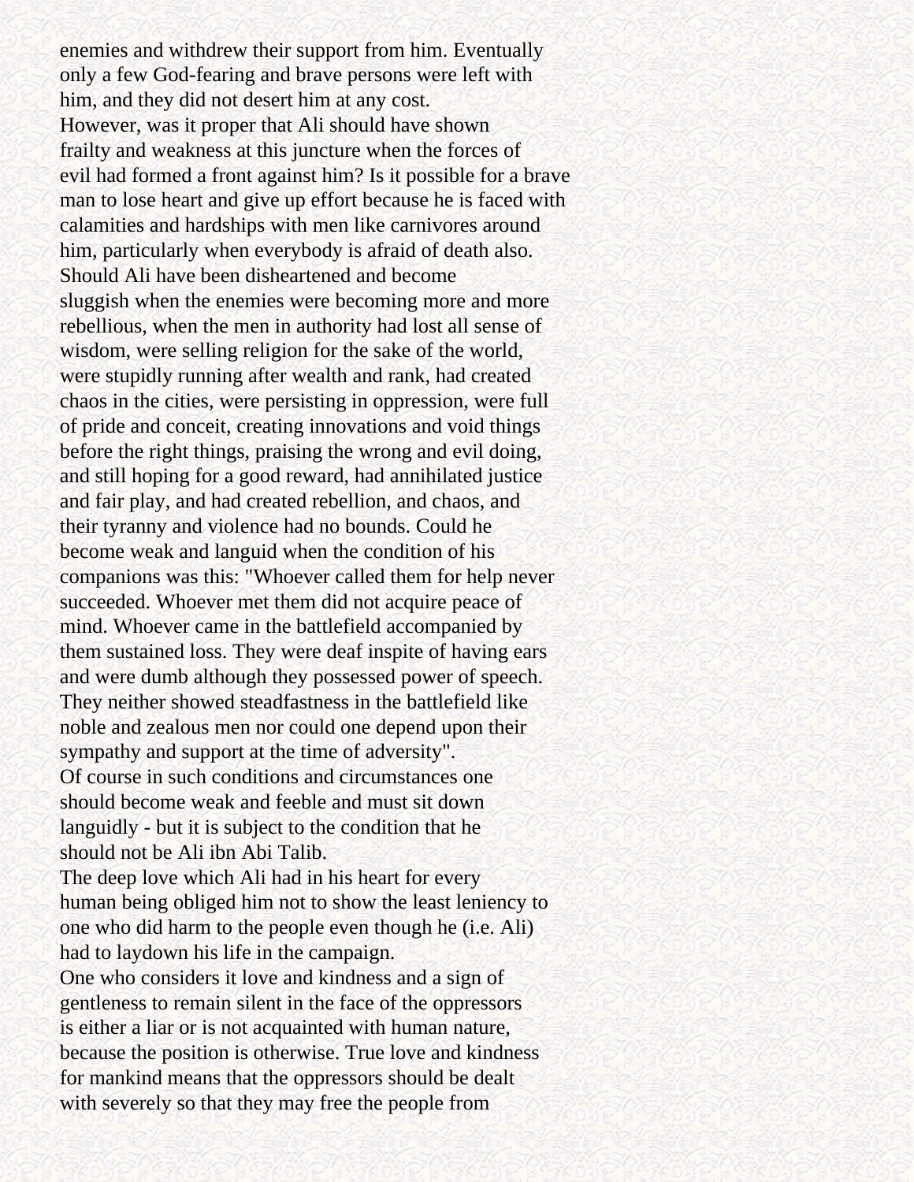enemies and withdrew their support from him. Eventually only a few God-fearing and brave persons were left with him, and they did not desert him at any cost.

However, was it proper that Ali should have shown frailty and weakness at this juncture when the forces of evil had formed a front against him? Is it possible for a brave man to lose heart and give up effort because he is faced with calamities and hardships with men like carnivores around him, particularly when everybody is afraid of death also.

Should Ali have been disheartened and become sluggish when the enemies were becoming more and more rebellious, when the men in authority had lost all sense of wisdom, were selling religion for the sake of the world, were stupidly running after wealth and rank, had created chaos in the cities, were persisting in oppression, were full of pride and conceit, creating innovations and void things before the right things, praising the wrong and evil doing, and still hoping for a good reward, had annihilated justice and fair play, and had created rebellion, and chaos, and their tyranny and violence had no bounds. Could he become weak and languid when the condition of his companions was this: "Whoever called them for help never succeeded. Whoever met them did not acquire peace of mind. Whoever came in the battlefield accompanied by them sustained loss. They were deaf inspite of having ears and were dumb although they possessed power of speech. They neither showed steadfastness in the battlefield like noble and zealous men nor could one depend upon their sympathy and support at the time of adversity".

Of course in such conditions and circumstances one should become weak and feeble and must sit down languidly - but it is subject to the condition that he should not be Ali ibn Abi Talib.

The deep love which Ali had in his heart for every human being obliged him not to show the least leniency to one who did harm to the people even though he (i.e. Ali) had to laydown his life in the campaign.

One who considers it love and kindness and a sign of gentleness to remain silent in the face of the oppressors is either a liar or is not acquainted with human nature, because the position is otherwise. True love and kindness for mankind means that the oppressors should be dealt with severely so that they may free the people from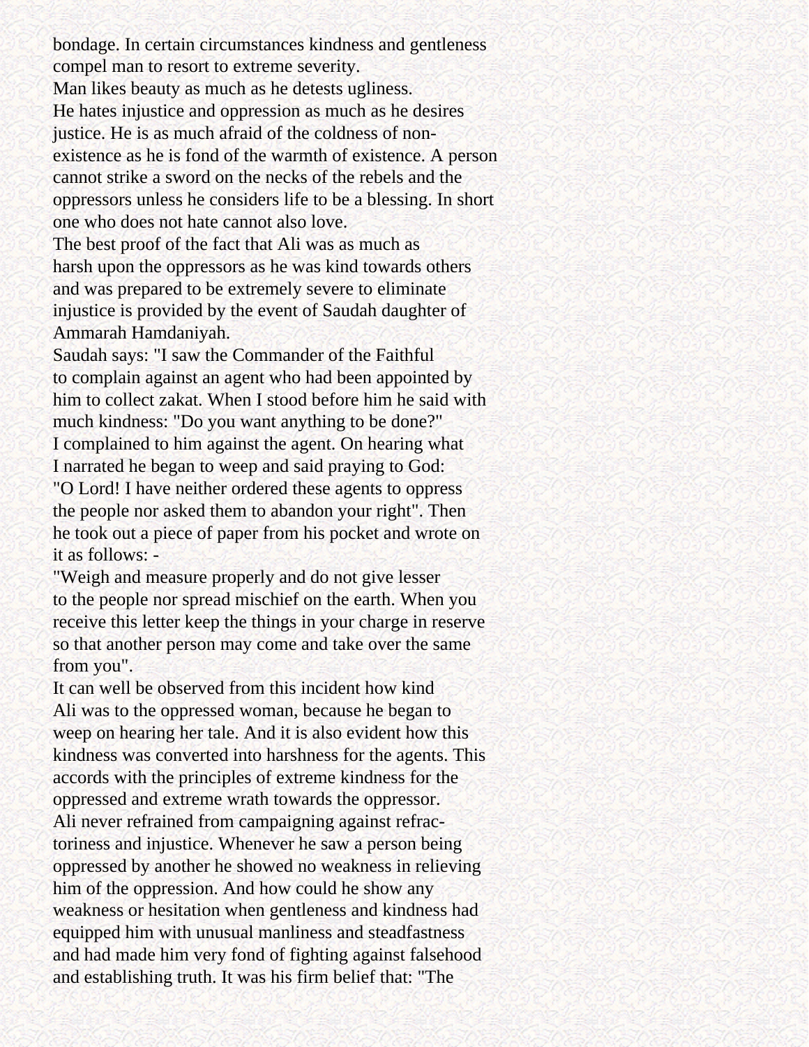bondage. In certain circumstances kindness and gentleness compel man to resort to extreme severity.

Man likes beauty as much as he detests ugliness.

He hates injustice and oppression as much as he desires justice. He is as much afraid of the coldness of non-existence as he is fond of the warmth of existence. A person cannot strike a sword on the necks of the rebels and the oppressors unless he considers life to be a blessing. In short one who does not hate cannot also love.

The best proof of the fact that Ali was as much as harsh upon the oppressors as he was kind towards others and was prepared to be extremely severe to eliminate injustice is provided by the event of Saudah daughter of Ammarah Hamdaniyah.

Saudah says: "I saw the Commander of the Faithful to complain against an agent who had been appointed by him to collect zakat. When I stood before him he said with much kindness: "Do you want anything to be done?"

I complained to him against the agent. On hearing what I narrated he began to weep and said praying to God: "O Lord! I have neither ordered these agents to oppress the people nor asked them to abandon your right". Then he took out a piece of paper from his pocket and wrote on it as follows: -

"Weigh and measure properly and do not give lesser to the people nor spread mischief on the earth. When you receive this letter keep the things in your charge in reserve so that another person may come and take over the same from you".

It can well be observed from this incident how kind Ali was to the oppressed woman, because he began to weep on hearing her tale. And it is also evident how this kindness was converted into harshness for the agents. This accords with the principles of extreme kindness for the oppressed and extreme wrath towards the oppressor.

Ali never refrained from campaigning against refractoriness and injustice. Whenever he saw a person being oppressed by another he showed no weakness in relieving him of the oppression. And how could he show any weakness or hesitation when gentleness and kindness had equipped him with unusual manliness and steadfastness and had made him very fond of fighting against falsehood and establishing truth. It was his firm belief that: "The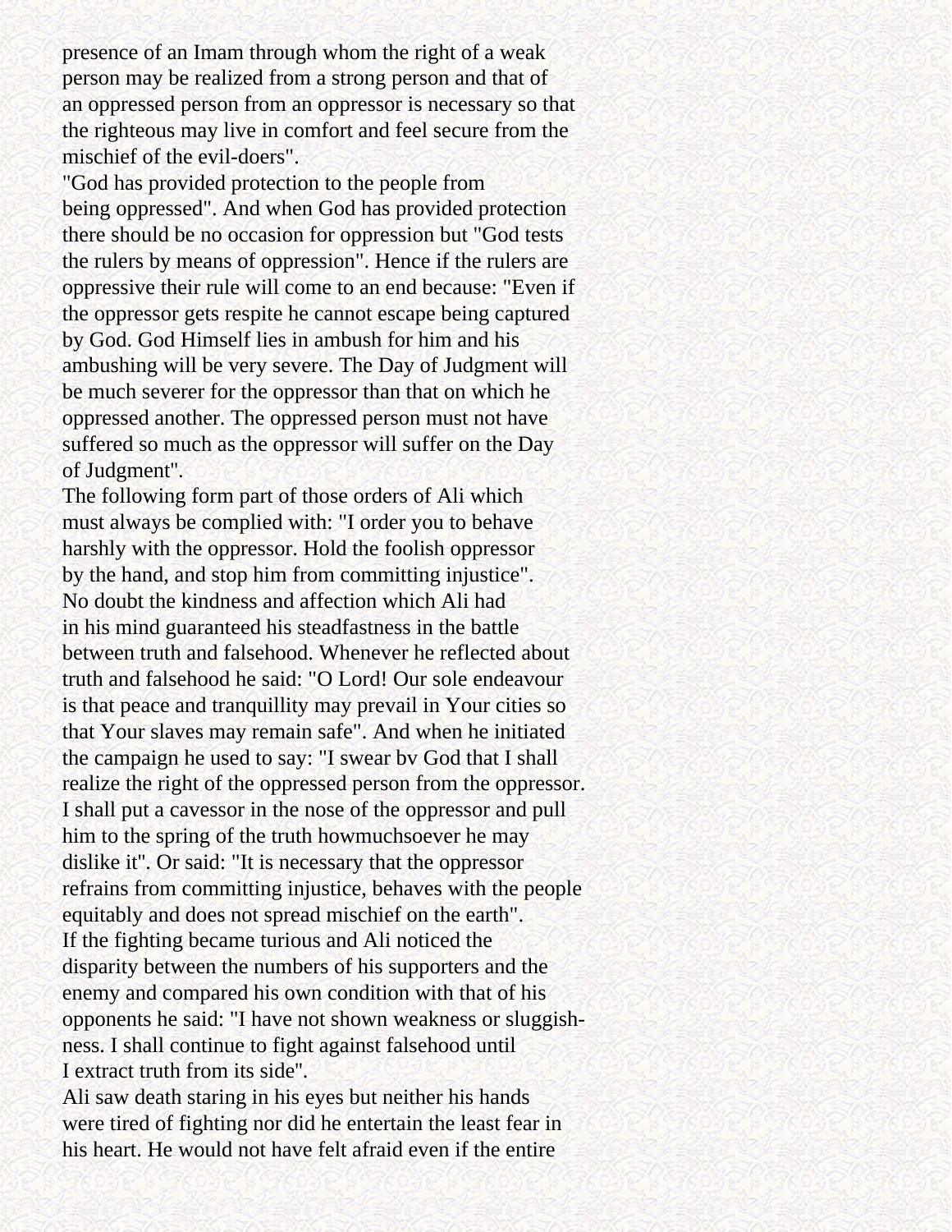presence of an Imam through whom the right of a weak person may be realized from a strong person and that of an oppressed person from an oppressor is necessary so that the righteous may live in comfort and feel secure from the mischief of the evil-doers".

"God has provided protection to the people from being oppressed". And when God has provided protection there should be no occasion for oppression but "God tests the rulers by means of oppression". Hence if the rulers are oppressive their rule will come to an end because: "Even if the oppressor gets respite he cannot escape being captured by God. God Himself lies in ambush for him and his ambushing will be very severe. The Day of Judgment will be much severer for the oppressor than that on which he oppressed another. The oppressed person must not have suffered so much as the oppressor will suffer on the Day of Judgment".

The following form part of those orders of Ali which must always be complied with: "I order you to behave harshly with the oppressor. Hold the foolish oppressor by the hand, and stop him from committing injustice".

No doubt the kindness and affection which Ali had in his mind guaranteed his steadfastness in the battle between truth and falsehood. Whenever he reflected about truth and falsehood he said: "O Lord! Our sole endeavour is that peace and tranquillity may prevail in Your cities so that Your slaves may remain safe". And when he initiated the campaign he used to say: "I swear bv God that I shall realize the right of the oppressed person from the oppressor. I shall put a cavessor in the nose of the oppressor and pull him to the spring of the truth howmuchsoever he may dislike it". Or said: "It is necessary that the oppressor refrains from committing injustice, behaves with the people equitably and does not spread mischief on the earth".

If the fighting became turious and Ali noticed the disparity between the numbers of his supporters and the enemy and compared his own condition with that of his opponents he said: "I have not shown weakness or sluggishness. I shall continue to fight against falsehood until I extract truth from its side".

Ali saw death staring in his eyes but neither his hands were tired of fighting nor did he entertain the least fear in his heart. He would not have felt afraid even if the entire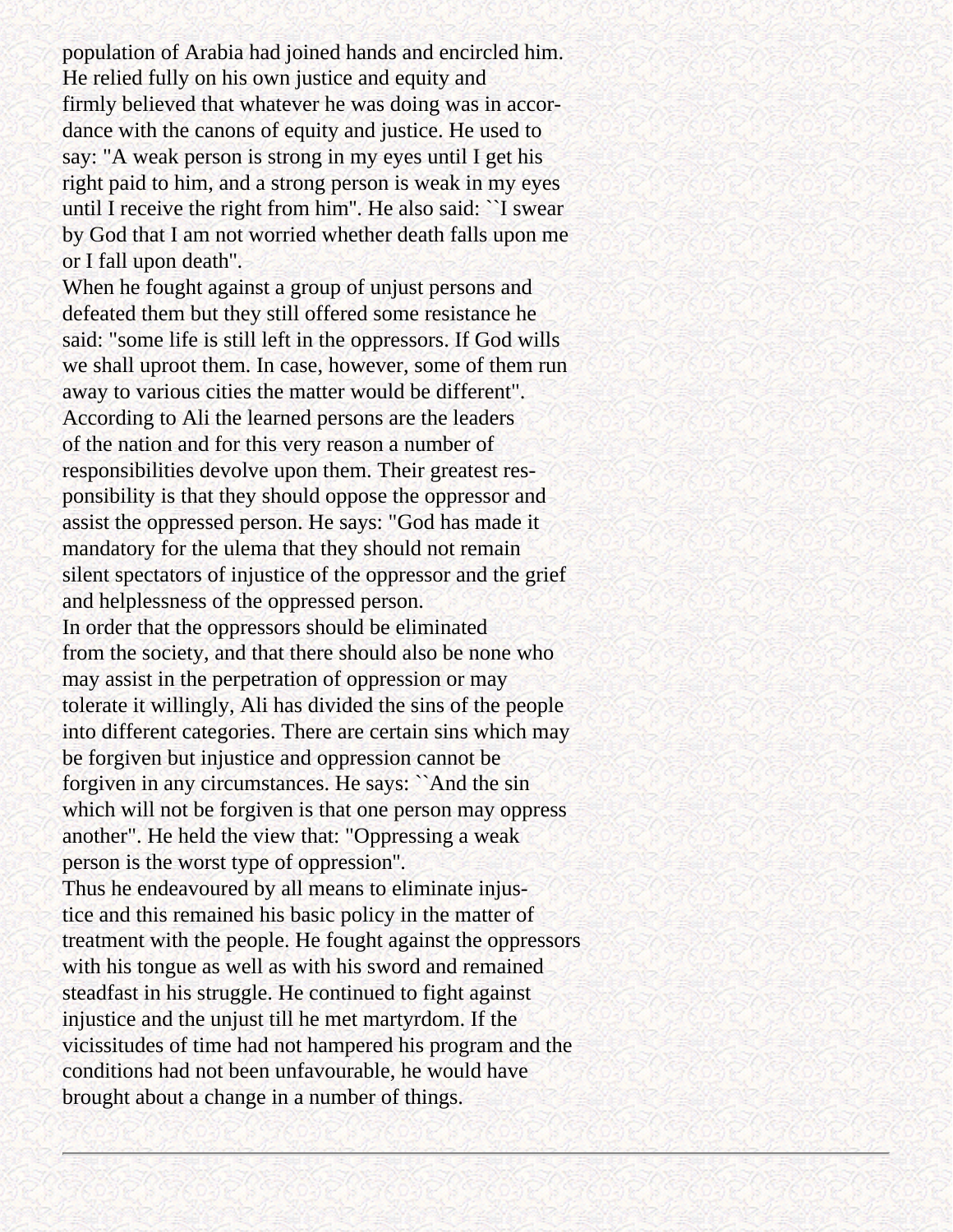population of Arabia had joined hands and encircled him. He relied fully on his own justice and equity and firmly believed that whatever he was doing was in accordance with the canons of equity and justice. He used to say: "A weak person is strong in my eyes until I get his right paid to him, and a strong person is weak in my eyes until I receive the right from him". He also said: ``I swear by God that I am not worried whether death falls upon me or I fall upon death".

When he fought against a group of unjust persons and defeated them but they still offered some resistance he said: "some life is still left in the oppressors. If God wills we shall uproot them. In case, however, some of them run away to various cities the matter would be different".

According to Ali the learned persons are the leaders of the nation and for this very reason a number of responsibilities devolve upon them. Their greatest responsibility is that they should oppose the oppressor and assist the oppressed person. He says: "God has made it mandatory for the ulema that they should not remain silent spectators of injustice of the oppressor and the grief and helplessness of the oppressed person.

In order that the oppressors should be eliminated from the society, and that there should also be none who may assist in the perpetration of oppression or may tolerate it willingly, Ali has divided the sins of the people into different categories. There are certain sins which may be forgiven but injustice and oppression cannot be forgiven in any circumstances. He says: ``And the sin which will not be forgiven is that one person may oppress another". He held the view that: "Oppressing a weak person is the worst type of oppression".

Thus he endeavoured by all means to eliminate injustice and this remained his basic policy in the matter of treatment with the people. He fought against the oppressors with his tongue as well as with his sword and remained steadfast in his struggle. He continued to fight against injustice and the unjust till he met martyrdom. If the vicissitudes of time had not hampered his program and the conditions had not been unfavourable, he would have brought about a change in a number of things.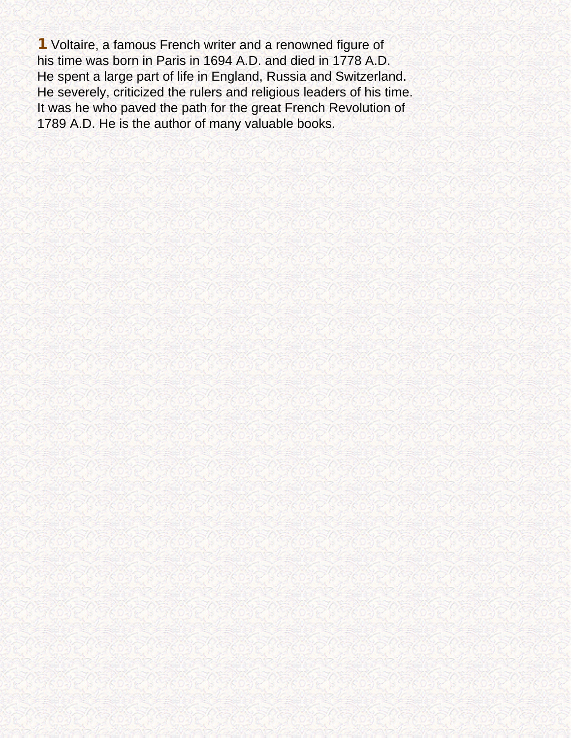**1** Voltaire, a famous French writer and a renowned figure of his time was born in Paris in 1694 A.D. and died in 1778 A.D. He spent a large part of life in England, Russia and Switzerland. He severely, criticized the rulers and religious leaders of his time. It was he who paved the path for the great French Revolution of 1789 A.D. He is the author of many valuable books.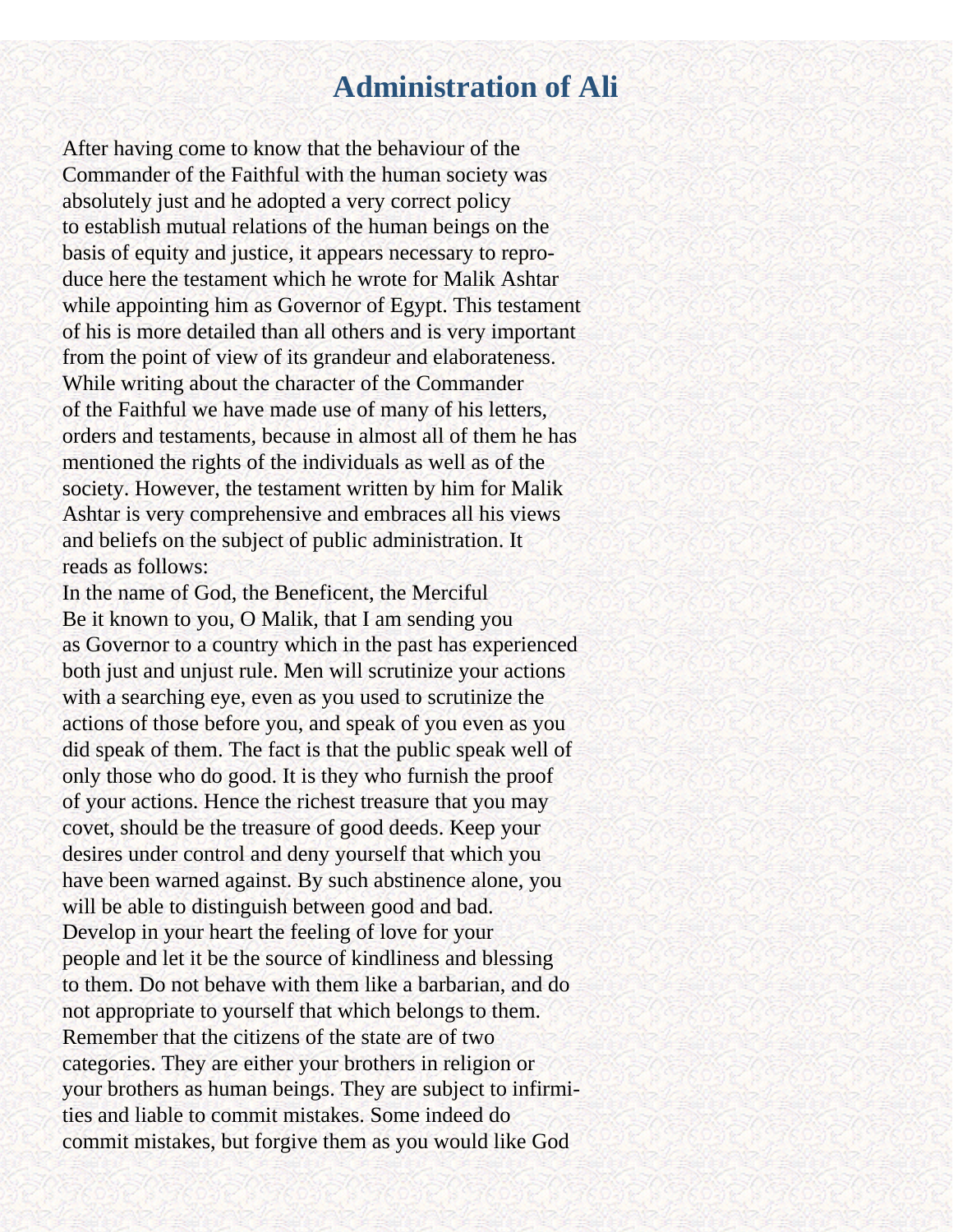# Administration of Ali

After having come to know that the behaviour of the Commander of the Faithful with the human society was absolutely just and he adopted a very correct policy to establish mutual relations of the human beings on the basis of equity and justice, it appears necessary to reproduce here the testament which he wrote for Malik Ashtar while appointing him as Governor of Egypt. This testament of his is more detailed than all others and is very important from the point of view of its grandeur and elaborateness. While writing about the character of the Commander of the Faithful we have made use of many of his letters, orders and testaments, because in almost all of them he has mentioned the rights of the individuals as well as of the society. However, the testament written by him for Malik Ashtar is very comprehensive and embraces all his views and beliefs on the subject of public administration. It reads as follows:

In the name of God, the Beneficent, the Merciful

Be it known to you, O Malik, that I am sending you as Governor to a country which in the past has experienced both just and unjust rule. Men will scrutinize your actions with a searching eye, even as you used to scrutinize the actions of those before you, and speak of you even as you did speak of them. The fact is that the public speak well of only those who do good. It is they who furnish the proof of your actions. Hence the richest treasure that you may covet, should be the treasure of good deeds. Keep your desires under control and deny yourself that which you have been warned against. By such abstinence alone, you will be able to distinguish between good and bad.

Develop in your heart the feeling of love for your people and let it be the source of kindliness and blessing to them. Do not behave with them like a barbarian, and do not appropriate to yourself that which belongs to them. Remember that the citizens of the state are of two categories. They are either your brothers in religion or your brothers as human beings. They are subject to infirmities and liable to commit mistakes. Some indeed do commit mistakes, but forgive them as you would like God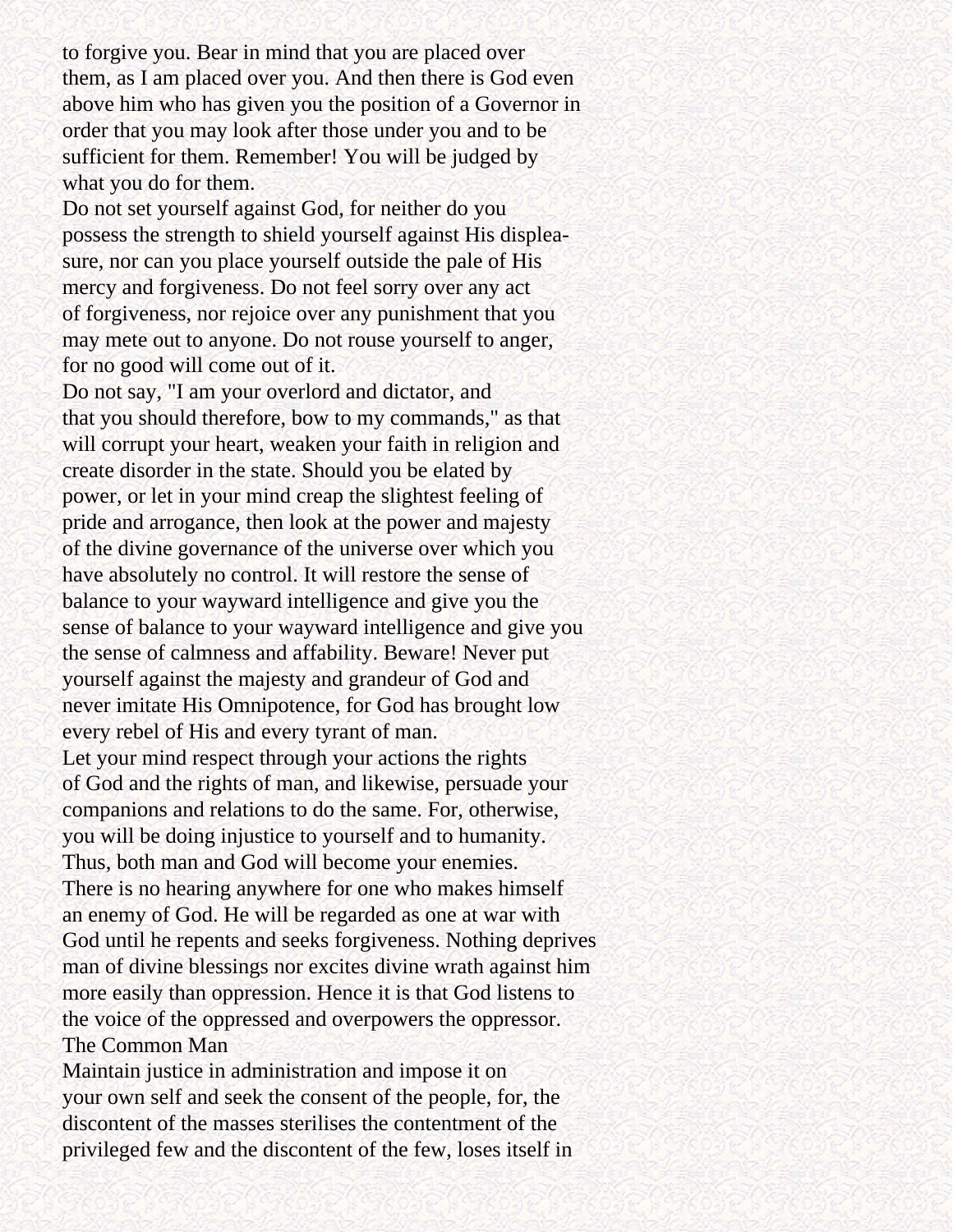to forgive you. Bear in mind that you are placed over them, as I am placed over you. And then there is God even above him who has given you the position of a Governor in order that you may look after those under you and to be sufficient for them. Remember! You will be judged by what you do for them.

Do not set yourself against God, for neither do you possess the strength to shield yourself against His displeasure, nor can you place yourself outside the pale of His mercy and forgiveness. Do not feel sorry over any act of forgiveness, nor rejoice over any punishment that you may mete out to anyone. Do not rouse yourself to anger, for no good will come out of it.

Do not say, "I am your overlord and dictator, and that you should therefore, bow to my commands," as that will corrupt your heart, weaken your faith in religion and create disorder in the state. Should you be elated by power, or let in your mind creap the slightest feeling of pride and arrogance, then look at the power and majesty of the divine governance of the universe over which you have absolutely no control. It will restore the sense of balance to your wayward intelligence and give you the sense of balance to your wayward intelligence and give you the sense of calmness and affability. Beware! Never put yourself against the majesty and grandeur of God and never imitate His Omnipotence, for God has brought low every rebel of His and every tyrant of man.

Let your mind respect through your actions the rights of God and the rights of man, and likewise, persuade your companions and relations to do the same. For, otherwise, you will be doing injustice to yourself and to humanity. Thus, both man and God will become your enemies. There is no hearing anywhere for one who makes himself an enemy of God. He will be regarded as one at war with God until he repents and seeks forgiveness. Nothing deprives man of divine blessings nor excites divine wrath against him more easily than oppression. Hence it is that God listens to the voice of the oppressed and overpowers the oppressor.

## The Common Man

Maintain justice in administration and impose it on your own self and seek the consent of the people, for, the discontent of the masses sterilises the contentment of the privileged few and the discontent of the few, loses itself in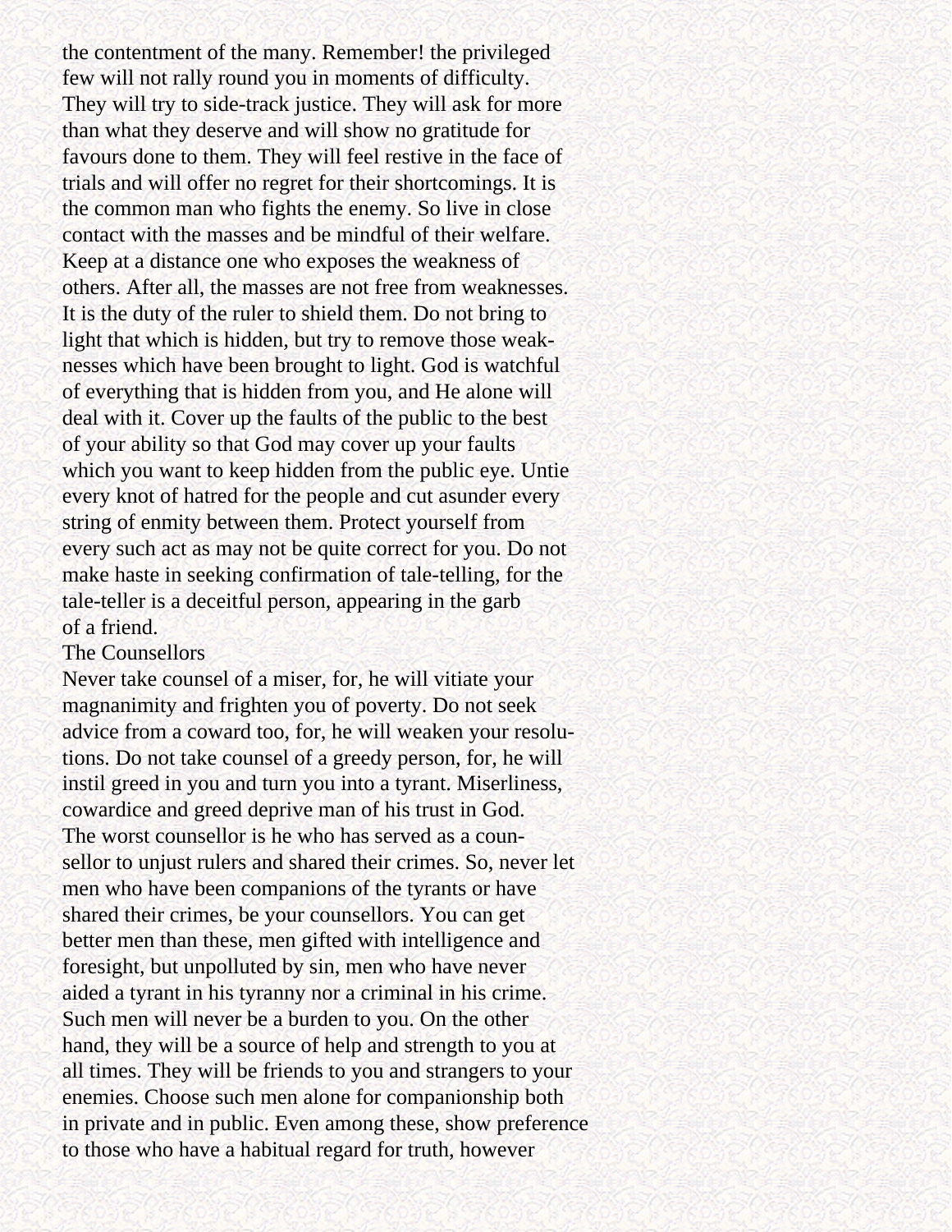the contentment of the many. Remember! the privileged few will not rally round you in moments of difficulty. They will try to side-track justice. They will ask for more than what they deserve and will show no gratitude for favours done to them. They will feel restive in the face of trials and will offer no regret for their shortcomings. It is the common man who fights the enemy. So live in close contact with the masses and be mindful of their welfare. Keep at a distance one who exposes the weakness of others. After all, the masses are not free from weaknesses. It is the duty of the ruler to shield them. Do not bring to light that which is hidden, but try to remove those weaknesses which have been brought to light. God is watchful of everything that is hidden from you, and He alone will deal with it. Cover up the faults of the public to the best of your ability so that God may cover up your faults which you want to keep hidden from the public eye. Untie every knot of hatred for the people and cut asunder every string of enmity between them. Protect yourself from every such act as may not be quite correct for you. Do not make haste in seeking confirmation of tale-telling, for the tale-teller is a deceitful person, appearing in the garb of a friend.

## The Counsellors

Never take counsel of a miser, for, he will vitiate your magnanimity and frighten you of poverty. Do not seek advice from a coward too, for, he will weaken your resolutions. Do not take counsel of a greedy person, for, he will instil greed in you and turn you into a tyrant. Miserliness, cowardice and greed deprive man of his trust in God. The worst counsellor is he who has served as a counsellor to unjust rulers and shared their crimes. So, never let men who have been companions of the tyrants or have shared their crimes, be your counsellors. You can get better men than these, men gifted with intelligence and foresight, but unpolluted by sin, men who have never aided a tyrant in his tyranny nor a criminal in his crime. Such men will never be a burden to you. On the other hand, they will be a source of help and strength to you at all times. They will be friends to you and strangers to your enemies. Choose such men alone for companionship both in private and in public. Even among these, show preference to those who have a habitual regard for truth, however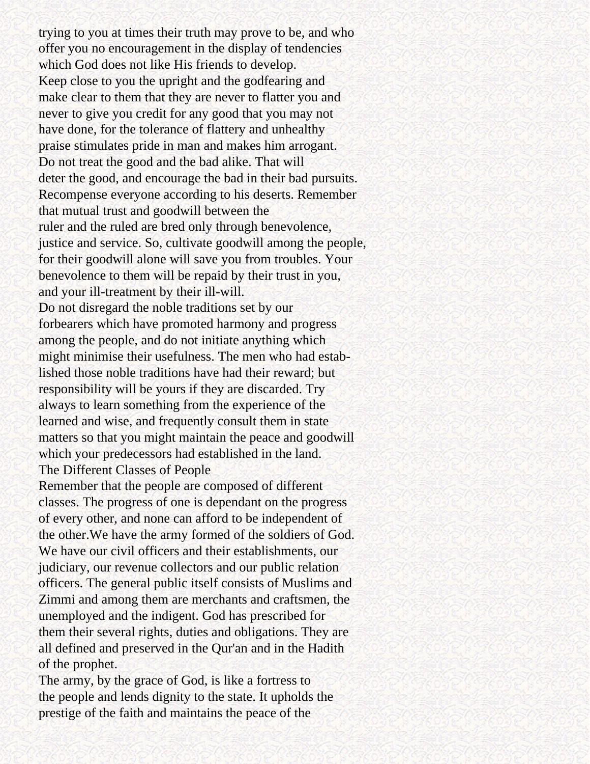trying to you at times their truth may prove to be, and who offer you no encouragement in the display of tendencies which God does not like His friends to develop.

Keep close to you the upright and the godfearing and make clear to them that they are never to flatter you and never to give you credit for any good that you may not have done, for the tolerance of flattery and unhealthy praise stimulates pride in man and makes him arrogant.

Do not treat the good and the bad alike. That will deter the good, and encourage the bad in their bad pursuits. Recompense everyone according to his deserts. Remember that mutual trust and goodwill between the ruler and the ruled are bred only through benevolence, justice and service. So, cultivate goodwill among the people, for their goodwill alone will save you from troubles. Your benevolence to them will be repaid by their trust in you, and your ill-treatment by their ill-will.

Do not disregard the noble traditions set by our forbearers which have promoted harmony and progress among the people, and do not initiate anything which might minimise their usefulness. The men who had established those noble traditions have had their reward; but responsibility will be yours if they are discarded. Try always to learn something from the experience of the learned and wise, and frequently consult them in state matters so that you might maintain the peace and goodwill which your predecessors had established in the land.

## The Different Classes of People

Remember that the people are composed of different classes. The progress of one is dependant on the progress of every other, and none can afford to be independent of the other.We have the army formed of the soldiers of God. We have our civil officers and their establishments, our judiciary, our revenue collectors and our public relation officers. The general public itself consists of Muslims and Zimmi and among them are merchants and craftsmen, the unemployed and the indigent. God has prescribed for them their several rights, duties and obligations. They are all defined and preserved in the Qur'an and in the Hadith of the prophet.

The army, by the grace of God, is like a fortress to the people and lends dignity to the state. It upholds the prestige of the faith and maintains the peace of the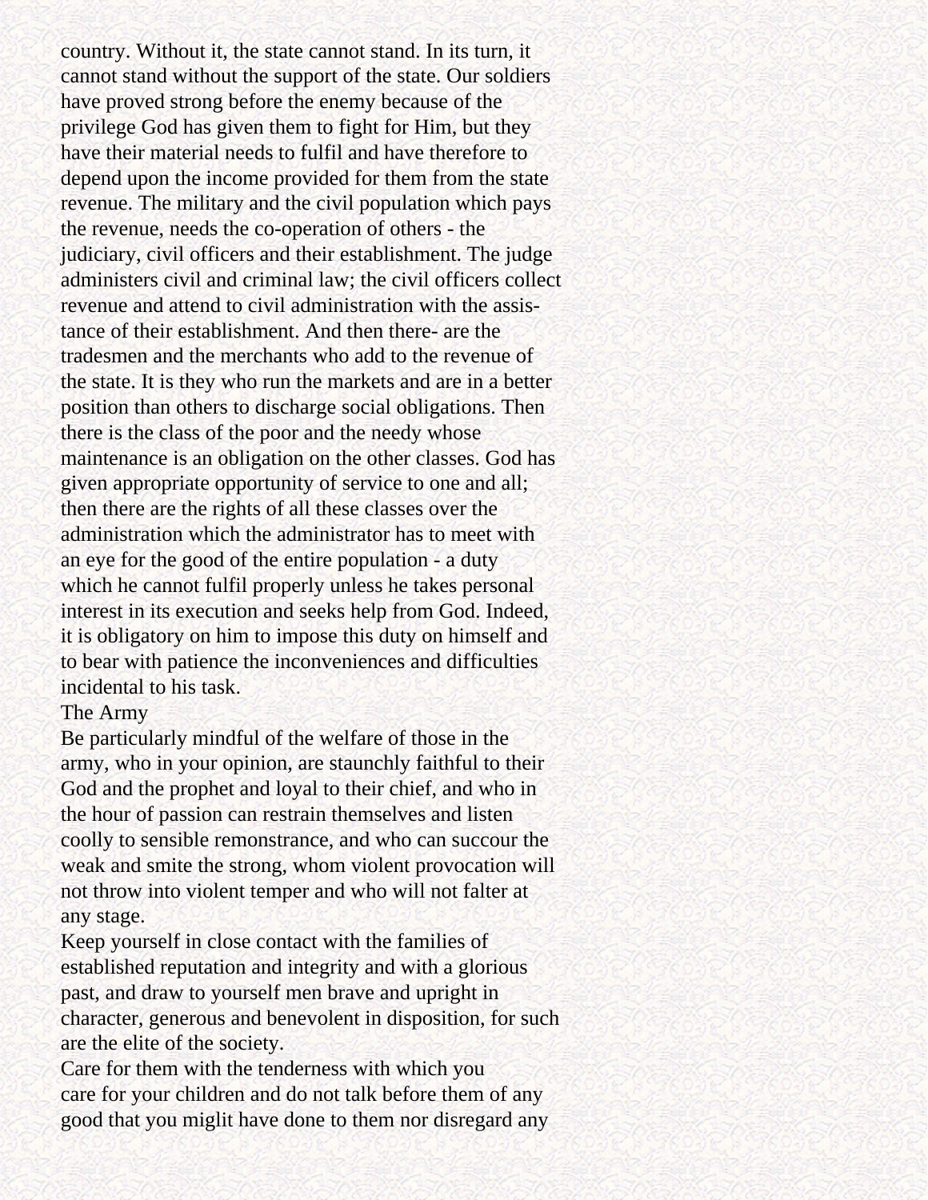country. Without it, the state cannot stand. In its turn, it cannot stand without the support of the state. Our soldiers have proved strong before the enemy because of the privilege God has given them to fight for Him, but they have their material needs to fulfil and have therefore to depend upon the income provided for them from the state revenue. The military and the civil population which pays the revenue, needs the co-operation of others - the judiciary, civil officers and their establishment. The judge administers civil and criminal law; the civil officers collect revenue and attend to civil administration with the assistance of their establishment. And then there- are the tradesmen and the merchants who add to the revenue of the state. It is they who run the markets and are in a better position than others to discharge social obligations. Then there is the class of the poor and the needy whose maintenance is an obligation on the other classes. God has given appropriate opportunity of service to one and all; then there are the rights of all these classes over the administration which the administrator has to meet with an eye for the good of the entire population - a duty which he cannot fulfil properly unless he takes personal interest in its execution and seeks help from God. Indeed, it is obligatory on him to impose this duty on himself and to bear with patience the inconveniences and difficulties incidental to his task.

## The Army

Be particularly mindful of the welfare of those in the army, who in your opinion, are staunchly faithful to their God and the prophet and loyal to their chief, and who in the hour of passion can restrain themselves and listen coolly to sensible remonstrance, and who can succour the weak and smite the strong, whom violent provocation will not throw into violent temper and who will not falter at any stage.

Keep yourself in close contact with the families of established reputation and integrity and with a glorious past, and draw to yourself men brave and upright in character, generous and benevolent in disposition, for such are the elite of the society.

Care for them with the tenderness with which you care for your children and do not talk before them of any good that you miglit have done to them nor disregard any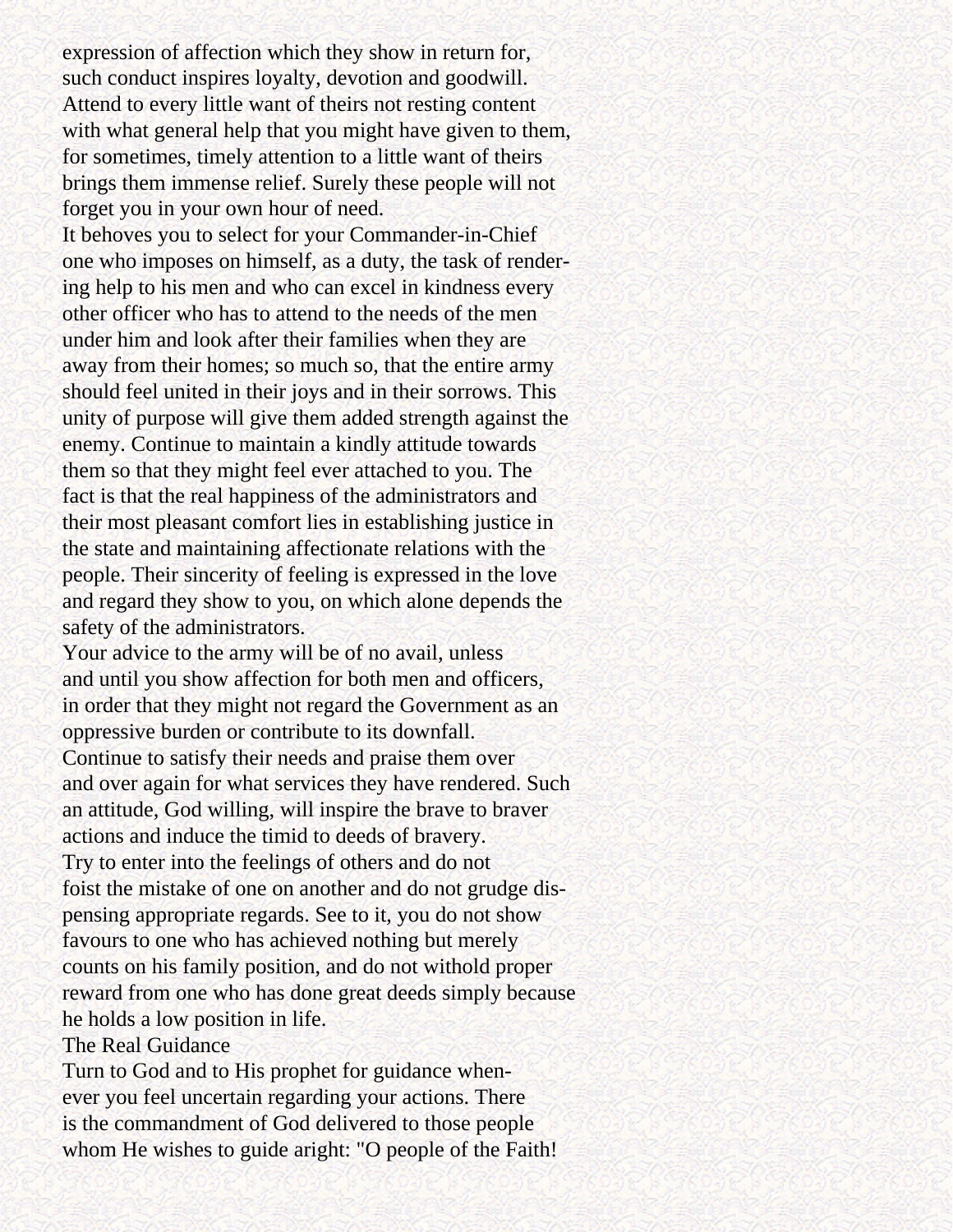expression of affection which they show in return for, such conduct inspires loyalty, devotion and goodwill. Attend to every little want of theirs not resting content with what general help that you might have given to them, for sometimes, timely attention to a little want of theirs brings them immense relief. Surely these people will not forget you in your own hour of need.

It behoves you to select for your Commander-in-Chief one who imposes on himself, as a duty, the task of rendering help to his men and who can excel in kindness every other officer who has to attend to the needs of the men under him and look after their families when they are away from their homes; so much so, that the entire army should feel united in their joys and in their sorrows. This unity of purpose will give them added strength against the enemy. Continue to maintain a kindly attitude towards them so that they might feel ever attached to you. The fact is that the real happiness of the administrators and their most pleasant comfort lies in establishing justice in the state and maintaining affectionate relations with the people. Their sincerity of feeling is expressed in the love and regard they show to you, on which alone depends the safety of the administrators.

Your advice to the army will be of no avail, unless and until you show affection for both men and officers, in order that they might not regard the Government as an oppressive burden or contribute to its downfall.

Continue to satisfy their needs and praise them over and over again for what services they have rendered. Such an attitude, God willing, will inspire the brave to braver actions and induce the timid to deeds of bravery.

Try to enter into the feelings of others and do not foist the mistake of one on another and do not grudge dispensing appropriate regards. See to it, you do not show favours to one who has achieved nothing but merely counts on his family position, and do not withold proper reward from one who has done great deeds simply because he holds a low position in life.

## The Real Guidance

Turn to God and to His prophet for guidance whenever you feel uncertain regarding your actions. There is the commandment of God delivered to those people whom He wishes to guide aright: "O people of the Faith!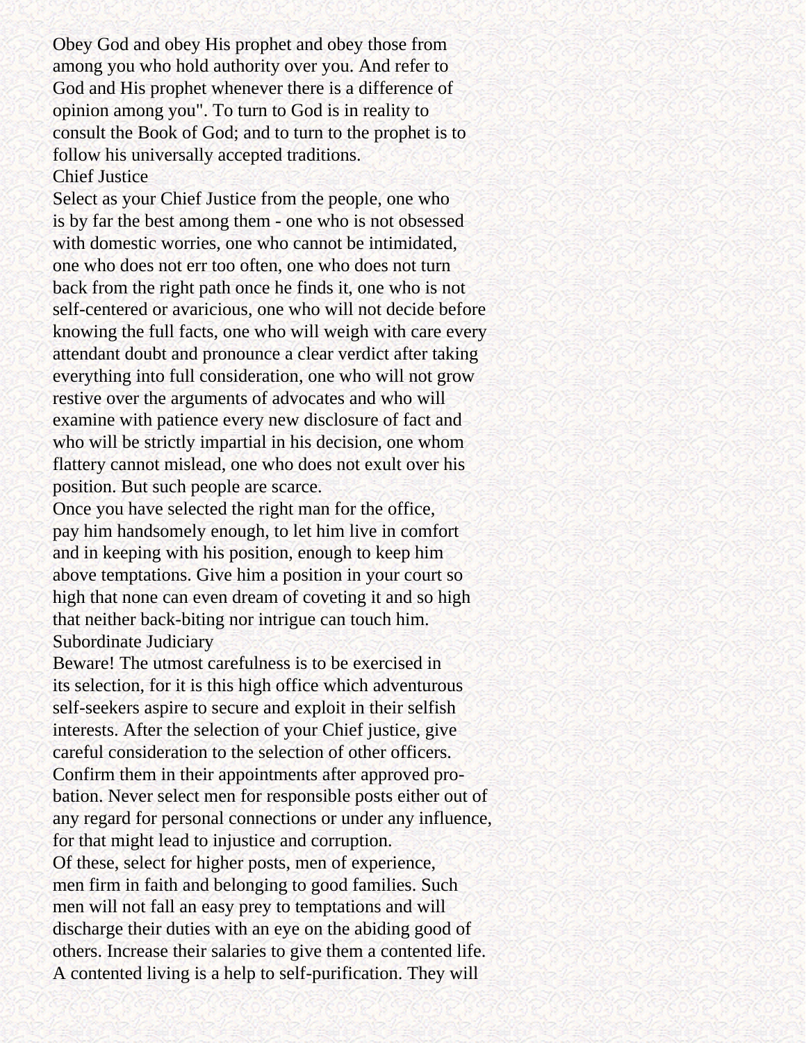Obey God and obey His prophet and obey those from among you who hold authority over you. And refer to God and His prophet whenever there is a difference of opinion among you". To turn to God is in reality to consult the Book of God; and to turn to the prophet is to follow his universally accepted traditions.

## Chief Justice

Select as your Chief Justice from the people, one who is by far the best among them - one who is not obsessed with domestic worries, one who cannot be intimidated, one who does not err too often, one who does not turn back from the right path once he finds it, one who is not self-centered or avaricious, one who will not decide before knowing the full facts, one who will weigh with care every attendant doubt and pronounce a clear verdict after taking everything into full consideration, one who will not grow restive over the arguments of advocates and who will examine with patience every new disclosure of fact and who will be strictly impartial in his decision, one whom flattery cannot mislead, one who does not exult over his position. But such people are scarce.

Once you have selected the right man for the office, pay him handsomely enough, to let him live in comfort and in keeping with his position, enough to keep him above temptations. Give him a position in your court so high that none can even dream of coveting it and so high that neither back-biting nor intrigue can touch him.

## Subordinate Judiciary

Beware! The utmost carefulness is to be exercised in its selection, for it is this high office which adventurous self-seekers aspire to secure and exploit in their selfish interests. After the selection of your Chief justice, give careful consideration to the selection of other officers. Confirm them in their appointments after approved probation. Never select men for responsible posts either out of any regard for personal connections or under any influence, for that might lead to injustice and corruption.

Of these, select for higher posts, men of experience, men firm in faith and belonging to good families. Such men will not fall an easy prey to temptations and will discharge their duties with an eye on the abiding good of others. Increase their salaries to give them a contented life. A contented living is a help to self-purification. They will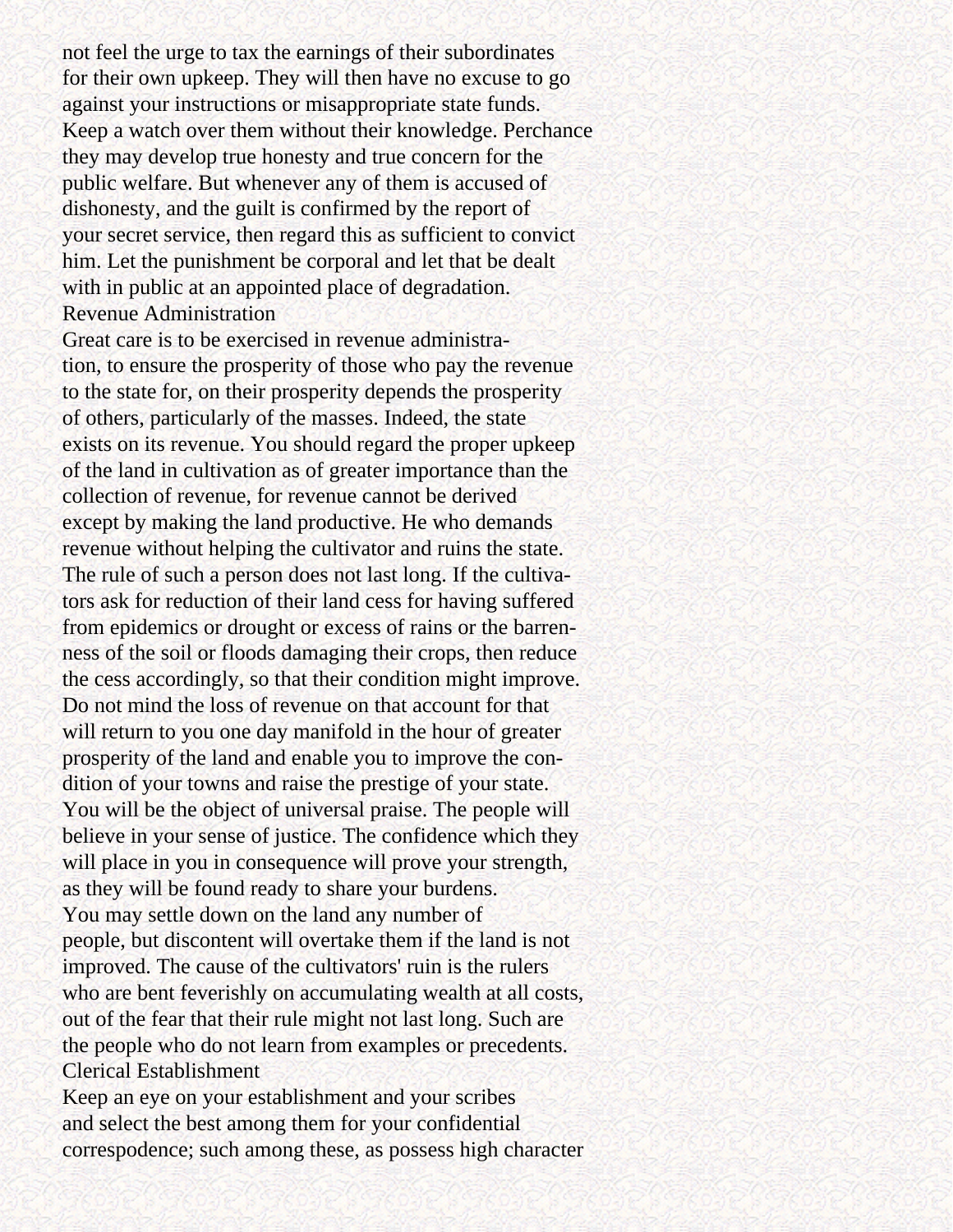not feel the urge to tax the earnings of their subordinates for their own upkeep. They will then have no excuse to go against your instructions or misappropriate state funds. Keep a watch over them without their knowledge. Perchance they may develop true honesty and true concern for the public welfare. But whenever any of them is accused of dishonesty, and the guilt is confirmed by the report of your secret service, then regard this as sufficient to convict him. Let the punishment be corporal and let that be dealt with in public at an appointed place of degradation.

## Revenue Administration

Great care is to be exercised in revenue administration, to ensure the prosperity of those who pay the revenue to the state for, on their prosperity depends the prosperity of others, particularly of the masses. Indeed, the state exists on its revenue. You should regard the proper upkeep of the land in cultivation as of greater importance than the collection of revenue, for revenue cannot be derived except by making the land productive. He who demands revenue without helping the cultivator and ruins the state. The rule of such a person does not last long. If the cultivators ask for reduction of their land cess for having suffered from epidemics or drought or excess of rains or the barrenness of the soil or floods damaging their crops, then reduce the cess accordingly, so that their condition might improve. Do not mind the loss of revenue on that account for that will return to you one day manifold in the hour of greater prosperity of the land and enable you to improve the condition of your towns and raise the prestige of your state. You will be the object of universal praise. The people will believe in your sense of justice. The confidence which they will place in you in consequence will prove your strength, as they will be found ready to share your burdens.

You may settle down on the land any number of people, but discontent will overtake them if the land is not improved. The cause of the cultivators' ruin is the rulers who are bent feverishly on accumulating wealth at all costs, out of the fear that their rule might not last long. Such are the people who do not learn from examples or precedents.

## Clerical Establishment

Keep an eye on your establishment and your scribes and select the best among them for your confidential correspodence; such among these, as possess high character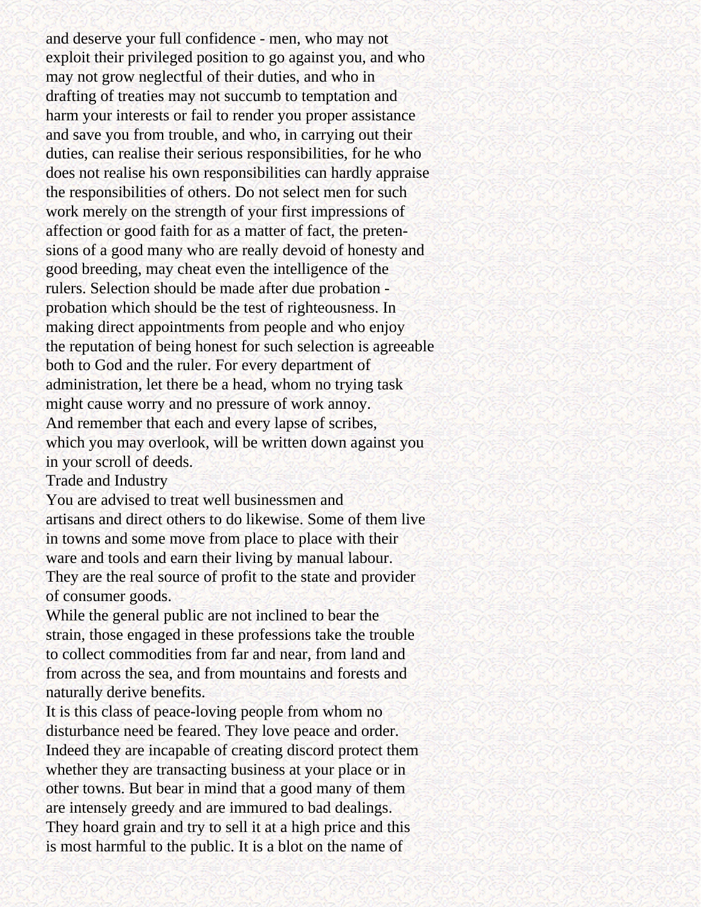and deserve your full confidence - men, who may not exploit their privileged position to go against you, and who may not grow neglectful of their duties, and who in drafting of treaties may not succumb to temptation and harm your interests or fail to render you proper assistance and save you from trouble, and who, in carrying out their duties, can realise their serious responsibilities, for he who does not realise his own responsibilities can hardly appraise the responsibilities of others. Do not select men for such work merely on the strength of your first impressions of affection or good faith for as a matter of fact, the pretensions of a good many who are really devoid of honesty and good breeding, may cheat even the intelligence of the rulers. Selection should be made after due probation - probation which should be the test of righteousness. In making direct appointments from people and who enjoy the reputation of being honest for such selection is agreeable both to God and the ruler. For every department of administration, let there be a head, whom no trying task might cause worry and no pressure of work annoy. And remember that each and every lapse of scribes, which you may overlook, will be written down against you in your scroll of deeds.

## Trade and Industry

You are advised to treat well businessmen and artisans and direct others to do likewise. Some of them live in towns and some move from place to place with their ware and tools and earn their living by manual labour. They are the real source of profit to the state and provider of consumer goods.

While the general public are not inclined to bear the strain, those engaged in these professions take the trouble to collect commodities from far and near, from land and from across the sea, and from mountains and forests and naturally derive benefits.

It is this class of peace-loving people from whom no disturbance need be feared. They love peace and order. Indeed they are incapable of creating discord protect them whether they are transacting business at your place or in other towns. But bear in mind that a good many of them are intensely greedy and are immured to bad dealings. They hoard grain and try to sell it at a high price and this is most harmful to the public. It is a blot on the name of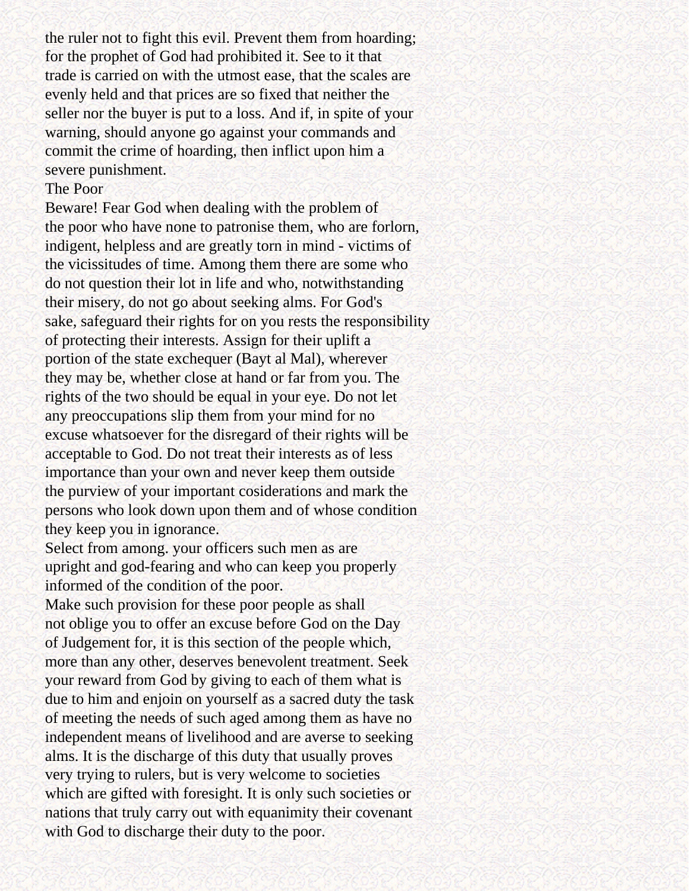the ruler not to fight this evil. Prevent them from hoarding; for the prophet of God had prohibited it. See to it that trade is carried on with the utmost ease, that the scales are evenly held and that prices are so fixed that neither the seller nor the buyer is put to a loss. And if, in spite of your warning, should anyone go against your commands and commit the crime of hoarding, then inflict upon him a severe punishment.

## The Poor

Beware! Fear God when dealing with the problem of the poor who have none to patronise them, who are forlorn, indigent, helpless and are greatly torn in mind - victims of the vicissitudes of time. Among them there are some who do not question their lot in life and who, notwithstanding their misery, do not go about seeking alms. For God's sake, safeguard their rights for on you rests the responsibility of protecting their interests. Assign for their uplift a portion of the state exchequer (Bayt al Mal), wherever they may be, whether close at hand or far from you. The rights of the two should be equal in your eye. Do not let any preoccupations slip them from your mind for no excuse whatsoever for the disregard of their rights will be acceptable to God. Do not treat their interests as of less importance than your own and never keep them outside the purview of your important cosiderations and mark the persons who look down upon them and of whose condition they keep you in ignorance.

Select from among. your officers such men as are upright and god-fearing and who can keep you properly informed of the condition of the poor.

Make such provision for these poor people as shall not oblige you to offer an excuse before God on the Day of Judgement for, it is this section of the people which, more than any other, deserves benevolent treatment. Seek your reward from God by giving to each of them what is due to him and enjoin on yourself as a sacred duty the task of meeting the needs of such aged among them as have no independent means of livelihood and are averse to seeking alms. It is the discharge of this duty that usually proves very trying to rulers, but is very welcome to societies which are gifted with foresight. It is only such societies or nations that truly carry out with equanimity their covenant with God to discharge their duty to the poor.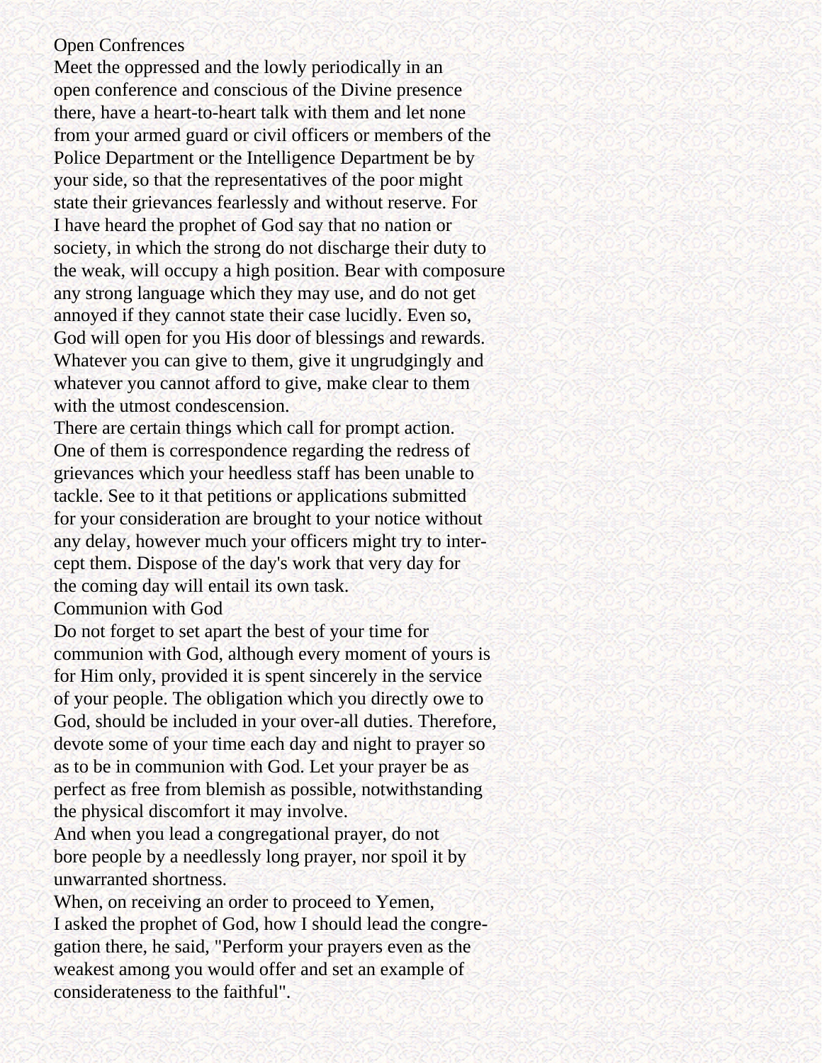## Open Confrences

Meet the oppressed and the lowly periodically in an open conference and conscious of the Divine presence there, have a heart-to-heart talk with them and let none from your armed guard or civil officers or members of the Police Department or the Intelligence Department be by your side, so that the representatives of the poor might state their grievances fearlessly and without reserve. For I have heard the prophet of God say that no nation or society, in which the strong do not discharge their duty to the weak, will occupy a high position. Bear with composure any strong language which they may use, and do not get annoyed if they cannot state their case lucidly. Even so, God will open for you His door of blessings and rewards. Whatever you can give to them, give it ungrudgingly and whatever you cannot afford to give, make clear to them with the utmost condescension.

There are certain things which call for prompt action. One of them is correspondence regarding the redress of grievances which your heedless staff has been unable to tackle. See to it that petitions or applications submitted for your consideration are brought to your notice without any delay, however much your officers might try to intercept them. Dispose of the day's work that very day for the coming day will entail its own task.

## Communion with God

Do not forget to set apart the best of your time for communion with God, although every moment of yours is for Him only, provided it is spent sincerely in the service of your people. The obligation which you directly owe to God, should be included in your over-all duties. Therefore, devote some of your time each day and night to prayer so as to be in communion with God. Let your prayer be as perfect as free from blemish as possible, notwithstanding the physical discomfort it may involve.

And when you lead a congregational prayer, do not bore people by a needlessly long prayer, nor spoil it by unwarranted shortness.

When, on receiving an order to proceed to Yemen, I asked the prophet of God, how I should lead the congregation there, he said, "Perform your prayers even as the weakest among you would offer and set an example of considerateness to the faithful".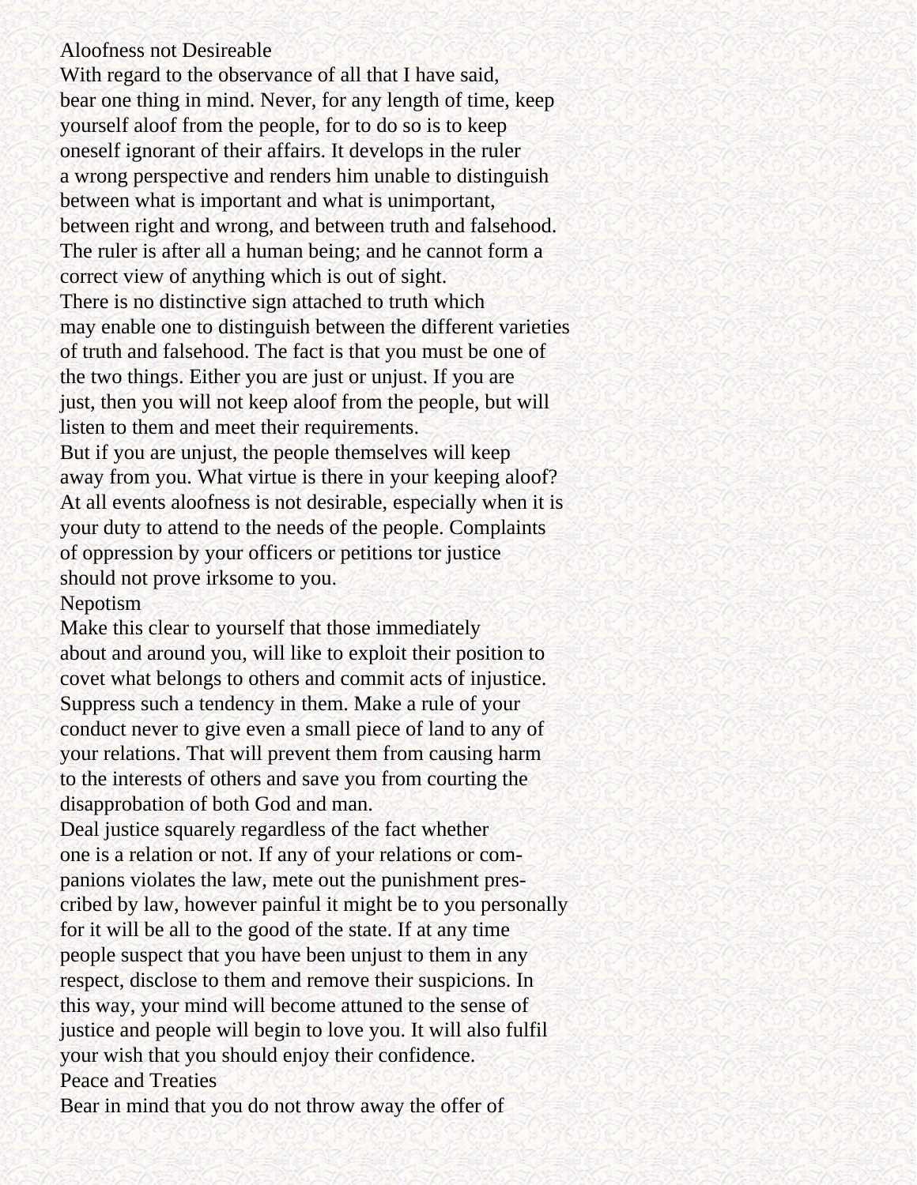## Aloofness not Desireable

With regard to the observance of all that I have said, bear one thing in mind. Never, for any length of time, keep yourself aloof from the people, for to do so is to keep oneself ignorant of their affairs. It develops in the ruler a wrong perspective and renders him unable to distinguish between what is important and what is unimportant, between right and wrong, and between truth and falsehood. The ruler is after all a human being; and he cannot form a correct view of anything which is out of sight.

There is no distinctive sign attached to truth which may enable one to distinguish between the different varieties of truth and falsehood. The fact is that you must be one of the two things. Either you are just or unjust. If you are just, then you will not keep aloof from the people, but will listen to them and meet their requirements.

But if you are unjust, the people themselves will keep away from you. What virtue is there in your keeping aloof? At all events aloofness is not desirable, especially when it is your duty to attend to the needs of the people. Complaints of oppression by your officers or petitions tor justice should not prove irksome to you.

## Nepotism

Make this clear to yourself that those immediately about and around you, will like to exploit their position to covet what belongs to others and commit acts of injustice. Suppress such a tendency in them. Make a rule of your conduct never to give even a small piece of land to any of your relations. That will prevent them from causing harm to the interests of others and save you from courting the disapprobation of both God and man.

Deal justice squarely regardless of the fact whether one is a relation or not. If any of your relations or companions violates the law, mete out the punishment prescribed by law, however painful it might be to you personally for it will be all to the good of the state. If at any time people suspect that you have been unjust to them in any respect, disclose to them and remove their suspicions. In this way, your mind will become attuned to the sense of justice and people will begin to love you. It will also fulfil your wish that you should enjoy their confidence.

## Peace and Treaties

Bear in mind that you do not throw away the offer of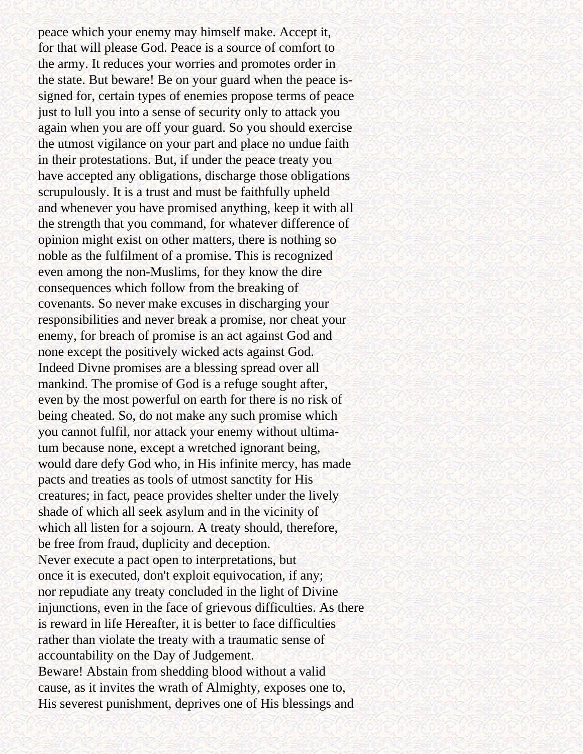peace which your enemy may himself make. Accept it, for that will please God. Peace is a source of comfort to the army. It reduces your worries and promotes order in the state. But beware! Be on your guard when the peace is-signed for, certain types of enemies propose terms of peace just to lull you into a sense of security only to attack you again when you are off your guard. So you should exercise the utmost vigilance on your part and place no undue faith in their protestations. But, if under the peace treaty you have accepted any obligations, discharge those obligations scrupulously. It is a trust and must be faithfully upheld and whenever you have promised anything, keep it with all the strength that you command, for whatever difference of opinion might exist on other matters, there is nothing so noble as the fulfilment of a promise. This is recognized even among the non-Muslims, for they know the dire consequences which follow from the breaking of covenants. So never make excuses in discharging your responsibilities and never break a promise, nor cheat your enemy, for breach of promise is an act against God and none except the positively wicked acts against God. Indeed Divne promises are a blessing spread over all mankind. The promise of God is a refuge sought after, even by the most powerful on earth for there is no risk of being cheated. So, do not make any such promise which you cannot fulfil, nor attack your enemy without ultimatum because none, except a wretched ignorant being, would dare defy God who, in His infinite mercy, has made pacts and treaties as tools of utmost sanctity for His creatures; in fact, peace provides shelter under the lively shade of which all seek asylum and in the vicinity of which all listen for a sojourn. A treaty should, therefore, be free from fraud, duplicity and deception.

Never execute a pact open to interpretations, but once it is executed, don't exploit equivocation, if any; nor repudiate any treaty concluded in the light of Divine injunctions, even in the face of grievous difficulties. As there is reward in life Hereafter, it is better to face difficulties rather than violate the treaty with a traumatic sense of accountability on the Day of Judgement.

Beware! Abstain from shedding blood without a valid cause, as it invites the wrath of Almighty, exposes one to, His severest punishment, deprives one of His blessings and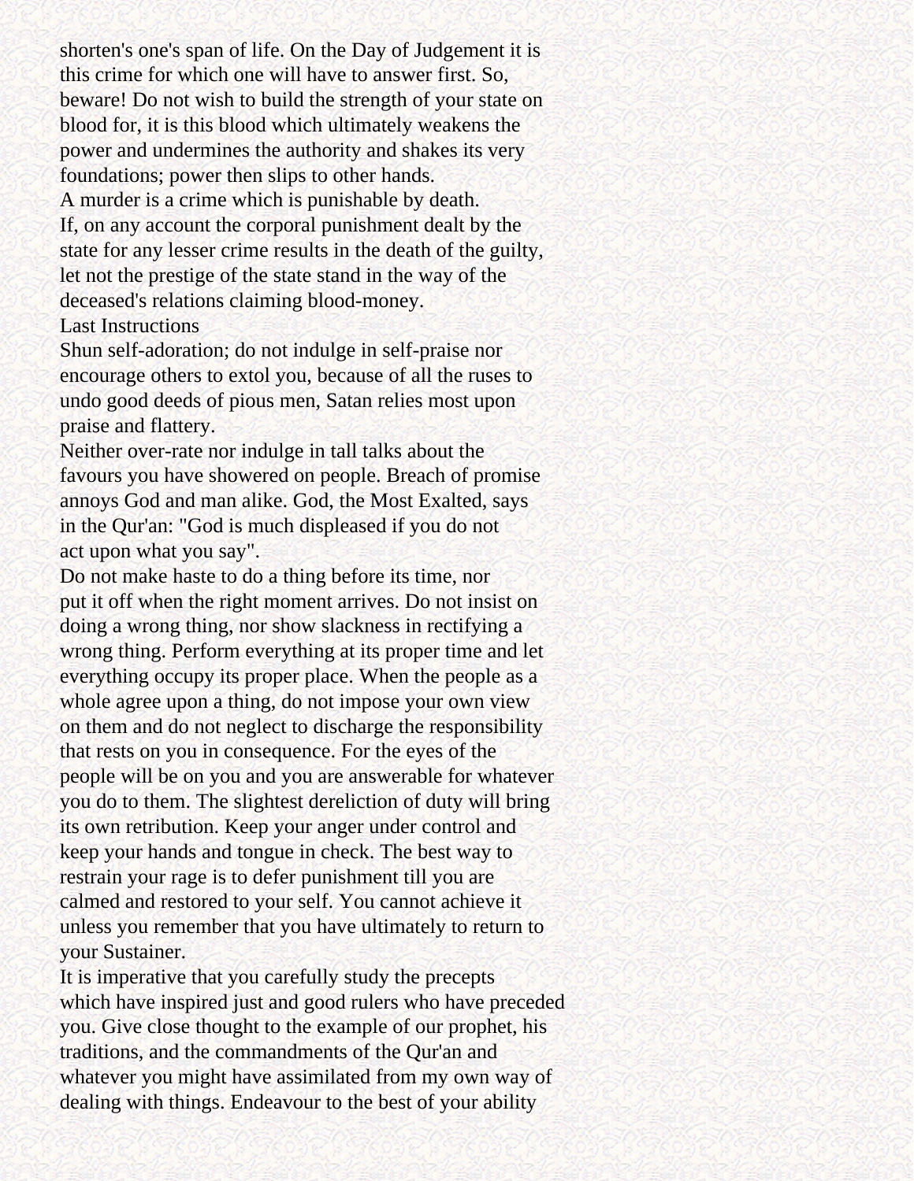shorten's one's span of life. On the Day of Judgement it is this crime for which one will have to answer first. So, beware! Do not wish to build the strength of your state on blood for, it is this blood which ultimately weakens the power and undermines the authority and shakes its very foundations; power then slips to other hands.

A murder is a crime which is punishable by death.

If, on any account the corporal punishment dealt by the state for any lesser crime results in the death of the guilty, let not the prestige of the state stand in the way of the deceased's relations claiming blood-money.

### Last Instructions

Shun self-adoration; do not indulge in self-praise nor encourage others to extol you, because of all the ruses to undo good deeds of pious men, Satan relies most upon praise and flattery.

Neither over-rate nor indulge in tall talks about the favours you have showered on people. Breach of promise annoys God and man alike. God, the Most Exalted, says in the Qur'an: "God is much displeased if you do not act upon what you say".

Do not make haste to do a thing before its time, nor put it off when the right moment arrives. Do not insist on doing a wrong thing, nor show slackness in rectifying a wrong thing. Perform everything at its proper time and let everything occupy its proper place. When the people as a whole agree upon a thing, do not impose your own view on them and do not neglect to discharge the responsibility that rests on you in consequence. For the eyes of the people will be on you and you are answerable for whatever you do to them. The slightest dereliction of duty will bring its own retribution. Keep your anger under control and keep your hands and tongue in check. The best way to restrain your rage is to defer punishment till you are calmed and restored to your self. You cannot achieve it unless you remember that you have ultimately to return to your Sustainer.

It is imperative that you carefully study the precepts which have inspired just and good rulers who have preceded you. Give close thought to the example of our prophet, his traditions, and the commandments of the Qur'an and whatever you might have assimilated from my own way of dealing with things. Endeavour to the best of your ability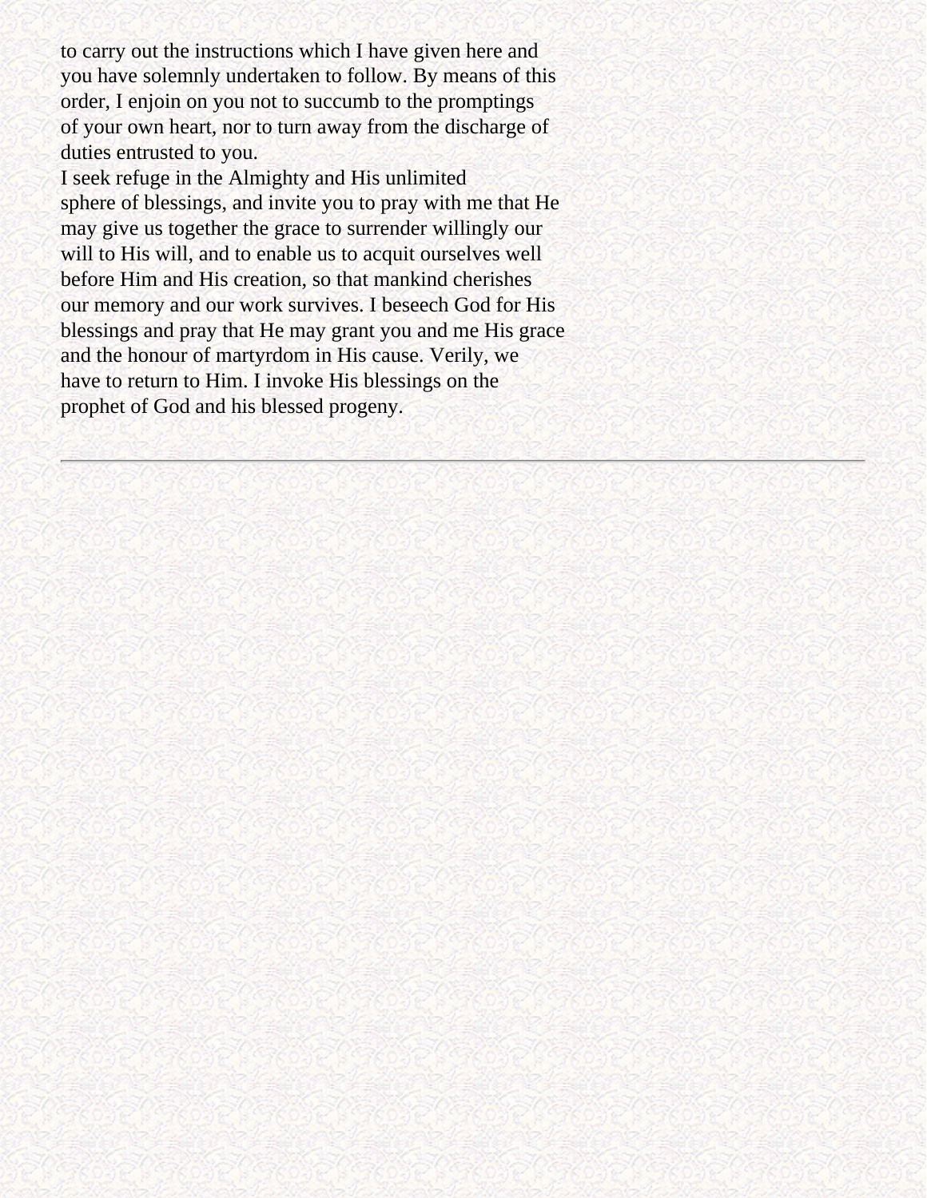to carry out the instructions which I have given here and you have solemnly undertaken to follow. By means of this order, I enjoin on you not to succumb to the promptings of your own heart, nor to turn away from the discharge of duties entrusted to you.

I seek refuge in the Almighty and His unlimited sphere of blessings, and invite you to pray with me that He may give us together the grace to surrender willingly our will to His will, and to enable us to acquit ourselves well before Him and His creation, so that mankind cherishes our memory and our work survives. I beseech God for His blessings and pray that He may grant you and me His grace and the honour of martyrdom in His cause. Verily, we have to return to Him. I invoke His blessings on the prophet of God and his blessed progeny.

---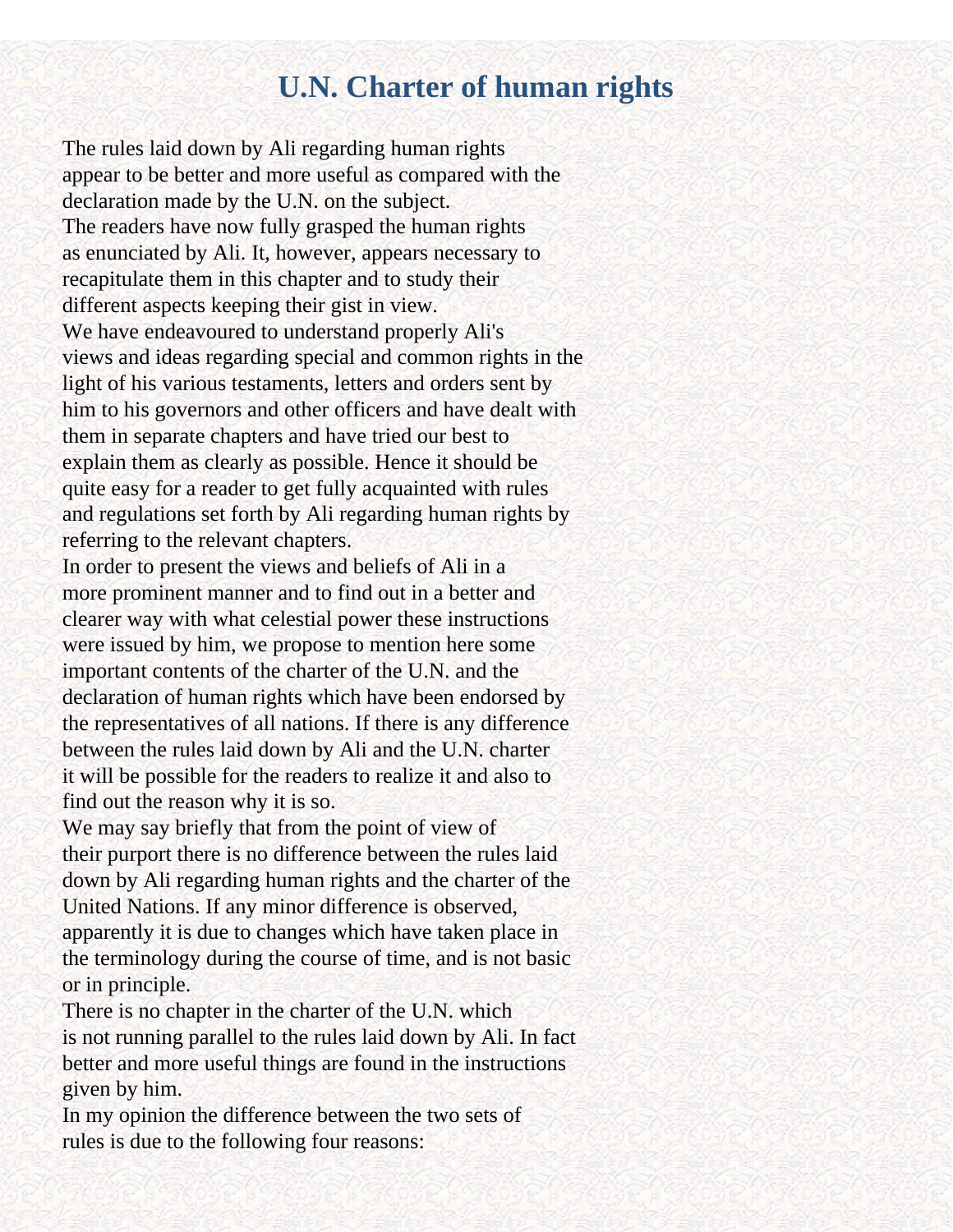# U.N. Charter of human rights

The rules laid down by Ali regarding human rights appear to be better and more useful as compared with the declaration made by the U.N. on the subject.

The readers have now fully grasped the human rights as enunciated by Ali. It, however, appears necessary to recapitulate them in this chapter and to study their different aspects keeping their gist in view.

We have endeavoured to understand properly Ali's views and ideas regarding special and common rights in the light of his various testaments, letters and orders sent by him to his governors and other officers and have dealt with them in separate chapters and have tried our best to explain them as clearly as possible. Hence it should be quite easy for a reader to get fully acquainted with rules and regulations set forth by Ali regarding human rights by referring to the relevant chapters.

In order to present the views and beliefs of Ali in a more prominent manner and to find out in a better and clearer way with what celestial power these instructions were issued by him, we propose to mention here some important contents of the charter of the U.N. and the declaration of human rights which have been endorsed by the representatives of all nations. If there is any difference between the rules laid down by Ali and the U.N. charter it will be possible for the readers to realize it and also to find out the reason why it is so.

We may say briefly that from the point of view of their purport there is no difference between the rules laid down by Ali regarding human rights and the charter of the United Nations. If any minor difference is observed, apparently it is due to changes which have taken place in the terminology during the course of time, and is not basic or in principle.

There is no chapter in the charter of the U.N. which is not running parallel to the rules laid down by Ali. In fact better and more useful things are found in the instructions given by him.

In my opinion the difference between the two sets of rules is due to the following four reasons: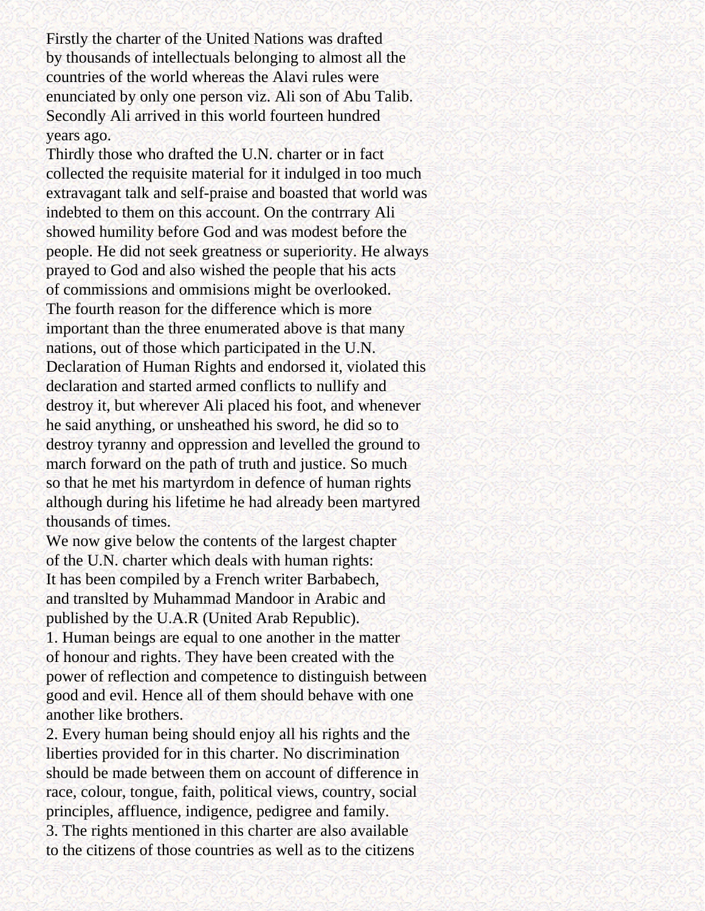Firstly the charter of the United Nations was drafted by thousands of intellectuals belonging to almost all the countries of the world whereas the Alavi rules were enunciated by only one person viz. Ali son of Abu Talib.

Secondly Ali arrived in this world fourteen hundred years ago.

Thirdly those who drafted the U.N. charter or in fact collected the requisite material for it indulged in too much extravagant talk and self-praise and boasted that world was indebted to them on this account. On the contrrary Ali showed humility before God and was modest before the people. He did not seek greatness or superiority. He always prayed to God and also wished the people that his acts of commissions and ommisions might be overlooked.

The fourth reason for the difference which is more important than the three enumerated above is that many nations, out of those which participated in the U.N. Declaration of Human Rights and endorsed it, violated this declaration and started armed conflicts to nullify and destroy it, but wherever Ali placed his foot, and whenever he said anything, or unsheathed his sword, he did so to destroy tyranny and oppression and levelled the ground to march forward on the path of truth and justice. So much so that he met his martyrdom in defence of human rights although during his lifetime he had already been martyred thousands of times.

We now give below the contents of the largest chapter of the U.N. charter which deals with human rights:

It has been compiled by a French writer Barbabech, and translted by Muhammad Mandoor in Arabic and published by the U.A.R (United Arab Republic).

1. Human beings are equal to one another in the matter of honour and rights. They have been created with the power of reflection and competence to distinguish between good and evil. Hence all of them should behave with one another like brothers.
2. Every human being should enjoy all his rights and the liberties provided for in this charter. No discrimination should be made between them on account of difference in race, colour, tongue, faith, political views, country, social principles, affluence, indigence, pedigree and family.
3. The rights mentioned in this charter are also available to the citizens of those countries as well as to the citizens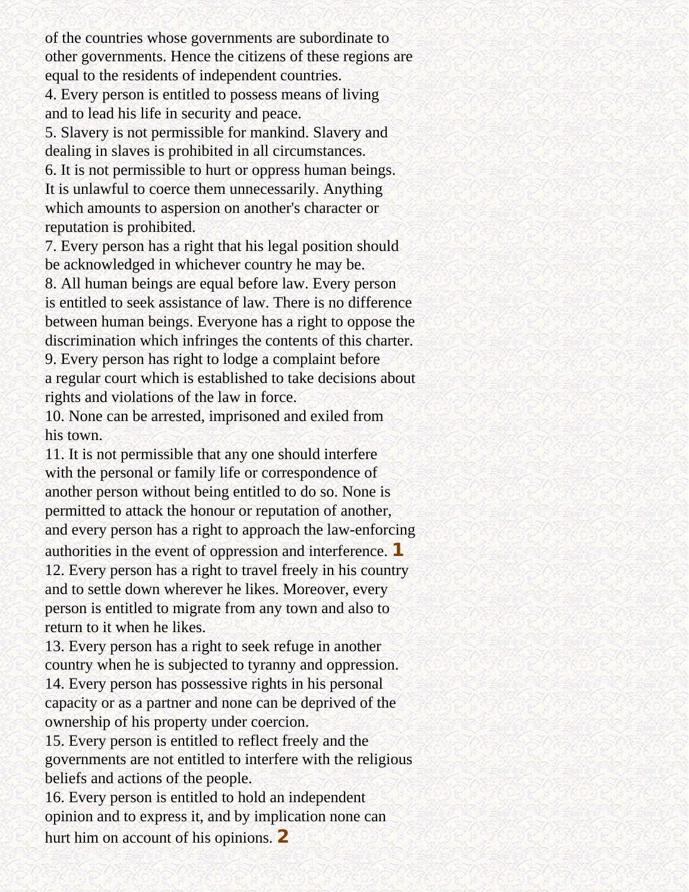of the countries whose governments are subordinate to other governments. Hence the citizens of these regions are equal to the residents of independent countries.

4. Every person is entitled to possess means of living and to lead his life in security and peace.

5. Slavery is not permissible for mankind. Slavery and dealing in slaves is prohibited in all circumstances.

6. It is not permissible to hurt or oppress human beings. It is unlawful to coerce them unnecessarily. Anything which amounts to aspersion on another's character or reputation is prohibited.

7. Every person has a right that his legal position should be acknowledged in whichever country he may be.

8. All human beings are equal before law. Every person is entitled to seek assistance of law. There is no difference between human beings. Everyone has a right to oppose the discrimination which infringes the contents of this charter.

9. Every person has right to lodge a complaint before a regular court which is established to take decisions about rights and violations of the law in force.

10. None can be arrested, imprisoned and exiled from his town.

11. It is not permissible that any one should interfere with the personal or family life or correspondence of another person without being entitled to do so. None is permitted to attack the honour or reputation of another, and every person has a right to approach the law-enforcing authorities in the event of oppression and interference. [1]

12. Every person has a right to travel freely in his country and to settle down wherever he likes. Moreover, every person is entitled to migrate from any town and also to return to it when he likes.

13. Every person has a right to seek refuge in another country when he is subjected to tyranny and oppression.

14. Every person has possessive rights in his personal capacity or as a partner and none can be deprived of the ownership of his property under coercion.

15. Every person is entitled to reflect freely and the governments are not entitled to interfere with the religious beliefs and actions of the people.

16. Every person is entitled to hold an independent opinion and to express it, and by implication none can hurt him on account of his opinions. [2]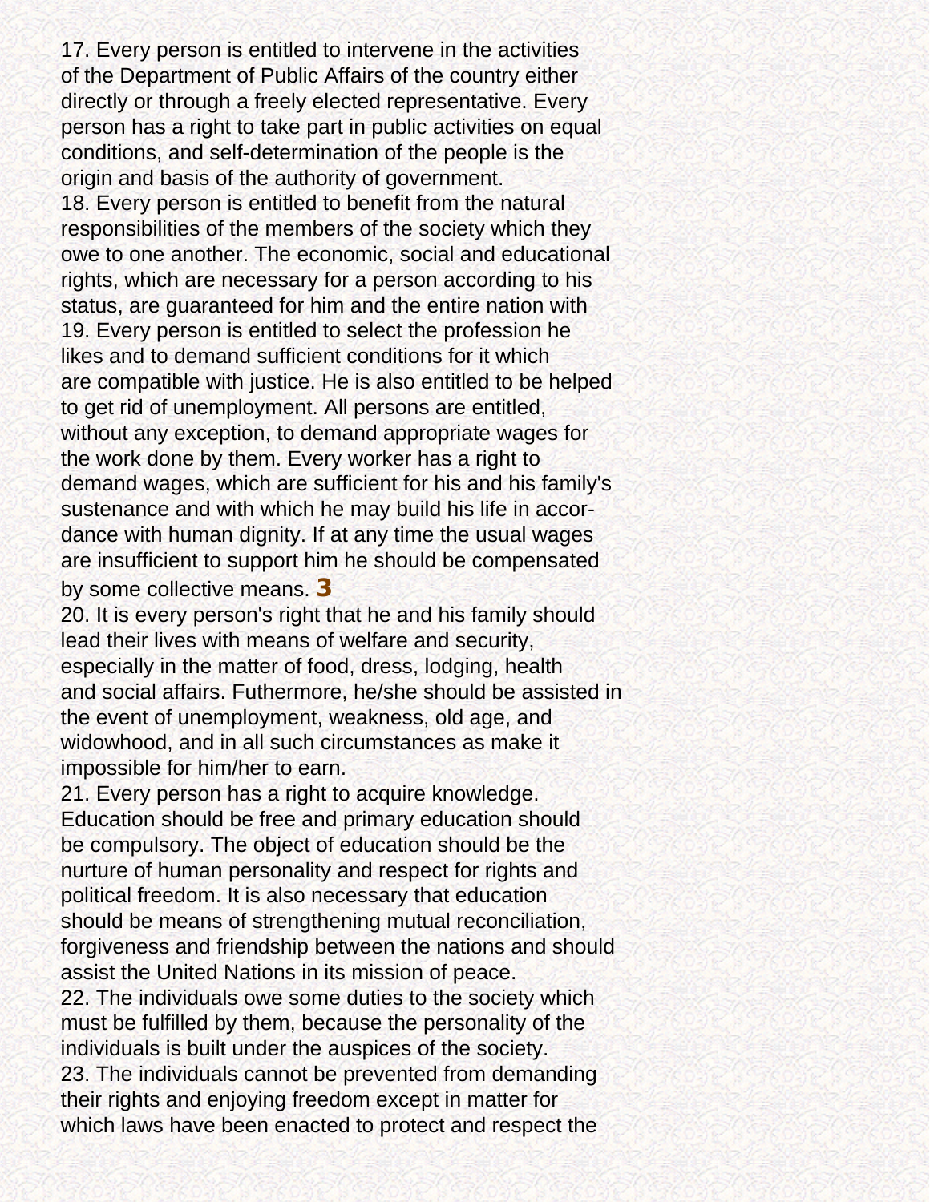17. Every person is entitled to intervene in the activities of the Department of Public Affairs of the country either directly or through a freely elected representative. Every person has a right to take part in public activities on equal conditions, and self-determination of the people is the origin and basis of the authority of government.

18. Every person is entitled to benefit from the natural responsibilities of the members of the society which they owe to one another. The economic, social and educational rights, which are necessary for a person according to his status, are guaranteed for him and the entire nation with

19. Every person is entitled to select the profession he likes and to demand sufficient conditions for it which are compatible with justice. He is also entitled to be helped to get rid of unemployment. All persons are entitled, without any exception, to demand appropriate wages for the work done by them. Every worker has a right to demand wages, which are sufficient for his and his family's sustenance and with which he may build his life in accordance with human dignity. If at any time the usual wages are insufficient to support him he should be compensated by some collective means. **3**

20. It is every person's right that he and his family should lead their lives with means of welfare and security, especially in the matter of food, dress, lodging, health and social affairs. Futhermore, he/she should be assisted in the event of unemployment, weakness, old age, and widowhood, and in all such circumstances as make it impossible for him/her to earn.

21. Every person has a right to acquire knowledge. Education should be free and primary education should be compulsory. The object of education should be the nurture of human personality and respect for rights and political freedom. It is also necessary that education should be means of strengthening mutual reconciliation, forgiveness and friendship between the nations and should assist the United Nations in its mission of peace.

22. The individuals owe some duties to the society which must be fulfilled by them, because the personality of the individuals is built under the auspices of the society.

23. The individuals cannot be prevented from demanding their rights and enjoying freedom except in matter for which laws have been enacted to protect and respect the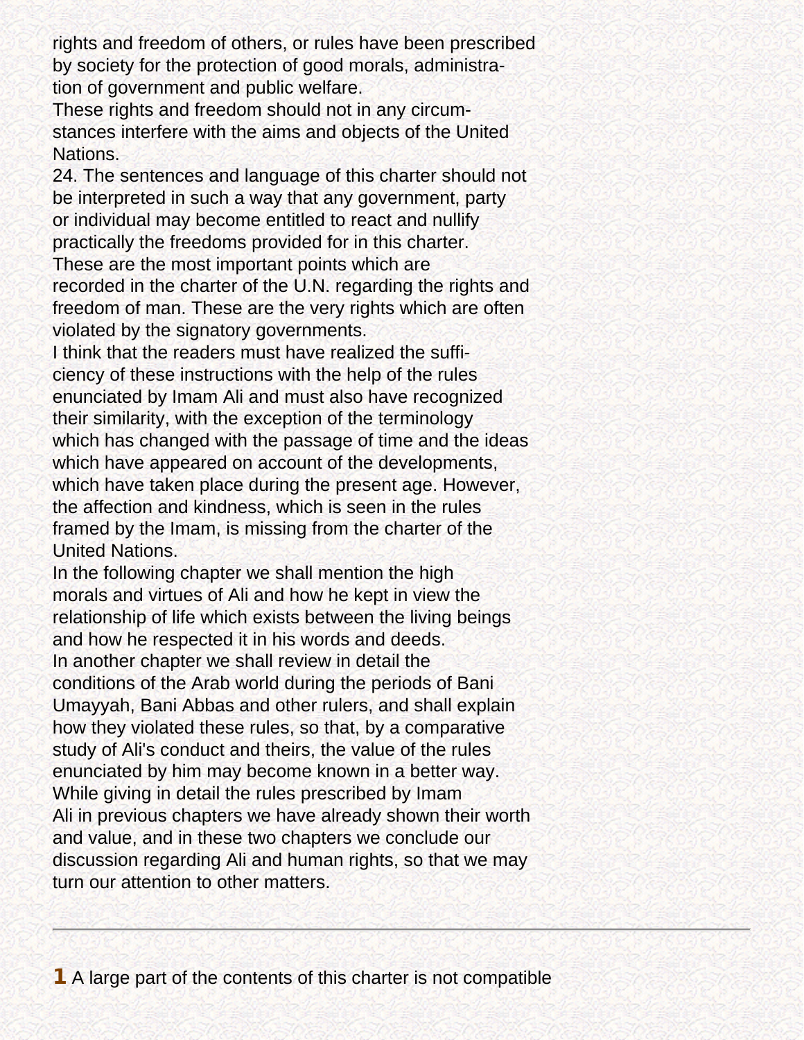rights and freedom of others, or rules have been prescribed by society for the protection of good morals, administration of government and public welfare.

These rights and freedom should not in any circumstances interfere with the aims and objects of the United Nations.

24. The sentences and language of this charter should not be interpreted in such a way that any government, party or individual may become entitled to react and nullify practically the freedoms provided for in this charter.

These are the most important points which are recorded in the charter of the U.N. regarding the rights and freedom of man. These are the very rights which are often violated by the signatory governments.

I think that the readers must have realized the sufficiency of these instructions with the help of the rules enunciated by Imam Ali and must also have recognized their similarity, with the exception of the terminology which has changed with the passage of time and the ideas which have appeared on account of the developments, which have taken place during the present age. However, the affection and kindness, which is seen in the rules framed by the Imam, is missing from the charter of the United Nations.

In the following chapter we shall mention the high morals and virtues of Ali and how he kept in view the relationship of life which exists between the living beings and how he respected it in his words and deeds.

In another chapter we shall review in detail the conditions of the Arab world during the periods of Bani Umayyah, Bani Abbas and other rulers, and shall explain how they violated these rules, so that, by a comparative study of Ali's conduct and theirs, the value of the rules enunciated by him may become known in a better way.

While giving in detail the rules prescribed by Imam Ali in previous chapters we have already shown their worth and value, and in these two chapters we conclude our discussion regarding Ali and human rights, so that we may turn our attention to other matters.

---

**1** A large part of the contents of this charter is not compatible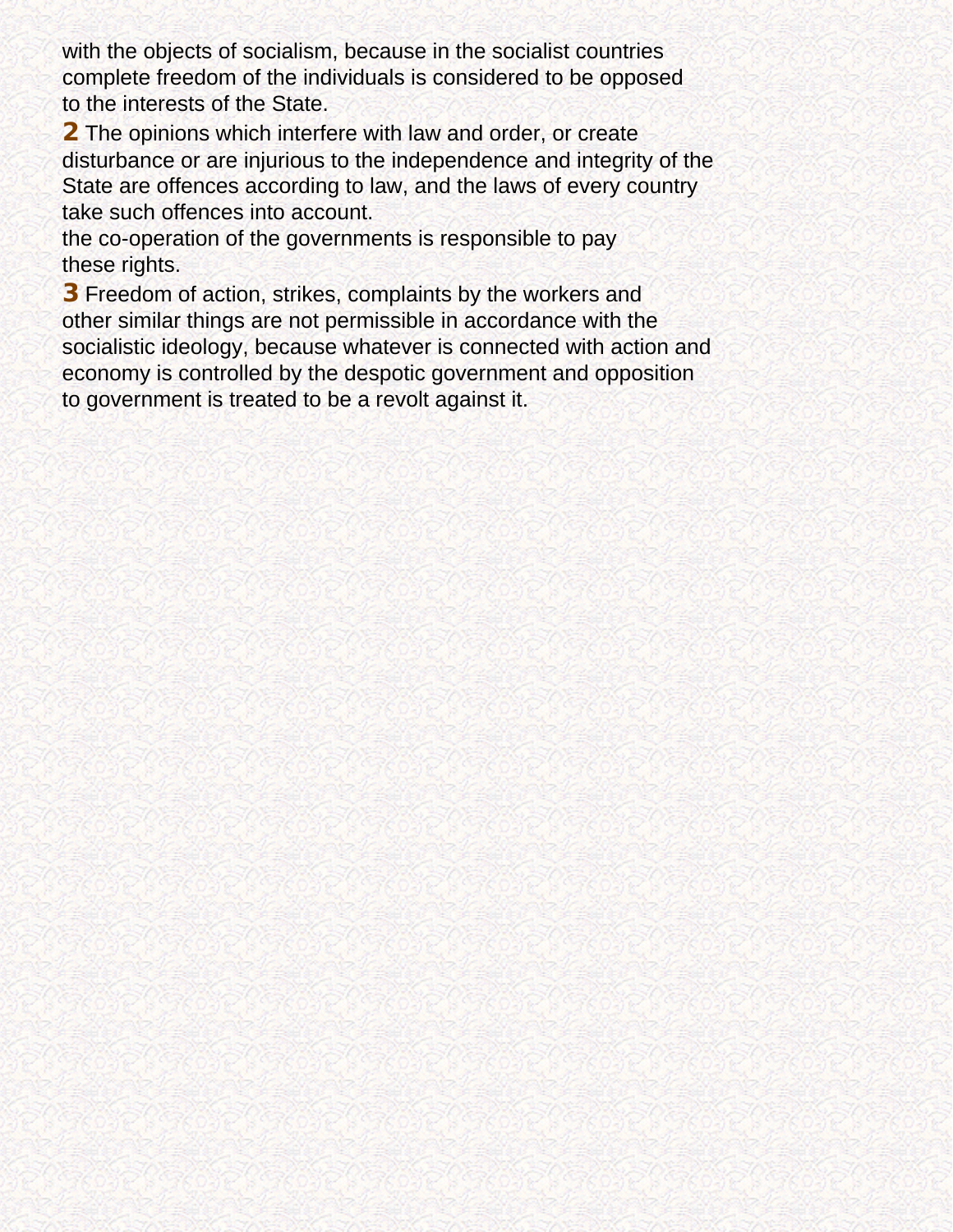with the objects of socialism, because in the socialist countries complete freedom of the individuals is considered to be opposed to the interests of the State.

**2** The opinions which interfere with law and order, or create disturbance or are injurious to the independence and integrity of the State are offences according to law, and the laws of every country take such offences into account.

the co-operation of the governments is responsible to pay these rights.

**3** Freedom of action, strikes, complaints by the workers and other similar things are not permissible in accordance with the socialistic ideology, because whatever is connected with action and economy is controlled by the despotic government and opposition to government is treated to be a revolt against it.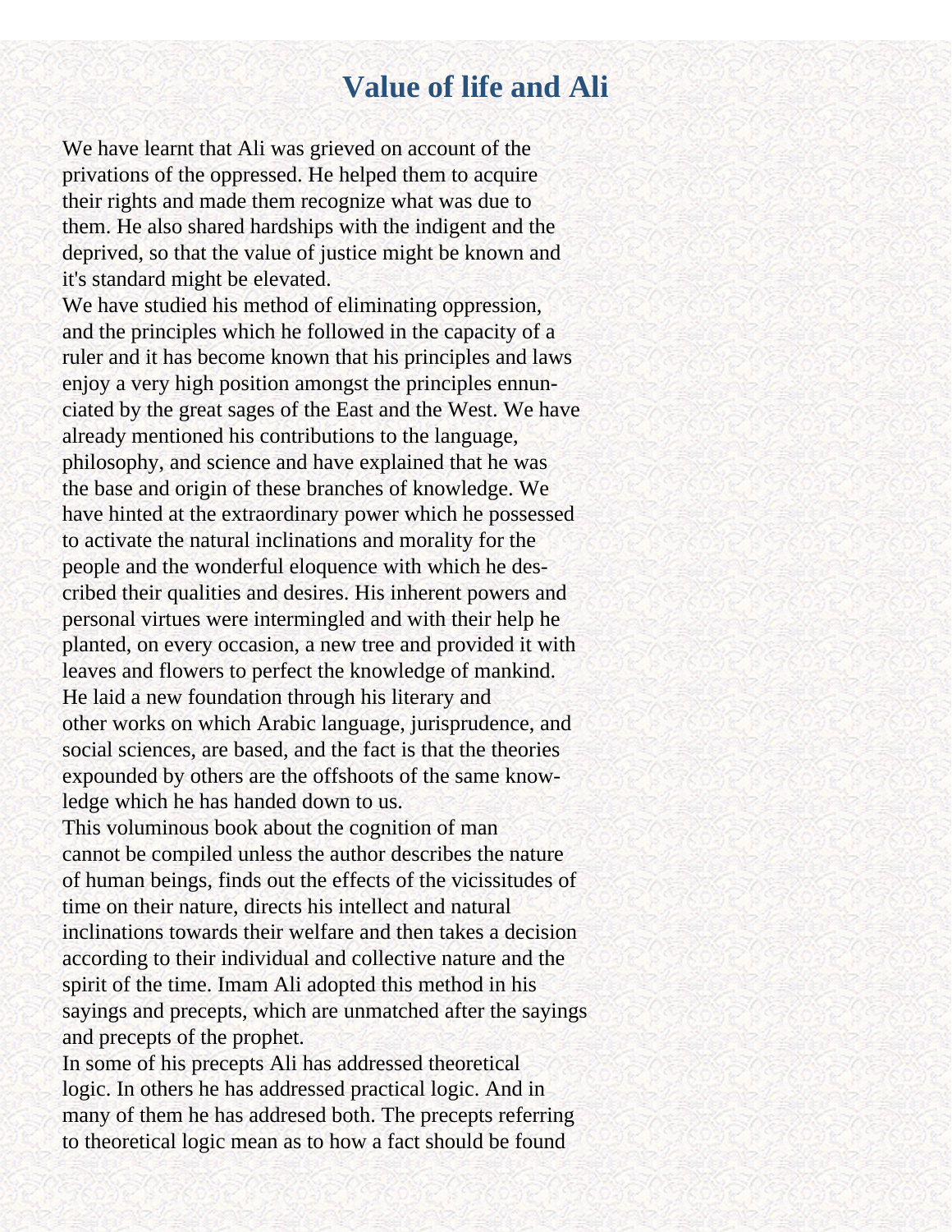# Value of life and Ali

We have learnt that Ali was grieved on account of the privations of the oppressed. He helped them to acquire their rights and made them recognize what was due to them. He also shared hardships with the indigent and the deprived, so that the value of justice might be known and it's standard might be elevated.

We have studied his method of eliminating oppression, and the principles which he followed in the capacity of a ruler and it has become known that his principles and laws enjoy a very high position amongst the principles ennunciated by the great sages of the East and the West. We have already mentioned his contributions to the language, philosophy, and science and have explained that he was the base and origin of these branches of knowledge. We have hinted at the extraordinary power which he possessed to activate the natural inclinations and morality for the people and the wonderful eloquence with which he described their qualities and desires. His inherent powers and personal virtues were intermingled and with their help he planted, on every occasion, a new tree and provided it with leaves and flowers to perfect the knowledge of mankind. He laid a new foundation through his literary and other works on which Arabic language, jurisprudence, and social sciences, are based, and the fact is that the theories expounded by others are the offshoots of the same knowledge which he has handed down to us.

This voluminous book about the cognition of man cannot be compiled unless the author describes the nature of human beings, finds out the effects of the vicissitudes of time on their nature, directs his intellect and natural inclinations towards their welfare and then takes a decision according to their individual and collective nature and the spirit of the time. Imam Ali adopted this method in his sayings and precepts, which are unmatched after the sayings and precepts of the prophet.

In some of his precepts Ali has addressed theoretical logic. In others he has addressed practical logic. And in many of them he has addresed both. The precepts referring to theoretical logic mean as to how a fact should be found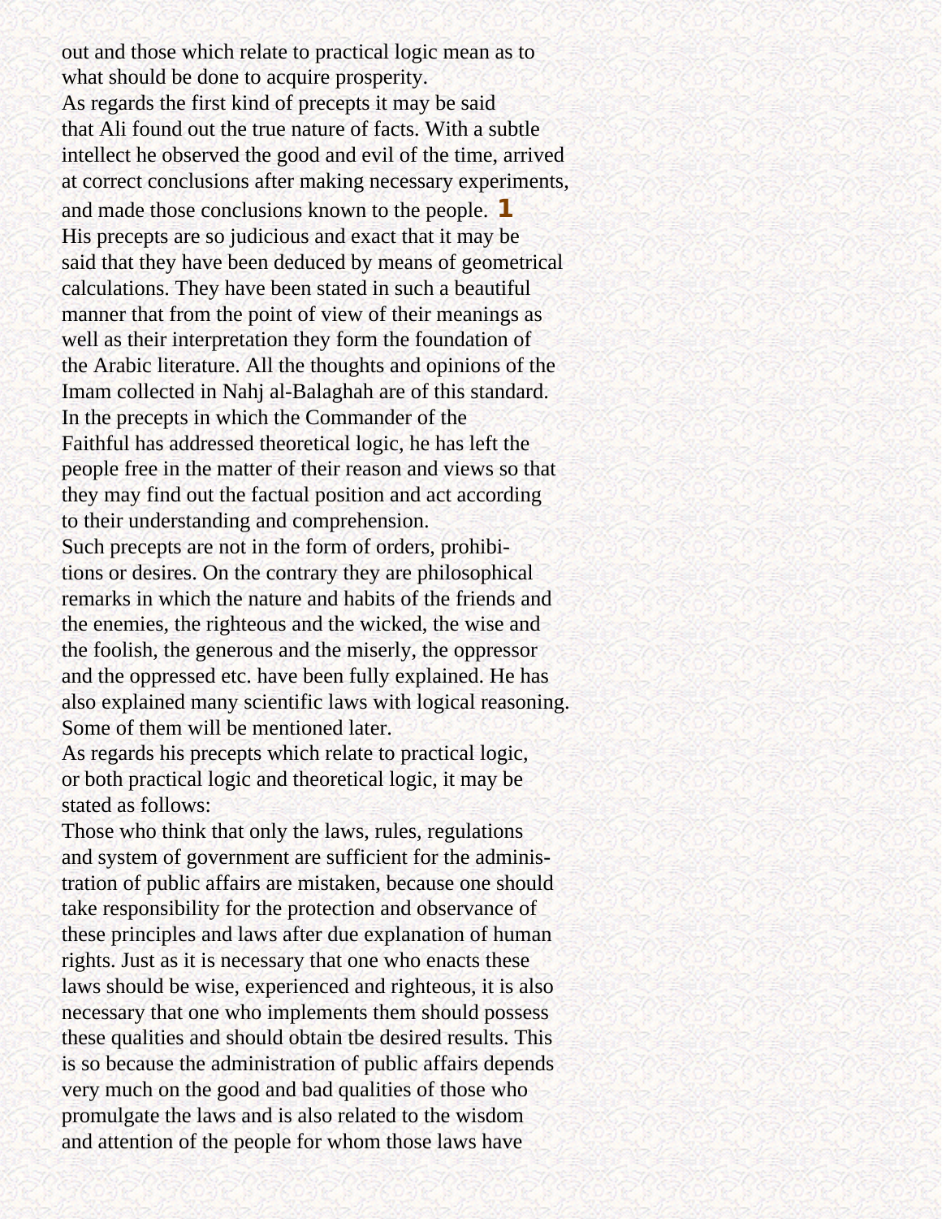out and those which relate to practical logic mean as to what should be done to acquire prosperity.

As regards the first kind of precepts it may be said that Ali found out the true nature of facts. With a subtle intellect he observed the good and evil of the time, arrived at correct conclusions after making necessary experiments, and made those conclusions known to the people. [1]

His precepts are so judicious and exact that it may be said that they have been deduced by means of geometrical calculations. They have been stated in such a beautiful manner that from the point of view of their meanings as well as their interpretation they form the foundation of the Arabic literature. All the thoughts and opinions of the Imam collected in Nahj al-Balaghah are of this standard.

In the precepts in which the Commander of the Faithful has addressed theoretical logic, he has left the people free in the matter of their reason and views so that they may find out the factual position and act according to their understanding and comprehension.

Such precepts are not in the form of orders, prohibitions or desires. On the contrary they are philosophical remarks in which the nature and habits of the friends and the enemies, the righteous and the wicked, the wise and the foolish, the generous and the miserly, the oppressor and the oppressed etc. have been fully explained. He has also explained many scientific laws with logical reasoning. Some of them will be mentioned later.

As regards his precepts which relate to practical logic, or both practical logic and theoretical logic, it may be stated as follows:

Those who think that only the laws, rules, regulations and system of government are sufficient for the administration of public affairs are mistaken, because one should take responsibility for the protection and observance of these principles and laws after due explanation of human rights. Just as it is necessary that one who enacts these laws should be wise, experienced and righteous, it is also necessary that one who implements them should possess these qualities and should obtain tbe desired results. This is so because the administration of public affairs depends very much on the good and bad qualities of those who promulgate the laws and is also related to the wisdom and attention of the people for whom those laws have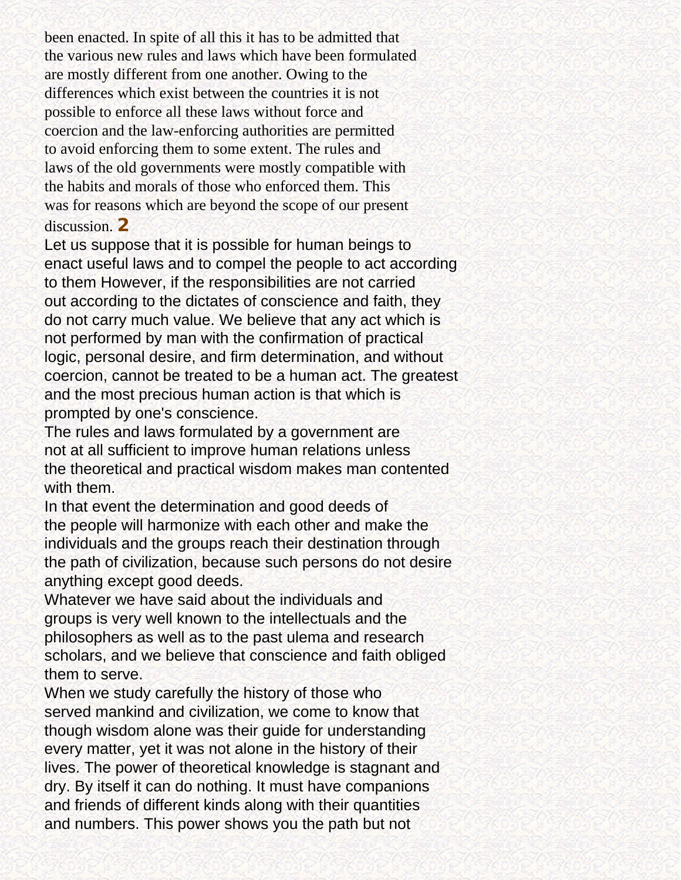been enacted. In spite of all this it has to be admitted that the various new rules and laws which have been formulated are mostly different from one another. Owing to the differences which exist between the countries it is not possible to enforce all these laws without force and coercion and the law-enforcing authorities are permitted to avoid enforcing them to some extent. The rules and laws of the old governments were mostly compatible with the habits and morals of those who enforced them. This was for reasons which are beyond the scope of our present discussion. [2]

Let us suppose that it is possible for human beings to enact useful laws and to compel the people to act according to them However, if the responsibilities are not carried out according to the dictates of conscience and faith, they do not carry much value. We believe that any act which is not performed by man with the confirmation of practical logic, personal desire, and firm determination, and without coercion, cannot be treated to be a human act. The greatest and the most precious human action is that which is prompted by one's conscience.

The rules and laws formulated by a government are not at all sufficient to improve human relations unless the theoretical and practical wisdom makes man contented with them.

In that event the determination and good deeds of the people will harmonize with each other and make the individuals and the groups reach their destination through the path of civilization, because such persons do not desire anything except good deeds.

Whatever we have said about the individuals and groups is very well known to the intellectuals and the philosophers as well as to the past ulema and research scholars, and we believe that conscience and faith obliged them to serve.

When we study carefully the history of those who served mankind and civilization, we come to know that though wisdom alone was their guide for understanding every matter, yet it was not alone in the history of their lives. The power of theoretical knowledge is stagnant and dry. By itself it can do nothing. It must have companions and friends of different kinds along with their quantities and numbers. This power shows you the path but not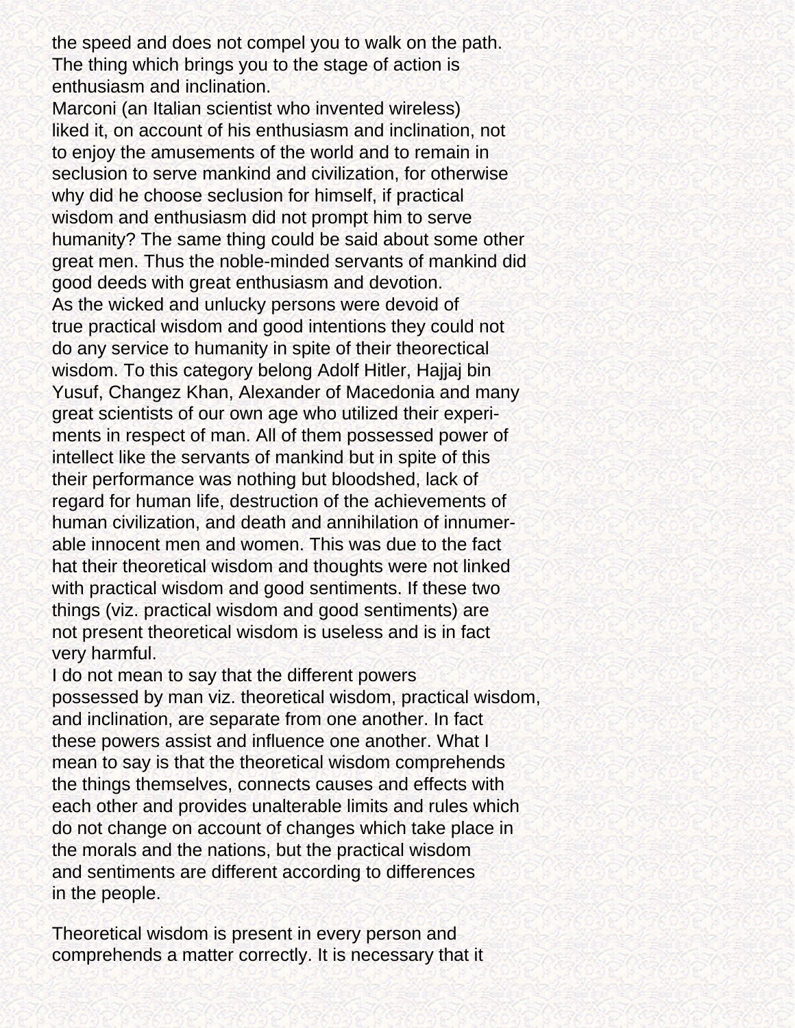the speed and does not compel you to walk on the path. The thing which brings you to the stage of action is enthusiasm and inclination.

Marconi (an Italian scientist who invented wireless) liked it, on account of his enthusiasm and inclination, not to enjoy the amusements of the world and to remain in seclusion to serve mankind and civilization, for otherwise why did he choose seclusion for himself, if practical wisdom and enthusiasm did not prompt him to serve humanity? The same thing could be said about some other great men. Thus the noble-minded servants of mankind did good deeds with great enthusiasm and devotion.

As the wicked and unlucky persons were devoid of true practical wisdom and good intentions they could not do any service to humanity in spite of their theorectical wisdom. To this category belong Adolf Hitler, Hajjaj bin Yusuf, Changez Khan, Alexander of Macedonia and many great scientists of our own age who utilized their experiments in respect of man. All of them possessed power of intellect like the servants of mankind but in spite of this their performance was nothing but bloodshed, lack of regard for human life, destruction of the achievements of human civilization, and death and annihilation of innumerable innocent men and women. This was due to the fact hat their theoretical wisdom and thoughts were not linked with practical wisdom and good sentiments. If these two things (viz. practical wisdom and good sentiments) are not present theoretical wisdom is useless and is in fact very harmful.

I do not mean to say that the different powers possessed by man viz. theoretical wisdom, practical wisdom, and inclination, are separate from one another. In fact these powers assist and influence one another. What I mean to say is that the theoretical wisdom comprehends the things themselves, connects causes and effects with each other and provides unalterable limits and rules which do not change on account of changes which take place in the morals and the nations, but the practical wisdom and sentiments are different according to differences in the people.

Theoretical wisdom is present in every person and comprehends a matter correctly. It is necessary that it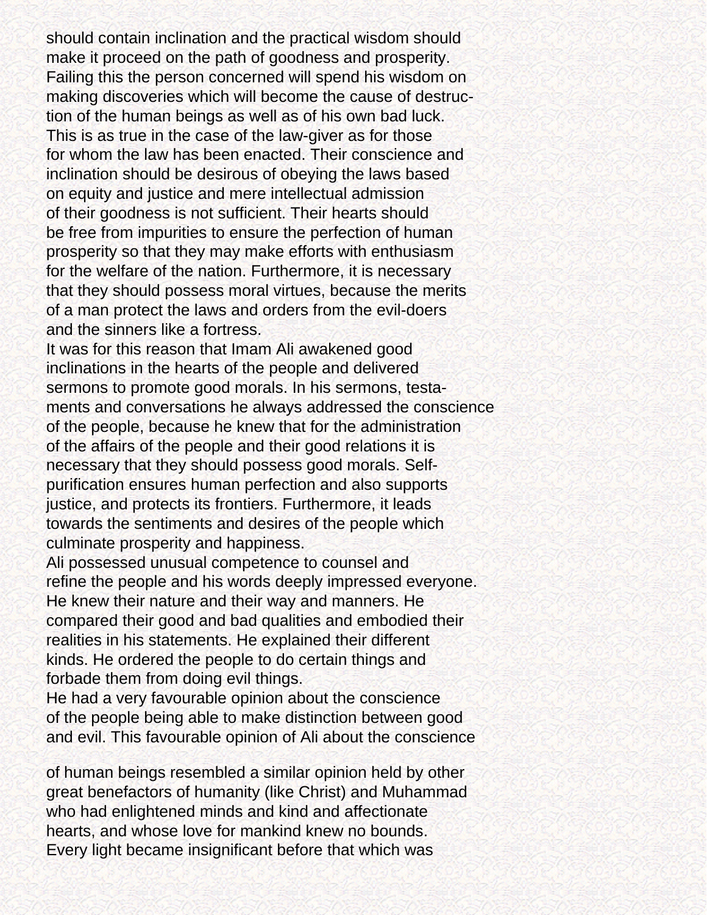should contain inclination and the practical wisdom should make it proceed on the path of goodness and prosperity. Failing this the person concerned will spend his wisdom on making discoveries which will become the cause of destruction of the human beings as well as of his own bad luck. This is as true in the case of the law-giver as for those for whom the law has been enacted. Their conscience and inclination should be desirous of obeying the laws based on equity and justice and mere intellectual admission of their goodness is not sufficient. Their hearts should be free from impurities to ensure the perfection of human prosperity so that they may make efforts with enthusiasm for the welfare of the nation. Furthermore, it is necessary that they should possess moral virtues, because the merits of a man protect the laws and orders from the evil-doers and the sinners like a fortress.

It was for this reason that Imam Ali awakened good inclinations in the hearts of the people and delivered sermons to promote good morals. In his sermons, testaments and conversations he always addressed the conscience of the people, because he knew that for the administration of the affairs of the people and their good relations it is necessary that they should possess good morals. Self-purification ensures human perfection and also supports justice, and protects its frontiers. Furthermore, it leads towards the sentiments and desires of the people which culminate prosperity and happiness.

Ali possessed unusual competence to counsel and refine the people and his words deeply impressed everyone. He knew their nature and their way and manners. He compared their good and bad qualities and embodied their realities in his statements. He explained their different kinds. He ordered the people to do certain things and forbade them from doing evil things.

He had a very favourable opinion about the conscience of the people being able to make distinction between good and evil. This favourable opinion of Ali about the conscience of human beings resembled a similar opinion held by other great benefactors of humanity (like Christ) and Muhammad who had enlightened minds and kind and affectionate hearts, and whose love for mankind knew no bounds. Every light became insignificant before that which was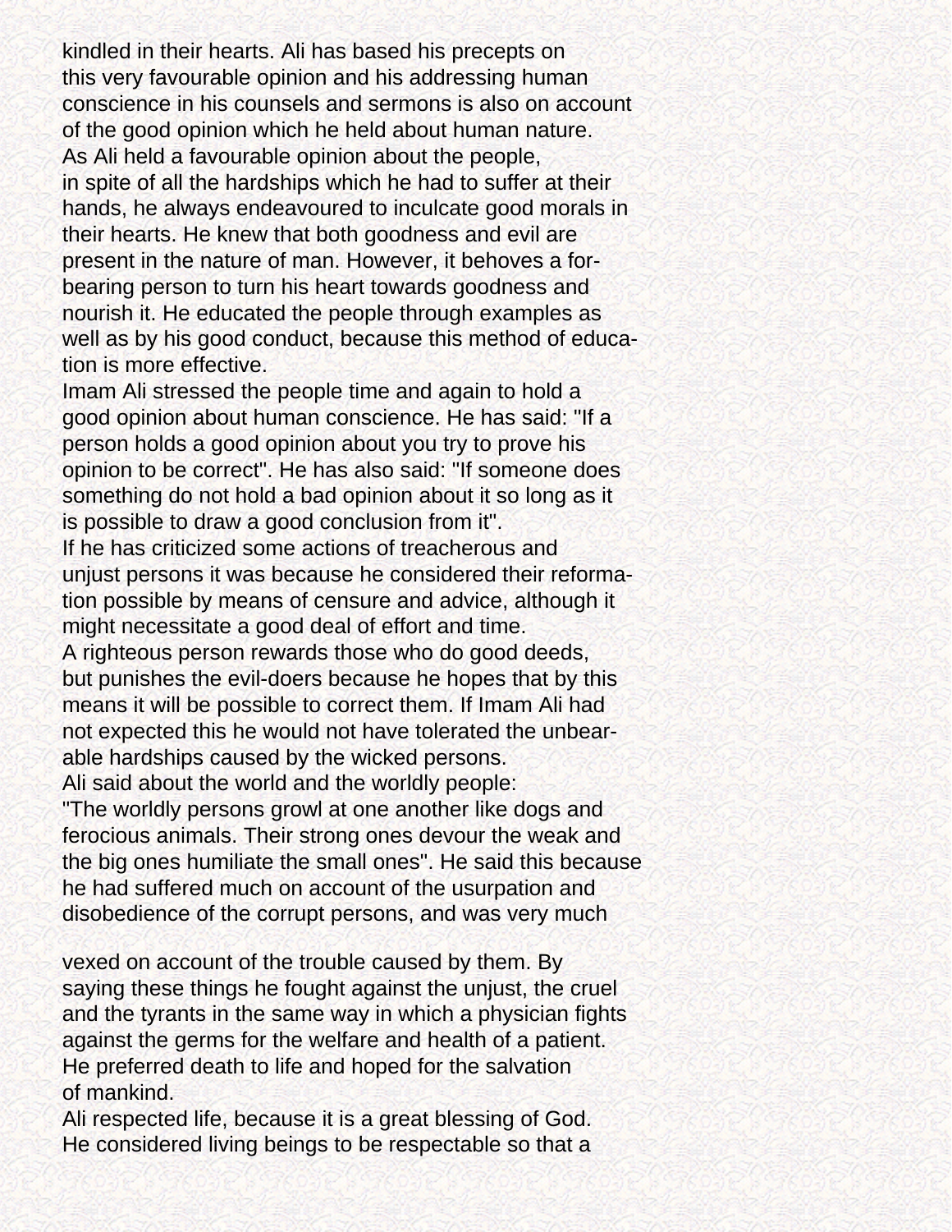kindled in their hearts. Ali has based his precepts on this very favourable opinion and his addressing human conscience in his counsels and sermons is also on account of the good opinion which he held about human nature.

As Ali held a favourable opinion about the people, in spite of all the hardships which he had to suffer at their hands, he always endeavoured to inculcate good morals in their hearts. He knew that both goodness and evil are present in the nature of man. However, it behoves a forbearing person to turn his heart towards goodness and nourish it. He educated the people through examples as well as by his good conduct, because this method of education is more effective.

Imam Ali stressed the people time and again to hold a good opinion about human conscience. He has said: "If a person holds a good opinion about you try to prove his opinion to be correct". He has also said: "If someone does something do not hold a bad opinion about it so long as it is possible to draw a good conclusion from it".

If he has criticized some actions of treacherous and unjust persons it was because he considered their reformation possible by means of censure and advice, although it might necessitate a good deal of effort and time.

A righteous person rewards those who do good deeds, but punishes the evil-doers because he hopes that by this means it will be possible to correct them. If Imam Ali had not expected this he would not have tolerated the unbearable hardships caused by the wicked persons.

Ali said about the world and the worldly people:

"The worldly persons growl at one another like dogs and ferocious animals. Their strong ones devour the weak and the big ones humiliate the small ones". He said this because he had suffered much on account of the usurpation and disobedience of the corrupt persons, and was very much vexed on account of the trouble caused by them. By saying these things he fought against the unjust, the cruel and the tyrants in the same way in which a physician fights against the germs for the welfare and health of a patient. He preferred death to life and hoped for the salvation of mankind.

Ali respected life, because it is a great blessing of God. He considered living beings to be respectable so that a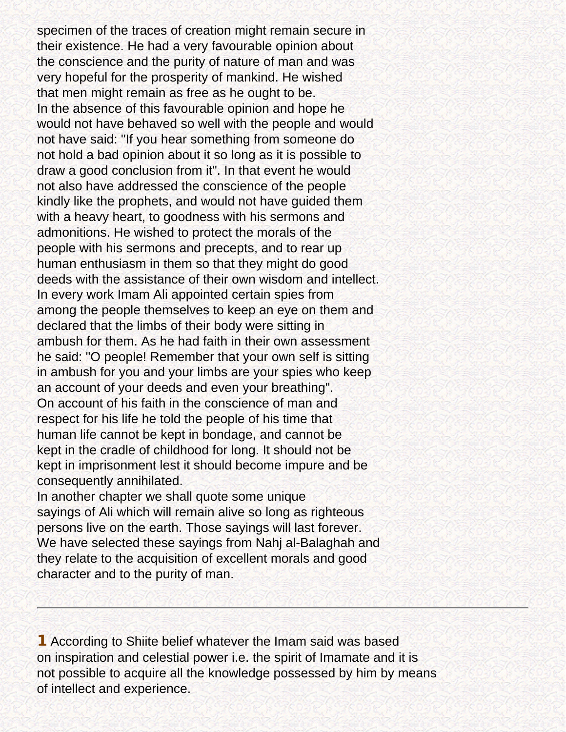specimen of the traces of creation might remain secure in their existence. He had a very favourable opinion about the conscience and the purity of nature of man and was very hopeful for the prosperity of mankind. He wished that men might remain as free as he ought to be.

In the absence of this favourable opinion and hope he would not have behaved so well with the people and would not have said: "If you hear something from someone do not hold a bad opinion about it so long as it is possible to draw a good conclusion from it". In that event he would not also have addressed the conscience of the people kindly like the prophets, and would not have guided them with a heavy heart, to goodness with his sermons and admonitions. He wished to protect the morals of the people with his sermons and precepts, and to rear up human enthusiasm in them so that they might do good deeds with the assistance of their own wisdom and intellect.

In every work Imam Ali appointed certain spies from among the people themselves to keep an eye on them and declared that the limbs of their body were sitting in ambush for them. As he had faith in their own assessment he said: "O people! Remember that your own self is sitting in ambush for you and your limbs are your spies who keep an account of your deeds and even your breathing".

On account of his faith in the conscience of man and respect for his life he told the people of his time that human life cannot be kept in bondage, and cannot be kept in the cradle of childhood for long. It should not be kept in imprisonment lest it should become impure and be consequently annihilated.

In another chapter we shall quote some unique sayings of Ali which will remain alive so long as righteous persons live on the earth. Those sayings will last forever. We have selected these sayings from Nahj al-Balaghah and they relate to the acquisition of excellent morals and good character and to the purity of man.

---

**1** According to Shiite belief whatever the Imam said was based on inspiration and celestial power i.e. the spirit of Imamate and it is not possible to acquire all the knowledge possessed by him by means of intellect and experience.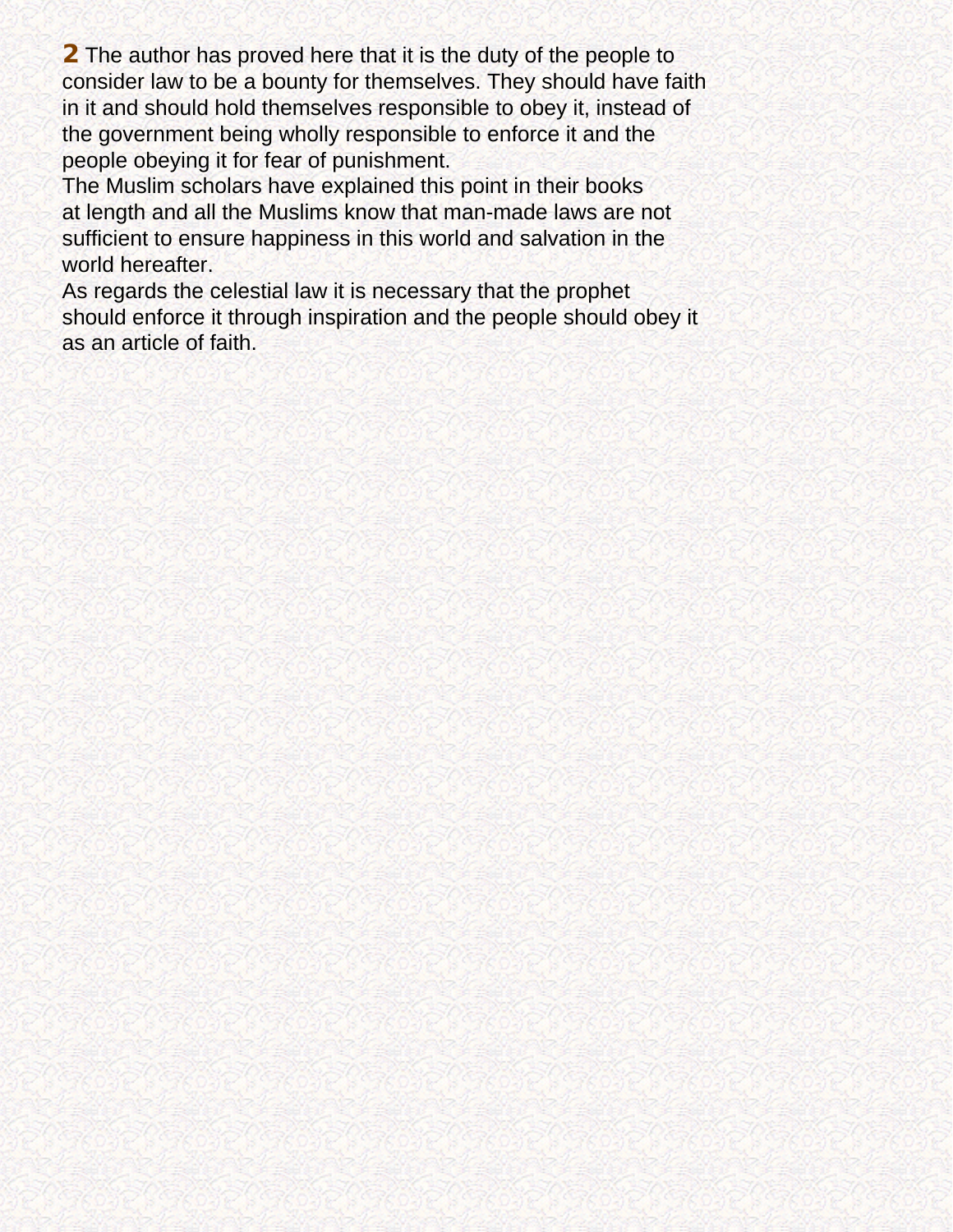**2** The author has proved here that it is the duty of the people to consider law to be a bounty for themselves. They should have faith in it and should hold themselves responsible to obey it, instead of the government being wholly responsible to enforce it and the people obeying it for fear of punishment.

The Muslim scholars have explained this point in their books at length and all the Muslims know that man-made laws are not sufficient to ensure happiness in this world and salvation in the world hereafter.

As regards the celestial law it is necessary that the prophet should enforce it through inspiration and the people should obey it as an article of faith.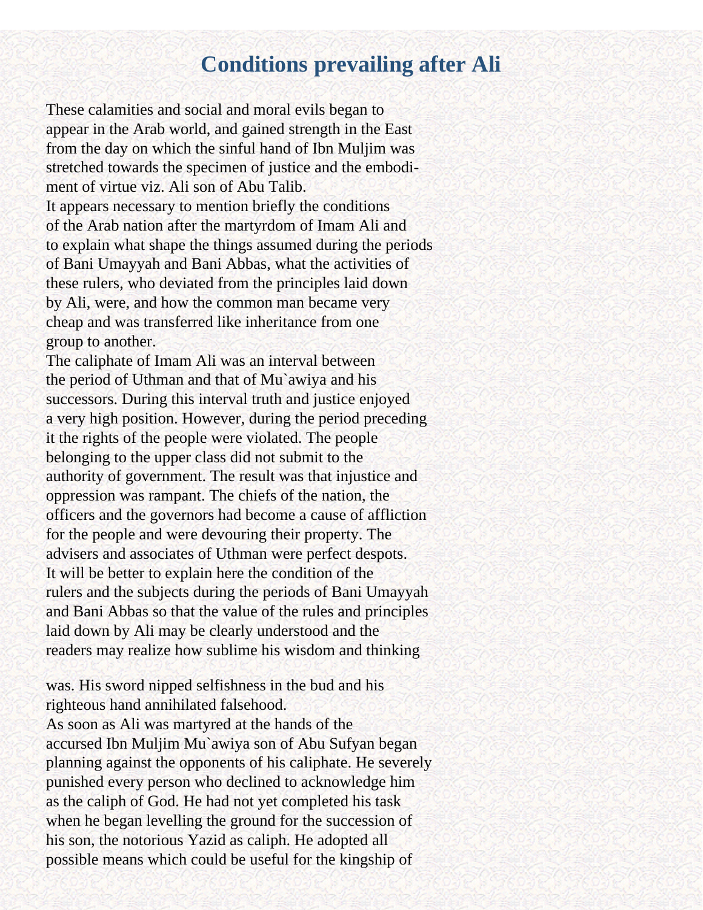# Conditions prevailing after Ali

These calamities and social and moral evils began to appear in the Arab world, and gained strength in the East from the day on which the sinful hand of Ibn Muljim was stretched towards the specimen of justice and the embodiment of virtue viz. Ali son of Abu Talib.

It appears necessary to mention briefly the conditions of the Arab nation after the martyrdom of Imam Ali and to explain what shape the things assumed during the periods of Bani Umayyah and Bani Abbas, what the activities of these rulers, who deviated from the principles laid down by Ali, were, and how the common man became very cheap and was transferred like inheritance from one group to another.

The caliphate of Imam Ali was an interval between the period of Uthman and that of Mu`awiya and his successors. During this interval truth and justice enjoyed a very high position. However, during the period preceding it the rights of the people were violated. The people belonging to the upper class did not submit to the authority of government. The result was that injustice and oppression was rampant. The chiefs of the nation, the officers and the governors had become a cause of affliction for the people and were devouring their property. The advisers and associates of Uthman were perfect despots.

It will be better to explain here the condition of the rulers and the subjects during the periods of Bani Umayyah and Bani Abbas so that the value of the rules and principles laid down by Ali may be clearly understood and the readers may realize how sublime his wisdom and thinking was. His sword nipped selfishness in the bud and his righteous hand annihilated falsehood.

As soon as Ali was martyred at the hands of the accursed Ibn Muljim Mu`awiya son of Abu Sufyan began planning against the opponents of his caliphate. He severely punished every person who declined to acknowledge him as the caliph of God. He had not yet completed his task when he began levelling the ground for the succession of his son, the notorious Yazid as caliph. He adopted all possible means which could be useful for the kingship of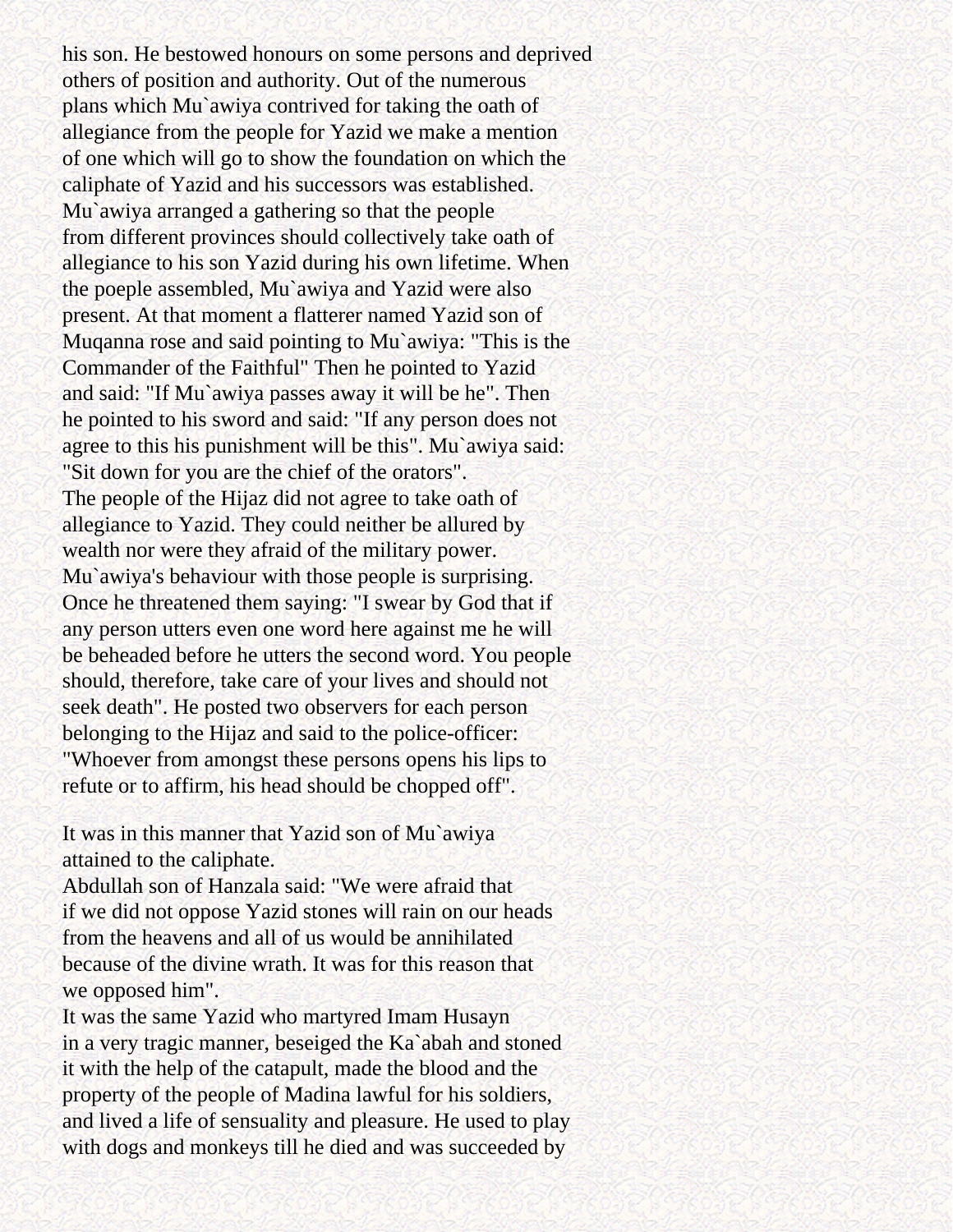his son. He bestowed honours on some persons and deprived others of position and authority. Out of the numerous plans which Mu`awiya contrived for taking the oath of allegiance from the people for Yazid we make a mention of one which will go to show the foundation on which the caliphate of Yazid and his successors was established. Mu`awiya arranged a gathering so that the people from different provinces should collectively take oath of allegiance to his son Yazid during his own lifetime. When the poeple assembled, Mu`awiya and Yazid were also present. At that moment a flatterer named Yazid son of Muqanna rose and said pointing to Mu`awiya: "This is the Commander of the Faithful" Then he pointed to Yazid and said: "If Mu`awiya passes away it will be he". Then he pointed to his sword and said: "If any person does not agree to this his punishment will be this". Mu`awiya said: "Sit down for you are the chief of the orators".
The people of the Hijaz did not agree to take oath of allegiance to Yazid. They could neither be allured by wealth nor were they afraid of the military power. Mu`awiya's behaviour with those people is surprising. Once he threatened them saying: "I swear by God that if any person utters even one word here against me he will be beheaded before he utters the second word. You people should, therefore, take care of your lives and should not seek death". He posted two observers for each person belonging to the Hijaz and said to the police-officer: "Whoever from amongst these persons opens his lips to refute or to affirm, his head should be chopped off".

It was in this manner that Yazid son of Mu`awiya attained to the caliphate.
Abdullah son of Hanzala said: "We were afraid that if we did not oppose Yazid stones will rain on our heads from the heavens and all of us would be annihilated because of the divine wrath. It was for this reason that we opposed him".
It was the same Yazid who martyred Imam Husayn in a very tragic manner, beseiged the Ka`abah and stoned it with the help of the catapult, made the blood and the property of the people of Madina lawful for his soldiers, and lived a life of sensuality and pleasure. He used to play with dogs and monkeys till he died and was succeeded by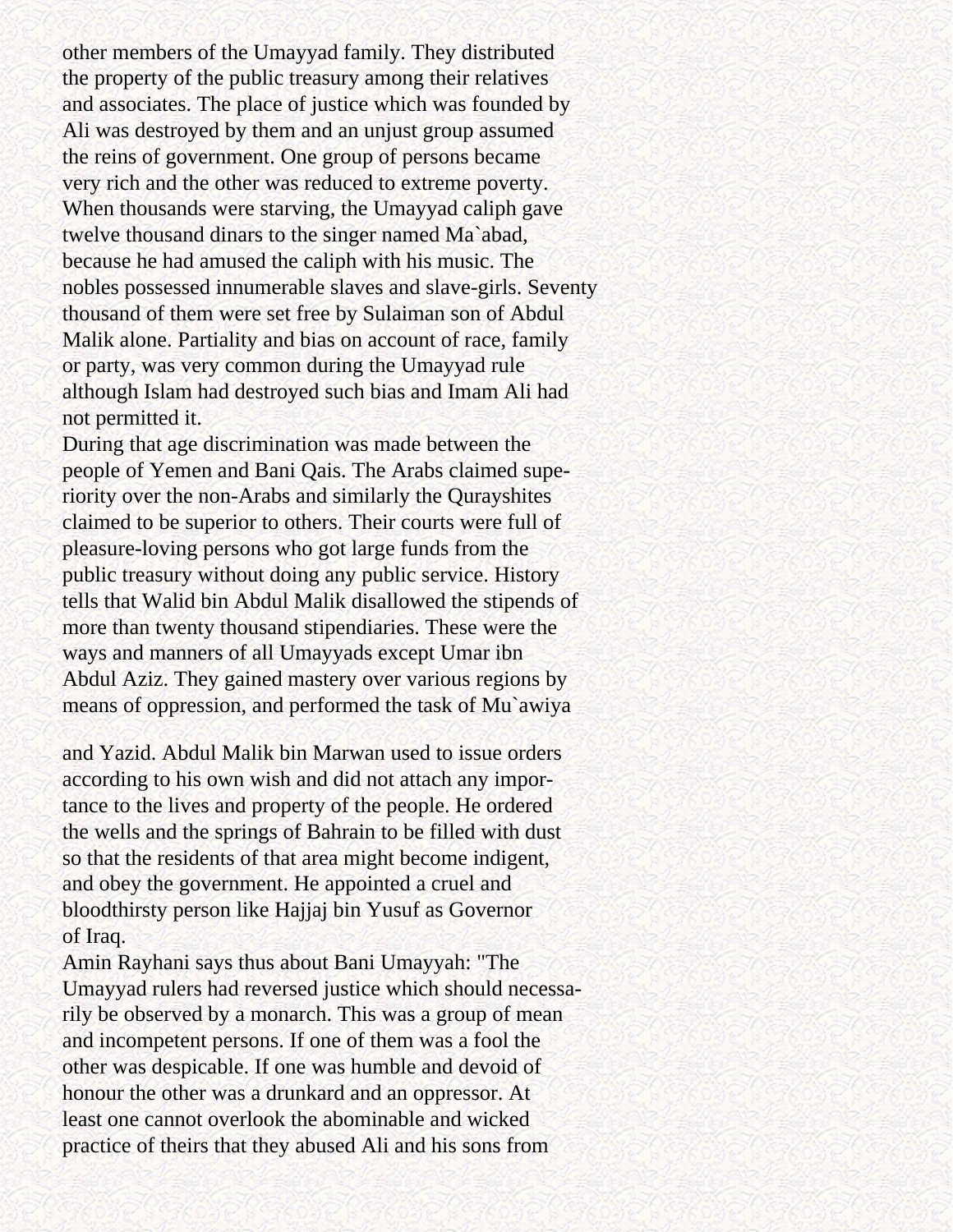other members of the Umayyad family. They distributed the property of the public treasury among their relatives and associates. The place of justice which was founded by Ali was destroyed by them and an unjust group assumed the reins of government. One group of persons became very rich and the other was reduced to extreme poverty. When thousands were starving, the Umayyad caliph gave twelve thousand dinars to the singer named Ma`abad, because he had amused the caliph with his music. The nobles possessed innumerable slaves and slave-girls. Seventy thousand of them were set free by Sulaiman son of Abdul Malik alone. Partiality and bias on account of race, family or party, was very common during the Umayyad rule although Islam had destroyed such bias and Imam Ali had not permitted it.

During that age discrimination was made between the people of Yemen and Bani Qais. The Arabs claimed superiority over the non-Arabs and similarly the Qurayshites claimed to be superior to others. Their courts were full of pleasure-loving persons who got large funds from the public treasury without doing any public service. History tells that Walid bin Abdul Malik disallowed the stipends of more than twenty thousand stipendiaries. These were the ways and manners of all Umayyads except Umar ibn Abdul Aziz. They gained mastery over various regions by means of oppression, and performed the task of Mu`awiya and Yazid. Abdul Malik bin Marwan used to issue orders according to his own wish and did not attach any importance to the lives and property of the people. He ordered the wells and the springs of Bahrain to be filled with dust so that the residents of that area might become indigent, and obey the government. He appointed a cruel and bloodthirsty person like Hajjaj bin Yusuf as Governor of Iraq.

Amin Rayhani says thus about Bani Umayyah: "The Umayyad rulers had reversed justice which should necessarily be observed by a monarch. This was a group of mean and incompetent persons. If one of them was a fool the other was despicable. If one was humble and devoid of honour the other was a drunkard and an oppressor. At least one cannot overlook the abominable and wicked practice of theirs that they abused Ali and his sons from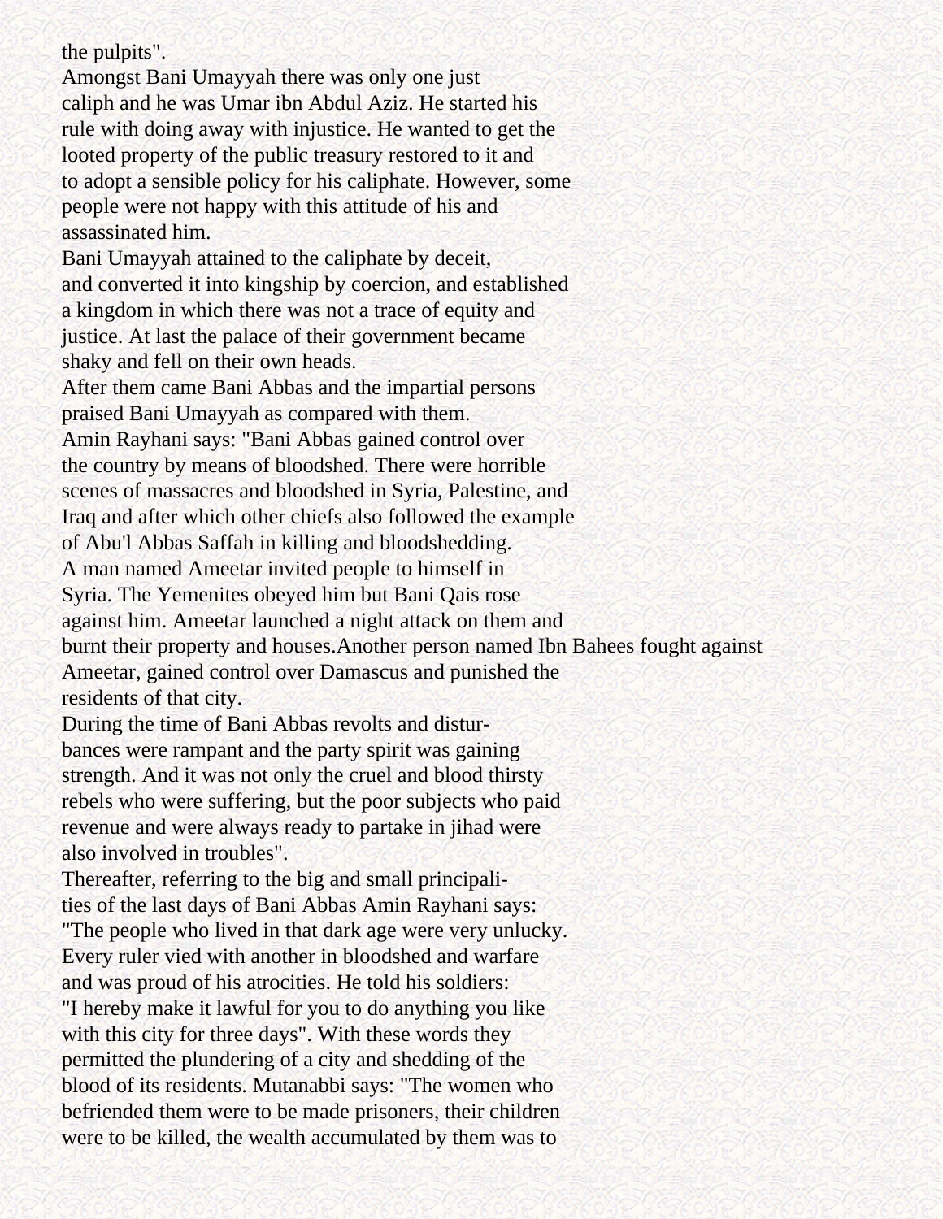the pulpits".

Amongst Bani Umayyah there was only one just caliph and he was Umar ibn Abdul Aziz. He started his rule with doing away with injustice. He wanted to get the looted property of the public treasury restored to it and to adopt a sensible policy for his caliphate. However, some people were not happy with this attitude of his and assassinated him.

Bani Umayyah attained to the caliphate by deceit, and converted it into kingship by coercion, and established a kingdom in which there was not a trace of equity and justice. At last the palace of their government became shaky and fell on their own heads.

After them came Bani Abbas and the impartial persons praised Bani Umayyah as compared with them.

Amin Rayhani says: "Bani Abbas gained control over the country by means of bloodshed. There were horrible scenes of massacres and bloodshed in Syria, Palestine, and Iraq and after which other chiefs also followed the example of Abu'l Abbas Saffah in killing and bloodshedding.

A man named Ameetar invited people to himself in Syria. The Yemenites obeyed him but Bani Qais rose against him. Ameetar launched a night attack on them and burnt their property and houses.Another person named Ibn Bahees fought against Ameetar, gained control over Damascus and punished the residents of that city.

During the time of Bani Abbas revolts and disturbances were rampant and the party spirit was gaining strength. And it was not only the cruel and blood thirsty rebels who were suffering, but the poor subjects who paid revenue and were always ready to partake in jihad were also involved in troubles".

Thereafter, referring to the big and small principalities of the last days of Bani Abbas Amin Rayhani says: "The people who lived in that dark age were very unlucky. Every ruler vied with another in bloodshed and warfare and was proud of his atrocities. He told his soldiers: "I hereby make it lawful for you to do anything you like with this city for three days". With these words they permitted the plundering of a city and shedding of the blood of its residents. Mutanabbi says: "The women who befriended them were to be made prisoners, their children were to be killed, the wealth accumulated by them was to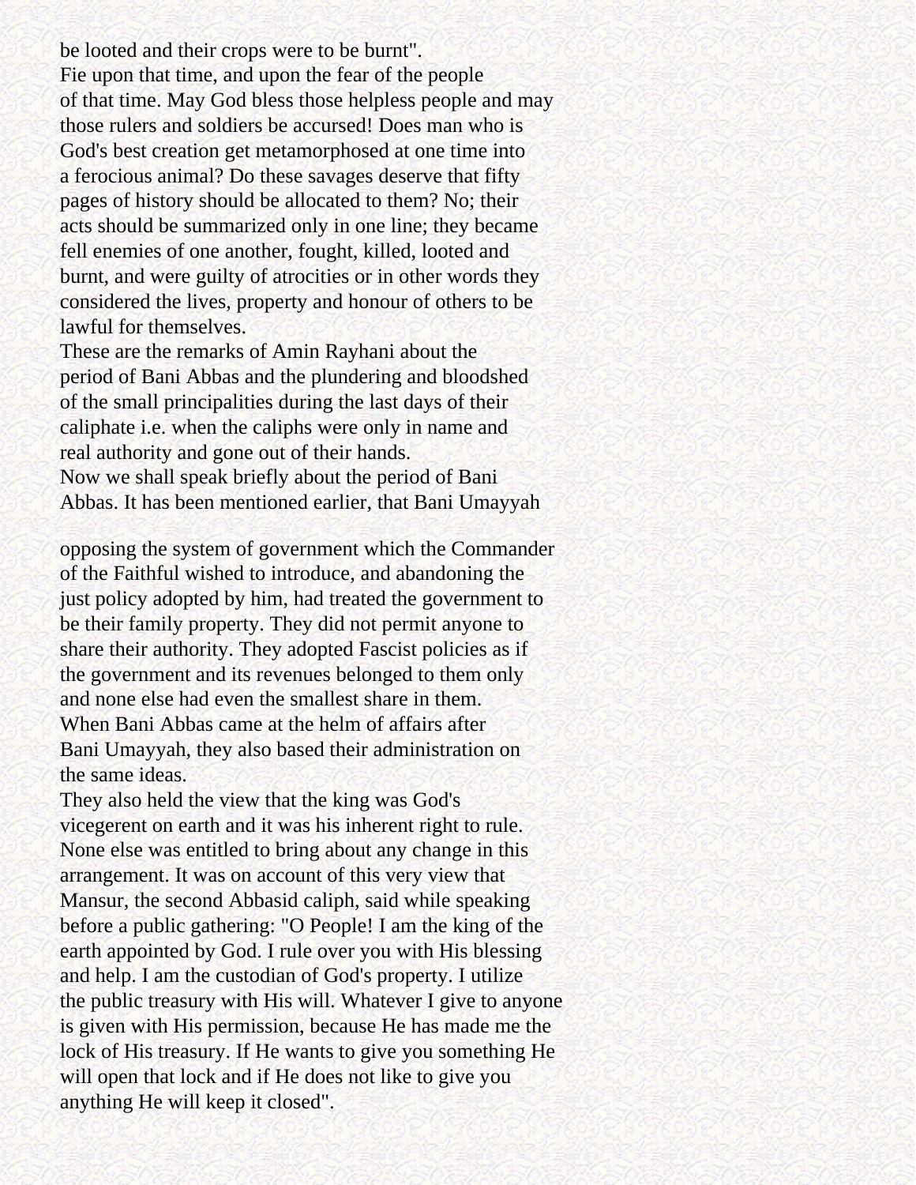be looted and their crops were to be burnt".

Fie upon that time, and upon the fear of the people of that time. May God bless those helpless people and may those rulers and soldiers be accursed! Does man who is God's best creation get metamorphosed at one time into a ferocious animal? Do these savages deserve that fifty pages of history should be allocated to them? No; their acts should be summarized only in one line; they became fell enemies of one another, fought, killed, looted and burnt, and were guilty of atrocities or in other words they considered the lives, property and honour of others to be lawful for themselves.

These are the remarks of Amin Rayhani about the period of Bani Abbas and the plundering and bloodshed of the small principalities during the last days of their caliphate i.e. when the caliphs were only in name and real authority and gone out of their hands.

Now we shall speak briefly about the period of Bani Abbas. It has been mentioned earlier, that Bani Umayyah

opposing the system of government which the Commander of the Faithful wished to introduce, and abandoning the just policy adopted by him, had treated the government to be their family property. They did not permit anyone to share their authority. They adopted Fascist policies as if the government and its revenues belonged to them only and none else had even the smallest share in them.

When Bani Abbas came at the helm of affairs after Bani Umayyah, they also based their administration on the same ideas.

They also held the view that the king was God's vicegerent on earth and it was his inherent right to rule. None else was entitled to bring about any change in this arrangement. It was on account of this very view that Mansur, the second Abbasid caliph, said while speaking before a public gathering: "O People! I am the king of the earth appointed by God. I rule over you with His blessing and help. I am the custodian of God's property. I utilize the public treasury with His will. Whatever I give to anyone is given with His permission, because He has made me the lock of His treasury. If He wants to give you something He will open that lock and if He does not like to give you anything He will keep it closed".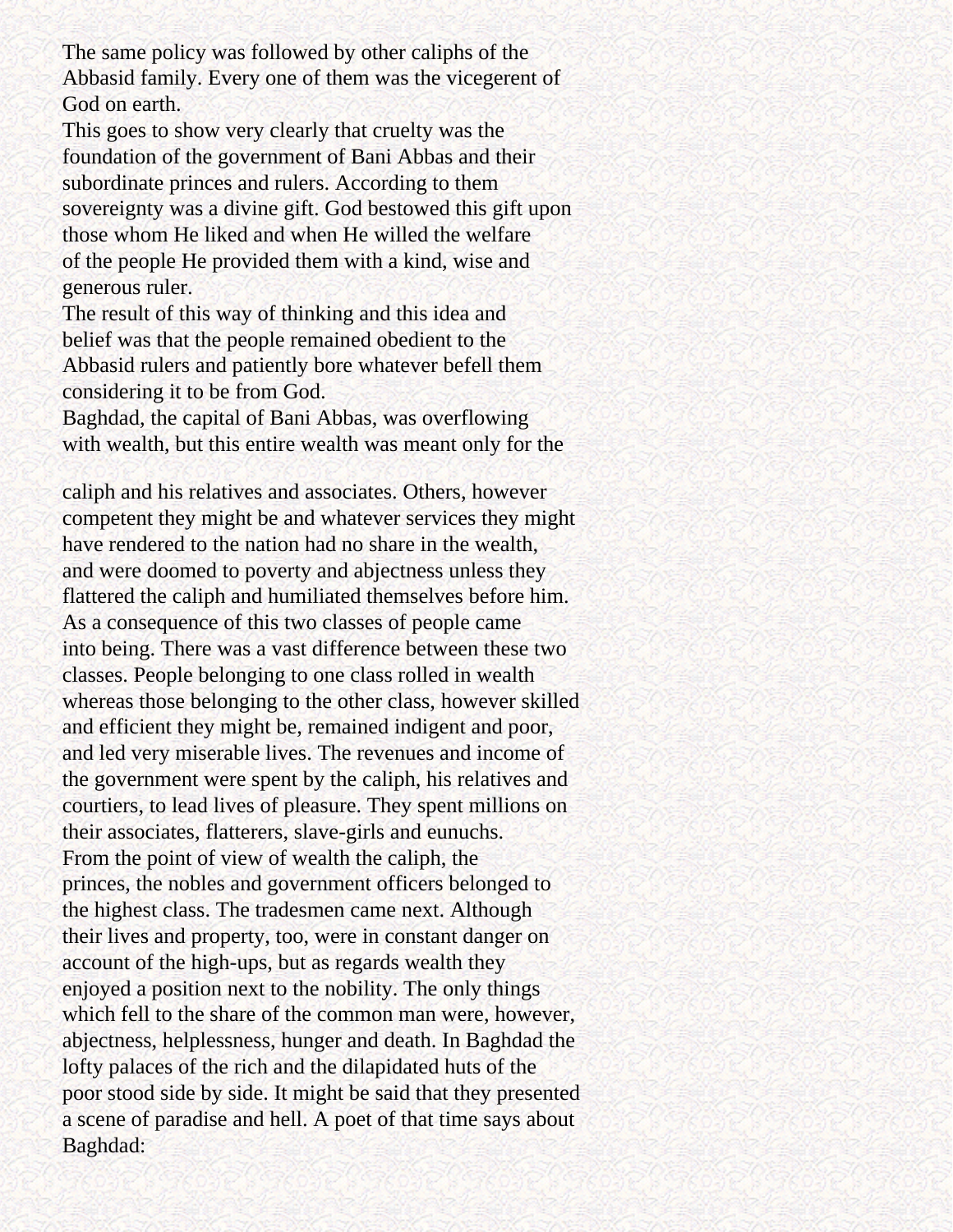The same policy was followed by other caliphs of the Abbasid family. Every one of them was the vicegerent of God on earth.

This goes to show very clearly that cruelty was the foundation of the government of Bani Abbas and their subordinate princes and rulers. According to them sovereignty was a divine gift. God bestowed this gift upon those whom He liked and when He willed the welfare of the people He provided them with a kind, wise and generous ruler.

The result of this way of thinking and this idea and belief was that the people remained obedient to the Abbasid rulers and patiently bore whatever befell them considering it to be from God.

Baghdad, the capital of Bani Abbas, was overflowing with wealth, but this entire wealth was meant only for the caliph and his relatives and associates. Others, however competent they might be and whatever services they might have rendered to the nation had no share in the wealth, and were doomed to poverty and abjectness unless they flattered the caliph and humiliated themselves before him. As a consequence of this two classes of people came into being. There was a vast difference between these two classes. People belonging to one class rolled in wealth whereas those belonging to the other class, however skilled and efficient they might be, remained indigent and poor, and led very miserable lives. The revenues and income of the government were spent by the caliph, his relatives and courtiers, to lead lives of pleasure. They spent millions on their associates, flatterers, slave-girls and eunuchs.

From the point of view of wealth the caliph, the princes, the nobles and government officers belonged to the highest class. The tradesmen came next. Although their lives and property, too, were in constant danger on account of the high-ups, but as regards wealth they enjoyed a position next to the nobility. The only things which fell to the share of the common man were, however, abjectness, helplessness, hunger and death. In Baghdad the lofty palaces of the rich and the dilapidated huts of the poor stood side by side. It might be said that they presented a scene of paradise and hell. A poet of that time says about Baghdad: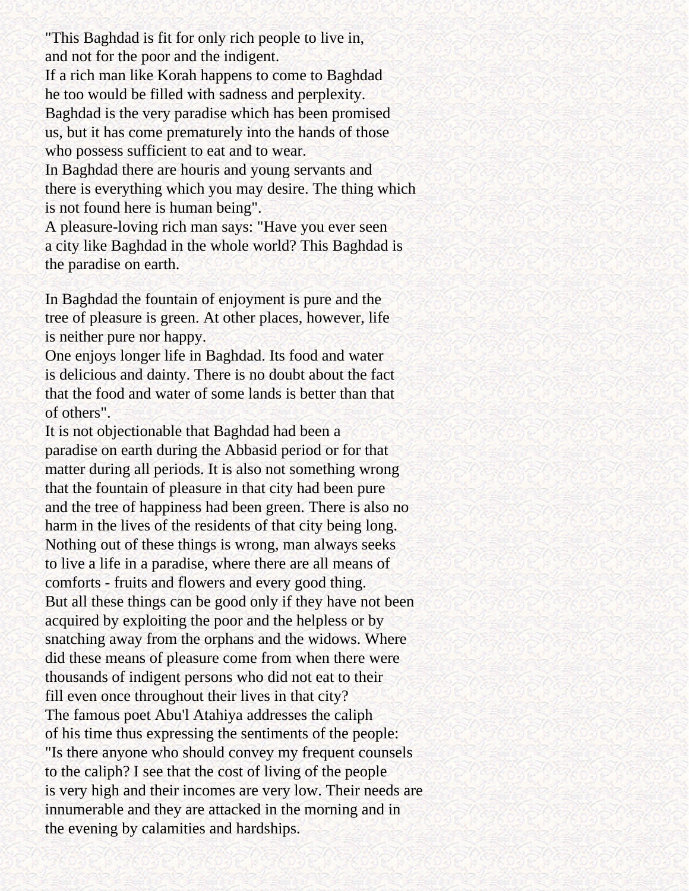"This Baghdad is fit for only rich people to live in, and not for the poor and the indigent.
If a rich man like Korah happens to come to Baghdad he too would be filled with sadness and perplexity.
Baghdad is the very paradise which has been promised us, but it has come prematurely into the hands of those who possess sufficient to eat and to wear.
In Baghdad there are houris and young servants and there is everything which you may desire. The thing which is not found here is human being".
A pleasure-loving rich man says: "Have you ever seen a city like Baghdad in the whole world? This Baghdad is the paradise on earth.

In Baghdad the fountain of enjoyment is pure and the tree of pleasure is green. At other places, however, life is neither pure nor happy.
One enjoys longer life in Baghdad. Its food and water is delicious and dainty. There is no doubt about the fact that the food and water of some lands is better than that of others".
It is not objectionable that Baghdad had been a paradise on earth during the Abbasid period or for that matter during all periods. It is also not something wrong that the fountain of pleasure in that city had been pure and the tree of happiness had been green. There is also no harm in the lives of the residents of that city being long. Nothing out of these things is wrong, man always seeks to live a life in a paradise, where there are all means of comforts - fruits and flowers and every good thing.
But all these things can be good only if they have not been acquired by exploiting the poor and the helpless or by snatching away from the orphans and the widows. Where did these means of pleasure come from when there were thousands of indigent persons who did not eat to their fill even once throughout their lives in that city?
The famous poet Abu'l Atahiya addresses the caliph of his time thus expressing the sentiments of the people: "Is there anyone who should convey my frequent counsels to the caliph? I see that the cost of living of the people is very high and their incomes are very low. Their needs are innumerable and they are attacked in the morning and in the evening by calamities and hardships.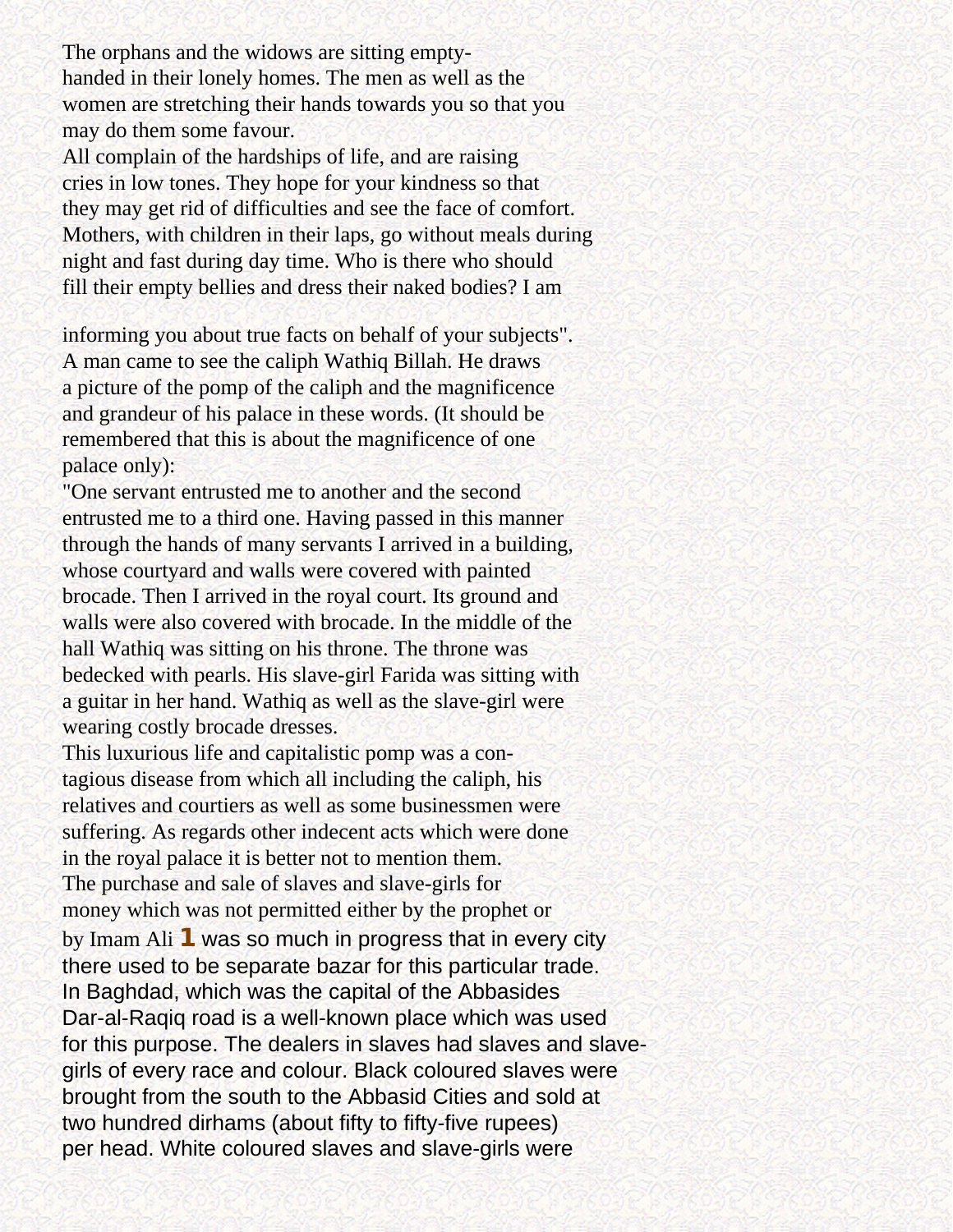The orphans and the widows are sitting empty-handed in their lonely homes. The men as well as the women are stretching their hands towards you so that you may do them some favour.

All complain of the hardships of life, and are raising cries in low tones. They hope for your kindness so that they may get rid of difficulties and see the face of comfort. Mothers, with children in their laps, go without meals during night and fast during day time. Who is there who should fill their empty bellies and dress their naked bodies? I am informing you about true facts on behalf of your subjects".

A man came to see the caliph Wathiq Billah. He draws a picture of the pomp of the caliph and the magnificence and grandeur of his palace in these words. (It should be remembered that this is about the magnificence of one palace only):

"One servant entrusted me to another and the second entrusted me to a third one. Having passed in this manner through the hands of many servants I arrived in a building, whose courtyard and walls were covered with painted brocade. Then I arrived in the royal court. Its ground and walls were also covered with brocade. In the middle of the hall Wathiq was sitting on his throne. The throne was bedecked with pearls. His slave-girl Farida was sitting with a guitar in her hand. Wathiq as well as the slave-girl were wearing costly brocade dresses.

This luxurious life and capitalistic pomp was a contagious disease from which all including the caliph, his relatives and courtiers as well as some businessmen were suffering. As regards other indecent acts which were done in the royal palace it is better not to mention them.

The purchase and sale of slaves and slave-girls for money which was not permitted either by the prophet or by Imam Ali **1** was so much in progress that in every city there used to be separate bazar for this particular trade. In Baghdad, which was the capital of the Abbasides Dar-al-Raqiq road is a well-known place which was used for this purpose. The dealers in slaves had slaves and slave-girls of every race and colour. Black coloured slaves were brought from the south to the Abbasid Cities and sold at two hundred dirhams (about fifty to fifty-five rupees) per head. White coloured slaves and slave-girls were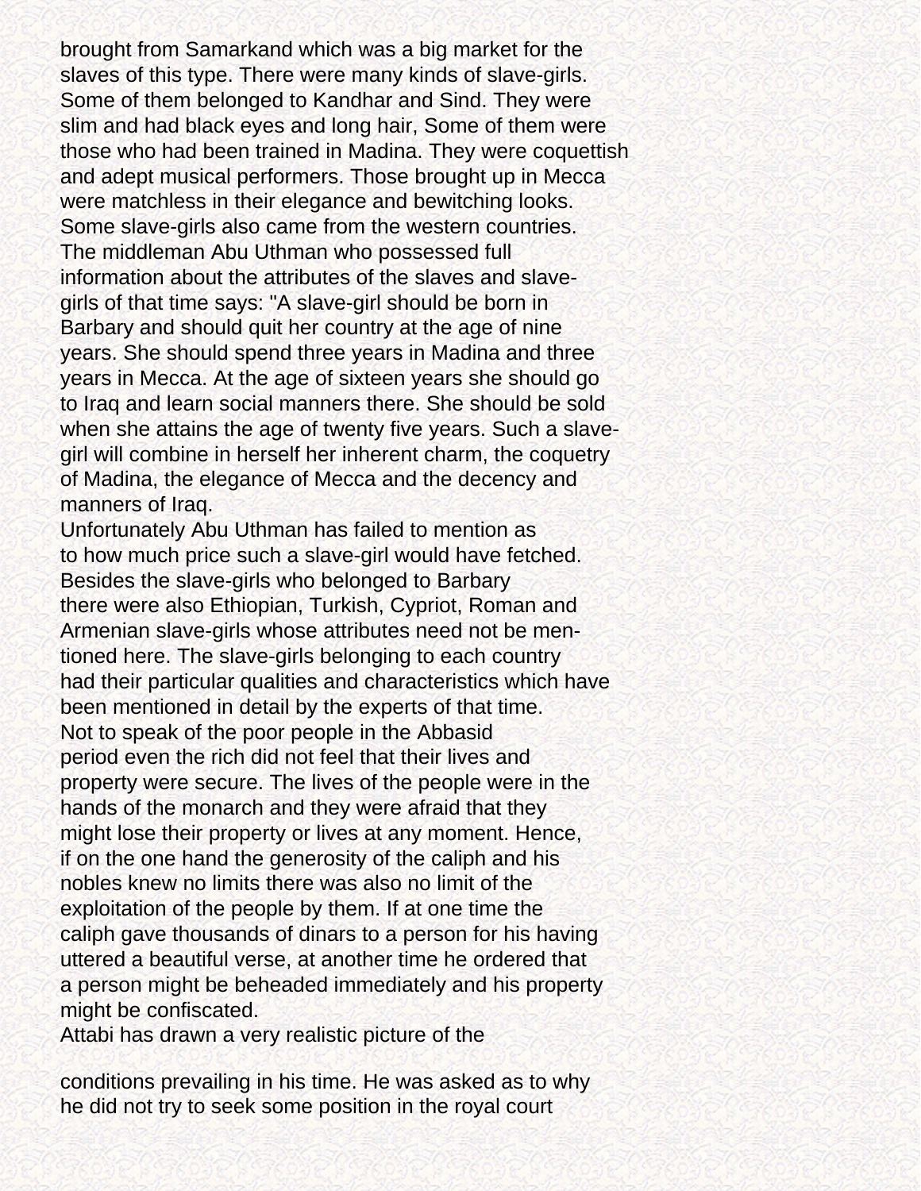brought from Samarkand which was a big market for the slaves of this type. There were many kinds of slave-girls. Some of them belonged to Kandhar and Sind. They were slim and had black eyes and long hair, Some of them were those who had been trained in Madina. They were coquettish and adept musical performers. Those brought up in Mecca were matchless in their elegance and bewitching looks. Some slave-girls also came from the western countries.

The middleman Abu Uthman who possessed full information about the attributes of the slaves and slave-girls of that time says: "A slave-girl should be born in Barbary and should quit her country at the age of nine years. She should spend three years in Madina and three years in Mecca. At the age of sixteen years she should go to Iraq and learn social manners there. She should be sold when she attains the age of twenty five years. Such a slave-girl will combine in herself her inherent charm, the coquetry of Madina, the elegance of Mecca and the decency and manners of Iraq.

Unfortunately Abu Uthman has failed to mention as to how much price such a slave-girl would have fetched.

Besides the slave-girls who belonged to Barbary there were also Ethiopian, Turkish, Cypriot, Roman and Armenian slave-girls whose attributes need not be mentioned here. The slave-girls belonging to each country had their particular qualities and characteristics which have been mentioned in detail by the experts of that time.

Not to speak of the poor people in the Abbasid period even the rich did not feel that their lives and property were secure. The lives of the people were in the hands of the monarch and they were afraid that they might lose their property or lives at any moment. Hence, if on the one hand the generosity of the caliph and his nobles knew no limits there was also no limit of the exploitation of the people by them. If at one time the caliph gave thousands of dinars to a person for his having uttered a beautiful verse, at another time he ordered that a person might be beheaded immediately and his property might be confiscated.

Attabi has drawn a very realistic picture of the conditions prevailing in his time. He was asked as to why he did not try to seek some position in the royal court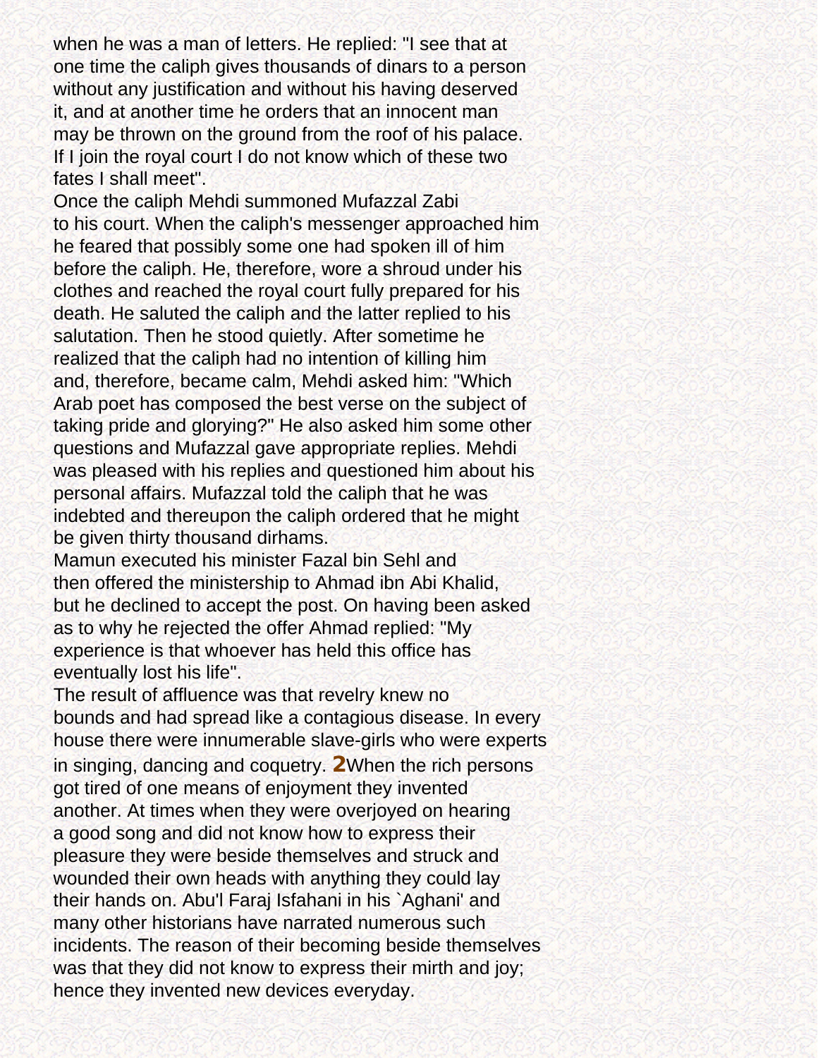when he was a man of letters. He replied: "I see that at one time the caliph gives thousands of dinars to a person without any justification and without his having deserved it, and at another time he orders that an innocent man may be thrown on the ground from the roof of his palace. If I join the royal court I do not know which of these two fates I shall meet".

Once the caliph Mehdi summoned Mufazzal Zabi to his court. When the caliph's messenger approached him he feared that possibly some one had spoken ill of him before the caliph. He, therefore, wore a shroud under his clothes and reached the royal court fully prepared for his death. He saluted the caliph and the latter replied to his salutation. Then he stood quietly. After sometime he realized that the caliph had no intention of killing him and, therefore, became calm, Mehdi asked him: "Which Arab poet has composed the best verse on the subject of taking pride and glorying?" He also asked him some other questions and Mufazzal gave appropriate replies. Mehdi was pleased with his replies and questioned him about his personal affairs. Mufazzal told the caliph that he was indebted and thereupon the caliph ordered that he might be given thirty thousand dirhams.

Mamun executed his minister Fazal bin Sehl and then offered the ministership to Ahmad ibn Abi Khalid, but he declined to accept the post. On having been asked as to why he rejected the offer Ahmad replied: "My experience is that whoever has held this office has eventually lost his life".

The result of affluence was that revelry knew no bounds and had spread like a contagious disease. In every house there were innumerable slave-girls who were experts in singing, dancing and coquetry. [2]When the rich persons got tired of one means of enjoyment they invented another. At times when they were overjoyed on hearing a good song and did not know how to express their pleasure they were beside themselves and struck and wounded their own heads with anything they could lay their hands on. Abu'l Faraj Isfahani in his `Aghani' and many other historians have narrated numerous such incidents. The reason of their becoming beside themselves was that they did not know to express their mirth and joy; hence they invented new devices everyday.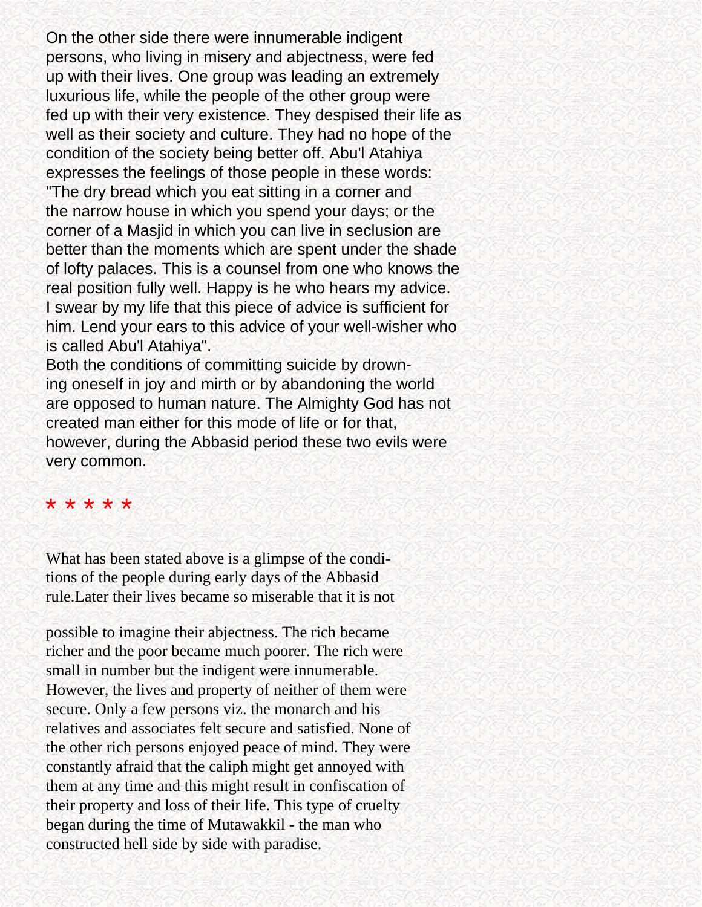On the other side there were innumerable indigent persons, who living in misery and abjectness, were fed up with their lives. One group was leading an extremely luxurious life, while the people of the other group were fed up with their very existence. They despised their life as well as their society and culture. They had no hope of the condition of the society being better off. Abu'l Atahiya expresses the feelings of those people in these words: "The dry bread which you eat sitting in a corner and the narrow house in which you spend your days; or the corner of a Masjid in which you can live in seclusion are better than the moments which are spent under the shade of lofty palaces. This is a counsel from one who knows the real position fully well. Happy is he who hears my advice. I swear by my life that this piece of advice is sufficient for him. Lend your ears to this advice of your well-wisher who is called Abu'l Atahiya".

Both the conditions of committing suicide by drowning oneself in joy and mirth or by abandoning the world are opposed to human nature. The Almighty God has not created man either for this mode of life or for that, however, during the Abbasid period these two evils were very common.

* * * * *

What has been stated above is a glimpse of the conditions of the people during early days of the Abbasid rule.Later their lives became so miserable that it is not possible to imagine their abjectness. The rich became richer and the poor became much poorer. The rich were small in number but the indigent were innumerable. However, the lives and property of neither of them were secure. Only a few persons viz. the monarch and his relatives and associates felt secure and satisfied. None of the other rich persons enjoyed peace of mind. They were constantly afraid that the caliph might get annoyed with them at any time and this might result in confiscation of their property and loss of their life. This type of cruelty began during the time of Mutawakkil - the man who constructed hell side by side with paradise.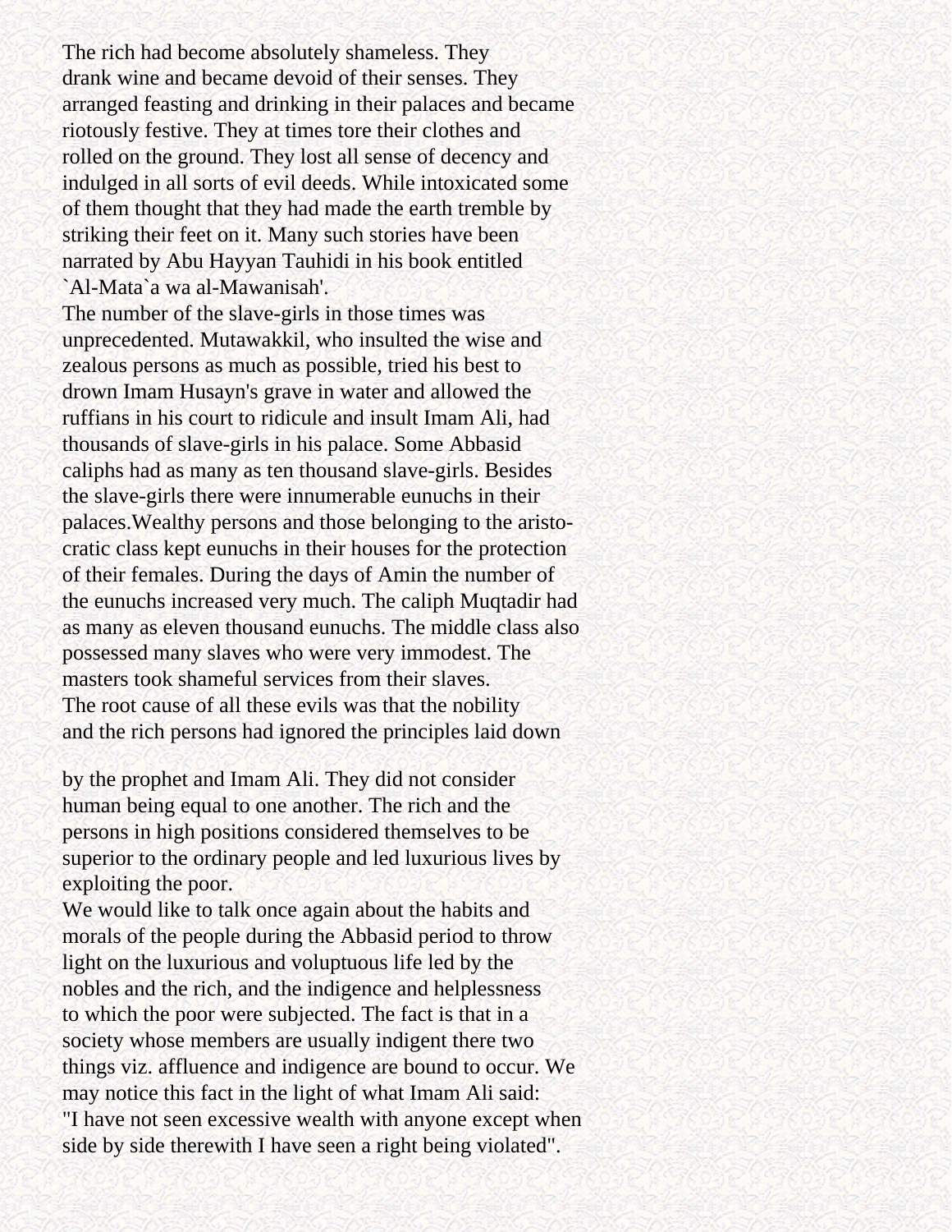The rich had become absolutely shameless. They drank wine and became devoid of their senses. They arranged feasting and drinking in their palaces and became riotously festive. They at times tore their clothes and rolled on the ground. They lost all sense of decency and indulged in all sorts of evil deeds. While intoxicated some of them thought that they had made the earth tremble by striking their feet on it. Many such stories have been narrated by Abu Hayyan Tauhidi in his book entitled `Al-Mata`a wa al-Mawanisah'.

The number of the slave-girls in those times was unprecedented. Mutawakkil, who insulted the wise and zealous persons as much as possible, tried his best to drown Imam Husayn's grave in water and allowed the ruffians in his court to ridicule and insult Imam Ali, had thousands of slave-girls in his palace. Some Abbasid caliphs had as many as ten thousand slave-girls. Besides the slave-girls there were innumerable eunuchs in their palaces.Wealthy persons and those belonging to the aristocratic class kept eunuchs in their houses for the protection of their females. During the days of Amin the number of the eunuchs increased very much. The caliph Muqtadir had as many as eleven thousand eunuchs. The middle class also possessed many slaves who were very immodest. The masters took shameful services from their slaves.

The root cause of all these evils was that the nobility and the rich persons had ignored the principles laid down by the prophet and Imam Ali. They did not consider human being equal to one another. The rich and the persons in high positions considered themselves to be superior to the ordinary people and led luxurious lives by exploiting the poor.

We would like to talk once again about the habits and morals of the people during the Abbasid period to throw light on the luxurious and voluptuous life led by the nobles and the rich, and the indigence and helplessness to which the poor were subjected. The fact is that in a society whose members are usually indigent there two things viz. affluence and indigence are bound to occur. We may notice this fact in the light of what Imam Ali said: "I have not seen excessive wealth with anyone except when side by side therewith I have seen a right being violated".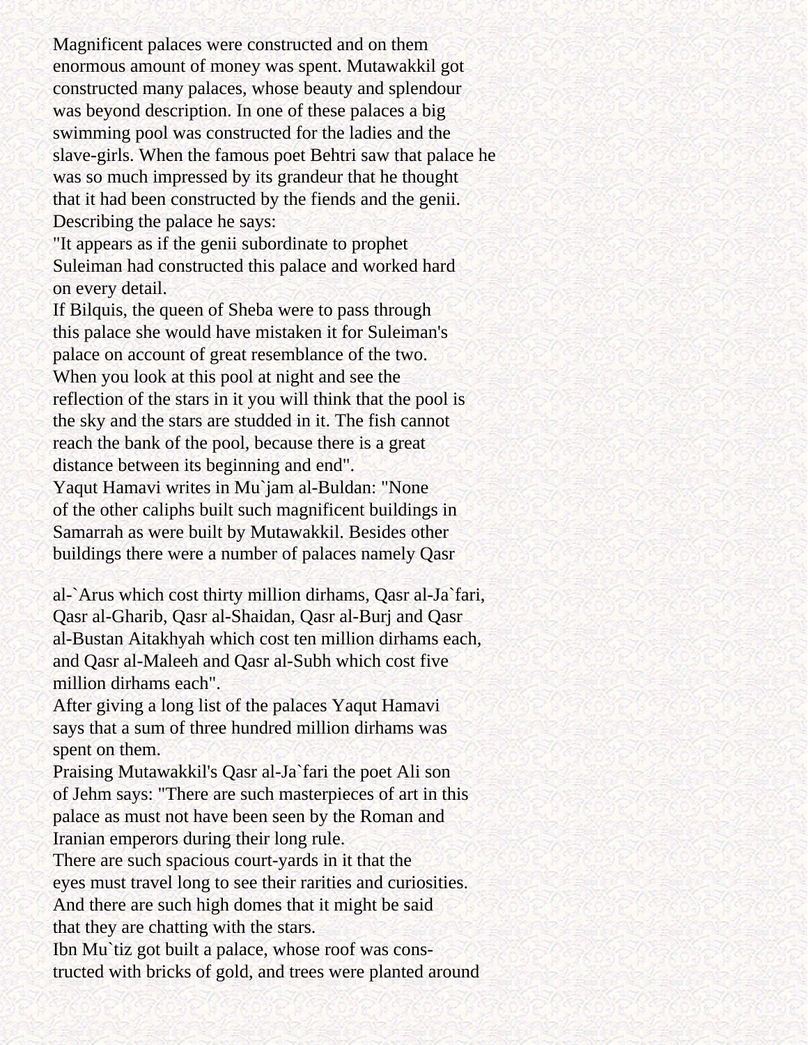Magnificent palaces were constructed and on them enormous amount of money was spent. Mutawakkil got constructed many palaces, whose beauty and splendour was beyond description. In one of these palaces a big swimming pool was constructed for the ladies and the slave-girls. When the famous poet Behtri saw that palace he was so much impressed by its grandeur that he thought that it had been constructed by the fiends and the genii. Describing the palace he says:

"It appears as if the genii subordinate to prophet Suleiman had constructed this palace and worked hard on every detail.

If Bilquis, the queen of Sheba were to pass through this palace she would have mistaken it for Suleiman's palace on account of great resemblance of the two.

When you look at this pool at night and see the reflection of the stars in it you will think that the pool is the sky and the stars are studded in it. The fish cannot reach the bank of the pool, because there is a great distance between its beginning and end".

Yaqut Hamavi writes in Mu`jam al-Buldan: "None of the other caliphs built such magnificent buildings in Samarrah as were built by Mutawakkil. Besides other buildings there were a number of palaces namely Qasr al-`Arus which cost thirty million dirhams, Qasr al-Ja`fari, Qasr al-Gharib, Qasr al-Shaidan, Qasr al-Burj and Qasr al-Bustan Aitakhyah which cost ten million dirhams each, and Qasr al-Maleeh and Qasr al-Subh which cost five million dirhams each".

After giving a long list of the palaces Yaqut Hamavi says that a sum of three hundred million dirhams was spent on them.

Praising Mutawakkil's Qasr al-Ja`fari the poet Ali son of Jehm says: "There are such masterpieces of art in this palace as must not have been seen by the Roman and Iranian emperors during their long rule.

There are such spacious court-yards in it that the eyes must travel long to see their rarities and curiosities.

And there are such high domes that it might be said that they are chatting with the stars.

Ibn Mu`tiz got built a palace, whose roof was constructed with bricks of gold, and trees were planted around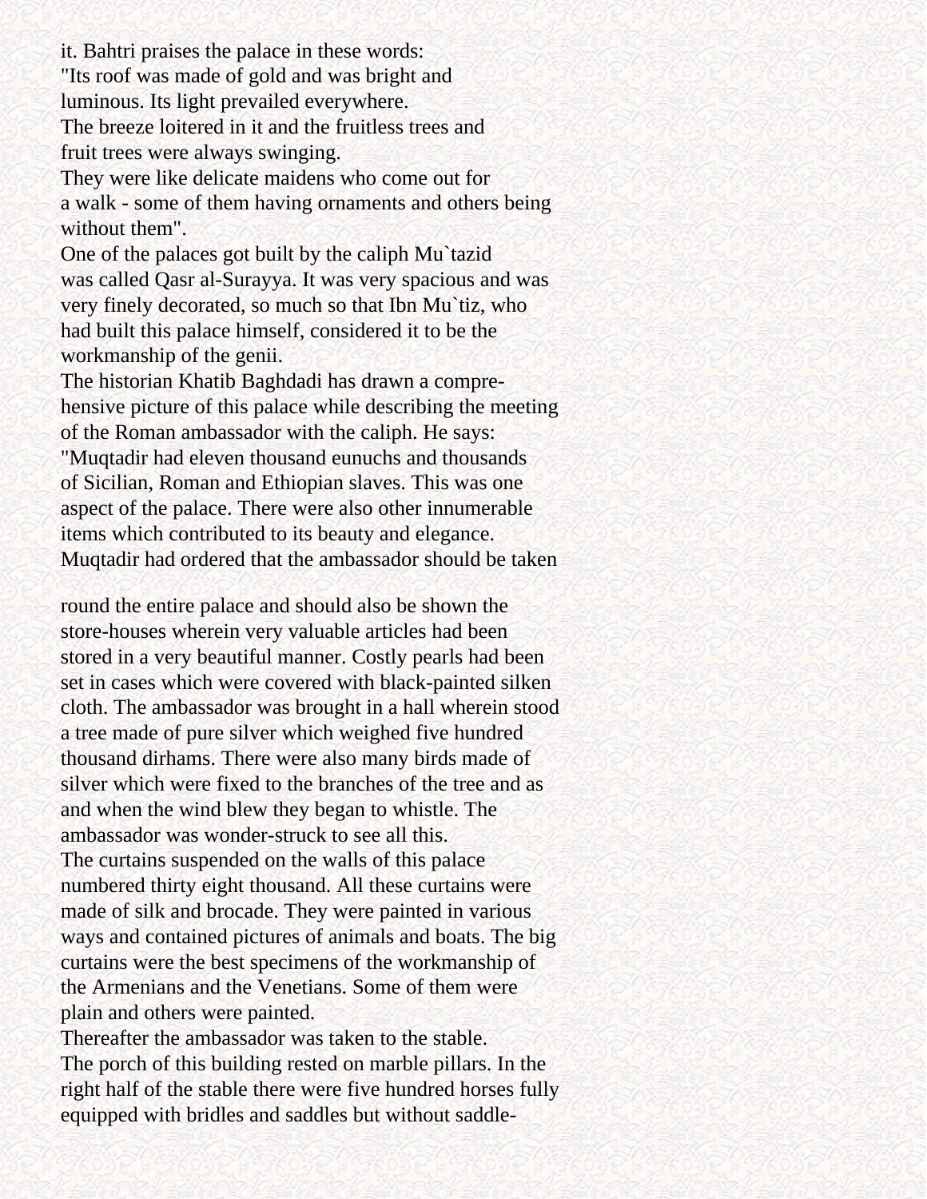it. Bahtri praises the palace in these words:
"Its roof was made of gold and was bright and luminous. Its light prevailed everywhere.
The breeze loitered in it and the fruitless trees and fruit trees were always swinging.
They were like delicate maidens who come out for a walk - some of them having ornaments and others being without them".

One of the palaces got built by the caliph Mu`tazid was called Qasr al-Surayya. It was very spacious and was very finely decorated, so much so that Ibn Mu`tiz, who had built this palace himself, considered it to be the workmanship of the genii.

The historian Khatib Baghdadi has drawn a comprehensive picture of this palace while describing the meeting of the Roman ambassador with the caliph. He says:
"Muqtadir had eleven thousand eunuchs and thousands of Sicilian, Roman and Ethiopian slaves. This was one aspect of the palace. There were also other innumerable items which contributed to its beauty and elegance.
Muqtadir had ordered that the ambassador should be taken round the entire palace and should also be shown the store-houses wherein very valuable articles had been stored in a very beautiful manner. Costly pearls had been set in cases which were covered with black-painted silken cloth. The ambassador was brought in a hall wherein stood a tree made of pure silver which weighed five hundred thousand dirhams. There were also many birds made of silver which were fixed to the branches of the tree and as and when the wind blew they began to whistle. The ambassador was wonder-struck to see all this.

The curtains suspended on the walls of this palace numbered thirty eight thousand. All these curtains were made of silk and brocade. They were painted in various ways and contained pictures of animals and boats. The big curtains were the best specimens of the workmanship of the Armenians and the Venetians. Some of them were plain and others were painted.

Thereafter the ambassador was taken to the stable.
The porch of this building rested on marble pillars. In the right half of the stable there were five hundred horses fully equipped with bridles and saddles but without saddle-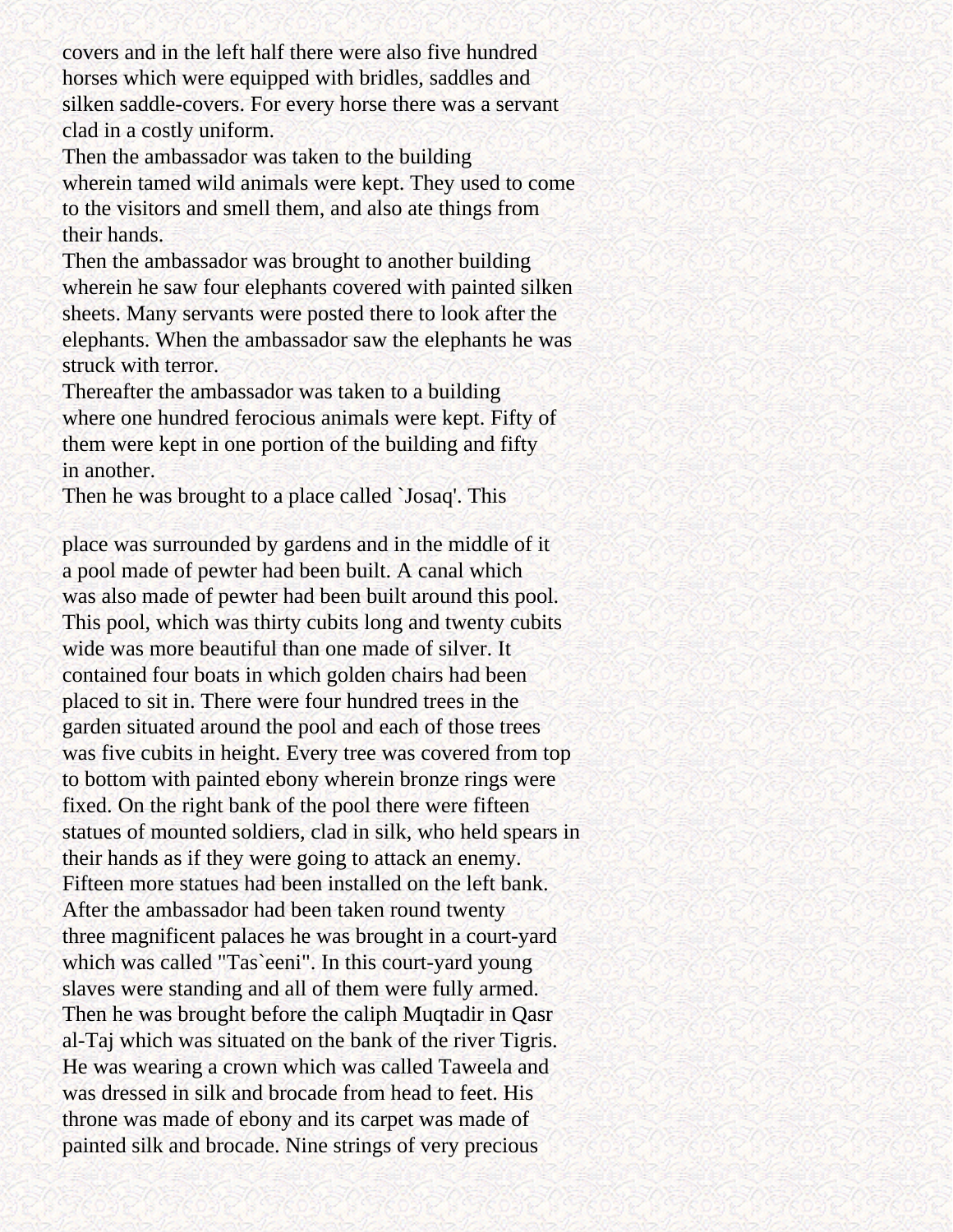covers and in the left half there were also five hundred horses which were equipped with bridles, saddles and silken saddle-covers. For every horse there was a servant clad in a costly uniform.

Then the ambassador was taken to the building wherein tamed wild animals were kept. They used to come to the visitors and smell them, and also ate things from their hands.

Then the ambassador was brought to another building wherein he saw four elephants covered with painted silken sheets. Many servants were posted there to look after the elephants. When the ambassador saw the elephants he was struck with terror.

Thereafter the ambassador was taken to a building where one hundred ferocious animals were kept. Fifty of them were kept in one portion of the building and fifty in another.

Then he was brought to a place called `Josaq'. This place was surrounded by gardens and in the middle of it a pool made of pewter had been built. A canal which was also made of pewter had been built around this pool. This pool, which was thirty cubits long and twenty cubits wide was more beautiful than one made of silver. It contained four boats in which golden chairs had been placed to sit in. There were four hundred trees in the garden situated around the pool and each of those trees was five cubits in height. Every tree was covered from top to bottom with painted ebony wherein bronze rings were fixed. On the right bank of the pool there were fifteen statues of mounted soldiers, clad in silk, who held spears in their hands as if they were going to attack an enemy. Fifteen more statues had been installed on the left bank.

After the ambassador had been taken round twenty three magnificent palaces he was brought in a court-yard which was called "Tas`eeni". In this court-yard young slaves were standing and all of them were fully armed.

Then he was brought before the caliph Muqtadir in Qasr al-Taj which was situated on the bank of the river Tigris. He was wearing a crown which was called Taweela and was dressed in silk and brocade from head to feet. His throne was made of ebony and its carpet was made of painted silk and brocade. Nine strings of very precious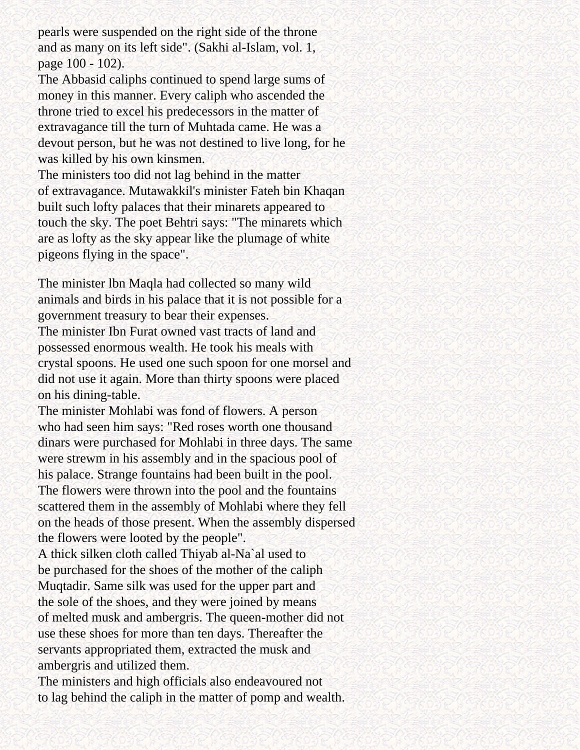pearls were suspended on the right side of the throne and as many on its left side". (Sakhi al-Islam, vol. 1, page 100 - 102).

The Abbasid caliphs continued to spend large sums of money in this manner. Every caliph who ascended the throne tried to excel his predecessors in the matter of extravagance till the turn of Muhtada came. He was a devout person, but he was not destined to live long, for he was killed by his own kinsmen.

The ministers too did not lag behind in the matter of extravagance. Mutawakkil's minister Fateh bin Khaqan built such lofty palaces that their minarets appeared to touch the sky. The poet Behtri says: "The minarets which are as lofty as the sky appear like the plumage of white pigeons flying in the space".

The minister lbn Maqla had collected so many wild animals and birds in his palace that it is not possible for a government treasury to bear their expenses.

The minister Ibn Furat owned vast tracts of land and possessed enormous wealth. He took his meals with crystal spoons. He used one such spoon for one morsel and did not use it again. More than thirty spoons were placed on his dining-table.

The minister Mohlabi was fond of flowers. A person who had seen him says: "Red roses worth one thousand dinars were purchased for Mohlabi in three days. The same were strewm in his assembly and in the spacious pool of his palace. Strange fountains had been built in the pool. The flowers were thrown into the pool and the fountains scattered them in the assembly of Mohlabi where they fell on the heads of those present. When the assembly dispersed the flowers were looted by the people".

A thick silken cloth called Thiyab al-Na`al used to be purchased for the shoes of the mother of the caliph Muqtadir. Same silk was used for the upper part and the sole of the shoes, and they were joined by means of melted musk and ambergris. The queen-mother did not use these shoes for more than ten days. Thereafter the servants appropriated them, extracted the musk and ambergris and utilized them.

The ministers and high officials also endeavoured not to lag behind the caliph in the matter of pomp and wealth.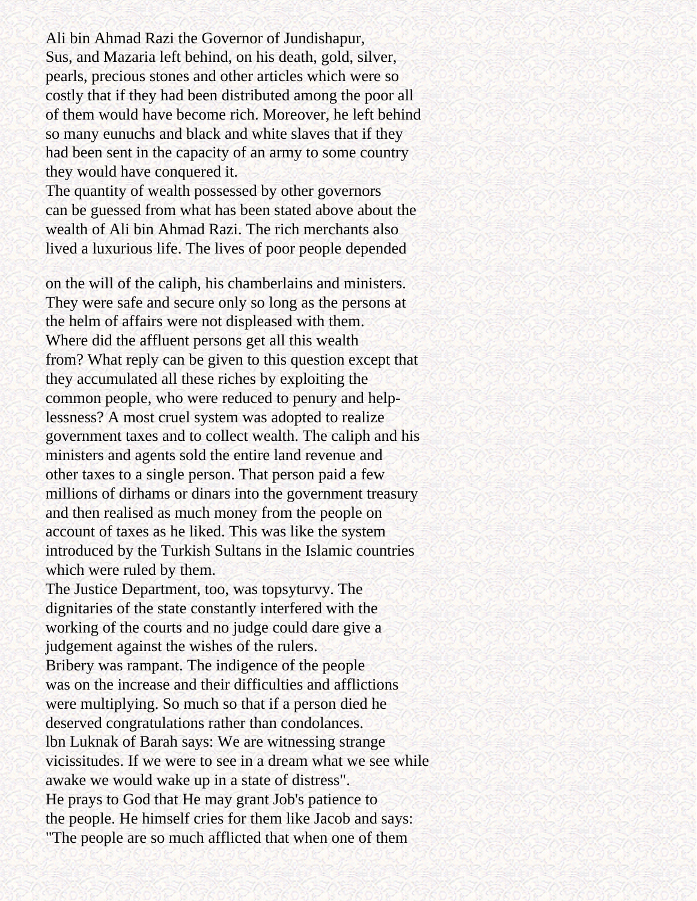Ali bin Ahmad Razi the Governor of Jundishapur, Sus, and Mazaria left behind, on his death, gold, silver, pearls, precious stones and other articles which were so costly that if they had been distributed among the poor all of them would have become rich. Moreover, he left behind so many eunuchs and black and white slaves that if they had been sent in the capacity of an army to some country they would have conquered it.

The quantity of wealth possessed by other governors can be guessed from what has been stated above about the wealth of Ali bin Ahmad Razi. The rich merchants also lived a luxurious life. The lives of poor people depended on the will of the caliph, his chamberlains and ministers. They were safe and secure only so long as the persons at the helm of affairs were not displeased with them.

Where did the affluent persons get all this wealth from? What reply can be given to this question except that they accumulated all these riches by exploiting the common people, who were reduced to penury and helplessness? A most cruel system was adopted to realize government taxes and to collect wealth. The caliph and his ministers and agents sold the entire land revenue and other taxes to a single person. That person paid a few millions of dirhams or dinars into the government treasury and then realised as much money from the people on account of taxes as he liked. This was like the system introduced by the Turkish Sultans in the Islamic countries which were ruled by them.

The Justice Department, too, was topsyturvy. The dignitaries of the state constantly interfered with the working of the courts and no judge could dare give a judgement against the wishes of the rulers.

Bribery was rampant. The indigence of the people was on the increase and their difficulties and afflictions were multiplying. So much so that if a person died he deserved congratulations rather than condolances.

lbn Luknak of Barah says: We are witnessing strange vicissitudes. If we were to see in a dream what we see while awake we would wake up in a state of distress".

He prays to God that He may grant Job's patience to the people. He himself cries for them like Jacob and says: "The people are so much afflicted that when one of them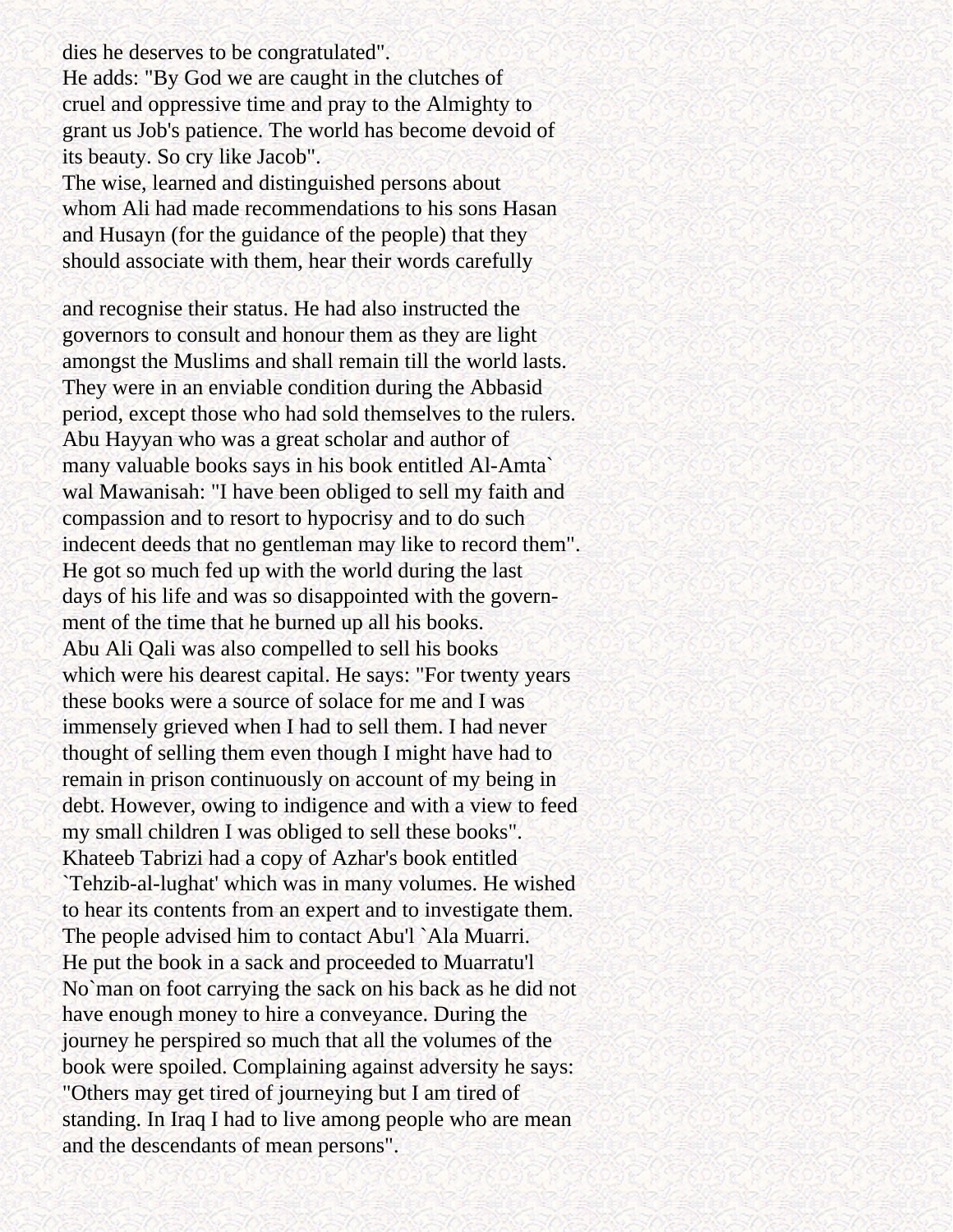dies he deserves to be congratulated".
He adds: "By God we are caught in the clutches of cruel and oppressive time and pray to the Almighty to grant us Job's patience. The world has become devoid of its beauty. So cry like Jacob".
The wise, learned and distinguished persons about whom Ali had made recommendations to his sons Hasan and Husayn (for the guidance of the people) that they should associate with them, hear their words carefully

and recognise their status. He had also instructed the governors to consult and honour them as they are light amongst the Muslims and shall remain till the world lasts. They were in an enviable condition during the Abbasid period, except those who had sold themselves to the rulers.
Abu Hayyan who was a great scholar and author of many valuable books says in his book entitled Al-Amta` wal Mawanisah: "I have been obliged to sell my faith and compassion and to resort to hypocrisy and to do such indecent deeds that no gentleman may like to record them". He got so much fed up with the world during the last days of his life and was so disappointed with the government of the time that he burned up all his books.
Abu Ali Qali was also compelled to sell his books which were his dearest capital. He says: "For twenty years these books were a source of solace for me and I was immensely grieved when I had to sell them. I had never thought of selling them even though I might have had to remain in prison continuously on account of my being in debt. However, owing to indigence and with a view to feed my small children I was obliged to sell these books".
Khateeb Tabrizi had a copy of Azhar's book entitled `Tehzib-al-lughat' which was in many volumes. He wished to hear its contents from an expert and to investigate them. The people advised him to contact Abu'l `Ala Muarri. He put the book in a sack and proceeded to Muarratu'l No`man on foot carrying the sack on his back as he did not have enough money to hire a conveyance. During the journey he perspired so much that all the volumes of the book were spoiled. Complaining against adversity he says: "Others may get tired of journeying but I am tired of standing. In Iraq I had to live among people who are mean and the descendants of mean persons".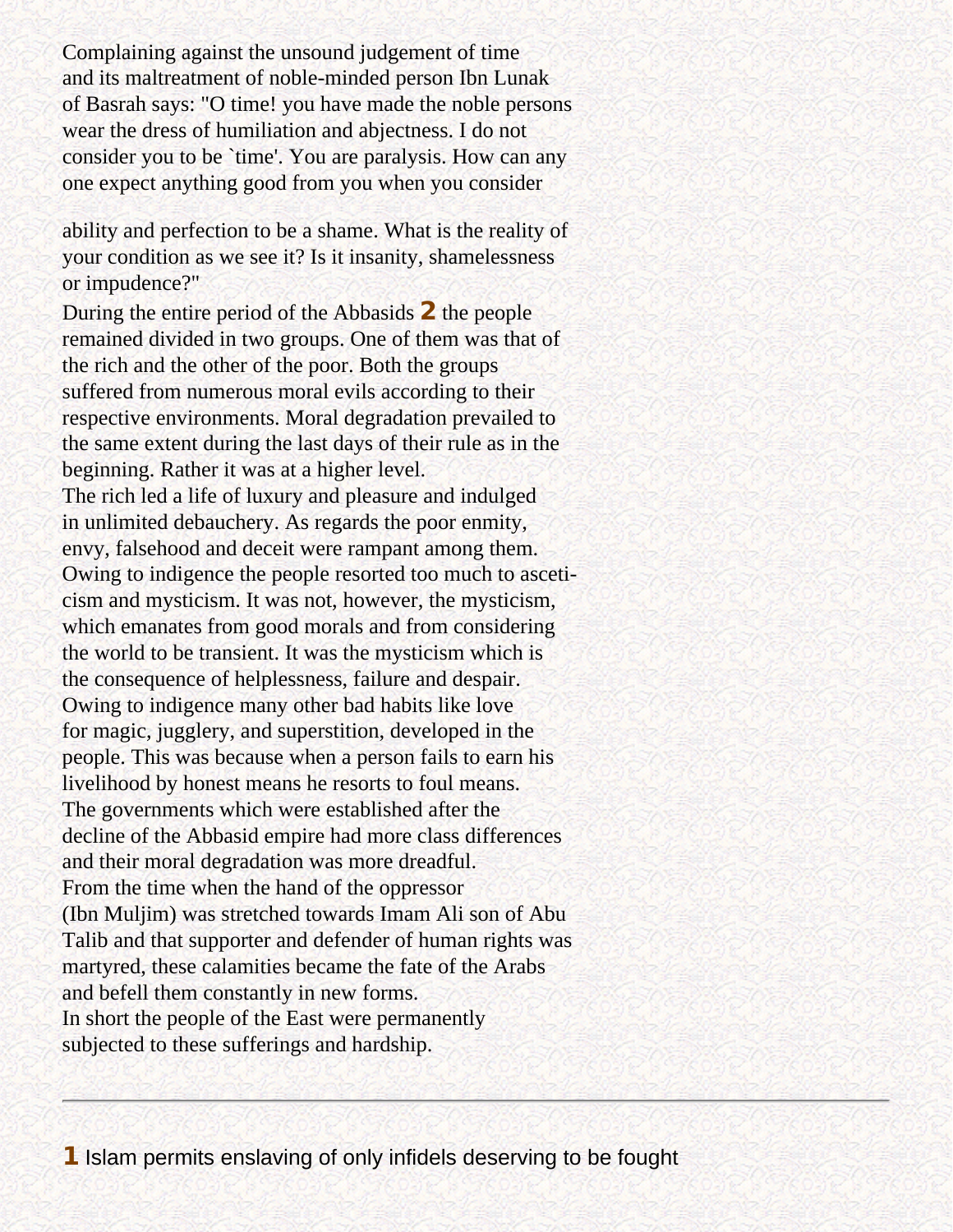Complaining against the unsound judgement of time and its maltreatment of noble-minded person Ibn Lunak of Basrah says: "O time! you have made the noble persons wear the dress of humiliation and abjectness. I do not consider you to be `time'. You are paralysis. How can any one expect anything good from you when you consider

ability and perfection to be a shame. What is the reality of your condition as we see it? Is it insanity, shamelessness or impudence?"

During the entire period of the Abbasids [2] the people remained divided in two groups. One of them was that of the rich and the other of the poor. Both the groups suffered from numerous moral evils according to their respective environments. Moral degradation prevailed to the same extent during the last days of their rule as in the beginning. Rather it was at a higher level.

The rich led a life of luxury and pleasure and indulged in unlimited debauchery. As regards the poor enmity, envy, falsehood and deceit were rampant among them. Owing to indigence the people resorted too much to asceticism and mysticism. It was not, however, the mysticism, which emanates from good morals and from considering the world to be transient. It was the mysticism which is the consequence of helplessness, failure and despair. Owing to indigence many other bad habits like love for magic, jugglery, and superstition, developed in the people. This was because when a person fails to earn his livelihood by honest means he resorts to foul means.

The governments which were established after the decline of the Abbasid empire had more class differences and their moral degradation was more dreadful.

From the time when the hand of the oppressor (Ibn Muljim) was stretched towards Imam Ali son of Abu Talib and that supporter and defender of human rights was martyred, these calamities became the fate of the Arabs and befell them constantly in new forms.

In short the people of the East were permanently subjected to these sufferings and hardship.

---

[1] Islam permits enslaving of only infidels deserving to be fought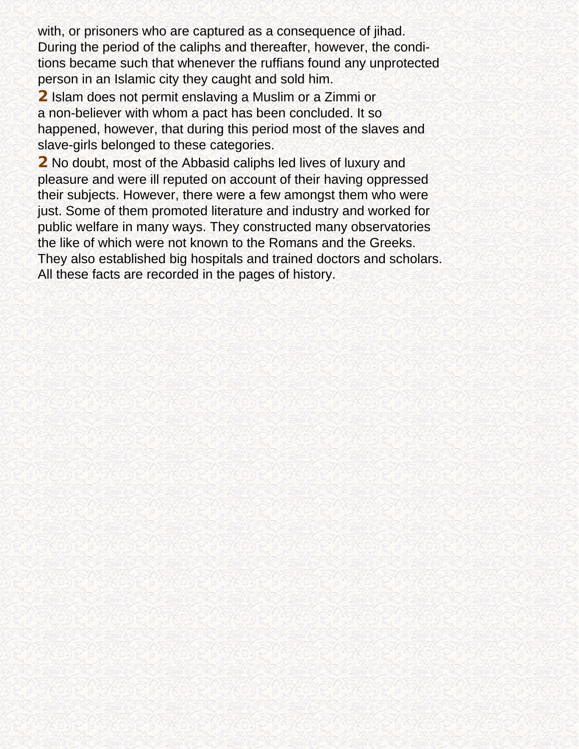with, or prisoners who are captured as a consequence of jihad. During the period of the caliphs and thereafter, however, the conditions became such that whenever the ruffians found any unprotected person in an Islamic city they caught and sold him.

**2** Islam does not permit enslaving a Muslim or a Zimmi or a non-believer with whom a pact has been concluded. It so happened, however, that during this period most of the slaves and slave-girls belonged to these categories.

**2** No doubt, most of the Abbasid caliphs led lives of luxury and pleasure and were ill reputed on account of their having oppressed their subjects. However, there were a few amongst them who were just. Some of them promoted literature and industry and worked for public welfare in many ways. They constructed many observatories the like of which were not known to the Romans and the Greeks. They also established big hospitals and trained doctors and scholars. All these facts are recorded in the pages of history.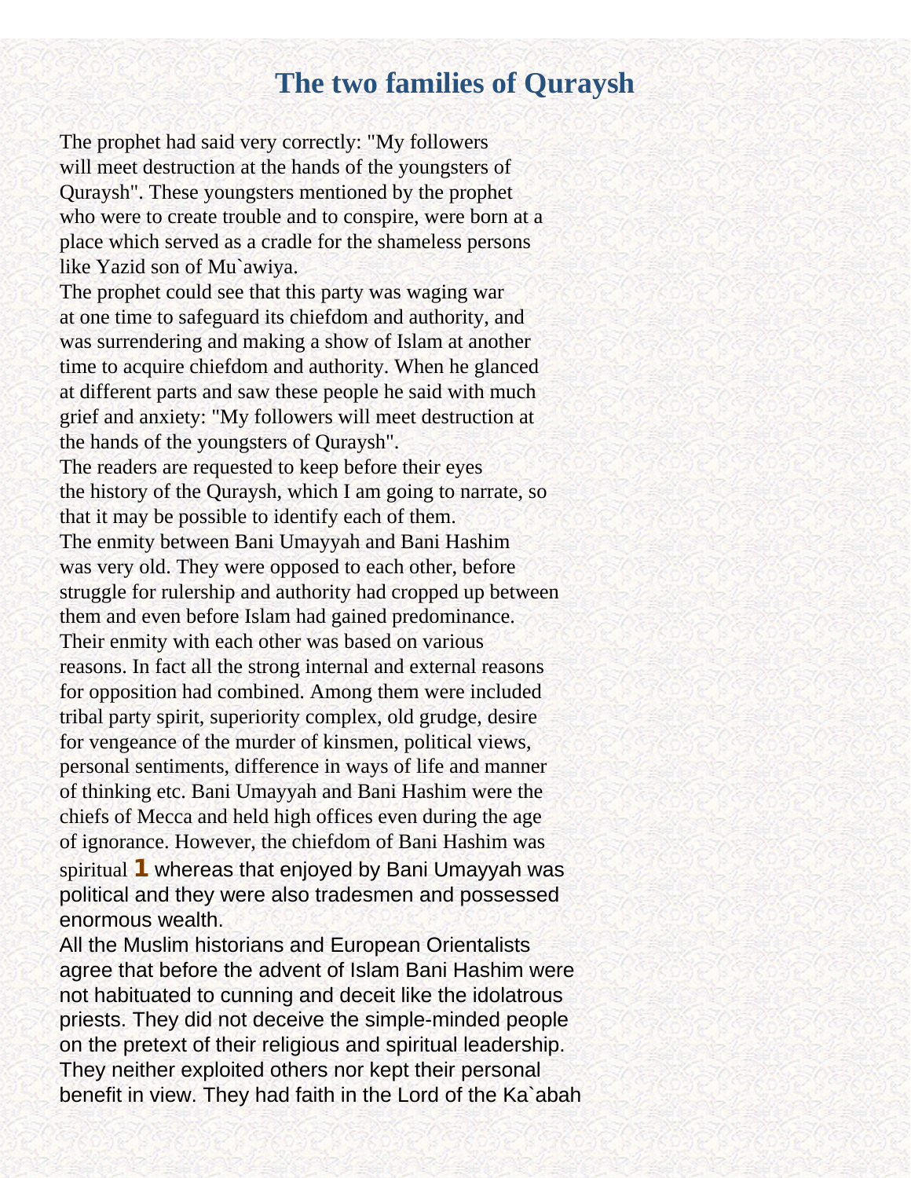# The two families of Quraysh

The prophet had said very correctly: "My followers will meet destruction at the hands of the youngsters of Quraysh". These youngsters mentioned by the prophet who were to create trouble and to conspire, were born at a place which served as a cradle for the shameless persons like Yazid son of Mu`awiya.

The prophet could see that this party was waging war at one time to safeguard its chiefdom and authority, and was surrendering and making a show of Islam at another time to acquire chiefdom and authority. When he glanced at different parts and saw these people he said with much grief and anxiety: "My followers will meet destruction at the hands of the youngsters of Quraysh".

The readers are requested to keep before their eyes the history of the Quraysh, which I am going to narrate, so that it may be possible to identify each of them.

The enmity between Bani Umayyah and Bani Hashim was very old. They were opposed to each other, before struggle for rulership and authority had cropped up between them and even before Islam had gained predominance. Their enmity with each other was based on various reasons. In fact all the strong internal and external reasons for opposition had combined. Among them were included tribal party spirit, superiority complex, old grudge, desire for vengeance of the murder of kinsmen, political views, personal sentiments, difference in ways of life and manner of thinking etc. Bani Umayyah and Bani Hashim were the chiefs of Mecca and held high offices even during the age of ignorance. However, the chiefdom of Bani Hashim was spiritual [1] whereas that enjoyed by Bani Umayyah was political and they were also tradesmen and possessed enormous wealth.

All the Muslim historians and European Orientalists agree that before the advent of Islam Bani Hashim were not habituated to cunning and deceit like the idolatrous priests. They did not deceive the simple-minded people on the pretext of their religious and spiritual leadership. They neither exploited others nor kept their personal benefit in view. They had faith in the Lord of the Ka`abah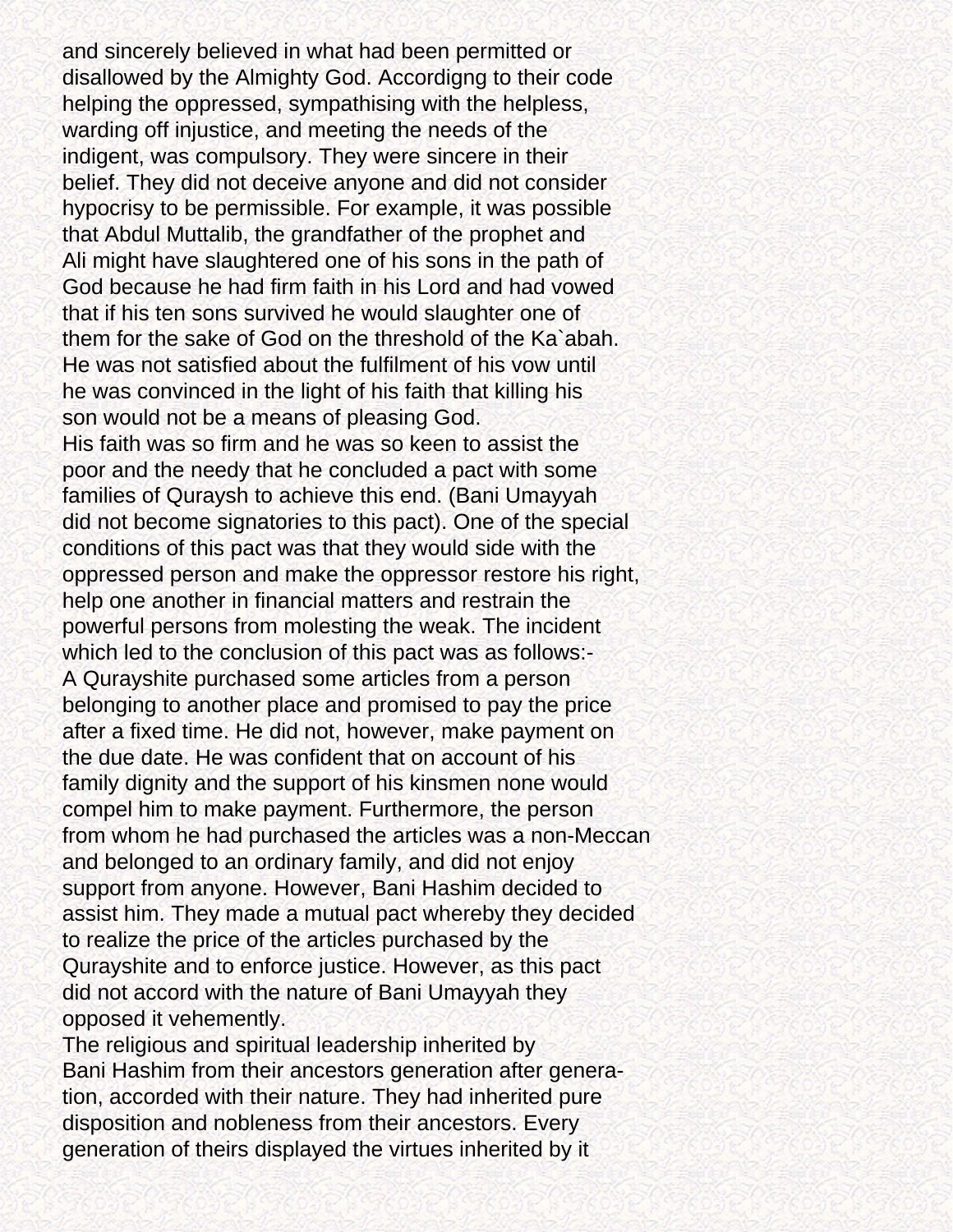and sincerely believed in what had been permitted or disallowed by the Almighty God. Accordigng to their code helping the oppressed, sympathising with the helpless, warding off injustice, and meeting the needs of the indigent, was compulsory. They were sincere in their belief. They did not deceive anyone and did not consider hypocrisy to be permissible. For example, it was possible that Abdul Muttalib, the grandfather of the prophet and Ali might have slaughtered one of his sons in the path of God because he had firm faith in his Lord and had vowed that if his ten sons survived he would slaughter one of them for the sake of God on the threshold of the Ka`abah. He was not satisfied about the fulfilment of his vow until he was convinced in the light of his faith that killing his son would not be a means of pleasing God.

His faith was so firm and he was so keen to assist the poor and the needy that he concluded a pact with some families of Quraysh to achieve this end. (Bani Umayyah did not become signatories to this pact). One of the special conditions of this pact was that they would side with the oppressed person and make the oppressor restore his right, help one another in financial matters and restrain the powerful persons from molesting the weak. The incident which led to the conclusion of this pact was as follows:-

A Qurayshite purchased some articles from a person belonging to another place and promised to pay the price after a fixed time. He did not, however, make payment on the due date. He was confident that on account of his family dignity and the support of his kinsmen none would compel him to make payment. Furthermore, the person from whom he had purchased the articles was a non-Meccan and belonged to an ordinary family, and did not enjoy support from anyone. However, Bani Hashim decided to assist him. They made a mutual pact whereby they decided to realize the price of the articles purchased by the Qurayshite and to enforce justice. However, as this pact did not accord with the nature of Bani Umayyah they opposed it vehemently.

The religious and spiritual leadership inherited by Bani Hashim from their ancestors generation after generation, accorded with their nature. They had inherited pure disposition and nobleness from their ancestors. Every generation of theirs displayed the virtues inherited by it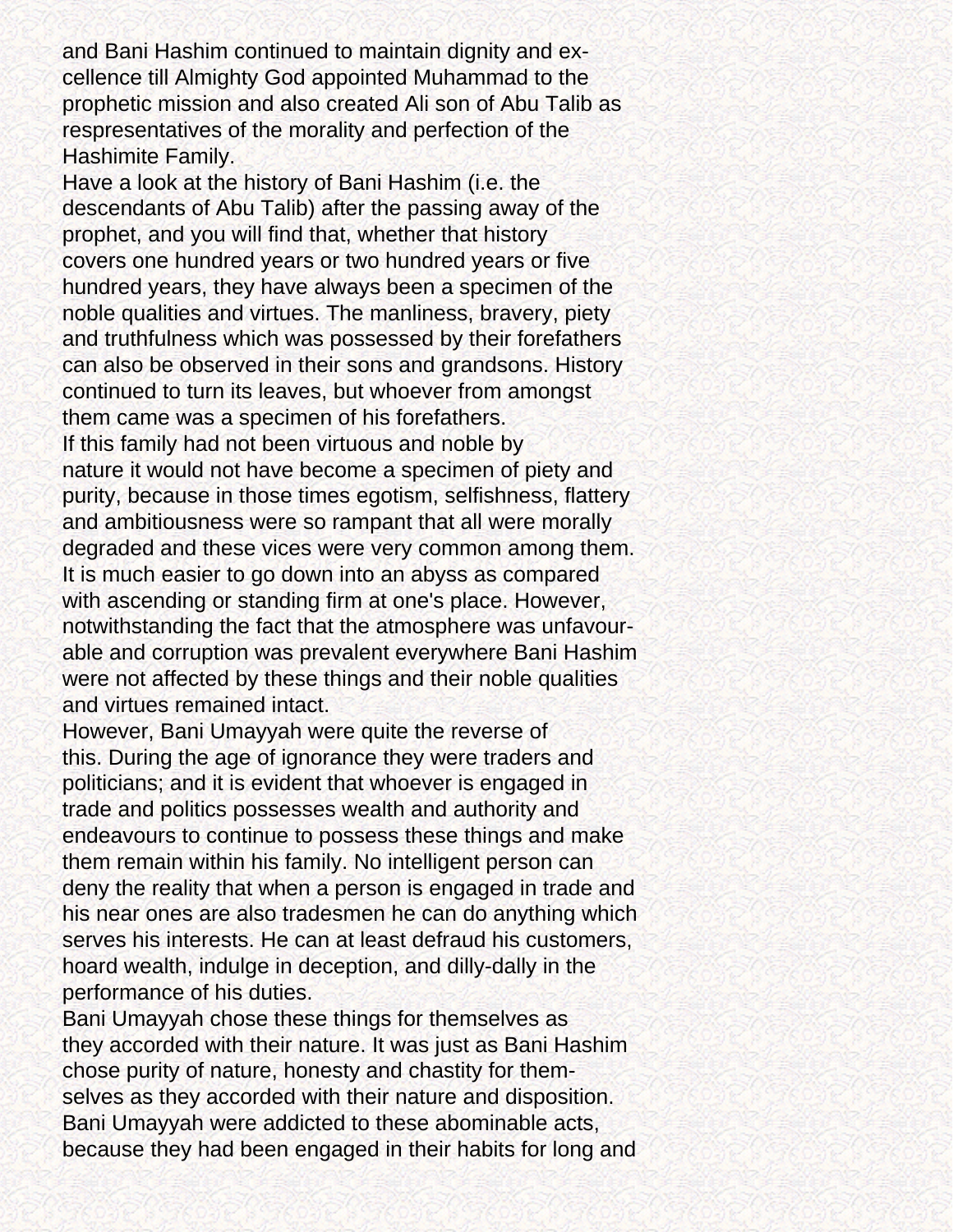and Bani Hashim continued to maintain dignity and excellence till Almighty God appointed Muhammad to the prophetic mission and also created Ali son of Abu Talib as respresentatives of the morality and perfection of the Hashimite Family.

Have a look at the history of Bani Hashim (i.e. the descendants of Abu Talib) after the passing away of the prophet, and you will find that, whether that history covers one hundred years or two hundred years or five hundred years, they have always been a specimen of the noble qualities and virtues. The manliness, bravery, piety and truthfulness which was possessed by their forefathers can also be observed in their sons and grandsons. History continued to turn its leaves, but whoever from amongst them came was a specimen of his forefathers.

If this family had not been virtuous and noble by nature it would not have become a specimen of piety and purity, because in those times egotism, selfishness, flattery and ambitiousness were so rampant that all were morally degraded and these vices were very common among them. It is much easier to go down into an abyss as compared with ascending or standing firm at one's place. However, notwithstanding the fact that the atmosphere was unfavourable and corruption was prevalent everywhere Bani Hashim were not affected by these things and their noble qualities and virtues remained intact.

However, Bani Umayyah were quite the reverse of this. During the age of ignorance they were traders and politicians; and it is evident that whoever is engaged in trade and politics possesses wealth and authority and endeavours to continue to possess these things and make them remain within his family. No intelligent person can deny the reality that when a person is engaged in trade and his near ones are also tradesmen he can do anything which serves his interests. He can at least defraud his customers, hoard wealth, indulge in deception, and dilly-dally in the performance of his duties.

Bani Umayyah chose these things for themselves as they accorded with their nature. It was just as Bani Hashim chose purity of nature, honesty and chastity for themselves as they accorded with their nature and disposition. Bani Umayyah were addicted to these abominable acts, because they had been engaged in their habits for long and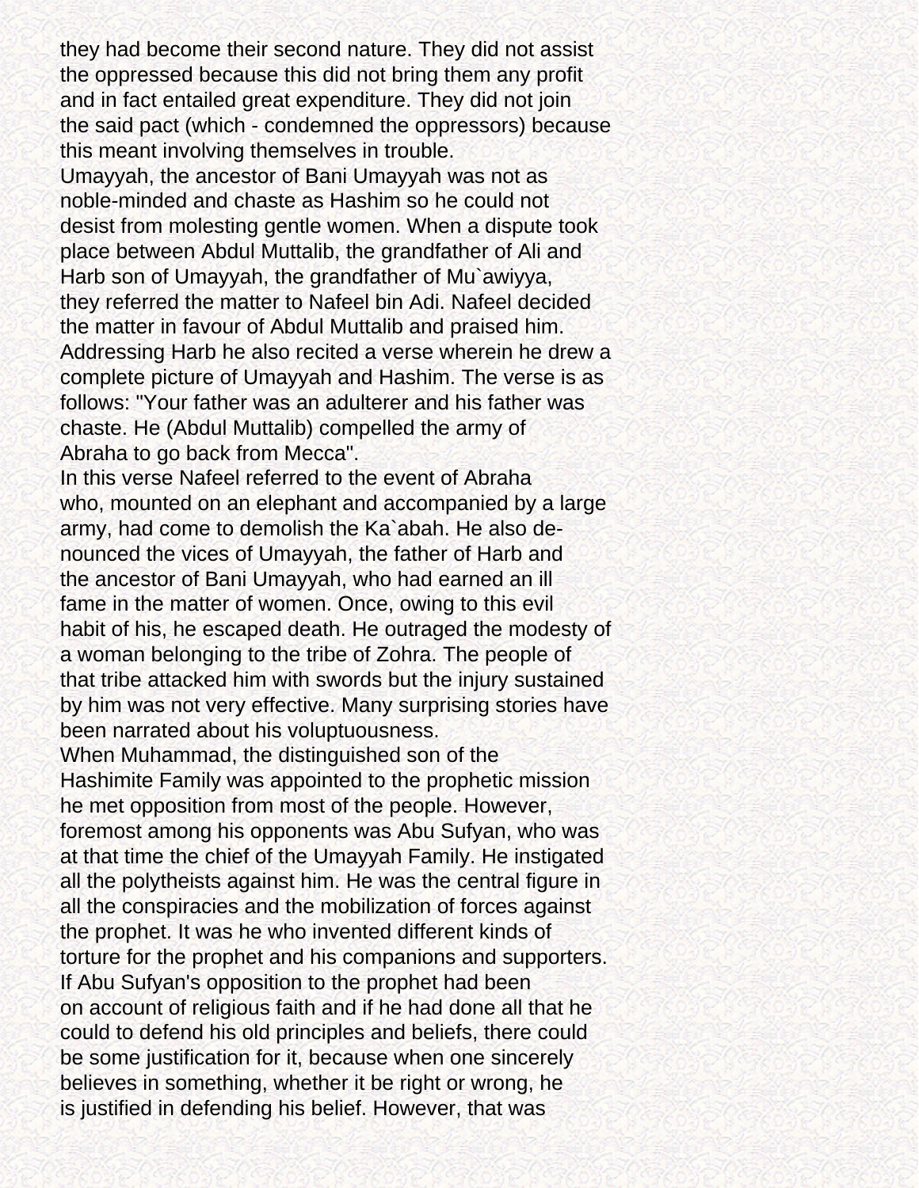they had become their second nature. They did not assist the oppressed because this did not bring them any profit and in fact entailed great expenditure. They did not join the said pact (which - condemned the oppressors) because this meant involving themselves in trouble.

Umayyah, the ancestor of Bani Umayyah was not as noble-minded and chaste as Hashim so he could not desist from molesting gentle women. When a dispute took place between Abdul Muttalib, the grandfather of Ali and Harb son of Umayyah, the grandfather of Mu`awiyya, they referred the matter to Nafeel bin Adi. Nafeel decided the matter in favour of Abdul Muttalib and praised him. Addressing Harb he also recited a verse wherein he drew a complete picture of Umayyah and Hashim. The verse is as follows: "Your father was an adulterer and his father was chaste. He (Abdul Muttalib) compelled the army of Abraha to go back from Mecca".

In this verse Nafeel referred to the event of Abraha who, mounted on an elephant and accompanied by a large army, had come to demolish the Ka`abah. He also denounced the vices of Umayyah, the father of Harb and the ancestor of Bani Umayyah, who had earned an ill fame in the matter of women. Once, owing to this evil habit of his, he escaped death. He outraged the modesty of a woman belonging to the tribe of Zohra. The people of that tribe attacked him with swords but the injury sustained by him was not very effective. Many surprising stories have been narrated about his voluptuousness.

When Muhammad, the distinguished son of the Hashimite Family was appointed to the prophetic mission he met opposition from most of the people. However, foremost among his opponents was Abu Sufyan, who was at that time the chief of the Umayyah Family. He instigated all the polytheists against him. He was the central figure in all the conspiracies and the mobilization of forces against the prophet. It was he who invented different kinds of torture for the prophet and his companions and supporters.

If Abu Sufyan's opposition to the prophet had been on account of religious faith and if he had done all that he could to defend his old principles and beliefs, there could be some justification for it, because when one sincerely believes in something, whether it be right or wrong, he is justified in defending his belief. However, that was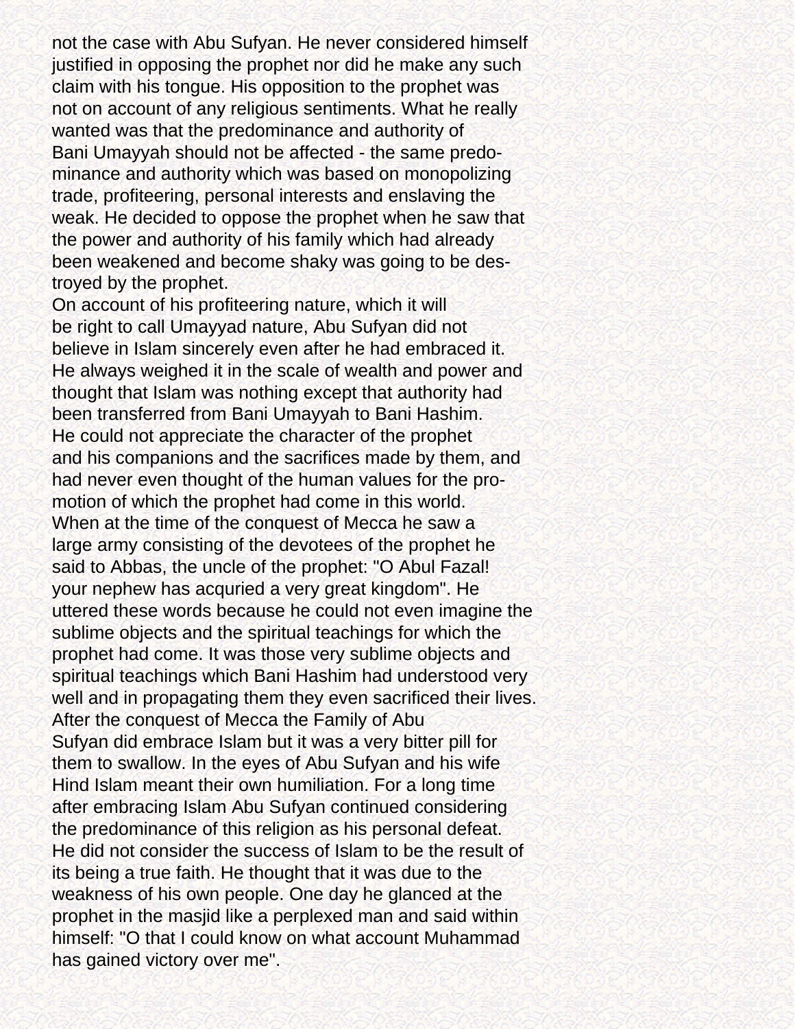not the case with Abu Sufyan. He never considered himself justified in opposing the prophet nor did he make any such claim with his tongue. His opposition to the prophet was not on account of any religious sentiments. What he really wanted was that the predominance and authority of Bani Umayyah should not be affected - the same predominance and authority which was based on monopolizing trade, profiteering, personal interests and enslaving the weak. He decided to oppose the prophet when he saw that the power and authority of his family which had already been weakened and become shaky was going to be destroyed by the prophet.

On account of his profiteering nature, which it will be right to call Umayyad nature, Abu Sufyan did not believe in Islam sincerely even after he had embraced it. He always weighed it in the scale of wealth and power and thought that Islam was nothing except that authority had been transferred from Bani Umayyah to Bani Hashim. He could not appreciate the character of the prophet and his companions and the sacrifices made by them, and had never even thought of the human values for the promotion of which the prophet had come in this world.

When at the time of the conquest of Mecca he saw a large army consisting of the devotees of the prophet he said to Abbas, the uncle of the prophet: "O Abul Fazal! your nephew has acquried a very great kingdom". He uttered these words because he could not even imagine the sublime objects and the spiritual teachings for which the prophet had come. It was those very sublime objects and spiritual teachings which Bani Hashim had understood very well and in propagating them they even sacrificed their lives.

After the conquest of Mecca the Family of Abu Sufyan did embrace Islam but it was a very bitter pill for them to swallow. In the eyes of Abu Sufyan and his wife Hind Islam meant their own humiliation. For a long time after embracing Islam Abu Sufyan continued considering the predominance of this religion as his personal defeat. He did not consider the success of Islam to be the result of its being a true faith. He thought that it was due to the weakness of his own people. One day he glanced at the prophet in the masjid like a perplexed man and said within himself: "O that I could know on what account Muhammad has gained victory over me".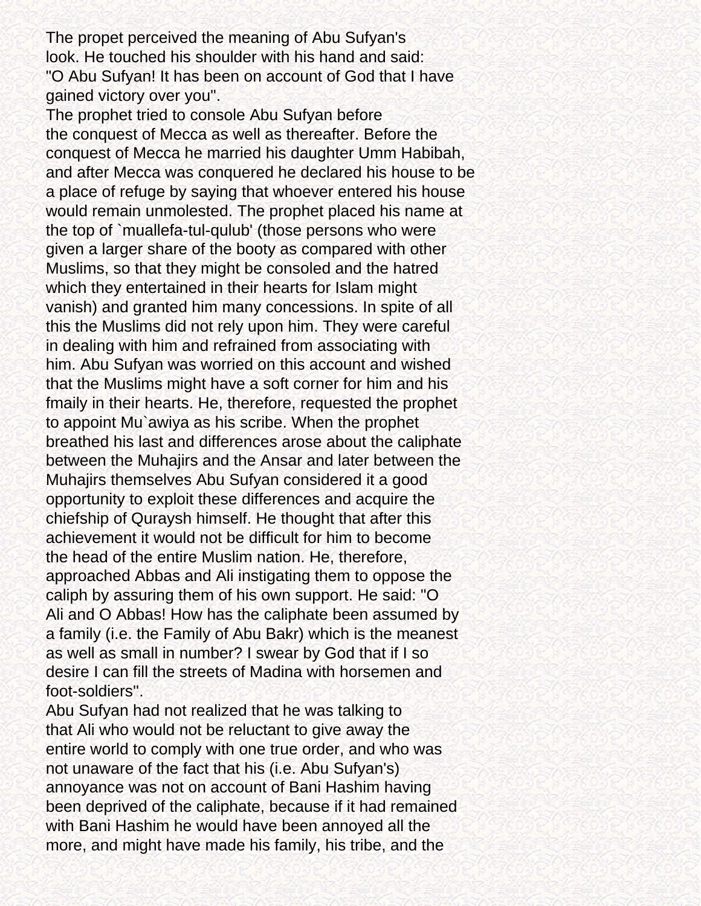The propet perceived the meaning of Abu Sufyan's look. He touched his shoulder with his hand and said: "O Abu Sufyan! It has been on account of God that I have gained victory over you".

The prophet tried to console Abu Sufyan before the conquest of Mecca as well as thereafter. Before the conquest of Mecca he married his daughter Umm Habibah, and after Mecca was conquered he declared his house to be a place of refuge by saying that whoever entered his house would remain unmolested. The prophet placed his name at the top of `muallefa-tul-qulub' (those persons who were given a larger share of the booty as compared with other Muslims, so that they might be consoled and the hatred which they entertained in their hearts for Islam might vanish) and granted him many concessions. In spite of all this the Muslims did not rely upon him. They were careful in dealing with him and refrained from associating with him. Abu Sufyan was worried on this account and wished that the Muslims might have a soft corner for him and his fmaily in their hearts. He, therefore, requested the prophet to appoint Mu`awiya as his scribe. When the prophet breathed his last and differences arose about the caliphate between the Muhajirs and the Ansar and later between the Muhajirs themselves Abu Sufyan considered it a good opportunity to exploit these differences and acquire the chiefship of Quraysh himself. He thought that after this achievement it would not be difficult for him to become the head of the entire Muslim nation. He, therefore, approached Abbas and Ali instigating them to oppose the caliph by assuring them of his own support. He said: "O Ali and O Abbas! How has the caliphate been assumed by a family (i.e. the Family of Abu Bakr) which is the meanest as well as small in number? I swear by God that if I so desire I can fill the streets of Madina with horsemen and foot-soldiers".

Abu Sufyan had not realized that he was talking to that Ali who would not be reluctant to give away the entire world to comply with one true order, and who was not unaware of the fact that his (i.e. Abu Sufyan's) annoyance was not on account of Bani Hashim having been deprived of the caliphate, because if it had remained with Bani Hashim he would have been annoyed all the more, and might have made his family, his tribe, and the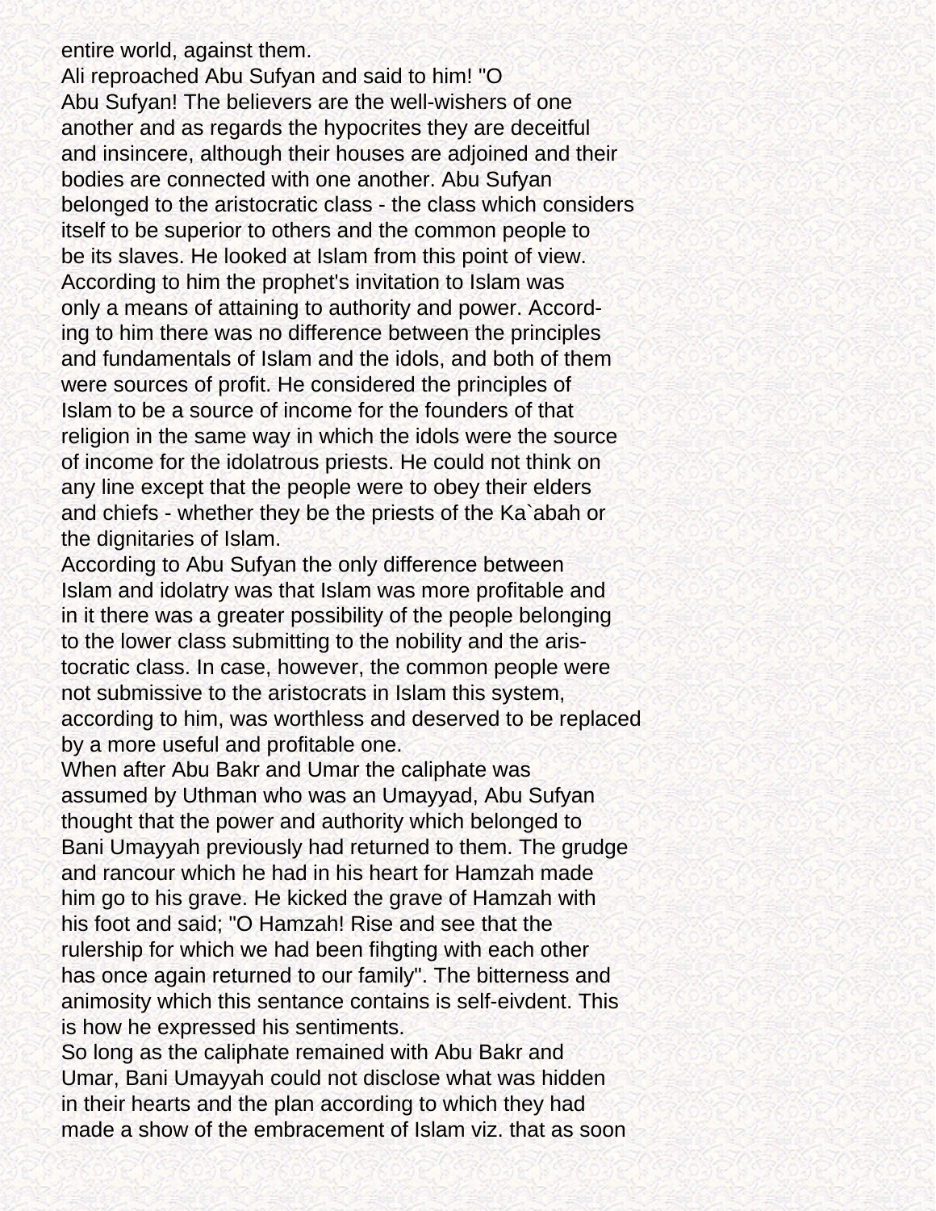entire world, against them.

Ali reproached Abu Sufyan and said to him! "O Abu Sufyan! The believers are the well-wishers of one another and as regards the hypocrites they are deceitful and insincere, although their houses are adjoined and their bodies are connected with one another. Abu Sufyan belonged to the aristocratic class - the class which considers itself to be superior to others and the common people to be its slaves. He looked at Islam from this point of view. According to him the prophet's invitation to Islam was only a means of attaining to authority and power. According to him there was no difference between the principles and fundamentals of Islam and the idols, and both of them were sources of profit. He considered the principles of Islam to be a source of income for the founders of that religion in the same way in which the idols were the source of income for the idolatrous priests. He could not think on any line except that the people were to obey their elders and chiefs - whether they be the priests of the Ka`abah or the dignitaries of Islam.

According to Abu Sufyan the only difference between Islam and idolatry was that Islam was more profitable and in it there was a greater possibility of the people belonging to the lower class submitting to the nobility and the aristocratic class. In case, however, the common people were not submissive to the aristocrats in Islam this system, according to him, was worthless and deserved to be replaced by a more useful and profitable one.

When after Abu Bakr and Umar the caliphate was assumed by Uthman who was an Umayyad, Abu Sufyan thought that the power and authority which belonged to Bani Umayyah previously had returned to them. The grudge and rancour which he had in his heart for Hamzah made him go to his grave. He kicked the grave of Hamzah with his foot and said; "O Hamzah! Rise and see that the rulership for which we had been fihgting with each other has once again returned to our family". The bitterness and animosity which this sentance contains is self-eivdent. This is how he expressed his sentiments.

So long as the caliphate remained with Abu Bakr and Umar, Bani Umayyah could not disclose what was hidden in their hearts and the plan according to which they had made a show of the embracement of Islam viz. that as soon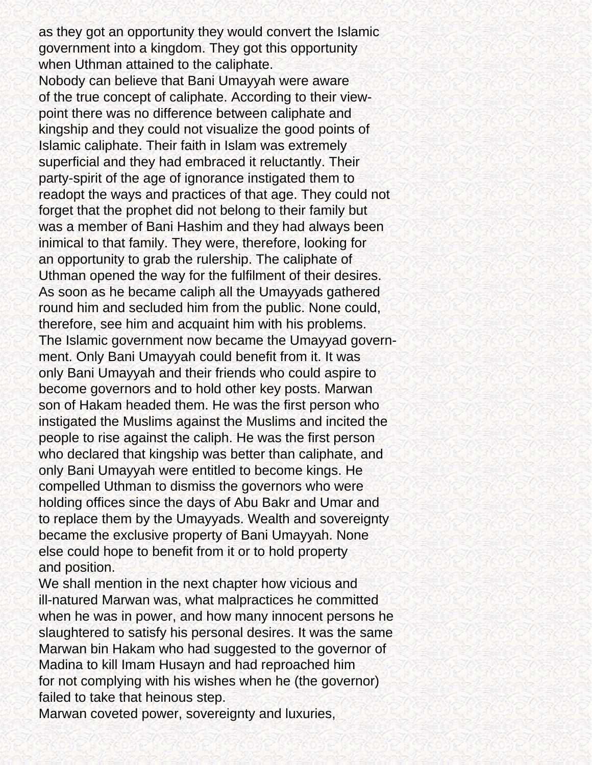as they got an opportunity they would convert the Islamic government into a kingdom. They got this opportunity when Uthman attained to the caliphate.

Nobody can believe that Bani Umayyah were aware of the true concept of caliphate. According to their view-point there was no difference between caliphate and kingship and they could not visualize the good points of Islamic caliphate. Their faith in Islam was extremely superficial and they had embraced it reluctantly. Their party-spirit of the age of ignorance instigated them to readopt the ways and practices of that age. They could not forget that the prophet did not belong to their family but was a member of Bani Hashim and they had always been inimical to that family. They were, therefore, looking for an opportunity to grab the rulership. The caliphate of Uthman opened the way for the fulfilment of their desires. As soon as he became caliph all the Umayyads gathered round him and secluded him from the public. None could, therefore, see him and acquaint him with his problems. The Islamic government now became the Umayyad government. Only Bani Umayyah could benefit from it. It was only Bani Umayyah and their friends who could aspire to become governors and to hold other key posts. Marwan son of Hakam headed them. He was the first person who instigated the Muslims against the Muslims and incited the people to rise against the caliph. He was the first person who declared that kingship was better than caliphate, and only Bani Umayyah were entitled to become kings. He compelled Uthman to dismiss the governors who were holding offices since the days of Abu Bakr and Umar and to replace them by the Umayyads. Wealth and sovereignty became the exclusive property of Bani Umayyah. None else could hope to benefit from it or to hold property and position.

We shall mention in the next chapter how vicious and ill-natured Marwan was, what malpractices he committed when he was in power, and how many innocent persons he slaughtered to satisfy his personal desires. It was the same Marwan bin Hakam who had suggested to the governor of Madina to kill Imam Husayn and had reproached him for not complying with his wishes when he (the governor) failed to take that heinous step.

Marwan coveted power, sovereignty and luxuries,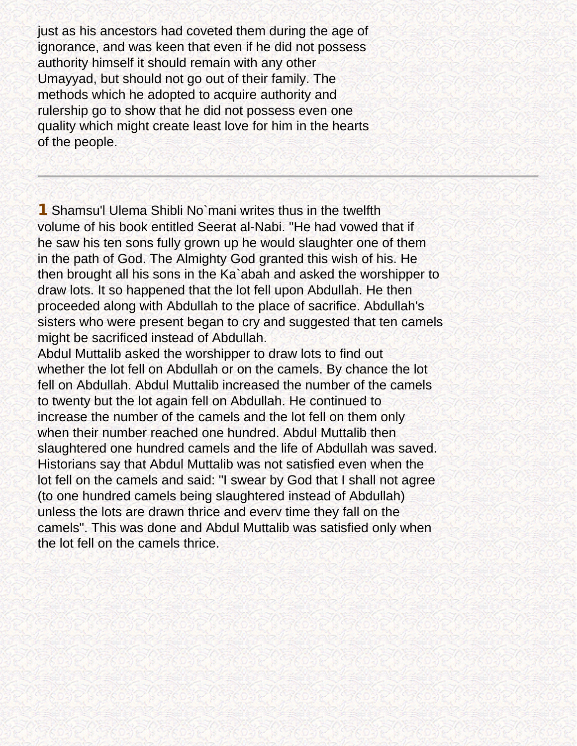just as his ancestors had coveted them during the age of ignorance, and was keen that even if he did not possess authority himself it should remain with any other Umayyad, but should not go out of their family. The methods which he adopted to acquire authority and rulership go to show that he did not possess even one quality which might create least love for him in the hearts of the people.

---

**1** Shamsu'l Ulema Shibli No`mani writes thus in the twelfth volume of his book entitled Seerat al-Nabi. "He had vowed that if he saw his ten sons fully grown up he would slaughter one of them in the path of God. The Almighty God granted this wish of his. He then brought all his sons in the Ka`abah and asked the worshipper to draw lots. It so happened that the lot fell upon Abdullah. He then proceeded along with Abdullah to the place of sacrifice. Abdullah's sisters who were present began to cry and suggested that ten camels might be sacrificed instead of Abdullah.
Abdul Muttalib asked the worshipper to draw lots to find out whether the lot fell on Abdullah or on the camels. By chance the lot fell on Abdullah. Abdul Muttalib increased the number of the camels to twenty but the lot again fell on Abdullah. He continued to increase the number of the camels and the lot fell on them only when their number reached one hundred. Abdul Muttalib then slaughtered one hundred camels and the life of Abdullah was saved. Historians say that Abdul Muttalib was not satisfied even when the lot fell on the camels and said: "I swear by God that I shall not agree (to one hundred camels being slaughtered instead of Abdullah) unless the lots are drawn thrice and everv time they fall on the camels". This was done and Abdul Muttalib was satisfied only when the lot fell on the camels thrice.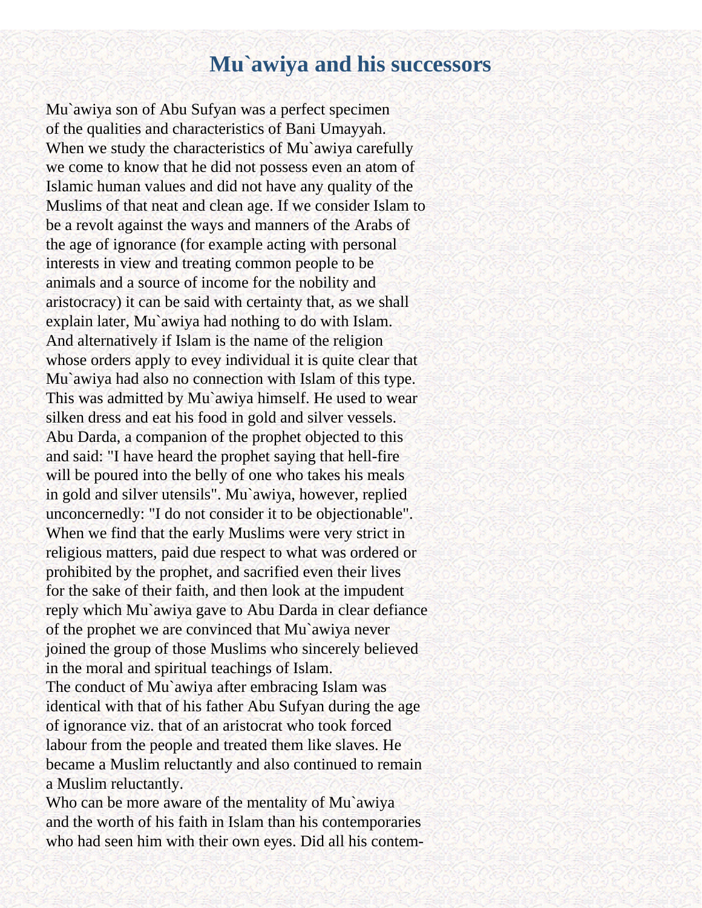# Mu`awiya and his successors

Mu`awiya son of Abu Sufyan was a perfect specimen of the qualities and characteristics of Bani Umayyah. When we study the characteristics of Mu`awiya carefully we come to know that he did not possess even an atom of Islamic human values and did not have any quality of the Muslims of that neat and clean age. If we consider Islam to be a revolt against the ways and manners of the Arabs of the age of ignorance (for example acting with personal interests in view and treating common people to be animals and a source of income for the nobility and aristocracy) it can be said with certainty that, as we shall explain later, Mu`awiya had nothing to do with Islam. And alternatively if Islam is the name of the religion whose orders apply to evey individual it is quite clear that Mu`awiya had also no connection with Islam of this type. This was admitted by Mu`awiya himself. He used to wear silken dress and eat his food in gold and silver vessels. Abu Darda, a companion of the prophet objected to this and said: "I have heard the prophet saying that hell-fire will be poured into the belly of one who takes his meals in gold and silver utensils". Mu`awiya, however, replied unconcernedly: "I do not consider it to be objectionable". When we find that the early Muslims were very strict in religious matters, paid due respect to what was ordered or prohibited by the prophet, and sacrified even their lives for the sake of their faith, and then look at the impudent reply which Mu`awiya gave to Abu Darda in clear defiance of the prophet we are convinced that Mu`awiya never joined the group of those Muslims who sincerely believed in the moral and spiritual teachings of Islam.

The conduct of Mu`awiya after embracing Islam was identical with that of his father Abu Sufyan during the age of ignorance viz. that of an aristocrat who took forced labour from the people and treated them like slaves. He became a Muslim reluctantly and also continued to remain a Muslim reluctantly.

Who can be more aware of the mentality of Mu`awiya and the worth of his faith in Islam than his contemporaries who had seen him with their own eyes. Did all his contem-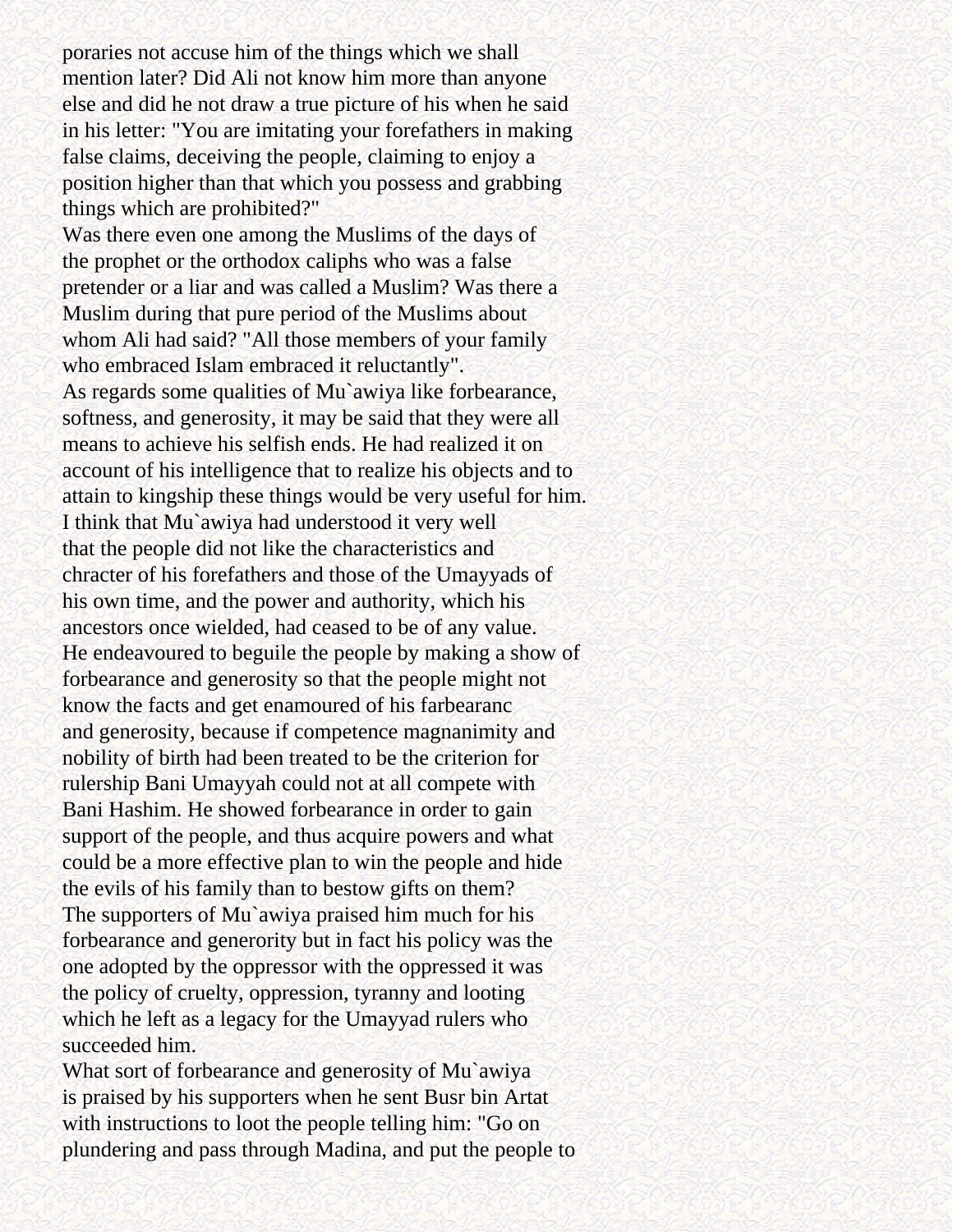poraries not accuse him of the things which we shall mention later? Did Ali not know him more than anyone else and did he not draw a true picture of his when he said in his letter: "You are imitating your forefathers in making false claims, deceiving the people, claiming to enjoy a position higher than that which you possess and grabbing things which are prohibited?"

Was there even one among the Muslims of the days of the prophet or the orthodox caliphs who was a false pretender or a liar and was called a Muslim? Was there a Muslim during that pure period of the Muslims about whom Ali had said? "All those members of your family who embraced Islam embraced it reluctantly".

As regards some qualities of Mu`awiya like forbearance, softness, and generosity, it may be said that they were all means to achieve his selfish ends. He had realized it on account of his intelligence that to realize his objects and to attain to kingship these things would be very useful for him. I think that Mu`awiya had understood it very well that the people did not like the characteristics and chracter of his forefathers and those of the Umayyads of his own time, and the power and authority, which his ancestors once wielded, had ceased to be of any value. He endeavoured to beguile the people by making a show of forbearance and generosity so that the people might not know the facts and get enamoured of his farbearanc and generosity, because if competence magnanimity and nobility of birth had been treated to be the criterion for rulership Bani Umayyah could not at all compete with Bani Hashim. He showed forbearance in order to gain support of the people, and thus acquire powers and what could be a more effective plan to win the people and hide the evils of his family than to bestow gifts on them? The supporters of Mu`awiya praised him much for his forbearance and generority but in fact his policy was the one adopted by the oppressor with the oppressed it was the policy of cruelty, oppression, tyranny and looting which he left as a legacy for the Umayyad rulers who succeeded him.

What sort of forbearance and generosity of Mu`awiya is praised by his supporters when he sent Busr bin Artat with instructions to loot the people telling him: "Go on plundering and pass through Madina, and put the people to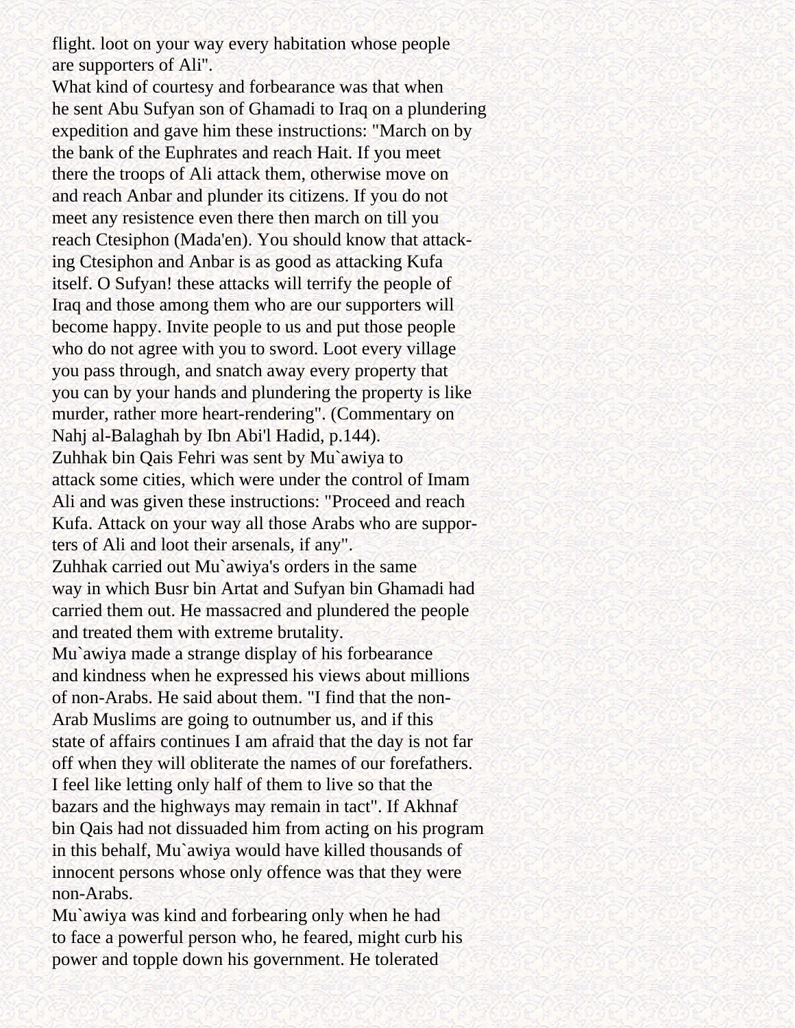flight. loot on your way every habitation whose people are supporters of Ali".

What kind of courtesy and forbearance was that when he sent Abu Sufyan son of Ghamadi to Iraq on a plundering expedition and gave him these instructions: "March on by the bank of the Euphrates and reach Hait. If you meet there the troops of Ali attack them, otherwise move on and reach Anbar and plunder its citizens. If you do not meet any resistence even there then march on till you reach Ctesiphon (Mada'en). You should know that attacking Ctesiphon and Anbar is as good as attacking Kufa itself. O Sufyan! these attacks will terrify the people of Iraq and those among them who are our supporters will become happy. Invite people to us and put those people who do not agree with you to sword. Loot every village you pass through, and snatch away every property that you can by your hands and plundering the property is like murder, rather more heart-rendering". (Commentary on Nahj al-Balaghah by Ibn Abi'l Hadid, p.144).

Zuhhak bin Qais Fehri was sent by Mu`awiya to attack some cities, which were under the control of Imam Ali and was given these instructions: "Proceed and reach Kufa. Attack on your way all those Arabs who are supporters of Ali and loot their arsenals, if any".

Zuhhak carried out Mu`awiya's orders in the same way in which Busr bin Artat and Sufyan bin Ghamadi had carried them out. He massacred and plundered the people and treated them with extreme brutality.

Mu`awiya made a strange display of his forbearance and kindness when he expressed his views about millions of non-Arabs. He said about them. "I find that the non-Arab Muslims are going to outnumber us, and if this state of affairs continues I am afraid that the day is not far off when they will obliterate the names of our forefathers. I feel like letting only half of them to live so that the bazars and the highways may remain in tact". If Akhnaf bin Qais had not dissuaded him from acting on his program in this behalf, Mu`awiya would have killed thousands of innocent persons whose only offence was that they were non-Arabs.

Mu`awiya was kind and forbearing only when he had to face a powerful person who, he feared, might curb his power and topple down his government. He tolerated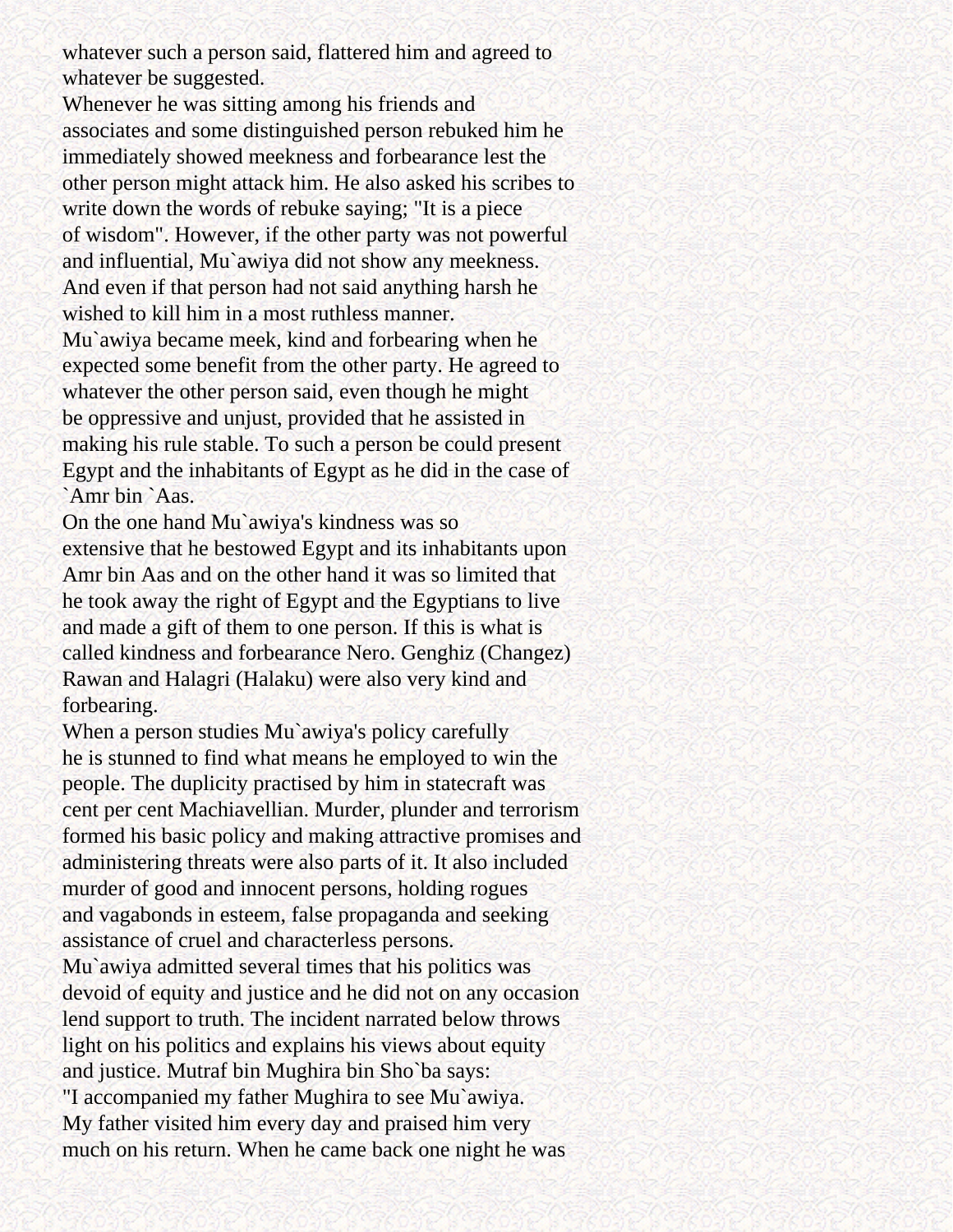whatever such a person said, flattered him and agreed to whatever be suggested.

Whenever he was sitting among his friends and associates and some distinguished person rebuked him he immediately showed meekness and forbearance lest the other person might attack him. He also asked his scribes to write down the words of rebuke saying; "It is a piece of wisdom". However, if the other party was not powerful and influential, Mu`awiya did not show any meekness. And even if that person had not said anything harsh he wished to kill him in a most ruthless manner.

Mu`awiya became meek, kind and forbearing when he expected some benefit from the other party. He agreed to whatever the other person said, even though he might be oppressive and unjust, provided that he assisted in making his rule stable. To such a person be could present Egypt and the inhabitants of Egypt as he did in the case of `Amr bin `Aas.

On the one hand Mu`awiya's kindness was so extensive that he bestowed Egypt and its inhabitants upon Amr bin Aas and on the other hand it was so limited that he took away the right of Egypt and the Egyptians to live and made a gift of them to one person. If this is what is called kindness and forbearance Nero. Genghiz (Changez) Rawan and Halagri (Halaku) were also very kind and forbearing.

When a person studies Mu`awiya's policy carefully he is stunned to find what means he employed to win the people. The duplicity practised by him in statecraft was cent per cent Machiavellian. Murder, plunder and terrorism formed his basic policy and making attractive promises and administering threats were also parts of it. It also included murder of good and innocent persons, holding rogues and vagabonds in esteem, false propaganda and seeking assistance of cruel and characterless persons.

Mu`awiya admitted several times that his politics was devoid of equity and justice and he did not on any occasion lend support to truth. The incident narrated below throws light on his politics and explains his views about equity and justice. Mutraf bin Mughira bin Sho`ba says:

"I accompanied my father Mughira to see Mu`awiya. My father visited him every day and praised him very much on his return. When he came back one night he was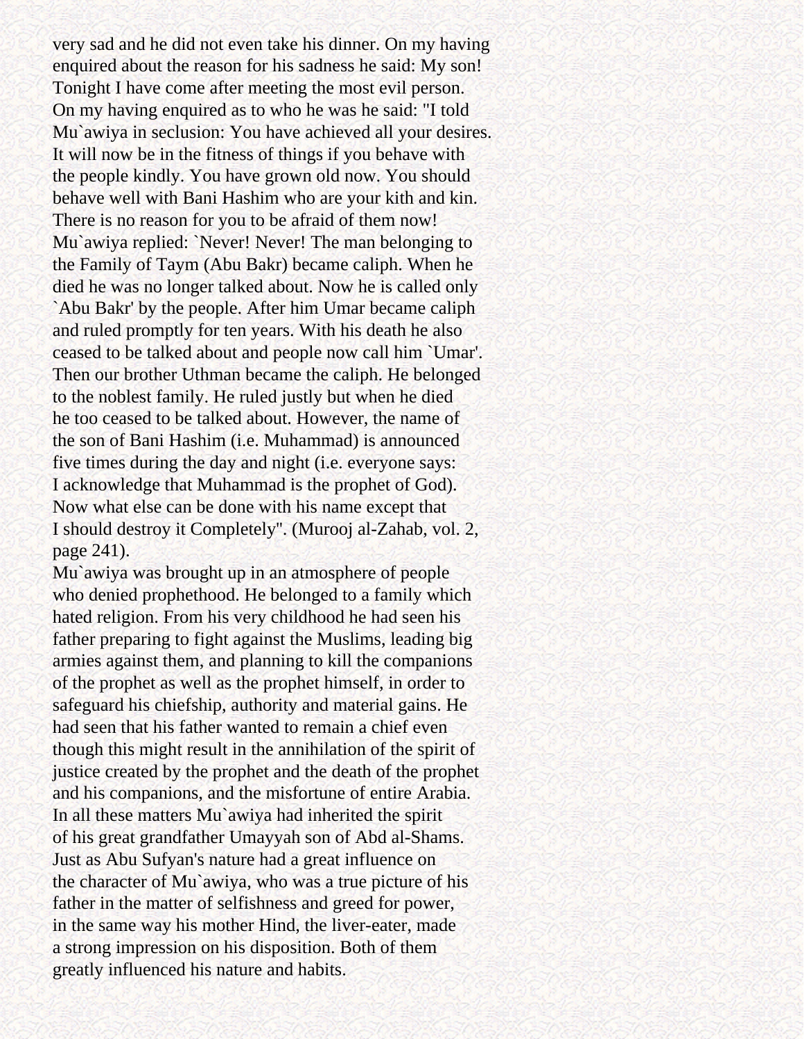very sad and he did not even take his dinner. On my having enquired about the reason for his sadness he said: My son! Tonight I have come after meeting the most evil person. On my having enquired as to who he was he said: "I told Mu`awiya in seclusion: You have achieved all your desires. It will now be in the fitness of things if you behave with the people kindly. You have grown old now. You should behave well with Bani Hashim who are your kith and kin. There is no reason for you to be afraid of them now! Mu`awiya replied: `Never! Never! The man belonging to the Family of Taym (Abu Bakr) became caliph. When he died he was no longer talked about. Now he is called only `Abu Bakr' by the people. After him Umar became caliph and ruled promptly for ten years. With his death he also ceased to be talked about and people now call him `Umar'. Then our brother Uthman became the caliph. He belonged to the noblest family. He ruled justly but when he died he too ceased to be talked about. However, the name of the son of Bani Hashim (i.e. Muhammad) is announced five times during the day and night (i.e. everyone says: I acknowledge that Muhammad is the prophet of God). Now what else can be done with his name except that I should destroy it Completely". (Murooj al-Zahab, vol. 2, page 241).

Mu`awiya was brought up in an atmosphere of people who denied prophethood. He belonged to a family which hated religion. From his very childhood he had seen his father preparing to fight against the Muslims, leading big armies against them, and planning to kill the companions of the prophet as well as the prophet himself, in order to safeguard his chiefship, authority and material gains. He had seen that his father wanted to remain a chief even though this might result in the annihilation of the spirit of justice created by the prophet and the death of the prophet and his companions, and the misfortune of entire Arabia. In all these matters Mu`awiya had inherited the spirit of his great grandfather Umayyah son of Abd al-Shams. Just as Abu Sufyan's nature had a great influence on the character of Mu`awiya, who was a true picture of his father in the matter of selfishness and greed for power, in the same way his mother Hind, the liver-eater, made a strong impression on his disposition. Both of them greatly influenced his nature and habits.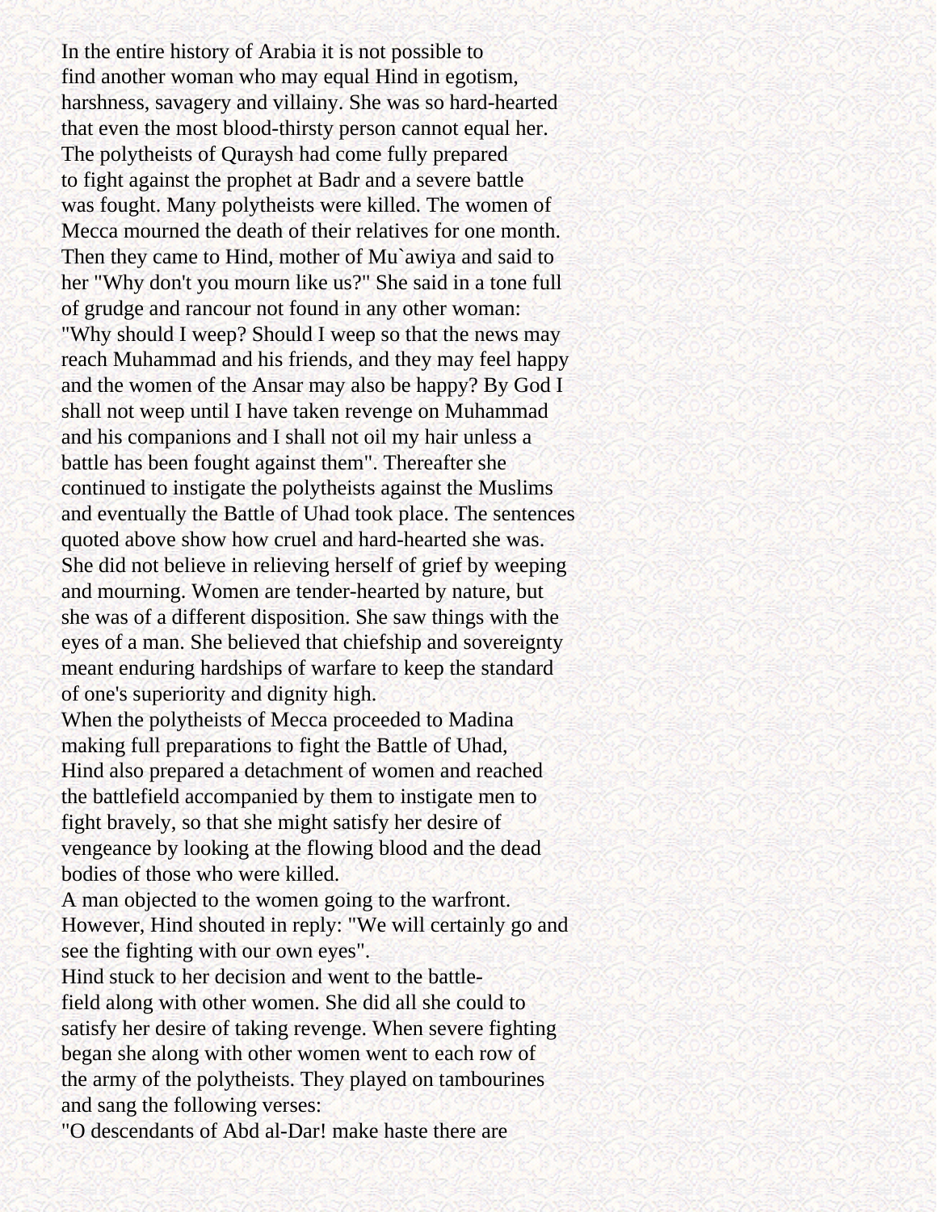In the entire history of Arabia it is not possible to find another woman who may equal Hind in egotism, harshness, savagery and villainy. She was so hard-hearted that even the most blood-thirsty person cannot equal her. The polytheists of Quraysh had come fully prepared to fight against the prophet at Badr and a severe battle was fought. Many polytheists were killed. The women of Mecca mourned the death of their relatives for one month. Then they came to Hind, mother of Mu`awiya and said to her "Why don't you mourn like us?" She said in a tone full of grudge and rancour not found in any other woman: "Why should I weep? Should I weep so that the news may reach Muhammad and his friends, and they may feel happy and the women of the Ansar may also be happy? By God I shall not weep until I have taken revenge on Muhammad and his companions and I shall not oil my hair unless a battle has been fought against them". Thereafter she continued to instigate the polytheists against the Muslims and eventually the Battle of Uhad took place. The sentences quoted above show how cruel and hard-hearted she was. She did not believe in relieving herself of grief by weeping and mourning. Women are tender-hearted by nature, but she was of a different disposition. She saw things with the eyes of a man. She believed that chiefship and sovereignty meant enduring hardships of warfare to keep the standard of one's superiority and dignity high.

When the polytheists of Mecca proceeded to Madina making full preparations to fight the Battle of Uhad, Hind also prepared a detachment of women and reached the battlefield accompanied by them to instigate men to fight bravely, so that she might satisfy her desire of vengeance by looking at the flowing blood and the dead bodies of those who were killed.

A man objected to the women going to the warfront. However, Hind shouted in reply: "We will certainly go and see the fighting with our own eyes".

Hind stuck to her decision and went to the battle-field along with other women. She did all she could to satisfy her desire of taking revenge. When severe fighting began she along with other women went to each row of the army of the polytheists. They played on tambourines and sang the following verses:

"O descendants of Abd al-Dar! make haste there are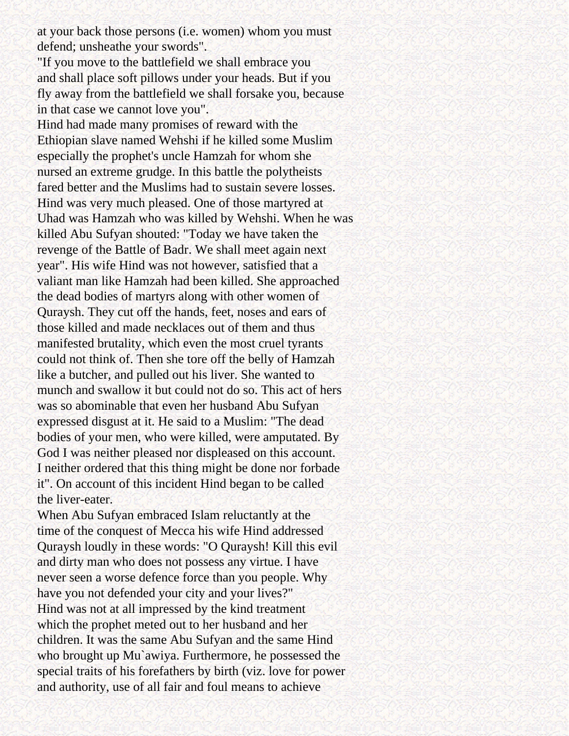at your back those persons (i.e. women) whom you must defend; unsheathe your swords".

"If you move to the battlefield we shall embrace you and shall place soft pillows under your heads. But if you fly away from the battlefield we shall forsake you, because in that case we cannot love you".

Hind had made many promises of reward with the Ethiopian slave named Wehshi if he killed some Muslim especially the prophet's uncle Hamzah for whom she nursed an extreme grudge. In this battle the polytheists fared better and the Muslims had to sustain severe losses. Hind was very much pleased. One of those martyred at Uhad was Hamzah who was killed by Wehshi. When he was killed Abu Sufyan shouted: "Today we have taken the revenge of the Battle of Badr. We shall meet again next year". His wife Hind was not however, satisfied that a valiant man like Hamzah had been killed. She approached the dead bodies of martyrs along with other women of Quraysh. They cut off the hands, feet, noses and ears of those killed and made necklaces out of them and thus manifested brutality, which even the most cruel tyrants could not think of. Then she tore off the belly of Hamzah like a butcher, and pulled out his liver. She wanted to munch and swallow it but could not do so. This act of hers was so abominable that even her husband Abu Sufyan expressed disgust at it. He said to a Muslim: "The dead bodies of your men, who were killed, were amputated. By God I was neither pleased nor displeased on this account. I neither ordered that this thing might be done nor forbade it". On account of this incident Hind began to be called the liver-eater.

When Abu Sufyan embraced Islam reluctantly at the time of the conquest of Mecca his wife Hind addressed Quraysh loudly in these words: "O Quraysh! Kill this evil and dirty man who does not possess any virtue. I have never seen a worse defence force than you people. Why have you not defended your city and your lives?"

Hind was not at all impressed by the kind treatment which the prophet meted out to her husband and her children. It was the same Abu Sufyan and the same Hind who brought up Mu`awiya. Furthermore, he possessed the special traits of his forefathers by birth (viz. love for power and authority, use of all fair and foul means to achieve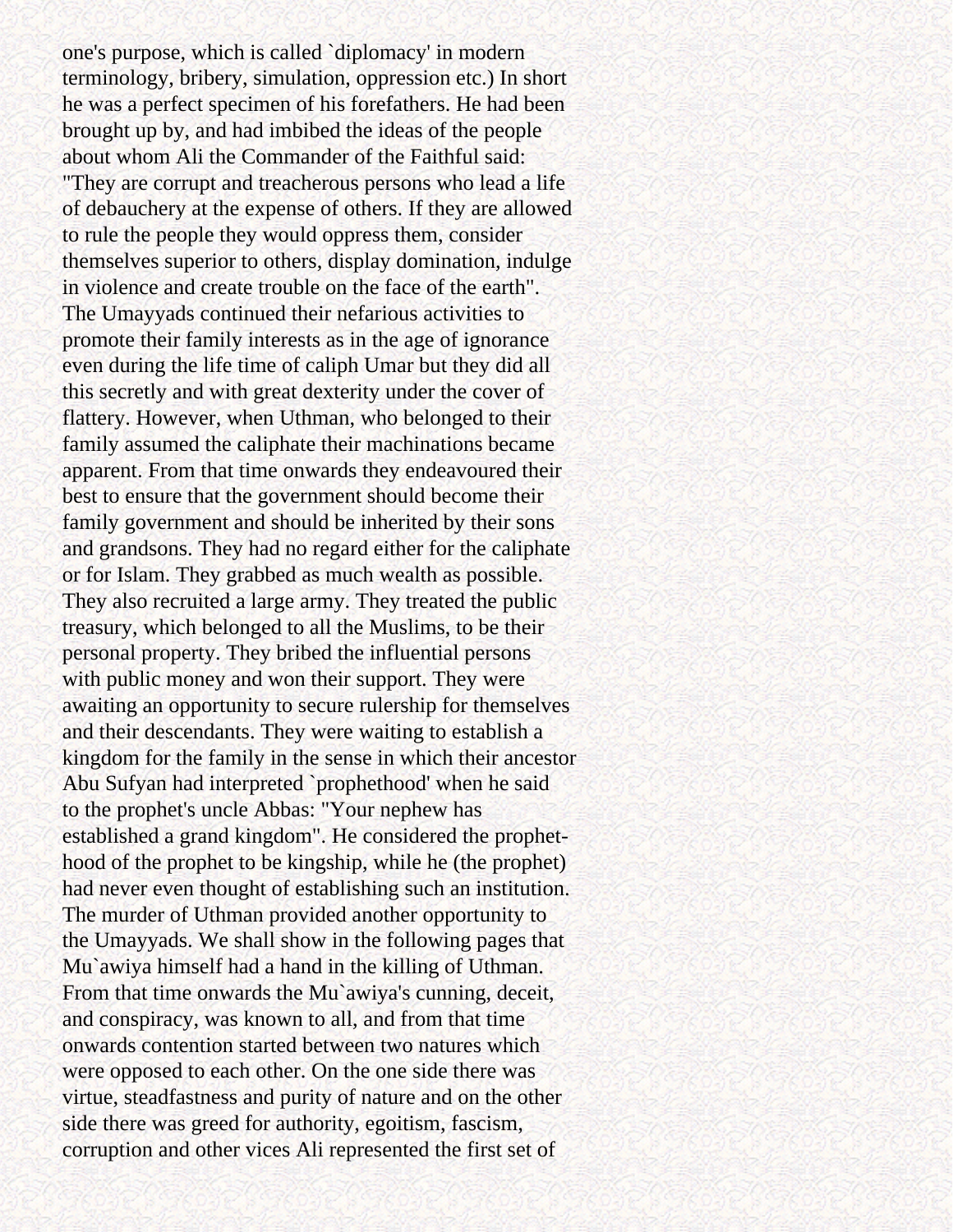one's purpose, which is called `diplomacy' in modern terminology, bribery, simulation, oppression etc.) In short he was a perfect specimen of his forefathers. He had been brought up by, and had imbibed the ideas of the people about whom Ali the Commander of the Faithful said: "They are corrupt and treacherous persons who lead a life of debauchery at the expense of others. If they are allowed to rule the people they would oppress them, consider themselves superior to others, display domination, indulge in violence and create trouble on the face of the earth". The Umayyads continued their nefarious activities to promote their family interests as in the age of ignorance even during the life time of caliph Umar but they did all this secretly and with great dexterity under the cover of flattery. However, when Uthman, who belonged to their family assumed the caliphate their machinations became apparent. From that time onwards they endeavoured their best to ensure that the government should become their family government and should be inherited by their sons and grandsons. They had no regard either for the caliphate or for Islam. They grabbed as much wealth as possible. They also recruited a large army. They treated the public treasury, which belonged to all the Muslims, to be their personal property. They bribed the influential persons with public money and won their support. They were awaiting an opportunity to secure rulership for themselves and their descendants. They were waiting to establish a kingdom for the family in the sense in which their ancestor Abu Sufyan had interpreted `prophethood' when he said to the prophet's uncle Abbas: "Your nephew has established a grand kingdom". He considered the prophethood of the prophet to be kingship, while he (the prophet) had never even thought of establishing such an institution. The murder of Uthman provided another opportunity to the Umayyads. We shall show in the following pages that Mu`awiya himself had a hand in the killing of Uthman. From that time onwards the Mu`awiya's cunning, deceit, and conspiracy, was known to all, and from that time onwards contention started between two natures which were opposed to each other. On the one side there was virtue, steadfastness and purity of nature and on the other side there was greed for authority, egoitism, fascism, corruption and other vices Ali represented the first set of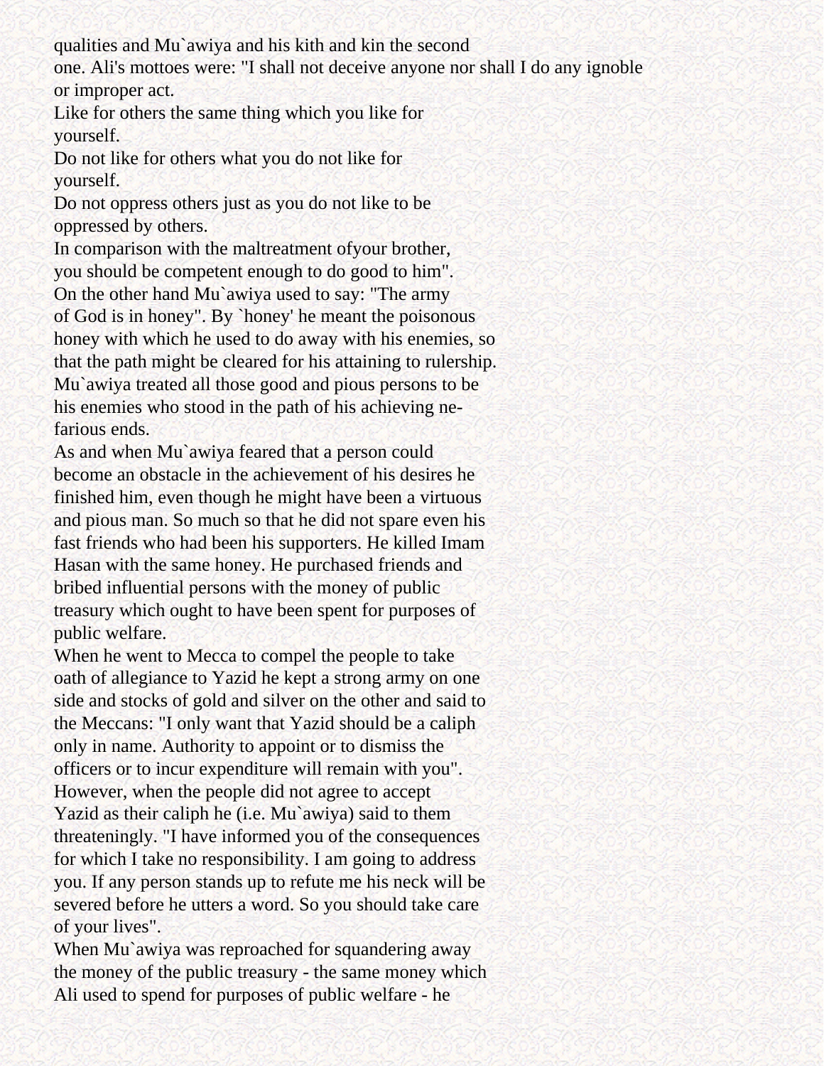qualities and Mu`awiya and his kith and kin the second one. Ali's mottoes were: "I shall not deceive anyone nor shall I do any ignoble or improper act.

Like for others the same thing which you like for yourself.

Do not like for others what you do not like for yourself.

Do not oppress others just as you do not like to be oppressed by others.

In comparison with the maltreatment ofyour brother, you should be competent enough to do good to him".

On the other hand Mu`awiya used to say: "The army of God is in honey". By `honey' he meant the poisonous honey with which he used to do away with his enemies, so that the path might be cleared for his attaining to rulership. Mu`awiya treated all those good and pious persons to be his enemies who stood in the path of his achieving nefarious ends.

As and when Mu`awiya feared that a person could become an obstacle in the achievement of his desires he finished him, even though he might have been a virtuous and pious man. So much so that he did not spare even his fast friends who had been his supporters. He killed Imam Hasan with the same honey. He purchased friends and bribed influential persons with the money of public treasury which ought to have been spent for purposes of public welfare.

When he went to Mecca to compel the people to take oath of allegiance to Yazid he kept a strong army on one side and stocks of gold and silver on the other and said to the Meccans: "I only want that Yazid should be a caliph only in name. Authority to appoint or to dismiss the officers or to incur expenditure will remain with you". However, when the people did not agree to accept Yazid as their caliph he (i.e. Mu`awiya) said to them threateningly. "I have informed you of the consequences for which I take no responsibility. I am going to address you. If any person stands up to refute me his neck will be severed before he utters a word. So you should take care of your lives".

When Mu`awiya was reproached for squandering away the money of the public treasury - the same money which Ali used to spend for purposes of public welfare - he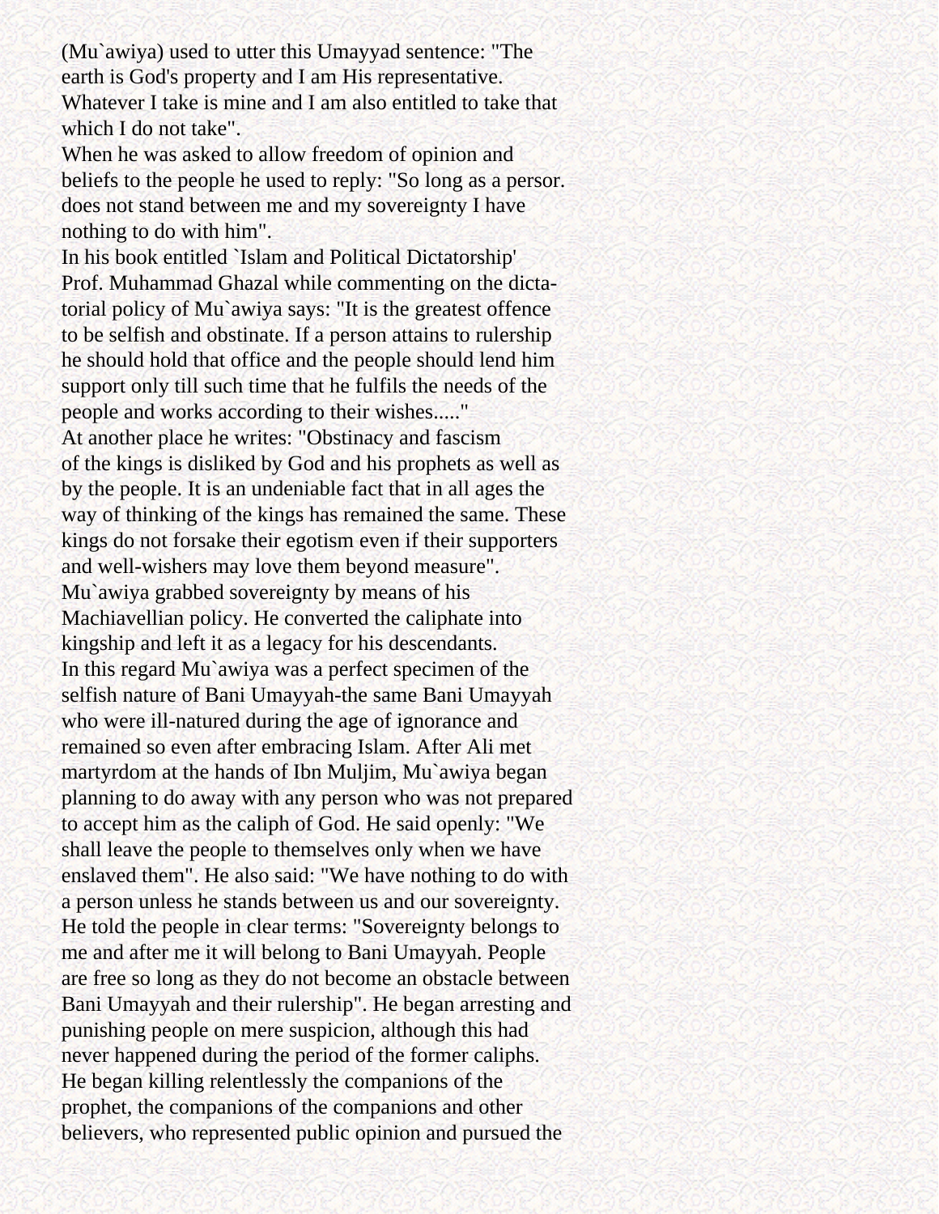(Mu`awiya) used to utter this Umayyad sentence: "The earth is God's property and I am His representative. Whatever I take is mine and I am also entitled to take that which I do not take".

When he was asked to allow freedom of opinion and beliefs to the people he used to reply: "So long as a persor. does not stand between me and my sovereignty I have nothing to do with him".

In his book entitled `Islam and Political Dictatorship' Prof. Muhammad Ghazal while commenting on the dictatorial policy of Mu`awiya says: "It is the greatest offence to be selfish and obstinate. If a person attains to rulership he should hold that office and the people should lend him support only till such time that he fulfils the needs of the people and works according to their wishes....."

At another place he writes: "Obstinacy and fascism of the kings is disliked by God and his prophets as well as by the people. It is an undeniable fact that in all ages the way of thinking of the kings has remained the same. These kings do not forsake their egotism even if their supporters and well-wishers may love them beyond measure".

Mu`awiya grabbed sovereignty by means of his Machiavellian policy. He converted the caliphate into kingship and left it as a legacy for his descendants.

In this regard Mu`awiya was a perfect specimen of the selfish nature of Bani Umayyah-the same Bani Umayyah who were ill-natured during the age of ignorance and remained so even after embracing Islam. After Ali met martyrdom at the hands of Ibn Muljim, Mu`awiya began planning to do away with any person who was not prepared to accept him as the caliph of God. He said openly: "We shall leave the people to themselves only when we have enslaved them". He also said: "We have nothing to do with a person unless he stands between us and our sovereignty. He told the people in clear terms: "Sovereignty belongs to me and after me it will belong to Bani Umayyah. People are free so long as they do not become an obstacle between Bani Umayyah and their rulership". He began arresting and punishing people on mere suspicion, although this had never happened during the period of the former caliphs. He began killing relentlessly the companions of the prophet, the companions of the companions and other believers, who represented public opinion and pursued the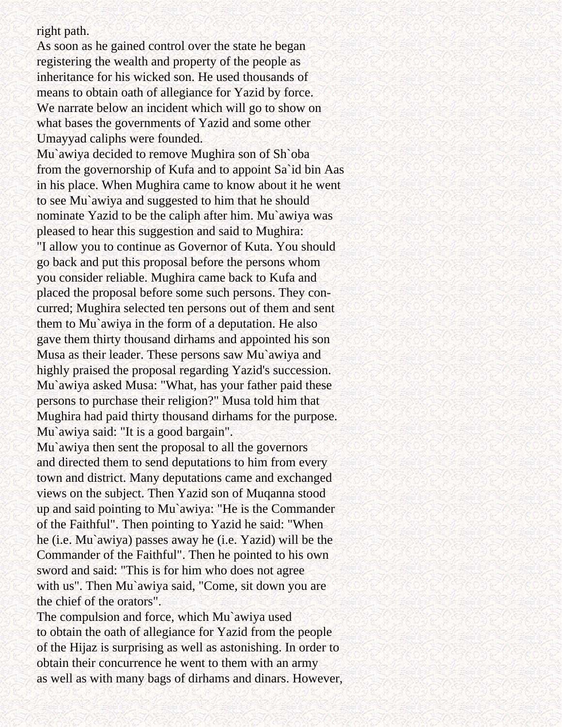right path.

As soon as he gained control over the state he began registering the wealth and property of the people as inheritance for his wicked son. He used thousands of means to obtain oath of allegiance for Yazid by force. We narrate below an incident which will go to show on what bases the governments of Yazid and some other Umayyad caliphs were founded.

Mu`awiya decided to remove Mughira son of Sh`oba from the governorship of Kufa and to appoint Sa`id bin Aas in his place. When Mughira came to know about it he went to see Mu`awiya and suggested to him that he should nominate Yazid to be the caliph after him. Mu`awiya was pleased to hear this suggestion and said to Mughira: "I allow you to continue as Governor of Kuta. You should go back and put this proposal before the persons whom you consider reliable. Mughira came back to Kufa and placed the proposal before some such persons. They concurred; Mughira selected ten persons out of them and sent them to Mu`awiya in the form of a deputation. He also gave them thirty thousand dirhams and appointed his son Musa as their leader. These persons saw Mu`awiya and highly praised the proposal regarding Yazid's succession. Mu`awiya asked Musa: "What, has your father paid these persons to purchase their religion?" Musa told him that Mughira had paid thirty thousand dirhams for the purpose. Mu`awiya said: "It is a good bargain".

Mu`awiya then sent the proposal to all the governors and directed them to send deputations to him from every town and district. Many deputations came and exchanged views on the subject. Then Yazid son of Muqanna stood up and said pointing to Mu`awiya: "He is the Commander of the Faithful". Then pointing to Yazid he said: "When he (i.e. Mu`awiya) passes away he (i.e. Yazid) will be the Commander of the Faithful". Then he pointed to his own sword and said: "This is for him who does not agree with us". Then Mu`awiya said, "Come, sit down you are the chief of the orators".

The compulsion and force, which Mu`awiya used to obtain the oath of allegiance for Yazid from the people of the Hijaz is surprising as well as astonishing. In order to obtain their concurrence he went to them with an army as well as with many bags of dirhams and dinars. However,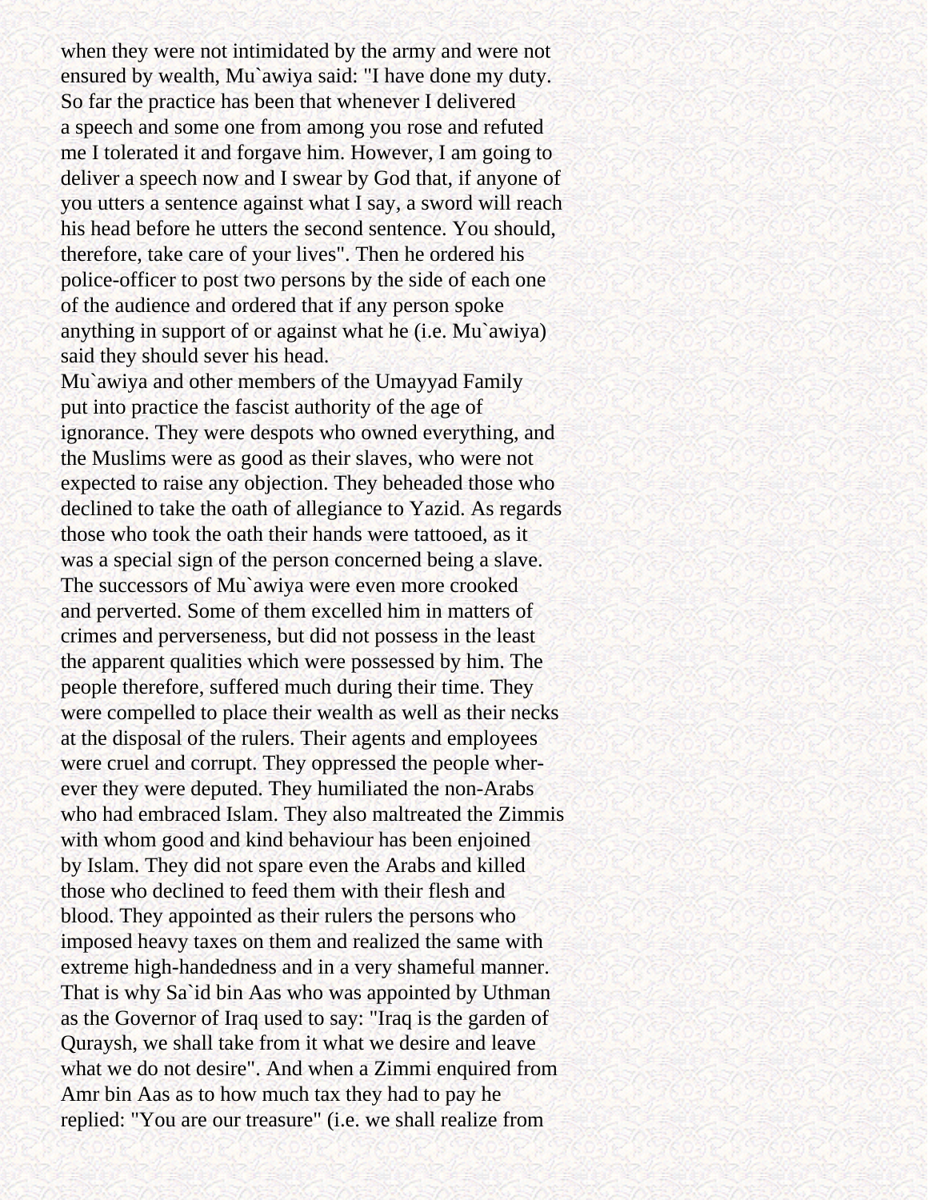when they were not intimidated by the army and were not ensured by wealth, Mu`awiya said: "I have done my duty. So far the practice has been that whenever I delivered a speech and some one from among you rose and refuted me I tolerated it and forgave him. However, I am going to deliver a speech now and I swear by God that, if anyone of you utters a sentence against what I say, a sword will reach his head before he utters the second sentence. You should, therefore, take care of your lives". Then he ordered his police-officer to post two persons by the side of each one of the audience and ordered that if any person spoke anything in support of or against what he (i.e. Mu`awiya) said they should sever his head.

Mu`awiya and other members of the Umayyad Family put into practice the fascist authority of the age of ignorance. They were despots who owned everything, and the Muslims were as good as their slaves, who were not expected to raise any objection. They beheaded those who declined to take the oath of allegiance to Yazid. As regards those who took the oath their hands were tattooed, as it was a special sign of the person concerned being a slave. The successors of Mu`awiya were even more crooked and perverted. Some of them excelled him in matters of crimes and perverseness, but did not possess in the least the apparent qualities which were possessed by him. The people therefore, suffered much during their time. They were compelled to place their wealth as well as their necks at the disposal of the rulers. Their agents and employees were cruel and corrupt. They oppressed the people wherever they were deputed. They humiliated the non-Arabs who had embraced Islam. They also maltreated the Zimmis with whom good and kind behaviour has been enjoined by Islam. They did not spare even the Arabs and killed those who declined to feed them with their flesh and blood. They appointed as their rulers the persons who imposed heavy taxes on them and realized the same with extreme high-handedness and in a very shameful manner. That is why Sa`id bin Aas who was appointed by Uthman as the Governor of Iraq used to say: "Iraq is the garden of Quraysh, we shall take from it what we desire and leave what we do not desire". And when a Zimmi enquired from Amr bin Aas as to how much tax they had to pay he replied: "You are our treasure" (i.e. we shall realize from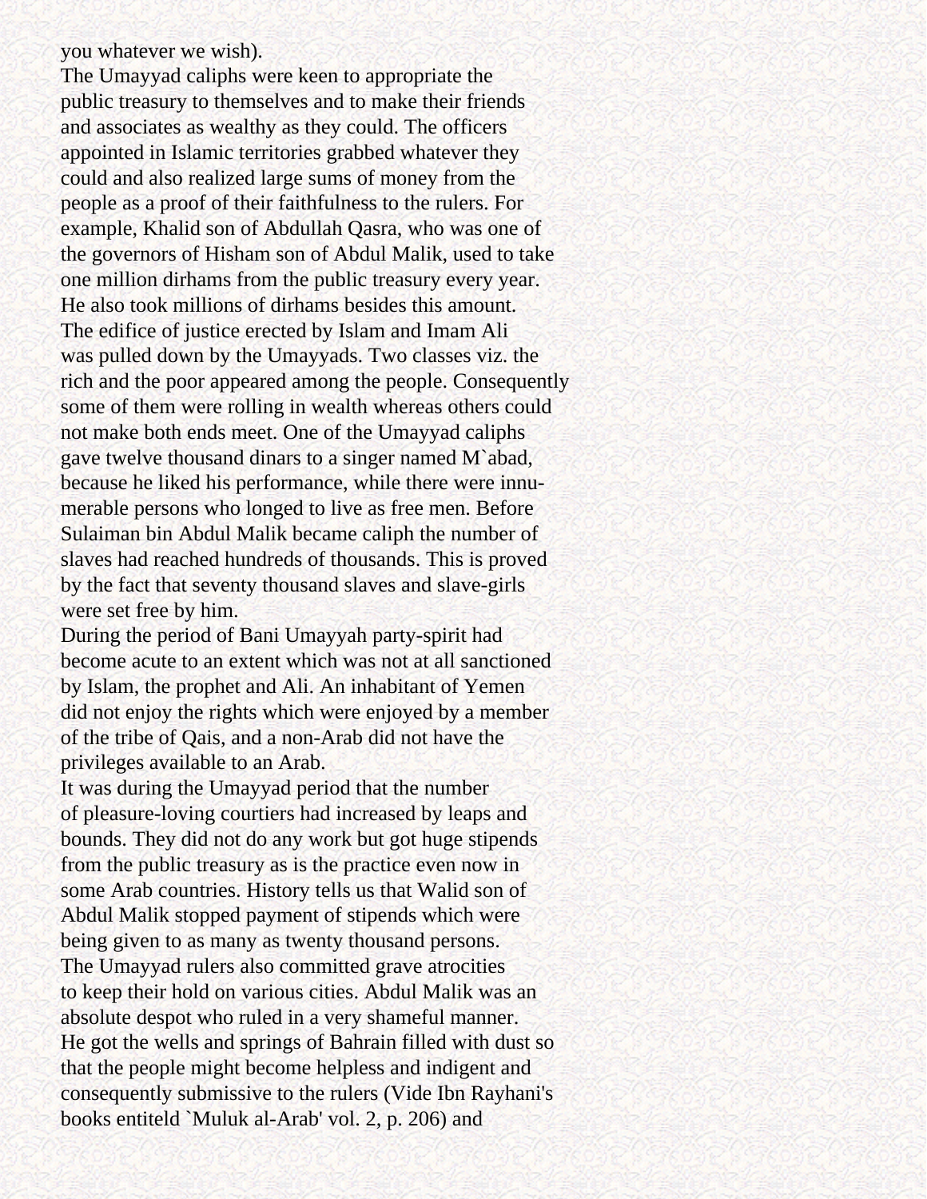you whatever we wish).

The Umayyad caliphs were keen to appropriate the public treasury to themselves and to make their friends and associates as wealthy as they could. The officers appointed in Islamic territories grabbed whatever they could and also realized large sums of money from the people as a proof of their faithfulness to the rulers. For example, Khalid son of Abdullah Qasra, who was one of the governors of Hisham son of Abdul Malik, used to take one million dirhams from the public treasury every year. He also took millions of dirhams besides this amount.

The edifice of justice erected by Islam and Imam Ali was pulled down by the Umayyads. Two classes viz. the rich and the poor appeared among the people. Consequently some of them were rolling in wealth whereas others could not make both ends meet. One of the Umayyad caliphs gave twelve thousand dinars to a singer named M`abad, because he liked his performance, while there were innumerable persons who longed to live as free men. Before Sulaiman bin Abdul Malik became caliph the number of slaves had reached hundreds of thousands. This is proved by the fact that seventy thousand slaves and slave-girls were set free by him.

During the period of Bani Umayyah party-spirit had become acute to an extent which was not at all sanctioned by Islam, the prophet and Ali. An inhabitant of Yemen did not enjoy the rights which were enjoyed by a member of the tribe of Qais, and a non-Arab did not have the privileges available to an Arab.

It was during the Umayyad period that the number of pleasure-loving courtiers had increased by leaps and bounds. They did not do any work but got huge stipends from the public treasury as is the practice even now in some Arab countries. History tells us that Walid son of Abdul Malik stopped payment of stipends which were being given to as many as twenty thousand persons.

The Umayyad rulers also committed grave atrocities to keep their hold on various cities. Abdul Malik was an absolute despot who ruled in a very shameful manner. He got the wells and springs of Bahrain filled with dust so that the people might become helpless and indigent and consequently submissive to the rulers (Vide Ibn Rayhani's books entiteld `Muluk al-Arab' vol. 2, p. 206) and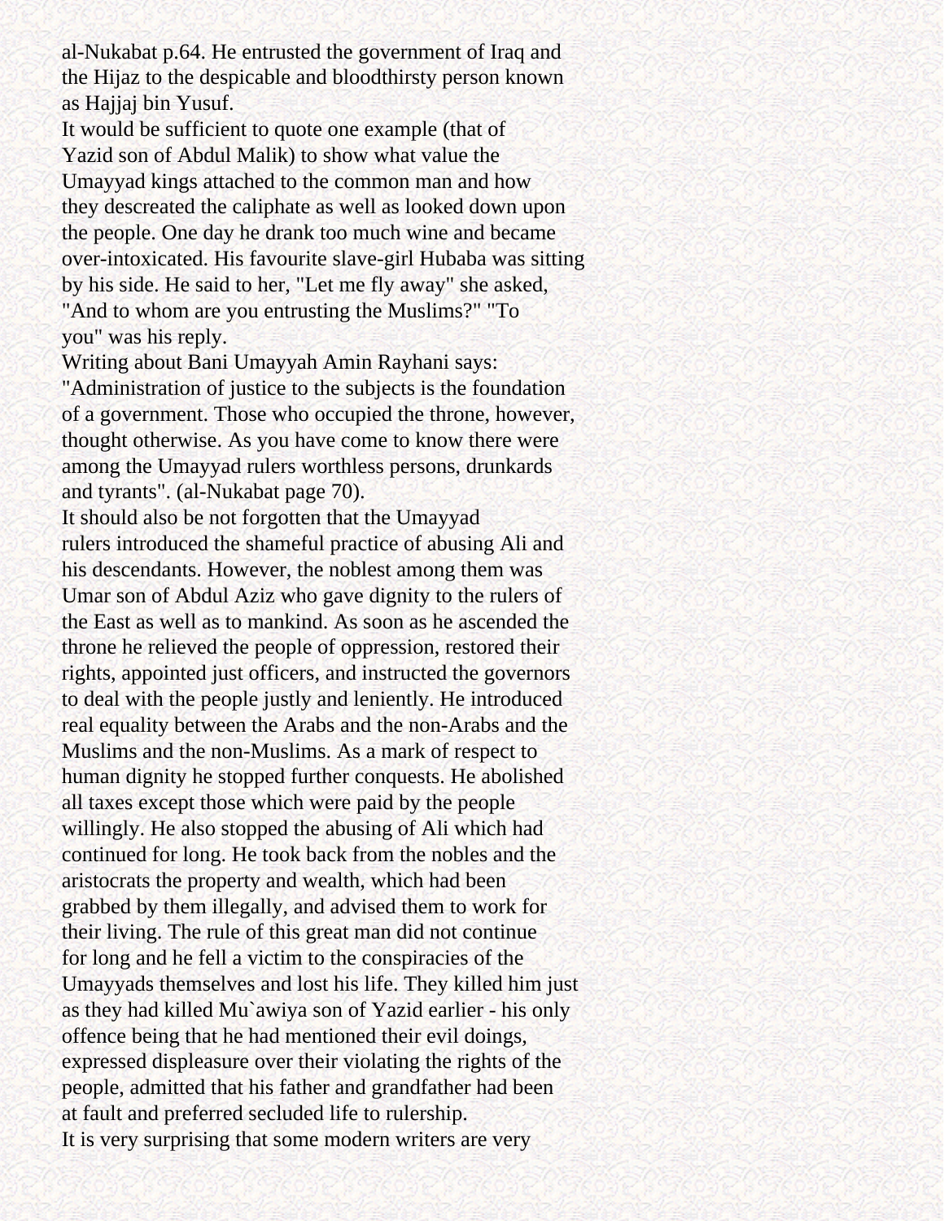al-Nukabat p.64. He entrusted the government of Iraq and the Hijaz to the despicable and bloodthirsty person known as Hajjaj bin Yusuf.

It would be sufficient to quote one example (that of Yazid son of Abdul Malik) to show what value the Umayyad kings attached to the common man and how they descreated the caliphate as well as looked down upon the people. One day he drank too much wine and became over-intoxicated. His favourite slave-girl Hubaba was sitting by his side. He said to her, "Let me fly away" she asked, "And to whom are you entrusting the Muslims?" "To you" was his reply.

Writing about Bani Umayyah Amin Rayhani says: "Administration of justice to the subjects is the foundation of a government. Those who occupied the throne, however, thought otherwise. As you have come to know there were among the Umayyad rulers worthless persons, drunkards and tyrants". (al-Nukabat page 70).

It should also be not forgotten that the Umayyad rulers introduced the shameful practice of abusing Ali and his descendants. However, the noblest among them was Umar son of Abdul Aziz who gave dignity to the rulers of the East as well as to mankind. As soon as he ascended the throne he relieved the people of oppression, restored their rights, appointed just officers, and instructed the governors to deal with the people justly and leniently. He introduced real equality between the Arabs and the non-Arabs and the Muslims and the non-Muslims. As a mark of respect to human dignity he stopped further conquests. He abolished all taxes except those which were paid by the people willingly. He also stopped the abusing of Ali which had continued for long. He took back from the nobles and the aristocrats the property and wealth, which had been grabbed by them illegally, and advised them to work for their living. The rule of this great man did not continue for long and he fell a victim to the conspiracies of the Umayyads themselves and lost his life. They killed him just as they had killed Mu`awiya son of Yazid earlier - his only offence being that he had mentioned their evil doings, expressed displeasure over their violating the rights of the people, admitted that his father and grandfather had been at fault and preferred secluded life to rulership.

It is very surprising that some modern writers are very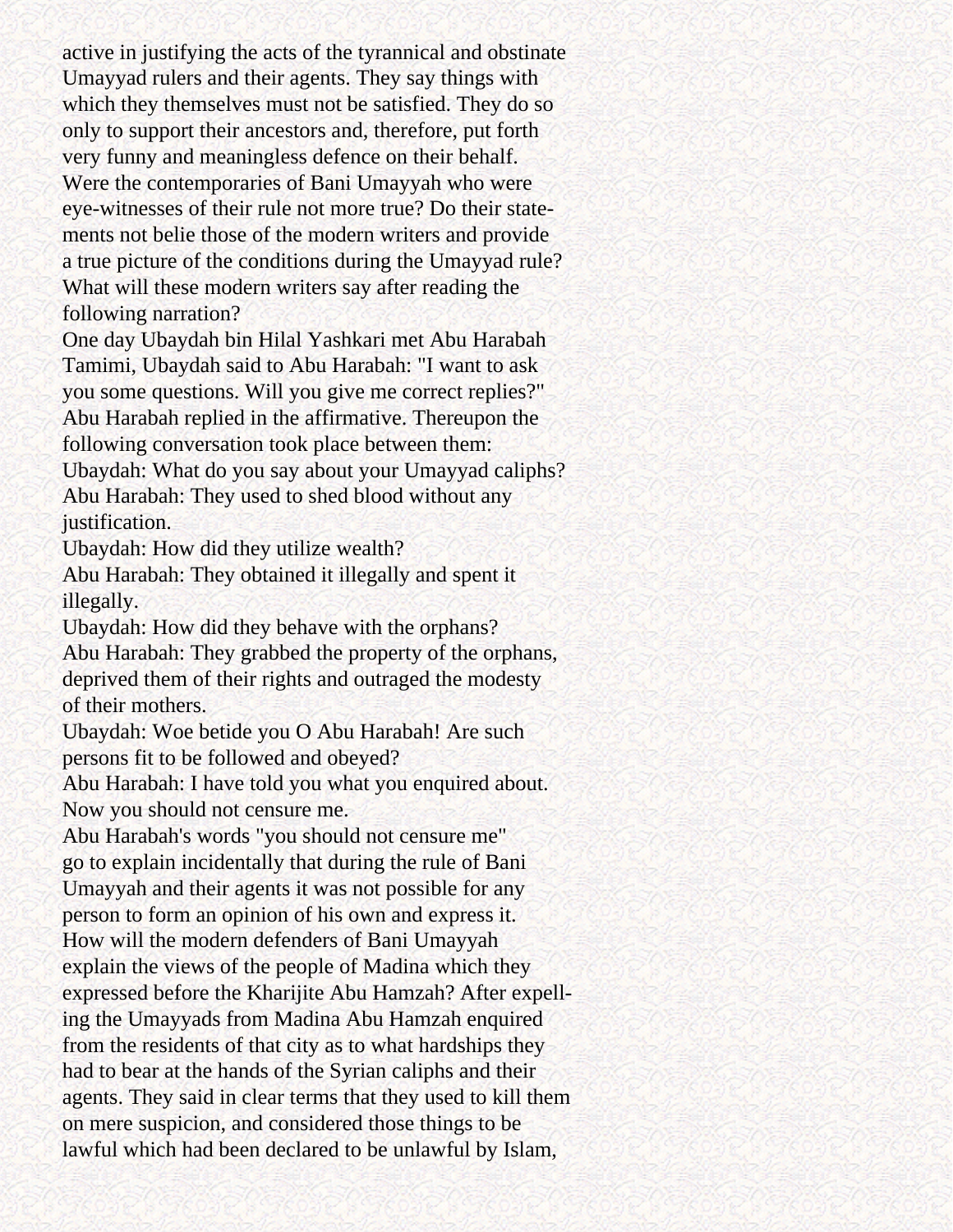active in justifying the acts of the tyrannical and obstinate Umayyad rulers and their agents. They say things with which they themselves must not be satisfied. They do so only to support their ancestors and, therefore, put forth very funny and meaningless defence on their behalf. Were the contemporaries of Bani Umayyah who were eye-witnesses of their rule not more true? Do their statements not belie those of the modern writers and provide a true picture of the conditions during the Umayyad rule? What will these modern writers say after reading the following narration?

One day Ubaydah bin Hilal Yashkari met Abu Harabah Tamimi, Ubaydah said to Abu Harabah: "I want to ask you some questions. Will you give me correct replies?" Abu Harabah replied in the affirmative. Thereupon the following conversation took place between them:

Ubaydah: What do you say about your Umayyad caliphs?

Abu Harabah: They used to shed blood without any justification.

Ubaydah: How did they utilize wealth?

Abu Harabah: They obtained it illegally and spent it illegally.

Ubaydah: How did they behave with the orphans?

Abu Harabah: They grabbed the property of the orphans, deprived them of their rights and outraged the modesty of their mothers.

Ubaydah: Woe betide you O Abu Harabah! Are such persons fit to be followed and obeyed?

Abu Harabah: I have told you what you enquired about. Now you should not censure me.

Abu Harabah's words "you should not censure me" go to explain incidentally that during the rule of Bani Umayyah and their agents it was not possible for any person to form an opinion of his own and express it. How will the modern defenders of Bani Umayyah explain the views of the people of Madina which they expressed before the Kharijite Abu Hamzah? After expelling the Umayyads from Madina Abu Hamzah enquired from the residents of that city as to what hardships they had to bear at the hands of the Syrian caliphs and their agents. They said in clear terms that they used to kill them on mere suspicion, and considered those things to be lawful which had been declared to be unlawful by Islam,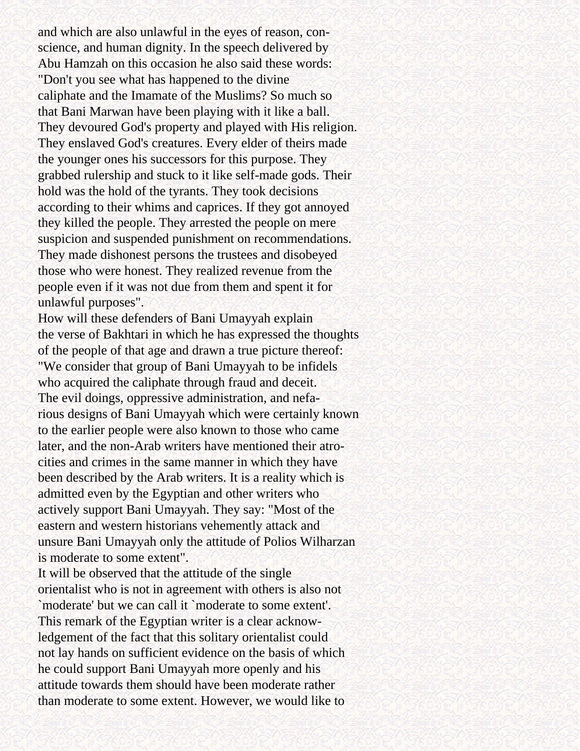and which are also unlawful in the eyes of reason, conscience, and human dignity. In the speech delivered by Abu Hamzah on this occasion he also said these words: "Don't you see what has happened to the divine caliphate and the Imamate of the Muslims? So much so that Bani Marwan have been playing with it like a ball. They devoured God's property and played with His religion. They enslaved God's creatures. Every elder of theirs made the younger ones his successors for this purpose. They grabbed rulership and stuck to it like self-made gods. Their hold was the hold of the tyrants. They took decisions according to their whims and caprices. If they got annoyed they killed the people. They arrested the people on mere suspicion and suspended punishment on recommendations. They made dishonest persons the trustees and disobeyed those who were honest. They realized revenue from the people even if it was not due from them and spent it for unlawful purposes".

How will these defenders of Bani Umayyah explain the verse of Bakhtari in which he has expressed the thoughts of the people of that age and drawn a true picture thereof: "We consider that group of Bani Umayyah to be infidels who acquired the caliphate through fraud and deceit. The evil doings, oppressive administration, and nefarious designs of Bani Umayyah which were certainly known to the earlier people were also known to those who came later, and the non-Arab writers have mentioned their atrocities and crimes in the same manner in which they have been described by the Arab writers. It is a reality which is admitted even by the Egyptian and other writers who actively support Bani Umayyah. They say: "Most of the eastern and western historians vehemently attack and unsure Bani Umayyah only the attitude of Polios Wilharzan is moderate to some extent".

It will be observed that the attitude of the single orientalist who is not in agreement with others is also not `moderate' but we can call it `moderate to some extent'. This remark of the Egyptian writer is a clear acknowledgement of the fact that this solitary orientalist could not lay hands on sufficient evidence on the basis of which he could support Bani Umayyah more openly and his attitude towards them should have been moderate rather than moderate to some extent. However, we would like to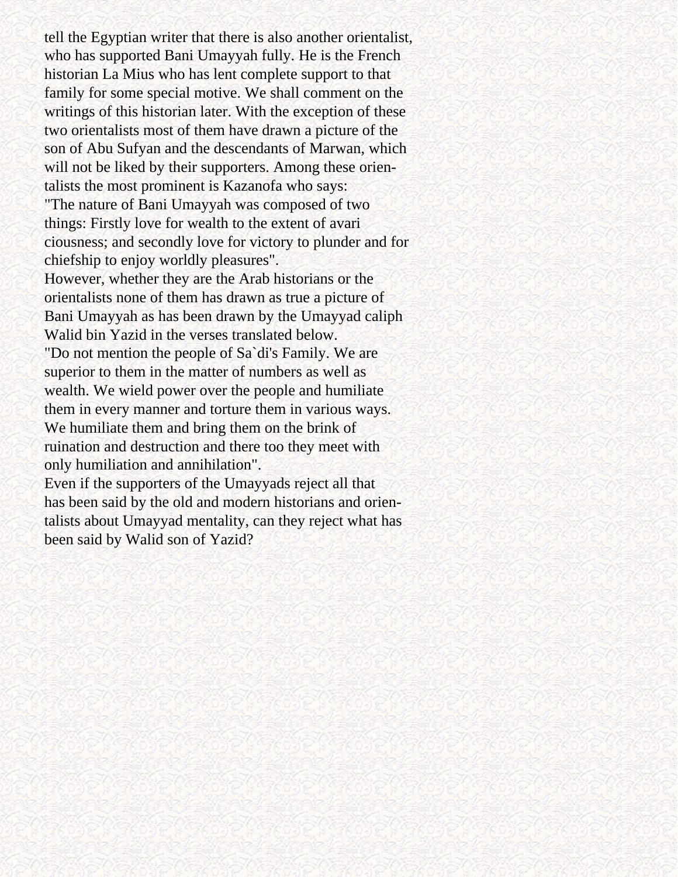tell the Egyptian writer that there is also another orientalist, who has supported Bani Umayyah fully. He is the French historian La Mius who has lent complete support to that family for some special motive. We shall comment on the writings of this historian later. With the exception of these two orientalists most of them have drawn a picture of the son of Abu Sufyan and the descendants of Marwan, which will not be liked by their supporters. Among these orientalists the most prominent is Kazanofa who says:

"The nature of Bani Umayyah was composed of two things: Firstly love for wealth to the extent of avariciousness; and secondly love for victory to plunder and for chiefship to enjoy worldly pleasures".

However, whether they are the Arab historians or the orientalists none of them has drawn as true a picture of Bani Umayyah as has been drawn by the Umayyad caliph Walid bin Yazid in the verses translated below.

"Do not mention the people of Sa`di's Family. We are superior to them in the matter of numbers as well as wealth. We wield power over the people and humiliate them in every manner and torture them in various ways. We humiliate them and bring them on the brink of ruination and destruction and there too they meet with only humiliation and annihilation".

Even if the supporters of the Umayyads reject all that has been said by the old and modern historians and orientalists about Umayyad mentality, can they reject what has been said by Walid son of Yazid?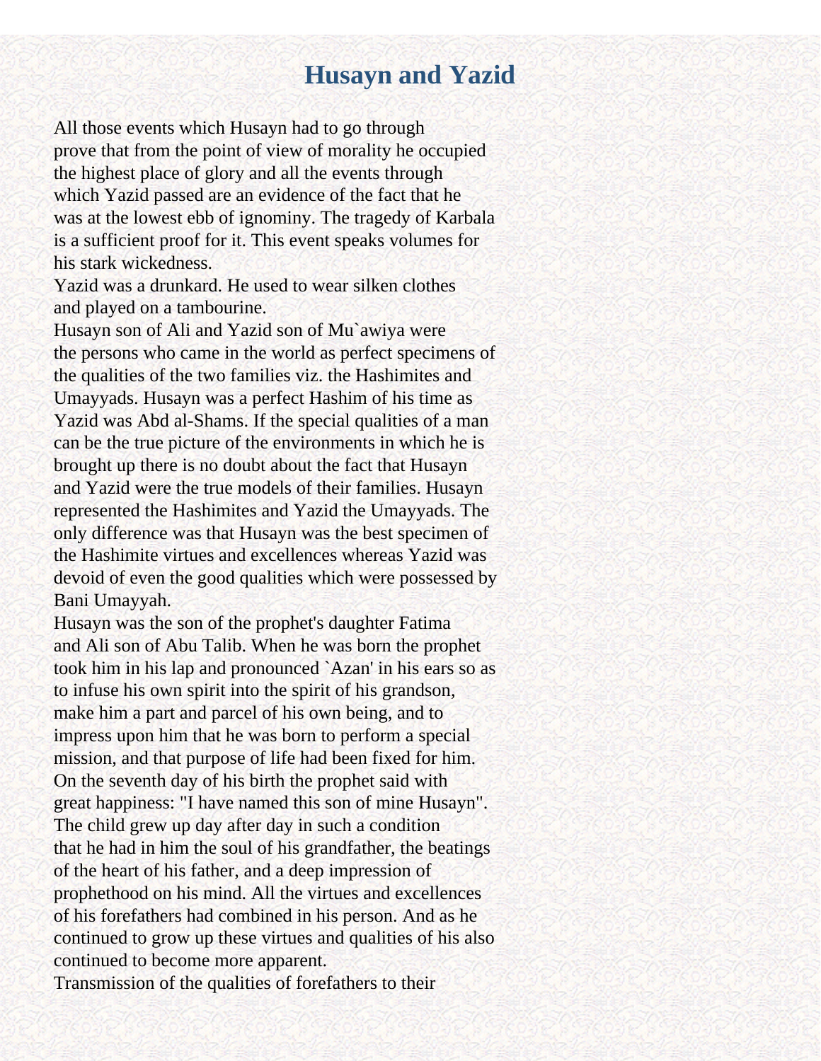# Husayn and Yazid

All those events which Husayn had to go through prove that from the point of view of morality he occupied the highest place of glory and all the events through which Yazid passed are an evidence of the fact that he was at the lowest ebb of ignominy. The tragedy of Karbala is a sufficient proof for it. This event speaks volumes for his stark wickedness.

Yazid was a drunkard. He used to wear silken clothes and played on a tambourine.

Husayn son of Ali and Yazid son of Mu`awiya were the persons who came in the world as perfect specimens of the qualities of the two families viz. the Hashimites and Umayyads. Husayn was a perfect Hashim of his time as Yazid was Abd al-Shams. If the special qualities of a man can be the true picture of the environments in which he is brought up there is no doubt about the fact that Husayn and Yazid were the true models of their families. Husayn represented the Hashimites and Yazid the Umayyads. The only difference was that Husayn was the best specimen of the Hashimite virtues and excellences whereas Yazid was devoid of even the good qualities which were possessed by Bani Umayyah.

Husayn was the son of the prophet's daughter Fatima and Ali son of Abu Talib. When he was born the prophet took him in his lap and pronounced `Azan' in his ears so as to infuse his own spirit into the spirit of his grandson, make him a part and parcel of his own being, and to impress upon him that he was born to perform a special mission, and that purpose of life had been fixed for him. On the seventh day of his birth the prophet said with great happiness: "I have named this son of mine Husayn". The child grew up day after day in such a condition that he had in him the soul of his grandfather, the beatings of the heart of his father, and a deep impression of prophethood on his mind. All the virtues and excellences of his forefathers had combined in his person. And as he continued to grow up these virtues and qualities of his also continued to become more apparent.

Transmission of the qualities of forefathers to their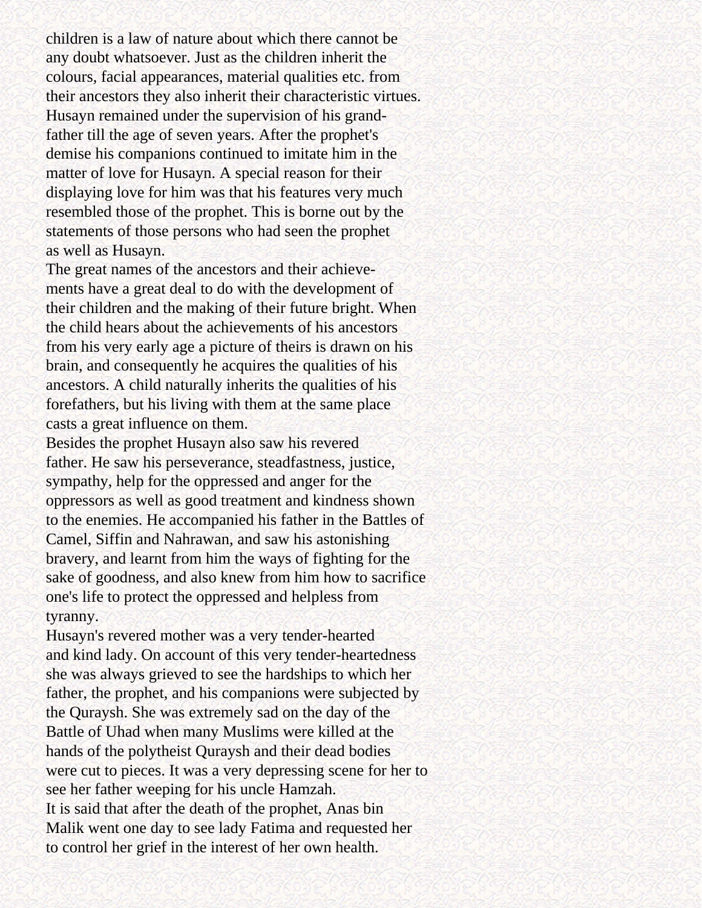children is a law of nature about which there cannot be any doubt whatsoever. Just as the children inherit the colours, facial appearances, material qualities etc. from their ancestors they also inherit their characteristic virtues. Husayn remained under the supervision of his grandfather till the age of seven years. After the prophet's demise his companions continued to imitate him in the matter of love for Husayn. A special reason for their displaying love for him was that his features very much resembled those of the prophet. This is borne out by the statements of those persons who had seen the prophet as well as Husayn.

The great names of the ancestors and their achievements have a great deal to do with the development of their children and the making of their future bright. When the child hears about the achievements of his ancestors from his very early age a picture of theirs is drawn on his brain, and consequently he acquires the qualities of his ancestors. A child naturally inherits the qualities of his forefathers, but his living with them at the same place casts a great influence on them.

Besides the prophet Husayn also saw his revered father. He saw his perseverance, steadfastness, justice, sympathy, help for the oppressed and anger for the oppressors as well as good treatment and kindness shown to the enemies. He accompanied his father in the Battles of Camel, Siffin and Nahrawan, and saw his astonishing bravery, and learnt from him the ways of fighting for the sake of goodness, and also knew from him how to sacrifice one's life to protect the oppressed and helpless from tyranny.

Husayn's revered mother was a very tender-hearted and kind lady. On account of this very tender-heartedness she was always grieved to see the hardships to which her father, the prophet, and his companions were subjected by the Quraysh. She was extremely sad on the day of the Battle of Uhad when many Muslims were killed at the hands of the polytheist Quraysh and their dead bodies were cut to pieces. It was a very depressing scene for her to see her father weeping for his uncle Hamzah.

It is said that after the death of the prophet, Anas bin Malik went one day to see lady Fatima and requested her to control her grief in the interest of her own health.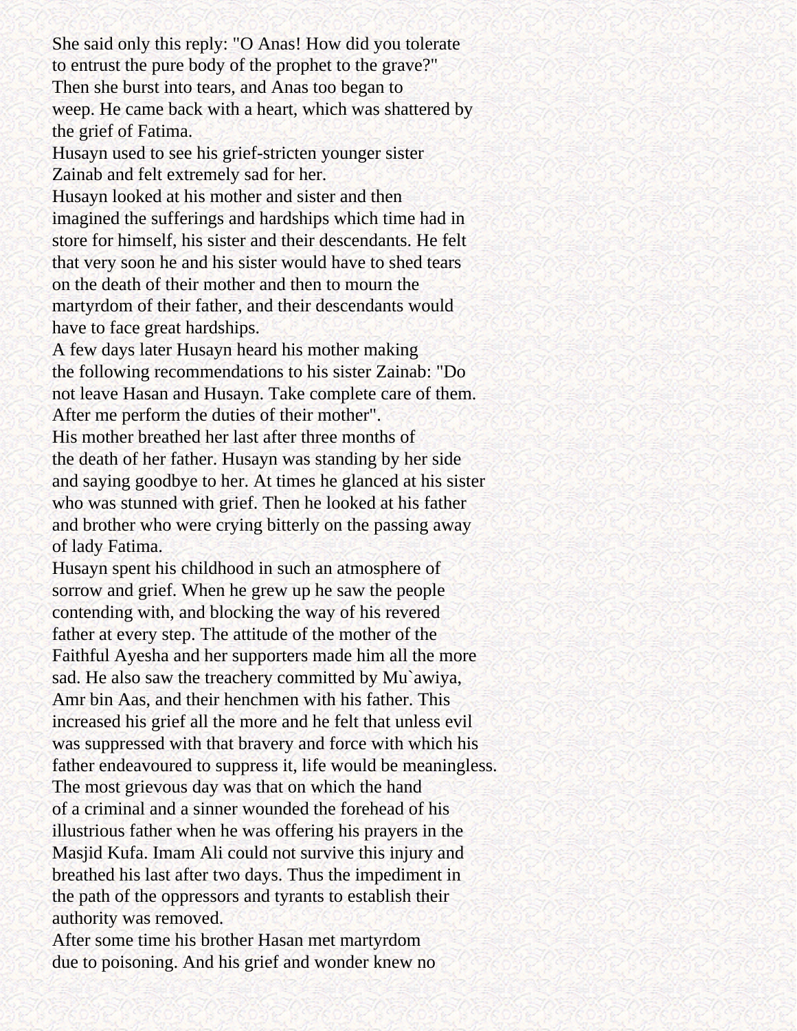She said only this reply: "O Anas! How did you tolerate to entrust the pure body of the prophet to the grave?" Then she burst into tears, and Anas too began to weep. He came back with a heart, which was shattered by the grief of Fatima.

Husayn used to see his grief-stricten younger sister Zainab and felt extremely sad for her.

Husayn looked at his mother and sister and then imagined the sufferings and hardships which time had in store for himself, his sister and their descendants. He felt that very soon he and his sister would have to shed tears on the death of their mother and then to mourn the martyrdom of their father, and their descendants would have to face great hardships.

A few days later Husayn heard his mother making the following recommendations to his sister Zainab: "Do not leave Hasan and Husayn. Take complete care of them. After me perform the duties of their mother".

His mother breathed her last after three months of the death of her father. Husayn was standing by her side and saying goodbye to her. At times he glanced at his sister who was stunned with grief. Then he looked at his father and brother who were crying bitterly on the passing away of lady Fatima.

Husayn spent his childhood in such an atmosphere of sorrow and grief. When he grew up he saw the people contending with, and blocking the way of his revered father at every step. The attitude of the mother of the Faithful Ayesha and her supporters made him all the more sad. He also saw the treachery committed by Mu`awiya, Amr bin Aas, and their henchmen with his father. This increased his grief all the more and he felt that unless evil was suppressed with that bravery and force with which his father endeavoured to suppress it, life would be meaningless.

The most grievous day was that on which the hand of a criminal and a sinner wounded the forehead of his illustrious father when he was offering his prayers in the Masjid Kufa. Imam Ali could not survive this injury and breathed his last after two days. Thus the impediment in the path of the oppressors and tyrants to establish their authority was removed.

After some time his brother Hasan met martyrdom due to poisoning. And his grief and wonder knew no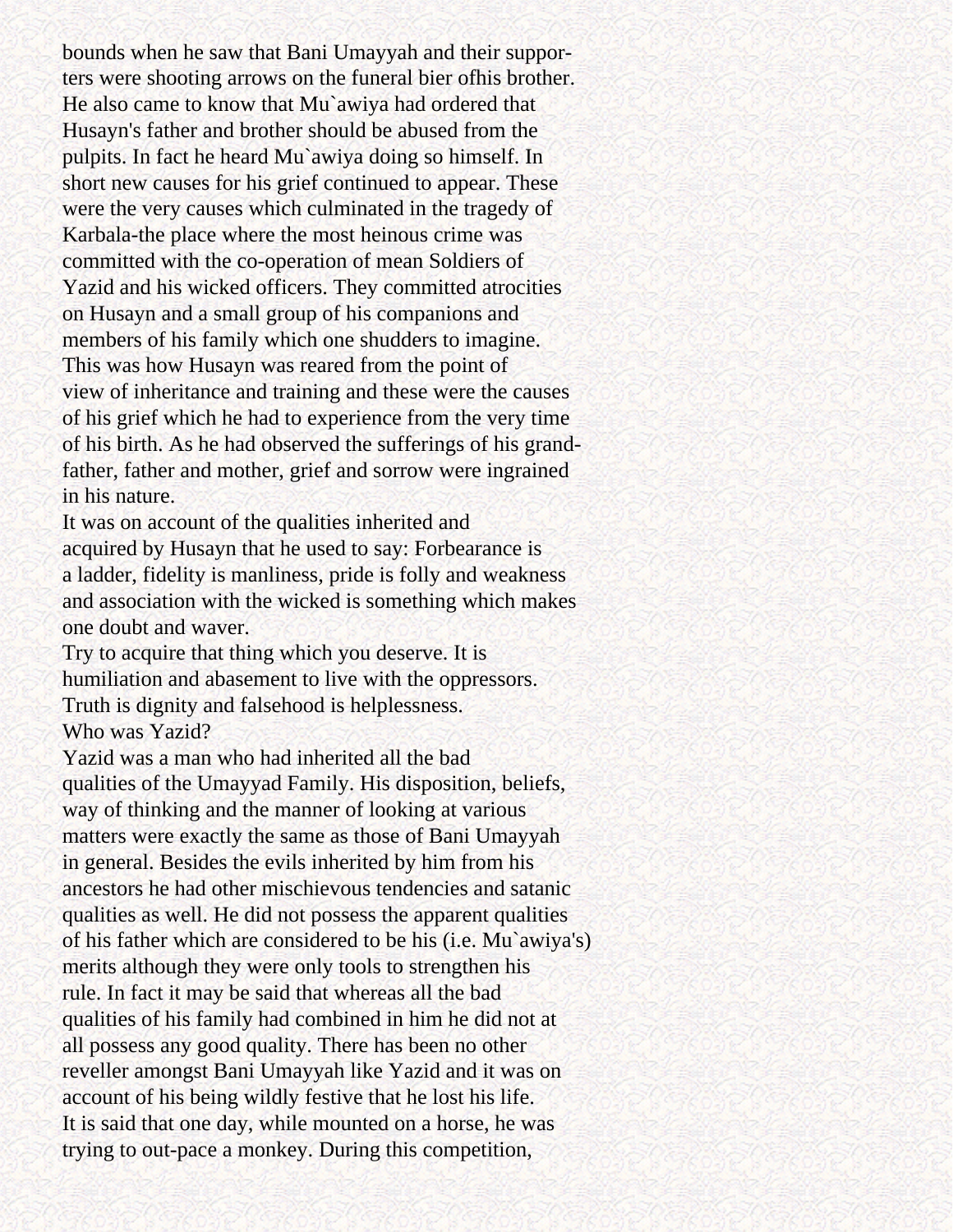bounds when he saw that Bani Umayyah and their supporters were shooting arrows on the funeral bier ofhis brother. He also came to know that Mu`awiya had ordered that Husayn's father and brother should be abused from the pulpits. In fact he heard Mu`awiya doing so himself. In short new causes for his grief continued to appear. These were the very causes which culminated in the tragedy of Karbala-the place where the most heinous crime was committed with the co-operation of mean Soldiers of Yazid and his wicked officers. They committed atrocities on Husayn and a small group of his companions and members of his family which one shudders to imagine. This was how Husayn was reared from the point of view of inheritance and training and these were the causes of his grief which he had to experience from the very time of his birth. As he had observed the sufferings of his grandfather, father and mother, grief and sorrow were ingrained in his nature.

It was on account of the qualities inherited and acquired by Husayn that he used to say: Forbearance is a ladder, fidelity is manliness, pride is folly and weakness and association with the wicked is something which makes one doubt and waver.

Try to acquire that thing which you deserve. It is humiliation and abasement to live with the oppressors. Truth is dignity and falsehood is helplessness.

## Who was Yazid?

Yazid was a man who had inherited all the bad qualities of the Umayyad Family. His disposition, beliefs, way of thinking and the manner of looking at various matters were exactly the same as those of Bani Umayyah in general. Besides the evils inherited by him from his ancestors he had other mischievous tendencies and satanic qualities as well. He did not possess the apparent qualities of his father which are considered to be his (i.e. Mu`awiya's) merits although they were only tools to strengthen his rule. In fact it may be said that whereas all the bad qualities of his family had combined in him he did not at all possess any good quality. There has been no other reveller amongst Bani Umayyah like Yazid and it was on account of his being wildly festive that he lost his life. It is said that one day, while mounted on a horse, he was trying to out-pace a monkey. During this competition,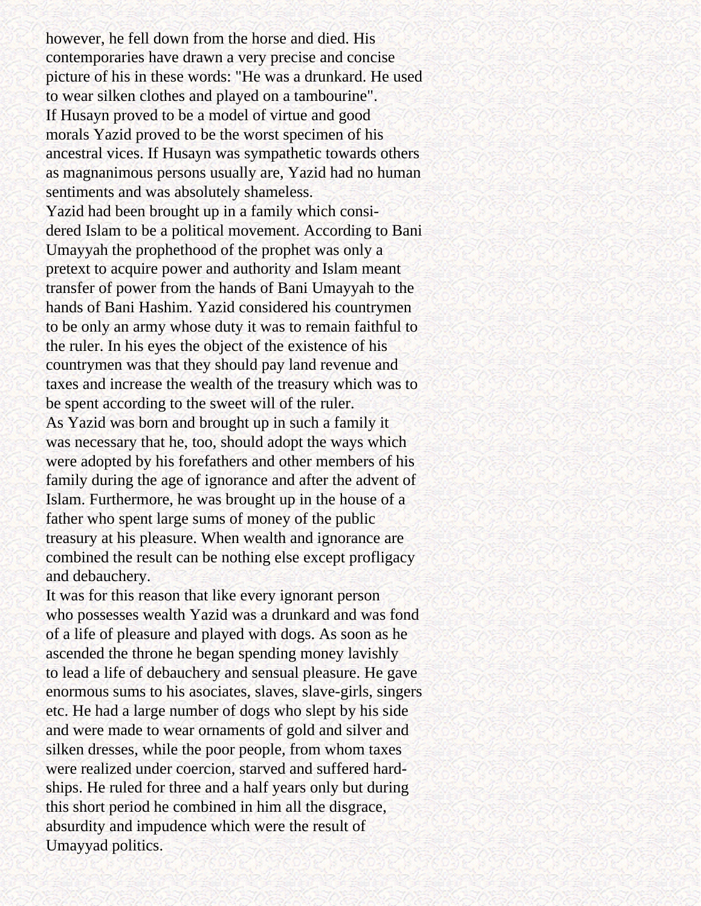however, he fell down from the horse and died. His contemporaries have drawn a very precise and concise picture of his in these words: "He was a drunkard. He used to wear silken clothes and played on a tambourine".

If Husayn proved to be a model of virtue and good morals Yazid proved to be the worst specimen of his ancestral vices. If Husayn was sympathetic towards others as magnanimous persons usually are, Yazid had no human sentiments and was absolutely shameless.

Yazid had been brought up in a family which considered Islam to be a political movement. According to Bani Umayyah the prophethood of the prophet was only a pretext to acquire power and authority and Islam meant transfer of power from the hands of Bani Umayyah to the hands of Bani Hashim. Yazid considered his countrymen to be only an army whose duty it was to remain faithful to the ruler. In his eyes the object of the existence of his countrymen was that they should pay land revenue and taxes and increase the wealth of the treasury which was to be spent according to the sweet will of the ruler.

As Yazid was born and brought up in such a family it was necessary that he, too, should adopt the ways which were adopted by his forefathers and other members of his family during the age of ignorance and after the advent of Islam. Furthermore, he was brought up in the house of a father who spent large sums of money of the public treasury at his pleasure. When wealth and ignorance are combined the result can be nothing else except profligacy and debauchery.

It was for this reason that like every ignorant person who possesses wealth Yazid was a drunkard and was fond of a life of pleasure and played with dogs. As soon as he ascended the throne he began spending money lavishly to lead a life of debauchery and sensual pleasure. He gave enormous sums to his asociates, slaves, slave-girls, singers etc. He had a large number of dogs who slept by his side and were made to wear ornaments of gold and silver and silken dresses, while the poor people, from whom taxes were realized under coercion, starved and suffered hardships. He ruled for three and a half years only but during this short period he combined in him all the disgrace, absurdity and impudence which were the result of Umayyad politics.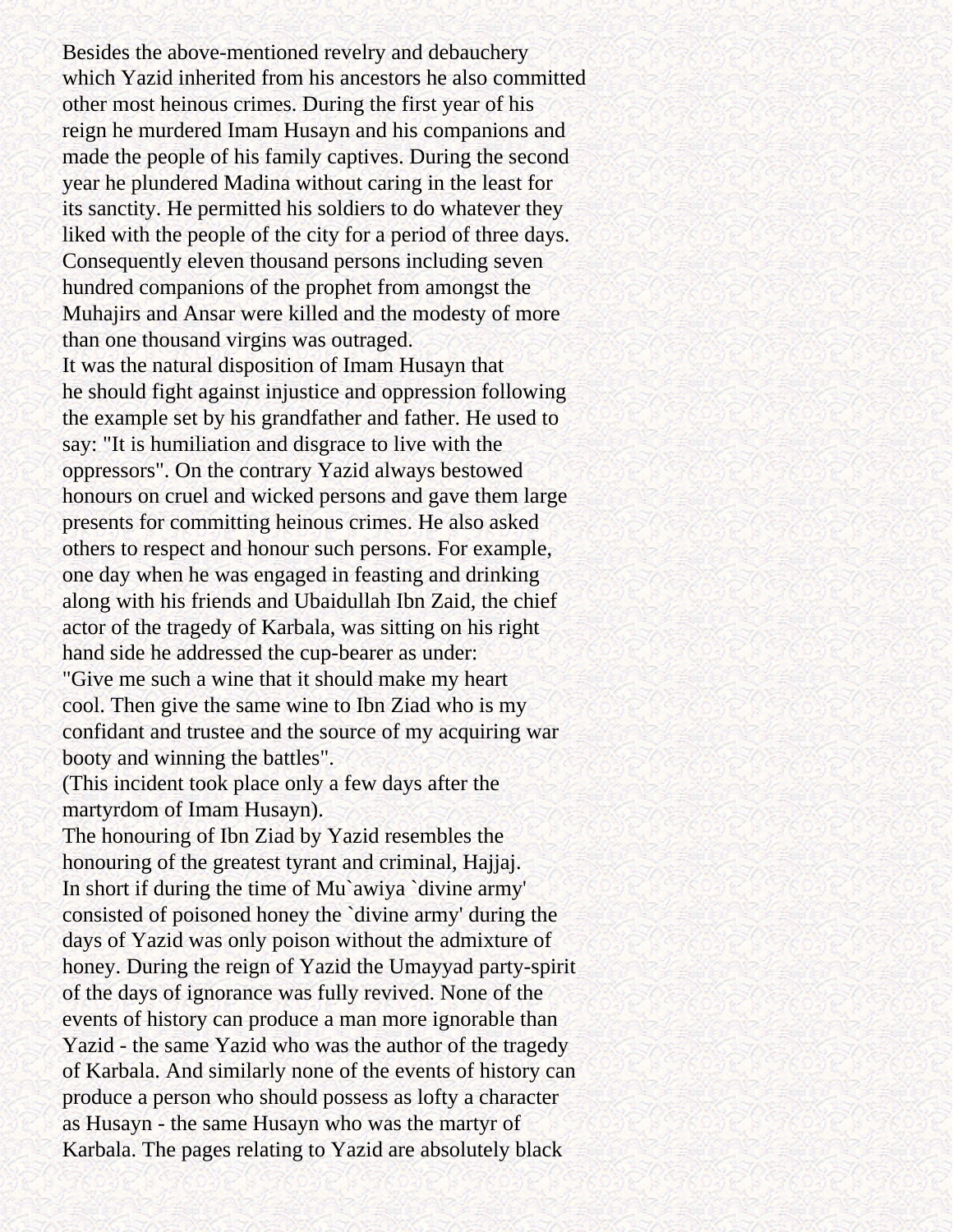Besides the above-mentioned revelry and debauchery which Yazid inherited from his ancestors he also committed other most heinous crimes. During the first year of his reign he murdered Imam Husayn and his companions and made the people of his family captives. During the second year he plundered Madina without caring in the least for its sanctity. He permitted his soldiers to do whatever they liked with the people of the city for a period of three days. Consequently eleven thousand persons including seven hundred companions of the prophet from amongst the Muhajirs and Ansar were killed and the modesty of more than one thousand virgins was outraged.

It was the natural disposition of Imam Husayn that he should fight against injustice and oppression following the example set by his grandfather and father. He used to say: "It is humiliation and disgrace to live with the oppressors". On the contrary Yazid always bestowed honours on cruel and wicked persons and gave them large presents for committing heinous crimes. He also asked others to respect and honour such persons. For example, one day when he was engaged in feasting and drinking along with his friends and Ubaidullah Ibn Zaid, the chief actor of the tragedy of Karbala, was sitting on his right hand side he addressed the cup-bearer as under:

"Give me such a wine that it should make my heart cool. Then give the same wine to Ibn Ziad who is my confidant and trustee and the source of my acquiring war booty and winning the battles".

(This incident took place only a few days after the martyrdom of Imam Husayn).

The honouring of Ibn Ziad by Yazid resembles the honouring of the greatest tyrant and criminal, Hajjaj.

In short if during the time of Mu`awiya `divine army' consisted of poisoned honey the `divine army' during the days of Yazid was only poison without the admixture of honey. During the reign of Yazid the Umayyad party-spirit of the days of ignorance was fully revived. None of the events of history can produce a man more ignorable than Yazid - the same Yazid who was the author of the tragedy of Karbala. And similarly none of the events of history can produce a person who should possess as lofty a character as Husayn - the same Husayn who was the martyr of Karbala. The pages relating to Yazid are absolutely black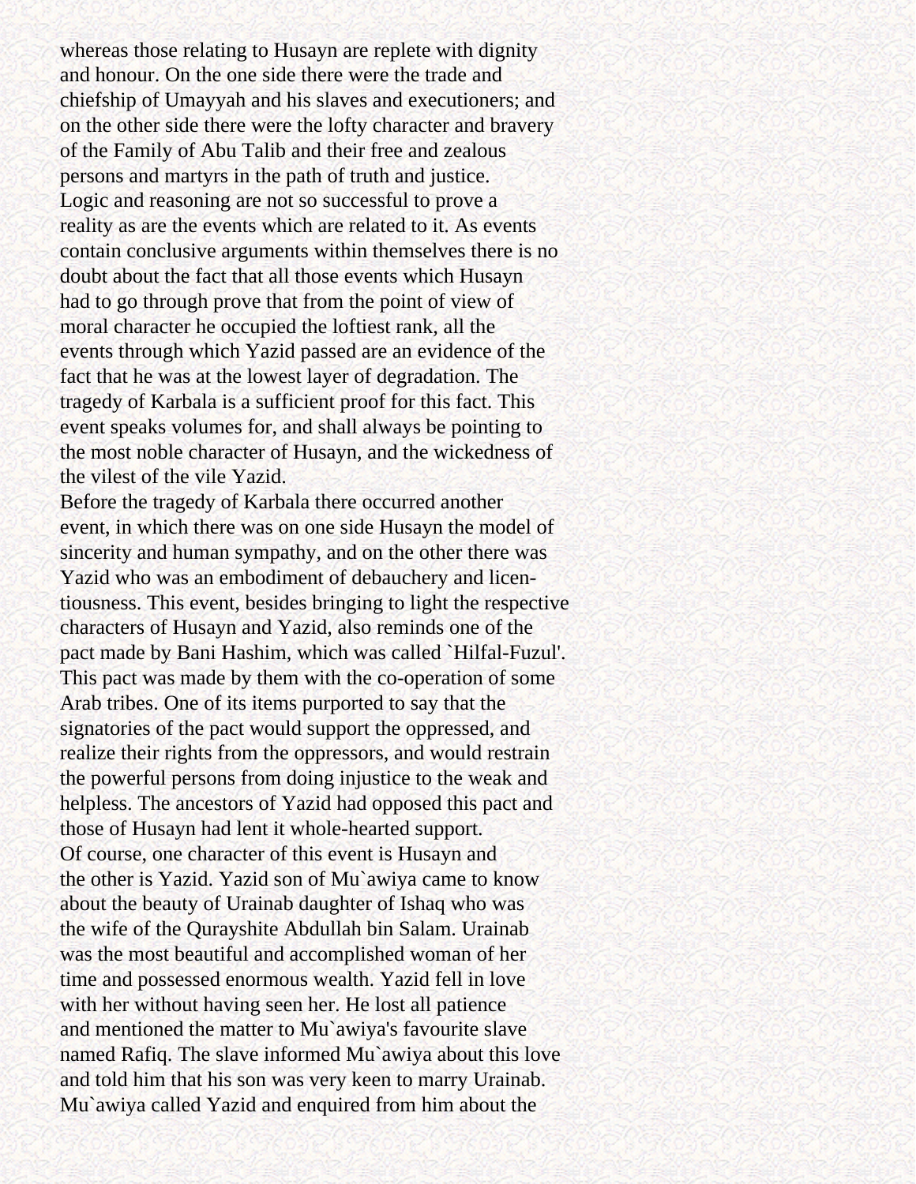whereas those relating to Husayn are replete with dignity and honour. On the one side there were the trade and chiefship of Umayyah and his slaves and executioners; and on the other side there were the lofty character and bravery of the Family of Abu Talib and their free and zealous persons and martyrs in the path of truth and justice.

Logic and reasoning are not so successful to prove a reality as are the events which are related to it. As events contain conclusive arguments within themselves there is no doubt about the fact that all those events which Husayn had to go through prove that from the point of view of moral character he occupied the loftiest rank, all the events through which Yazid passed are an evidence of the fact that he was at the lowest layer of degradation. The tragedy of Karbala is a sufficient proof for this fact. This event speaks volumes for, and shall always be pointing to the most noble character of Husayn, and the wickedness of the vilest of the vile Yazid.

Before the tragedy of Karbala there occurred another event, in which there was on one side Husayn the model of sincerity and human sympathy, and on the other there was Yazid who was an embodiment of debauchery and licentiousness. This event, besides bringing to light the respective characters of Husayn and Yazid, also reminds one of the pact made by Bani Hashim, which was called `Hilfal-Fuzul'. This pact was made by them with the co-operation of some Arab tribes. One of its items purported to say that the signatories of the pact would support the oppressed, and realize their rights from the oppressors, and would restrain the powerful persons from doing injustice to the weak and helpless. The ancestors of Yazid had opposed this pact and those of Husayn had lent it whole-hearted support.

Of course, one character of this event is Husayn and the other is Yazid. Yazid son of Mu`awiya came to know about the beauty of Urainab daughter of Ishaq who was the wife of the Qurayshite Abdullah bin Salam. Urainab was the most beautiful and accomplished woman of her time and possessed enormous wealth. Yazid fell in love with her without having seen her. He lost all patience and mentioned the matter to Mu`awiya's favourite slave named Rafiq. The slave informed Mu`awiya about this love and told him that his son was very keen to marry Urainab. Mu`awiya called Yazid and enquired from him about the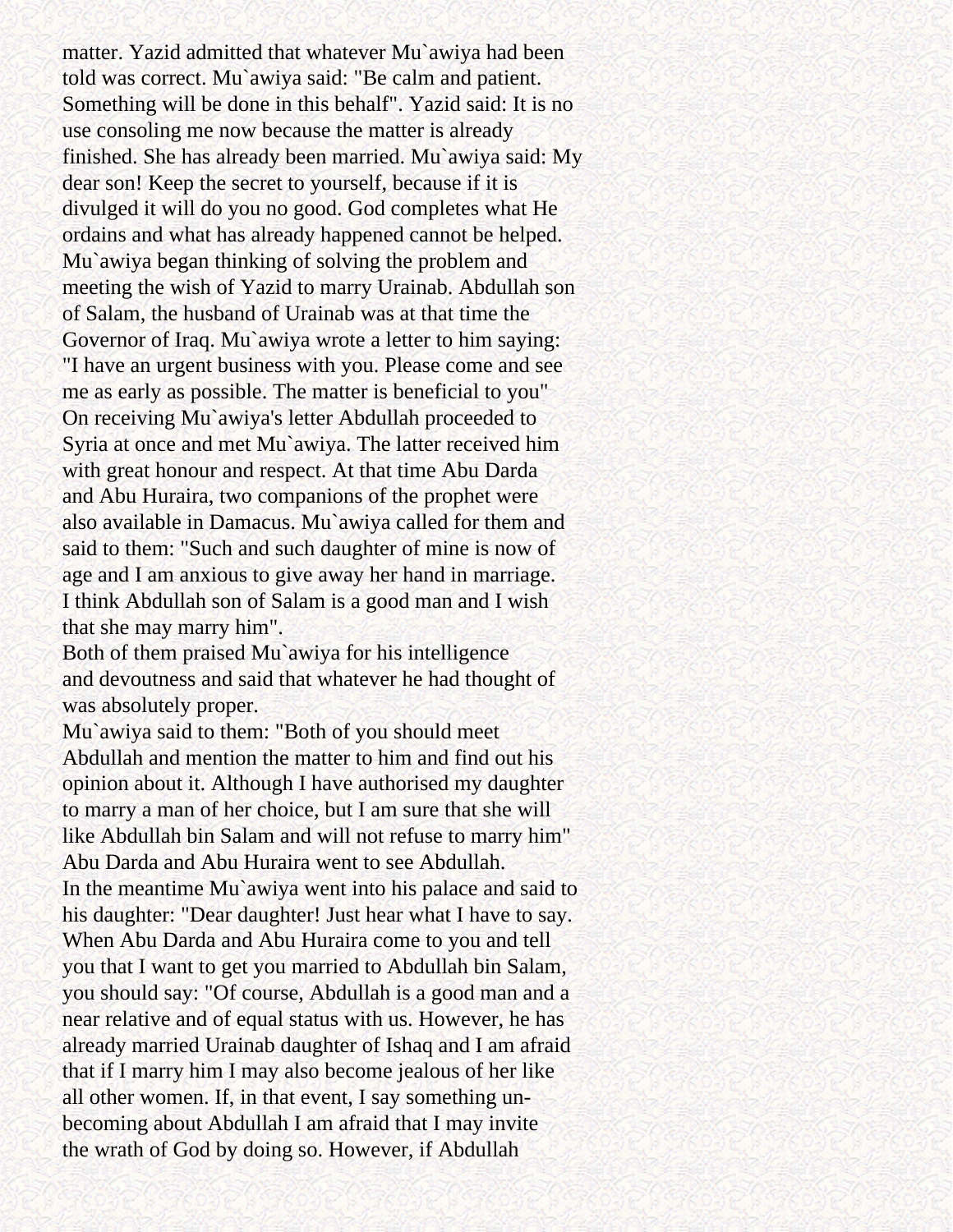matter. Yazid admitted that whatever Mu`awiya had been told was correct. Mu`awiya said: "Be calm and patient. Something will be done in this behalf". Yazid said: It is no use consoling me now because the matter is already finished. She has already been married. Mu`awiya said: My dear son! Keep the secret to yourself, because if it is divulged it will do you no good. God completes what He ordains and what has already happened cannot be helped. Mu`awiya began thinking of solving the problem and meeting the wish of Yazid to marry Urainab. Abdullah son of Salam, the husband of Urainab was at that time the Governor of Iraq. Mu`awiya wrote a letter to him saying: "I have an urgent business with you. Please come and see me as early as possible. The matter is beneficial to you" On receiving Mu`awiya's letter Abdullah proceeded to Syria at once and met Mu`awiya. The latter received him with great honour and respect. At that time Abu Darda and Abu Huraira, two companions of the prophet were also available in Damacus. Mu`awiya called for them and said to them: "Such and such daughter of mine is now of age and I am anxious to give away her hand in marriage. I think Abdullah son of Salam is a good man and I wish that she may marry him".

Both of them praised Mu`awiya for his intelligence and devoutness and said that whatever he had thought of was absolutely proper.

Mu`awiya said to them: "Both of you should meet Abdullah and mention the matter to him and find out his opinion about it. Although I have authorised my daughter to marry a man of her choice, but I am sure that she will like Abdullah bin Salam and will not refuse to marry him" Abu Darda and Abu Huraira went to see Abdullah.

In the meantime Mu`awiya went into his palace and said to his daughter: "Dear daughter! Just hear what I have to say. When Abu Darda and Abu Huraira come to you and tell you that I want to get you married to Abdullah bin Salam, you should say: "Of course, Abdullah is a good man and a near relative and of equal status with us. However, he has already married Urainab daughter of Ishaq and I am afraid that if I marry him I may also become jealous of her like all other women. If, in that event, I say something un-becoming about Abdullah I am afraid that I may invite the wrath of God by doing so. However, if Abdullah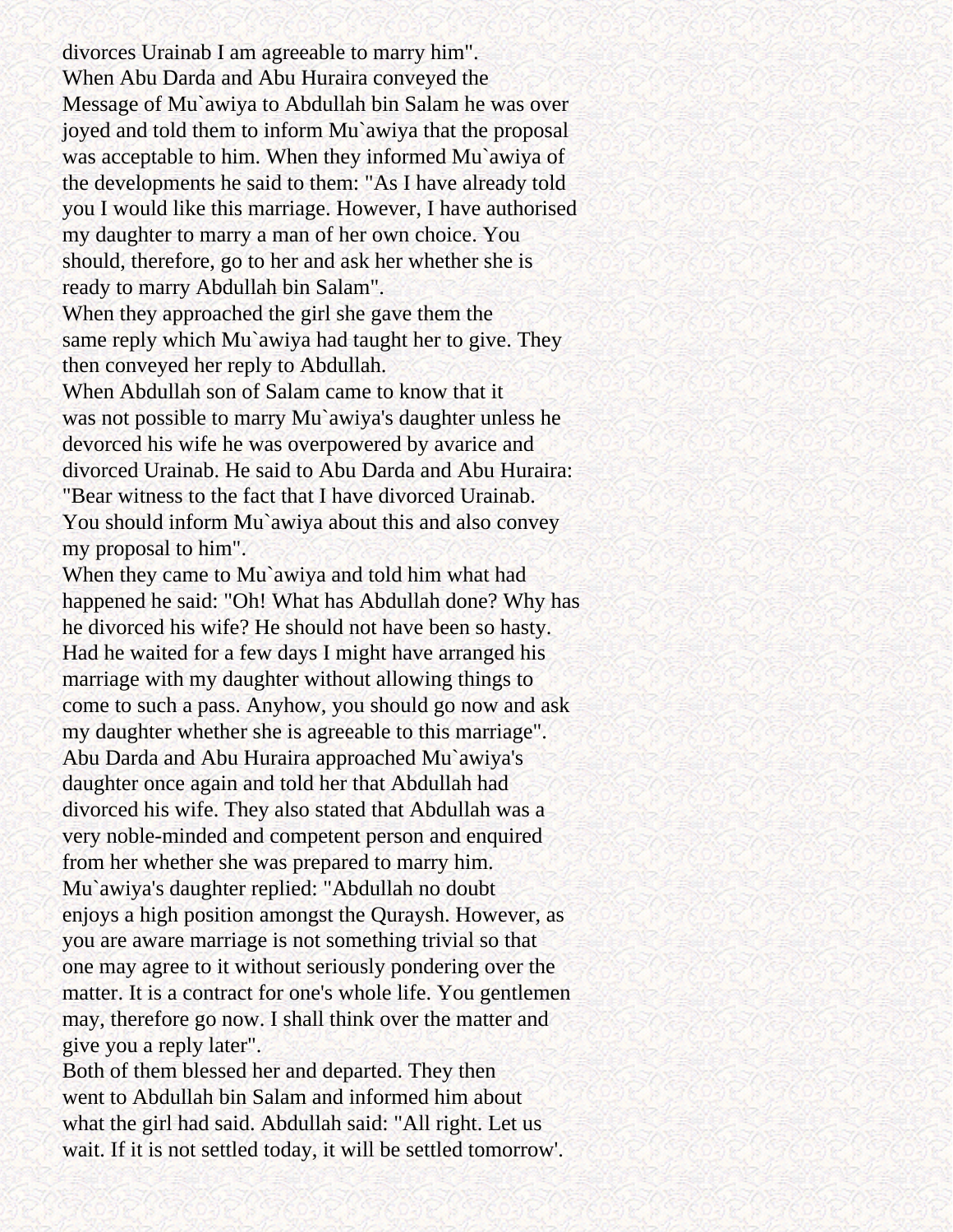divorces Urainab I am agreeable to marry him".

When Abu Darda and Abu Huraira conveyed the Message of Mu`awiya to Abdullah bin Salam he was over joyed and told them to inform Mu`awiya that the proposal was acceptable to him. When they informed Mu`awiya of the developments he said to them: "As I have already told you I would like this marriage. However, I have authorised my daughter to marry a man of her own choice. You should, therefore, go to her and ask her whether she is ready to marry Abdullah bin Salam".

When they approached the girl she gave them the same reply which Mu`awiya had taught her to give. They then conveyed her reply to Abdullah.

When Abdullah son of Salam came to know that it was not possible to marry Mu`awiya's daughter unless he devorced his wife he was overpowered by avarice and divorced Urainab. He said to Abu Darda and Abu Huraira: "Bear witness to the fact that I have divorced Urainab. You should inform Mu`awiya about this and also convey my proposal to him".

When they came to Mu`awiya and told him what had happened he said: "Oh! What has Abdullah done? Why has he divorced his wife? He should not have been so hasty. Had he waited for a few days I might have arranged his marriage with my daughter without allowing things to come to such a pass. Anyhow, you should go now and ask my daughter whether she is agreeable to this marriage".

Abu Darda and Abu Huraira approached Mu`awiya's daughter once again and told her that Abdullah had divorced his wife. They also stated that Abdullah was a very noble-minded and competent person and enquired from her whether she was prepared to marry him.

Mu`awiya's daughter replied: "Abdullah no doubt enjoys a high position amongst the Quraysh. However, as you are aware marriage is not something trivial so that one may agree to it without seriously pondering over the matter. It is a contract for one's whole life. You gentlemen may, therefore go now. I shall think over the matter and give you a reply later".

Both of them blessed her and departed. They then went to Abdullah bin Salam and informed him about what the girl had said. Abdullah said: "All right. Let us wait. If it is not settled today, it will be settled tomorrow'.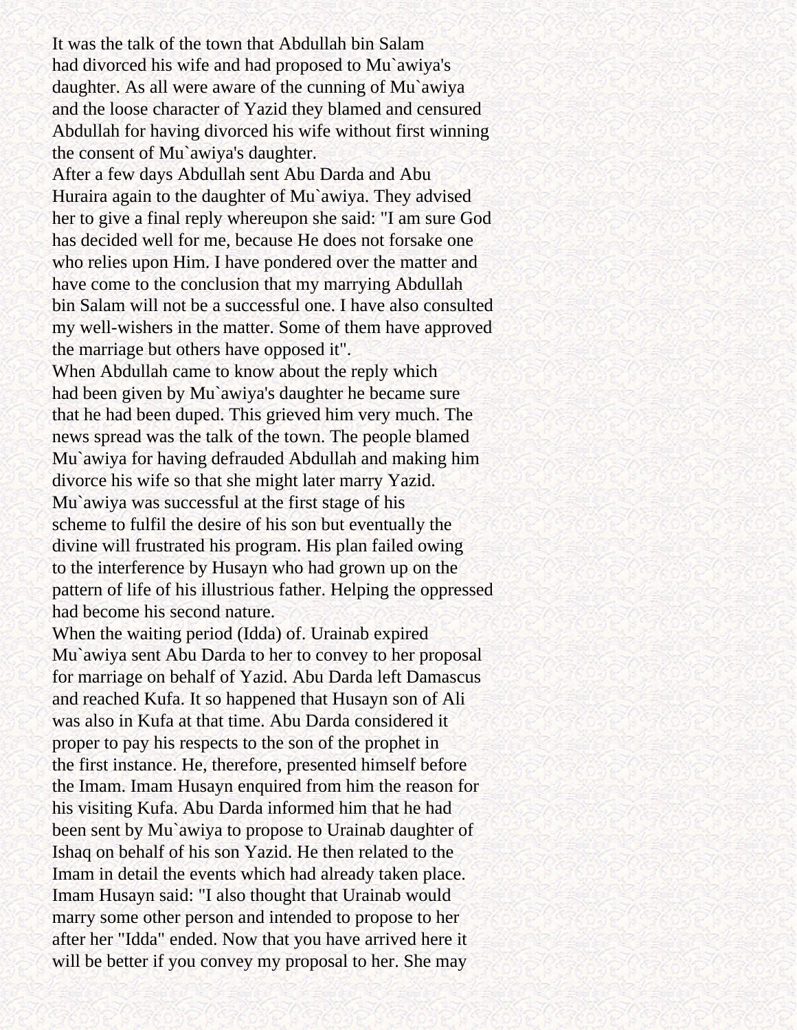It was the talk of the town that Abdullah bin Salam had divorced his wife and had proposed to Mu`awiya's daughter. As all were aware of the cunning of Mu`awiya and the loose character of Yazid they blamed and censured Abdullah for having divorced his wife without first winning the consent of Mu`awiya's daughter.

After a few days Abdullah sent Abu Darda and Abu Huraira again to the daughter of Mu`awiya. They advised her to give a final reply whereupon she said: "I am sure God has decided well for me, because He does not forsake one who relies upon Him. I have pondered over the matter and have come to the conclusion that my marrying Abdullah bin Salam will not be a successful one. I have also consulted my well-wishers in the matter. Some of them have approved the marriage but others have opposed it".

When Abdullah came to know about the reply which had been given by Mu`awiya's daughter he became sure that he had been duped. This grieved him very much. The news spread was the talk of the town. The people blamed Mu`awiya for having defrauded Abdullah and making him divorce his wife so that she might later marry Yazid.

Mu`awiya was successful at the first stage of his scheme to fulfil the desire of his son but eventually the divine will frustrated his program. His plan failed owing to the interference by Husayn who had grown up on the pattern of life of his illustrious father. Helping the oppressed had become his second nature.

When the waiting period (Idda) of. Urainab expired Mu`awiya sent Abu Darda to her to convey to her proposal for marriage on behalf of Yazid. Abu Darda left Damascus and reached Kufa. It so happened that Husayn son of Ali was also in Kufa at that time. Abu Darda considered it proper to pay his respects to the son of the prophet in the first instance. He, therefore, presented himself before the Imam. Imam Husayn enquired from him the reason for his visiting Kufa. Abu Darda informed him that he had been sent by Mu`awiya to propose to Urainab daughter of Ishaq on behalf of his son Yazid. He then related to the Imam in detail the events which had already taken place. Imam Husayn said: "I also thought that Urainab would marry some other person and intended to propose to her after her "Idda" ended. Now that you have arrived here it will be better if you convey my proposal to her. She may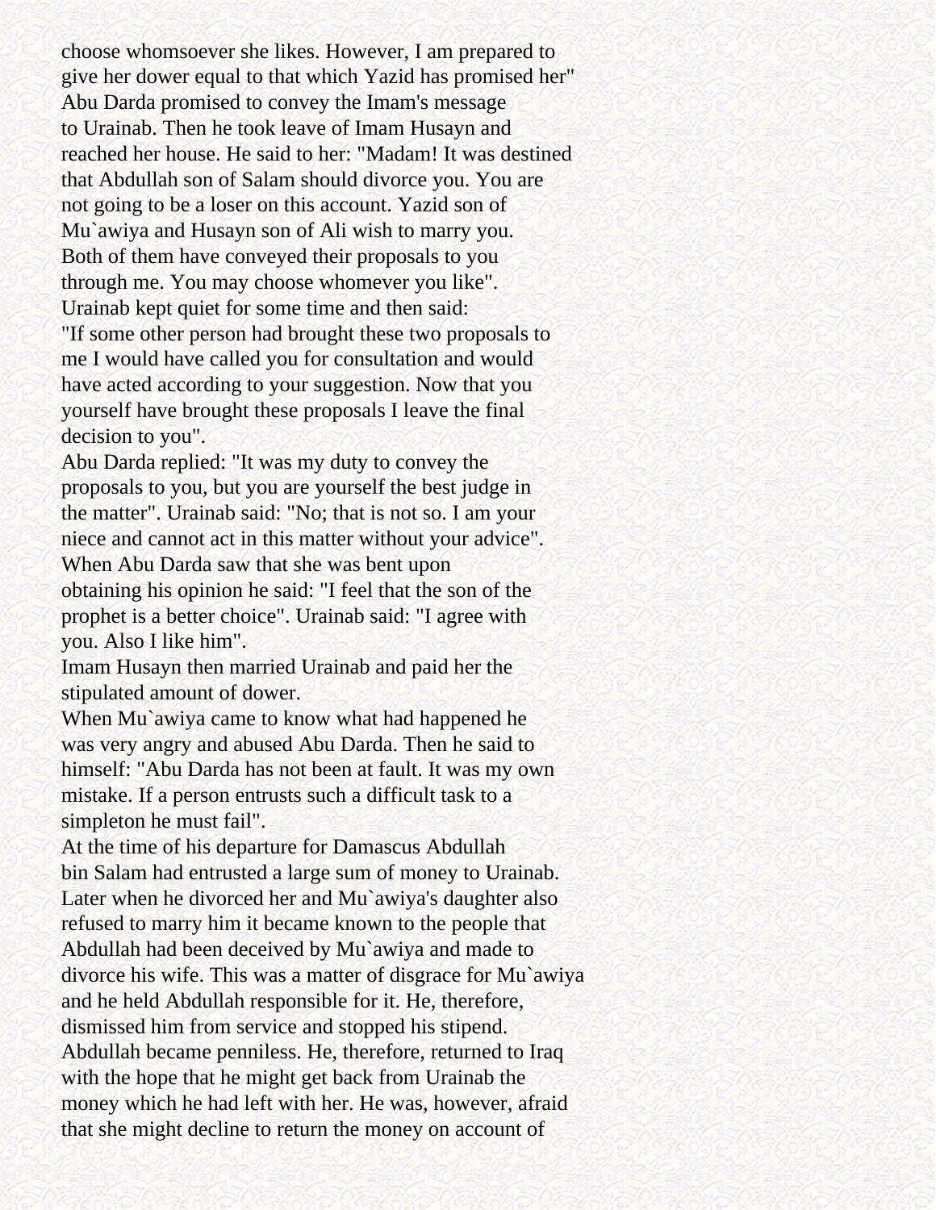choose whomsoever she likes. However, I am prepared to give her dower equal to that which Yazid has promised her"
Abu Darda promised to convey the Imam's message to Urainab. Then he took leave of Imam Husayn and reached her house. He said to her: "Madam! It was destined that Abdullah son of Salam should divorce you. You are not going to be a loser on this account. Yazid son of Mu`awiya and Husayn son of Ali wish to marry you. Both of them have conveyed their proposals to you through me. You may choose whomever you like".
Urainab kept quiet for some time and then said: "If some other person had brought these two proposals to me I would have called you for consultation and would have acted according to your suggestion. Now that you yourself have brought these proposals I leave the final decision to you".
Abu Darda replied: "It was my duty to convey the proposals to you, but you are yourself the best judge in the matter". Urainab said: "No; that is not so. I am your niece and cannot act in this matter without your advice".
When Abu Darda saw that she was bent upon obtaining his opinion he said: "I feel that the son of the prophet is a better choice". Urainab said: "I agree with you. Also I like him".
Imam Husayn then married Urainab and paid her the stipulated amount of dower.
When Mu`awiya came to know what had happened he was very angry and abused Abu Darda. Then he said to himself: "Abu Darda has not been at fault. It was my own mistake. If a person entrusts such a difficult task to a simpleton he must fail".
At the time of his departure for Damascus Abdullah bin Salam had entrusted a large sum of money to Urainab. Later when he divorced her and Mu`awiya's daughter also refused to marry him it became known to the people that Abdullah had been deceived by Mu`awiya and made to divorce his wife. This was a matter of disgrace for Mu`awiya and he held Abdullah responsible for it. He, therefore, dismissed him from service and stopped his stipend. Abdullah became penniless. He, therefore, returned to Iraq with the hope that he might get back from Urainab the money which he had left with her. He was, however, afraid that she might decline to return the money on account of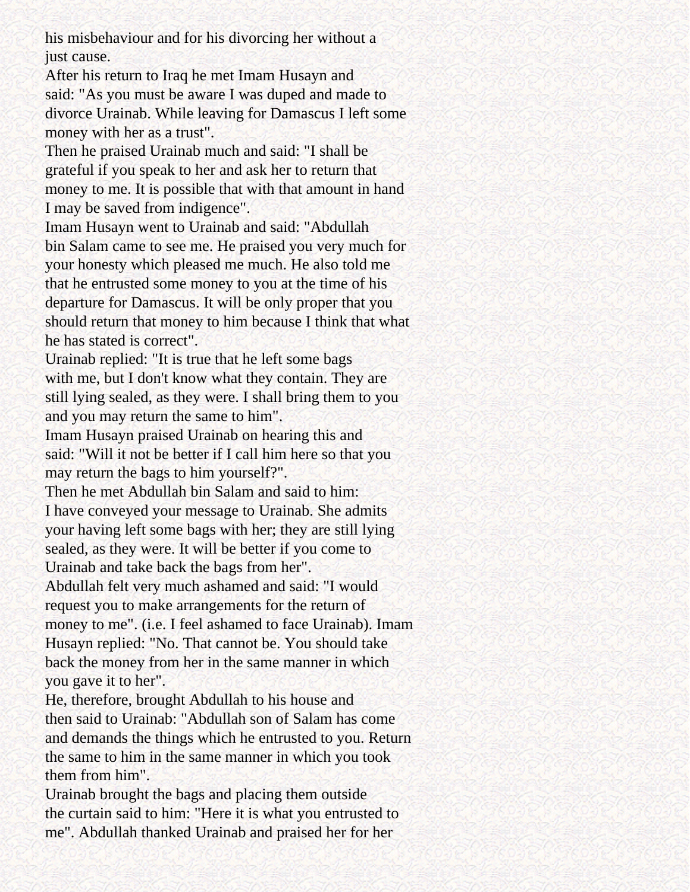his misbehaviour and for his divorcing her without a just cause.

After his return to Iraq he met Imam Husayn and said: "As you must be aware I was duped and made to divorce Urainab. While leaving for Damascus I left some money with her as a trust".

Then he praised Urainab much and said: "I shall be grateful if you speak to her and ask her to return that money to me. It is possible that with that amount in hand I may be saved from indigence".

Imam Husayn went to Urainab and said: "Abdullah bin Salam came to see me. He praised you very much for your honesty which pleased me much. He also told me that he entrusted some money to you at the time of his departure for Damascus. It will be only proper that you should return that money to him because I think that what he has stated is correct".

Urainab replied: "It is true that he left some bags with me, but I don't know what they contain. They are still lying sealed, as they were. I shall bring them to you and you may return the same to him".

Imam Husayn praised Urainab on hearing this and said: "Will it not be better if I call him here so that you may return the bags to him yourself?".

Then he met Abdullah bin Salam and said to him: I have conveyed your message to Urainab. She admits your having left some bags with her; they are still lying sealed, as they were. It will be better if you come to Urainab and take back the bags from her".

Abdullah felt very much ashamed and said: "I would request you to make arrangements for the return of money to me". (i.e. I feel ashamed to face Urainab). Imam Husayn replied: "No. That cannot be. You should take back the money from her in the same manner in which you gave it to her".

He, therefore, brought Abdullah to his house and then said to Urainab: "Abdullah son of Salam has come and demands the things which he entrusted to you. Return the same to him in the same manner in which you took them from him".

Urainab brought the bags and placing them outside the curtain said to him: "Here it is what you entrusted to me". Abdullah thanked Urainab and praised her for her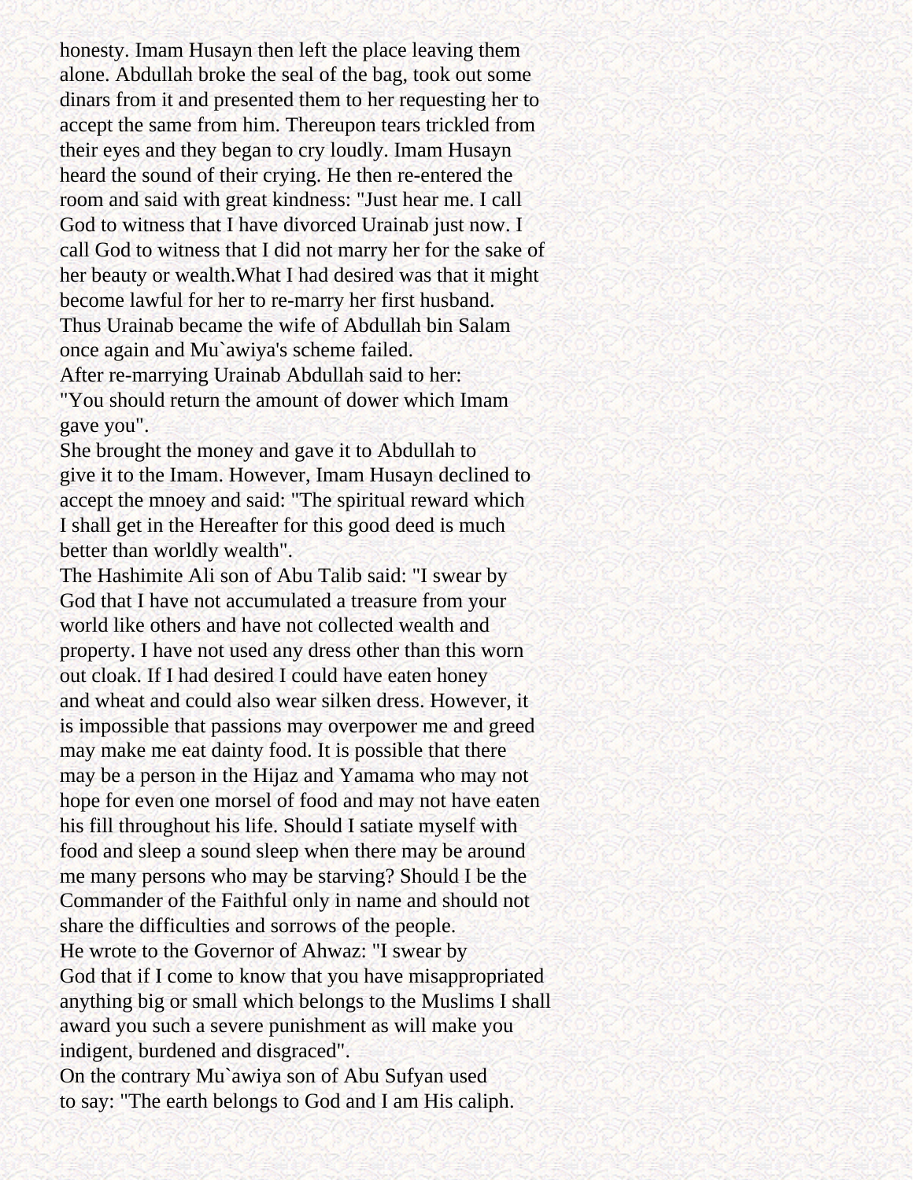honesty. Imam Husayn then left the place leaving them alone. Abdullah broke the seal of the bag, took out some dinars from it and presented them to her requesting her to accept the same from him. Thereupon tears trickled from their eyes and they began to cry loudly. Imam Husayn heard the sound of their crying. He then re-entered the room and said with great kindness: "Just hear me. I call God to witness that I have divorced Urainab just now. I call God to witness that I did not marry her for the sake of her beauty or wealth.What I had desired was that it might become lawful for her to re-marry her first husband.
Thus Urainab became the wife of Abdullah bin Salam once again and Mu`awiya's scheme failed.
After re-marrying Urainab Abdullah said to her:
"You should return the amount of dower which Imam gave you".
She brought the money and gave it to Abdullah to give it to the Imam. However, Imam Husayn declined to accept the mnoey and said: "The spiritual reward which I shall get in the Hereafter for this good deed is much better than worldly wealth".
The Hashimite Ali son of Abu Talib said: "I swear by God that I have not accumulated a treasure from your world like others and have not collected wealth and property. I have not used any dress other than this worn out cloak. If I had desired I could have eaten honey and wheat and could also wear silken dress. However, it is impossible that passions may overpower me and greed may make me eat dainty food. It is possible that there may be a person in the Hijaz and Yamama who may not hope for even one morsel of food and may not have eaten his fill throughout his life. Should I satiate myself with food and sleep a sound sleep when there may be around me many persons who may be starving? Should I be the Commander of the Faithful only in name and should not share the difficulties and sorrows of the people.
He wrote to the Governor of Ahwaz: "I swear by God that if I come to know that you have misappropriated anything big or small which belongs to the Muslims I shall award you such a severe punishment as will make you indigent, burdened and disgraced".
On the contrary Mu`awiya son of Abu Sufyan used to say: "The earth belongs to God and I am His caliph.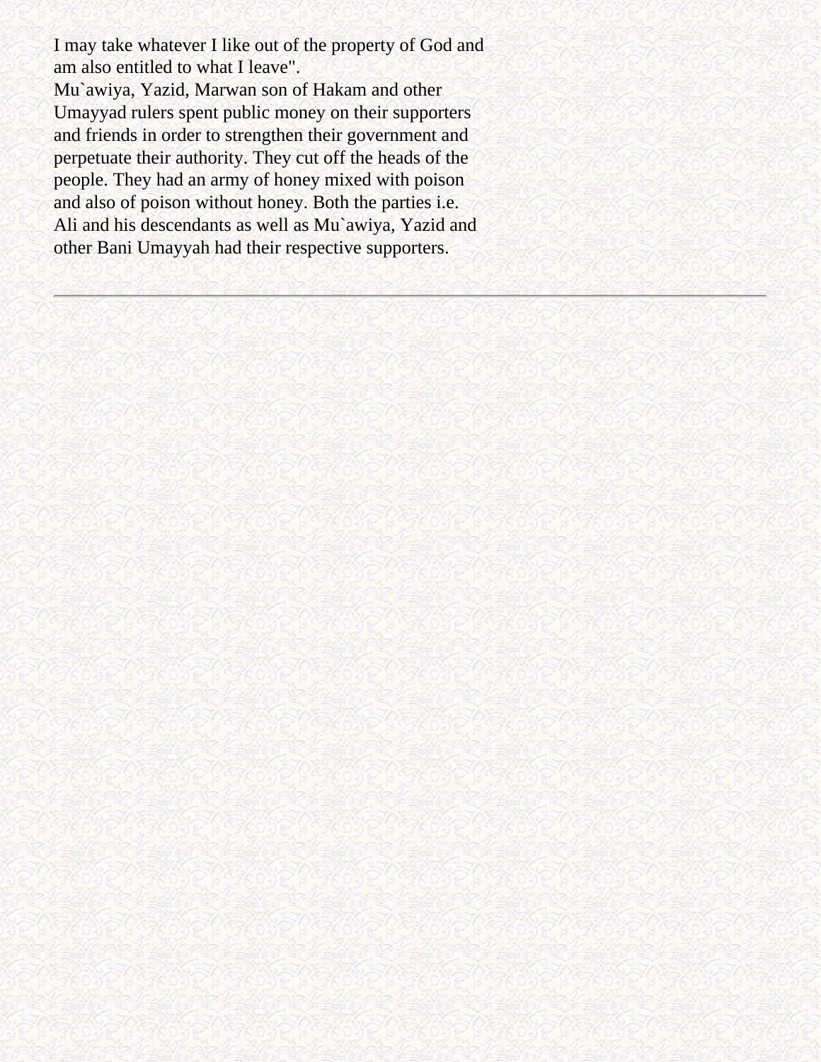I may take whatever I like out of the property of God and am also entitled to what I leave".

Mu`awiya, Yazid, Marwan son of Hakam and other Umayyad rulers spent public money on their supporters and friends in order to strengthen their government and perpetuate their authority. They cut off the heads of the people. They had an army of honey mixed with poison and also of poison without honey. Both the parties i.e. Ali and his descendants as well as Mu`awiya, Yazid and other Bani Umayyah had their respective supporters.

---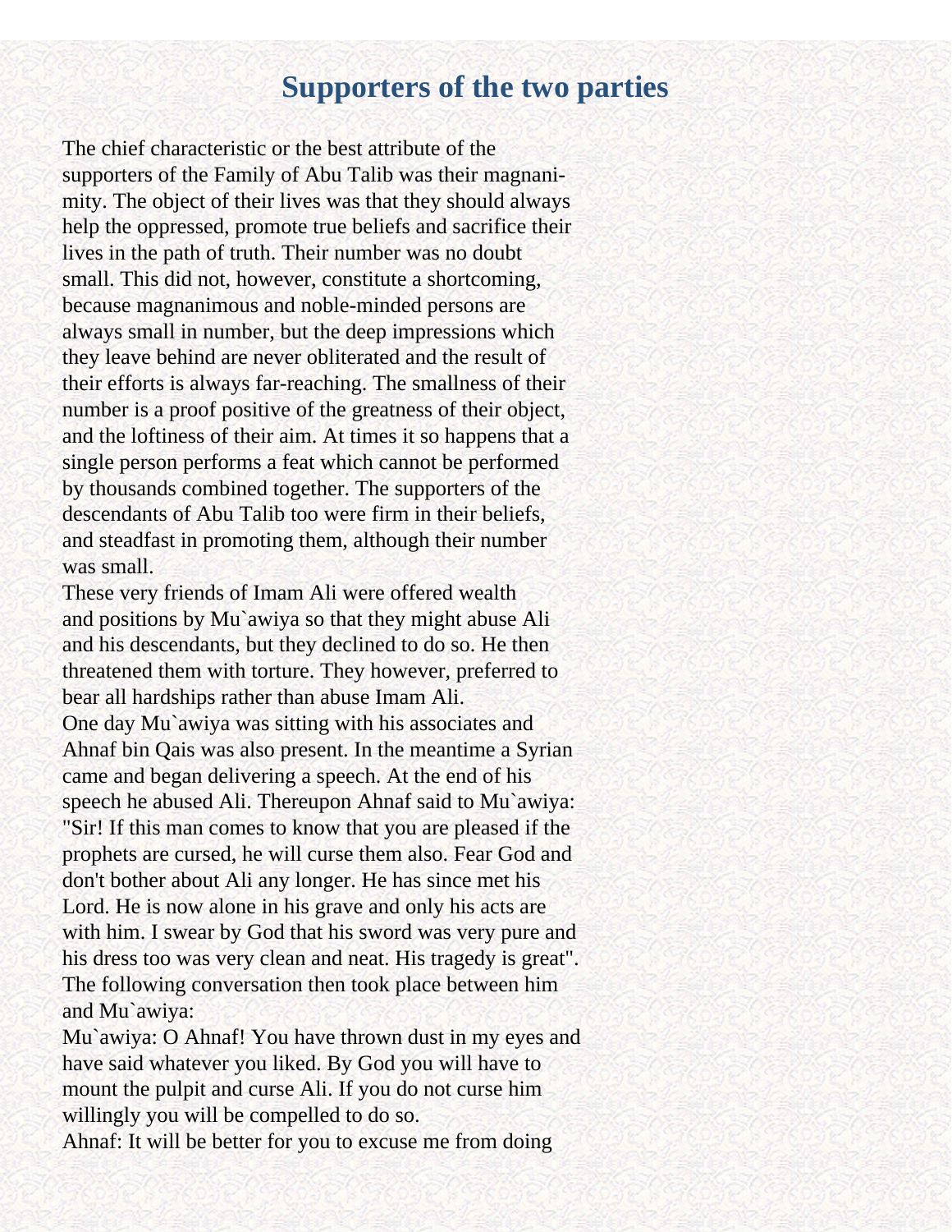# Supporters of the two parties

The chief characteristic or the best attribute of the supporters of the Family of Abu Talib was their magnanimity. The object of their lives was that they should always help the oppressed, promote true beliefs and sacrifice their lives in the path of truth. Their number was no doubt small. This did not, however, constitute a shortcoming, because magnanimous and noble-minded persons are always small in number, but the deep impressions which they leave behind are never obliterated and the result of their efforts is always far-reaching. The smallness of their number is a proof positive of the greatness of their object, and the loftiness of their aim. At times it so happens that a single person performs a feat which cannot be performed by thousands combined together. The supporters of the descendants of Abu Talib too were firm in their beliefs, and steadfast in promoting them, although their number was small.

These very friends of Imam Ali were offered wealth and positions by Mu`awiya so that they might abuse Ali and his descendants, but they declined to do so. He then threatened them with torture. They however, preferred to bear all hardships rather than abuse Imam Ali.

One day Mu`awiya was sitting with his associates and Ahnaf bin Qais was also present. In the meantime a Syrian came and began delivering a speech. At the end of his speech he abused Ali. Thereupon Ahnaf said to Mu`awiya: "Sir! If this man comes to know that you are pleased if the prophets are cursed, he will curse them also. Fear God and don't bother about Ali any longer. He has since met his Lord. He is now alone in his grave and only his acts are with him. I swear by God that his sword was very pure and his dress too was very clean and neat. His tragedy is great". The following conversation then took place between him and Mu`awiya:

Mu`awiya: O Ahnaf! You have thrown dust in my eyes and have said whatever you liked. By God you will have to mount the pulpit and curse Ali. If you do not curse him willingly you will be compelled to do so.

Ahnaf: It will be better for you to excuse me from doing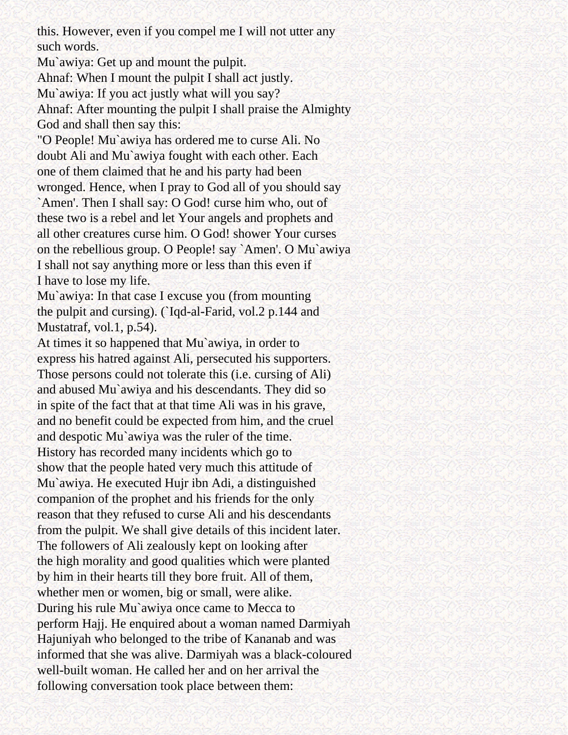this. However, even if you compel me I will not utter any such words.

Mu`awiya: Get up and mount the pulpit.

Ahnaf: When I mount the pulpit I shall act justly.

Mu`awiya: If you act justly what will you say?

Ahnaf: After mounting the pulpit I shall praise the Almighty God and shall then say this:

"O People! Mu`awiya has ordered me to curse Ali. No doubt Ali and Mu`awiya fought with each other. Each one of them claimed that he and his party had been wronged. Hence, when I pray to God all of you should say `Amen'. Then I shall say: O God! curse him who, out of these two is a rebel and let Your angels and prophets and all other creatures curse him. O God! shower Your curses on the rebellious group. O People! say `Amen'. O Mu`awiya I shall not say anything more or less than this even if I have to lose my life.

Mu`awiya: In that case I excuse you (from mounting the pulpit and cursing). (`Iqd-al-Farid, vol.2 p.144 and Mustatraf, vol.1, p.54).

At times it so happened that Mu`awiya, in order to express his hatred against Ali, persecuted his supporters. Those persons could not tolerate this (i.e. cursing of Ali) and abused Mu`awiya and his descendants. They did so in spite of the fact that at that time Ali was in his grave, and no benefit could be expected from him, and the cruel and despotic Mu`awiya was the ruler of the time.

History has recorded many incidents which go to show that the people hated very much this attitude of Mu`awiya. He executed Hujr ibn Adi, a distinguished companion of the prophet and his friends for the only reason that they refused to curse Ali and his descendants from the pulpit. We shall give details of this incident later.

The followers of Ali zealously kept on looking after the high morality and good qualities which were planted by him in their hearts till they bore fruit. All of them, whether men or women, big or small, were alike.

During his rule Mu`awiya once came to Mecca to perform Hajj. He enquired about a woman named Darmiyah Hajuniyah who belonged to the tribe of Kananab and was informed that she was alive. Darmiyah was a black-coloured well-built woman. He called her and on her arrival the following conversation took place between them: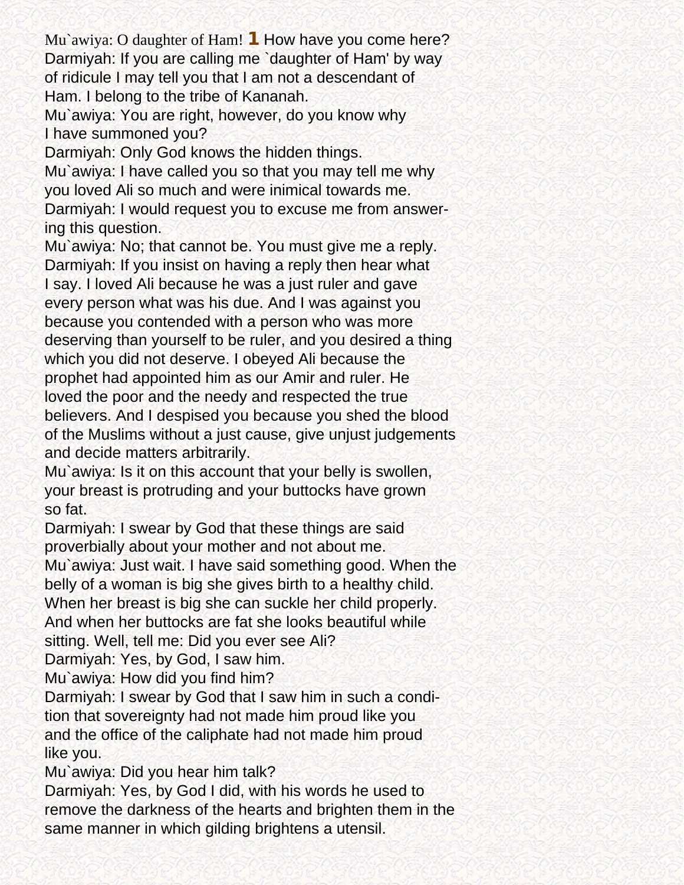Mu`awiya: O daughter of Ham! [1] How have you come here?
Darmiyah: If you are calling me `daughter of Ham' by way of ridicule I may tell you that I am not a descendant of Ham. I belong to the tribe of Kananah.
Mu`awiya: You are right, however, do you know why I have summoned you?
Darmiyah: Only God knows the hidden things.
Mu`awiya: I have called you so that you may tell me why you loved Ali so much and were inimical towards me.
Darmiyah: I would request you to excuse me from answering this question.
Mu`awiya: No; that cannot be. You must give me a reply.
Darmiyah: If you insist on having a reply then hear what I say. I loved Ali because he was a just ruler and gave every person what was his due. And I was against you because you contended with a person who was more deserving than yourself to be ruler, and you desired a thing which you did not deserve. I obeyed Ali because the prophet had appointed him as our Amir and ruler. He loved the poor and the needy and respected the true believers. And I despised you because you shed the blood of the Muslims without a just cause, give unjust judgements and decide matters arbitrarily.
Mu`awiya: Is it on this account that your belly is swollen, your breast is protruding and your buttocks have grown so fat.
Darmiyah: I swear by God that these things are said proverbially about your mother and not about me.
Mu`awiya: Just wait. I have said something good. When the belly of a woman is big she gives birth to a healthy child. When her breast is big she can suckle her child properly. And when her buttocks are fat she looks beautiful while sitting. Well, tell me: Did you ever see Ali?
Darmiyah: Yes, by God, I saw him.
Mu`awiya: How did you find him?
Darmiyah: I swear by God that I saw him in such a condition that sovereignty had not made him proud like you and the office of the caliphate had not made him proud like you.
Mu`awiya: Did you hear him talk?
Darmiyah: Yes, by God I did, with his words he used to remove the darkness of the hearts and brighten them in the same manner in which gilding brightens a utensil.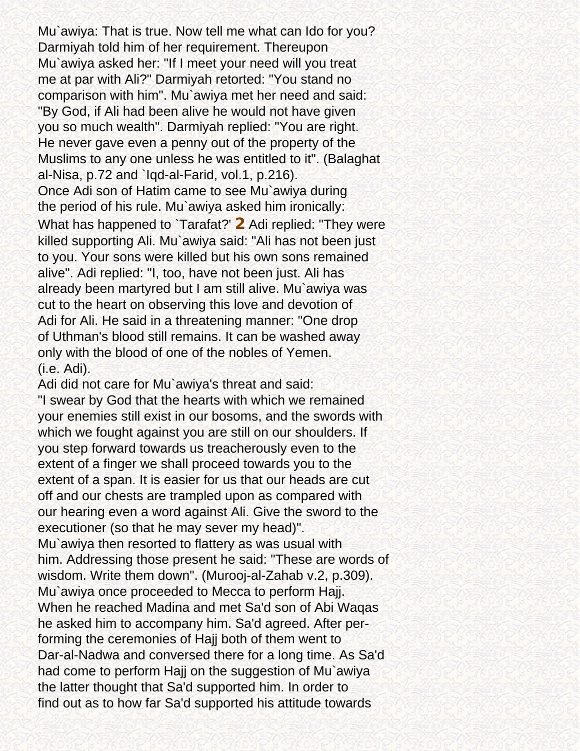Mu`awiya: That is true. Now tell me what can Ido for you? Darmiyah told him of her requirement. Thereupon Mu`awiya asked her: "If I meet your need will you treat me at par with Ali?" Darmiyah retorted: "You stand no comparison with him". Mu`awiya met her need and said: "By God, if Ali had been alive he would not have given you so much wealth". Darmiyah replied: "You are right. He never gave even a penny out of the property of the Muslims to any one unless he was entitled to it". (Balaghat al-Nisa, p.72 and `Iqd-al-Farid, vol.1, p.216).

Once Adi son of Hatim came to see Mu`awiya during the period of his rule. Mu`awiya asked him ironically: What has happened to `Tarafat?' [2] Adi replied: "They were killed supporting Ali. Mu`awiya said: "Ali has not been just to you. Your sons were killed but his own sons remained alive". Adi replied: "I, too, have not been just. Ali has already been martyred but I am still alive. Mu`awiya was cut to the heart on observing this love and devotion of Adi for Ali. He said in a threatening manner: "One drop of Uthman's blood still remains. It can be washed away only with the blood of one of the nobles of Yemen. (i.e. Adi).

Adi did not care for Mu`awiya's threat and said: "I swear by God that the hearts with which we remained your enemies still exist in our bosoms, and the swords with which we fought against you are still on our shoulders. If you step forward towards us treacherously even to the extent of a finger we shall proceed towards you to the extent of a span. It is easier for us that our heads are cut off and our chests are trampled upon as compared with our hearing even a word against Ali. Give the sword to the executioner (so that he may sever my head)".

Mu`awiya then resorted to flattery as was usual with him. Addressing those present he said: "These are words of wisdom. Write them down". (Murooj-al-Zahab v.2, p.309).

Mu`awiya once proceeded to Mecca to perform Hajj. When he reached Madina and met Sa'd son of Abi Waqas he asked him to accompany him. Sa'd agreed. After performing the ceremonies of Hajj both of them went to Dar-al-Nadwa and conversed there for a long time. As Sa'd had come to perform Hajj on the suggestion of Mu`awiya the latter thought that Sa'd supported him. In order to find out as to how far Sa'd supported his attitude towards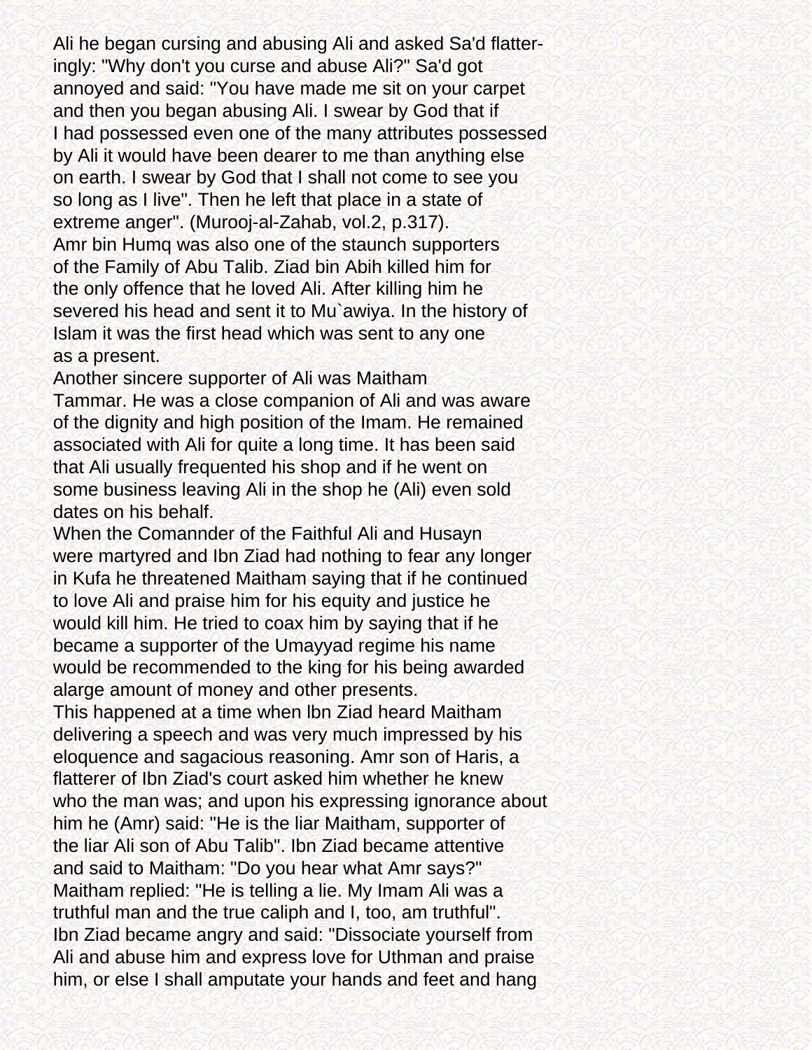Ali he began cursing and abusing Ali and asked Sa'd flatteringly: "Why don't you curse and abuse Ali?" Sa'd got annoyed and said: "You have made me sit on your carpet and then you began abusing Ali. I swear by God that if I had possessed even one of the many attributes possessed by Ali it would have been dearer to me than anything else on earth. I swear by God that I shall not come to see you so long as I live". Then he left that place in a state of extreme anger". (Murooj-al-Zahab, vol.2, p.317).

Amr bin Humq was also one of the staunch supporters of the Family of Abu Talib. Ziad bin Abih killed him for the only offence that he loved Ali. After killing him he severed his head and sent it to Mu`awiya. In the history of Islam it was the first head which was sent to any one as a present.

Another sincere supporter of Ali was Maitham Tammar. He was a close companion of Ali and was aware of the dignity and high position of the Imam. He remained associated with Ali for quite a long time. It has been said that Ali usually frequented his shop and if he went on some business leaving Ali in the shop he (Ali) even sold dates on his behalf.

When the Comannder of the Faithful Ali and Husayn were martyred and Ibn Ziad had nothing to fear any longer in Kufa he threatened Maitham saying that if he continued to love Ali and praise him for his equity and justice he would kill him. He tried to coax him by saying that if he became a supporter of the Umayyad regime his name would be recommended to the king for his being awarded alarge amount of money and other presents.

This happened at a time when lbn Ziad heard Maitham delivering a speech and was very much impressed by his eloquence and sagacious reasoning. Amr son of Haris, a flatterer of Ibn Ziad's court asked him whether he knew who the man was; and upon his expressing ignorance about him he (Amr) said: "He is the liar Maitham, supporter of the liar Ali son of Abu Talib". Ibn Ziad became attentive and said to Maitham: "Do you hear what Amr says?" Maitham replied: "He is telling a lie. My Imam Ali was a truthful man and the true caliph and I, too, am truthful".

Ibn Ziad became angry and said: "Dissociate yourself from Ali and abuse him and express love for Uthman and praise him, or else I shall amputate your hands and feet and hang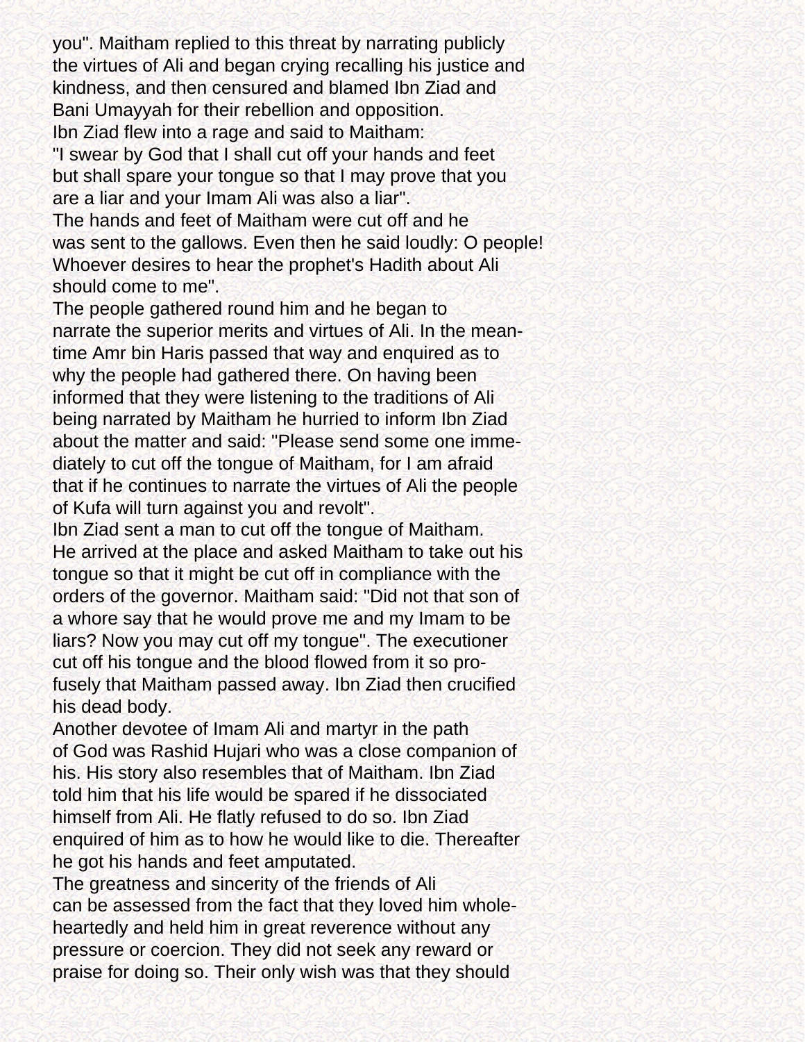you". Maitham replied to this threat by narrating publicly the virtues of Ali and began crying recalling his justice and kindness, and then censured and blamed Ibn Ziad and Bani Umayyah for their rebellion and opposition.

Ibn Ziad flew into a rage and said to Maitham: "I swear by God that I shall cut off your hands and feet but shall spare your tongue so that I may prove that you are a liar and your Imam Ali was also a liar".

The hands and feet of Maitham were cut off and he was sent to the gallows. Even then he said loudly: O people! Whoever desires to hear the prophet's Hadith about Ali should come to me".

The people gathered round him and he began to narrate the superior merits and virtues of Ali. In the meantime Amr bin Haris passed that way and enquired as to why the people had gathered there. On having been informed that they were listening to the traditions of Ali being narrated by Maitham he hurried to inform Ibn Ziad about the matter and said: "Please send some one immediately to cut off the tongue of Maitham, for I am afraid that if he continues to narrate the virtues of Ali the people of Kufa will turn against you and revolt".

Ibn Ziad sent a man to cut off the tongue of Maitham. He arrived at the place and asked Maitham to take out his tongue so that it might be cut off in compliance with the orders of the governor. Maitham said: "Did not that son of a whore say that he would prove me and my Imam to be liars? Now you may cut off my tongue". The executioner cut off his tongue and the blood flowed from it so profusely that Maitham passed away. Ibn Ziad then crucified his dead body.

Another devotee of Imam Ali and martyr in the path of God was Rashid Hujari who was a close companion of his. His story also resembles that of Maitham. Ibn Ziad told him that his life would be spared if he dissociated himself from Ali. He flatly refused to do so. Ibn Ziad enquired of him as to how he would like to die. Thereafter he got his hands and feet amputated.

The greatness and sincerity of the friends of Ali can be assessed from the fact that they loved him wholeheartedly and held him in great reverence without any pressure or coercion. They did not seek any reward or praise for doing so. Their only wish was that they should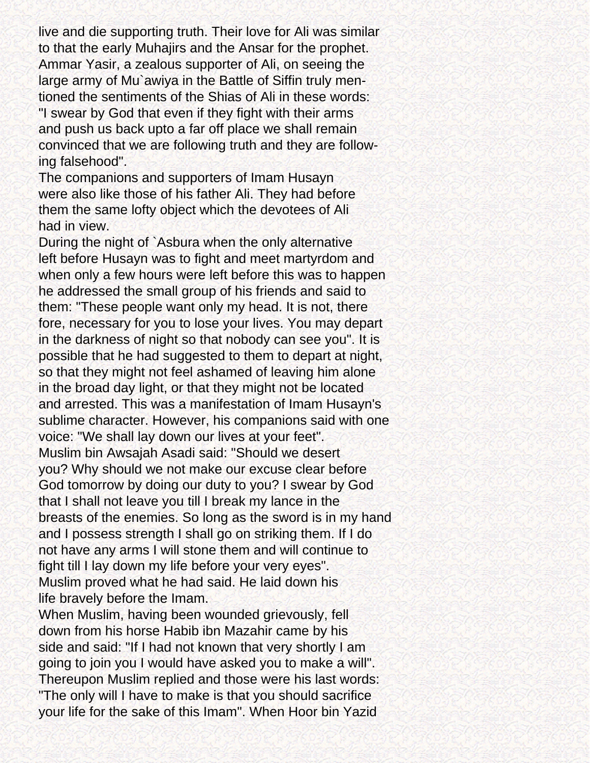live and die supporting truth. Their love for Ali was similar to that the early Muhajirs and the Ansar for the prophet. Ammar Yasir, a zealous supporter of Ali, on seeing the large army of Mu`awiya in the Battle of Siffin truly mentioned the sentiments of the Shias of Ali in these words: "I swear by God that even if they fight with their arms and push us back upto a far off place we shall remain convinced that we are following truth and they are following falsehood".

The companions and supporters of Imam Husayn were also like those of his father Ali. They had before them the same lofty object which the devotees of Ali had in view.

During the night of `Asbura when the only alternative left before Husayn was to fight and meet martyrdom and when only a few hours were left before this was to happen he addressed the small group of his friends and said to them: "These people want only my head. It is not, there fore, necessary for you to lose your lives. You may depart in the darkness of night so that nobody can see you". It is possible that he had suggested to them to depart at night, so that they might not feel ashamed of leaving him alone in the broad day light, or that they might not be located and arrested. This was a manifestation of Imam Husayn's sublime character. However, his companions said with one voice: "We shall lay down our lives at your feet".

Muslim bin Awsajah Asadi said: "Should we desert you? Why should we not make our excuse clear before God tomorrow by doing our duty to you? I swear by God that I shall not leave you till I break my lance in the breasts of the enemies. So long as the sword is in my hand and I possess strength I shall go on striking them. If I do not have any arms I will stone them and will continue to fight till I lay down my life before your very eyes".

Muslim proved what he had said. He laid down his life bravely before the Imam.

When Muslim, having been wounded grievously, fell down from his horse Habib ibn Mazahir came by his side and said: "If I had not known that very shortly I am going to join you I would have asked you to make a will". Thereupon Muslim replied and those were his last words: "The only will I have to make is that you should sacrifice your life for the sake of this Imam". When Hoor bin Yazid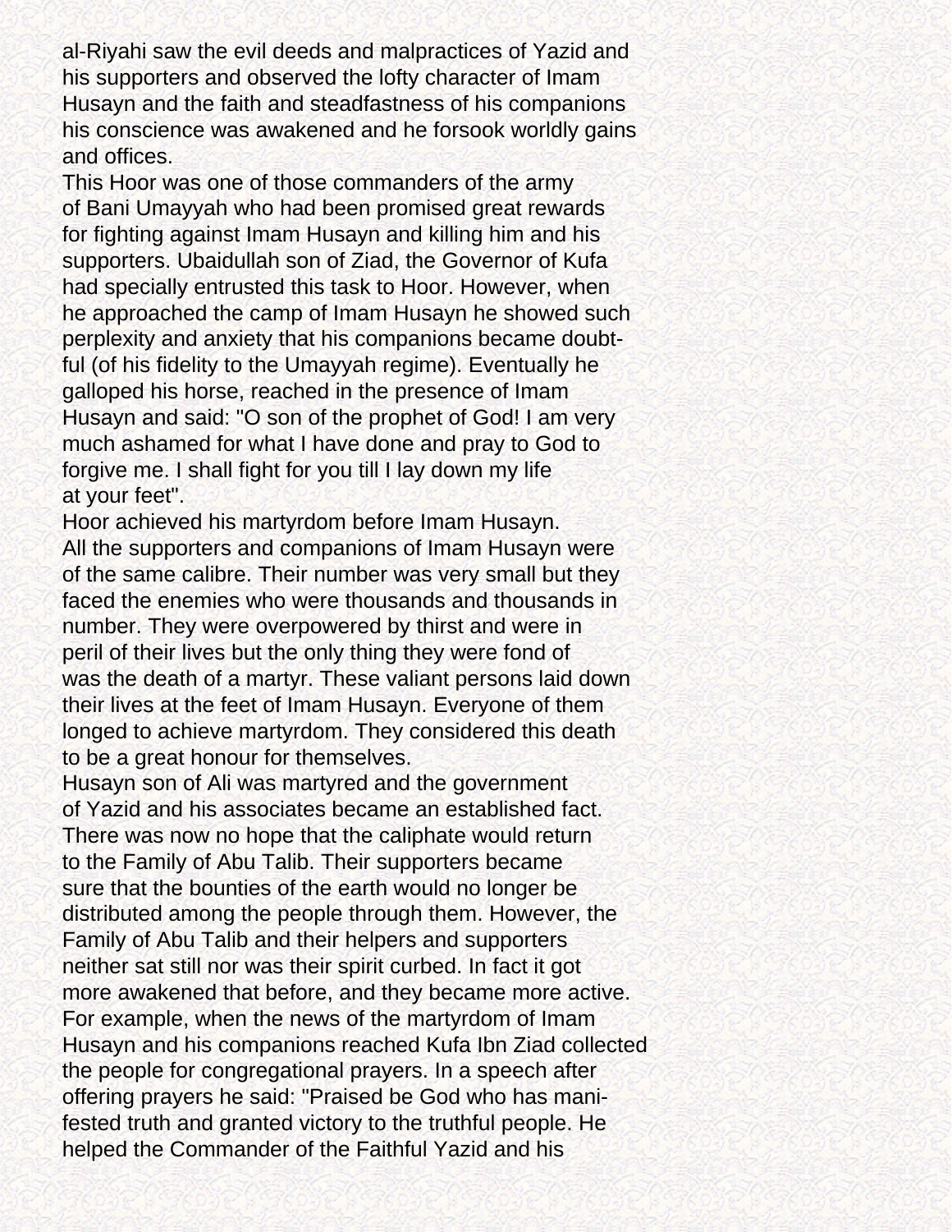al-Riyahi saw the evil deeds and malpractices of Yazid and his supporters and observed the lofty character of Imam Husayn and the faith and steadfastness of his companions his conscience was awakened and he forsook worldly gains and offices.

This Hoor was one of those commanders of the army of Bani Umayyah who had been promised great rewards for fighting against Imam Husayn and killing him and his supporters. Ubaidullah son of Ziad, the Governor of Kufa had specially entrusted this task to Hoor. However, when he approached the camp of Imam Husayn he showed such perplexity and anxiety that his companions became doubtful (of his fidelity to the Umayyah regime). Eventually he galloped his horse, reached in the presence of Imam Husayn and said: "O son of the prophet of God! I am very much ashamed for what I have done and pray to God to forgive me. I shall fight for you till I lay down my life at your feet".

Hoor achieved his martyrdom before Imam Husayn.

All the supporters and companions of Imam Husayn were of the same calibre. Their number was very small but they faced the enemies who were thousands and thousands in number. They were overpowered by thirst and were in peril of their lives but the only thing they were fond of was the death of a martyr. These valiant persons laid down their lives at the feet of Imam Husayn. Everyone of them longed to achieve martyrdom. They considered this death to be a great honour for themselves.

Husayn son of Ali was martyred and the government of Yazid and his associates became an established fact. There was now no hope that the caliphate would return to the Family of Abu Talib. Their supporters became sure that the bounties of the earth would no longer be distributed among the people through them. However, the Family of Abu Talib and their helpers and supporters neither sat still nor was their spirit curbed. In fact it got more awakened that before, and they became more active. For example, when the news of the martyrdom of Imam Husayn and his companions reached Kufa Ibn Ziad collected the people for congregational prayers. In a speech after offering prayers he said: "Praised be God who has manifested truth and granted victory to the truthful people. He helped the Commander of the Faithful Yazid and his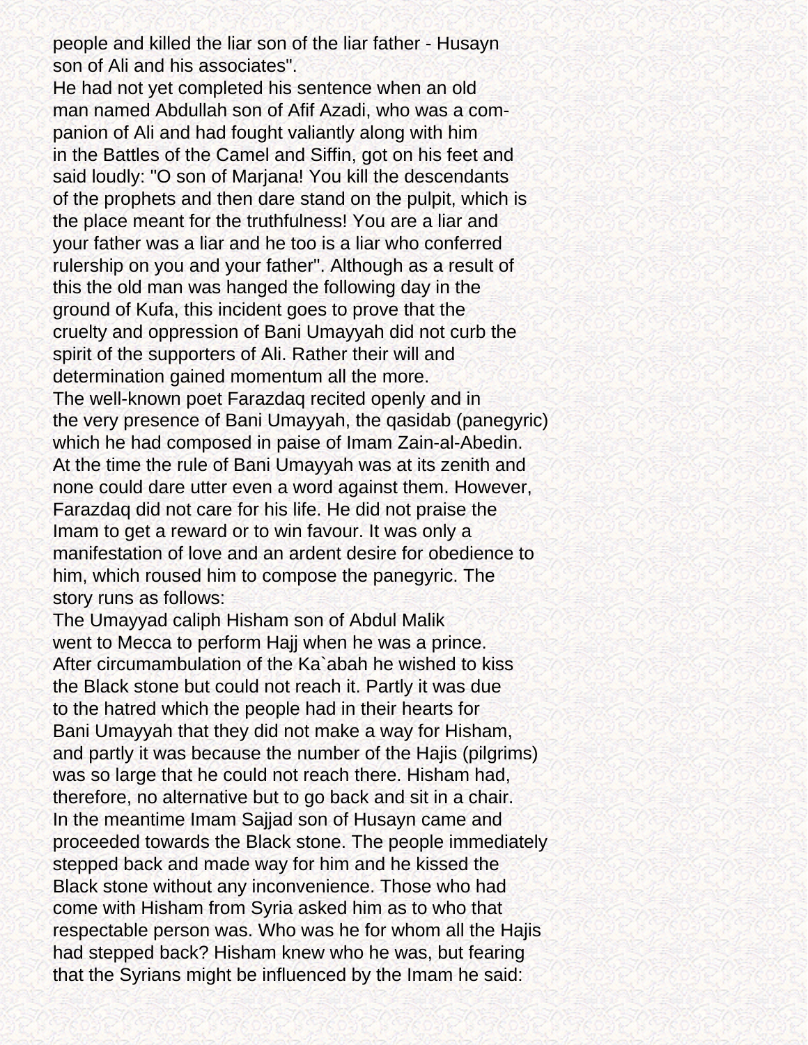people and killed the liar son of the liar father - Husayn son of Ali and his associates".

He had not yet completed his sentence when an old man named Abdullah son of Afif Azadi, who was a companion of Ali and had fought valiantly along with him in the Battles of the Camel and Siffin, got on his feet and said loudly: "O son of Marjana! You kill the descendants of the prophets and then dare stand on the pulpit, which is the place meant for the truthfulness! You are a liar and your father was a liar and he too is a liar who conferred rulership on you and your father". Although as a result of this the old man was hanged the following day in the ground of Kufa, this incident goes to prove that the cruelty and oppression of Bani Umayyah did not curb the spirit of the supporters of Ali. Rather their will and determination gained momentum all the more.

The well-known poet Farazdaq recited openly and in the very presence of Bani Umayyah, the qasidab (panegyric) which he had composed in paise of Imam Zain-al-Abedin. At the time the rule of Bani Umayyah was at its zenith and none could dare utter even a word against them. However, Farazdaq did not care for his life. He did not praise the Imam to get a reward or to win favour. It was only a manifestation of love and an ardent desire for obedience to him, which roused him to compose the panegyric. The story runs as follows:

The Umayyad caliph Hisham son of Abdul Malik went to Mecca to perform Hajj when he was a prince. After circumambulation of the Ka`abah he wished to kiss the Black stone but could not reach it. Partly it was due to the hatred which the people had in their hearts for Bani Umayyah that they did not make a way for Hisham, and partly it was because the number of the Hajis (pilgrims) was so large that he could not reach there. Hisham had, therefore, no alternative but to go back and sit in a chair. In the meantime Imam Sajjad son of Husayn came and proceeded towards the Black stone. The people immediately stepped back and made way for him and he kissed the Black stone without any inconvenience. Those who had come with Hisham from Syria asked him as to who that respectable person was. Who was he for whom all the Hajis had stepped back? Hisham knew who he was, but fearing that the Syrians might be influenced by the Imam he said: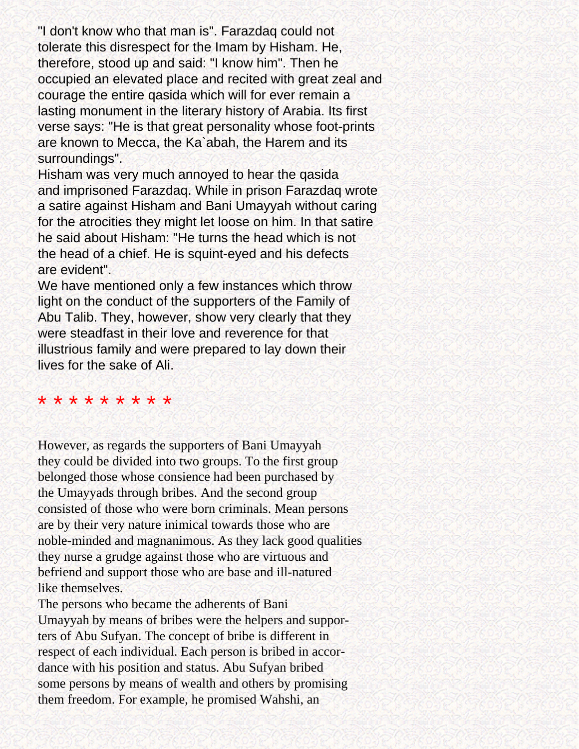"I don't know who that man is". Farazdaq could not tolerate this disrespect for the Imam by Hisham. He, therefore, stood up and said: "I know him". Then he occupied an elevated place and recited with great zeal and courage the entire qasida which will for ever remain a lasting monument in the literary history of Arabia. Its first verse says: "He is that great personality whose foot-prints are known to Mecca, the Ka`abah, the Harem and its surroundings".

Hisham was very much annoyed to hear the qasida and imprisoned Farazdaq. While in prison Farazdaq wrote a satire against Hisham and Bani Umayyah without caring for the atrocities they might let loose on him. In that satire he said about Hisham: "He turns the head which is not the head of a chief. He is squint-eyed and his defects are evident".

We have mentioned only a few instances which throw light on the conduct of the supporters of the Family of Abu Talib. They, however, show very clearly that they were steadfast in their love and reverence for that illustrious family and were prepared to lay down their lives for the sake of Ali.

* * * * * * * * * *

However, as regards the supporters of Bani Umayyah they could be divided into two groups. To the first group belonged those whose consience had been purchased by the Umayyads through bribes. And the second group consisted of those who were born criminals. Mean persons are by their very nature inimical towards those who are noble-minded and magnanimous. As they lack good qualities they nurse a grudge against those who are virtuous and befriend and support those who are base and ill-natured like themselves.

The persons who became the adherents of Bani Umayyah by means of bribes were the helpers and supporters of Abu Sufyan. The concept of bribe is different in respect of each individual. Each person is bribed in accordance with his position and status. Abu Sufyan bribed some persons by means of wealth and others by promising them freedom. For example, he promised Wahshi, an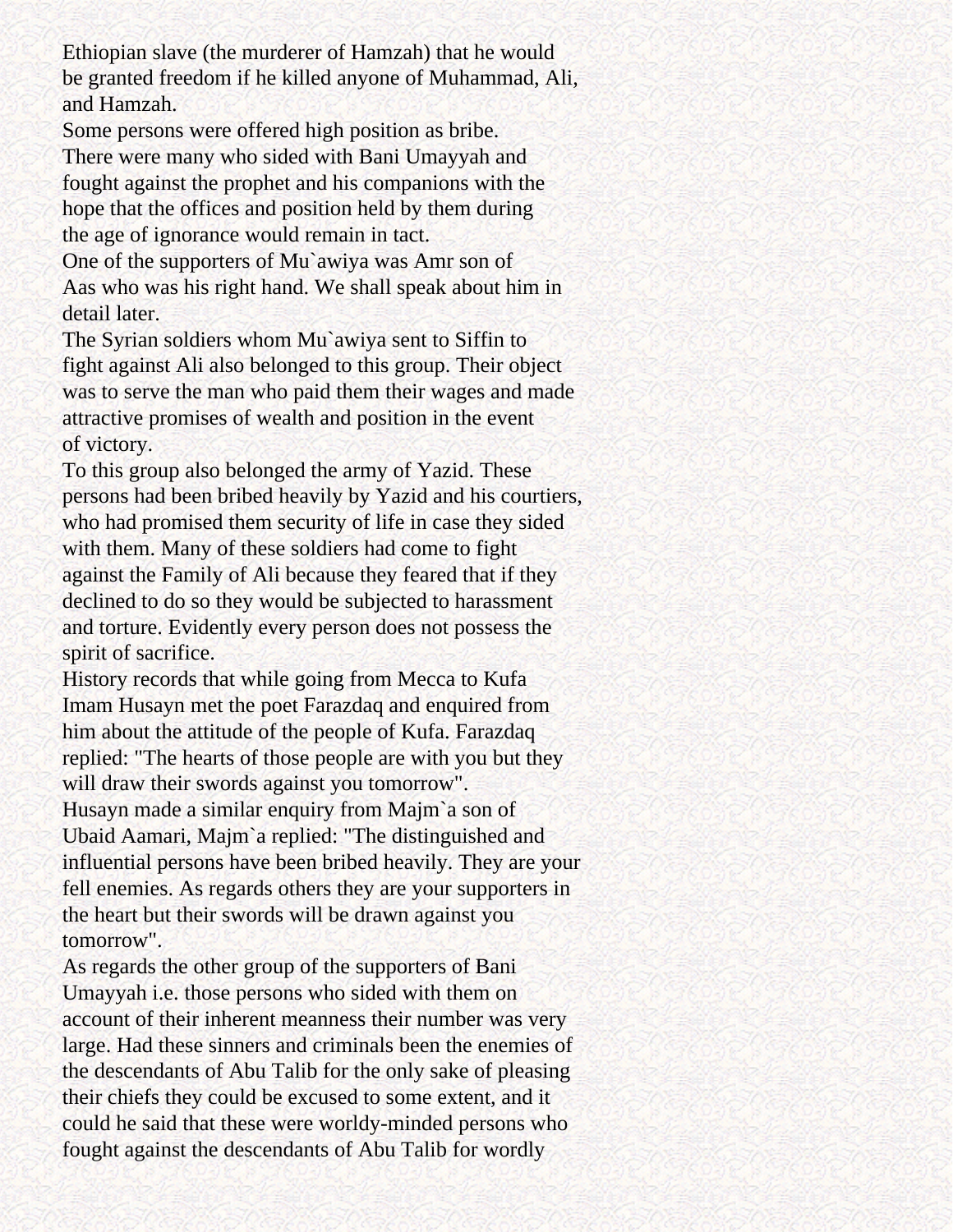Ethiopian slave (the murderer of Hamzah) that he would be granted freedom if he killed anyone of Muhammad, Ali, and Hamzah.

Some persons were offered high position as bribe.

There were many who sided with Bani Umayyah and fought against the prophet and his companions with the hope that the offices and position held by them during the age of ignorance would remain in tact.

One of the supporters of Mu`awiya was Amr son of Aas who was his right hand. We shall speak about him in detail later.

The Syrian soldiers whom Mu`awiya sent to Siffin to fight against Ali also belonged to this group. Their object was to serve the man who paid them their wages and made attractive promises of wealth and position in the event of victory.

To this group also belonged the army of Yazid. These persons had been bribed heavily by Yazid and his courtiers, who had promised them security of life in case they sided with them. Many of these soldiers had come to fight against the Family of Ali because they feared that if they declined to do so they would be subjected to harassment and torture. Evidently every person does not possess the spirit of sacrifice.

History records that while going from Mecca to Kufa Imam Husayn met the poet Farazdaq and enquired from him about the attitude of the people of Kufa. Farazdaq replied: "The hearts of those people are with you but they will draw their swords against you tomorrow".

Husayn made a similar enquiry from Majm`a son of Ubaid Aamari, Majm`a replied: "The distinguished and influential persons have been bribed heavily. They are your fell enemies. As regards others they are your supporters in the heart but their swords will be drawn against you tomorrow".

As regards the other group of the supporters of Bani Umayyah i.e. those persons who sided with them on account of their inherent meanness their number was very large. Had these sinners and criminals been the enemies of the descendants of Abu Talib for the only sake of pleasing their chiefs they could be excused to some extent, and it could he said that these were worldy-minded persons who fought against the descendants of Abu Talib for wordly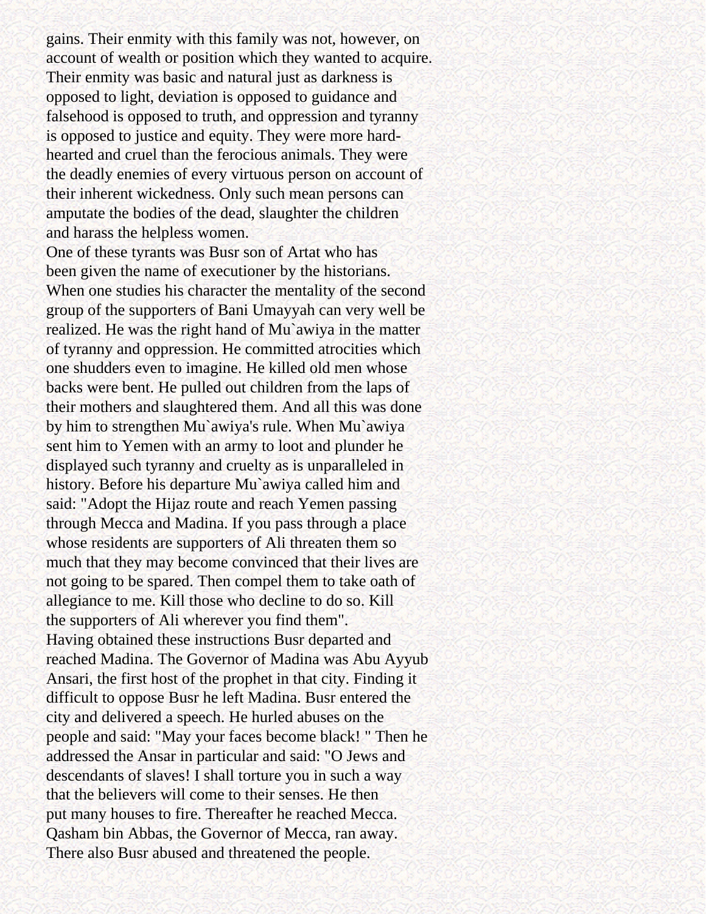gains. Their enmity with this family was not, however, on account of wealth or position which they wanted to acquire. Their enmity was basic and natural just as darkness is opposed to light, deviation is opposed to guidance and falsehood is opposed to truth, and oppression and tyranny is opposed to justice and equity. They were more hard-hearted and cruel than the ferocious animals. They were the deadly enemies of every virtuous person on account of their inherent wickedness. Only such mean persons can amputate the bodies of the dead, slaughter the children and harass the helpless women.

One of these tyrants was Busr son of Artat who has been given the name of executioner by the historians. When one studies his character the mentality of the second group of the supporters of Bani Umayyah can very well be realized. He was the right hand of Mu`awiya in the matter of tyranny and oppression. He committed atrocities which one shudders even to imagine. He killed old men whose backs were bent. He pulled out children from the laps of their mothers and slaughtered them. And all this was done by him to strengthen Mu`awiya's rule. When Mu`awiya sent him to Yemen with an army to loot and plunder he displayed such tyranny and cruelty as is unparalleled in history. Before his departure Mu`awiya called him and said: "Adopt the Hijaz route and reach Yemen passing through Mecca and Madina. If you pass through a place whose residents are supporters of Ali threaten them so much that they may become convinced that their lives are not going to be spared. Then compel them to take oath of allegiance to me. Kill those who decline to do so. Kill the supporters of Ali wherever you find them".

Having obtained these instructions Busr departed and reached Madina. The Governor of Madina was Abu Ayyub Ansari, the first host of the prophet in that city. Finding it difficult to oppose Busr he left Madina. Busr entered the city and delivered a speech. He hurled abuses on the people and said: "May your faces become black! " Then he addressed the Ansar in particular and said: "O Jews and descendants of slaves! I shall torture you in such a way that the believers will come to their senses. He then put many houses to fire. Thereafter he reached Mecca. Qasham bin Abbas, the Governor of Mecca, ran away. There also Busr abused and threatened the people.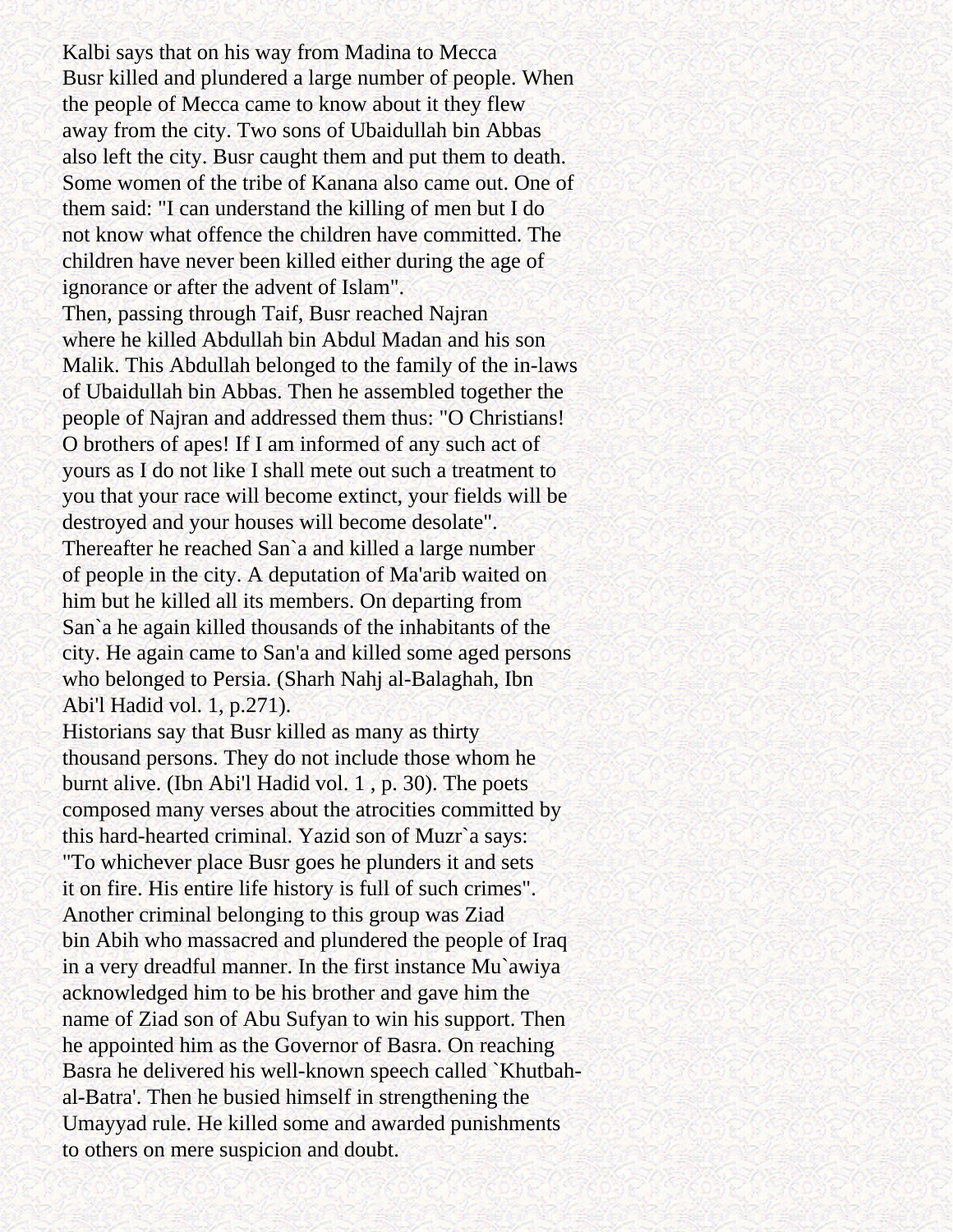Kalbi says that on his way from Madina to Mecca Busr killed and plundered a large number of people. When the people of Mecca came to know about it they flew away from the city. Two sons of Ubaidullah bin Abbas also left the city. Busr caught them and put them to death. Some women of the tribe of Kanana also came out. One of them said: "I can understand the killing of men but I do not know what offence the children have committed. The children have never been killed either during the age of ignorance or after the advent of Islam".

Then, passing through Taif, Busr reached Najran where he killed Abdullah bin Abdul Madan and his son Malik. This Abdullah belonged to the family of the in-laws of Ubaidullah bin Abbas. Then he assembled together the people of Najran and addressed them thus: "O Christians! O brothers of apes! If I am informed of any such act of yours as I do not like I shall mete out such a treatment to you that your race will become extinct, your fields will be destroyed and your houses will become desolate".

Thereafter he reached San`a and killed a large number of people in the city. A deputation of Ma'arib waited on him but he killed all its members. On departing from San`a he again killed thousands of the inhabitants of the city. He again came to San'a and killed some aged persons who belonged to Persia. (Sharh Nahj al-Balaghah, Ibn Abi'l Hadid vol. 1, p.271).

Historians say that Busr killed as many as thirty thousand persons. They do not include those whom he burnt alive. (Ibn Abi'l Hadid vol. 1 , p. 30). The poets composed many verses about the atrocities committed by this hard-hearted criminal. Yazid son of Muzr`a says: "To whichever place Busr goes he plunders it and sets it on fire. His entire life history is full of such crimes".

Another criminal belonging to this group was Ziad bin Abih who massacred and plundered the people of Iraq in a very dreadful manner. In the first instance Mu`awiya acknowledged him to be his brother and gave him the name of Ziad son of Abu Sufyan to win his support. Then he appointed him as the Governor of Basra. On reaching Basra he delivered his well-known speech called `Khutbah-al-Batra'. Then he busied himself in strengthening the Umayyad rule. He killed some and awarded punishments to others on mere suspicion and doubt.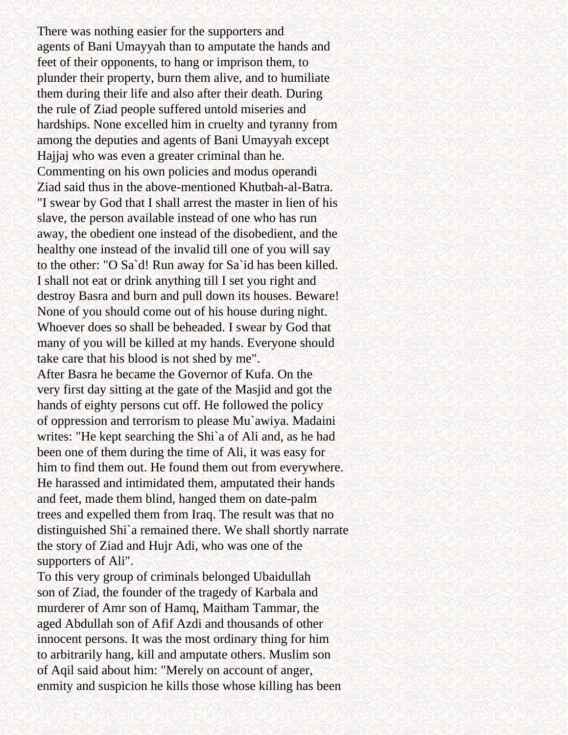There was nothing easier for the supporters and agents of Bani Umayyah than to amputate the hands and feet of their opponents, to hang or imprison them, to plunder their property, burn them alive, and to humiliate them during their life and also after their death. During the rule of Ziad people suffered untold miseries and hardships. None excelled him in cruelty and tyranny from among the deputies and agents of Bani Umayyah except Hajjaj who was even a greater criminal than he. Commenting on his own policies and modus operandi Ziad said thus in the above-mentioned Khutbah-al-Batra. "I swear by God that I shall arrest the master in lien of his slave, the person available instead of one who has run away, the obedient one instead of the disobedient, and the healthy one instead of the invalid till one of you will say to the other: "O Sa`d! Run away for Sa`id has been killed. I shall not eat or drink anything till I set you right and destroy Basra and burn and pull down its houses. Beware! None of you should come out of his house during night. Whoever does so shall be beheaded. I swear by God that many of you will be killed at my hands. Everyone should take care that his blood is not shed by me".

After Basra he became the Governor of Kufa. On the very first day sitting at the gate of the Masjid and got the hands of eighty persons cut off. He followed the policy of oppression and terrorism to please Mu`awiya. Madaini writes: "He kept searching the Shi`a of Ali and, as he had been one of them during the time of Ali, it was easy for him to find them out. He found them out from everywhere. He harassed and intimidated them, amputated their hands and feet, made them blind, hanged them on date-palm trees and expelled them from Iraq. The result was that no distinguished Shi`a remained there. We shall shortly narrate the story of Ziad and Hujr Adi, who was one of the supporters of Ali".

To this very group of criminals belonged Ubaidullah son of Ziad, the founder of the tragedy of Karbala and murderer of Amr son of Hamq, Maitham Tammar, the aged Abdullah son of Afif Azdi and thousands of other innocent persons. It was the most ordinary thing for him to arbitrarily hang, kill and amputate others. Muslim son of Aqil said about him: "Merely on account of anger, enmity and suspicion he kills those whose killing has been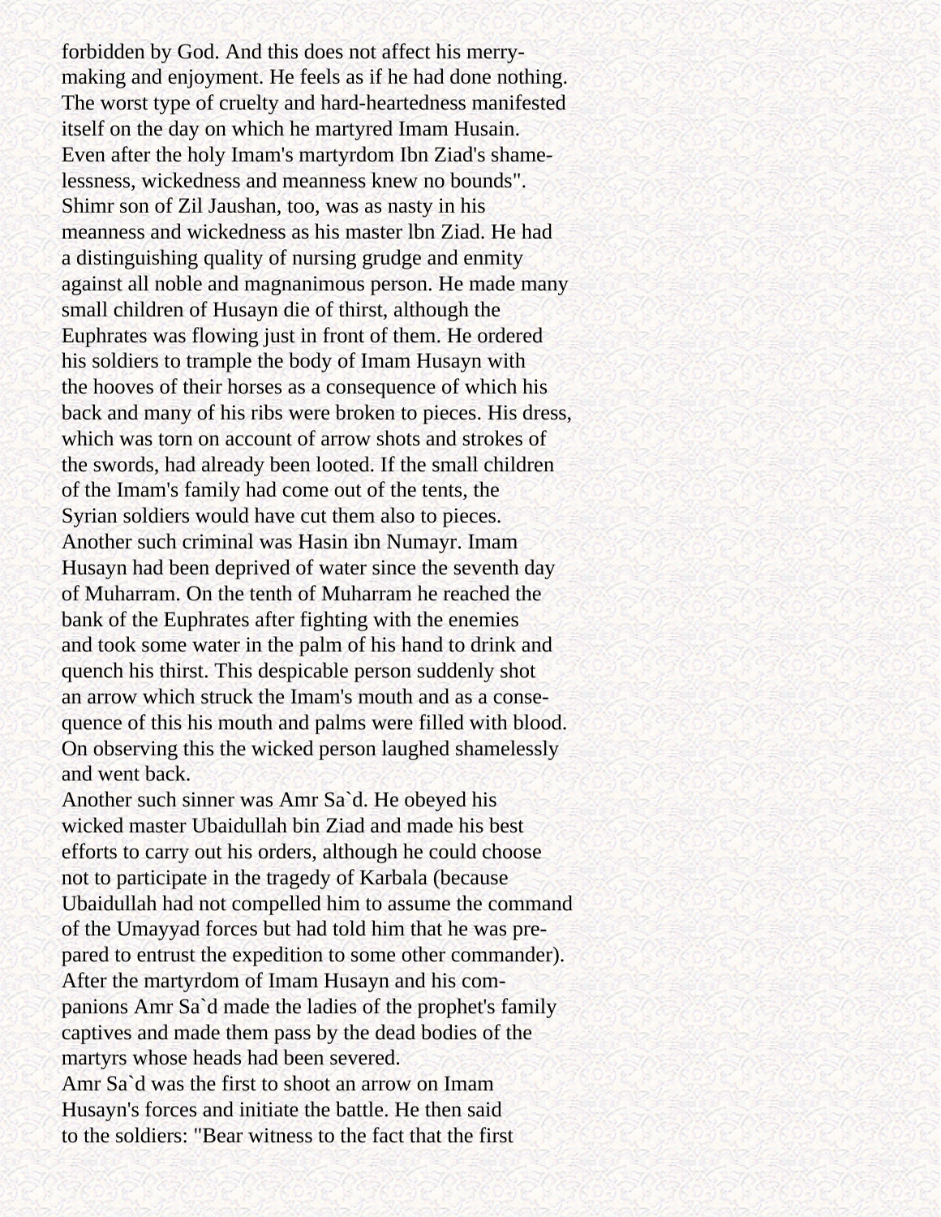forbidden by God. And this does not affect his merry-making and enjoyment. He feels as if he had done nothing. The worst type of cruelty and hard-heartedness manifested itself on the day on which he martyred Imam Husain. Even after the holy Imam's martyrdom Ibn Ziad's shamelessness, wickedness and meanness knew no bounds".

Shimr son of Zil Jaushan, too, was as nasty in his meanness and wickedness as his master lbn Ziad. He had a distinguishing quality of nursing grudge and enmity against all noble and magnanimous person. He made many small children of Husayn die of thirst, although the Euphrates was flowing just in front of them. He ordered his soldiers to trample the body of Imam Husayn with the hooves of their horses as a consequence of which his back and many of his ribs were broken to pieces. His dress, which was torn on account of arrow shots and strokes of the swords, had already been looted. If the small children of the Imam's family had come out of the tents, the Syrian soldiers would have cut them also to pieces.

Another such criminal was Hasin ibn Numayr. Imam Husayn had been deprived of water since the seventh day of Muharram. On the tenth of Muharram he reached the bank of the Euphrates after fighting with the enemies and took some water in the palm of his hand to drink and quench his thirst. This despicable person suddenly shot an arrow which struck the Imam's mouth and as a consequence of this his mouth and palms were filled with blood. On observing this the wicked person laughed shamelessly and went back.

Another such sinner was Amr Sa`d. He obeyed his wicked master Ubaidullah bin Ziad and made his best efforts to carry out his orders, although he could choose not to participate in the tragedy of Karbala (because Ubaidullah had not compelled him to assume the command of the Umayyad forces but had told him that he was prepared to entrust the expedition to some other commander). After the martyrdom of Imam Husayn and his companions Amr Sa`d made the ladies of the prophet's family captives and made them pass by the dead bodies of the martyrs whose heads had been severed.

Amr Sa`d was the first to shoot an arrow on Imam Husayn's forces and initiate the battle. He then said to the soldiers: "Bear witness to the fact that the first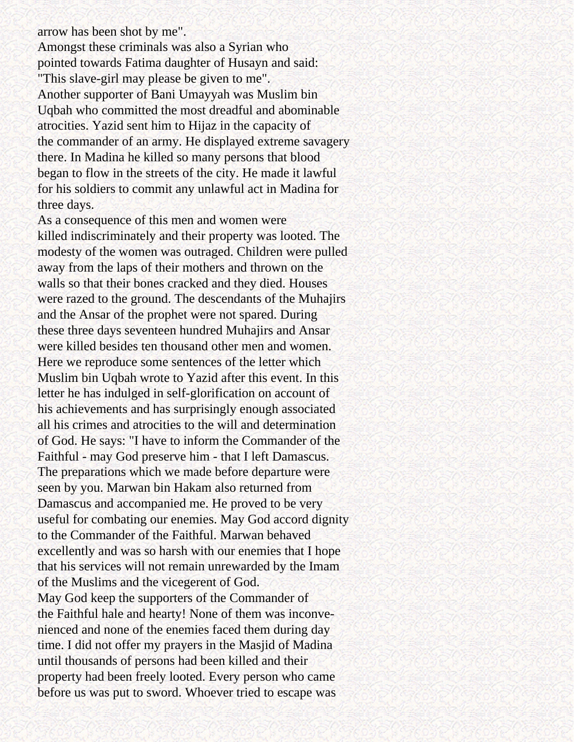arrow has been shot by me".

Amongst these criminals was also a Syrian who pointed towards Fatima daughter of Husayn and said: "This slave-girl may please be given to me".

Another supporter of Bani Umayyah was Muslim bin Uqbah who committed the most dreadful and abominable atrocities. Yazid sent him to Hijaz in the capacity of the commander of an army. He displayed extreme savagery there. In Madina he killed so many persons that blood began to flow in the streets of the city. He made it lawful for his soldiers to commit any unlawful act in Madina for three days.

As a consequence of this men and women were killed indiscriminately and their property was looted. The modesty of the women was outraged. Children were pulled away from the laps of their mothers and thrown on the walls so that their bones cracked and they died. Houses were razed to the ground. The descendants of the Muhajirs and the Ansar of the prophet were not spared. During these three days seventeen hundred Muhajirs and Ansar were killed besides ten thousand other men and women.

Here we reproduce some sentences of the letter which Muslim bin Uqbah wrote to Yazid after this event. In this letter he has indulged in self-glorification on account of his achievements and has surprisingly enough associated all his crimes and atrocities to the will and determination of God. He says: "I have to inform the Commander of the Faithful - may God preserve him - that I left Damascus. The preparations which we made before departure were seen by you. Marwan bin Hakam also returned from Damascus and accompanied me. He proved to be very useful for combating our enemies. May God accord dignity to the Commander of the Faithful. Marwan behaved excellently and was so harsh with our enemies that I hope that his services will not remain unrewarded by the Imam of the Muslims and the vicegerent of God.

May God keep the supporters of the Commander of the Faithful hale and hearty! None of them was inconvenienced and none of the enemies faced them during day time. I did not offer my prayers in the Masjid of Madina until thousands of persons had been killed and their property had been freely looted. Every person who came before us was put to sword. Whoever tried to escape was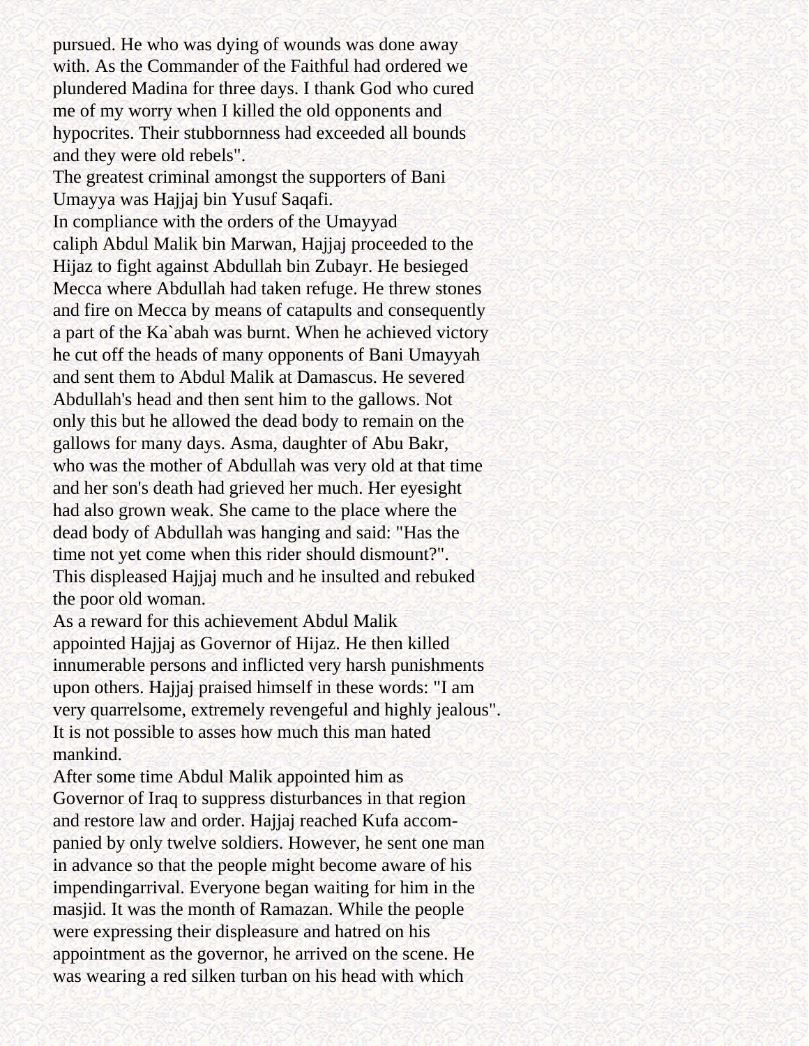pursued. He who was dying of wounds was done away with. As the Commander of the Faithful had ordered we plundered Madina for three days. I thank God who cured me of my worry when I killed the old opponents and hypocrites. Their stubbornness had exceeded all bounds and they were old rebels".

The greatest criminal amongst the supporters of Bani Umayya was Hajjaj bin Yusuf Saqafi.

In compliance with the orders of the Umayyad caliph Abdul Malik bin Marwan, Hajjaj proceeded to the Hijaz to fight against Abdullah bin Zubayr. He besieged Mecca where Abdullah had taken refuge. He threw stones and fire on Mecca by means of catapults and consequently a part of the Ka`abah was burnt. When he achieved victory he cut off the heads of many opponents of Bani Umayyah and sent them to Abdul Malik at Damascus. He severed Abdullah's head and then sent him to the gallows. Not only this but he allowed the dead body to remain on the gallows for many days. Asma, daughter of Abu Bakr, who was the mother of Abdullah was very old at that time and her son's death had grieved her much. Her eyesight had also grown weak. She came to the place where the dead body of Abdullah was hanging and said: "Has the time not yet come when this rider should dismount?". This displeased Hajjaj much and he insulted and rebuked the poor old woman.

As a reward for this achievement Abdul Malik appointed Hajjaj as Governor of Hijaz. He then killed innumerable persons and inflicted very harsh punishments upon others. Hajjaj praised himself in these words: "I am very quarrelsome, extremely revengeful and highly jealous". It is not possible to asses how much this man hated mankind.

After some time Abdul Malik appointed him as Governor of Iraq to suppress disturbances in that region and restore law and order. Hajjaj reached Kufa accompanied by only twelve soldiers. However, he sent one man in advance so that the people might become aware of his impendingarrival. Everyone began waiting for him in the masjid. It was the month of Ramazan. While the people were expressing their displeasure and hatred on his appointment as the governor, he arrived on the scene. He was wearing a red silken turban on his head with which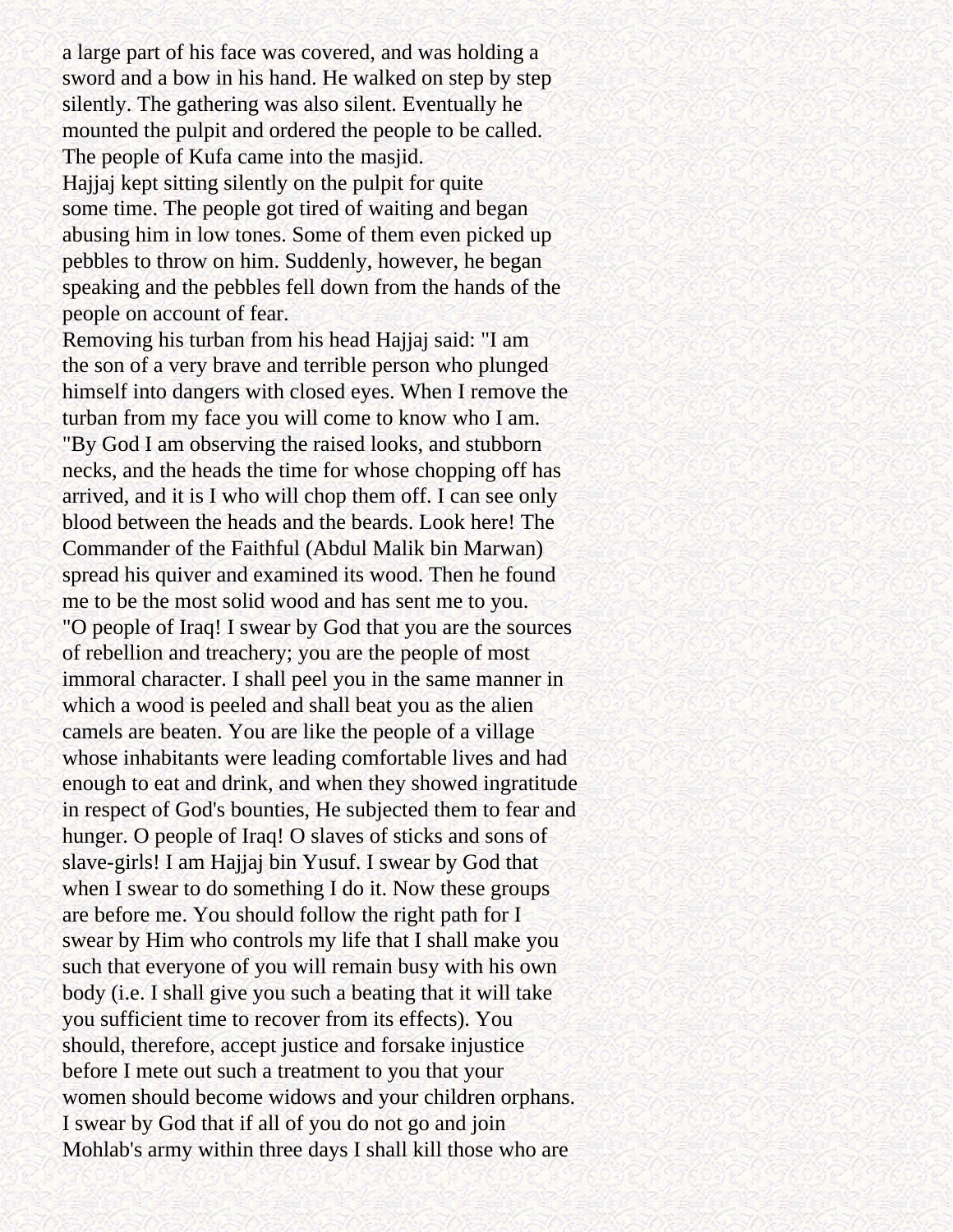a large part of his face was covered, and was holding a sword and a bow in his hand. He walked on step by step silently. The gathering was also silent. Eventually he mounted the pulpit and ordered the people to be called. The people of Kufa came into the masjid.

Hajjaj kept sitting silently on the pulpit for quite some time. The people got tired of waiting and began abusing him in low tones. Some of them even picked up pebbles to throw on him. Suddenly, however, he began speaking and the pebbles fell down from the hands of the people on account of fear.

Removing his turban from his head Hajjaj said: "I am the son of a very brave and terrible person who plunged himself into dangers with closed eyes. When I remove the turban from my face you will come to know who I am.

"By God I am observing the raised looks, and stubborn necks, and the heads the time for whose chopping off has arrived, and it is I who will chop them off. I can see only blood between the heads and the beards. Look here! The Commander of the Faithful (Abdul Malik bin Marwan) spread his quiver and examined its wood. Then he found me to be the most solid wood and has sent me to you.

"O people of Iraq! I swear by God that you are the sources of rebellion and treachery; you are the people of most immoral character. I shall peel you in the same manner in which a wood is peeled and shall beat you as the alien camels are beaten. You are like the people of a village whose inhabitants were leading comfortable lives and had enough to eat and drink, and when they showed ingratitude in respect of God's bounties, He subjected them to fear and hunger. O people of Iraq! O slaves of sticks and sons of slave-girls! I am Hajjaj bin Yusuf. I swear by God that when I swear to do something I do it. Now these groups are before me. You should follow the right path for I swear by Him who controls my life that I shall make you such that everyone of you will remain busy with his own body (i.e. I shall give you such a beating that it will take you sufficient time to recover from its effects). You should, therefore, accept justice and forsake injustice before I mete out such a treatment to you that your women should become widows and your children orphans. I swear by God that if all of you do not go and join Mohlab's army within three days I shall kill those who are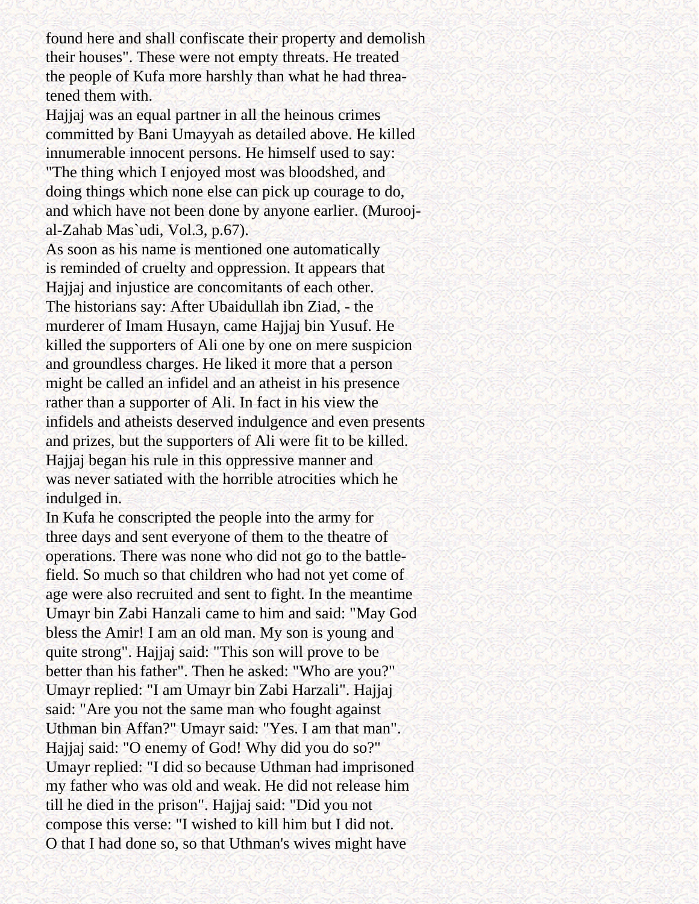found here and shall confiscate their property and demolish their houses". These were not empty threats. He treated the people of Kufa more harshly than what he had threatened them with.

Hajjaj was an equal partner in all the heinous crimes committed by Bani Umayyah as detailed above. He killed innumerable innocent persons. He himself used to say: "The thing which I enjoyed most was bloodshed, and doing things which none else can pick up courage to do, and which have not been done by anyone earlier. (Murooj-al-Zahab Mas`udi, Vol.3, p.67).

As soon as his name is mentioned one automatically is reminded of cruelty and oppression. It appears that Hajjaj and injustice are concomitants of each other.

The historians say: After Ubaidullah ibn Ziad, - the murderer of Imam Husayn, came Hajjaj bin Yusuf. He killed the supporters of Ali one by one on mere suspicion and groundless charges. He liked it more that a person might be called an infidel and an atheist in his presence rather than a supporter of Ali. In fact in his view the infidels and atheists deserved indulgence and even presents and prizes, but the supporters of Ali were fit to be killed. Hajjaj began his rule in this oppressive manner and was never satiated with the horrible atrocities which he indulged in.

In Kufa he conscripted the people into the army for three days and sent everyone of them to the theatre of operations. There was none who did not go to the battlefield. So much so that children who had not yet come of age were also recruited and sent to fight. In the meantime Umayr bin Zabi Hanzali came to him and said: "May God bless the Amir! I am an old man. My son is young and quite strong". Hajjaj said: "This son will prove to be better than his father". Then he asked: "Who are you?" Umayr replied: "I am Umayr bin Zabi Harzali". Hajjaj said: "Are you not the same man who fought against Uthman bin Affan?" Umayr said: "Yes. I am that man". Hajjaj said: "O enemy of God! Why did you do so?" Umayr replied: "I did so because Uthman had imprisoned my father who was old and weak. He did not release him till he died in the prison". Hajjaj said: "Did you not compose this verse: "I wished to kill him but I did not. O that I had done so, so that Uthman's wives might have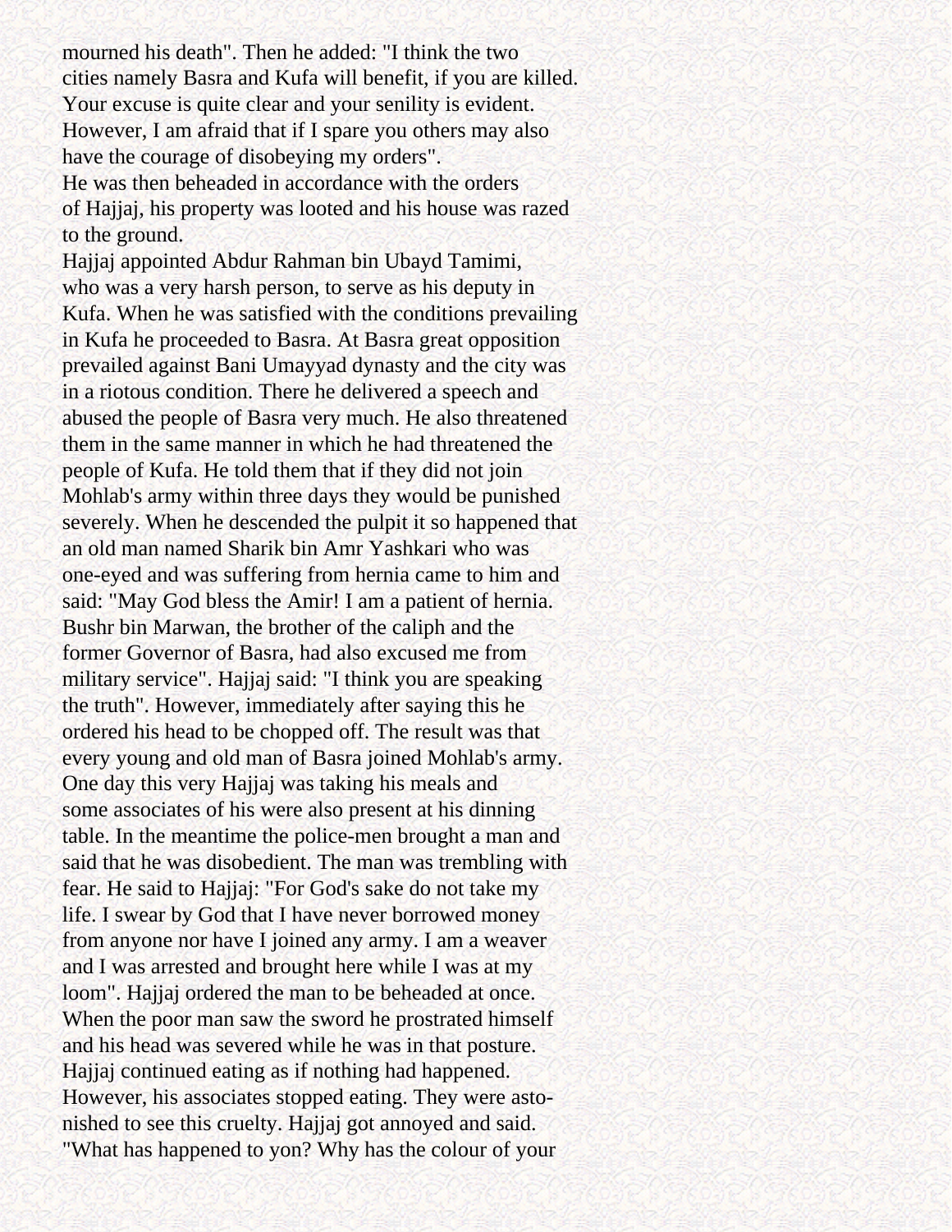mourned his death". Then he added: "I think the two cities namely Basra and Kufa will benefit, if you are killed. Your excuse is quite clear and your senility is evident. However, I am afraid that if I spare you others may also have the courage of disobeying my orders".

He was then beheaded in accordance with the orders of Hajjaj, his property was looted and his house was razed to the ground.

Hajjaj appointed Abdur Rahman bin Ubayd Tamimi, who was a very harsh person, to serve as his deputy in Kufa. When he was satisfied with the conditions prevailing in Kufa he proceeded to Basra. At Basra great opposition prevailed against Bani Umayyad dynasty and the city was in a riotous condition. There he delivered a speech and abused the people of Basra very much. He also threatened them in the same manner in which he had threatened the people of Kufa. He told them that if they did not join Mohlab's army within three days they would be punished severely. When he descended the pulpit it so happened that an old man named Sharik bin Amr Yashkari who was one-eyed and was suffering from hernia came to him and said: "May God bless the Amir! I am a patient of hernia. Bushr bin Marwan, the brother of the caliph and the former Governor of Basra, had also excused me from military service". Hajjaj said: "I think you are speaking the truth". However, immediately after saying this he ordered his head to be chopped off. The result was that every young and old man of Basra joined Mohlab's army.

One day this very Hajjaj was taking his meals and some associates of his were also present at his dinning table. In the meantime the police-men brought a man and said that he was disobedient. The man was trembling with fear. He said to Hajjaj: "For God's sake do not take my life. I swear by God that I have never borrowed money from anyone nor have I joined any army. I am a weaver and I was arrested and brought here while I was at my loom". Hajjaj ordered the man to be beheaded at once. When the poor man saw the sword he prostrated himself and his head was severed while he was in that posture. Hajjaj continued eating as if nothing had happened. However, his associates stopped eating. They were astonished to see this cruelty. Hajjaj got annoyed and said. "What has happened to yon? Why has the colour of your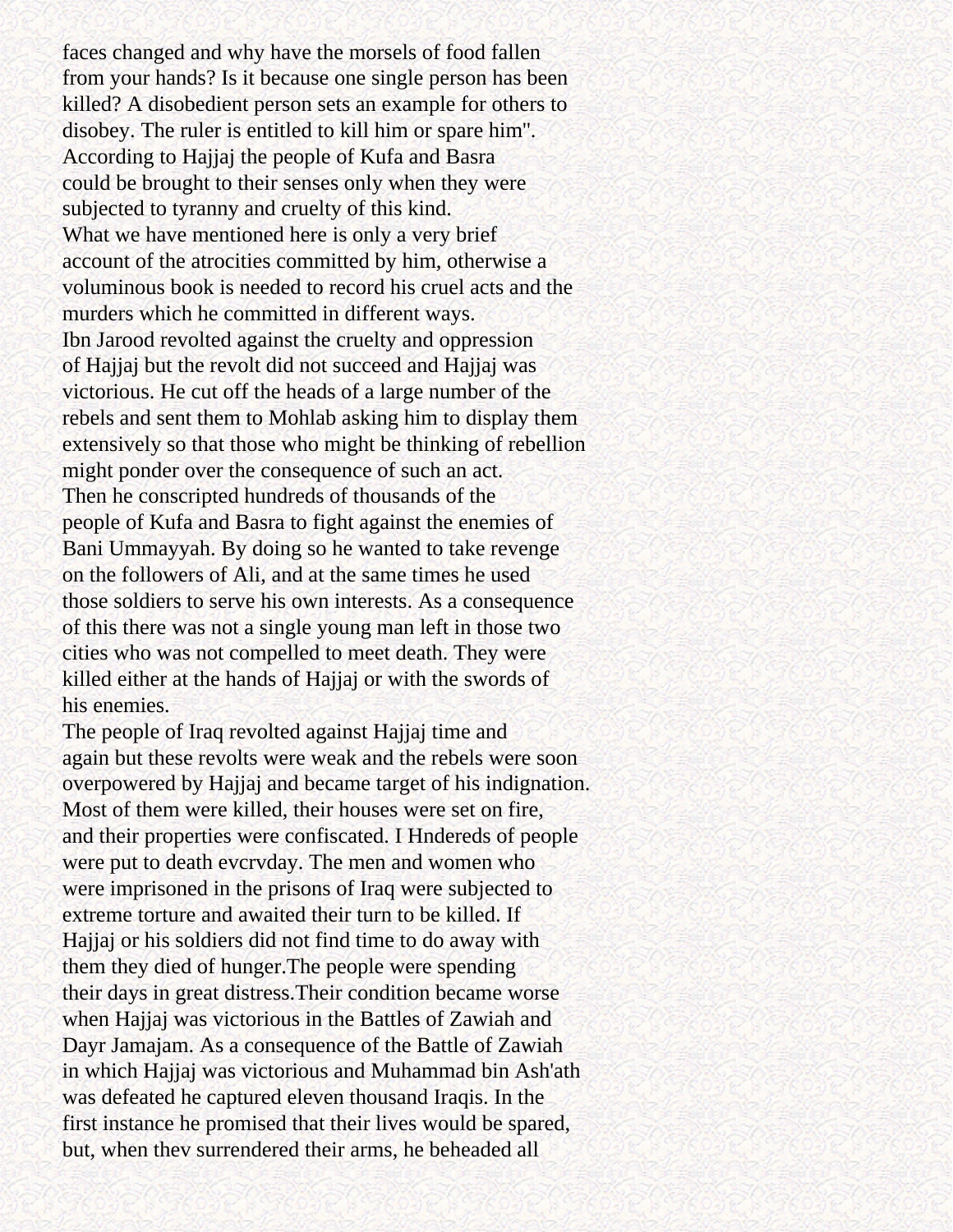faces changed and why have the morsels of food fallen from your hands? Is it because one single person has been killed? A disobedient person sets an example for others to disobey. The ruler is entitled to kill him or spare him". According to Hajjaj the people of Kufa and Basra could be brought to their senses only when they were subjected to tyranny and cruelty of this kind.

What we have mentioned here is only a very brief account of the atrocities committed by him, otherwise a voluminous book is needed to record his cruel acts and the murders which he committed in different ways.

Ibn Jarood revolted against the cruelty and oppression of Hajjaj but the revolt did not succeed and Hajjaj was victorious. He cut off the heads of a large number of the rebels and sent them to Mohlab asking him to display them extensively so that those who might be thinking of rebellion might ponder over the consequence of such an act.

Then he conscripted hundreds of thousands of the people of Kufa and Basra to fight against the enemies of Bani Ummayyah. By doing so he wanted to take revenge on the followers of Ali, and at the same times he used those soldiers to serve his own interests. As a consequence of this there was not a single young man left in those two cities who was not compelled to meet death. They were killed either at the hands of Hajjaj or with the swords of his enemies.

The people of Iraq revolted against Hajjaj time and again but these revolts were weak and the rebels were soon overpowered by Hajjaj and became target of his indignation. Most of them were killed, their houses were set on fire, and their properties were confiscated. I Hndereds of people were put to death evcrvday. The men and women who were imprisoned in the prisons of Iraq were subjected to extreme torture and awaited their turn to be killed. If Hajjaj or his soldiers did not find time to do away with them they died of hunger.The people were spending their days in great distress.Their condition became worse when Hajjaj was victorious in the Battles of Zawiah and Dayr Jamajam. As a consequence of the Battle of Zawiah in which Hajjaj was victorious and Muhammad bin Ash'ath was defeated he captured eleven thousand Iraqis. In the first instance he promised that their lives would be spared, but, when thev surrendered their arms, he beheaded all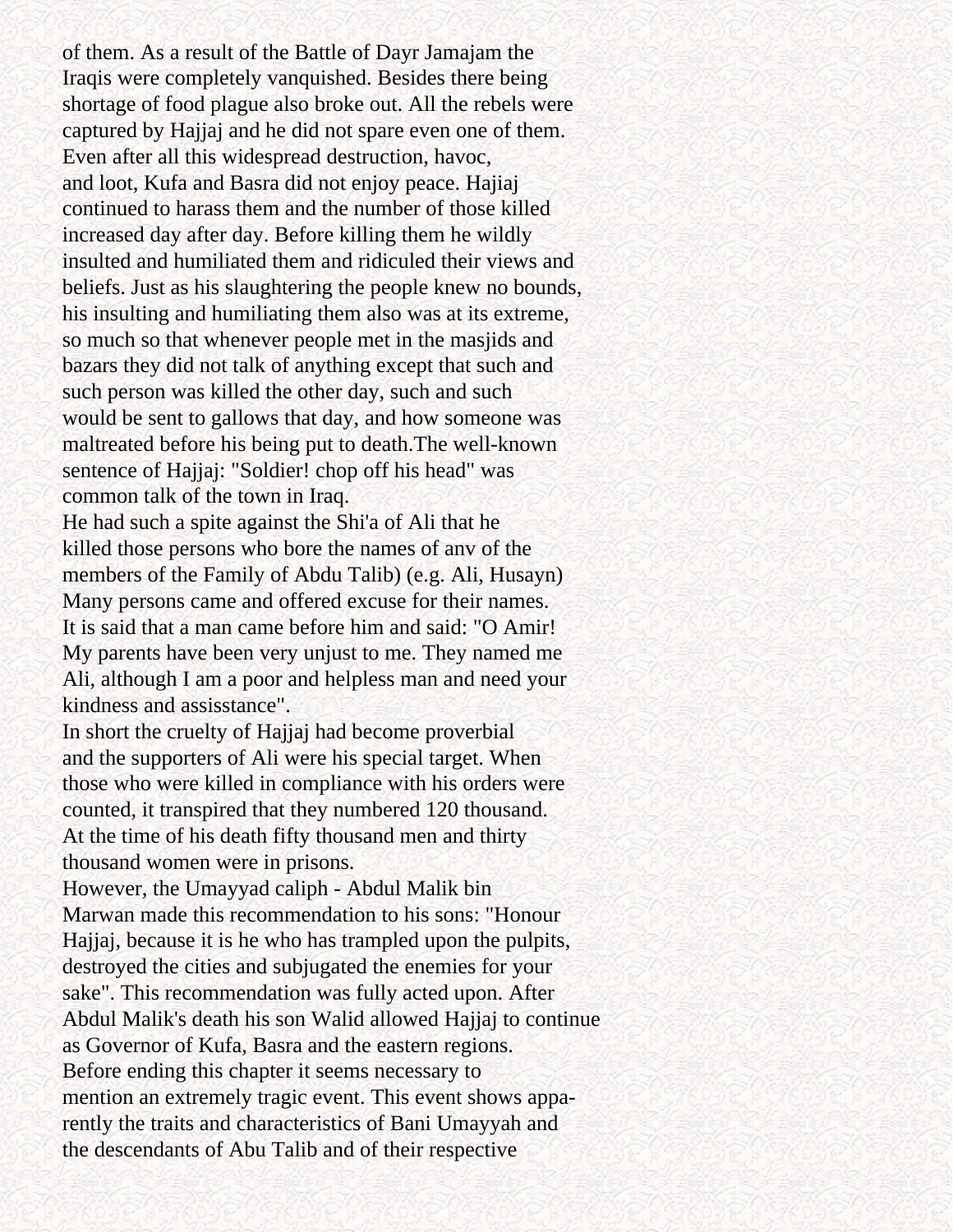of them. As a result of the Battle of Dayr Jamajam the Iraqis were completely vanquished. Besides there being shortage of food plague also broke out. All the rebels were captured by Hajjaj and he did not spare even one of them. Even after all this widespread destruction, havoc, and loot, Kufa and Basra did not enjoy peace. Hajiaj continued to harass them and the number of those killed increased day after day. Before killing them he wildly insulted and humiliated them and ridiculed their views and beliefs. Just as his slaughtering the people knew no bounds, his insulting and humiliating them also was at its extreme, so much so that whenever people met in the masjids and bazars they did not talk of anything except that such and such person was killed the other day, such and such would be sent to gallows that day, and how someone was maltreated before his being put to death.The well-known sentence of Hajjaj: "Soldier! chop off his head" was common talk of the town in Iraq.

He had such a spite against the Shi'a of Ali that he killed those persons who bore the names of anv of the members of the Family of Abdu Talib) (e.g. Ali, Husayn) Many persons came and offered excuse for their names. It is said that a man came before him and said: "O Amir! My parents have been very unjust to me. They named me Ali, although I am a poor and helpless man and need your kindness and assisstance".

In short the cruelty of Hajjaj had become proverbial and the supporters of Ali were his special target. When those who were killed in compliance with his orders were counted, it transpired that they numbered 120 thousand. At the time of his death fifty thousand men and thirty thousand women were in prisons.

However, the Umayyad caliph - Abdul Malik bin Marwan made this recommendation to his sons: "Honour Hajjaj, because it is he who has trampled upon the pulpits, destroyed the cities and subjugated the enemies for your sake". This recommendation was fully acted upon. After Abdul Malik's death his son Walid allowed Hajjaj to continue as Governor of Kufa, Basra and the eastern regions.

Before ending this chapter it seems necessary to mention an extremely tragic event. This event shows apparently the traits and characteristics of Bani Umayyah and the descendants of Abu Talib and of their respective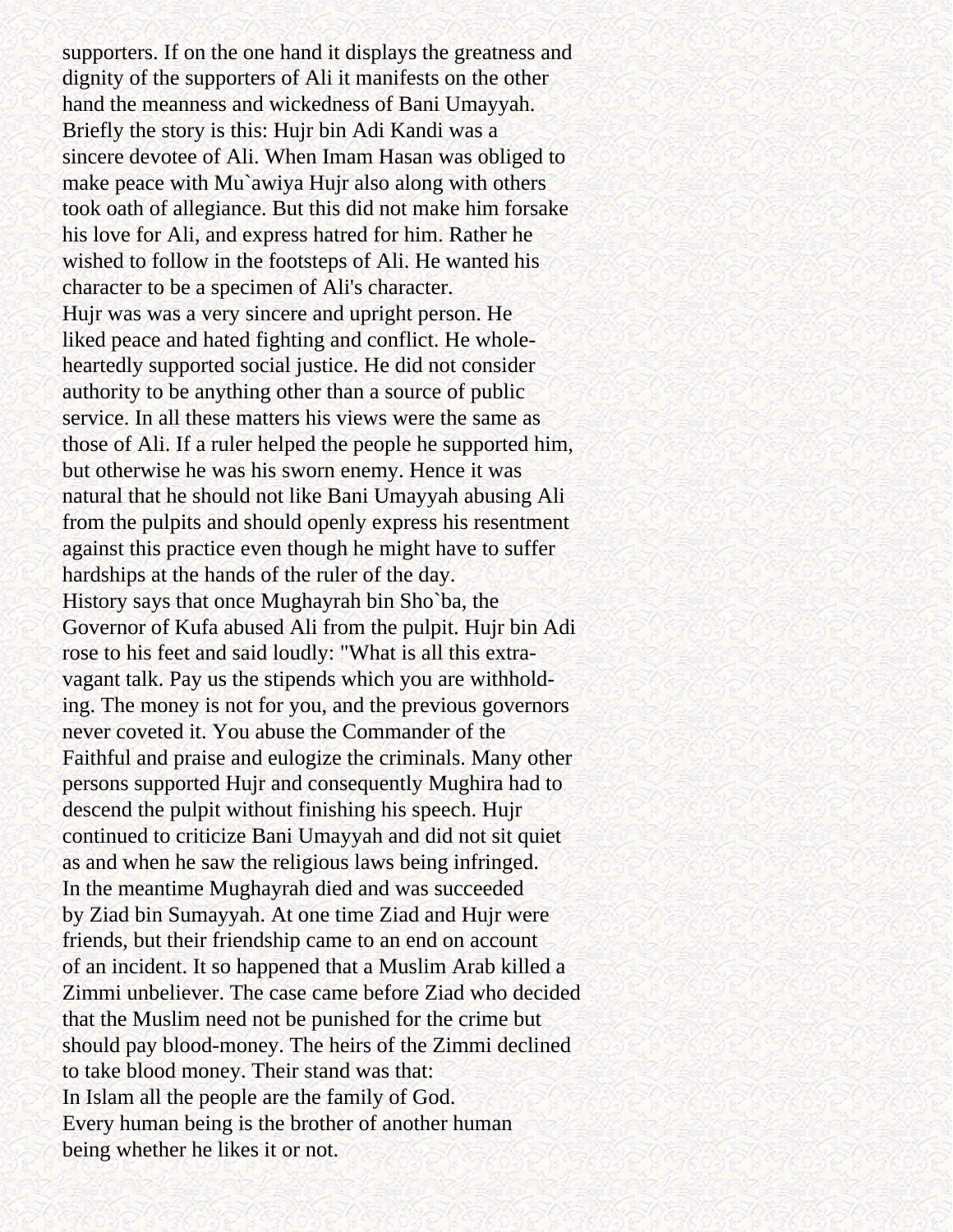supporters. If on the one hand it displays the greatness and dignity of the supporters of Ali it manifests on the other hand the meanness and wickedness of Bani Umayyah. Briefly the story is this: Hujr bin Adi Kandi was a sincere devotee of Ali. When Imam Hasan was obliged to make peace with Mu`awiya Hujr also along with others took oath of allegiance. But this did not make him forsake his love for Ali, and express hatred for him. Rather he wished to follow in the footsteps of Ali. He wanted his character to be a specimen of Ali's character.

Hujr was was a very sincere and upright person. He liked peace and hated fighting and conflict. He whole-heartedly supported social justice. He did not consider authority to be anything other than a source of public service. In all these matters his views were the same as those of Ali. If a ruler helped the people he supported him, but otherwise he was his sworn enemy. Hence it was natural that he should not like Bani Umayyah abusing Ali from the pulpits and should openly express his resentment against this practice even though he might have to suffer hardships at the hands of the ruler of the day.

History says that once Mughayrah bin Sho`ba, the Governor of Kufa abused Ali from the pulpit. Hujr bin Adi rose to his feet and said loudly: "What is all this extra-vagant talk. Pay us the stipends which you are withhold-ing. The money is not for you, and the previous governors never coveted it. You abuse the Commander of the Faithful and praise and eulogize the criminals. Many other persons supported Hujr and consequently Mughira had to descend the pulpit without finishing his speech. Hujr continued to criticize Bani Umayyah and did not sit quiet as and when he saw the religious laws being infringed.

In the meantime Mughayrah died and was succeeded by Ziad bin Sumayyah. At one time Ziad and Hujr were friends, but their friendship came to an end on account of an incident. It so happened that a Muslim Arab killed a Zimmi unbeliever. The case came before Ziad who decided that the Muslim need not be punished for the crime but should pay blood-money. The heirs of the Zimmi declined to take blood money. Their stand was that:

In Islam all the people are the family of God.

Every human being is the brother of another human being whether he likes it or not.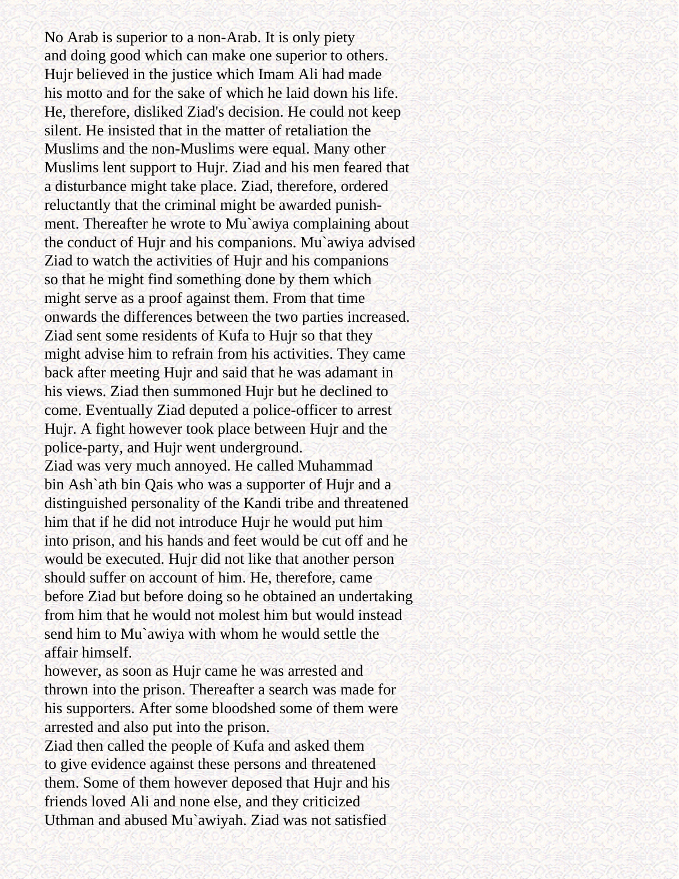No Arab is superior to a non-Arab. It is only piety and doing good which can make one superior to others. Hujr believed in the justice which Imam Ali had made his motto and for the sake of which he laid down his life. He, therefore, disliked Ziad's decision. He could not keep silent. He insisted that in the matter of retaliation the Muslims and the non-Muslims were equal. Many other Muslims lent support to Hujr. Ziad and his men feared that a disturbance might take place. Ziad, therefore, ordered reluctantly that the criminal might be awarded punishment. Thereafter he wrote to Mu`awiya complaining about the conduct of Hujr and his companions. Mu`awiya advised Ziad to watch the activities of Hujr and his companions so that he might find something done by them which might serve as a proof against them. From that time onwards the differences between the two parties increased. Ziad sent some residents of Kufa to Hujr so that they might advise him to refrain from his activities. They came back after meeting Hujr and said that he was adamant in his views. Ziad then summoned Hujr but he declined to come. Eventually Ziad deputed a police-officer to arrest Hujr. A fight however took place between Hujr and the police-party, and Hujr went underground.

Ziad was very much annoyed. He called Muhammad bin Ash`ath bin Qais who was a supporter of Hujr and a distinguished personality of the Kandi tribe and threatened him that if he did not introduce Hujr he would put him into prison, and his hands and feet would be cut off and he would be executed. Hujr did not like that another person should suffer on account of him. He, therefore, came before Ziad but before doing so he obtained an undertaking from him that he would not molest him but would instead send him to Mu`awiya with whom he would settle the affair himself.

however, as soon as Hujr came he was arrested and thrown into the prison. Thereafter a search was made for his supporters. After some bloodshed some of them were arrested and also put into the prison.

Ziad then called the people of Kufa and asked them to give evidence against these persons and threatened them. Some of them however deposed that Hujr and his friends loved Ali and none else, and they criticized Uthman and abused Mu`awiyah. Ziad was not satisfied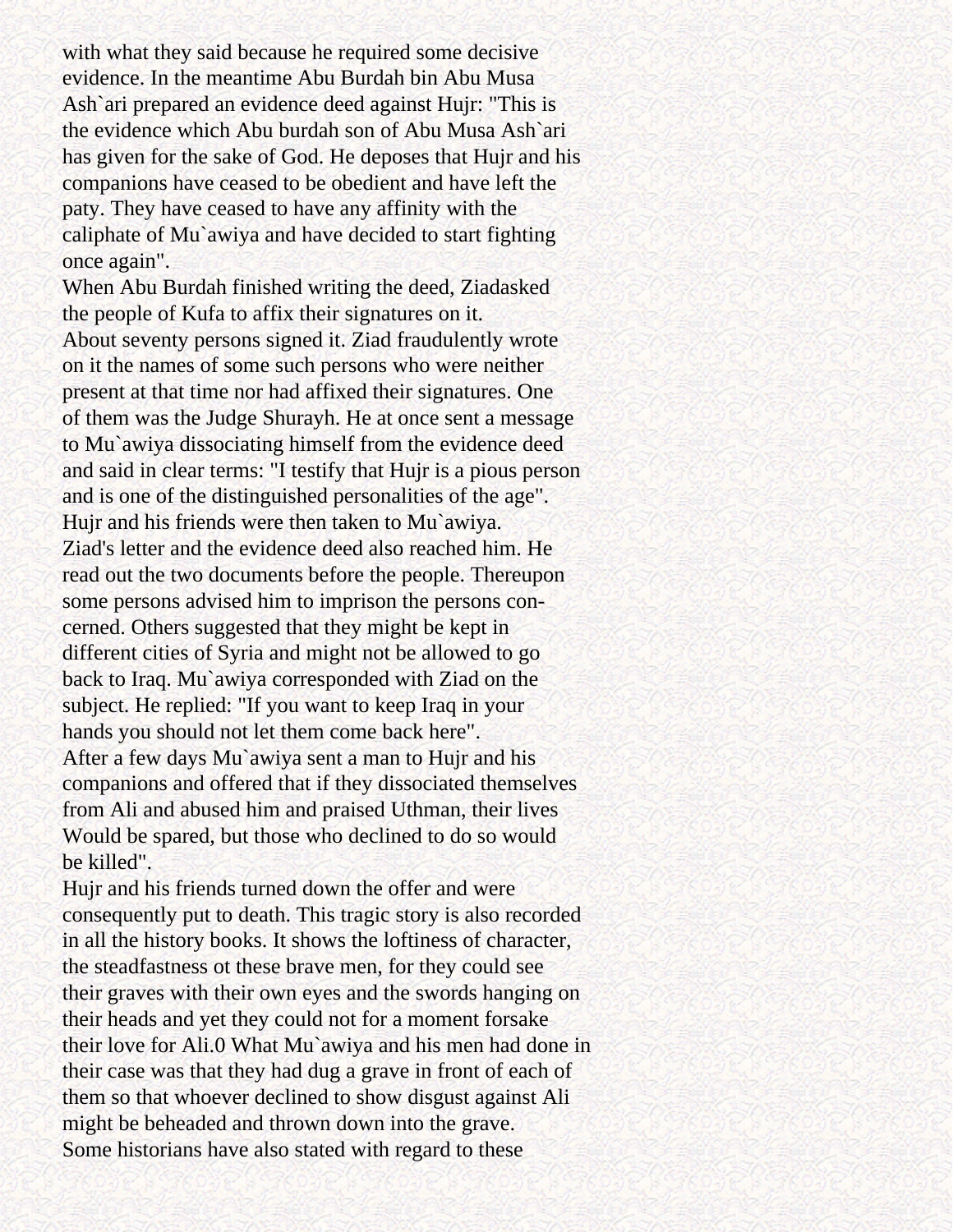with what they said because he required some decisive evidence. In the meantime Abu Burdah bin Abu Musa Ash`ari prepared an evidence deed against Hujr: "This is the evidence which Abu burdah son of Abu Musa Ash`ari has given for the sake of God. He deposes that Hujr and his companions have ceased to be obedient and have left the paty. They have ceased to have any affinity with the caliphate of Mu`awiya and have decided to start fighting once again".

When Abu Burdah finished writing the deed, Ziadasked the people of Kufa to affix their signatures on it.

About seventy persons signed it. Ziad fraudulently wrote on it the names of some such persons who were neither present at that time nor had affixed their signatures. One of them was the Judge Shurayh. He at once sent a message to Mu`awiya dissociating himself from the evidence deed and said in clear terms: "I testify that Hujr is a pious person and is one of the distinguished personalities of the age".

Hujr and his friends were then taken to Mu`awiya.

Ziad's letter and the evidence deed also reached him. He read out the two documents before the people. Thereupon some persons advised him to imprison the persons concerned. Others suggested that they might be kept in different cities of Syria and might not be allowed to go back to Iraq. Mu`awiya corresponded with Ziad on the subject. He replied: "If you want to keep Iraq in your hands you should not let them come back here".

After a few days Mu`awiya sent a man to Hujr and his companions and offered that if they dissociated themselves from Ali and abused him and praised Uthman, their lives Would be spared, but those who declined to do so would be killed".

Hujr and his friends turned down the offer and were consequently put to death. This tragic story is also recorded in all the history books. It shows the loftiness of character, the steadfastness ot these brave men, for they could see their graves with their own eyes and the swords hanging on their heads and yet they could not for a moment forsake their love for Ali.0 What Mu`awiya and his men had done in their case was that they had dug a grave in front of each of them so that whoever declined to show disgust against Ali might be beheaded and thrown down into the grave.

Some historians have also stated with regard to these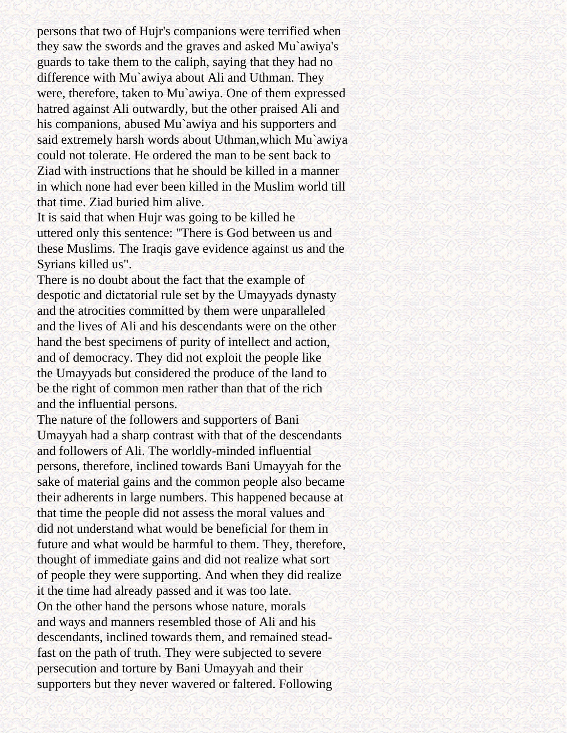persons that two of Hujr's companions were terrified when they saw the swords and the graves and asked Mu`awiya's guards to take them to the caliph, saying that they had no difference with Mu`awiya about Ali and Uthman. They were, therefore, taken to Mu`awiya. One of them expressed hatred against Ali outwardly, but the other praised Ali and his companions, abused Mu`awiya and his supporters and said extremely harsh words about Uthman,which Mu`awiya could not tolerate. He ordered the man to be sent back to Ziad with instructions that he should be killed in a manner in which none had ever been killed in the Muslim world till that time. Ziad buried him alive.

It is said that when Hujr was going to be killed he uttered only this sentence: "There is God between us and these Muslims. The Iraqis gave evidence against us and the Syrians killed us".

There is no doubt about the fact that the example of despotic and dictatorial rule set by the Umayyads dynasty and the atrocities committed by them were unparalleled and the lives of Ali and his descendants were on the other hand the best specimens of purity of intellect and action, and of democracy. They did not exploit the people like the Umayyads but considered the produce of the land to be the right of common men rather than that of the rich and the influential persons.

The nature of the followers and supporters of Bani Umayyah had a sharp contrast with that of the descendants and followers of Ali. The worldly-minded influential persons, therefore, inclined towards Bani Umayyah for the sake of material gains and the common people also became their adherents in large numbers. This happened because at that time the people did not assess the moral values and did not understand what would be beneficial for them in future and what would be harmful to them. They, therefore, thought of immediate gains and did not realize what sort of people they were supporting. And when they did realize it the time had already passed and it was too late.

On the other hand the persons whose nature, morals and ways and manners resembled those of Ali and his descendants, inclined towards them, and remained steadfast on the path of truth. They were subjected to severe persecution and torture by Bani Umayyah and their supporters but they never wavered or faltered. Following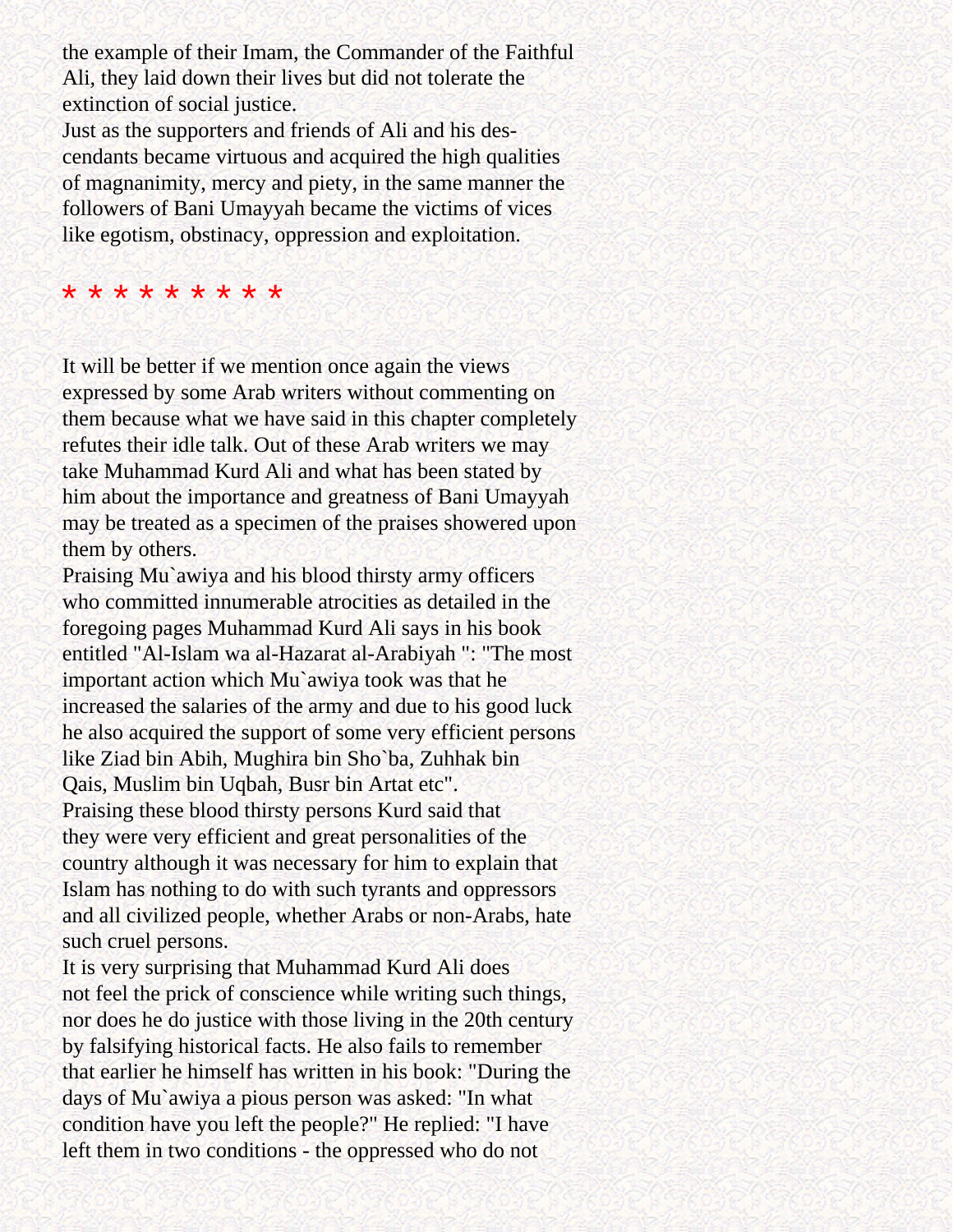the example of their Imam, the Commander of the Faithful Ali, they laid down their lives but did not tolerate the extinction of social justice.

Just as the supporters and friends of Ali and his descendants became virtuous and acquired the high qualities of magnanimity, mercy and piety, in the same manner the followers of Bani Umayyah became the victims of vices like egotism, obstinacy, oppression and exploitation.

* * * * * * * * *

It will be better if we mention once again the views expressed by some Arab writers without commenting on them because what we have said in this chapter completely refutes their idle talk. Out of these Arab writers we may take Muhammad Kurd Ali and what has been stated by him about the importance and greatness of Bani Umayyah may be treated as a specimen of the praises showered upon them by others.

Praising Mu`awiya and his blood thirsty army officers who committed innumerable atrocities as detailed in the foregoing pages Muhammad Kurd Ali says in his book entitled "Al-Islam wa al-Hazarat al-Arabiyah ": "The most important action which Mu`awiya took was that he increased the salaries of the army and due to his good luck he also acquired the support of some very efficient persons like Ziad bin Abih, Mughira bin Sho`ba, Zuhhak bin Qais, Muslim bin Uqbah, Busr bin Artat etc".

Praising these blood thirsty persons Kurd said that they were very efficient and great personalities of the country although it was necessary for him to explain that Islam has nothing to do with such tyrants and oppressors and all civilized people, whether Arabs or non-Arabs, hate such cruel persons.

It is very surprising that Muhammad Kurd Ali does not feel the prick of conscience while writing such things, nor does he do justice with those living in the 20th century by falsifying historical facts. He also fails to remember that earlier he himself has written in his book: "During the days of Mu`awiya a pious person was asked: "In what condition have you left the people?" He replied: "I have left them in two conditions - the oppressed who do not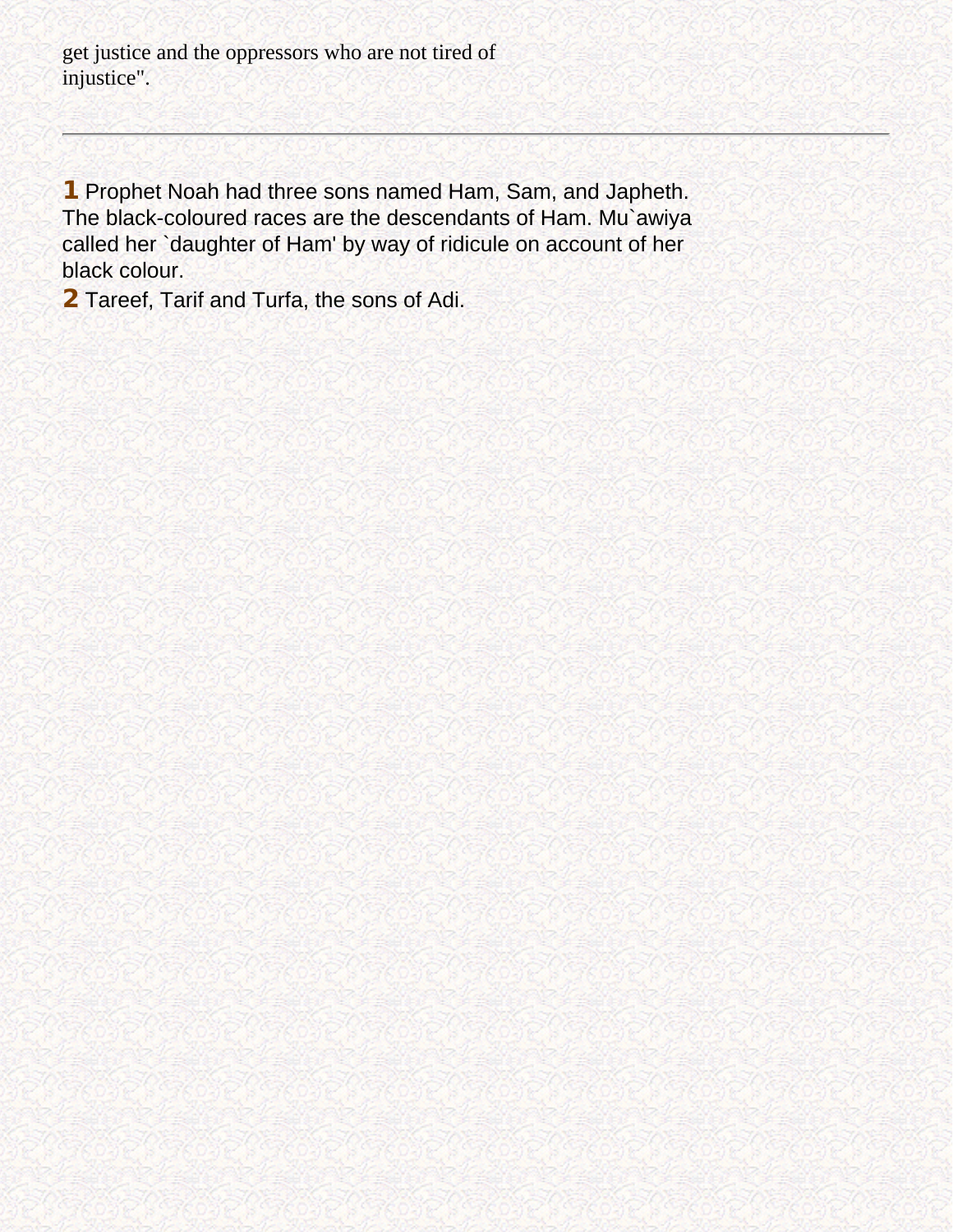get justice and the oppressors who are not tired of injustice".

---

**1** Prophet Noah had three sons named Ham, Sam, and Japheth. The black-coloured races are the descendants of Ham. Mu`awiya called her `daughter of Ham' by way of ridicule on account of her black colour.

**2** Tareef, Tarif and Turfa, the sons of Adi.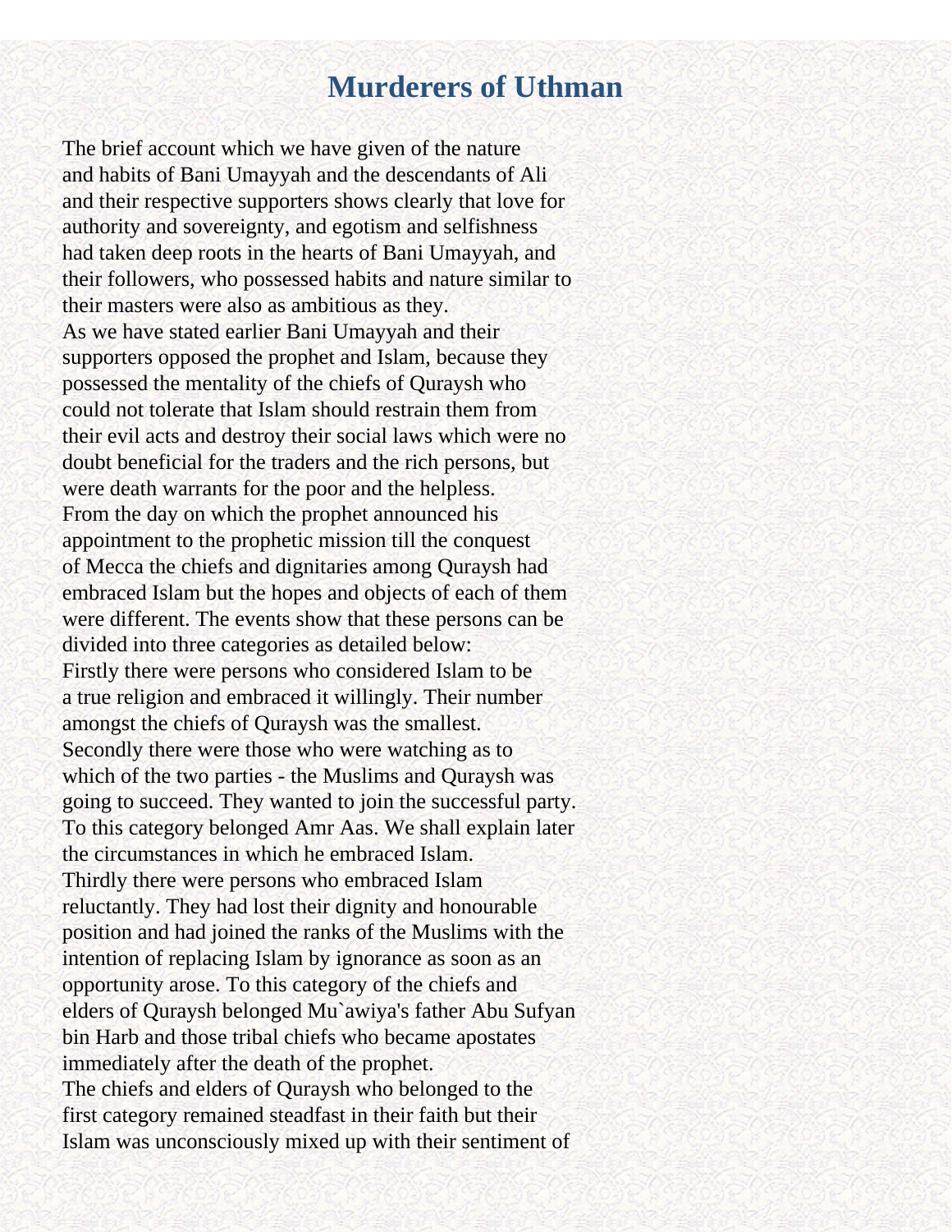# Murderers of Uthman

The brief account which we have given of the nature and habits of Bani Umayyah and the descendants of Ali and their respective supporters shows clearly that love for authority and sovereignty, and egotism and selfishness had taken deep roots in the hearts of Bani Umayyah, and their followers, who possessed habits and nature similar to their masters were also as ambitious as they.

As we have stated earlier Bani Umayyah and their supporters opposed the prophet and Islam, because they possessed the mentality of the chiefs of Quraysh who could not tolerate that Islam should restrain them from their evil acts and destroy their social laws which were no doubt beneficial for the traders and the rich persons, but were death warrants for the poor and the helpless.

From the day on which the prophet announced his appointment to the prophetic mission till the conquest of Mecca the chiefs and dignitaries among Quraysh had embraced Islam but the hopes and objects of each of them were different. The events show that these persons can be divided into three categories as detailed below:

Firstly there were persons who considered Islam to be a true religion and embraced it willingly. Their number amongst the chiefs of Quraysh was the smallest.

Secondly there were those who were watching as to which of the two parties - the Muslims and Quraysh was going to succeed. They wanted to join the successful party. To this category belonged Amr Aas. We shall explain later the circumstances in which he embraced Islam.

Thirdly there were persons who embraced Islam reluctantly. They had lost their dignity and honourable position and had joined the ranks of the Muslims with the intention of replacing Islam by ignorance as soon as an opportunity arose. To this category of the chiefs and elders of Quraysh belonged Mu`awiya's father Abu Sufyan bin Harb and those tribal chiefs who became apostates immediately after the death of the prophet.

The chiefs and elders of Quraysh who belonged to the first category remained steadfast in their faith but their Islam was unconsciously mixed up with their sentiment of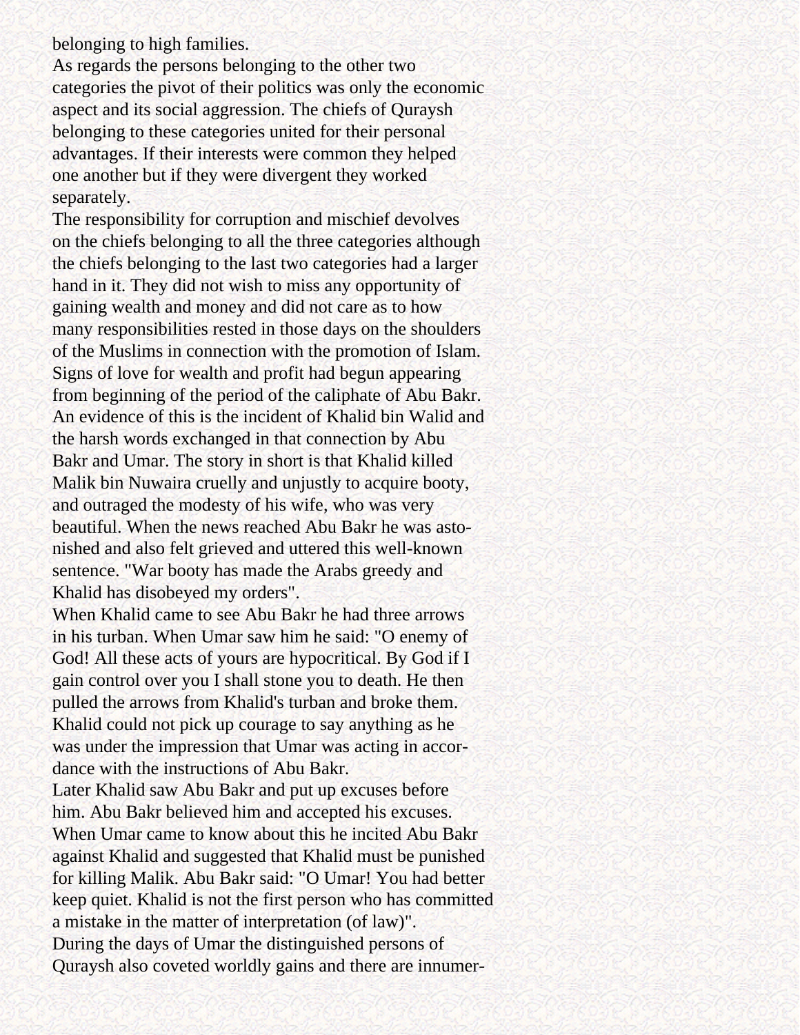belonging to high families.

As regards the persons belonging to the other two categories the pivot of their politics was only the economic aspect and its social aggression. The chiefs of Quraysh belonging to these categories united for their personal advantages. If their interests were common they helped one another but if they were divergent they worked separately.

The responsibility for corruption and mischief devolves on the chiefs belonging to all the three categories although the chiefs belonging to the last two categories had a larger hand in it. They did not wish to miss any opportunity of gaining wealth and money and did not care as to how many responsibilities rested in those days on the shoulders of the Muslims in connection with the promotion of Islam. Signs of love for wealth and profit had begun appearing from beginning of the period of the caliphate of Abu Bakr. An evidence of this is the incident of Khalid bin Walid and the harsh words exchanged in that connection by Abu Bakr and Umar. The story in short is that Khalid killed Malik bin Nuwaira cruelly and unjustly to acquire booty, and outraged the modesty of his wife, who was very beautiful. When the news reached Abu Bakr he was astonished and also felt grieved and uttered this well-known sentence. "War booty has made the Arabs greedy and Khalid has disobeyed my orders".

When Khalid came to see Abu Bakr he had three arrows in his turban. When Umar saw him he said: "O enemy of God! All these acts of yours are hypocritical. By God if I gain control over you I shall stone you to death. He then pulled the arrows from Khalid's turban and broke them. Khalid could not pick up courage to say anything as he was under the impression that Umar was acting in accordance with the instructions of Abu Bakr.

Later Khalid saw Abu Bakr and put up excuses before him. Abu Bakr believed him and accepted his excuses. When Umar came to know about this he incited Abu Bakr against Khalid and suggested that Khalid must be punished for killing Malik. Abu Bakr said: "O Umar! You had better keep quiet. Khalid is not the first person who has committed a mistake in the matter of interpretation (of law)".

During the days of Umar the distinguished persons of Quraysh also coveted worldly gains and there are innumer-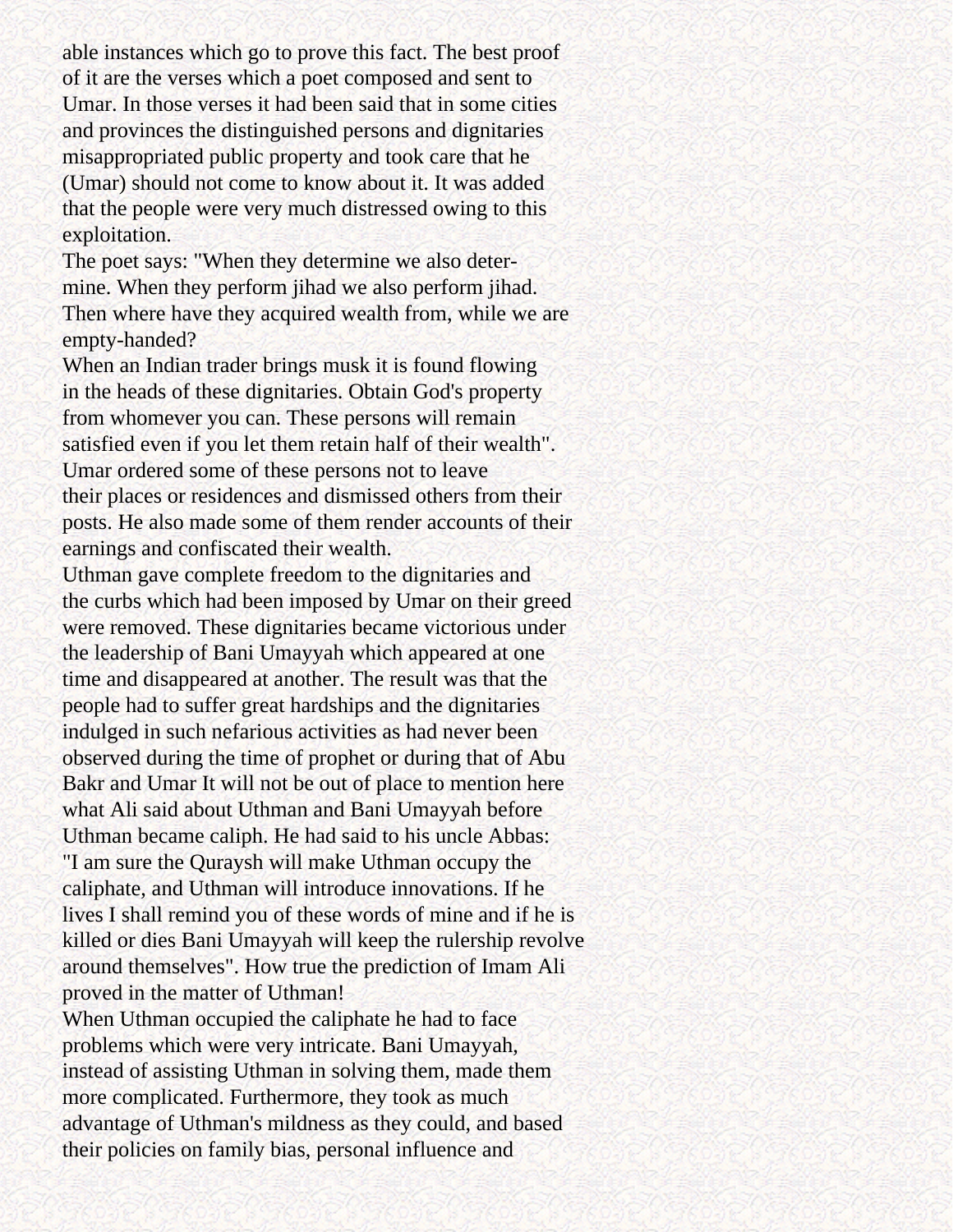able instances which go to prove this fact. The best proof of it are the verses which a poet composed and sent to Umar. In those verses it had been said that in some cities and provinces the distinguished persons and dignitaries misappropriated public property and took care that he (Umar) should not come to know about it. It was added that the people were very much distressed owing to this exploitation.

The poet says: "When they determine we also determine. When they perform jihad we also perform jihad. Then where have they acquired wealth from, while we are empty-handed?

When an Indian trader brings musk it is found flowing in the heads of these dignitaries. Obtain God's property from whomever you can. These persons will remain satisfied even if you let them retain half of their wealth".

Umar ordered some of these persons not to leave their places or residences and dismissed others from their posts. He also made some of them render accounts of their earnings and confiscated their wealth.

Uthman gave complete freedom to the dignitaries and the curbs which had been imposed by Umar on their greed were removed. These dignitaries became victorious under the leadership of Bani Umayyah which appeared at one time and disappeared at another. The result was that the people had to suffer great hardships and the dignitaries indulged in such nefarious activities as had never been observed during the time of prophet or during that of Abu Bakr and Umar It will not be out of place to mention here what Ali said about Uthman and Bani Umayyah before Uthman became caliph. He had said to his uncle Abbas: "I am sure the Quraysh will make Uthman occupy the caliphate, and Uthman will introduce innovations. If he lives I shall remind you of these words of mine and if he is killed or dies Bani Umayyah will keep the rulership revolve around themselves". How true the prediction of Imam Ali proved in the matter of Uthman!

When Uthman occupied the caliphate he had to face problems which were very intricate. Bani Umayyah, instead of assisting Uthman in solving them, made them more complicated. Furthermore, they took as much advantage of Uthman's mildness as they could, and based their policies on family bias, personal influence and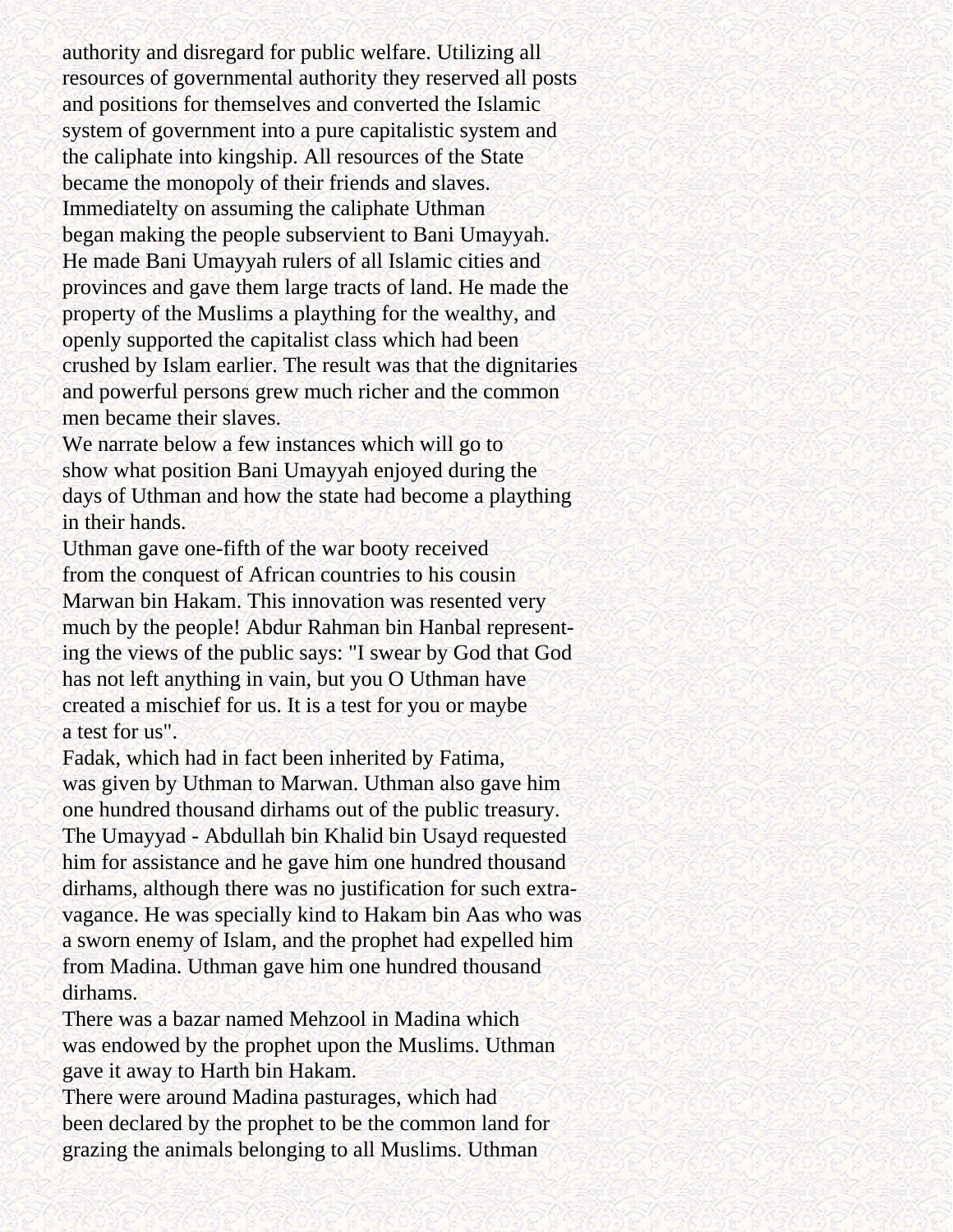authority and disregard for public welfare. Utilizing all resources of governmental authority they reserved all posts and positions for themselves and converted the Islamic system of government into a pure capitalistic system and the caliphate into kingship. All resources of the State became the monopoly of their friends and slaves.

Immediatelty on assuming the caliphate Uthman began making the people subservient to Bani Umayyah. He made Bani Umayyah rulers of all Islamic cities and provinces and gave them large tracts of land. He made the property of the Muslims a plaything for the wealthy, and openly supported the capitalist class which had been crushed by Islam earlier. The result was that the dignitaries and powerful persons grew much richer and the common men became their slaves.

We narrate below a few instances which will go to show what position Bani Umayyah enjoyed during the days of Uthman and how the state had become a plaything in their hands.

Uthman gave one-fifth of the war booty received from the conquest of African countries to his cousin Marwan bin Hakam. This innovation was resented very much by the people! Abdur Rahman bin Hanbal representing the views of the public says: "I swear by God that God has not left anything in vain, but you O Uthman have created a mischief for us. It is a test for you or maybe a test for us".

Fadak, which had in fact been inherited by Fatima, was given by Uthman to Marwan. Uthman also gave him one hundred thousand dirhams out of the public treasury. The Umayyad - Abdullah bin Khalid bin Usayd requested him for assistance and he gave him one hundred thousand dirhams, although there was no justification for such extravagance. He was specially kind to Hakam bin Aas who was a sworn enemy of Islam, and the prophet had expelled him from Madina. Uthman gave him one hundred thousand dirhams.

There was a bazar named Mehzool in Madina which was endowed by the prophet upon the Muslims. Uthman gave it away to Harth bin Hakam.

There were around Madina pasturages, which had been declared by the prophet to be the common land for grazing the animals belonging to all Muslims. Uthman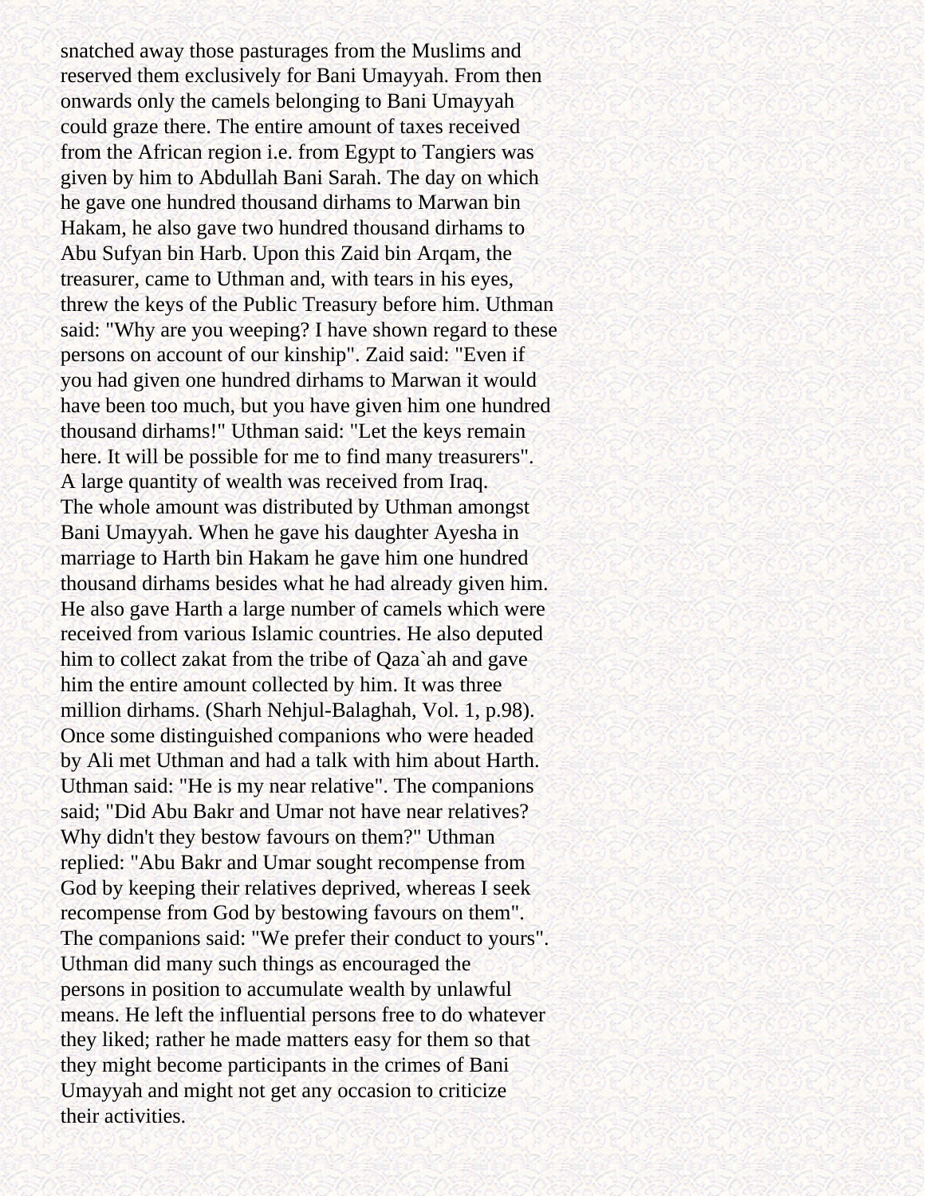snatched away those pasturages from the Muslims and reserved them exclusively for Bani Umayyah. From then onwards only the camels belonging to Bani Umayyah could graze there. The entire amount of taxes received from the African region i.e. from Egypt to Tangiers was given by him to Abdullah Bani Sarah. The day on which he gave one hundred thousand dirhams to Marwan bin Hakam, he also gave two hundred thousand dirhams to Abu Sufyan bin Harb. Upon this Zaid bin Arqam, the treasurer, came to Uthman and, with tears in his eyes, threw the keys of the Public Treasury before him. Uthman said: "Why are you weeping? I have shown regard to these persons on account of our kinship". Zaid said: "Even if you had given one hundred dirhams to Marwan it would have been too much, but you have given him one hundred thousand dirhams!" Uthman said: "Let the keys remain here. It will be possible for me to find many treasurers". A large quantity of wealth was received from Iraq. The whole amount was distributed by Uthman amongst Bani Umayyah. When he gave his daughter Ayesha in marriage to Harth bin Hakam he gave him one hundred thousand dirhams besides what he had already given him. He also gave Harth a large number of camels which were received from various Islamic countries. He also deputed him to collect zakat from the tribe of Qaza`ah and gave him the entire amount collected by him. It was three million dirhams. (Sharh Nehjul-Balaghah, Vol. 1, p.98). Once some distinguished companions who were headed by Ali met Uthman and had a talk with him about Harth. Uthman said: "He is my near relative". The companions said; "Did Abu Bakr and Umar not have near relatives? Why didn't they bestow favours on them?" Uthman replied: "Abu Bakr and Umar sought recompense from God by keeping their relatives deprived, whereas I seek recompense from God by bestowing favours on them". The companions said: "We prefer their conduct to yours". Uthman did many such things as encouraged the persons in position to accumulate wealth by unlawful means. He left the influential persons free to do whatever they liked; rather he made matters easy for them so that they might become participants in the crimes of Bani Umayyah and might not get any occasion to criticize their activities.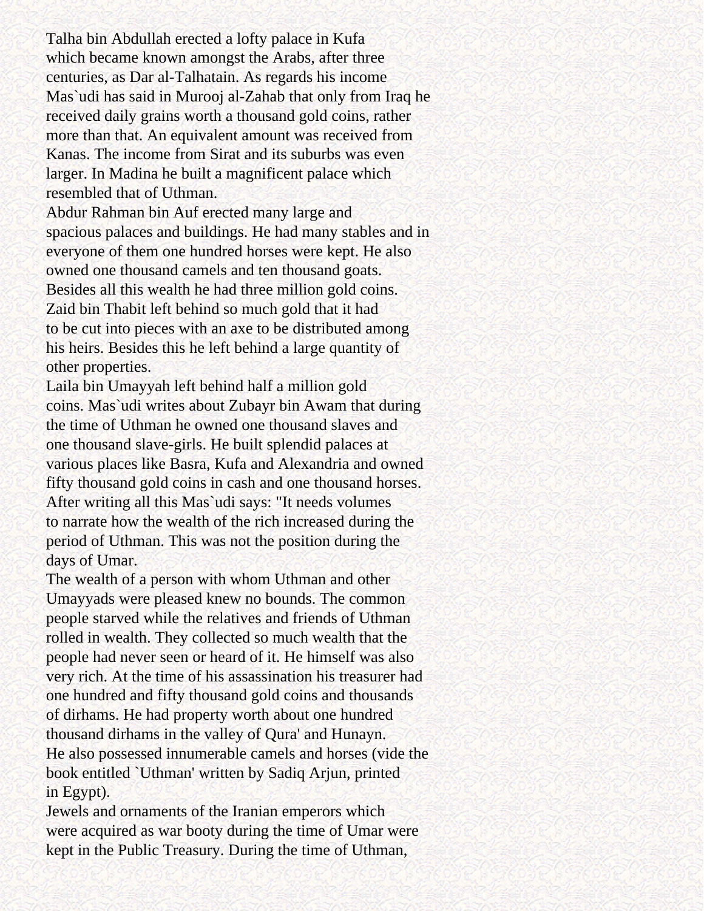Talha bin Abdullah erected a lofty palace in Kufa which became known amongst the Arabs, after three centuries, as Dar al-Talhatain. As regards his income Mas`udi has said in Murooj al-Zahab that only from Iraq he received daily grains worth a thousand gold coins, rather more than that. An equivalent amount was received from Kanas. The income from Sirat and its suburbs was even larger. In Madina he built a magnificent palace which resembled that of Uthman.

Abdur Rahman bin Auf erected many large and spacious palaces and buildings. He had many stables and in everyone of them one hundred horses were kept. He also owned one thousand camels and ten thousand goats. Besides all this wealth he had three million gold coins.

Zaid bin Thabit left behind so much gold that it had to be cut into pieces with an axe to be distributed among his heirs. Besides this he left behind a large quantity of other properties.

Laila bin Umayyah left behind half a million gold coins. Mas`udi writes about Zubayr bin Awam that during the time of Uthman he owned one thousand slaves and one thousand slave-girls. He built splendid palaces at various places like Basra, Kufa and Alexandria and owned fifty thousand gold coins in cash and one thousand horses.

After writing all this Mas`udi says: "It needs volumes to narrate how the wealth of the rich increased during the period of Uthman. This was not the position during the days of Umar.

The wealth of a person with whom Uthman and other Umayyads were pleased knew no bounds. The common people starved while the relatives and friends of Uthman rolled in wealth. They collected so much wealth that the people had never seen or heard of it. He himself was also very rich. At the time of his assassination his treasurer had one hundred and fifty thousand gold coins and thousands of dirhams. He had property worth about one hundred thousand dirhams in the valley of Qura' and Hunayn.

He also possessed innumerable camels and horses (vide the book entitled `Uthman' written by Sadiq Arjun, printed in Egypt).

Jewels and ornaments of the Iranian emperors which were acquired as war booty during the time of Umar were kept in the Public Treasury. During the time of Uthman,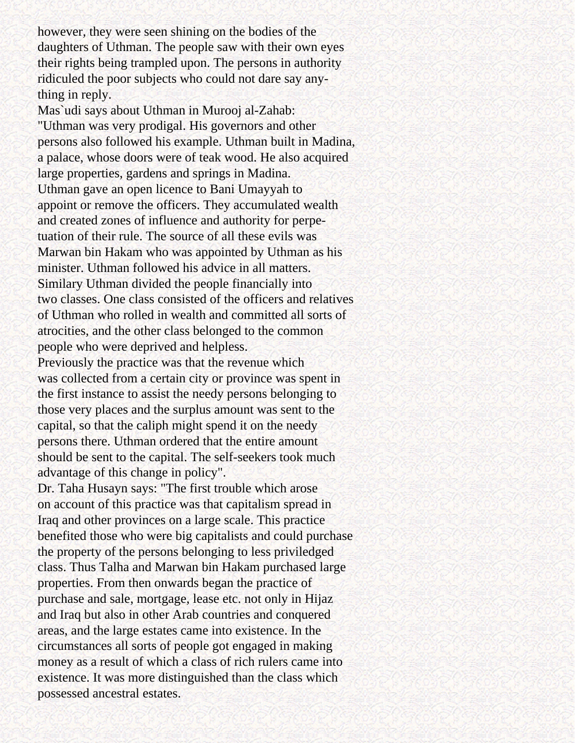however, they were seen shining on the bodies of the daughters of Uthman. The people saw with their own eyes their rights being trampled upon. The persons in authority ridiculed the poor subjects who could not dare say anything in reply.

Mas`udi says about Uthman in Murooj al-Zahab:

"Uthman was very prodigal. His governors and other persons also followed his example. Uthman built in Madina, a palace, whose doors were of teak wood. He also acquired large properties, gardens and springs in Madina.

Uthman gave an open licence to Bani Umayyah to appoint or remove the officers. They accumulated wealth and created zones of influence and authority for perpetuation of their rule. The source of all these evils was Marwan bin Hakam who was appointed by Uthman as his minister. Uthman followed his advice in all matters.

Similary Uthman divided the people financially into two classes. One class consisted of the officers and relatives of Uthman who rolled in wealth and committed all sorts of atrocities, and the other class belonged to the common people who were deprived and helpless.

Previously the practice was that the revenue which was collected from a certain city or province was spent in the first instance to assist the needy persons belonging to those very places and the surplus amount was sent to the capital, so that the caliph might spend it on the needy persons there. Uthman ordered that the entire amount should be sent to the capital. The self-seekers took much advantage of this change in policy".

Dr. Taha Husayn says: "The first trouble which arose on account of this practice was that capitalism spread in Iraq and other provinces on a large scale. This practice benefited those who were big capitalists and could purchase the property of the persons belonging to less priviledged class. Thus Talha and Marwan bin Hakam purchased large properties. From then onwards began the practice of purchase and sale, mortgage, lease etc. not only in Hijaz and Iraq but also in other Arab countries and conquered areas, and the large estates came into existence. In the circumstances all sorts of people got engaged in making money as a result of which a class of rich rulers came into existence. It was more distinguished than the class which possessed ancestral estates.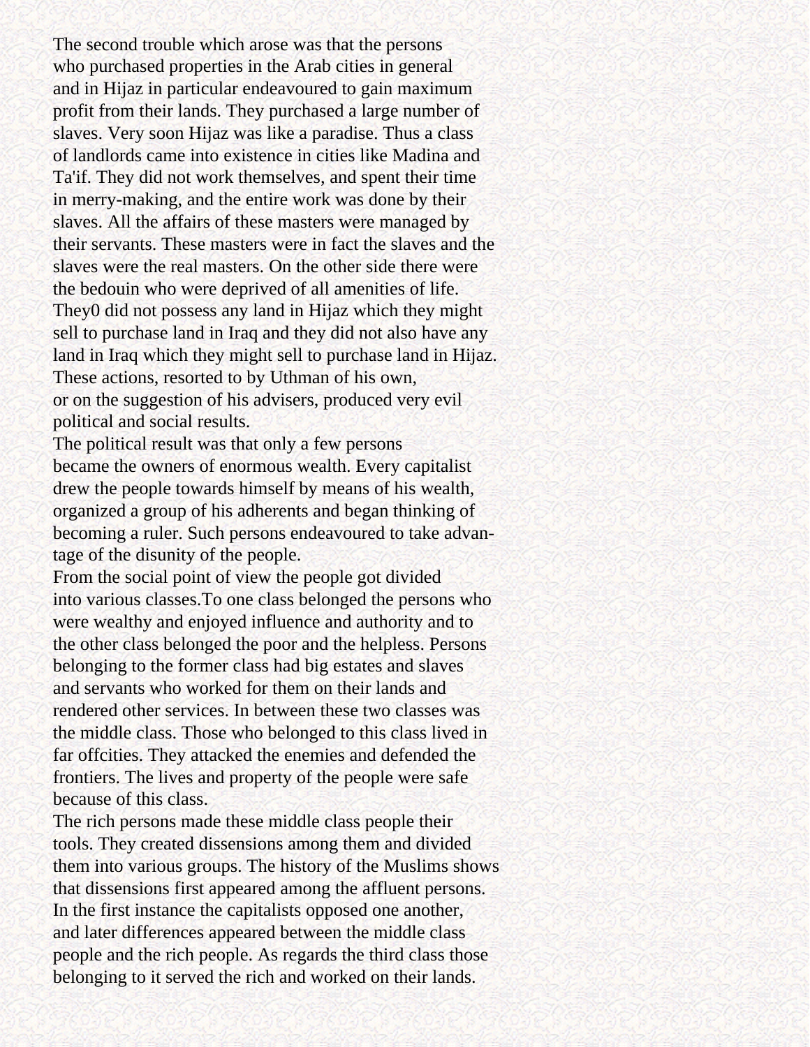The second trouble which arose was that the persons who purchased properties in the Arab cities in general and in Hijaz in particular endeavoured to gain maximum profit from their lands. They purchased a large number of slaves. Very soon Hijaz was like a paradise. Thus a class of landlords came into existence in cities like Madina and Ta'if. They did not work themselves, and spent their time in merry-making, and the entire work was done by their slaves. All the affairs of these masters were managed by their servants. These masters were in fact the slaves and the slaves were the real masters. On the other side there were the bedouin who were deprived of all amenities of life. They0 did not possess any land in Hijaz which they might sell to purchase land in Iraq and they did not also have any land in Iraq which they might sell to purchase land in Hijaz. These actions, resorted to by Uthman of his own, or on the suggestion of his advisers, produced very evil political and social results.

The political result was that only a few persons became the owners of enormous wealth. Every capitalist drew the people towards himself by means of his wealth, organized a group of his adherents and began thinking of becoming a ruler. Such persons endeavoured to take advantage of the disunity of the people.

From the social point of view the people got divided into various classes.To one class belonged the persons who were wealthy and enjoyed influence and authority and to the other class belonged the poor and the helpless. Persons belonging to the former class had big estates and slaves and servants who worked for them on their lands and rendered other services. In between these two classes was the middle class. Those who belonged to this class lived in far offcities. They attacked the enemies and defended the frontiers. The lives and property of the people were safe because of this class.

The rich persons made these middle class people their tools. They created dissensions among them and divided them into various groups. The history of the Muslims shows that dissensions first appeared among the affluent persons. In the first instance the capitalists opposed one another, and later differences appeared between the middle class people and the rich people. As regards the third class those belonging to it served the rich and worked on their lands.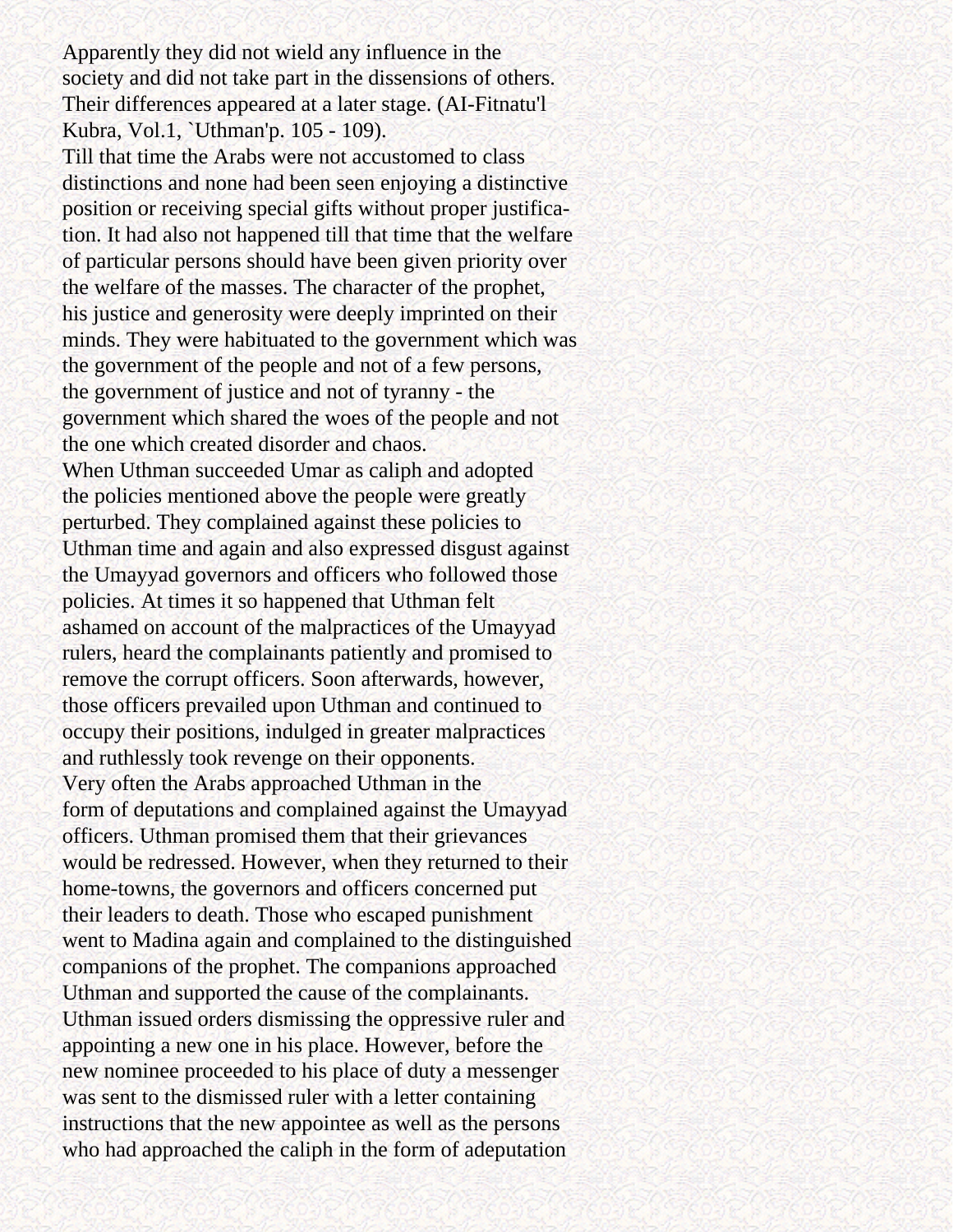Apparently they did not wield any influence in the society and did not take part in the dissensions of others. Their differences appeared at a later stage. (AI-Fitnatu'l Kubra, Vol.1, `Uthman'p. 105 - 109).

Till that time the Arabs were not accustomed to class distinctions and none had been seen enjoying a distinctive position or receiving special gifts without proper justification. It had also not happened till that time that the welfare of particular persons should have been given priority over the welfare of the masses. The character of the prophet, his justice and generosity were deeply imprinted on their minds. They were habituated to the government which was the government of the people and not of a few persons, the government of justice and not of tyranny - the government which shared the woes of the people and not the one which created disorder and chaos.

When Uthman succeeded Umar as caliph and adopted the policies mentioned above the people were greatly perturbed. They complained against these policies to Uthman time and again and also expressed disgust against the Umayyad governors and officers who followed those policies. At times it so happened that Uthman felt ashamed on account of the malpractices of the Umayyad rulers, heard the complainants patiently and promised to remove the corrupt officers. Soon afterwards, however, those officers prevailed upon Uthman and continued to occupy their positions, indulged in greater malpractices and ruthlessly took revenge on their opponents.

Very often the Arabs approached Uthman in the form of deputations and complained against the Umayyad officers. Uthman promised them that their grievances would be redressed. However, when they returned to their home-towns, the governors and officers concerned put their leaders to death. Those who escaped punishment went to Madina again and complained to the distinguished companions of the prophet. The companions approached Uthman and supported the cause of the complainants. Uthman issued orders dismissing the oppressive ruler and appointing a new one in his place. However, before the new nominee proceeded to his place of duty a messenger was sent to the dismissed ruler with a letter containing instructions that the new appointee as well as the persons who had approached the caliph in the form of adeputation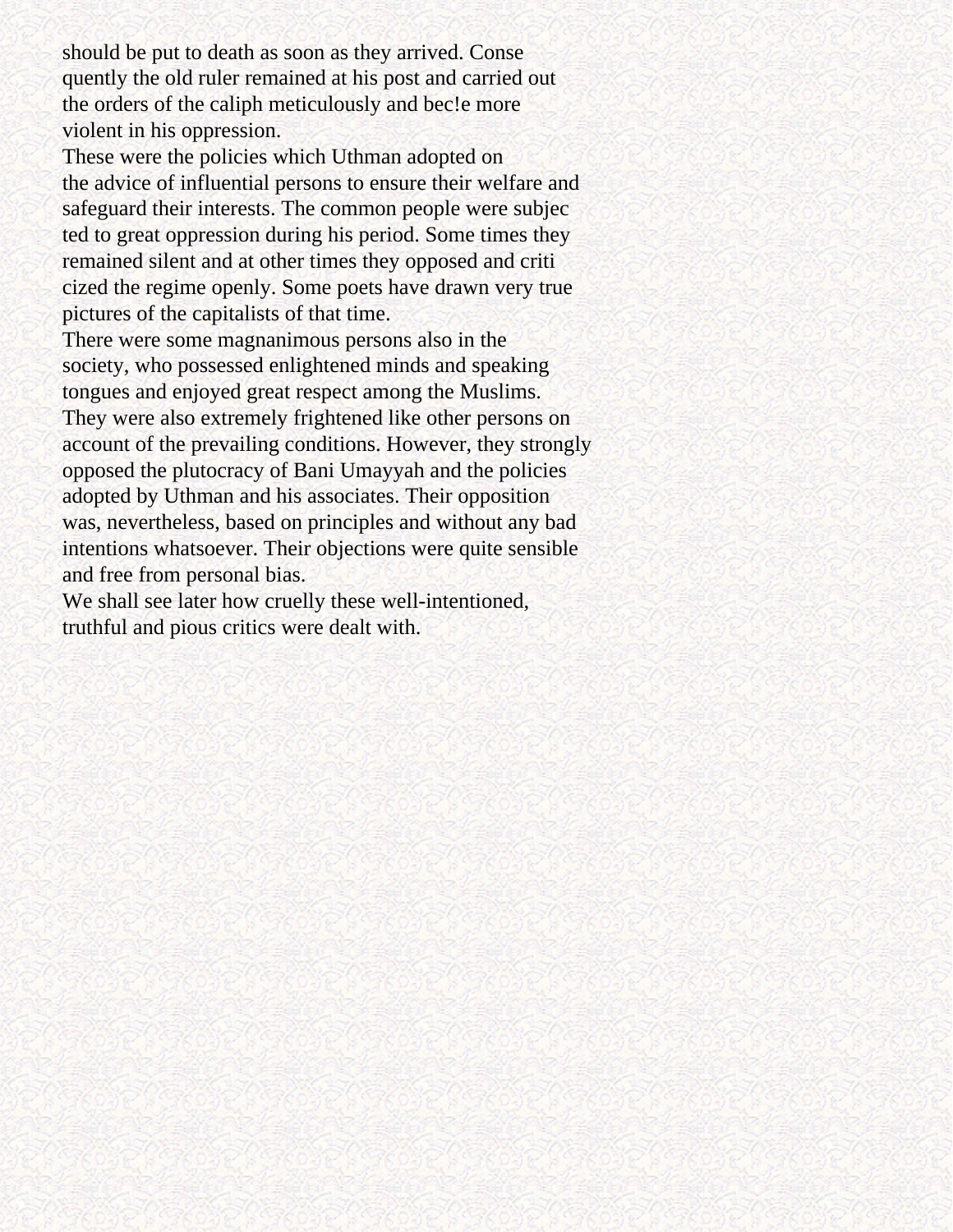should be put to death as soon as they arrived. Consequently the old ruler remained at his post and carried out the orders of the caliph meticulously and bec!e more violent in his oppression.

These were the policies which Uthman adopted on the advice of influential persons to ensure their welfare and safeguard their interests. The common people were subjected to great oppression during his period. Some times they remained silent and at other times they opposed and criticized the regime openly. Some poets have drawn very true pictures of the capitalists of that time.

There were some magnanimous persons also in the society, who possessed enlightened minds and speaking tongues and enjoyed great respect among the Muslims. They were also extremely frightened like other persons on account of the prevailing conditions. However, they strongly opposed the plutocracy of Bani Umayyah and the policies adopted by Uthman and his associates. Their opposition was, nevertheless, based on principles and without any bad intentions whatsoever. Their objections were quite sensible and free from personal bias.

We shall see later how cruelly these well-intentioned, truthful and pious critics were dealt with.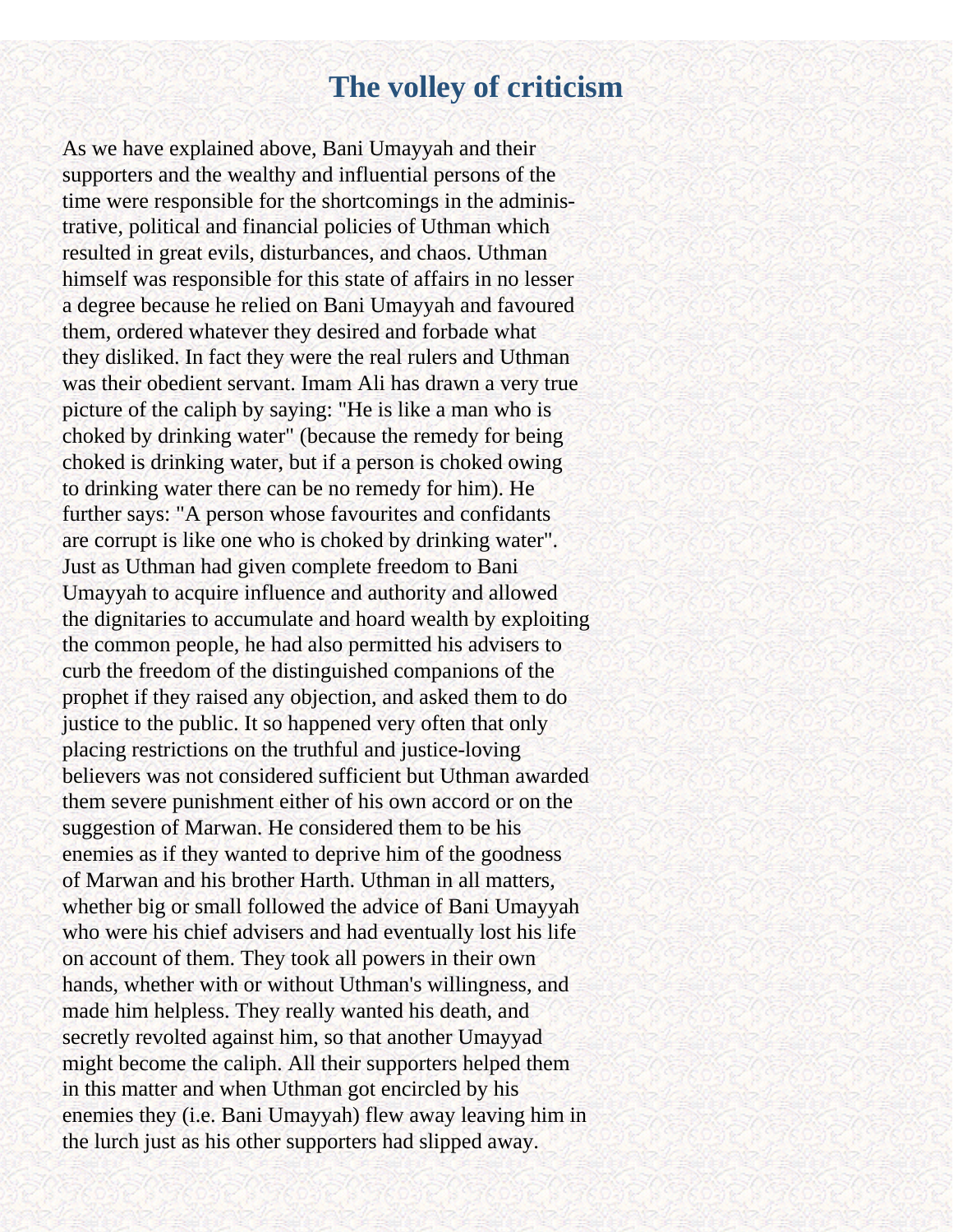# The volley of criticism

As we have explained above, Bani Umayyah and their supporters and the wealthy and influential persons of the time were responsible for the shortcomings in the administrative, political and financial policies of Uthman which resulted in great evils, disturbances, and chaos. Uthman himself was responsible for this state of affairs in no lesser a degree because he relied on Bani Umayyah and favoured them, ordered whatever they desired and forbade what they disliked. In fact they were the real rulers and Uthman was their obedient servant. Imam Ali has drawn a very true picture of the caliph by saying: "He is like a man who is choked by drinking water" (because the remedy for being choked is drinking water, but if a person is choked owing to drinking water there can be no remedy for him). He further says: "A person whose favourites and confidants are corrupt is like one who is choked by drinking water". Just as Uthman had given complete freedom to Bani Umayyah to acquire influence and authority and allowed the dignitaries to accumulate and hoard wealth by exploiting the common people, he had also permitted his advisers to curb the freedom of the distinguished companions of the prophet if they raised any objection, and asked them to do justice to the public. It so happened very often that only placing restrictions on the truthful and justice-loving believers was not considered sufficient but Uthman awarded them severe punishment either of his own accord or on the suggestion of Marwan. He considered them to be his enemies as if they wanted to deprive him of the goodness of Marwan and his brother Harth. Uthman in all matters, whether big or small followed the advice of Bani Umayyah who were his chief advisers and had eventually lost his life on account of them. They took all powers in their own hands, whether with or without Uthman's willingness, and made him helpless. They really wanted his death, and secretly revolted against him, so that another Umayyad might become the caliph. All their supporters helped them in this matter and when Uthman got encircled by his enemies they (i.e. Bani Umayyah) flew away leaving him in the lurch just as his other supporters had slipped away.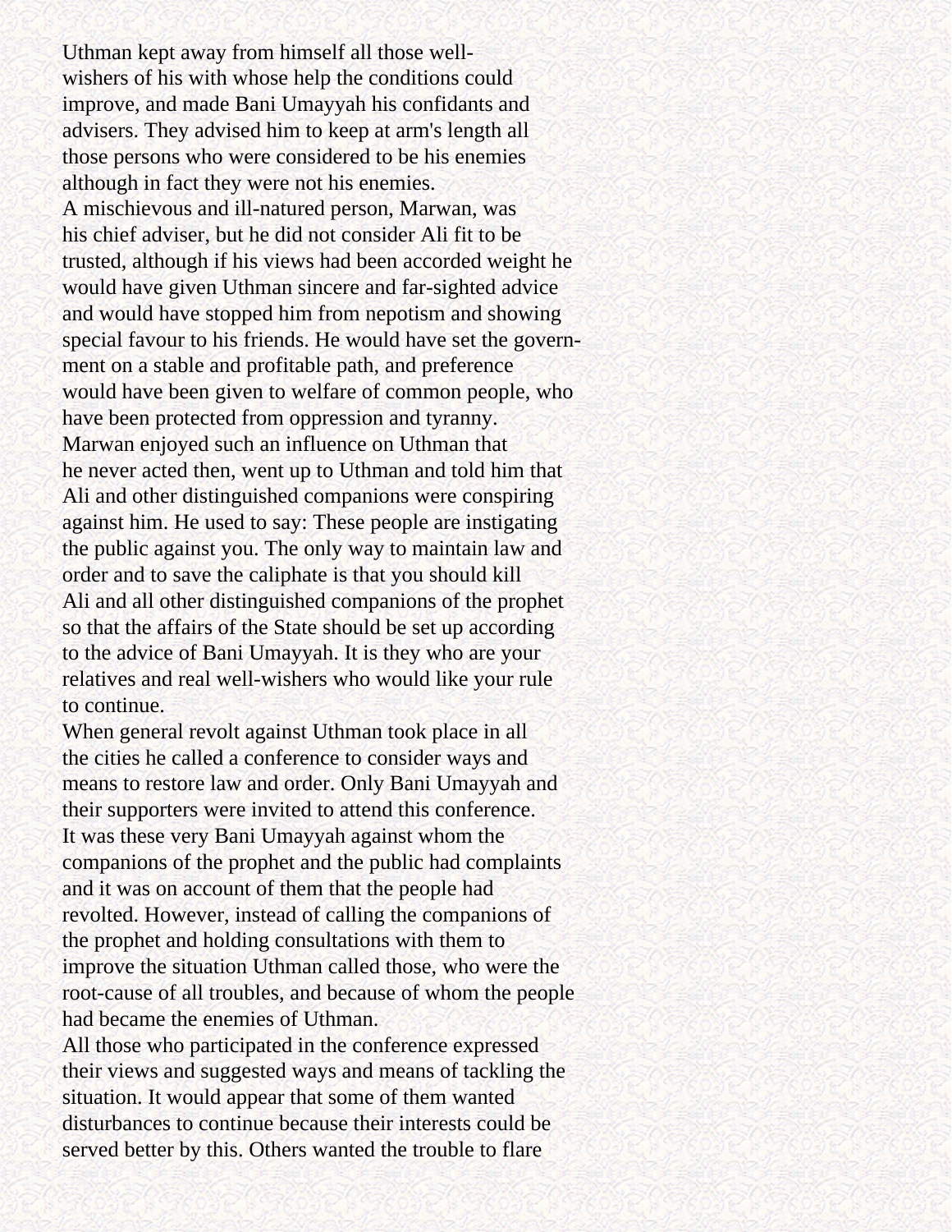Uthman kept away from himself all those well-wishers of his with whose help the conditions could improve, and made Bani Umayyah his confidants and advisers. They advised him to keep at arm's length all those persons who were considered to be his enemies although in fact they were not his enemies.

A mischievous and ill-natured person, Marwan, was his chief adviser, but he did not consider Ali fit to be trusted, although if his views had been accorded weight he would have given Uthman sincere and far-sighted advice and would have stopped him from nepotism and showing special favour to his friends. He would have set the government on a stable and profitable path, and preference would have been given to welfare of common people, who have been protected from oppression and tyranny.

Marwan enjoyed such an influence on Uthman that he never acted then, went up to Uthman and told him that Ali and other distinguished companions were conspiring against him. He used to say: These people are instigating the public against you. The only way to maintain law and order and to save the caliphate is that you should kill Ali and all other distinguished companions of the prophet so that the affairs of the State should be set up according to the advice of Bani Umayyah. It is they who are your relatives and real well-wishers who would like your rule to continue.

When general revolt against Uthman took place in all the cities he called a conference to consider ways and means to restore law and order. Only Bani Umayyah and their supporters were invited to attend this conference. It was these very Bani Umayyah against whom the companions of the prophet and the public had complaints and it was on account of them that the people had revolted. However, instead of calling the companions of the prophet and holding consultations with them to improve the situation Uthman called those, who were the root-cause of all troubles, and because of whom the people had became the enemies of Uthman.

All those who participated in the conference expressed their views and suggested ways and means of tackling the situation. It would appear that some of them wanted disturbances to continue because their interests could be served better by this. Others wanted the trouble to flare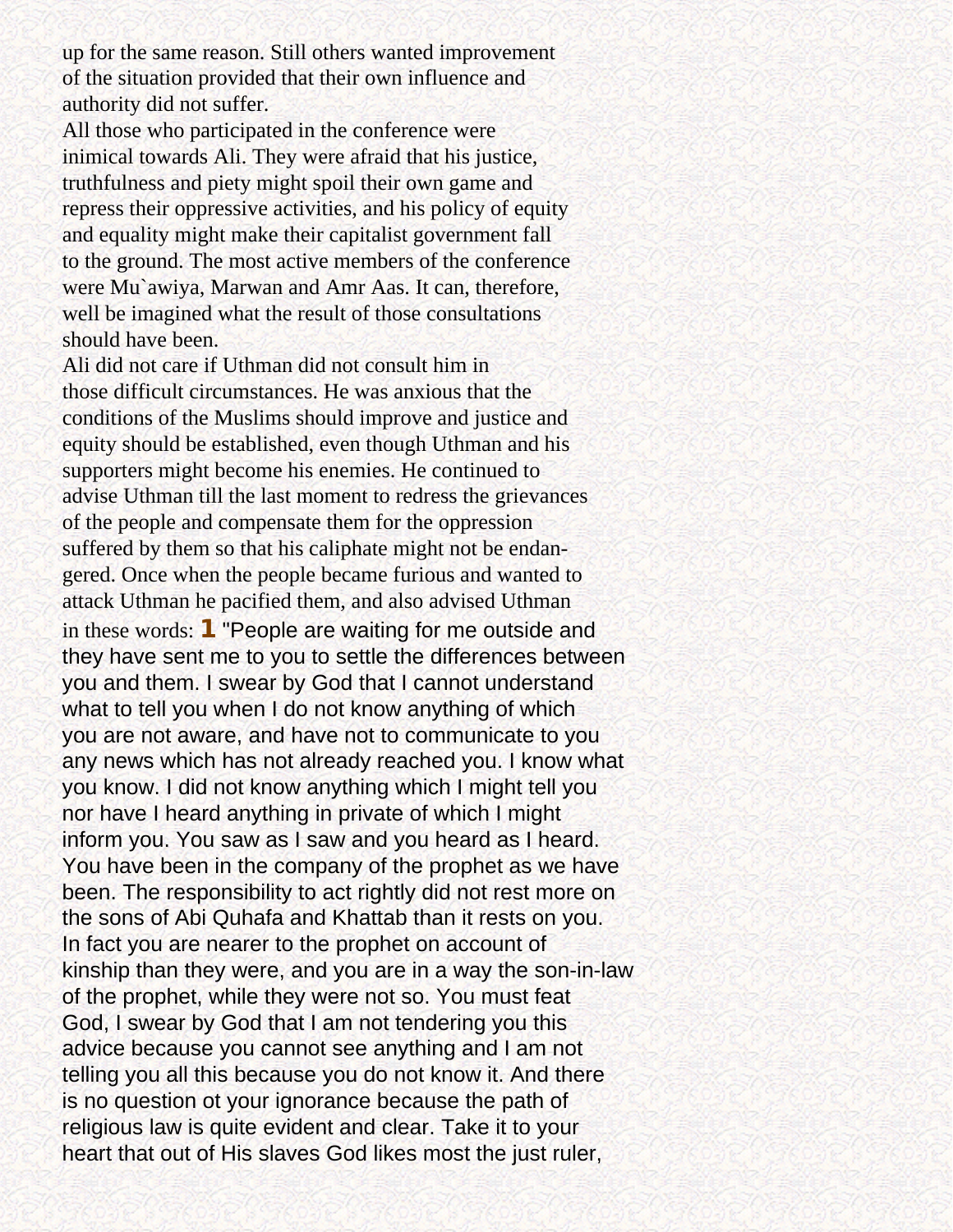up for the same reason. Still others wanted improvement of the situation provided that their own influence and authority did not suffer.

All those who participated in the conference were inimical towards Ali. They were afraid that his justice, truthfulness and piety might spoil their own game and repress their oppressive activities, and his policy of equity and equality might make their capitalist government fall to the ground. The most active members of the conference were Mu`awiya, Marwan and Amr Aas. It can, therefore, well be imagined what the result of those consultations should have been.

Ali did not care if Uthman did not consult him in those difficult circumstances. He was anxious that the conditions of the Muslims should improve and justice and equity should be established, even though Uthman and his supporters might become his enemies. He continued to advise Uthman till the last moment to redress the grievances of the people and compensate them for the oppression suffered by them so that his caliphate might not be endangered. Once when the people became furious and wanted to attack Uthman he pacified them, and also advised Uthman in these words: **1** "People are waiting for me outside and they have sent me to you to settle the differences between you and them. I swear by God that I cannot understand what to tell you when I do not know anything of which you are not aware, and have not to communicate to you any news which has not already reached you. I know what you know. I did not know anything which I might tell you nor have I heard anything in private of which I might inform you. You saw as I saw and you heard as I heard. You have been in the company of the prophet as we have been. The responsibility to act rightly did not rest more on the sons of Abi Quhafa and Khattab than it rests on you. In fact you are nearer to the prophet on account of kinship than they were, and you are in a way the son-in-law of the prophet, while they were not so. You must feat God, I swear by God that I am not tendering you this advice because you cannot see anything and I am not telling you all this because you do not know it. And there is no question ot your ignorance because the path of religious law is quite evident and clear. Take it to your heart that out of His slaves God likes most the just ruler,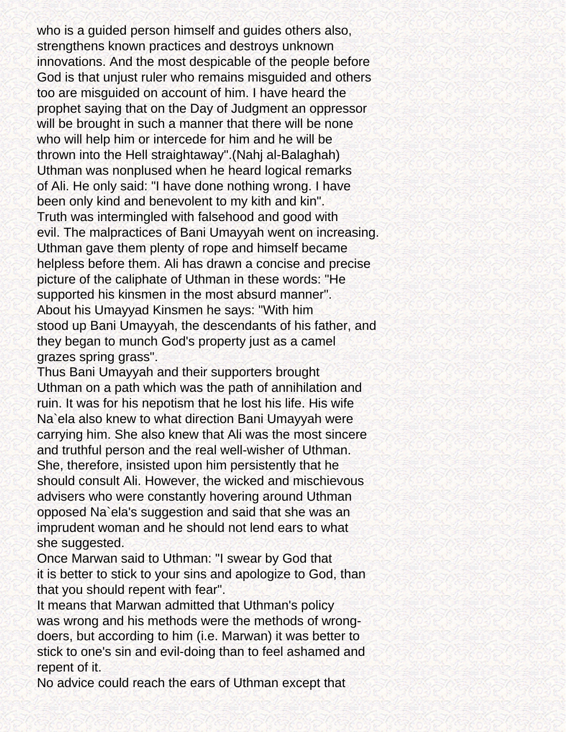who is a guided person himself and guides others also, strengthens known practices and destroys unknown innovations. And the most despicable of the people before God is that unjust ruler who remains misguided and others too are misguided on account of him. I have heard the prophet saying that on the Day of Judgment an oppressor will be brought in such a manner that there will be none who will help him or intercede for him and he will be thrown into the Hell straightaway".(Nahj al-Balaghah)

Uthman was nonplused when he heard logical remarks of Ali. He only said: "I have done nothing wrong. I have been only kind and benevolent to my kith and kin".

Truth was intermingled with falsehood and good with evil. The malpractices of Bani Umayyah went on increasing. Uthman gave them plenty of rope and himself became helpless before them. Ali has drawn a concise and precise picture of the caliphate of Uthman in these words: "He supported his kinsmen in the most absurd manner".

About his Umayyad Kinsmen he says: "With him stood up Bani Umayyah, the descendants of his father, and they began to munch God's property just as a camel grazes spring grass".

Thus Bani Umayyah and their supporters brought Uthman on a path which was the path of annihilation and ruin. It was for his nepotism that he lost his life. His wife Na`ela also knew to what direction Bani Umayyah were carrying him. She also knew that Ali was the most sincere and truthful person and the real well-wisher of Uthman. She, therefore, insisted upon him persistently that he should consult Ali. However, the wicked and mischievous advisers who were constantly hovering around Uthman opposed Na`ela's suggestion and said that she was an imprudent woman and he should not lend ears to what she suggested.

Once Marwan said to Uthman: "I swear by God that it is better to stick to your sins and apologize to God, than that you should repent with fear".

It means that Marwan admitted that Uthman's policy was wrong and his methods were the methods of wrong-doers, but according to him (i.e. Marwan) it was better to stick to one's sin and evil-doing than to feel ashamed and repent of it.

No advice could reach the ears of Uthman except that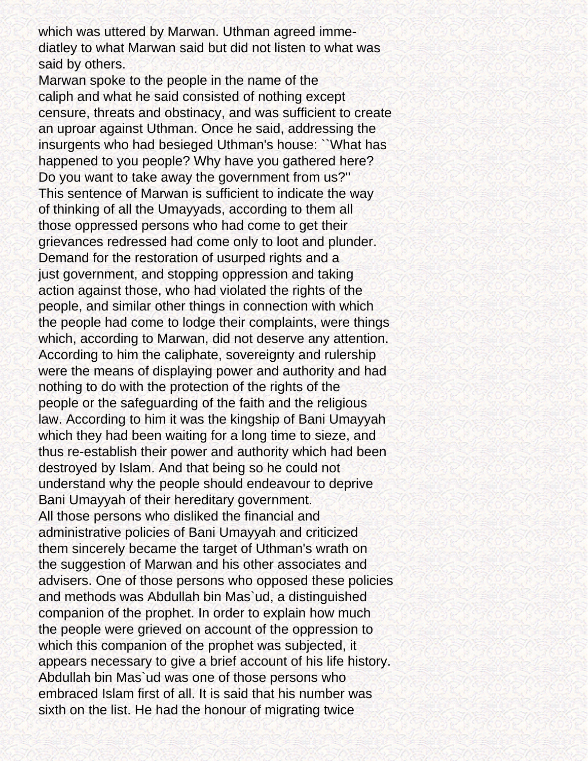which was uttered by Marwan. Uthman agreed imme-diatley to what Marwan said but did not listen to what was said by others.

Marwan spoke to the people in the name of the caliph and what he said consisted of nothing except censure, threats and obstinacy, and was sufficient to create an uproar against Uthman. Once he said, addressing the insurgents who had besieged Uthman's house: ``What has happened to you people? Why have you gathered here? Do you want to take away the government from us?''

This sentence of Marwan is sufficient to indicate the way of thinking of all the Umayyads, according to them all those oppressed persons who had come to get their grievances redressed had come only to loot and plunder. Demand for the restoration of usurped rights and a just government, and stopping oppression and taking action against those, who had violated the rights of the people, and similar other things in connection with which the people had come to lodge their complaints, were things which, according to Marwan, did not deserve any attention. According to him the caliphate, sovereignty and rulership were the means of displaying power and authority and had nothing to do with the protection of the rights of the people or the safeguarding of the faith and the religious law. According to him it was the kingship of Bani Umayyah which they had been waiting for a long time to sieze, and thus re-establish their power and authority which had been destroyed by Islam. And that being so he could not understand why the people should endeavour to deprive Bani Umayyah of their hereditary government.

All those persons who disliked the financial and administrative policies of Bani Umayyah and criticized them sincerely became the target of Uthman's wrath on the suggestion of Marwan and his other associates and advisers. One of those persons who opposed these policies and methods was Abdullah bin Mas`ud, a distinguished companion of the prophet. In order to explain how much the people were grieved on account of the oppression to which this companion of the prophet was subjected, it appears necessary to give a brief account of his life history.

Abdullah bin Mas`ud was one of those persons who embraced Islam first of all. It is said that his number was sixth on the list. He had the honour of migrating twice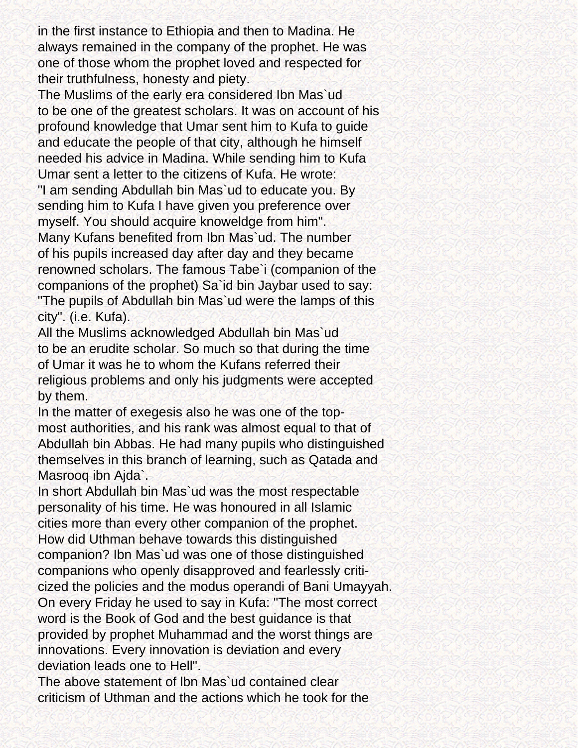in the first instance to Ethiopia and then to Madina. He always remained in the company of the prophet. He was one of those whom the prophet loved and respected for their truthfulness, honesty and piety.

The Muslims of the early era considered Ibn Mas`ud to be one of the greatest scholars. It was on account of his profound knowledge that Umar sent him to Kufa to guide and educate the people of that city, although he himself needed his advice in Madina. While sending him to Kufa Umar sent a letter to the citizens of Kufa. He wrote: "I am sending Abdullah bin Mas`ud to educate you. By sending him to Kufa I have given you preference over myself. You should acquire knoweldge from him".

Many Kufans benefited from Ibn Mas`ud. The number of his pupils increased day after day and they became renowned scholars. The famous Tabe`i (companion of the companions of the prophet) Sa`id bin Jaybar used to say: "The pupils of Abdullah bin Mas`ud were the lamps of this city". (i.e. Kufa).

All the Muslims acknowledged Abdullah bin Mas`ud to be an erudite scholar. So much so that during the time of Umar it was he to whom the Kufans referred their religious problems and only his judgments were accepted by them.

In the matter of exegesis also he was one of the top-most authorities, and his rank was almost equal to that of Abdullah bin Abbas. He had many pupils who distinguished themselves in this branch of learning, such as Qatada and Masrooq ibn Ajda`.

In short Abdullah bin Mas`ud was the most respectable personality of his time. He was honoured in all Islamic cities more than every other companion of the prophet.

How did Uthman behave towards this distinguished companion? Ibn Mas`ud was one of those distinguished companions who openly disapproved and fearlessly criticized the policies and the modus operandi of Bani Umayyah. On every Friday he used to say in Kufa: "The most correct word is the Book of God and the best guidance is that provided by prophet Muhammad and the worst things are innovations. Every innovation is deviation and every deviation leads one to Hell".

The above statement of Ibn Mas`ud contained clear criticism of Uthman and the actions which he took for the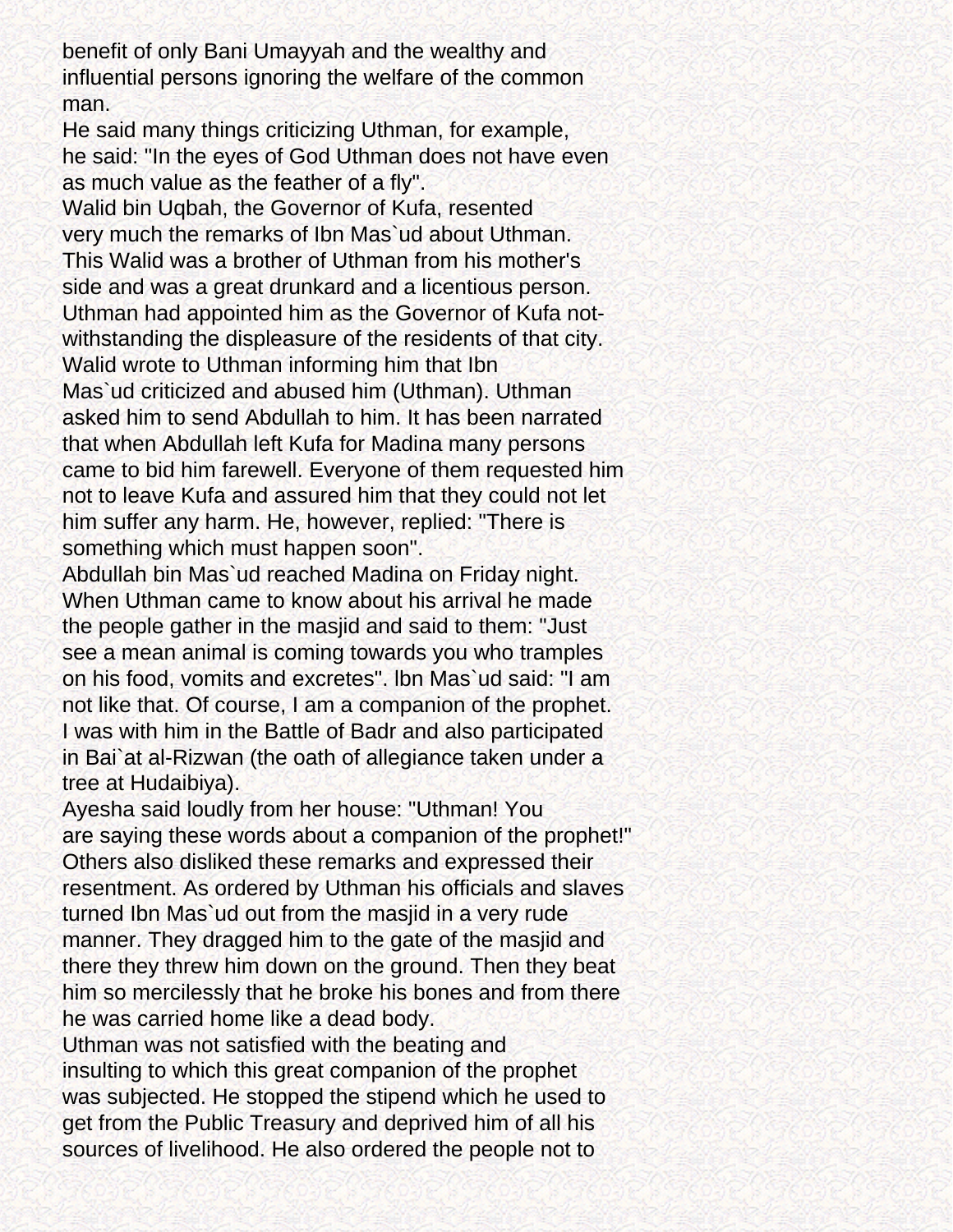benefit of only Bani Umayyah and the wealthy and influential persons ignoring the welfare of the common man.

He said many things criticizing Uthman, for example, he said: "In the eyes of God Uthman does not have even as much value as the feather of a fly".

Walid bin Uqbah, the Governor of Kufa, resented very much the remarks of Ibn Mas`ud about Uthman. This Walid was a brother of Uthman from his mother's side and was a great drunkard and a licentious person. Uthman had appointed him as the Governor of Kufa notwithstanding the displeasure of the residents of that city. Walid wrote to Uthman informing him that Ibn Mas`ud criticized and abused him (Uthman). Uthman asked him to send Abdullah to him. It has been narrated that when Abdullah left Kufa for Madina many persons came to bid him farewell. Everyone of them requested him not to leave Kufa and assured him that they could not let him suffer any harm. He, however, replied: "There is something which must happen soon".

Abdullah bin Mas`ud reached Madina on Friday night. When Uthman came to know about his arrival he made the people gather in the masjid and said to them: "Just see a mean animal is coming towards you who tramples on his food, vomits and excretes". Ibn Mas`ud said: "I am not like that. Of course, I am a companion of the prophet. I was with him in the Battle of Badr and also participated in Bai`at al-Rizwan (the oath of allegiance taken under a tree at Hudaibiya).

Ayesha said loudly from her house: "Uthman! You are saying these words about a companion of the prophet!" Others also disliked these remarks and expressed their resentment. As ordered by Uthman his officials and slaves turned Ibn Mas`ud out from the masjid in a very rude manner. They dragged him to the gate of the masjid and there they threw him down on the ground. Then they beat him so mercilessly that he broke his bones and from there he was carried home like a dead body.

Uthman was not satisfied with the beating and insulting to which this great companion of the prophet was subjected. He stopped the stipend which he used to get from the Public Treasury and deprived him of all his sources of livelihood. He also ordered the people not to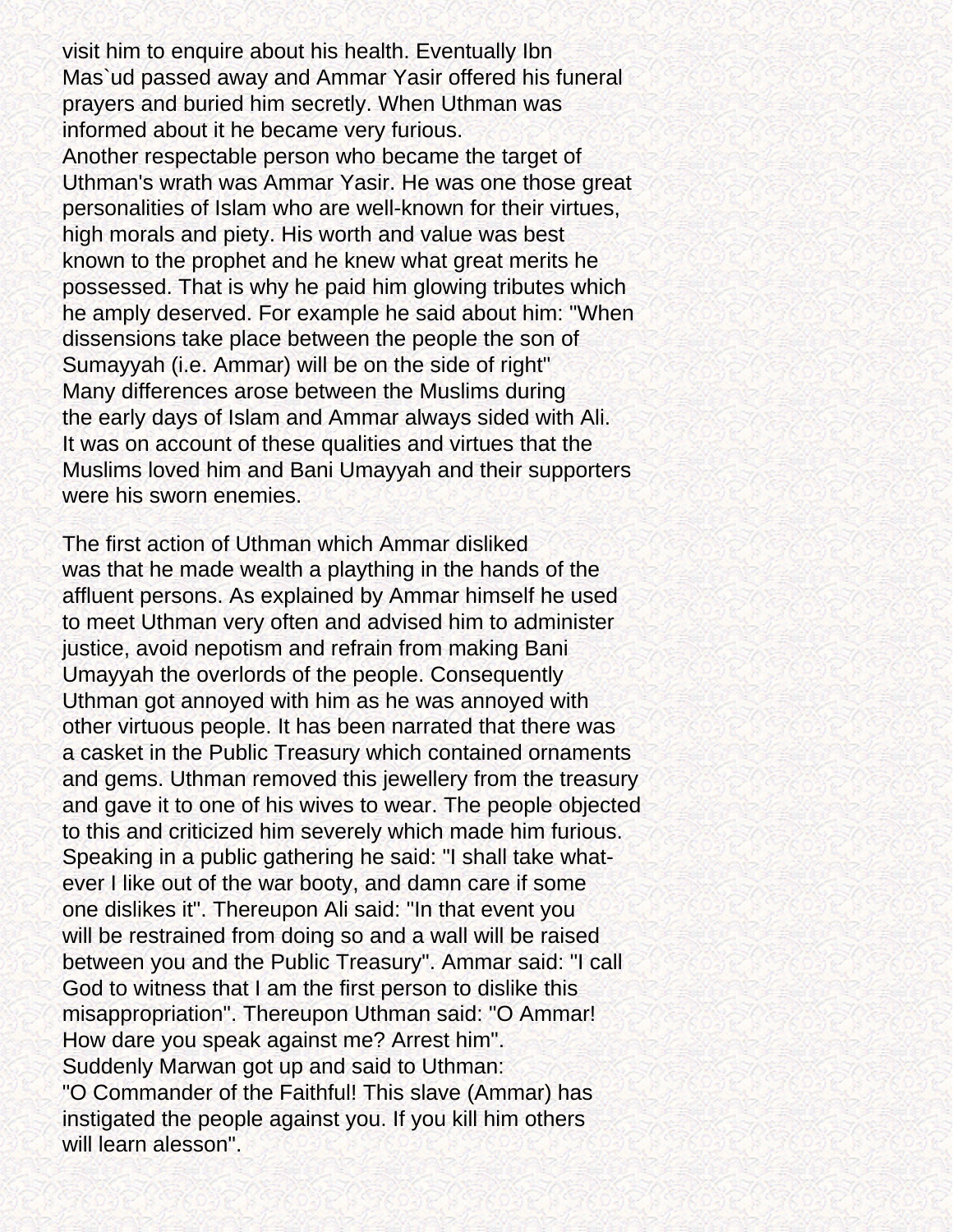visit him to enquire about his health. Eventually Ibn Mas`ud passed away and Ammar Yasir offered his funeral prayers and buried him secretly. When Uthman was informed about it he became very furious.
Another respectable person who became the target of Uthman's wrath was Ammar Yasir. He was one those great personalities of Islam who are well-known for their virtues, high morals and piety. His worth and value was best known to the prophet and he knew what great merits he possessed. That is why he paid him glowing tributes which he amply deserved. For example he said about him: "When dissensions take place between the people the son of Sumayyah (i.e. Ammar) will be on the side of right"
Many differences arose between the Muslims during the early days of Islam and Ammar always sided with Ali. It was on account of these qualities and virtues that the Muslims loved him and Bani Umayyah and their supporters were his sworn enemies.

The first action of Uthman which Ammar disliked was that he made wealth a plaything in the hands of the affluent persons. As explained by Ammar himself he used to meet Uthman very often and advised him to administer justice, avoid nepotism and refrain from making Bani Umayyah the overlords of the people. Consequently Uthman got annoyed with him as he was annoyed with other virtuous people. It has been narrated that there was a casket in the Public Treasury which contained ornaments and gems. Uthman removed this jewellery from the treasury and gave it to one of his wives to wear. The people objected to this and criticized him severely which made him furious. Speaking in a public gathering he said: "I shall take whatever I like out of the war booty, and damn care if some one dislikes it". Thereupon Ali said: "In that event you will be restrained from doing so and a wall will be raised between you and the Public Treasury". Ammar said: "I call God to witness that I am the first person to dislike this misappropriation". Thereupon Uthman said: "O Ammar! How dare you speak against me? Arrest him".
Suddenly Marwan got up and said to Uthman: "O Commander of the Faithful! This slave (Ammar) has instigated the people against you. If you kill him others will learn alesson".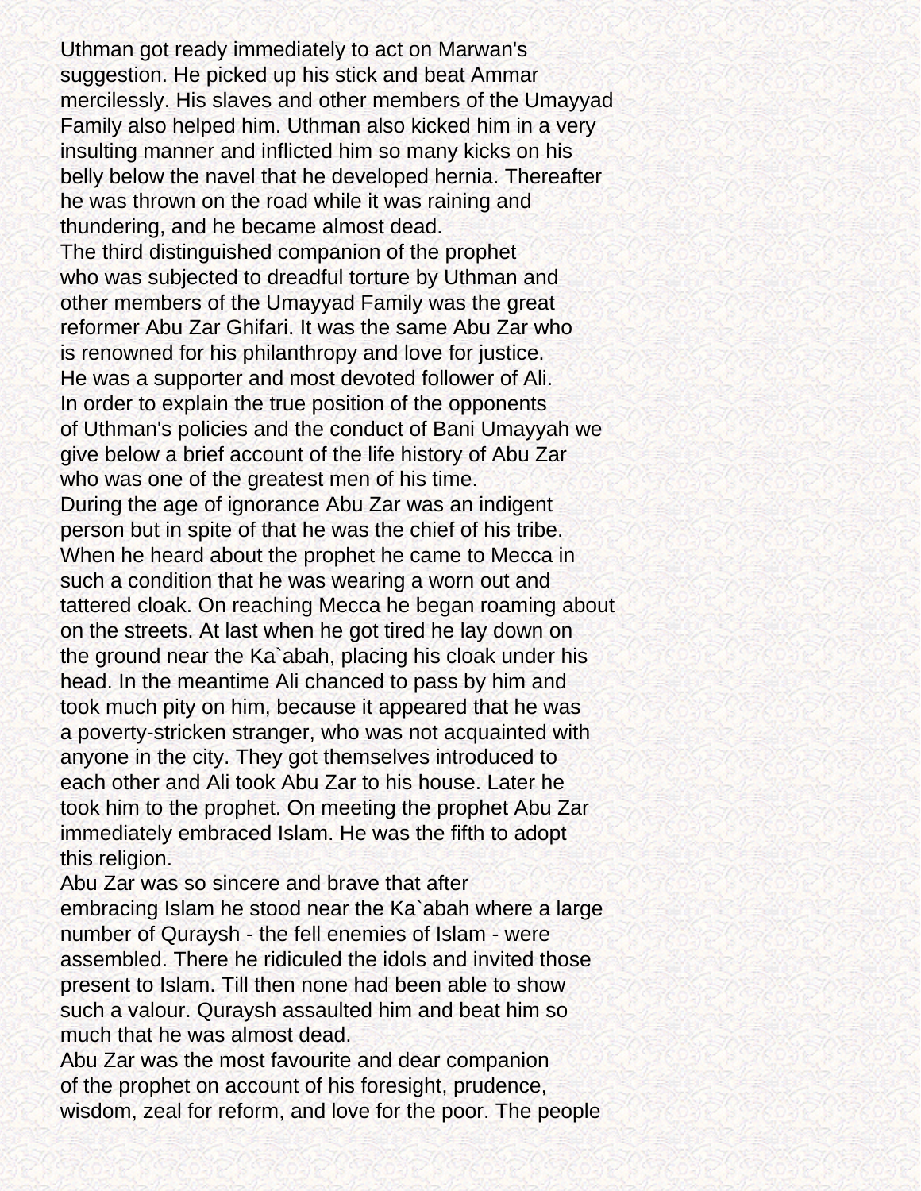Uthman got ready immediately to act on Marwan's suggestion. He picked up his stick and beat Ammar mercilessly. His slaves and other members of the Umayyad Family also helped him. Uthman also kicked him in a very insulting manner and inflicted him so many kicks on his belly below the navel that he developed hernia. Thereafter he was thrown on the road while it was raining and thundering, and he became almost dead.

The third distinguished companion of the prophet who was subjected to dreadful torture by Uthman and other members of the Umayyad Family was the great reformer Abu Zar Ghifari. It was the same Abu Zar who is renowned for his philanthropy and love for justice. He was a supporter and most devoted follower of Ali.

In order to explain the true position of the opponents of Uthman's policies and the conduct of Bani Umayyah we give below a brief account of the life history of Abu Zar who was one of the greatest men of his time.

During the age of ignorance Abu Zar was an indigent person but in spite of that he was the chief of his tribe. When he heard about the prophet he came to Mecca in such a condition that he was wearing a worn out and tattered cloak. On reaching Mecca he began roaming about on the streets. At last when he got tired he lay down on the ground near the Ka`abah, placing his cloak under his head. In the meantime Ali chanced to pass by him and took much pity on him, because it appeared that he was a poverty-stricken stranger, who was not acquainted with anyone in the city. They got themselves introduced to each other and Ali took Abu Zar to his house. Later he took him to the prophet. On meeting the prophet Abu Zar immediately embraced Islam. He was the fifth to adopt this religion.

Abu Zar was so sincere and brave that after embracing Islam he stood near the Ka`abah where a large number of Quraysh - the fell enemies of Islam - were assembled. There he ridiculed the idols and invited those present to Islam. Till then none had been able to show such a valour. Quraysh assaulted him and beat him so much that he was almost dead.

Abu Zar was the most favourite and dear companion of the prophet on account of his foresight, prudence, wisdom, zeal for reform, and love for the poor. The people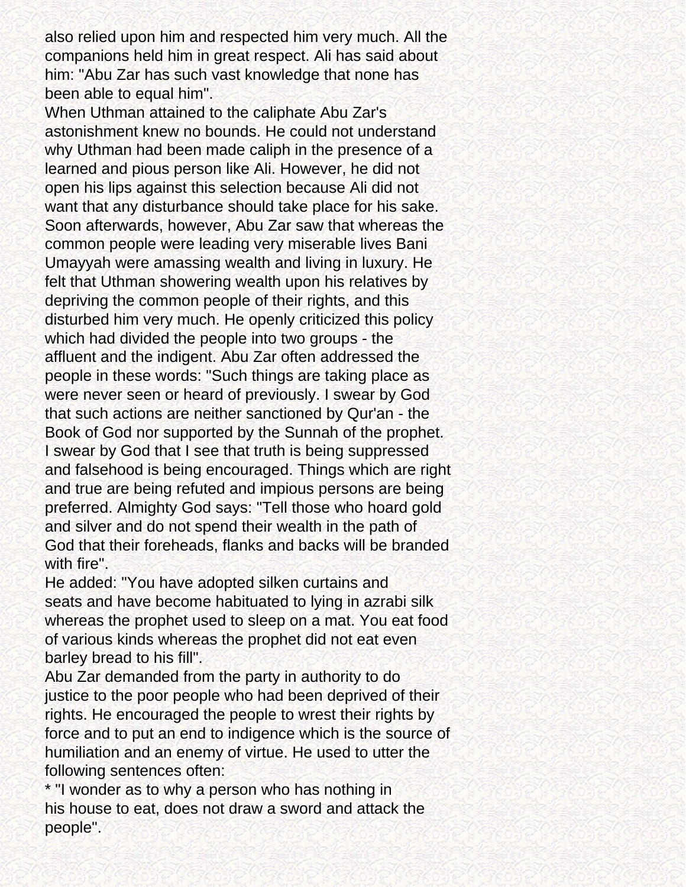also relied upon him and respected him very much. All the companions held him in great respect. Ali has said about him: "Abu Zar has such vast knowledge that none has been able to equal him".

When Uthman attained to the caliphate Abu Zar's astonishment knew no bounds. He could not understand why Uthman had been made caliph in the presence of a learned and pious person like Ali. However, he did not open his lips against this selection because Ali did not want that any disturbance should take place for his sake. Soon afterwards, however, Abu Zar saw that whereas the common people were leading very miserable lives Bani Umayyah were amassing wealth and living in luxury. He felt that Uthman showering wealth upon his relatives by depriving the common people of their rights, and this disturbed him very much. He openly criticized this policy which had divided the people into two groups - the affluent and the indigent. Abu Zar often addressed the people in these words: "Such things are taking place as were never seen or heard of previously. I swear by God that such actions are neither sanctioned by Qur'an - the Book of God nor supported by the Sunnah of the prophet. I swear by God that I see that truth is being suppressed and falsehood is being encouraged. Things which are right and true are being refuted and impious persons are being preferred. Almighty God says: "Tell those who hoard gold and silver and do not spend their wealth in the path of God that their foreheads, flanks and backs will be branded with fire".

He added: "You have adopted silken curtains and seats and have become habituated to lying in azrabi silk whereas the prophet used to sleep on a mat. You eat food of various kinds whereas the prophet did not eat even barley bread to his fill".

Abu Zar demanded from the party in authority to do justice to the poor people who had been deprived of their rights. He encouraged the people to wrest their rights by force and to put an end to indigence which is the source of humiliation and an enemy of virtue. He used to utter the following sentences often:

* "I wonder as to why a person who has nothing in his house to eat, does not draw a sword and attack the people".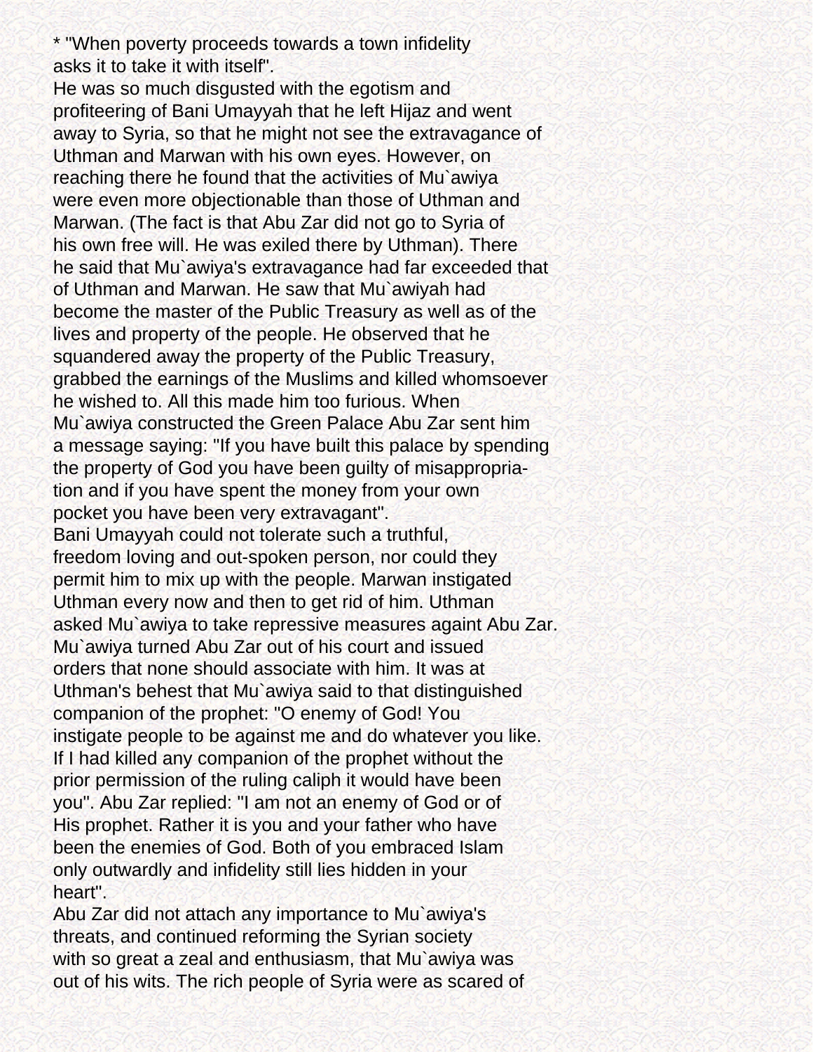* "When poverty proceeds towards a town infidelity asks it to take it with itself".

He was so much disgusted with the egotism and profiteering of Bani Umayyah that he left Hijaz and went away to Syria, so that he might not see the extravagance of Uthman and Marwan with his own eyes. However, on reaching there he found that the activities of Mu`awiya were even more objectionable than those of Uthman and Marwan. (The fact is that Abu Zar did not go to Syria of his own free will. He was exiled there by Uthman). There he said that Mu`awiya's extravagance had far exceeded that of Uthman and Marwan. He saw that Mu`awiyah had become the master of the Public Treasury as well as of the lives and property of the people. He observed that he squandered away the property of the Public Treasury, grabbed the earnings of the Muslims and killed whomsoever he wished to. All this made him too furious. When Mu`awiya constructed the Green Palace Abu Zar sent him a message saying: "If you have built this palace by spending the property of God you have been guilty of misappropriation and if you have spent the money from your own pocket you have been very extravagant".

Bani Umayyah could not tolerate such a truthful, freedom loving and out-spoken person, nor could they permit him to mix up with the people. Marwan instigated Uthman every now and then to get rid of him. Uthman asked Mu`awiya to take repressive measures againt Abu Zar. Mu`awiya turned Abu Zar out of his court and issued orders that none should associate with him. It was at Uthman's behest that Mu`awiya said to that distinguished companion of the prophet: "O enemy of God! You instigate people to be against me and do whatever you like. If I had killed any companion of the prophet without the prior permission of the ruling caliph it would have been you". Abu Zar replied: "I am not an enemy of God or of His prophet. Rather it is you and your father who have been the enemies of God. Both of you embraced Islam only outwardly and infidelity still lies hidden in your heart".

Abu Zar did not attach any importance to Mu`awiya's threats, and continued reforming the Syrian society with so great a zeal and enthusiasm, that Mu`awiya was out of his wits. The rich people of Syria were as scared of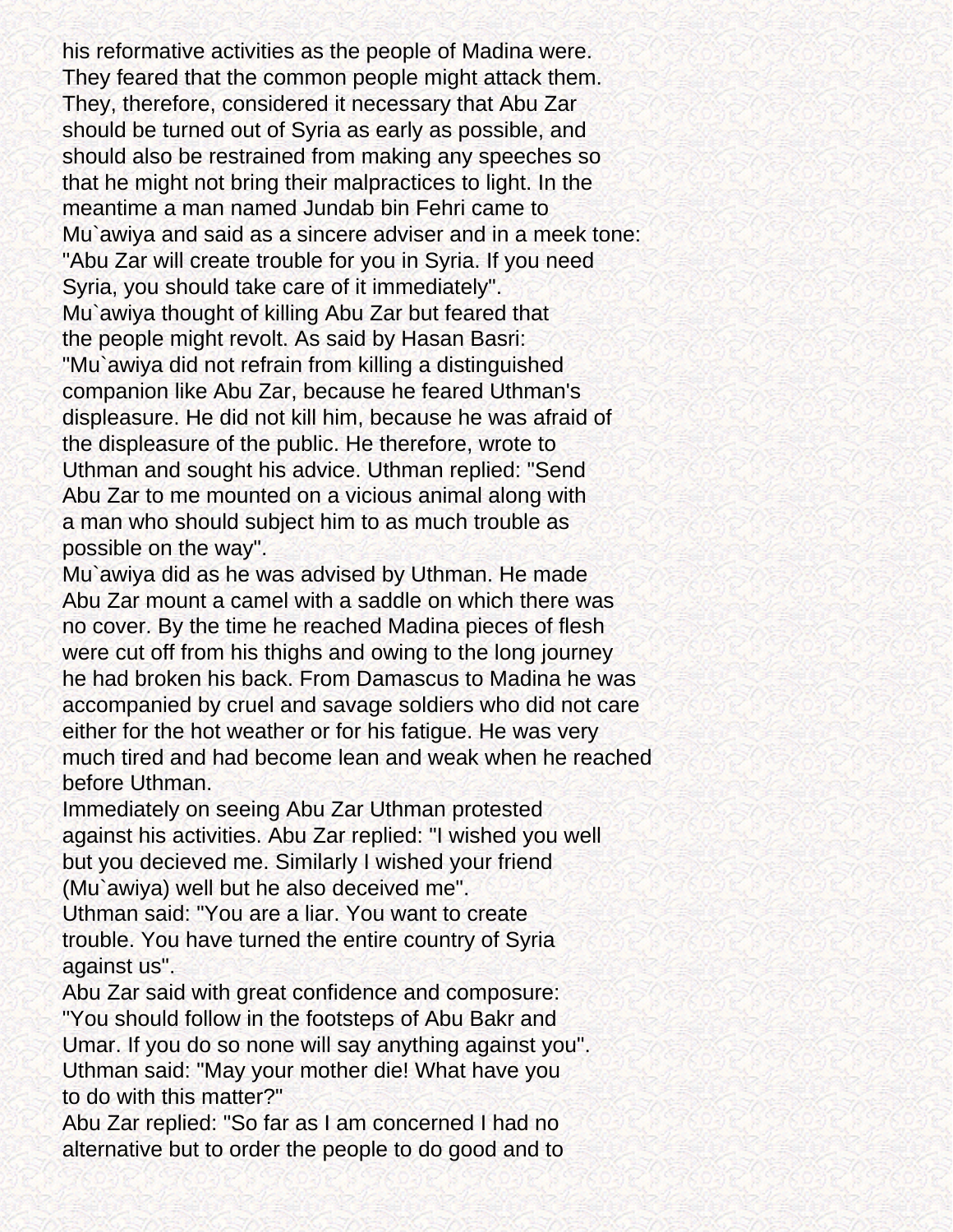his reformative activities as the people of Madina were. They feared that the common people might attack them. They, therefore, considered it necessary that Abu Zar should be turned out of Syria as early as possible, and should also be restrained from making any speeches so that he might not bring their malpractices to light. In the meantime a man named Jundab bin Fehri came to Mu`awiya and said as a sincere adviser and in a meek tone: "Abu Zar will create trouble for you in Syria. If you need Syria, you should take care of it immediately".

Mu`awiya thought of killing Abu Zar but feared that the people might revolt. As said by Hasan Basri: "Mu`awiya did not refrain from killing a distinguished companion like Abu Zar, because he feared Uthman's displeasure. He did not kill him, because he was afraid of the displeasure of the public. He therefore, wrote to Uthman and sought his advice. Uthman replied: "Send Abu Zar to me mounted on a vicious animal along with a man who should subject him to as much trouble as possible on the way".

Mu`awiya did as he was advised by Uthman. He made Abu Zar mount a camel with a saddle on which there was no cover. By the time he reached Madina pieces of flesh were cut off from his thighs and owing to the long journey he had broken his back. From Damascus to Madina he was accompanied by cruel and savage soldiers who did not care either for the hot weather or for his fatigue. He was very much tired and had become lean and weak when he reached before Uthman.

Immediately on seeing Abu Zar Uthman protested against his activities. Abu Zar replied: "I wished you well but you decieved me. Similarly I wished your friend (Mu`awiya) well but he also deceived me".

Uthman said: "You are a liar. You want to create trouble. You have turned the entire country of Syria against us".

Abu Zar said with great confidence and composure: "You should follow in the footsteps of Abu Bakr and Umar. If you do so none will say anything against you".

Uthman said: "May your mother die! What have you to do with this matter?"

Abu Zar replied: "So far as I am concerned I had no alternative but to order the people to do good and to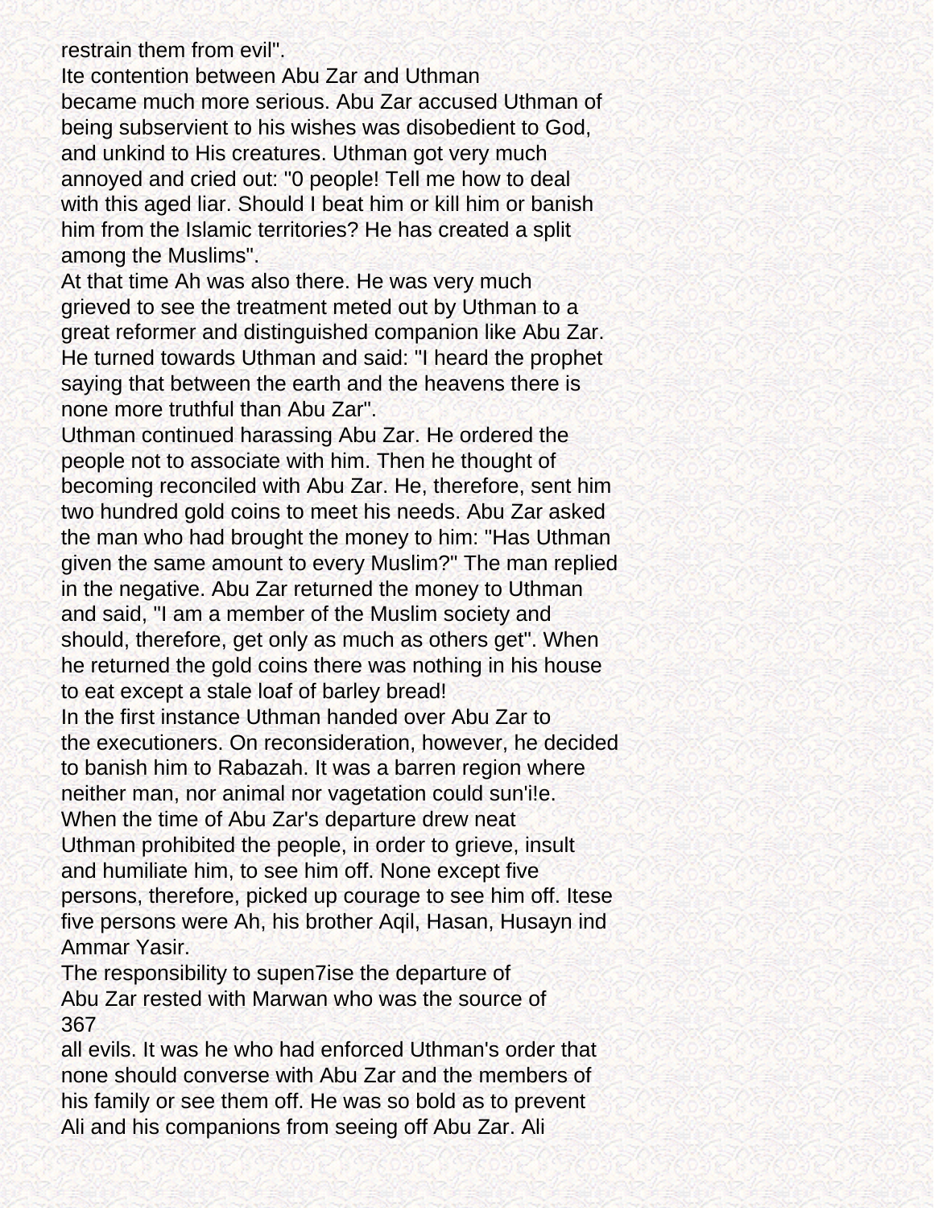restrain them from evil".

Ite contention between Abu Zar and Uthman became much more serious. Abu Zar accused Uthman of being subservient to his wishes was disobedient to God, and unkind to His creatures. Uthman got very much annoyed and cried out: "0 people! Tell me how to deal with this aged liar. Should I beat him or kill him or banish him from the Islamic territories? He has created a split among the Muslims".

At that time Ah was also there. He was very much grieved to see the treatment meted out by Uthman to a great reformer and distinguished companion like Abu Zar. He turned towards Uthman and said: "I heard the prophet saying that between the earth and the heavens there is none more truthful than Abu Zar".

Uthman continued harassing Abu Zar. He ordered the people not to associate with him. Then he thought of becoming reconciled with Abu Zar. He, therefore, sent him two hundred gold coins to meet his needs. Abu Zar asked the man who had brought the money to him: "Has Uthman given the same amount to every Muslim?" The man replied in the negative. Abu Zar returned the money to Uthman and said, "I am a member of the Muslim society and should, therefore, get only as much as others get". When he returned the gold coins there was nothing in his house to eat except a stale loaf of barley bread!

In the first instance Uthman handed over Abu Zar to the executioners. On reconsideration, however, he decided to banish him to Rabazah. It was a barren region where neither man, nor animal nor vagetation could sun'i!e.

When the time of Abu Zar's departure drew neat Uthman prohibited the people, in order to grieve, insult and humiliate him, to see him off. None except five persons, therefore, picked up courage to see him off. Itese five persons were Ah, his brother Aqil, Hasan, Husayn ind Ammar Yasir.

The responsibility to supen7ise the departure of Abu Zar rested with Marwan who was the source of all evils. It was he who had enforced Uthman's order that none should converse with Abu Zar and the members of his family or see them off. He was so bold as to prevent Ali and his companions from seeing off Abu Zar. Ali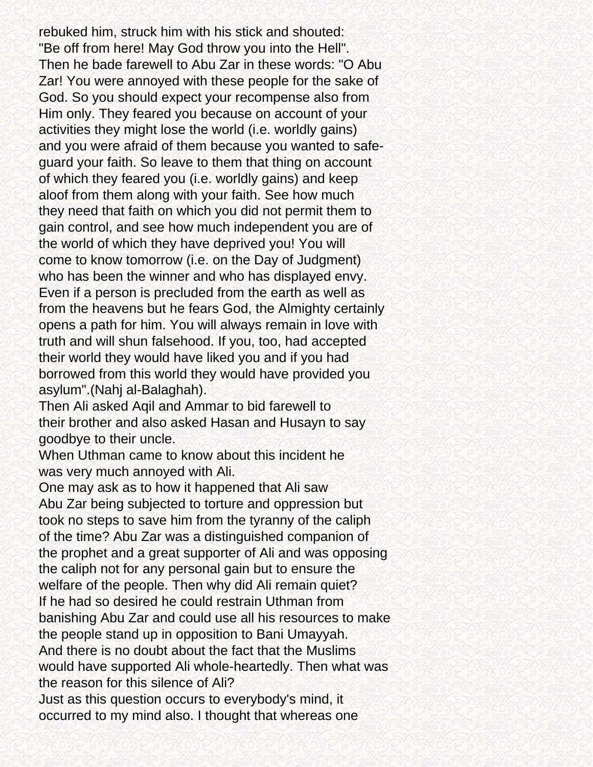rebuked him, struck him with his stick and shouted: "Be off from here! May God throw you into the Hell". Then he bade farewell to Abu Zar in these words: "O Abu Zar! You were annoyed with these people for the sake of God. So you should expect your recompense also from Him only. They feared you because on account of your activities they might lose the world (i.e. worldly gains) and you were afraid of them because you wanted to safe-guard your faith. So leave to them that thing on account of which they feared you (i.e. worldly gains) and keep aloof from them along with your faith. See how much they need that faith on which you did not permit them to gain control, and see how much independent you are of the world of which they have deprived you! You will come to know tomorrow (i.e. on the Day of Judgment) who has been the winner and who has displayed envy. Even if a person is precluded from the earth as well as from the heavens but he fears God, the Almighty certainly opens a path for him. You will always remain in love with truth and will shun falsehood. If you, too, had accepted their world they would have liked you and if you had borrowed from this world they would have provided you asylum".(Nahj al-Balaghah).

Then Ali asked Aqil and Ammar to bid farewell to their brother and also asked Hasan and Husayn to say goodbye to their uncle.

When Uthman came to know about this incident he was very much annoyed with Ali.

One may ask as to how it happened that Ali saw Abu Zar being subjected to torture and oppression but took no steps to save him from the tyranny of the caliph of the time? Abu Zar was a distinguished companion of the prophet and a great supporter of Ali and was opposing the caliph not for any personal gain but to ensure the welfare of the people. Then why did Ali remain quiet? If he had so desired he could restrain Uthman from banishing Abu Zar and could use all his resources to make the people stand up in opposition to Bani Umayyah. And there is no doubt about the fact that the Muslims would have supported Ali whole-heartedly. Then what was the reason for this silence of Ali?

Just as this question occurs to everybody's mind, it occurred to my mind also. I thought that whereas one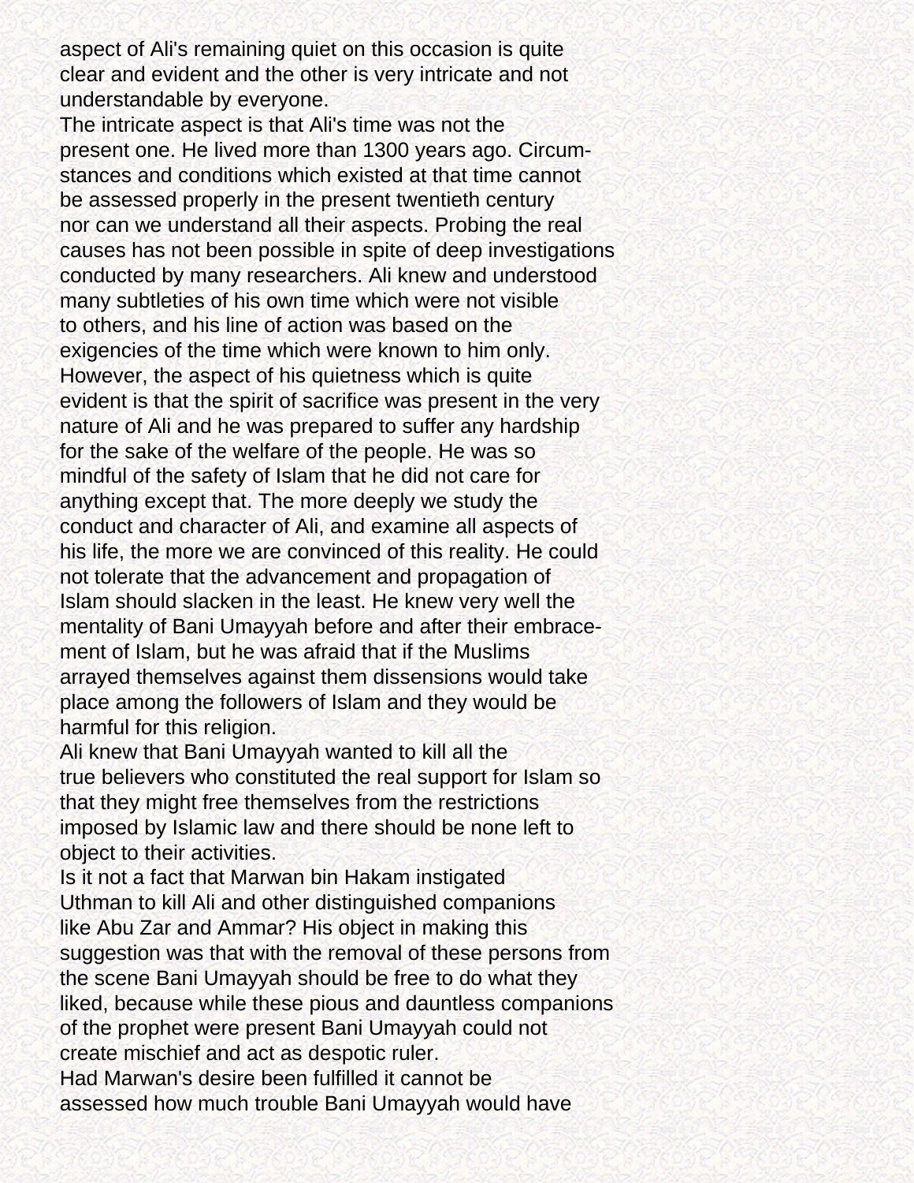aspect of Ali's remaining quiet on this occasion is quite clear and evident and the other is very intricate and not understandable by everyone.

The intricate aspect is that Ali's time was not the present one. He lived more than 1300 years ago. Circumstances and conditions which existed at that time cannot be assessed properly in the present twentieth century nor can we understand all their aspects. Probing the real causes has not been possible in spite of deep investigations conducted by many researchers. Ali knew and understood many subtleties of his own time which were not visible to others, and his line of action was based on the exigencies of the time which were known to him only.

However, the aspect of his quietness which is quite evident is that the spirit of sacrifice was present in the very nature of Ali and he was prepared to suffer any hardship for the sake of the welfare of the people. He was so mindful of the safety of Islam that he did not care for anything except that. The more deeply we study the conduct and character of Ali, and examine all aspects of his life, the more we are convinced of this reality. He could not tolerate that the advancement and propagation of Islam should slacken in the least. He knew very well the mentality of Bani Umayyah before and after their embracement of Islam, but he was afraid that if the Muslims arrayed themselves against them dissensions would take place among the followers of Islam and they would be harmful for this religion.

Ali knew that Bani Umayyah wanted to kill all the true believers who constituted the real support for Islam so that they might free themselves from the restrictions imposed by Islamic law and there should be none left to object to their activities.

Is it not a fact that Marwan bin Hakam instigated Uthman to kill Ali and other distinguished companions like Abu Zar and Ammar? His object in making this suggestion was that with the removal of these persons from the scene Bani Umayyah should be free to do what they liked, because while these pious and dauntless companions of the prophet were present Bani Umayyah could not create mischief and act as despotic ruler.

Had Marwan's desire been fulfilled it cannot be assessed how much trouble Bani Umayyah would have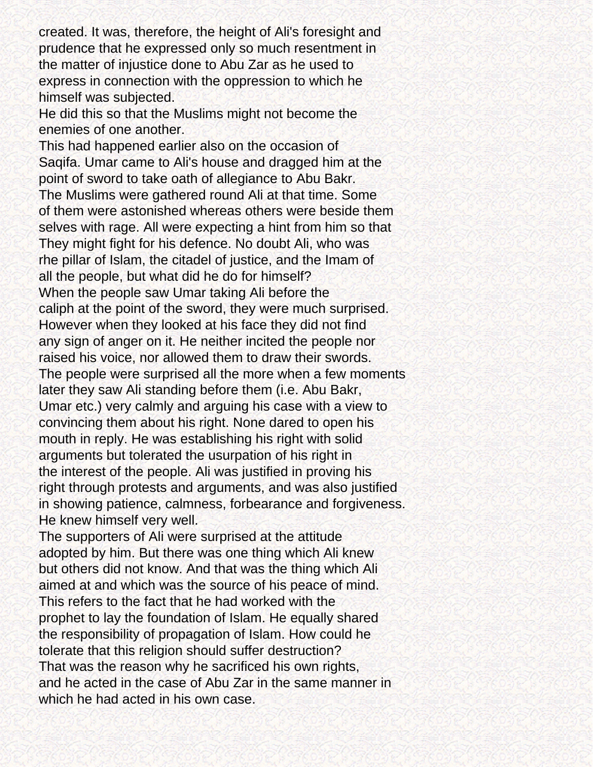created. It was, therefore, the height of Ali's foresight and prudence that he expressed only so much resentment in the matter of injustice done to Abu Zar as he used to express in connection with the oppression to which he himself was subjected.

He did this so that the Muslims might not become the enemies of one another.

This had happened earlier also on the occasion of Saqifa. Umar came to Ali's house and dragged him at the point of sword to take oath of allegiance to Abu Bakr. The Muslims were gathered round Ali at that time. Some of them were astonished whereas others were beside them selves with rage. All were expecting a hint from him so that They might fight for his defence. No doubt Ali, who was rhe pillar of Islam, the citadel of justice, and the Imam of all the people, but what did he do for himself?

When the people saw Umar taking Ali before the caliph at the point of the sword, they were much surprised. However when they looked at his face they did not find any sign of anger on it. He neither incited the people nor raised his voice, nor allowed them to draw their swords. The people were surprised all the more when a few moments later they saw Ali standing before them (i.e. Abu Bakr, Umar etc.) very calmly and arguing his case with a view to convincing them about his right. None dared to open his mouth in reply. He was establishing his right with solid arguments but tolerated the usurpation of his right in the interest of the people. Ali was justified in proving his right through protests and arguments, and was also justified in showing patience, calmness, forbearance and forgiveness. He knew himself very well.

The supporters of Ali were surprised at the attitude adopted by him. But there was one thing which Ali knew but others did not know. And that was the thing which Ali aimed at and which was the source of his peace of mind. This refers to the fact that he had worked with the prophet to lay the foundation of Islam. He equally shared the responsibility of propagation of Islam. How could he tolerate that this religion should suffer destruction? That was the reason why he sacrificed his own rights, and he acted in the case of Abu Zar in the same manner in which he had acted in his own case.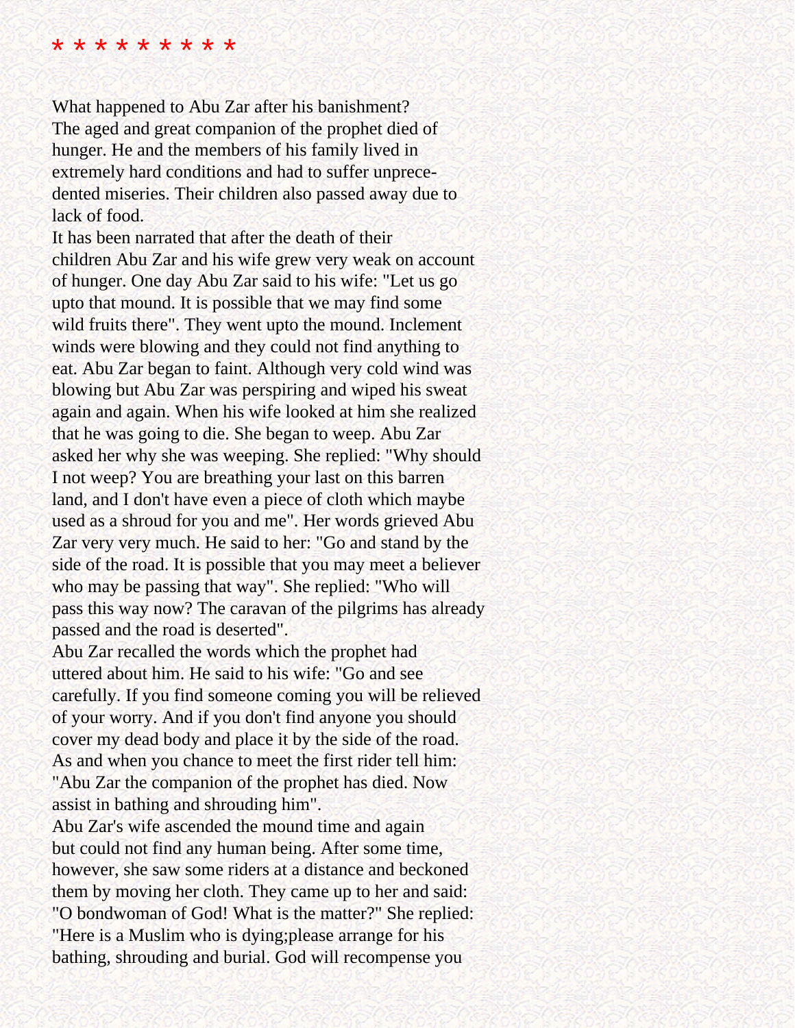* * * * * * * * *

What happened to Abu Zar after his banishment?
The aged and great companion of the prophet died of hunger. He and the members of his family lived in extremely hard conditions and had to suffer unprecedented miseries. Their children also passed away due to lack of food.
It has been narrated that after the death of their children Abu Zar and his wife grew very weak on account of hunger. One day Abu Zar said to his wife: "Let us go upto that mound. It is possible that we may find some wild fruits there". They went upto the mound. Inclement winds were blowing and they could not find anything to eat. Abu Zar began to faint. Although very cold wind was blowing but Abu Zar was perspiring and wiped his sweat again and again. When his wife looked at him she realized that he was going to die. She began to weep. Abu Zar asked her why she was weeping. She replied: "Why should I not weep? You are breathing your last on this barren land, and I don't have even a piece of cloth which maybe used as a shroud for you and me". Her words grieved Abu Zar very very much. He said to her: "Go and stand by the side of the road. It is possible that you may meet a believer who may be passing that way". She replied: "Who will pass this way now? The caravan of the pilgrims has already passed and the road is deserted".
Abu Zar recalled the words which the prophet had uttered about him. He said to his wife: "Go and see carefully. If you find someone coming you will be relieved of your worry. And if you don't find anyone you should cover my dead body and place it by the side of the road. As and when you chance to meet the first rider tell him: "Abu Zar the companion of the prophet has died. Now assist in bathing and shrouding him".
Abu Zar's wife ascended the mound time and again but could not find any human being. After some time, however, she saw some riders at a distance and beckoned them by moving her cloth. They came up to her and said: "O bondwoman of God! What is the matter?" She replied: "Here is a Muslim who is dying;please arrange for his bathing, shrouding and burial. God will recompense you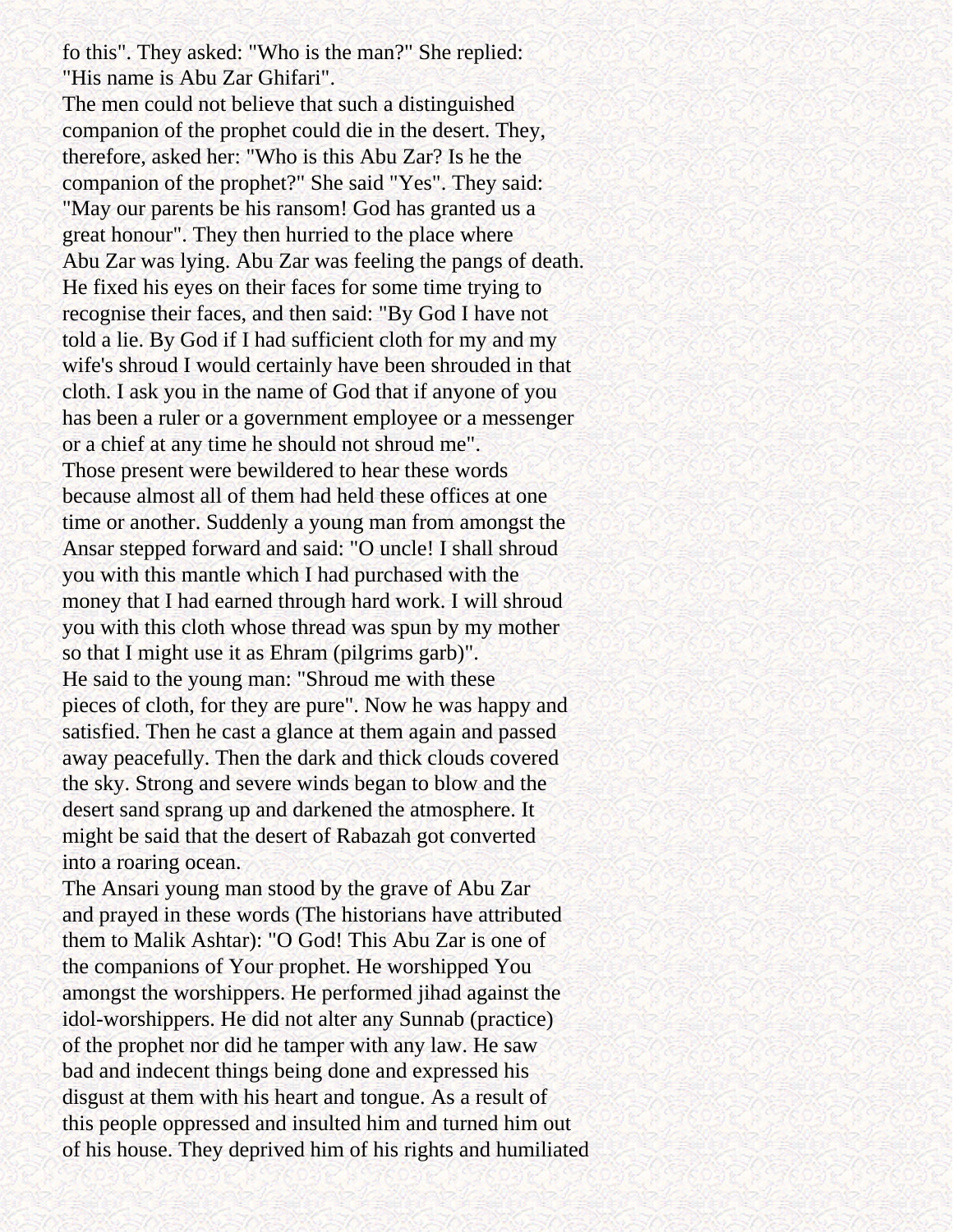fo this". They asked: "Who is the man?" She replied: "His name is Abu Zar Ghifari".

The men could not believe that such a distinguished companion of the prophet could die in the desert. They, therefore, asked her: "Who is this Abu Zar? Is he the companion of the prophet?" She said "Yes". They said: "May our parents be his ransom! God has granted us a great honour". They then hurried to the place where Abu Zar was lying. Abu Zar was feeling the pangs of death. He fixed his eyes on their faces for some time trying to recognise their faces, and then said: "By God I have not told a lie. By God if I had sufficient cloth for my and my wife's shroud I would certainly have been shrouded in that cloth. I ask you in the name of God that if anyone of you has been a ruler or a government employee or a messenger or a chief at any time he should not shroud me".

Those present were bewildered to hear these words because almost all of them had held these offices at one time or another. Suddenly a young man from amongst the Ansar stepped forward and said: "O uncle! I shall shroud you with this mantle which I had purchased with the money that I had earned through hard work. I will shroud you with this cloth whose thread was spun by my mother so that I might use it as Ehram (pilgrims garb)".

He said to the young man: "Shroud me with these pieces of cloth, for they are pure". Now he was happy and satisfied. Then he cast a glance at them again and passed away peacefully. Then the dark and thick clouds covered the sky. Strong and severe winds began to blow and the desert sand sprang up and darkened the atmosphere. It might be said that the desert of Rabazah got converted into a roaring ocean.

The Ansari young man stood by the grave of Abu Zar and prayed in these words (The historians have attributed them to Malik Ashtar): "O God! This Abu Zar is one of the companions of Your prophet. He worshipped You amongst the worshippers. He performed jihad against the idol-worshippers. He did not alter any Sunnab (practice) of the prophet nor did he tamper with any law. He saw bad and indecent things being done and expressed his disgust at them with his heart and tongue. As a result of this people oppressed and insulted him and turned him out of his house. They deprived him of his rights and humiliated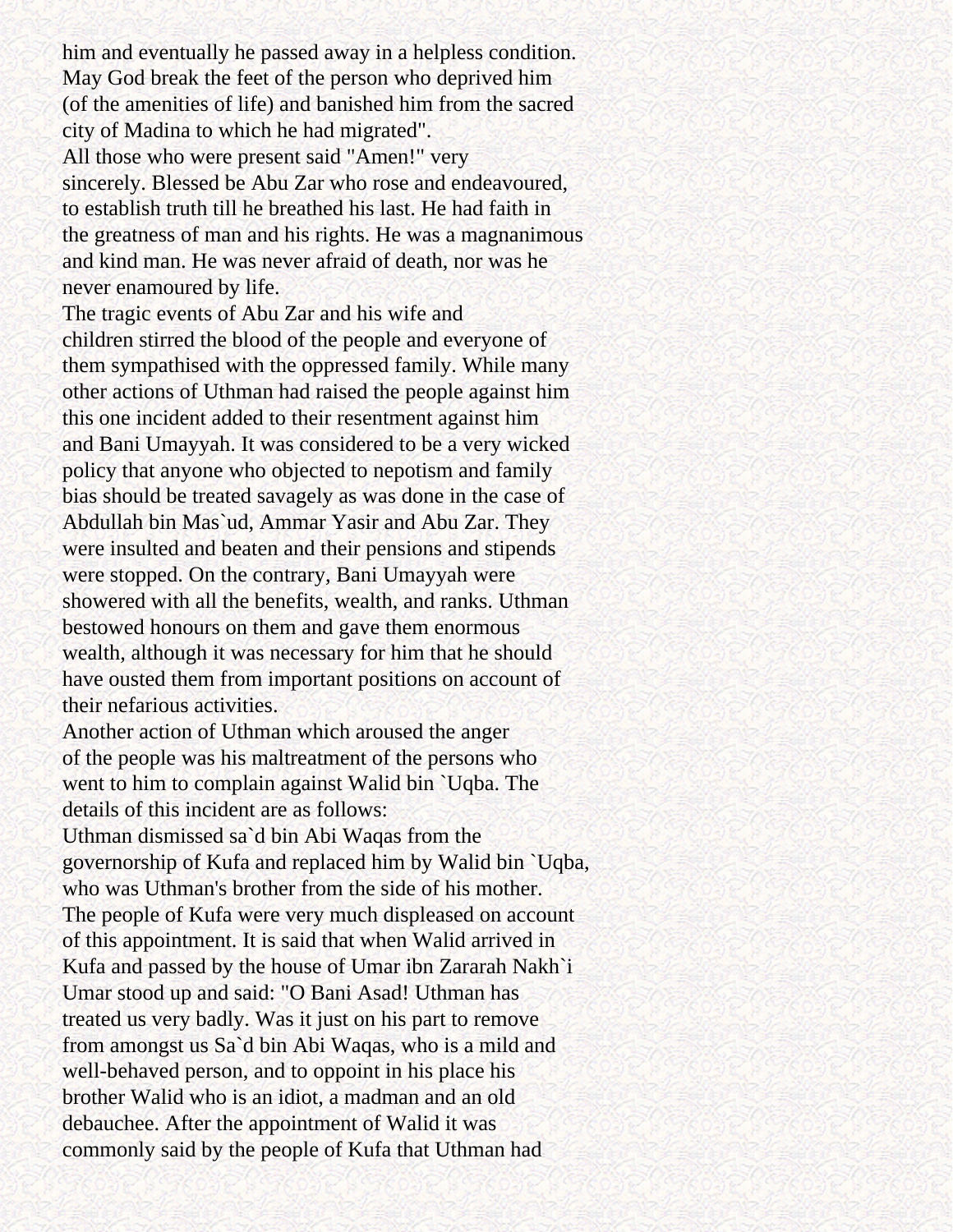him and eventually he passed away in a helpless condition. May God break the feet of the person who deprived him (of the amenities of life) and banished him from the sacred city of Madina to which he had migrated".

All those who were present said "Amen!" very sincerely. Blessed be Abu Zar who rose and endeavoured, to establish truth till he breathed his last. He had faith in the greatness of man and his rights. He was a magnanimous and kind man. He was never afraid of death, nor was he never enamoured by life.

The tragic events of Abu Zar and his wife and children stirred the blood of the people and everyone of them sympathised with the oppressed family. While many other actions of Uthman had raised the people against him this one incident added to their resentment against him and Bani Umayyah. It was considered to be a very wicked policy that anyone who objected to nepotism and family bias should be treated savagely as was done in the case of Abdullah bin Mas`ud, Ammar Yasir and Abu Zar. They were insulted and beaten and their pensions and stipends were stopped. On the contrary, Bani Umayyah were showered with all the benefits, wealth, and ranks. Uthman bestowed honours on them and gave them enormous wealth, although it was necessary for him that he should have ousted them from important positions on account of their nefarious activities.

Another action of Uthman which aroused the anger of the people was his maltreatment of the persons who went to him to complain against Walid bin `Uqba. The details of this incident are as follows:

Uthman dismissed sa`d bin Abi Waqas from the governorship of Kufa and replaced him by Walid bin `Uqba, who was Uthman's brother from the side of his mother. The people of Kufa were very much displeased on account of this appointment. It is said that when Walid arrived in Kufa and passed by the house of Umar ibn Zararah Nakh`i Umar stood up and said: "O Bani Asad! Uthman has treated us very badly. Was it just on his part to remove from amongst us Sa`d bin Abi Waqas, who is a mild and well-behaved person, and to oppoint in his place his brother Walid who is an idiot, a madman and an old debauchee. After the appointment of Walid it was commonly said by the people of Kufa that Uthman had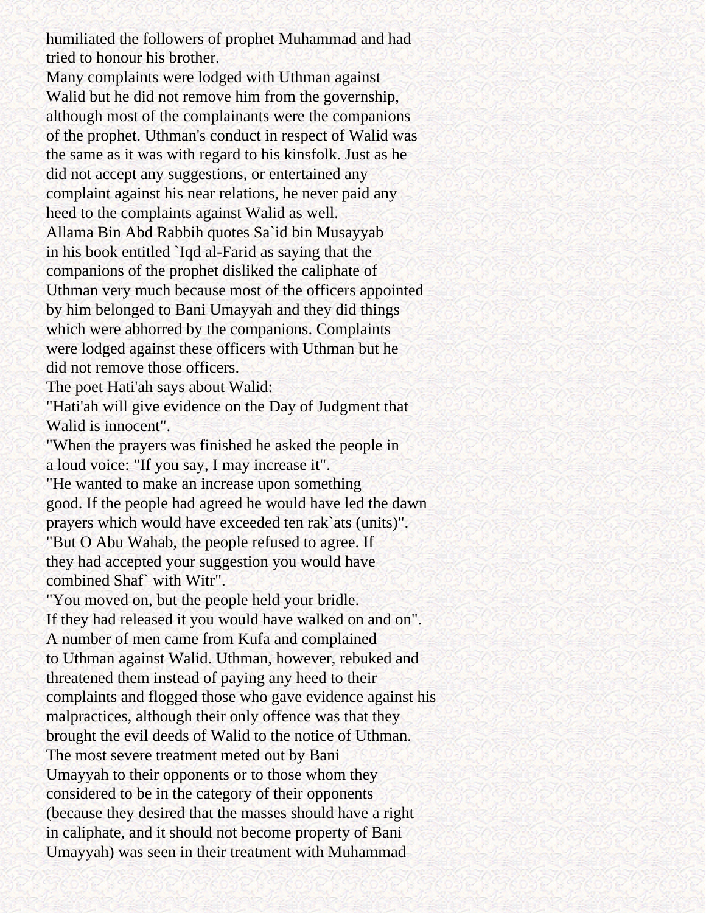humiliated the followers of prophet Muhammad and had tried to honour his brother.

Many complaints were lodged with Uthman against Walid but he did not remove him from the governship, although most of the complainants were the companions of the prophet. Uthman's conduct in respect of Walid was the same as it was with regard to his kinsfolk. Just as he did not accept any suggestions, or entertained any complaint against his near relations, he never paid any heed to the complaints against Walid as well.

Allama Bin Abd Rabbih quotes Sa`id bin Musayyab in his book entitled `Iqd al-Farid as saying that the companions of the prophet disliked the caliphate of Uthman very much because most of the officers appointed by him belonged to Bani Umayyah and they did things which were abhorred by the companions. Complaints were lodged against these officers with Uthman but he did not remove those officers.

The poet Hati'ah says about Walid:

"Hati'ah will give evidence on the Day of Judgment that Walid is innocent".

"When the prayers was finished he asked the people in a loud voice: "If you say, I may increase it".

"He wanted to make an increase upon something good. If the people had agreed he would have led the dawn prayers which would have exceeded ten rak`ats (units)".

"But O Abu Wahab, the people refused to agree. If they had accepted your suggestion you would have combined Shaf` with Witr".

"You moved on, but the people held your bridle. If they had released it you would have walked on and on".

A number of men came from Kufa and complained to Uthman against Walid. Uthman, however, rebuked and threatened them instead of paying any heed to their complaints and flogged those who gave evidence against his malpractices, although their only offence was that they brought the evil deeds of Walid to the notice of Uthman.

The most severe treatment meted out by Bani Umayyah to their opponents or to those whom they considered to be in the category of their opponents (because they desired that the masses should have a right in caliphate, and it should not become property of Bani Umayyah) was seen in their treatment with Muhammad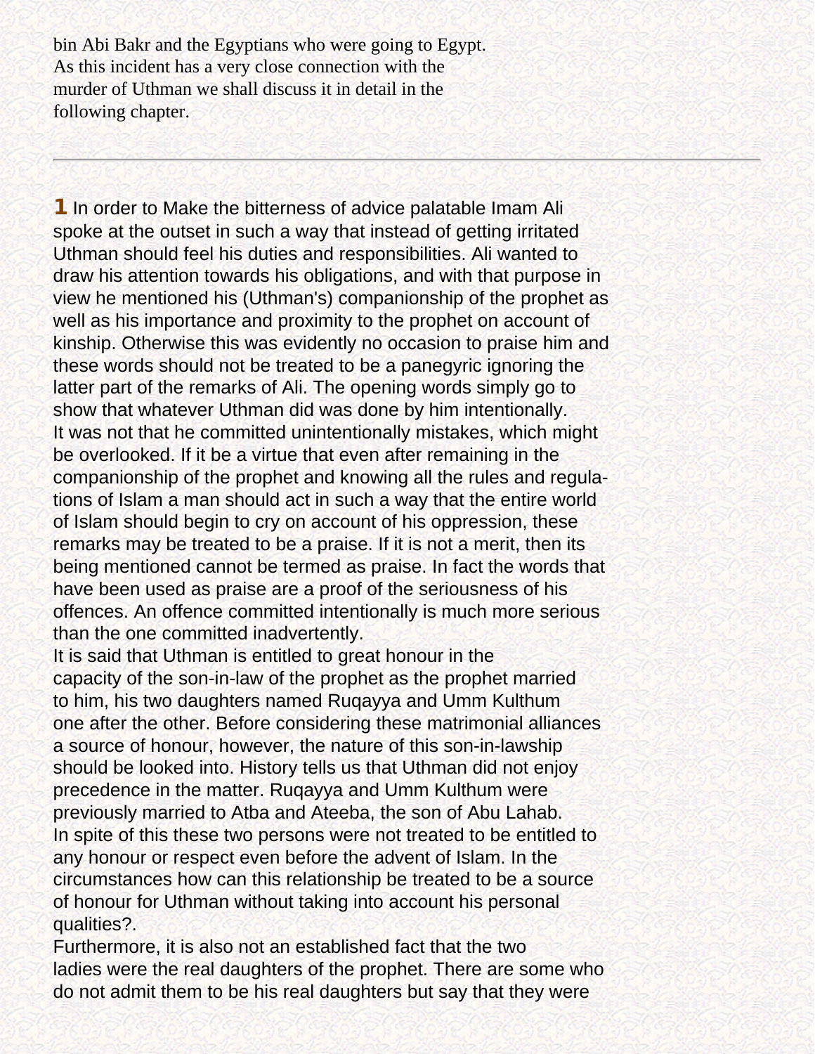bin Abi Bakr and the Egyptians who were going to Egypt. As this incident has a very close connection with the murder of Uthman we shall discuss it in detail in the following chapter.

---

**1** In order to Make the bitterness of advice palatable Imam Ali spoke at the outset in such a way that instead of getting irritated Uthman should feel his duties and responsibilities. Ali wanted to draw his attention towards his obligations, and with that purpose in view he mentioned his (Uthman's) companionship of the prophet as well as his importance and proximity to the prophet on account of kinship. Otherwise this was evidently no occasion to praise him and these words should not be treated to be a panegyric ignoring the latter part of the remarks of Ali. The opening words simply go to show that whatever Uthman did was done by him intentionally. It was not that he committed unintentionally mistakes, which might be overlooked. If it be a virtue that even after remaining in the companionship of the prophet and knowing all the rules and regulations of Islam a man should act in such a way that the entire world of Islam should begin to cry on account of his oppression, these remarks may be treated to be a praise. If it is not a merit, then its being mentioned cannot be termed as praise. In fact the words that have been used as praise are a proof of the seriousness of his offences. An offence committed intentionally is much more serious than the one committed inadvertently.

It is said that Uthman is entitled to great honour in the capacity of the son-in-law of the prophet as the prophet married to him, his two daughters named Ruqayya and Umm Kulthum one after the other. Before considering these matrimonial alliances a source of honour, however, the nature of this son-in-lawship should be looked into. History tells us that Uthman did not enjoy precedence in the matter. Ruqayya and Umm Kulthum were previously married to Atba and Ateeba, the son of Abu Lahab. In spite of this these two persons were not treated to be entitled to any honour or respect even before the advent of Islam. In the circumstances how can this relationship be treated to be a source of honour for Uthman without taking into account his personal qualities?.

Furthermore, it is also not an established fact that the two ladies were the real daughters of the prophet. There are some who do not admit them to be his real daughters but say that they were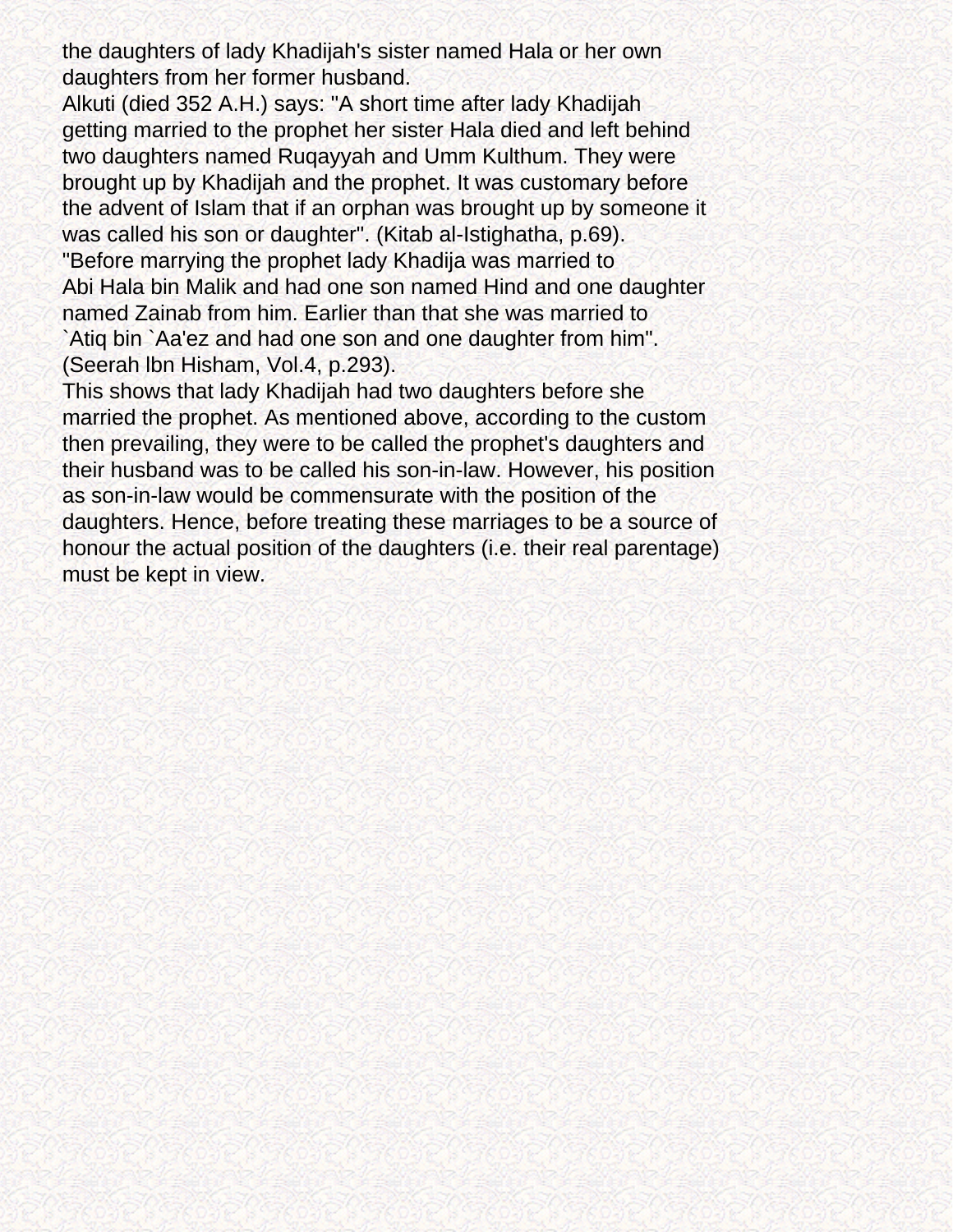the daughters of lady Khadijah's sister named Hala or her own daughters from her former husband.

Alkuti (died 352 A.H.) says: "A short time after lady Khadijah getting married to the prophet her sister Hala died and left behind two daughters named Ruqayyah and Umm Kulthum. They were brought up by Khadijah and the prophet. It was customary before the advent of Islam that if an orphan was brought up by someone it was called his son or daughter". (Kitab al-Istighatha, p.69).

"Before marrying the prophet lady Khadija was married to Abi Hala bin Malik and had one son named Hind and one daughter named Zainab from him. Earlier than that she was married to `Atiq bin `Aa'ez and had one son and one daughter from him". (Seerah lbn Hisham, Vol.4, p.293).

This shows that lady Khadijah had two daughters before she married the prophet. As mentioned above, according to the custom then prevailing, they were to be called the prophet's daughters and their husband was to be called his son-in-law. However, his position as son-in-law would be commensurate with the position of the daughters. Hence, before treating these marriages to be a source of honour the actual position of the daughters (i.e. their real parentage) must be kept in view.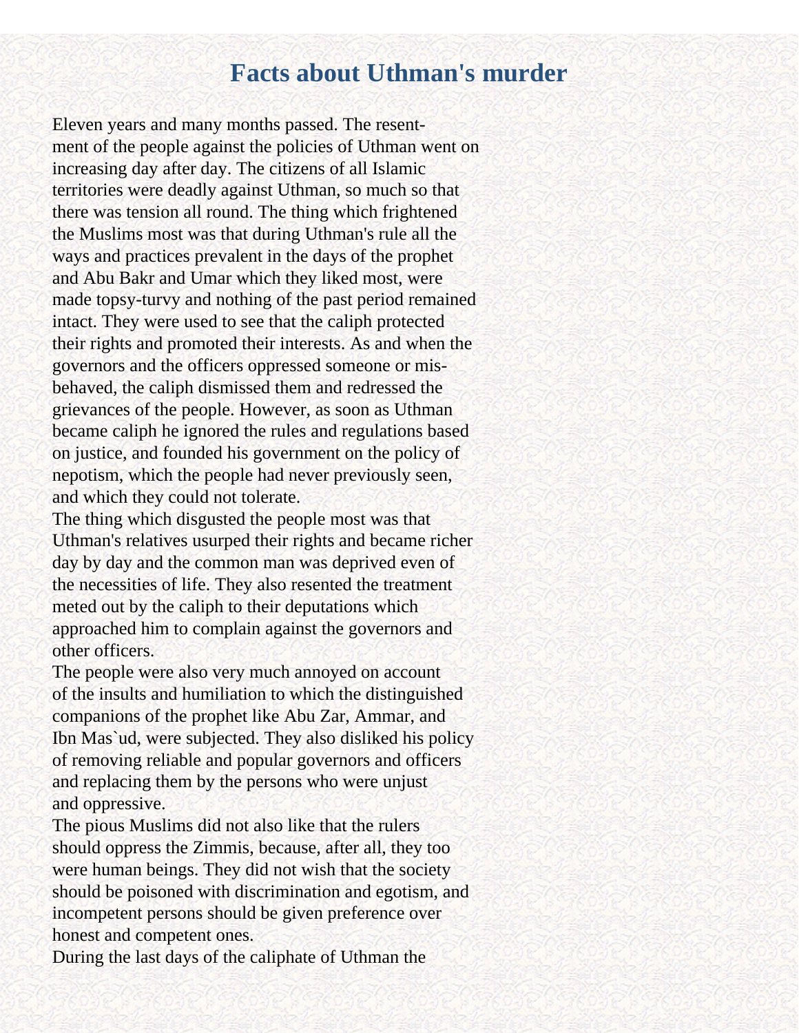# Facts about Uthman's murder

Eleven years and many months passed. The resentment of the people against the policies of Uthman went on increasing day after day. The citizens of all Islamic territories were deadly against Uthman, so much so that there was tension all round. The thing which frightened the Muslims most was that during Uthman's rule all the ways and practices prevalent in the days of the prophet and Abu Bakr and Umar which they liked most, were made topsy-turvy and nothing of the past period remained intact. They were used to see that the caliph protected their rights and promoted their interests. As and when the governors and the officers oppressed someone or misbehaved, the caliph dismissed them and redressed the grievances of the people. However, as soon as Uthman became caliph he ignored the rules and regulations based on justice, and founded his government on the policy of nepotism, which the people had never previously seen, and which they could not tolerate.

The thing which disgusted the people most was that Uthman's relatives usurped their rights and became richer day by day and the common man was deprived even of the necessities of life. They also resented the treatment meted out by the caliph to their deputations which approached him to complain against the governors and other officers.

The people were also very much annoyed on account of the insults and humiliation to which the distinguished companions of the prophet like Abu Zar, Ammar, and Ibn Mas`ud, were subjected. They also disliked his policy of removing reliable and popular governors and officers and replacing them by the persons who were unjust and oppressive.

The pious Muslims did not also like that the rulers should oppress the Zimmis, because, after all, they too were human beings. They did not wish that the society should be poisoned with discrimination and egotism, and incompetent persons should be given preference over honest and competent ones.

During the last days of the caliphate of Uthman the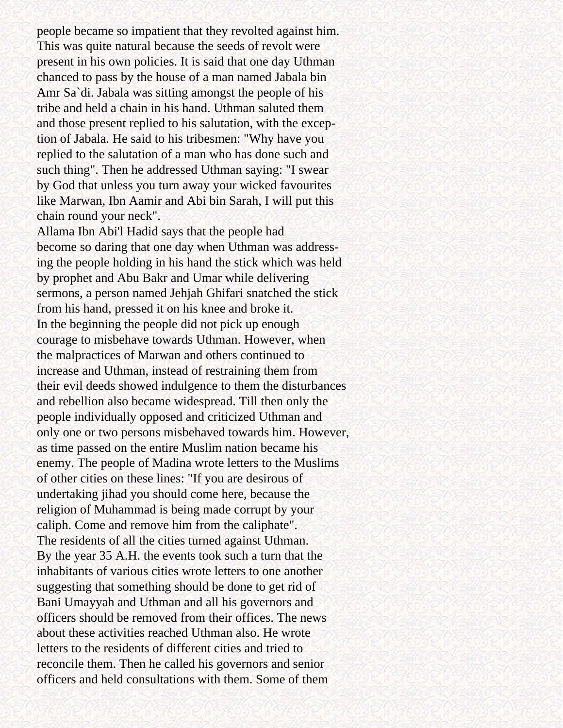people became so impatient that they revolted against him. This was quite natural because the seeds of revolt were present in his own policies. It is said that one day Uthman chanced to pass by the house of a man named Jabala bin Amr Sa`di. Jabala was sitting amongst the people of his tribe and held a chain in his hand. Uthman saluted them and those present replied to his salutation, with the exception of Jabala. He said to his tribesmen: "Why have you replied to the salutation of a man who has done such and such thing". Then he addressed Uthman saying: "I swear by God that unless you turn away your wicked favourites like Marwan, Ibn Aamir and Abi bin Sarah, I will put this chain round your neck".

Allama Ibn Abi'l Hadid says that the people had become so daring that one day when Uthman was addressing the people holding in his hand the stick which was held by prophet and Abu Bakr and Umar while delivering sermons, a person named Jehjah Ghifari snatched the stick from his hand, pressed it on his knee and broke it.

In the beginning the people did not pick up enough courage to misbehave towards Uthman. However, when the malpractices of Marwan and others continued to increase and Uthman, instead of restraining them from their evil deeds showed indulgence to them the disturbances and rebellion also became widespread. Till then only the people individually opposed and criticized Uthman and only one or two persons misbehaved towards him. However, as time passed on the entire Muslim nation became his enemy. The people of Madina wrote letters to the Muslims of other cities on these lines: "If you are desirous of undertaking jihad you should come here, because the religion of Muhammad is being made corrupt by your caliph. Come and remove him from the caliphate".

The residents of all the cities turned against Uthman. By the year 35 A.H. the events took such a turn that the inhabitants of various cities wrote letters to one another suggesting that something should be done to get rid of Bani Umayyah and Uthman and all his governors and officers should be removed from their offices. The news about these activities reached Uthman also. He wrote letters to the residents of different cities and tried to reconcile them. Then he called his governors and senior officers and held consultations with them. Some of them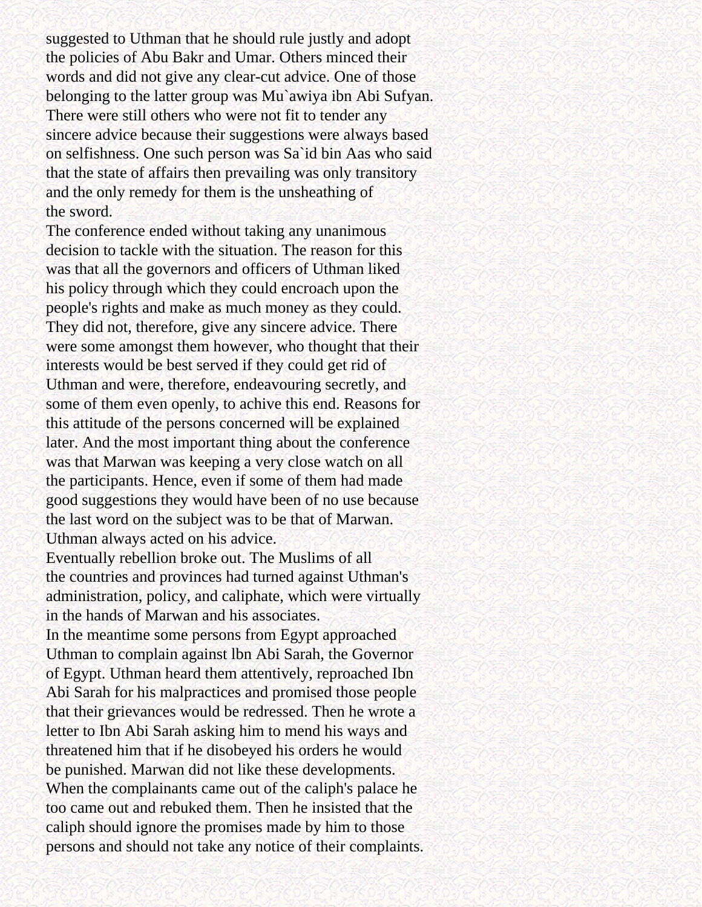suggested to Uthman that he should rule justly and adopt the policies of Abu Bakr and Umar. Others minced their words and did not give any clear-cut advice. One of those belonging to the latter group was Mu`awiya ibn Abi Sufyan. There were still others who were not fit to tender any sincere advice because their suggestions were always based on selfishness. One such person was Sa`id bin Aas who said that the state of affairs then prevailing was only transitory and the only remedy for them is the unsheathing of the sword.

The conference ended without taking any unanimous decision to tackle with the situation. The reason for this was that all the governors and officers of Uthman liked his policy through which they could encroach upon the people's rights and make as much money as they could. They did not, therefore, give any sincere advice. There were some amongst them however, who thought that their interests would be best served if they could get rid of Uthman and were, therefore, endeavouring secretly, and some of them even openly, to achive this end. Reasons for this attitude of the persons concerned will be explained later. And the most important thing about the conference was that Marwan was keeping a very close watch on all the participants. Hence, even if some of them had made good suggestions they would have been of no use because the last word on the subject was to be that of Marwan. Uthman always acted on his advice.

Eventually rebellion broke out. The Muslims of all the countries and provinces had turned against Uthman's administration, policy, and caliphate, which were virtually in the hands of Marwan and his associates.

In the meantime some persons from Egypt approached Uthman to complain against lbn Abi Sarah, the Governor of Egypt. Uthman heard them attentively, reproached Ibn Abi Sarah for his malpractices and promised those people that their grievances would be redressed. Then he wrote a letter to Ibn Abi Sarah asking him to mend his ways and threatened him that if he disobeyed his orders he would be punished. Marwan did not like these developments. When the complainants came out of the caliph's palace he too came out and rebuked them. Then he insisted that the caliph should ignore the promises made by him to those persons and should not take any notice of their complaints.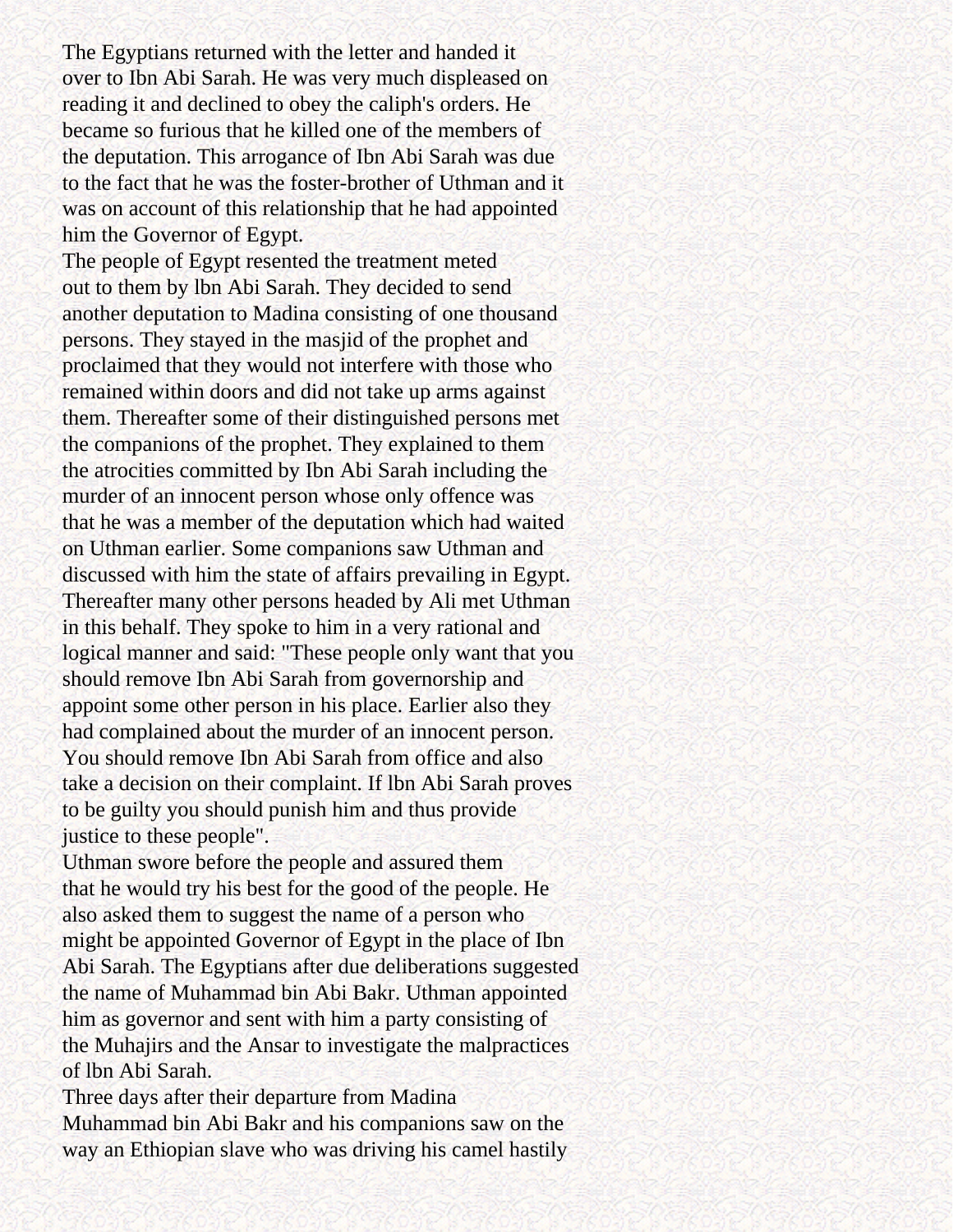The Egyptians returned with the letter and handed it over to Ibn Abi Sarah. He was very much displeased on reading it and declined to obey the caliph's orders. He became so furious that he killed one of the members of the deputation. This arrogance of Ibn Abi Sarah was due to the fact that he was the foster-brother of Uthman and it was on account of this relationship that he had appointed him the Governor of Egypt.

The people of Egypt resented the treatment meted out to them by lbn Abi Sarah. They decided to send another deputation to Madina consisting of one thousand persons. They stayed in the masjid of the prophet and proclaimed that they would not interfere with those who remained within doors and did not take up arms against them. Thereafter some of their distinguished persons met the companions of the prophet. They explained to them the atrocities committed by Ibn Abi Sarah including the murder of an innocent person whose only offence was that he was a member of the deputation which had waited on Uthman earlier. Some companions saw Uthman and discussed with him the state of affairs prevailing in Egypt. Thereafter many other persons headed by Ali met Uthman in this behalf. They spoke to him in a very rational and logical manner and said: "These people only want that you should remove Ibn Abi Sarah from governorship and appoint some other person in his place. Earlier also they had complained about the murder of an innocent person. You should remove Ibn Abi Sarah from office and also take a decision on their complaint. If lbn Abi Sarah proves to be guilty you should punish him and thus provide justice to these people".

Uthman swore before the people and assured them that he would try his best for the good of the people. He also asked them to suggest the name of a person who might be appointed Governor of Egypt in the place of Ibn Abi Sarah. The Egyptians after due deliberations suggested the name of Muhammad bin Abi Bakr. Uthman appointed him as governor and sent with him a party consisting of the Muhajirs and the Ansar to investigate the malpractices of lbn Abi Sarah.

Three days after their departure from Madina Muhammad bin Abi Bakr and his companions saw on the way an Ethiopian slave who was driving his camel hastily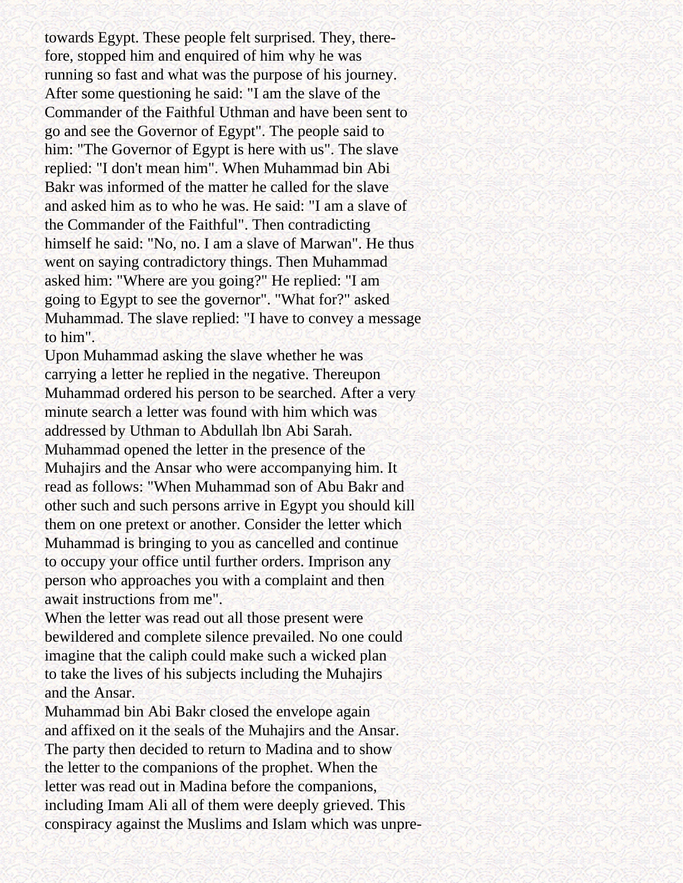towards Egypt. These people felt surprised. They, therefore, stopped him and enquired of him why he was running so fast and what was the purpose of his journey. After some questioning he said: "I am the slave of the Commander of the Faithful Uthman and have been sent to go and see the Governor of Egypt". The people said to him: "The Governor of Egypt is here with us". The slave replied: "I don't mean him". When Muhammad bin Abi Bakr was informed of the matter he called for the slave and asked him as to who he was. He said: "I am a slave of the Commander of the Faithful". Then contradicting himself he said: "No, no. I am a slave of Marwan". He thus went on saying contradictory things. Then Muhammad asked him: "Where are you going?" He replied: "I am going to Egypt to see the governor". "What for?" asked Muhammad. The slave replied: "I have to convey a message to him".

Upon Muhammad asking the slave whether he was carrying a letter he replied in the negative. Thereupon Muhammad ordered his person to be searched. After a very minute search a letter was found with him which was addressed by Uthman to Abdullah lbn Abi Sarah. Muhammad opened the letter in the presence of the Muhajirs and the Ansar who were accompanying him. It read as follows: "When Muhammad son of Abu Bakr and other such and such persons arrive in Egypt you should kill them on one pretext or another. Consider the letter which Muhammad is bringing to you as cancelled and continue to occupy your office until further orders. Imprison any person who approaches you with a complaint and then await instructions from me".

When the letter was read out all those present were bewildered and complete silence prevailed. No one could imagine that the caliph could make such a wicked plan to take the lives of his subjects including the Muhajirs and the Ansar.

Muhammad bin Abi Bakr closed the envelope again and affixed on it the seals of the Muhajirs and the Ansar. The party then decided to return to Madina and to show the letter to the companions of the prophet. When the letter was read out in Madina before the companions, including Imam Ali all of them were deeply grieved. This conspiracy against the Muslims and Islam which was unpre-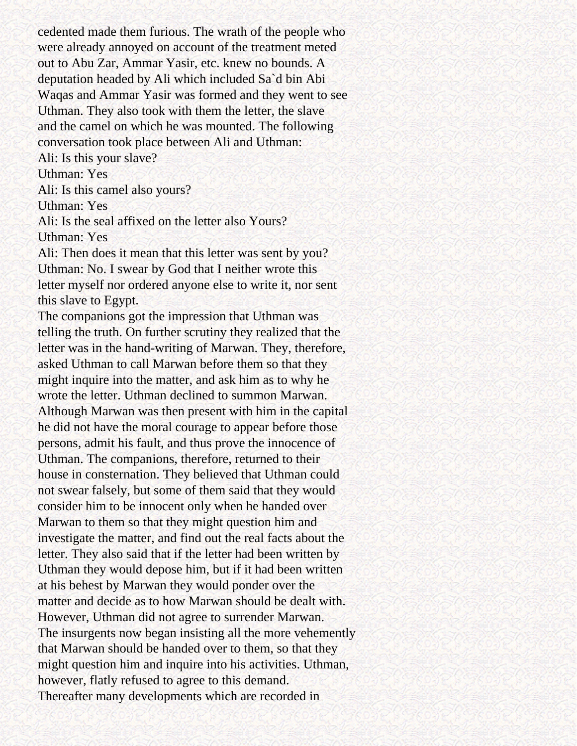cedented made them furious. The wrath of the people who were already annoyed on account of the treatment meted out to Abu Zar, Ammar Yasir, etc. knew no bounds. A deputation headed by Ali which included Sa`d bin Abi Waqas and Ammar Yasir was formed and they went to see Uthman. They also took with them the letter, the slave and the camel on which he was mounted. The following conversation took place between Ali and Uthman:

Ali: Is this your slave?

Uthman: Yes

Ali: Is this camel also yours?

Uthman: Yes

Ali: Is the seal affixed on the letter also Yours?

Uthman: Yes

Ali: Then does it mean that this letter was sent by you?

Uthman: No. I swear by God that I neither wrote this letter myself nor ordered anyone else to write it, nor sent this slave to Egypt.

The companions got the impression that Uthman was telling the truth. On further scrutiny they realized that the letter was in the hand-writing of Marwan. They, therefore, asked Uthman to call Marwan before them so that they might inquire into the matter, and ask him as to why he wrote the letter. Uthman declined to summon Marwan. Although Marwan was then present with him in the capital he did not have the moral courage to appear before those persons, admit his fault, and thus prove the innocence of Uthman. The companions, therefore, returned to their house in consternation. They believed that Uthman could not swear falsely, but some of them said that they would consider him to be innocent only when he handed over Marwan to them so that they might question him and investigate the matter, and find out the real facts about the letter. They also said that if the letter had been written by Uthman they would depose him, but if it had been written at his behest by Marwan they would ponder over the matter and decide as to how Marwan should be dealt with. However, Uthman did not agree to surrender Marwan.

The insurgents now began insisting all the more vehemently that Marwan should be handed over to them, so that they might question him and inquire into his activities. Uthman, however, flatly refused to agree to this demand.

Thereafter many developments which are recorded in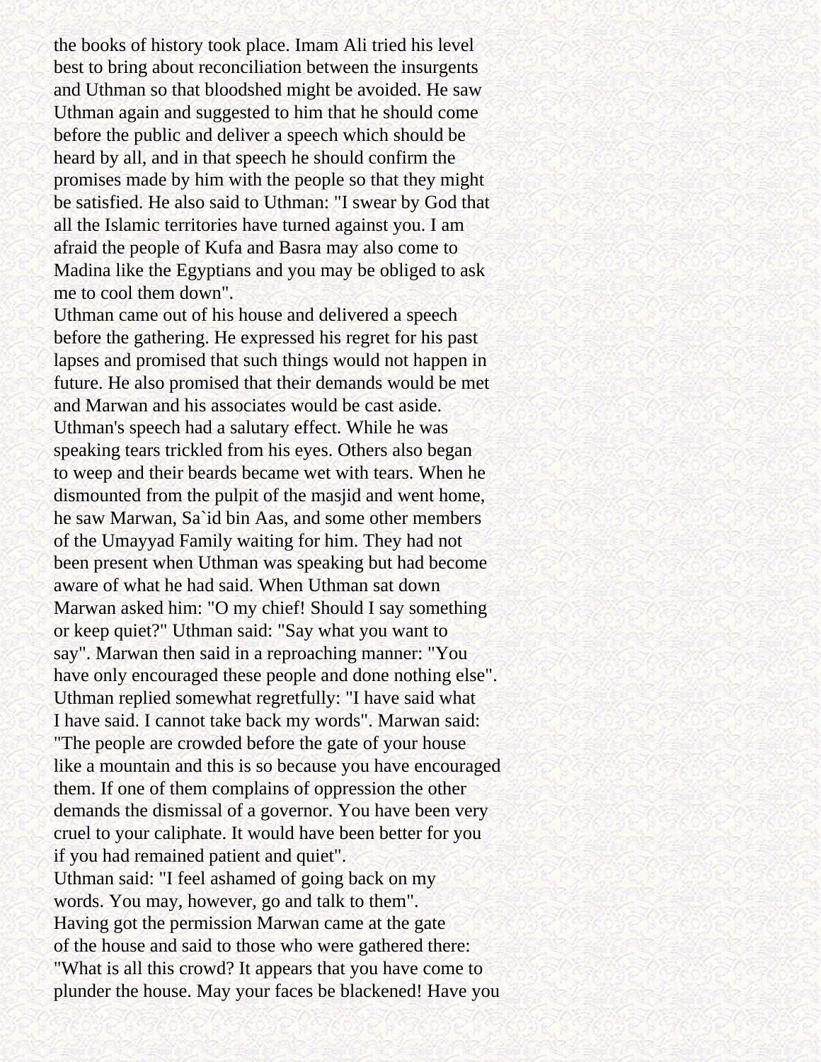the books of history took place. Imam Ali tried his level best to bring about reconciliation between the insurgents and Uthman so that bloodshed might be avoided. He saw Uthman again and suggested to him that he should come before the public and deliver a speech which should be heard by all, and in that speech he should confirm the promises made by him with the people so that they might be satisfied. He also said to Uthman: "I swear by God that all the Islamic territories have turned against you. I am afraid the people of Kufa and Basra may also come to Madina like the Egyptians and you may be obliged to ask me to cool them down".

Uthman came out of his house and delivered a speech before the gathering. He expressed his regret for his past lapses and promised that such things would not happen in future. He also promised that their demands would be met and Marwan and his associates would be cast aside. Uthman's speech had a salutary effect. While he was speaking tears trickled from his eyes. Others also began to weep and their beards became wet with tears. When he dismounted from the pulpit of the masjid and went home, he saw Marwan, Sa`id bin Aas, and some other members of the Umayyad Family waiting for him. They had not been present when Uthman was speaking but had become aware of what he had said. When Uthman sat down Marwan asked him: "O my chief! Should I say something or keep quiet?" Uthman said: "Say what you want to say". Marwan then said in a reproaching manner: "You have only encouraged these people and done nothing else". Uthman replied somewhat regretfully: "I have said what I have said. I cannot take back my words". Marwan said: "The people are crowded before the gate of your house like a mountain and this is so because you have encouraged them. If one of them complains of oppression the other demands the dismissal of a governor. You have been very cruel to your caliphate. It would have been better for you if you had remained patient and quiet".

Uthman said: "I feel ashamed of going back on my words. You may, however, go and talk to them".

Having got the permission Marwan came at the gate of the house and said to those who were gathered there: "What is all this crowd? It appears that you have come to plunder the house. May your faces be blackened! Have you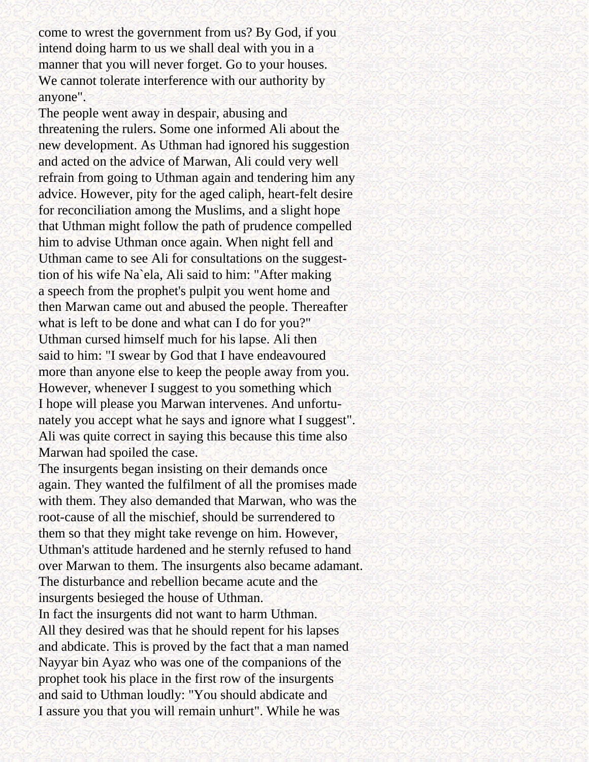come to wrest the government from us? By God, if you intend doing harm to us we shall deal with you in a manner that you will never forget. Go to your houses. We cannot tolerate interference with our authority by anyone".

The people went away in despair, abusing and threatening the rulers. Some one informed Ali about the new development. As Uthman had ignored his suggestion and acted on the advice of Marwan, Ali could very well refrain from going to Uthman again and tendering him any advice. However, pity for the aged caliph, heart-felt desire for reconciliation among the Muslims, and a slight hope that Uthman might follow the path of prudence compelled him to advise Uthman once again. When night fell and Uthman came to see Ali for consultations on the suggestion of his wife Na`ela, Ali said to him: "After making a speech from the prophet's pulpit you went home and then Marwan came out and abused the people. Thereafter what is left to be done and what can I do for you?" Uthman cursed himself much for his lapse. Ali then said to him: "I swear by God that I have endeavoured more than anyone else to keep the people away from you. However, whenever I suggest to you something which I hope will please you Marwan intervenes. And unfortunately you accept what he says and ignore what I suggest". Ali was quite correct in saying this because this time also Marwan had spoiled the case.

The insurgents began insisting on their demands once again. They wanted the fulfilment of all the promises made with them. They also demanded that Marwan, who was the root-cause of all the mischief, should be surrendered to them so that they might take revenge on him. However, Uthman's attitude hardened and he sternly refused to hand over Marwan to them. The insurgents also became adamant. The disturbance and rebellion became acute and the insurgents besieged the house of Uthman.

In fact the insurgents did not want to harm Uthman. All they desired was that he should repent for his lapses and abdicate. This is proved by the fact that a man named Nayyar bin Ayaz who was one of the companions of the prophet took his place in the first row of the insurgents and said to Uthman loudly: "You should abdicate and I assure you that you will remain unhurt". While he was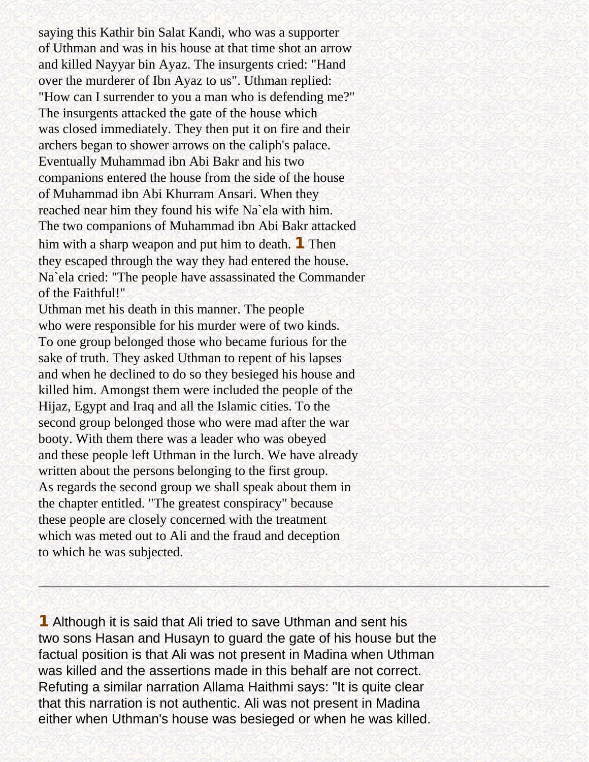saying this Kathir bin Salat Kandi, who was a supporter of Uthman and was in his house at that time shot an arrow and killed Nayyar bin Ayaz. The insurgents cried: "Hand over the murderer of Ibn Ayaz to us". Uthman replied: "How can I surrender to you a man who is defending me?" The insurgents attacked the gate of the house which was closed immediately. They then put it on fire and their archers began to shower arrows on the caliph's palace. Eventually Muhammad ibn Abi Bakr and his two companions entered the house from the side of the house of Muhammad ibn Abi Khurram Ansari. When they reached near him they found his wife Na`ela with him. The two companions of Muhammad ibn Abi Bakr attacked him with a sharp weapon and put him to death. [1] Then they escaped through the way they had entered the house. Na`ela cried: "The people have assassinated the Commander of the Faithful!"

Uthman met his death in this manner. The people who were responsible for his murder were of two kinds. To one group belonged those who became furious for the sake of truth. They asked Uthman to repent of his lapses and when he declined to do so they besieged his house and killed him. Amongst them were included the people of the Hijaz, Egypt and Iraq and all the Islamic cities. To the second group belonged those who were mad after the war booty. With them there was a leader who was obeyed and these people left Uthman in the lurch. We have already written about the persons belonging to the first group. As regards the second group we shall speak about them in the chapter entitled. "The greatest conspiracy" because these people are closely concerned with the treatment which was meted out to Ali and the fraud and deception to which he was subjected.

---

[1] Although it is said that Ali tried to save Uthman and sent his two sons Hasan and Husayn to guard the gate of his house but the factual position is that Ali was not present in Madina when Uthman was killed and the assertions made in this behalf are not correct. Refuting a similar narration Allama Haithmi says: "It is quite clear that this narration is not authentic. Ali was not present in Madina either when Uthman's house was besieged or when he was killed.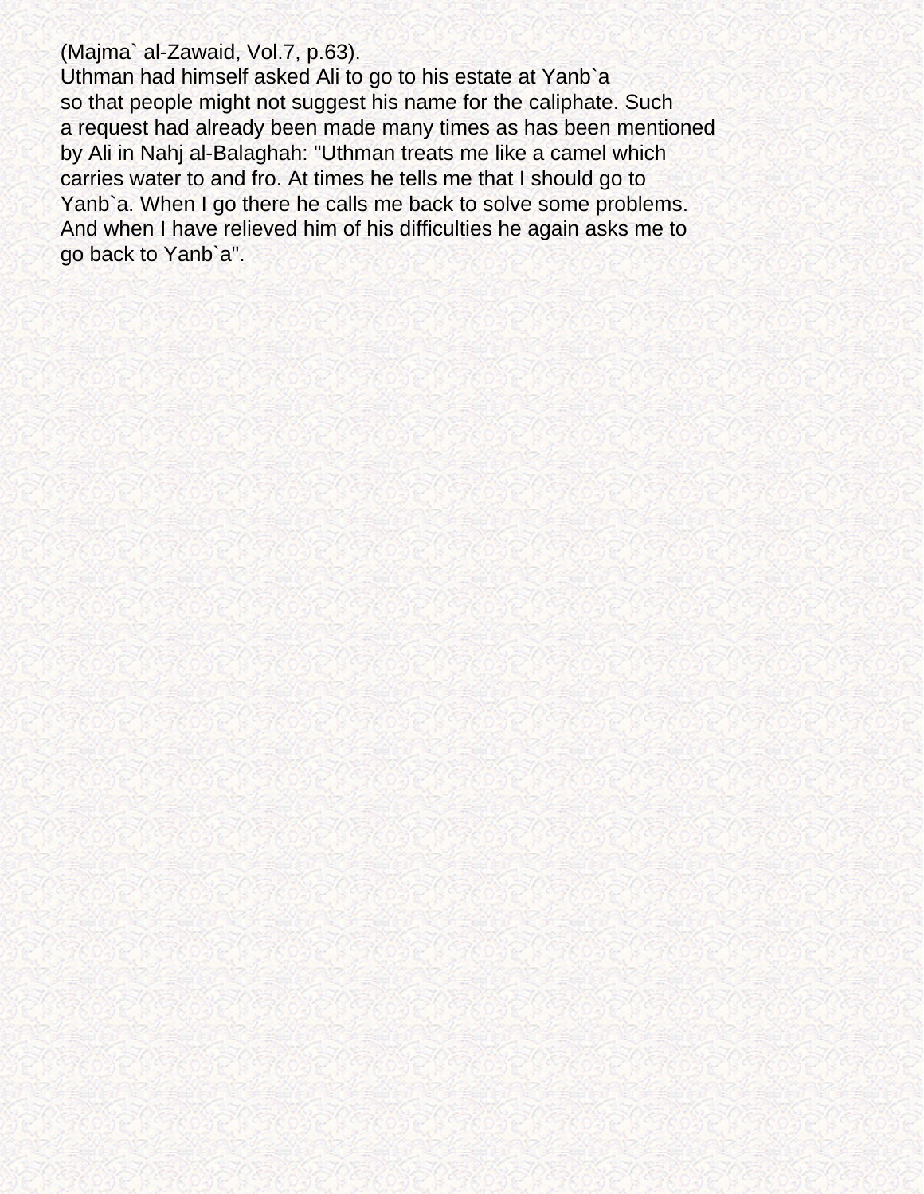(Majma` al-Zawaid, Vol.7, p.63).

Uthman had himself asked Ali to go to his estate at Yanb`a so that people might not suggest his name for the caliphate. Such a request had already been made many times as has been mentioned by Ali in Nahj al-Balaghah: "Uthman treats me like a camel which carries water to and fro. At times he tells me that I should go to Yanb`a. When I go there he calls me back to solve some problems. And when I have relieved him of his difficulties he again asks me to go back to Yanb`a".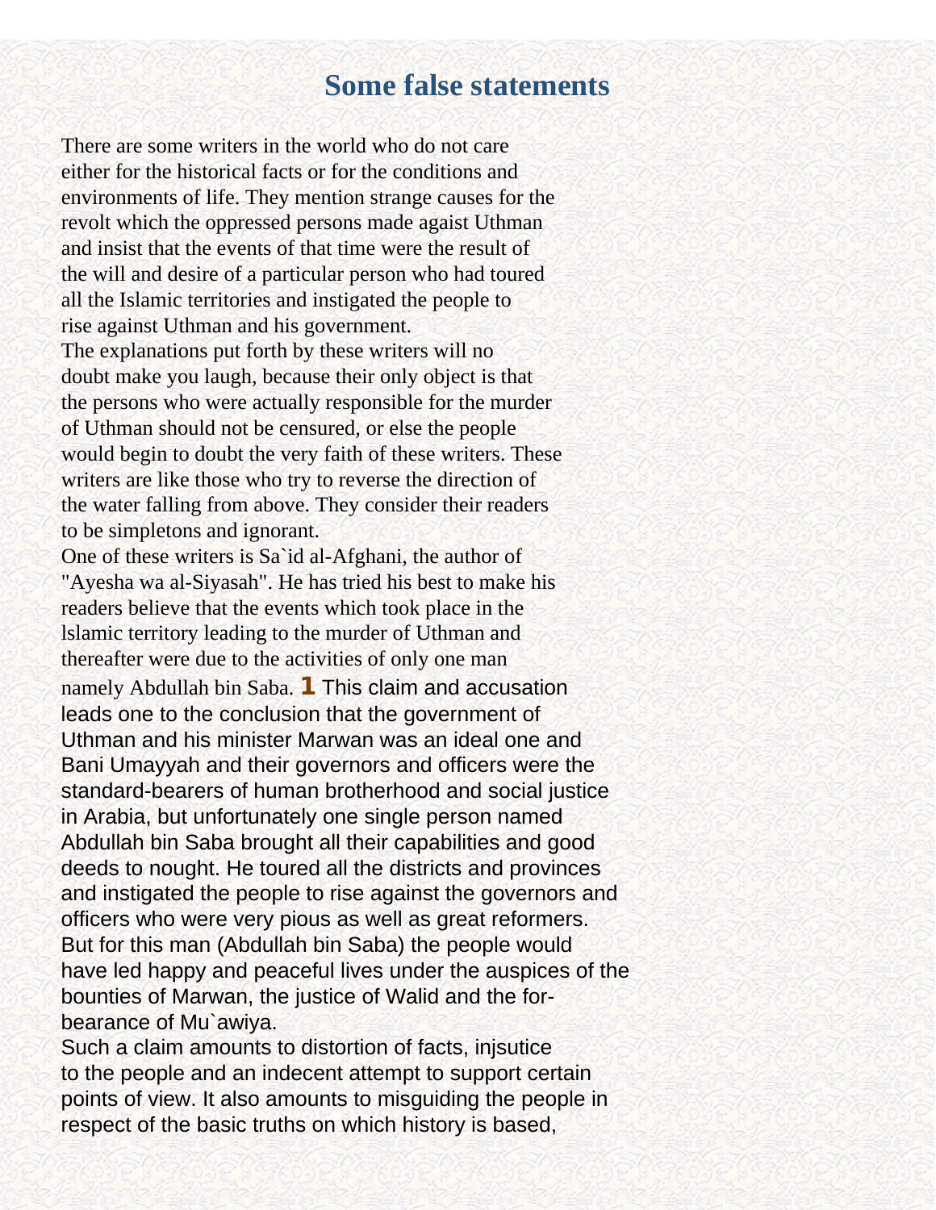# Some false statements

There are some writers in the world who do not care either for the historical facts or for the conditions and environments of life. They mention strange causes for the revolt which the oppressed persons made agaist Uthman and insist that the events of that time were the result of the will and desire of a particular person who had toured all the Islamic territories and instigated the people to rise against Uthman and his government.

The explanations put forth by these writers will no doubt make you laugh, because their only object is that the persons who were actually responsible for the murder of Uthman should not be censured, or else the people would begin to doubt the very faith of these writers. These writers are like those who try to reverse the direction of the water falling from above. They consider their readers to be simpletons and ignorant.

One of these writers is Sa`id al-Afghani, the author of "Ayesha wa al-Siyasah". He has tried his best to make his readers believe that the events which took place in the lslamic territory leading to the murder of Uthman and thereafter were due to the activities of only one man namely Abdullah bin Saba. [1] This claim and accusation leads one to the conclusion that the government of Uthman and his minister Marwan was an ideal one and Bani Umayyah and their governors and officers were the standard-bearers of human brotherhood and social justice in Arabia, but unfortunately one single person named Abdullah bin Saba brought all their capabilities and good deeds to nought. He toured all the districts and provinces and instigated the people to rise against the governors and officers who were very pious as well as great reformers. But for this man (Abdullah bin Saba) the people would have led happy and peaceful lives under the auspices of the bounties of Marwan, the justice of Walid and the for-bearance of Mu`awiya.

Such a claim amounts to distortion of facts, injsutice to the people and an indecent attempt to support certain points of view. It also amounts to misguiding the people in respect of the basic truths on which history is based,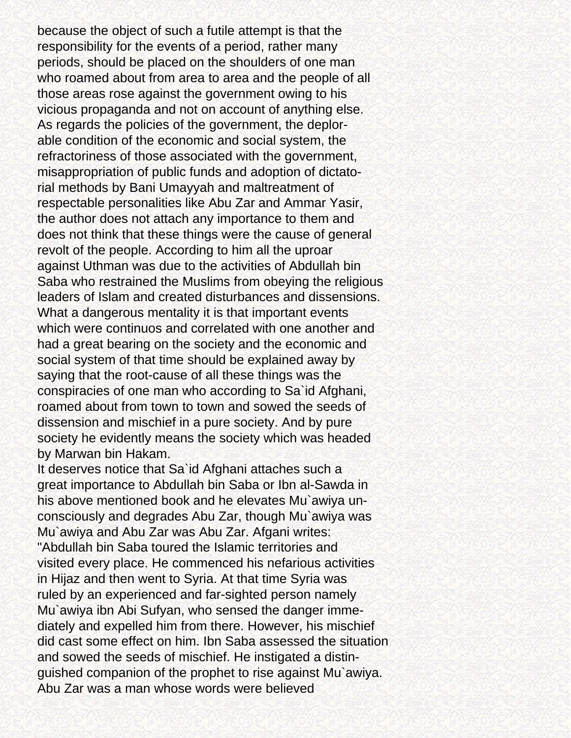because the object of such a futile attempt is that the responsibility for the events of a period, rather many periods, should be placed on the shoulders of one man who roamed about from area to area and the people of all those areas rose against the government owing to his vicious propaganda and not on account of anything else. As regards the policies of the government, the deplorable condition of the economic and social system, the refractoriness of those associated with the government, misappropriation of public funds and adoption of dictatorial methods by Bani Umayyah and maltreatment of respectable personalities like Abu Zar and Ammar Yasir, the author does not attach any importance to them and does not think that these things were the cause of general revolt of the people. According to him all the uproar against Uthman was due to the activities of Abdullah bin Saba who restrained the Muslims from obeying the religious leaders of Islam and created disturbances and dissensions. What a dangerous mentality it is that important events which were continuos and correlated with one another and had a great bearing on the society and the economic and social system of that time should be explained away by saying that the root-cause of all these things was the conspiracies of one man who according to Sa`id Afghani, roamed about from town to town and sowed the seeds of dissension and mischief in a pure society. And by pure society he evidently means the society which was headed by Marwan bin Hakam.

It deserves notice that Sa`id Afghani attaches such a great importance to Abdullah bin Saba or Ibn al-Sawda in his above mentioned book and he elevates Mu`awiya unconsciously and degrades Abu Zar, though Mu`awiya was Mu`awiya and Abu Zar was Abu Zar. Afgani writes: "Abdullah bin Saba toured the Islamic territories and visited every place. He commenced his nefarious activities in Hijaz and then went to Syria. At that time Syria was ruled by an experienced and far-sighted person namely Mu`awiya ibn Abi Sufyan, who sensed the danger immediately and expelled him from there. However, his mischief did cast some effect on him. Ibn Saba assessed the situation and sowed the seeds of mischief. He instigated a distinguished companion of the prophet to rise against Mu`awiya. Abu Zar was a man whose words were believed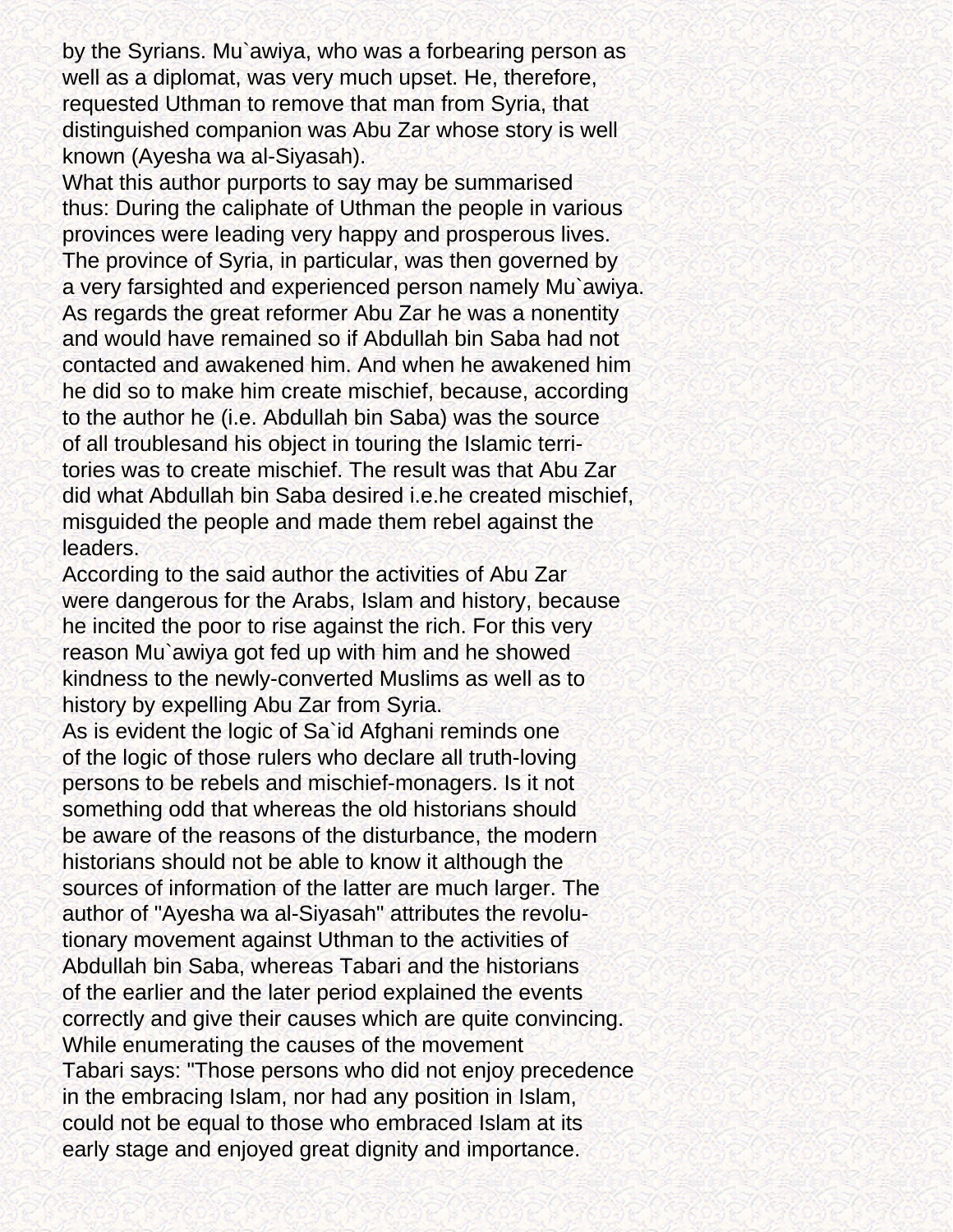by the Syrians. Mu`awiya, who was a forbearing person as well as a diplomat, was very much upset. He, therefore, requested Uthman to remove that man from Syria, that distinguished companion was Abu Zar whose story is well known (Ayesha wa al-Siyasah).

What this author purports to say may be summarised thus: During the caliphate of Uthman the people in various provinces were leading very happy and prosperous lives. The province of Syria, in particular, was then governed by a very farsighted and experienced person namely Mu`awiya. As regards the great reformer Abu Zar he was a nonentity and would have remained so if Abdullah bin Saba had not contacted and awakened him. And when he awakened him he did so to make him create mischief, because, according to the author he (i.e. Abdullah bin Saba) was the source of all troublesand his object in touring the Islamic territories was to create mischief. The result was that Abu Zar did what Abdullah bin Saba desired i.e.he created mischief, misguided the people and made them rebel against the leaders.

According to the said author the activities of Abu Zar were dangerous for the Arabs, Islam and history, because he incited the poor to rise against the rich. For this very reason Mu`awiya got fed up with him and he showed kindness to the newly-converted Muslims as well as to history by expelling Abu Zar from Syria.

As is evident the logic of Sa`id Afghani reminds one of the logic of those rulers who declare all truth-loving persons to be rebels and mischief-monagers. Is it not something odd that whereas the old historians should be aware of the reasons of the disturbance, the modern historians should not be able to know it although the sources of information of the latter are much larger. The author of "Ayesha wa al-Siyasah" attributes the revolutionary movement against Uthman to the activities of Abdullah bin Saba, whereas Tabari and the historians of the earlier and the later period explained the events correctly and give their causes which are quite convincing.

While enumerating the causes of the movement Tabari says: "Those persons who did not enjoy precedence in the embracing Islam, nor had any position in Islam, could not be equal to those who embraced Islam at its early stage and enjoyed great dignity and importance.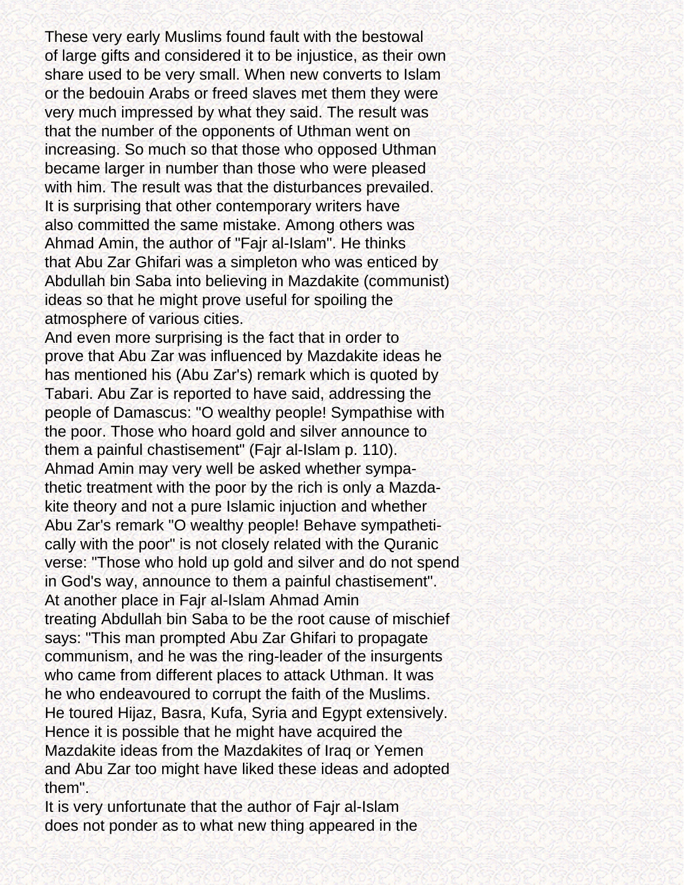These very early Muslims found fault with the bestowal of large gifts and considered it to be injustice, as their own share used to be very small. When new converts to Islam or the bedouin Arabs or freed slaves met them they were very much impressed by what they said. The result was that the number of the opponents of Uthman went on increasing. So much so that those who opposed Uthman became larger in number than those who were pleased with him. The result was that the disturbances prevailed.

It is surprising that other contemporary writers have also committed the same mistake. Among others was Ahmad Amin, the author of "Fajr al-Islam". He thinks that Abu Zar Ghifari was a simpleton who was enticed by Abdullah bin Saba into believing in Mazdakite (communist) ideas so that he might prove useful for spoiling the atmosphere of various cities.

And even more surprising is the fact that in order to prove that Abu Zar was influenced by Mazdakite ideas he has mentioned his (Abu Zar's) remark which is quoted by Tabari. Abu Zar is reported to have said, addressing the people of Damascus: "O wealthy people! Sympathise with the poor. Those who hoard gold and silver announce to them a painful chastisement" (Fajr al-Islam p. 110).

Ahmad Amin may very well be asked whether sympathetic treatment with the poor by the rich is only a Mazdakite theory and not a pure Islamic injuction and whether Abu Zar's remark "O wealthy people! Behave sympathetically with the poor" is not closely related with the Quranic verse: "Those who hold up gold and silver and do not spend in God's way, announce to them a painful chastisement".

At another place in Fajr al-Islam Ahmad Amin treating Abdullah bin Saba to be the root cause of mischief says: "This man prompted Abu Zar Ghifari to propagate communism, and he was the ring-leader of the insurgents who came from different places to attack Uthman. It was he who endeavoured to corrupt the faith of the Muslims. He toured Hijaz, Basra, Kufa, Syria and Egypt extensively. Hence it is possible that he might have acquired the Mazdakite ideas from the Mazdakites of Iraq or Yemen and Abu Zar too might have liked these ideas and adopted them".

It is very unfortunate that the author of Fajr al-Islam does not ponder as to what new thing appeared in the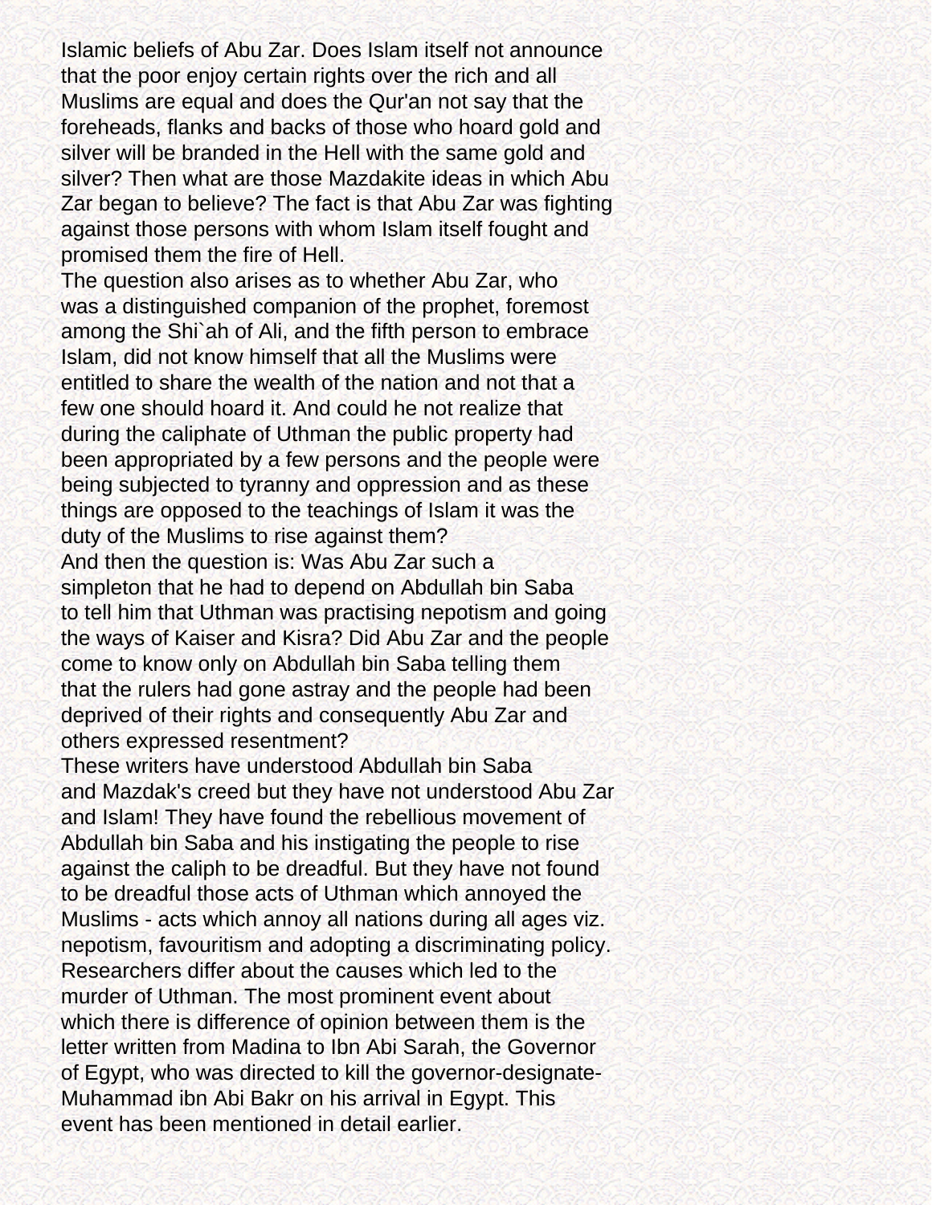Islamic beliefs of Abu Zar. Does Islam itself not announce that the poor enjoy certain rights over the rich and all Muslims are equal and does the Qur'an not say that the foreheads, flanks and backs of those who hoard gold and silver will be branded in the Hell with the same gold and silver? Then what are those Mazdakite ideas in which Abu Zar began to believe? The fact is that Abu Zar was fighting against those persons with whom Islam itself fought and promised them the fire of Hell.

The question also arises as to whether Abu Zar, who was a distinguished companion of the prophet, foremost among the Shi`ah of Ali, and the fifth person to embrace Islam, did not know himself that all the Muslims were entitled to share the wealth of the nation and not that a few one should hoard it. And could he not realize that during the caliphate of Uthman the public property had been appropriated by a few persons and the people were being subjected to tyranny and oppression and as these things are opposed to the teachings of Islam it was the duty of the Muslims to rise against them?

And then the question is: Was Abu Zar such a simpleton that he had to depend on Abdullah bin Saba to tell him that Uthman was practising nepotism and going the ways of Kaiser and Kisra? Did Abu Zar and the people come to know only on Abdullah bin Saba telling them that the rulers had gone astray and the people had been deprived of their rights and consequently Abu Zar and others expressed resentment?

These writers have understood Abdullah bin Saba and Mazdak's creed but they have not understood Abu Zar and Islam! They have found the rebellious movement of Abdullah bin Saba and his instigating the people to rise against the caliph to be dreadful. But they have not found to be dreadful those acts of Uthman which annoyed the Muslims - acts which annoy all nations during all ages viz. nepotism, favouritism and adopting a discriminating policy.

Researchers differ about the causes which led to the murder of Uthman. The most prominent event about which there is difference of opinion between them is the letter written from Madina to Ibn Abi Sarah, the Governor of Egypt, who was directed to kill the governor-designate-Muhammad ibn Abi Bakr on his arrival in Egypt. This event has been mentioned in detail earlier.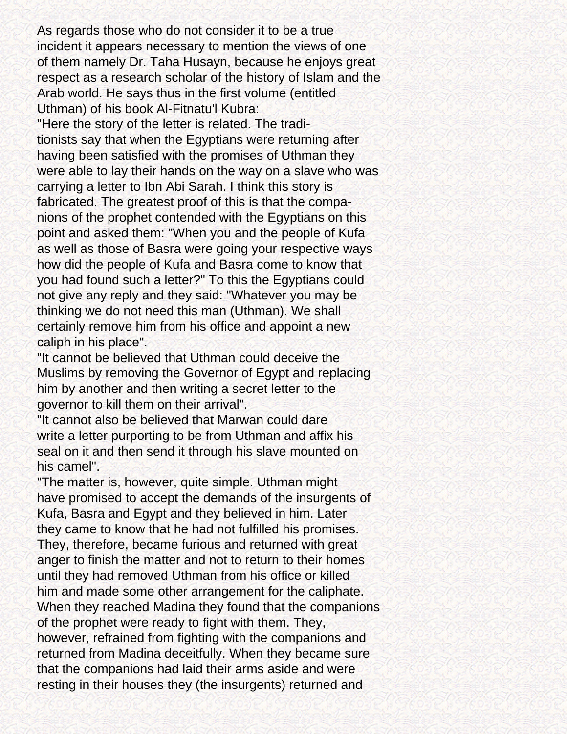As regards those who do not consider it to be a true incident it appears necessary to mention the views of one of them namely Dr. Taha Husayn, because he enjoys great respect as a research scholar of the history of Islam and the Arab world. He says thus in the first volume (entitled Uthman) of his book Al-Fitnatu'l Kubra:

"Here the story of the letter is related. The traditionists say that when the Egyptians were returning after having been satisfied with the promises of Uthman they were able to lay their hands on the way on a slave who was carrying a letter to Ibn Abi Sarah. I think this story is fabricated. The greatest proof of this is that the companions of the prophet contended with the Egyptians on this point and asked them: "When you and the people of Kufa as well as those of Basra were going your respective ways how did the people of Kufa and Basra come to know that you had found such a letter?" To this the Egyptians could not give any reply and they said: "Whatever you may be thinking we do not need this man (Uthman). We shall certainly remove him from his office and appoint a new caliph in his place".

"It cannot be believed that Uthman could deceive the Muslims by removing the Governor of Egypt and replacing him by another and then writing a secret letter to the governor to kill them on their arrival".

"It cannot also be believed that Marwan could dare write a letter purporting to be from Uthman and affix his seal on it and then send it through his slave mounted on his camel".

"The matter is, however, quite simple. Uthman might have promised to accept the demands of the insurgents of Kufa, Basra and Egypt and they believed in him. Later they came to know that he had not fulfilled his promises. They, therefore, became furious and returned with great anger to finish the matter and not to return to their homes until they had removed Uthman from his office or killed him and made some other arrangement for the caliphate. When they reached Madina they found that the companions of the prophet were ready to fight with them. They, however, refrained from fighting with the companions and returned from Madina deceitfully. When they became sure that the companions had laid their arms aside and were resting in their houses they (the insurgents) returned and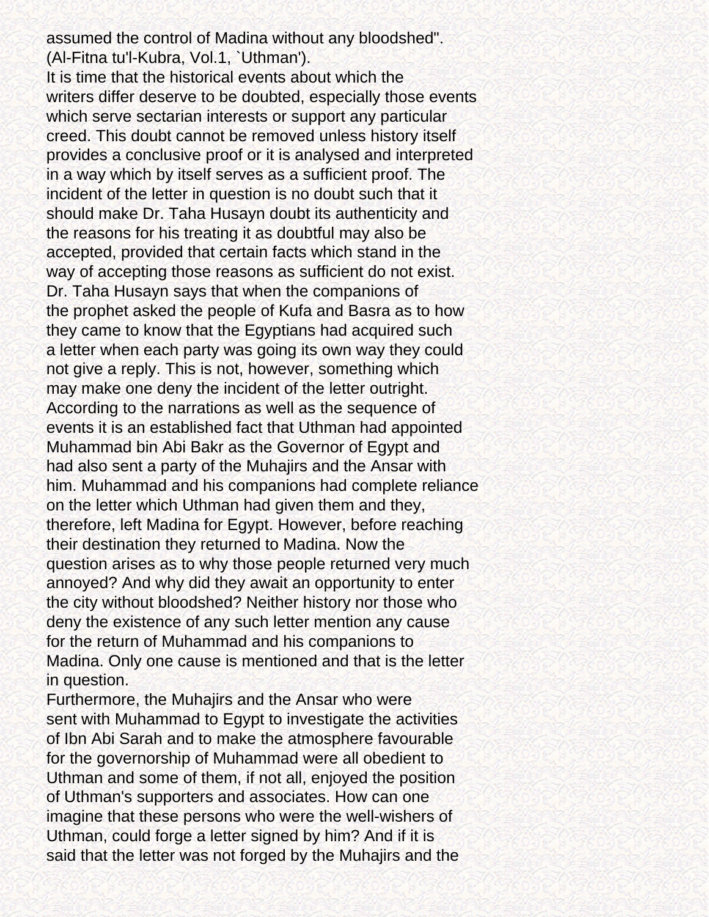assumed the control of Madina without any bloodshed". (Al-Fitna tu'l-Kubra, Vol.1, `Uthman').

It is time that the historical events about which the writers differ deserve to be doubted, especially those events which serve sectarian interests or support any particular creed. This doubt cannot be removed unless history itself provides a conclusive proof or it is analysed and interpreted in a way which by itself serves as a sufficient proof. The incident of the letter in question is no doubt such that it should make Dr. Taha Husayn doubt its authenticity and the reasons for his treating it as doubtful may also be accepted, provided that certain facts which stand in the way of accepting those reasons as sufficient do not exist.

Dr. Taha Husayn says that when the companions of the prophet asked the people of Kufa and Basra as to how they came to know that the Egyptians had acquired such a letter when each party was going its own way they could not give a reply. This is not, however, something which may make one deny the incident of the letter outright. According to the narrations as well as the sequence of events it is an established fact that Uthman had appointed Muhammad bin Abi Bakr as the Governor of Egypt and had also sent a party of the Muhajirs and the Ansar with him. Muhammad and his companions had complete reliance on the letter which Uthman had given them and they, therefore, left Madina for Egypt. However, before reaching their destination they returned to Madina. Now the question arises as to why those people returned very much annoyed? And why did they await an opportunity to enter the city without bloodshed? Neither history nor those who deny the existence of any such letter mention any cause for the return of Muhammad and his companions to Madina. Only one cause is mentioned and that is the letter in question.

Furthermore, the Muhajirs and the Ansar who were sent with Muhammad to Egypt to investigate the activities of Ibn Abi Sarah and to make the atmosphere favourable for the governorship of Muhammad were all obedient to Uthman and some of them, if not all, enjoyed the position of Uthman's supporters and associates. How can one imagine that these persons who were the well-wishers of Uthman, could forge a letter signed by him? And if it is said that the letter was not forged by the Muhajirs and the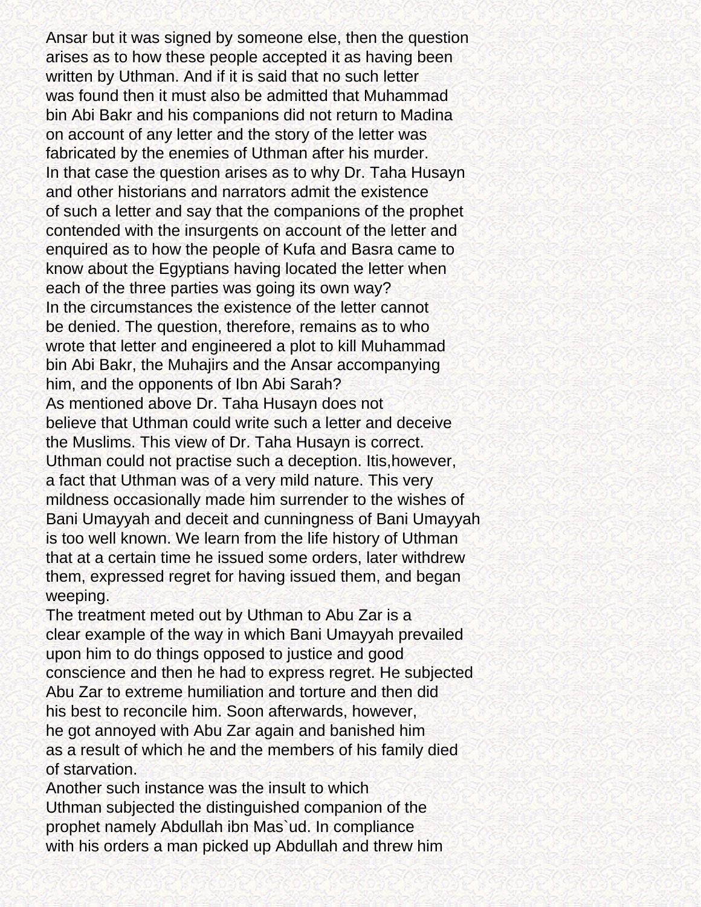Ansar but it was signed by someone else, then the question arises as to how these people accepted it as having been written by Uthman. And if it is said that no such letter was found then it must also be admitted that Muhammad bin Abi Bakr and his companions did not return to Madina on account of any letter and the story of the letter was fabricated by the enemies of Uthman after his murder.

In that case the question arises as to why Dr. Taha Husayn and other historians and narrators admit the existence of such a letter and say that the companions of the prophet contended with the insurgents on account of the letter and enquired as to how the people of Kufa and Basra came to know about the Egyptians having located the letter when each of the three parties was going its own way?

In the circumstances the existence of the letter cannot be denied. The question, therefore, remains as to who wrote that letter and engineered a plot to kill Muhammad bin Abi Bakr, the Muhajirs and the Ansar accompanying him, and the opponents of Ibn Abi Sarah?

As mentioned above Dr. Taha Husayn does not believe that Uthman could write such a letter and deceive the Muslims. This view of Dr. Taha Husayn is correct. Uthman could not practise such a deception. Itis,however, a fact that Uthman was of a very mild nature. This very mildness occasionally made him surrender to the wishes of Bani Umayyah and deceit and cunningness of Bani Umayyah is too well known. We learn from the life history of Uthman that at a certain time he issued some orders, later withdrew them, expressed regret for having issued them, and began weeping.

The treatment meted out by Uthman to Abu Zar is a clear example of the way in which Bani Umayyah prevailed upon him to do things opposed to justice and good conscience and then he had to express regret. He subjected Abu Zar to extreme humiliation and torture and then did his best to reconcile him. Soon afterwards, however, he got annoyed with Abu Zar again and banished him as a result of which he and the members of his family died of starvation.

Another such instance was the insult to which Uthman subjected the distinguished companion of the prophet namely Abdullah ibn Mas`ud. In compliance with his orders a man picked up Abdullah and threw him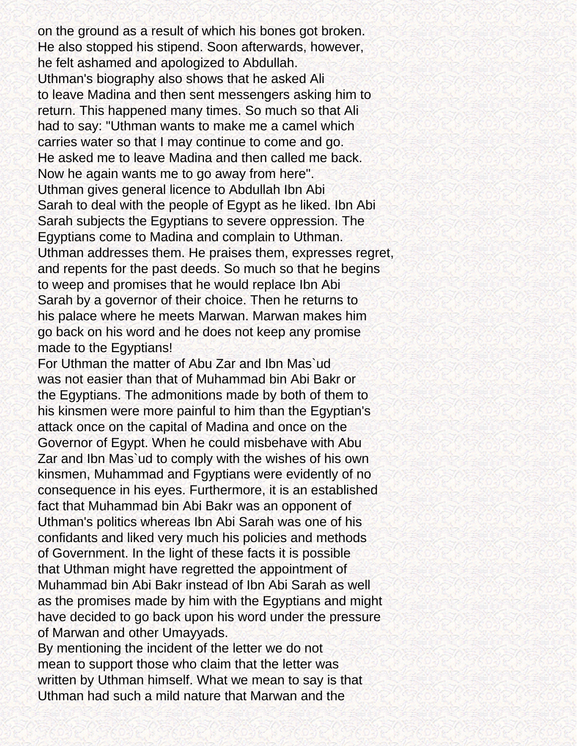on the ground as a result of which his bones got broken. He also stopped his stipend. Soon afterwards, however, he felt ashamed and apologized to Abdullah.

Uthman's biography also shows that he asked Ali to leave Madina and then sent messengers asking him to return. This happened many times. So much so that Ali had to say: "Uthman wants to make me a camel which carries water so that I may continue to come and go. He asked me to leave Madina and then called me back. Now he again wants me to go away from here".

Uthman gives general licence to Abdullah Ibn Abi Sarah to deal with the people of Egypt as he liked. Ibn Abi Sarah subjects the Egyptians to severe oppression. The Egyptians come to Madina and complain to Uthman. Uthman addresses them. He praises them, expresses regret, and repents for the past deeds. So much so that he begins to weep and promises that he would replace Ibn Abi Sarah by a governor of their choice. Then he returns to his palace where he meets Marwan. Marwan makes him go back on his word and he does not keep any promise made to the Egyptians!

For Uthman the matter of Abu Zar and Ibn Mas`ud was not easier than that of Muhammad bin Abi Bakr or the Egyptians. The admonitions made by both of them to his kinsmen were more painful to him than the Egyptian's attack once on the capital of Madina and once on the Governor of Egypt. When he could misbehave with Abu Zar and Ibn Mas`ud to comply with the wishes of his own kinsmen, Muhammad and Fgyptians were evidently of no consequence in his eyes. Furthermore, it is an established fact that Muhammad bin Abi Bakr was an opponent of Uthman's politics whereas Ibn Abi Sarah was one of his confidants and liked very much his policies and methods of Government. In the light of these facts it is possible that Uthman might have regretted the appointment of Muhammad bin Abi Bakr instead of Ibn Abi Sarah as well as the promises made by him with the Egyptians and might have decided to go back upon his word under the pressure of Marwan and other Umayyads.

By mentioning the incident of the letter we do not mean to support those who claim that the letter was written by Uthman himself. What we mean to say is that Uthman had such a mild nature that Marwan and the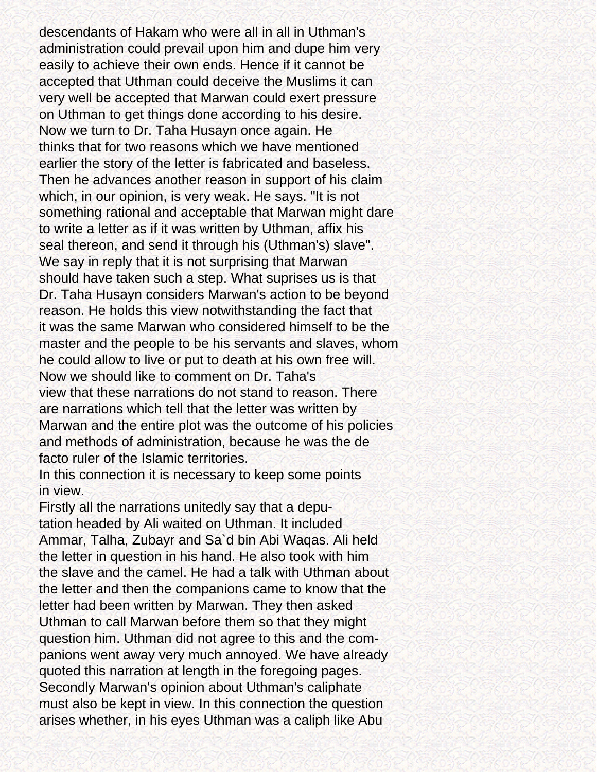descendants of Hakam who were all in all in Uthman's administration could prevail upon him and dupe him very easily to achieve their own ends. Hence if it cannot be accepted that Uthman could deceive the Muslims it can very well be accepted that Marwan could exert pressure on Uthman to get things done according to his desire.

Now we turn to Dr. Taha Husayn once again. He thinks that for two reasons which we have mentioned earlier the story of the letter is fabricated and baseless. Then he advances another reason in support of his claim which, in our opinion, is very weak. He says. "It is not something rational and acceptable that Marwan might dare to write a letter as if it was written by Uthman, affix his seal thereon, and send it through his (Uthman's) slave".

We say in reply that it is not surprising that Marwan should have taken such a step. What suprises us is that Dr. Taha Husayn considers Marwan's action to be beyond reason. He holds this view notwithstanding the fact that it was the same Marwan who considered himself to be the master and the people to be his servants and slaves, whom he could allow to live or put to death at his own free will.

Now we should like to comment on Dr. Taha's view that these narrations do not stand to reason. There are narrations which tell that the letter was written by Marwan and the entire plot was the outcome of his policies and methods of administration, because he was the de facto ruler of the Islamic territories.

In this connection it is necessary to keep some points in view.

Firstly all the narrations unitedly say that a deputation headed by Ali waited on Uthman. It included Ammar, Talha, Zubayr and Sa`d bin Abi Waqas. Ali held the letter in question in his hand. He also took with him the slave and the camel. He had a talk with Uthman about the letter and then the companions came to know that the letter had been written by Marwan. They then asked Uthman to call Marwan before them so that they might question him. Uthman did not agree to this and the companions went away very much annoyed. We have already quoted this narration at length in the foregoing pages.

Secondly Marwan's opinion about Uthman's caliphate must also be kept in view. In this connection the question arises whether, in his eyes Uthman was a caliph like Abu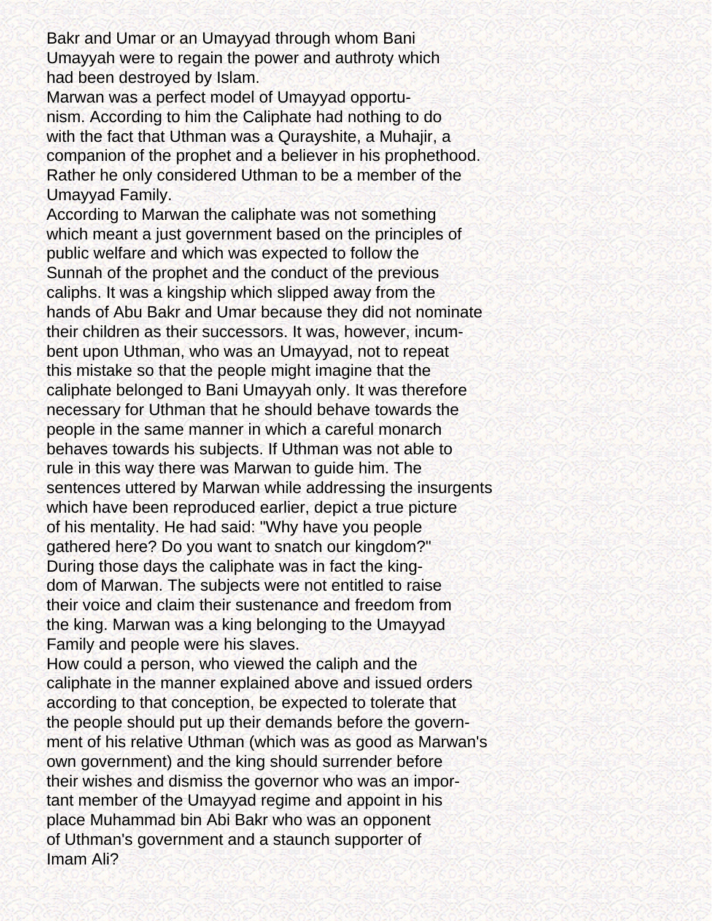Bakr and Umar or an Umayyad through whom Bani Umayyah were to regain the power and authroty which had been destroyed by Islam.

Marwan was a perfect model of Umayyad opportunism. According to him the Caliphate had nothing to do with the fact that Uthman was a Qurayshite, a Muhajir, a companion of the prophet and a believer in his prophethood. Rather he only considered Uthman to be a member of the Umayyad Family.

According to Marwan the caliphate was not something which meant a just government based on the principles of public welfare and which was expected to follow the Sunnah of the prophet and the conduct of the previous caliphs. It was a kingship which slipped away from the hands of Abu Bakr and Umar because they did not nominate their children as their successors. It was, however, incumbent upon Uthman, who was an Umayyad, not to repeat this mistake so that the people might imagine that the caliphate belonged to Bani Umayyah only. It was therefore necessary for Uthman that he should behave towards the people in the same manner in which a careful monarch behaves towards his subjects. If Uthman was not able to rule in this way there was Marwan to guide him. The sentences uttered by Marwan while addressing the insurgents which have been reproduced earlier, depict a true picture of his mentality. He had said: "Why have you people gathered here? Do you want to snatch our kingdom?" During those days the caliphate was in fact the kingdom of Marwan. The subjects were not entitled to raise their voice and claim their sustenance and freedom from the king. Marwan was a king belonging to the Umayyad Family and people were his slaves.

How could a person, who viewed the caliph and the caliphate in the manner explained above and issued orders according to that conception, be expected to tolerate that the people should put up their demands before the government of his relative Uthman (which was as good as Marwan's own government) and the king should surrender before their wishes and dismiss the governor who was an important member of the Umayyad regime and appoint in his place Muhammad bin Abi Bakr who was an opponent of Uthman's government and a staunch supporter of Imam Ali?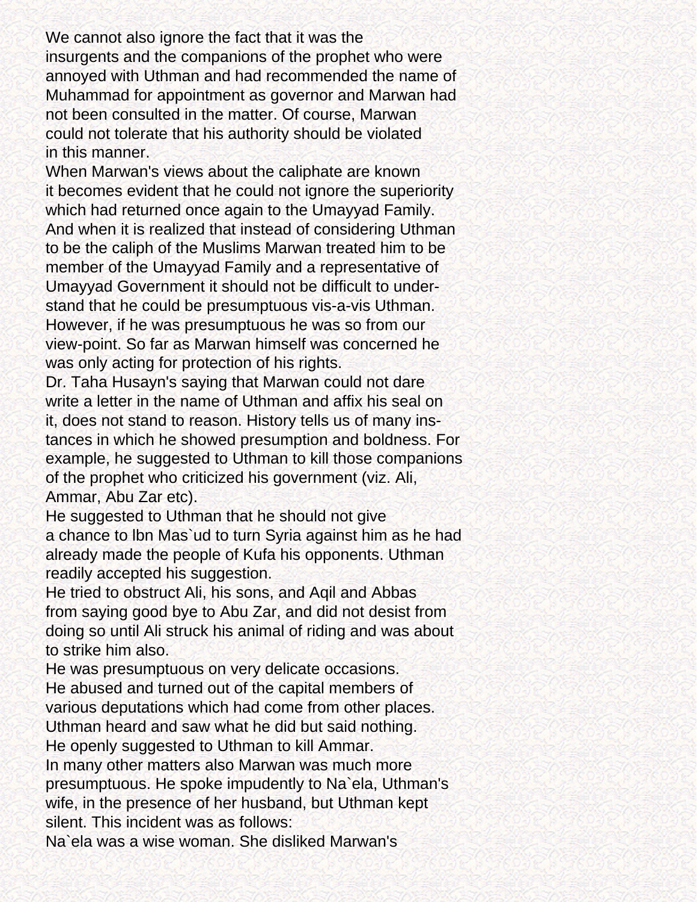We cannot also ignore the fact that it was the insurgents and the companions of the prophet who were annoyed with Uthman and had recommended the name of Muhammad for appointment as governor and Marwan had not been consulted in the matter. Of course, Marwan could not tolerate that his authority should be violated in this manner.

When Marwan's views about the caliphate are known it becomes evident that he could not ignore the superiority which had returned once again to the Umayyad Family. And when it is realized that instead of considering Uthman to be the caliph of the Muslims Marwan treated him to be member of the Umayyad Family and a representative of Umayyad Government it should not be difficult to understand that he could be presumptuous vis-a-vis Uthman. However, if he was presumptuous he was so from our view-point. So far as Marwan himself was concerned he was only acting for protection of his rights.

Dr. Taha Husayn's saying that Marwan could not dare write a letter in the name of Uthman and affix his seal on it, does not stand to reason. History tells us of many instances in which he showed presumption and boldness. For example, he suggested to Uthman to kill those companions of the prophet who criticized his government (viz. Ali, Ammar, Abu Zar etc).

He suggested to Uthman that he should not give a chance to Ibn Mas`ud to turn Syria against him as he had already made the people of Kufa his opponents. Uthman readily accepted his suggestion.

He tried to obstruct Ali, his sons, and Aqil and Abbas from saying good bye to Abu Zar, and did not desist from doing so until Ali struck his animal of riding and was about to strike him also.

He was presumptuous on very delicate occasions.

He abused and turned out of the capital members of various deputations which had come from other places. Uthman heard and saw what he did but said nothing.

He openly suggested to Uthman to kill Ammar.

In many other matters also Marwan was much more presumptuous. He spoke impudently to Na`ela, Uthman's wife, in the presence of her husband, but Uthman kept silent. This incident was as follows:

Na`ela was a wise woman. She disliked Marwan's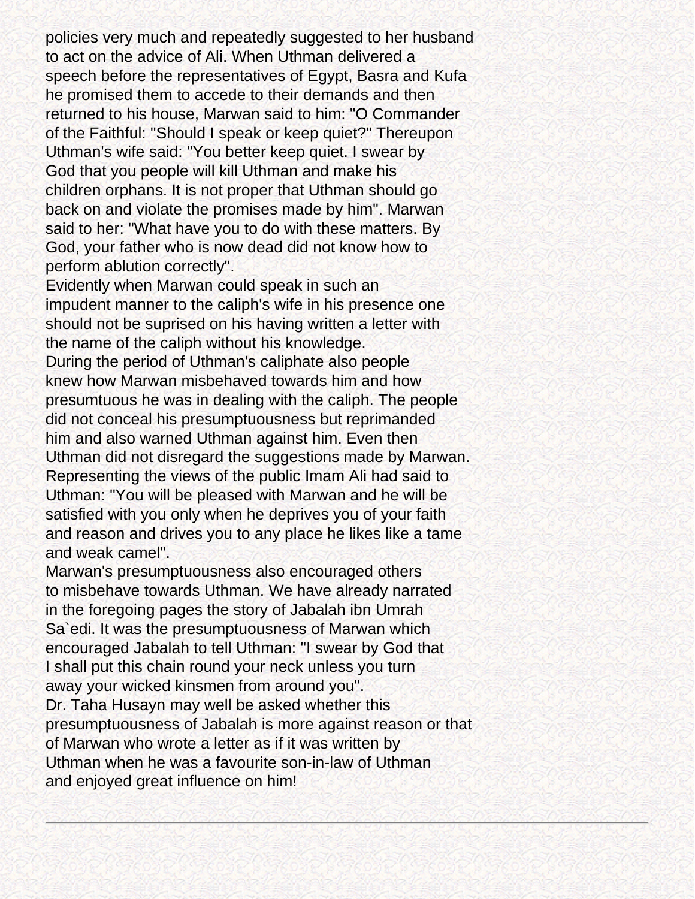policies very much and repeatedly suggested to her husband to act on the advice of Ali. When Uthman delivered a speech before the representatives of Egypt, Basra and Kufa he promised them to accede to their demands and then returned to his house, Marwan said to him: "O Commander of the Faithful: "Should I speak or keep quiet?" Thereupon Uthman's wife said: "You better keep quiet. I swear by God that you people will kill Uthman and make his children orphans. It is not proper that Uthman should go back on and violate the promises made by him". Marwan said to her: "What have you to do with these matters. By God, your father who is now dead did not know how to perform ablution correctly".

Evidently when Marwan could speak in such an impudent manner to the caliph's wife in his presence one should not be suprised on his having written a letter with the name of the caliph without his knowledge.

During the period of Uthman's caliphate also people knew how Marwan misbehaved towards him and how presumtuous he was in dealing with the caliph. The people did not conceal his presumptuousness but reprimanded him and also warned Uthman against him. Even then Uthman did not disregard the suggestions made by Marwan. Representing the views of the public Imam Ali had said to Uthman: "You will be pleased with Marwan and he will be satisfied with you only when he deprives you of your faith and reason and drives you to any place he likes like a tame and weak camel".

Marwan's presumptuousness also encouraged others to misbehave towards Uthman. We have already narrated in the foregoing pages the story of Jabalah ibn Umrah Sa`edi. It was the presumptuousness of Marwan which encouraged Jabalah to tell Uthman: "I swear by God that I shall put this chain round your neck unless you turn away your wicked kinsmen from around you".

Dr. Taha Husayn may well be asked whether this presumptuousness of Jabalah is more against reason or that of Marwan who wrote a letter as if it was written by Uthman when he was a favourite son-in-law of Uthman and enjoyed great influence on him!

---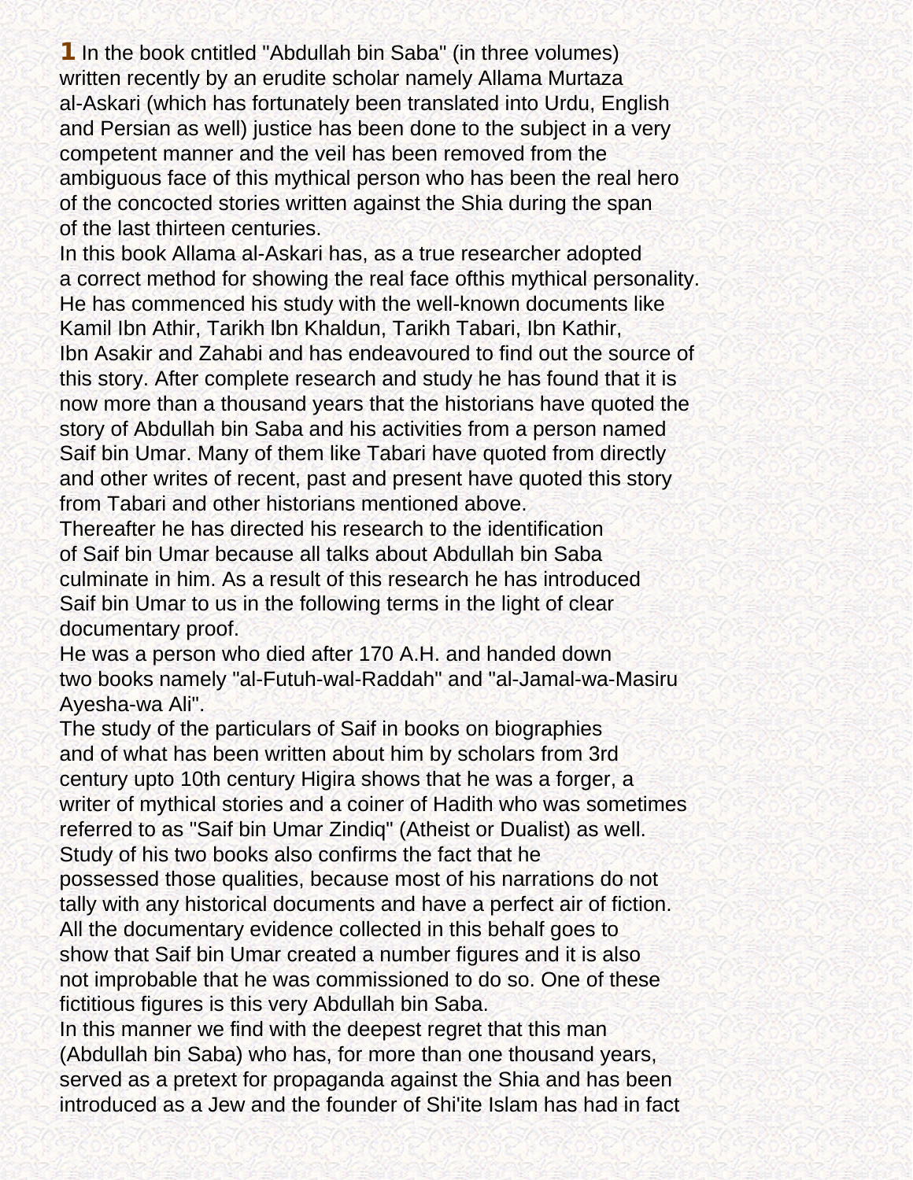**1** In the book cntitled "Abdullah bin Saba" (in three volumes) written recently by an erudite scholar namely Allama Murtaza al-Askari (which has fortunately been translated into Urdu, English and Persian as well) justice has been done to the subject in a very competent manner and the veil has been removed from the ambiguous face of this mythical person who has been the real hero of the concocted stories written against the Shia during the span of the last thirteen centuries.

In this book Allama al-Askari has, as a true researcher adopted a correct method for showing the real face ofthis mythical personality. He has commenced his study with the well-known documents like Kamil Ibn Athir, Tarikh lbn Khaldun, Tarikh Tabari, Ibn Kathir, Ibn Asakir and Zahabi and has endeavoured to find out the source of this story. After complete research and study he has found that it is now more than a thousand years that the historians have quoted the story of Abdullah bin Saba and his activities from a person named Saif bin Umar. Many of them like Tabari have quoted from directly and other writes of recent, past and present have quoted this story from Tabari and other historians mentioned above.

Thereafter he has directed his research to the identification of Saif bin Umar because all talks about Abdullah bin Saba culminate in him. As a result of this research he has introduced Saif bin Umar to us in the following terms in the light of clear documentary proof.

He was a person who died after 170 A.H. and handed down two books namely "al-Futuh-wal-Raddah" and "al-Jamal-wa-Masiru Ayesha-wa Ali".

The study of the particulars of Saif in books on biographies and of what has been written about him by scholars from 3rd century upto 10th century Higira shows that he was a forger, a writer of mythical stories and a coiner of Hadith who was sometimes referred to as "Saif bin Umar Zindiq" (Atheist or Dualist) as well. Study of his two books also confirms the fact that he possessed those qualities, because most of his narrations do not tally with any historical documents and have a perfect air of fiction. All the documentary evidence collected in this behalf goes to show that Saif bin Umar created a number figures and it is also not improbable that he was commissioned to do so. One of these fictitious figures is this very Abdullah bin Saba.

In this manner we find with the deepest regret that this man (Abdullah bin Saba) who has, for more than one thousand years, served as a pretext for propaganda against the Shia and has been introduced as a Jew and the founder of Shi'ite Islam has had in fact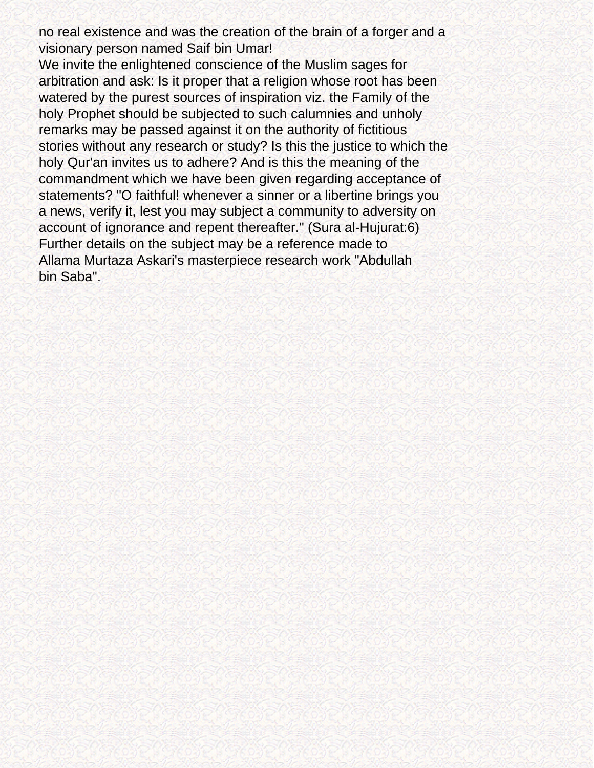no real existence and was the creation of the brain of a forger and a visionary person named Saif bin Umar!

We invite the enlightened conscience of the Muslim sages for arbitration and ask: Is it proper that a religion whose root has been watered by the purest sources of inspiration viz. the Family of the holy Prophet should be subjected to such calumnies and unholy remarks may be passed against it on the authority of fictitious stories without any research or study? Is this the justice to which the holy Qur'an invites us to adhere? And is this the meaning of the commandment which we have been given regarding acceptance of statements? "O faithful! whenever a sinner or a libertine brings you a news, verify it, lest you may subject a community to adversity on account of ignorance and repent thereafter." (Sura al-Hujurat:6)

Further details on the subject may be a reference made to Allama Murtaza Askari's masterpiece research work "Abdullah bin Saba".